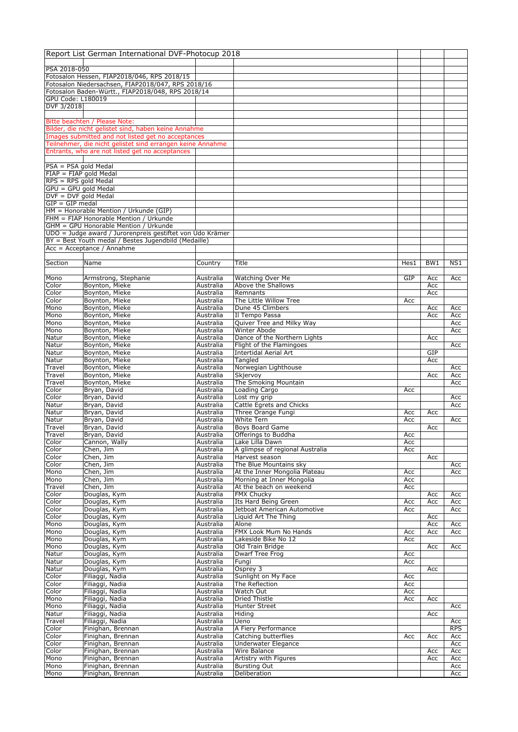# Report List German International DVF-Photocup 2018

PSA 2018-050
Fotosalon Hessen, FIAP2018/046, RPS 2018/15
Fotosalon Niedersachsen, FIAP2018/047, RPS 2018/16
Fotosalon Baden-Württ., FIAP2018/048, RPS 2018/14
GPU Code: L180019
DVF 3/2018

Bitte beachten / Please Note:
Bilder, die nicht gelistet sind, haben keine Annahme
Images submitted and not listed get no acceptances
Teilnehmer, die nicht gelistet sind errangen keine Annahme
Entrants, who are not listed get no acceptances

PSA = PSA gold Medal
FIAP = FIAP gold Medal
RPS = RPS gold Medal
GPU = GPU gold Medal
DVF = DVF gold Medal
GIP = GIP medal
HM = Honorable Mention / Urkunde (GIP)
FHM = FIAP Honorable Mention / Urkunde
GHM = GPU Honorable Mention / Urkunde
UDO = Judge award / Jurorenpreis gestiftet von Udo Krämer
BY = Best Youth medal / Bestes Jugendbild (Medaille)
Acc = Acceptance / Annahme

| Section | Name | Country | Title | Hes1 | BW1 | NS1 |
|---|---|---|---|---|---|---|
| Mono | Armstrong, Stephanie | Australia | Watching Over Me | GIP | Acc | Acc |
| Color | Boynton, Mieke | Australia | Above the Shallows | | Acc | |
| Color | Boynton, Mieke | Australia | Remnants | | Acc | |
| Color | Boynton, Mieke | Australia | The Little Willow Tree | Acc | | |
| Mono | Boynton, Mieke | Australia | Dune 45 Climbers | | Acc | Acc |
| Mono | Boynton, Mieke | Australia | Il Tempo Passa | | Acc | Acc |
| Mono | Boynton, Mieke | Australia | Quiver Tree and Milky Way | | | Acc |
| Mono | Boynton, Mieke | Australia | Winter Abode | | | Acc |
| Natur | Boynton, Mieke | Australia | Dance of the Northern Lights | | Acc | |
| Natur | Boynton, Mieke | Australia | Flight of the Flamingoes | | | Acc |
| Natur | Boynton, Mieke | Australia | Intertidal Aerial Art | | GIP | |
| Natur | Boynton, Mieke | Australia | Tangled | | Acc | |
| Travel | Boynton, Mieke | Australia | Norwegian Lighthouse | | | Acc |
| Travel | Boynton, Mieke | Australia | Skjervoy | | Acc | Acc |
| Travel | Boynton, Mieke | Australia | The Smoking Mountain | | | Acc |
| Color | Bryan, David | Australia | Loading Cargo | Acc | | |
| Color | Bryan, David | Australia | Lost my grip | | | Acc |
| Natur | Bryan, David | Australia | Cattle Egrets and Chicks | | | Acc |
| Natur | Bryan, David | Australia | Three Orange Fungi | Acc | Acc | |
| Natur | Bryan, David | Australia | White Tern | Acc | | Acc |
| Travel | Bryan, David | Australia | Boys Board Game | | Acc | |
| Travel | Bryan, David | Australia | Offerings to Buddha | Acc | | |
| Color | Cannon, Wally | Australia | Lake Lilla Dawn | Acc | | |
| Color | Chen, Jim | Australia | A glimpse of regional Australia | Acc | | |
| Color | Chen, Jim | Australia | Harvest season | | Acc | |
| Color | Chen, Jim | Australia | The Blue Mountains sky | | | Acc |
| Mono | Chen, Jim | Australia | At the Inner Mongolia Plateau | Acc | | Acc |
| Mono | Chen, Jim | Australia | Morning at Inner Mongolia | Acc | | |
| Travel | Chen, Jim | Australia | At the beach on weekend | Acc | | |
| Color | Douglas, Kym | Australia | FMX Chucky | | Acc | Acc |
| Color | Douglas, Kym | Australia | Its Hard Being Green | Acc | Acc | Acc |
| Color | Douglas, Kym | Australia | Jetboat American Automotive | Acc | | Acc |
| Color | Douglas, Kym | Australia | Liquid Art The Thing | | Acc | |
| Mono | Douglas, Kym | Australia | Alone | | Acc | Acc |
| Mono | Douglas, Kym | Australia | FMX Look Mum No Hands | Acc | Acc | Acc |
| Mono | Douglas, Kym | Australia | Lakeside Bike No 12 | Acc | | |
| Mono | Douglas, Kym | Australia | Old Train Bridge | | Acc | Acc |
| Natur | Douglas, Kym | Australia | Dwarf Tree Frog | Acc | | |
| Natur | Douglas, Kym | Australia | Fungi | Acc | | |
| Natur | Douglas, Kym | Australia | Osprey 3 | | Acc | |
| Color | Filiaggi, Nadia | Australia | Sunlight on My Face | Acc | | |
| Color | Filiaggi, Nadia | Australia | The Reflection | Acc | | |
| Color | Filiaggi, Nadia | Australia | Watch Out | Acc | | |
| Mono | Filiaggi, Nadia | Australia | Dried Thistle | Acc | Acc | |
| Mono | Filiaggi, Nadia | Australia | Hunter Street | | | Acc |
| Natur | Filiaggi, Nadia | Australia | Hiding | | Acc | |
| Travel | Filiaggi, Nadia | Australia | Ueno | | | Acc |
| Color | Finighan, Brennan | Australia | A Fiery Performance | | | RPS |
| Color | Finighan, Brennan | Australia | Catching butterflies | Acc | Acc | Acc |
| Color | Finighan, Brennan | Australia | Underwater Elegance | | | Acc |
| Color | Finighan, Brennan | Australia | Wire Balance | | Acc | Acc |
| Mono | Finighan, Brennan | Australia | Artistry with Figures | | Acc | Acc |
| Mono | Finighan, Brennan | Australia | Bursting Out | | | Acc |
| Mono | Finighan, Brennan | Australia | Deliberation | | | Acc |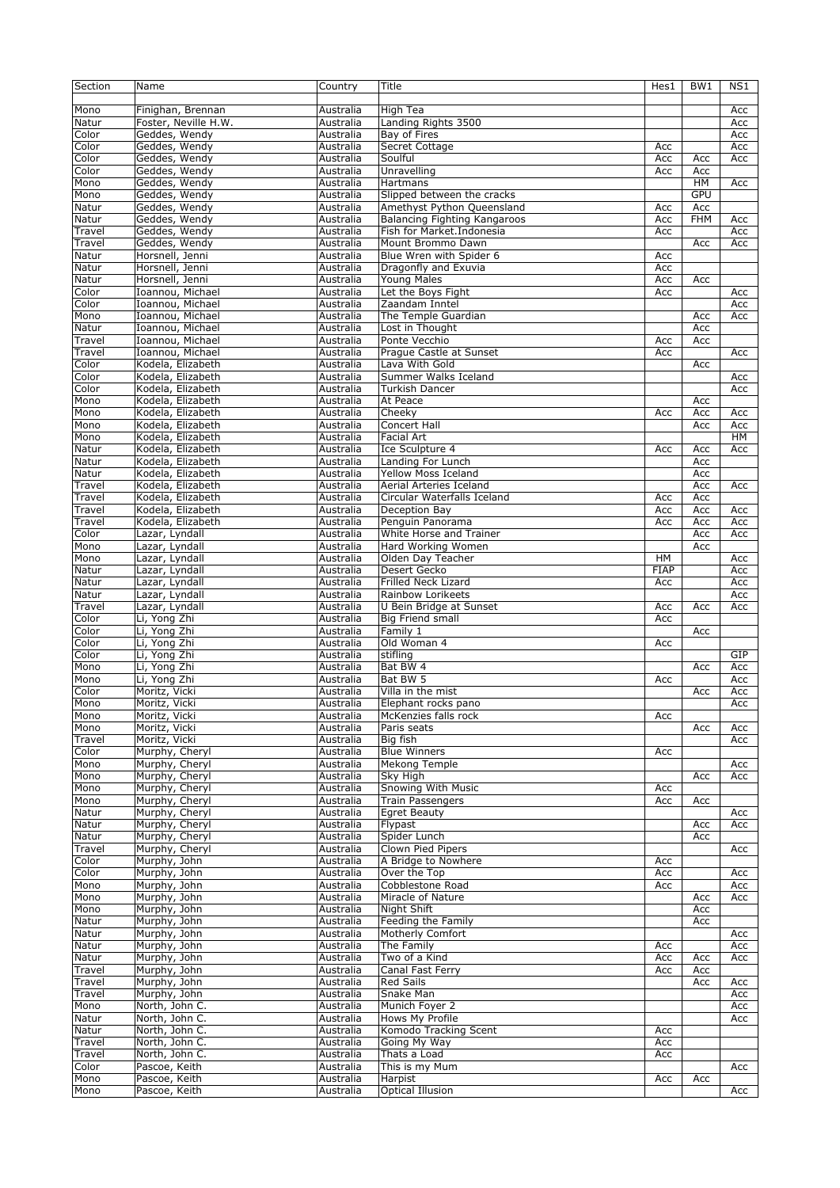| Section | Name | Country | Title | Hes1 | BW1 | NS1 |
|---|---|---|---|---|---|---|
| Mono | Finighan, Brennan | Australia | High Tea | | | Acc |
| Natur | Foster, Neville H.W. | Australia | Landing Rights 3500 | | | Acc |
| Color | Geddes, Wendy | Australia | Bay of Fires | | | Acc |
| Color | Geddes, Wendy | Australia | Secret Cottage | Acc | | Acc |
| Color | Geddes, Wendy | Australia | Soulful | Acc | Acc | Acc |
| Color | Geddes, Wendy | Australia | Unravelling | Acc | Acc | |
| Mono | Geddes, Wendy | Australia | Hartmans | | HM | Acc |
| Mono | Geddes, Wendy | Australia | Slipped between the cracks | | GPU | |
| Natur | Geddes, Wendy | Australia | Amethyst Python Queensland | Acc | Acc | |
| Natur | Geddes, Wendy | Australia | Balancing Fighting Kangaroos | Acc | FHM | Acc |
| Travel | Geddes, Wendy | Australia | Fish for Market.Indonesia | Acc | | Acc |
| Travel | Geddes, Wendy | Australia | Mount Brommo Dawn | | Acc | Acc |
| Natur | Horsnell, Jenni | Australia | Blue Wren with Spider 6 | Acc | | |
| Natur | Horsnell, Jenni | Australia | Dragonfly and Exuvia | Acc | | |
| Natur | Horsnell, Jenni | Australia | Young Males | Acc | Acc | |
| Color | Ioannou, Michael | Australia | Let the Boys Fight | Acc | | Acc |
| Color | Ioannou, Michael | Australia | Zaandam Inntel | | | Acc |
| Mono | Ioannou, Michael | Australia | The Temple Guardian | | Acc | Acc |
| Natur | Ioannou, Michael | Australia | Lost in Thought | | Acc | |
| Travel | Ioannou, Michael | Australia | Ponte Vecchio | Acc | Acc | |
| Travel | Ioannou, Michael | Australia | Prague Castle at Sunset | Acc | | Acc |
| Color | Kodela, Elizabeth | Australia | Lava With Gold | | Acc | |
| Color | Kodela, Elizabeth | Australia | Summer Walks Iceland | | | Acc |
| Color | Kodela, Elizabeth | Australia | Turkish Dancer | | | Acc |
| Mono | Kodela, Elizabeth | Australia | At Peace | | Acc | |
| Mono | Kodela, Elizabeth | Australia | Cheeky | Acc | Acc | Acc |
| Mono | Kodela, Elizabeth | Australia | Concert Hall | | Acc | Acc |
| Mono | Kodela, Elizabeth | Australia | Facial Art | | | HM |
| Natur | Kodela, Elizabeth | Australia | Ice Sculpture 4 | Acc | Acc | Acc |
| Natur | Kodela, Elizabeth | Australia | Landing For Lunch | | Acc | |
| Natur | Kodela, Elizabeth | Australia | Yellow Moss Iceland | | Acc | |
| Travel | Kodela, Elizabeth | Australia | Aerial Arteries Iceland | | Acc | Acc |
| Travel | Kodela, Elizabeth | Australia | Circular Waterfalls Iceland | Acc | Acc | |
| Travel | Kodela, Elizabeth | Australia | Deception Bay | Acc | Acc | Acc |
| Travel | Kodela, Elizabeth | Australia | Penguin Panorama | Acc | Acc | Acc |
| Color | Lazar, Lyndall | Australia | White Horse and Trainer | | Acc | Acc |
| Mono | Lazar, Lyndall | Australia | Hard Working Women | | Acc | |
| Mono | Lazar, Lyndall | Australia | Olden Day Teacher | HM | | Acc |
| Natur | Lazar, Lyndall | Australia | Desert Gecko | FIAP | | Acc |
| Natur | Lazar, Lyndall | Australia | Frilled Neck Lizard | Acc | | Acc |
| Natur | Lazar, Lyndall | Australia | Rainbow Lorikeets | | | Acc |
| Travel | Lazar, Lyndall | Australia | U Bein Bridge at Sunset | Acc | Acc | Acc |
| Color | Li, Yong Zhi | Australia | Big Friend small | Acc | | |
| Color | Li, Yong Zhi | Australia | Family 1 | | Acc | |
| Color | Li, Yong Zhi | Australia | Old Woman 4 | Acc | | |
| Color | Li, Yong Zhi | Australia | stifling | | | GIP |
| Mono | Li, Yong Zhi | Australia | Bat BW 4 | | Acc | Acc |
| Mono | Li, Yong Zhi | Australia | Bat BW 5 | Acc | | Acc |
| Color | Moritz, Vicki | Australia | Villa in the mist | | Acc | Acc |
| Mono | Moritz, Vicki | Australia | Elephant rocks pano | | | Acc |
| Mono | Moritz, Vicki | Australia | McKenzies falls rock | Acc | | |
| Mono | Moritz, Vicki | Australia | Paris seats | | Acc | Acc |
| Travel | Moritz, Vicki | Australia | Big fish | | | Acc |
| Color | Murphy, Cheryl | Australia | Blue Winners | Acc | | |
| Mono | Murphy, Cheryl | Australia | Mekong Temple | | | Acc |
| Mono | Murphy, Cheryl | Australia | Sky High | | Acc | Acc |
| Mono | Murphy, Cheryl | Australia | Snowing With Music | Acc | | |
| Mono | Murphy, Cheryl | Australia | Train Passengers | Acc | Acc | |
| Natur | Murphy, Cheryl | Australia | Egret Beauty | | | Acc |
| Natur | Murphy, Cheryl | Australia | Flypast | | Acc | Acc |
| Natur | Murphy, Cheryl | Australia | Spider Lunch | | Acc | |
| Travel | Murphy, Cheryl | Australia | Clown Pied Pipers | | | Acc |
| Color | Murphy, John | Australia | A Bridge to Nowhere | Acc | | |
| Color | Murphy, John | Australia | Over the Top | Acc | | Acc |
| Mono | Murphy, John | Australia | Cobblestone Road | Acc | | Acc |
| Mono | Murphy, John | Australia | Miracle of Nature | | Acc | Acc |
| Mono | Murphy, John | Australia | Night Shift | | Acc | |
| Natur | Murphy, John | Australia | Feeding the Family | | Acc | |
| Natur | Murphy, John | Australia | Motherly Comfort | | | Acc |
| Natur | Murphy, John | Australia | The Family | Acc | | Acc |
| Natur | Murphy, John | Australia | Two of a Kind | Acc | Acc | Acc |
| Travel | Murphy, John | Australia | Canal Fast Ferry | Acc | Acc | |
| Travel | Murphy, John | Australia | Red Sails | | Acc | Acc |
| Travel | Murphy, John | Australia | Snake Man | | | Acc |
| Mono | North, John C. | Australia | Munich Foyer 2 | | | Acc |
| Natur | North, John C. | Australia | Hows My Profile | | | Acc |
| Natur | North, John C. | Australia | Komodo Tracking Scent | Acc | | |
| Travel | North, John C. | Australia | Going My Way | Acc | | |
| Travel | North, John C. | Australia | Thats a Load | Acc | | |
| Color | Pascoe, Keith | Australia | This is my Mum | | | Acc |
| Mono | Pascoe, Keith | Australia | Harpist | Acc | Acc | |
| Mono | Pascoe, Keith | Australia | Optical Illusion | | | Acc |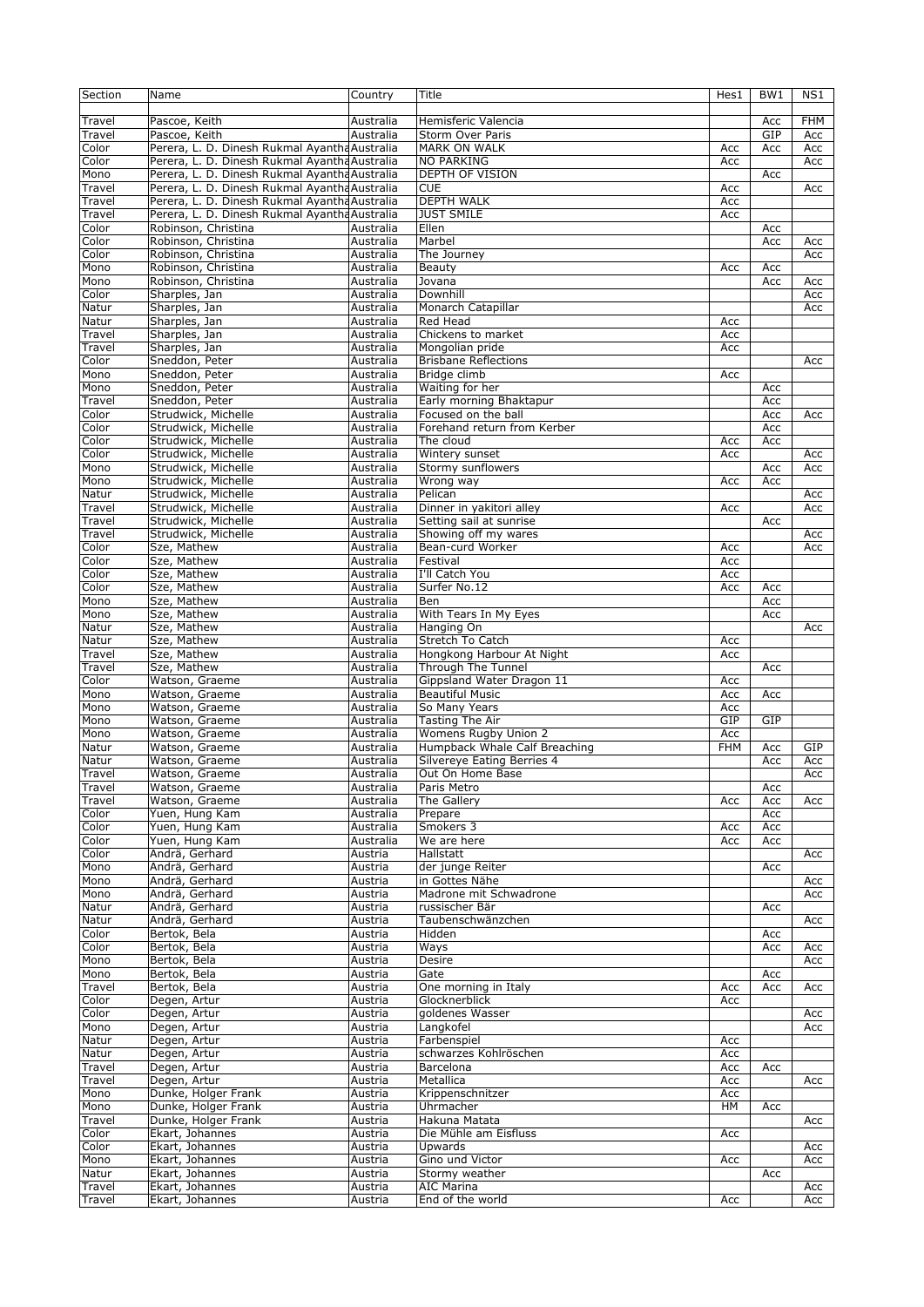| Section | Name | Country | Title | Hes1 | BW1 | NS1 |
|---|---|---|---|---|---|---|
| Travel | Pascoe, Keith | Australia | Hemisferic Valencia | | Acc | FHM |
| Travel | Pascoe, Keith | Australia | Storm Over Paris | | GIP | Acc |
| Color | Perera, L. D. Dinesh Rukmal Ayantha | Australia | MARK ON WALK | Acc | Acc | Acc |
| Color | Perera, L. D. Dinesh Rukmal Ayantha | Australia | NO PARKING | Acc | | Acc |
| Mono | Perera, L. D. Dinesh Rukmal Ayantha | Australia | DEPTH OF VISION | | Acc | |
| Travel | Perera, L. D. Dinesh Rukmal Ayantha | Australia | CUE | Acc | | Acc |
| Travel | Perera, L. D. Dinesh Rukmal Ayantha | Australia | DEPTH WALK | Acc | | |
| Travel | Perera, L. D. Dinesh Rukmal Ayantha | Australia | JUST SMILE | Acc | | |
| Color | Robinson, Christina | Australia | Ellen | | Acc | |
| Color | Robinson, Christina | Australia | Marbel | | Acc | Acc |
| Color | Robinson, Christina | Australia | The Journey | | | Acc |
| Mono | Robinson, Christina | Australia | Beauty | Acc | Acc | |
| Mono | Robinson, Christina | Australia | Jovana | | Acc | Acc |
| Color | Sharples, Jan | Australia | Downhill | | | Acc |
| Natur | Sharples, Jan | Australia | Monarch Catapillar | | | Acc |
| Natur | Sharples, Jan | Australia | Red Head | Acc | | |
| Travel | Sharples, Jan | Australia | Chickens to market | Acc | | |
| Travel | Sharples, Jan | Australia | Mongolian pride | Acc | | |
| Color | Sneddon, Peter | Australia | Brisbane Reflections | | | Acc |
| Mono | Sneddon, Peter | Australia | Bridge climb | Acc | | |
| Mono | Sneddon, Peter | Australia | Waiting for her | | Acc | |
| Travel | Sneddon, Peter | Australia | Early morning Bhaktapur | | Acc | |
| Color | Strudwick, Michelle | Australia | Focused on the ball | | Acc | Acc |
| Color | Strudwick, Michelle | Australia | Forehand return from Kerber | | Acc | |
| Color | Strudwick, Michelle | Australia | The cloud | Acc | Acc | |
| Color | Strudwick, Michelle | Australia | Wintery sunset | Acc | | Acc |
| Mono | Strudwick, Michelle | Australia | Stormy sunflowers | | Acc | Acc |
| Mono | Strudwick, Michelle | Australia | Wrong way | Acc | Acc | |
| Natur | Strudwick, Michelle | Australia | Pelican | | | Acc |
| Travel | Strudwick, Michelle | Australia | Dinner in yakitori alley | Acc | | Acc |
| Travel | Strudwick, Michelle | Australia | Setting sail at sunrise | | Acc | |
| Travel | Strudwick, Michelle | Australia | Showing off my wares | | | Acc |
| Color | Sze, Mathew | Australia | Bean-curd Worker | Acc | | Acc |
| Color | Sze, Mathew | Australia | Festival | Acc | | |
| Color | Sze, Mathew | Australia | I'll Catch You | Acc | | |
| Color | Sze, Mathew | Australia | Surfer No.12 | Acc | Acc | |
| Mono | Sze, Mathew | Australia | Ben | | Acc | |
| Mono | Sze, Mathew | Australia | With Tears In My Eyes | | Acc | |
| Natur | Sze, Mathew | Australia | Hanging On | | | Acc |
| Natur | Sze, Mathew | Australia | Stretch To Catch | Acc | | |
| Travel | Sze, Mathew | Australia | Hongkong Harbour At Night | Acc | | |
| Travel | Sze, Mathew | Australia | Through The Tunnel | | Acc | |
| Color | Watson, Graeme | Australia | Gippsland Water Dragon 11 | Acc | | |
| Mono | Watson, Graeme | Australia | Beautiful Music | Acc | Acc | |
| Mono | Watson, Graeme | Australia | So Many Years | Acc | | |
| Mono | Watson, Graeme | Australia | Tasting The Air | GIP | GIP | |
| Mono | Watson, Graeme | Australia | Womens Rugby Union 2 | Acc | | |
| Natur | Watson, Graeme | Australia | Humpback Whale Calf Breaching | FHM | Acc | GIP |
| Natur | Watson, Graeme | Australia | Silvereye Eating Berries 4 | | Acc | Acc |
| Travel | Watson, Graeme | Australia | Out On Home Base | | | Acc |
| Travel | Watson, Graeme | Australia | Paris Metro | | Acc | |
| Travel | Watson, Graeme | Australia | The Gallery | Acc | Acc | Acc |
| Color | Yuen, Hung Kam | Australia | Prepare | | Acc | |
| Color | Yuen, Hung Kam | Australia | Smokers 3 | Acc | Acc | |
| Color | Yuen, Hung Kam | Australia | We are here | Acc | Acc | |
| Color | Andrä, Gerhard | Austria | Hallstatt | | | Acc |
| Mono | Andrä, Gerhard | Austria | der junge Reiter | | Acc | |
| Mono | Andrä, Gerhard | Austria | in Gottes Nähe | | | Acc |
| Mono | Andrä, Gerhard | Austria | Madrone mit Schwadrone | | | Acc |
| Natur | Andrä, Gerhard | Austria | russischer Bär | | Acc | |
| Natur | Andrä, Gerhard | Austria | Taubenschwänzchen | | | Acc |
| Color | Bertok, Bela | Austria | Hidden | | Acc | |
| Color | Bertok, Bela | Austria | Ways | | Acc | Acc |
| Mono | Bertok, Bela | Austria | Desire | | | Acc |
| Mono | Bertok, Bela | Austria | Gate | | Acc | |
| Travel | Bertok, Bela | Austria | One morning in Italy | Acc | Acc | Acc |
| Color | Degen, Artur | Austria | Glocknerblick | Acc | | |
| Color | Degen, Artur | Austria | goldenes Wasser | | | Acc |
| Mono | Degen, Artur | Austria | Langkofel | | | Acc |
| Natur | Degen, Artur | Austria | Farbenspiel | Acc | | |
| Natur | Degen, Artur | Austria | schwarzes Kohlröschen | Acc | | |
| Travel | Degen, Artur | Austria | Barcelona | Acc | Acc | |
| Travel | Degen, Artur | Austria | Metallica | Acc | | Acc |
| Mono | Dunke, Holger Frank | Austria | Krippenschnitzer | Acc | | |
| Mono | Dunke, Holger Frank | Austria | Uhrmacher | HM | Acc | |
| Travel | Dunke, Holger Frank | Austria | Hakuna Matata | | | Acc |
| Color | Ekart, Johannes | Austria | Die Mühle am Eisfluss | Acc | | |
| Color | Ekart, Johannes | Austria | Upwards | | | Acc |
| Mono | Ekart, Johannes | Austria | Gino und Victor | Acc | | Acc |
| Natur | Ekart, Johannes | Austria | Stormy weather | | Acc | |
| Travel | Ekart, Johannes | Austria | AIC Marina | | | Acc |
| Travel | Ekart, Johannes | Austria | End of the world | Acc | | Acc |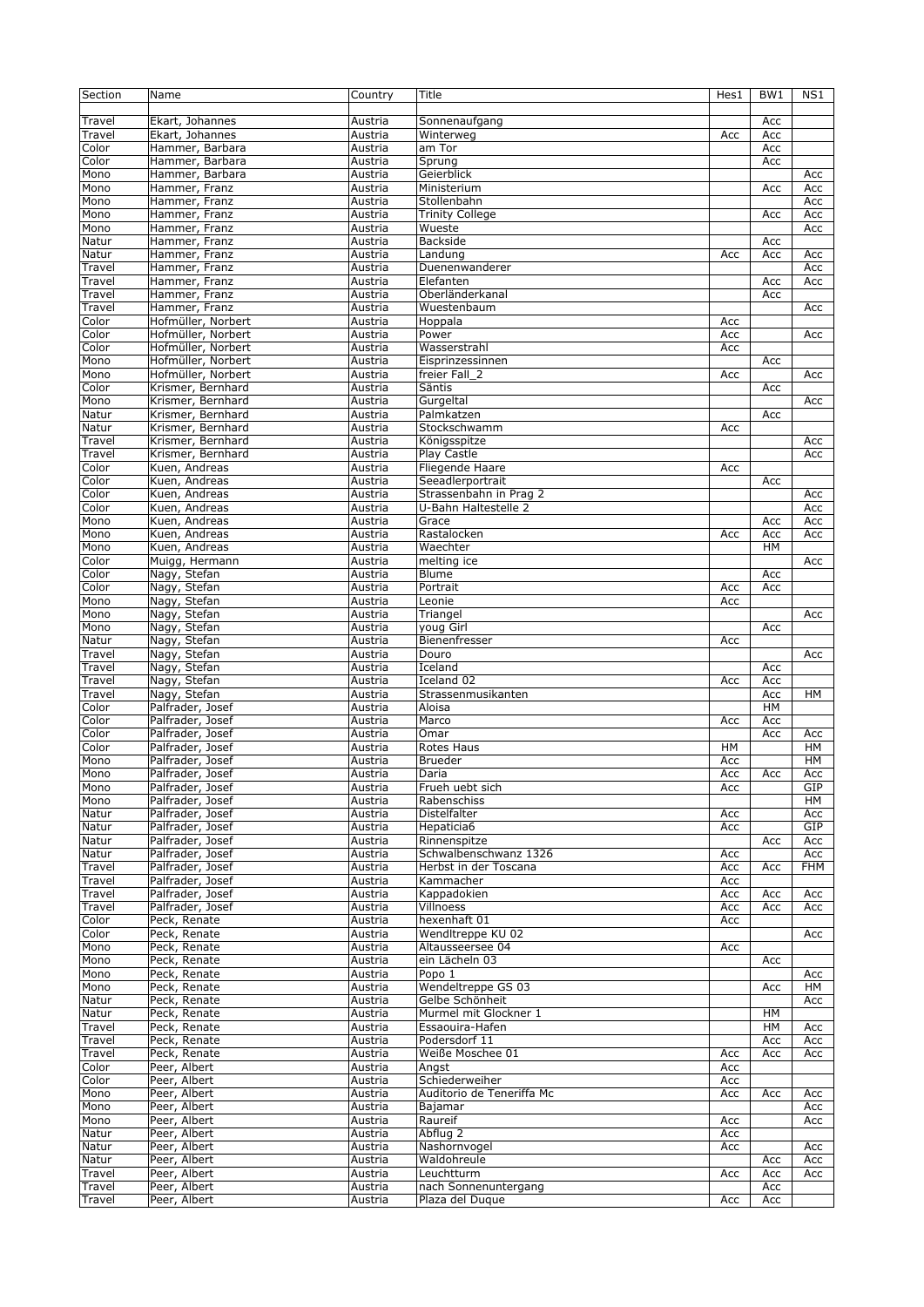| Section | Name | Country | Title | Hes1 | BW1 | NS1 |
|---|---|---|---|---|---|---|
| Travel | Ekart, Johannes | Austria | Sonnenaufgang | | Acc | |
| Travel | Ekart, Johannes | Austria | Winterweg | Acc | Acc | |
| Color | Hammer, Barbara | Austria | am Tor | | Acc | |
| Color | Hammer, Barbara | Austria | Sprung | | Acc | |
| Mono | Hammer, Barbara | Austria | Geierblick | | | Acc |
| Mono | Hammer, Franz | Austria | Ministerium | | Acc | Acc |
| Mono | Hammer, Franz | Austria | Stollenbahn | | | Acc |
| Mono | Hammer, Franz | Austria | Trinity College | | Acc | Acc |
| Mono | Hammer, Franz | Austria | Wueste | | | Acc |
| Natur | Hammer, Franz | Austria | Backside | | Acc | |
| Natur | Hammer, Franz | Austria | Landung | Acc | Acc | Acc |
| Travel | Hammer, Franz | Austria | Duenenwanderer | | | Acc |
| Travel | Hammer, Franz | Austria | Elefanten | | Acc | Acc |
| Travel | Hammer, Franz | Austria | Oberländerkanal | | Acc | |
| Travel | Hammer, Franz | Austria | Wuestenbaum | | | Acc |
| Color | Hofmüller, Norbert | Austria | Hoppala | Acc | | |
| Color | Hofmüller, Norbert | Austria | Power | Acc | | Acc |
| Color | Hofmüller, Norbert | Austria | Wasserstrahl | Acc | | |
| Mono | Hofmüller, Norbert | Austria | Eisprinzessinnen | | Acc | |
| Mono | Hofmüller, Norbert | Austria | freier Fall_2 | Acc | | Acc |
| Color | Krismer, Bernhard | Austria | Säntis | | Acc | |
| Mono | Krismer, Bernhard | Austria | Gurgeltal | | | Acc |
| Natur | Krismer, Bernhard | Austria | Palmkatzen | | Acc | |
| Natur | Krismer, Bernhard | Austria | Stockschwamm | Acc | | |
| Travel | Krismer, Bernhard | Austria | Königsspitze | | | Acc |
| Travel | Krismer, Bernhard | Austria | Play Castle | | | Acc |
| Color | Kuen, Andreas | Austria | Fliegende Haare | Acc | | |
| Color | Kuen, Andreas | Austria | Seeadlerportrait | | Acc | |
| Color | Kuen, Andreas | Austria | Strassenbahn in Prag 2 | | | Acc |
| Color | Kuen, Andreas | Austria | U-Bahn Haltestelle 2 | | | Acc |
| Mono | Kuen, Andreas | Austria | Grace | | Acc | Acc |
| Mono | Kuen, Andreas | Austria | Rastalocken | Acc | Acc | Acc |
| Mono | Kuen, Andreas | Austria | Waechter | | HM | |
| Color | Muigg, Hermann | Austria | melting ice | | | Acc |
| Color | Nagy, Stefan | Austria | Blume | | Acc | |
| Color | Nagy, Stefan | Austria | Portrait | Acc | Acc | |
| Mono | Nagy, Stefan | Austria | Leonie | Acc | | |
| Mono | Nagy, Stefan | Austria | Triangel | | | Acc |
| Mono | Nagy, Stefan | Austria | youg Girl | | Acc | |
| Natur | Nagy, Stefan | Austria | Bienenfresser | Acc | | |
| Travel | Nagy, Stefan | Austria | Douro | | | Acc |
| Travel | Nagy, Stefan | Austria | Iceland | | Acc | |
| Travel | Nagy, Stefan | Austria | Iceland 02 | Acc | Acc | |
| Travel | Nagy, Stefan | Austria | Strassenmusikanten | | Acc | HM |
| Color | Palfrader, Josef | Austria | Aloisa | | HM | |
| Color | Palfrader, Josef | Austria | Marco | Acc | Acc | |
| Color | Palfrader, Josef | Austria | Omar | | Acc | Acc |
| Color | Palfrader, Josef | Austria | Rotes Haus | HM | | HM |
| Mono | Palfrader, Josef | Austria | Brueder | Acc | | HM |
| Mono | Palfrader, Josef | Austria | Daria | Acc | Acc | Acc |
| Mono | Palfrader, Josef | Austria | Frueh uebt sich | Acc | | GIP |
| Mono | Palfrader, Josef | Austria | Rabenschiss | | | HM |
| Natur | Palfrader, Josef | Austria | Distelfalter | Acc | | Acc |
| Natur | Palfrader, Josef | Austria | Hepaticia6 | Acc | | GIP |
| Natur | Palfrader, Josef | Austria | Rinnenspitze | | Acc | Acc |
| Natur | Palfrader, Josef | Austria | Schwalbenschwanz 1326 | Acc | | Acc |
| Travel | Palfrader, Josef | Austria | Herbst in der Toscana | Acc | Acc | FHM |
| Travel | Palfrader, Josef | Austria | Kammacher | Acc | | |
| Travel | Palfrader, Josef | Austria | Kappadokien | Acc | Acc | Acc |
| Travel | Palfrader, Josef | Austria | Villnoess | Acc | Acc | Acc |
| Color | Peck, Renate | Austria | hexenhaft 01 | Acc | | |
| Color | Peck, Renate | Austria | Wendltreppe KU 02 | | | Acc |
| Mono | Peck, Renate | Austria | Altausseersee 04 | Acc | | |
| Mono | Peck, Renate | Austria | ein Lächeln 03 | | Acc | |
| Mono | Peck, Renate | Austria | Popo 1 | | | Acc |
| Mono | Peck, Renate | Austria | Wendeltreppe GS 03 | | Acc | HM |
| Natur | Peck, Renate | Austria | Gelbe Schönheit | | | Acc |
| Natur | Peck, Renate | Austria | Murmel mit Glockner 1 | | HM | |
| Travel | Peck, Renate | Austria | Essaouira-Hafen | | HM | Acc |
| Travel | Peck, Renate | Austria | Podersdorf 11 | | Acc | Acc |
| Travel | Peck, Renate | Austria | Weiße Moschee 01 | Acc | Acc | Acc |
| Color | Peer, Albert | Austria | Angst | Acc | | |
| Color | Peer, Albert | Austria | Schiederweiher | Acc | | |
| Mono | Peer, Albert | Austria | Auditorio de Teneriffa Mc | Acc | Acc | Acc |
| Mono | Peer, Albert | Austria | Bajamar | | | Acc |
| Mono | Peer, Albert | Austria | Raureif | Acc | | Acc |
| Natur | Peer, Albert | Austria | Abflug 2 | Acc | | |
| Natur | Peer, Albert | Austria | Nashornvogel | Acc | | Acc |
| Natur | Peer, Albert | Austria | Waldohreule | | Acc | Acc |
| Travel | Peer, Albert | Austria | Leuchtturm | Acc | Acc | Acc |
| Travel | Peer, Albert | Austria | nach Sonnenuntergang | | Acc | |
| Travel | Peer, Albert | Austria | Plaza del Duque | Acc | Acc | |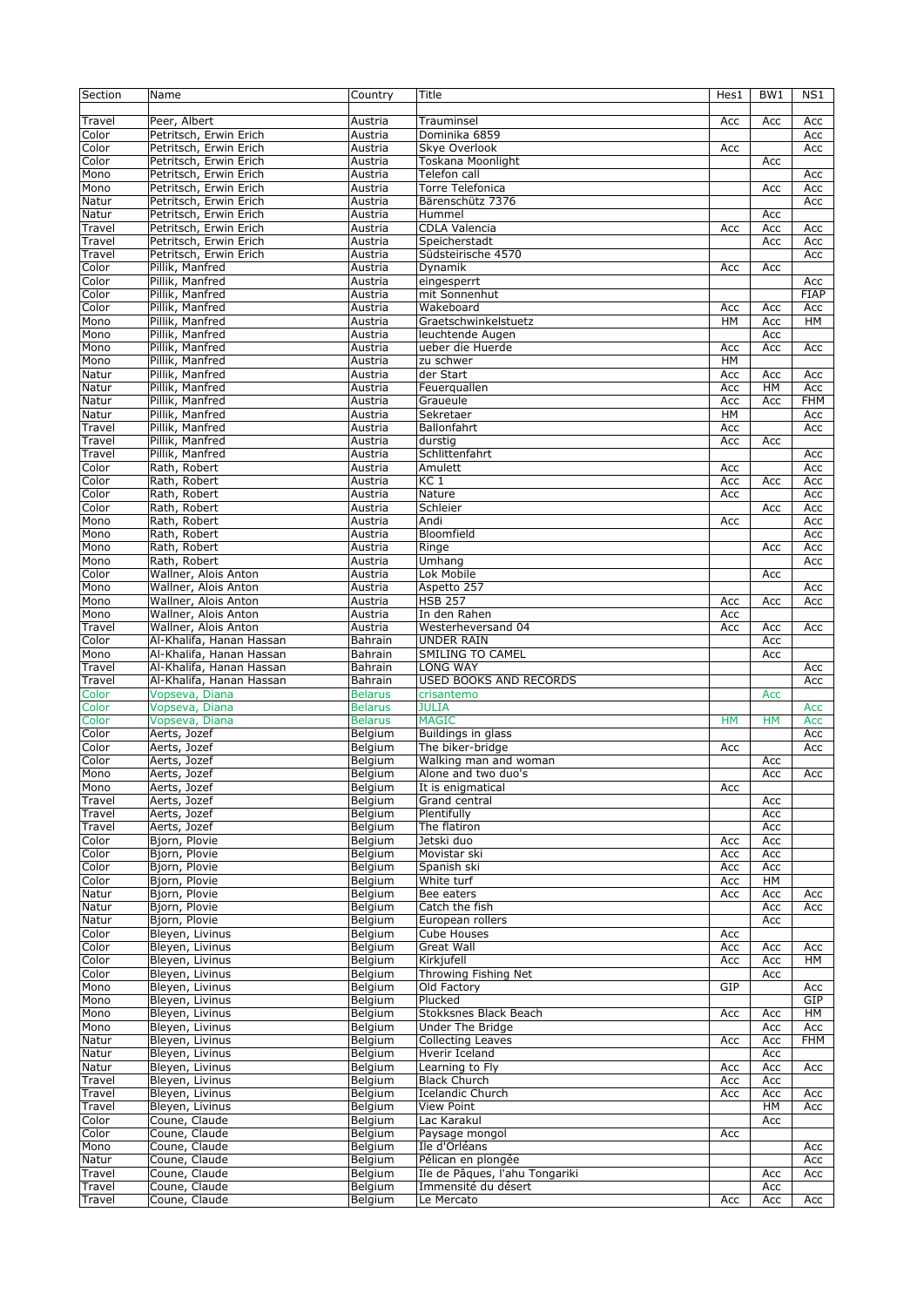| Section | Name | Country | Title | Hes1 | BW1 | NS1 |
|---|---|---|---|---|---|---|
| Travel | Peer, Albert | Austria | Trauminsel | Acc | Acc | Acc |
| Color | Petritsch, Erwin Erich | Austria | Dominika 6859 | | | Acc |
| Color | Petritsch, Erwin Erich | Austria | Skye Overlook | Acc | | Acc |
| Color | Petritsch, Erwin Erich | Austria | Toskana Moonlight | | Acc | |
| Mono | Petritsch, Erwin Erich | Austria | Telefon call | | | Acc |
| Mono | Petritsch, Erwin Erich | Austria | Torre Telefonica | | Acc | Acc |
| Natur | Petritsch, Erwin Erich | Austria | Bärenschütz 7376 | | | Acc |
| Natur | Petritsch, Erwin Erich | Austria | Hummel | | Acc | |
| Travel | Petritsch, Erwin Erich | Austria | CDLA Valencia | Acc | Acc | Acc |
| Travel | Petritsch, Erwin Erich | Austria | Speicherstadt | | Acc | Acc |
| Travel | Petritsch, Erwin Erich | Austria | Südsteirische 4570 | | | Acc |
| Color | Pillik, Manfred | Austria | Dynamik | Acc | Acc | |
| Color | Pillik, Manfred | Austria | eingesperrt | | | Acc |
| Color | Pillik, Manfred | Austria | mit Sonnenhut | | | FIAP |
| Color | Pillik, Manfred | Austria | Wakeboard | Acc | Acc | Acc |
| Mono | Pillik, Manfred | Austria | Graetschwinkelstuetz | HM | Acc | HM |
| Mono | Pillik, Manfred | Austria | leuchtende Augen | | Acc | |
| Mono | Pillik, Manfred | Austria | ueber die Huerde | Acc | Acc | Acc |
| Mono | Pillik, Manfred | Austria | zu schwer | HM | | |
| Natur | Pillik, Manfred | Austria | der Start | Acc | Acc | Acc |
| Natur | Pillik, Manfred | Austria | Feuerquallen | Acc | HM | Acc |
| Natur | Pillik, Manfred | Austria | Graueule | Acc | Acc | FHM |
| Natur | Pillik, Manfred | Austria | Sekretaer | HM | | Acc |
| Travel | Pillik, Manfred | Austria | Ballonfahrt | Acc | | Acc |
| Travel | Pillik, Manfred | Austria | durstig | Acc | Acc | |
| Travel | Pillik, Manfred | Austria | Schlittenfahrt | | | Acc |
| Color | Rath, Robert | Austria | Amulett | Acc | | Acc |
| Color | Rath, Robert | Austria | KC 1 | Acc | Acc | Acc |
| Color | Rath, Robert | Austria | Nature | Acc | | Acc |
| Color | Rath, Robert | Austria | Schleier | | Acc | Acc |
| Mono | Rath, Robert | Austria | Andi | Acc | | Acc |
| Mono | Rath, Robert | Austria | Bloomfield | | | Acc |
| Mono | Rath, Robert | Austria | Ringe | | Acc | Acc |
| Mono | Rath, Robert | Austria | Umhang | | | Acc |
| Color | Wallner, Alois Anton | Austria | Lok Mobile | | Acc | |
| Mono | Wallner, Alois Anton | Austria | Aspetto 257 | | | Acc |
| Mono | Wallner, Alois Anton | Austria | HSB 257 | Acc | Acc | Acc |
| Mono | Wallner, Alois Anton | Austria | In den Rahen | Acc | | |
| Travel | Wallner, Alois Anton | Austria | Westerheversand 04 | Acc | Acc | Acc |
| Color | Al-Khalifa, Hanan Hassan | Bahrain | UNDER RAIN | | Acc | |
| Mono | Al-Khalifa, Hanan Hassan | Bahrain | SMILING TO CAMEL | | Acc | |
| Travel | Al-Khalifa, Hanan Hassan | Bahrain | LONG WAY | | | Acc |
| Travel | Al-Khalifa, Hanan Hassan | Bahrain | USED BOOKS AND RECORDS | | | Acc |
| Color | Vopseva, Diana | Belarus | crisantemo | | Acc | |
| Color | Vopseva, Diana | Belarus | JULIA | | | Acc |
| Color | Vopseva, Diana | Belarus | MAGIC | HM | HM | Acc |
| Color | Aerts, Jozef | Belgium | Buildings in glass | | | Acc |
| Color | Aerts, Jozef | Belgium | The biker-bridge | Acc | | Acc |
| Color | Aerts, Jozef | Belgium | Walking man and woman | | Acc | |
| Mono | Aerts, Jozef | Belgium | Alone and two duo's | | Acc | Acc |
| Mono | Aerts, Jozef | Belgium | It is enigmatical | Acc | | |
| Travel | Aerts, Jozef | Belgium | Grand central | | Acc | |
| Travel | Aerts, Jozef | Belgium | Plentifully | | Acc | |
| Travel | Aerts, Jozef | Belgium | The flatiron | | Acc | |
| Color | Bjorn, Plovie | Belgium | Jetski duo | Acc | Acc | |
| Color | Bjorn, Plovie | Belgium | Movistar ski | Acc | Acc | |
| Color | Bjorn, Plovie | Belgium | Spanish ski | Acc | Acc | |
| Color | Bjorn, Plovie | Belgium | White turf | Acc | HM | |
| Natur | Bjorn, Plovie | Belgium | Bee eaters | Acc | Acc | Acc |
| Natur | Bjorn, Plovie | Belgium | Catch the fish | | Acc | Acc |
| Natur | Bjorn, Plovie | Belgium | European rollers | | Acc | |
| Color | Bleyen, Livinus | Belgium | Cube Houses | Acc | | |
| Color | Bleyen, Livinus | Belgium | Great Wall | Acc | Acc | Acc |
| Color | Bleyen, Livinus | Belgium | Kirkjufell | Acc | Acc | HM |
| Color | Bleyen, Livinus | Belgium | Throwing Fishing Net | | Acc | |
| Mono | Bleyen, Livinus | Belgium | Old Factory | GIP | | Acc |
| Mono | Bleyen, Livinus | Belgium | Plucked | | | GIP |
| Mono | Bleyen, Livinus | Belgium | Stokksnes Black Beach | Acc | Acc | HM |
| Mono | Bleyen, Livinus | Belgium | Under The Bridge | | Acc | Acc |
| Natur | Bleyen, Livinus | Belgium | Collecting Leaves | Acc | Acc | FHM |
| Natur | Bleyen, Livinus | Belgium | Hverir Iceland | | Acc | |
| Natur | Bleyen, Livinus | Belgium | Learning to Fly | Acc | Acc | Acc |
| Travel | Bleyen, Livinus | Belgium | Black Church | Acc | Acc | |
| Travel | Bleyen, Livinus | Belgium | Icelandic Church | Acc | Acc | Acc |
| Travel | Bleyen, Livinus | Belgium | View Point | | HM | Acc |
| Color | Coune, Claude | Belgium | Lac Karakul | | Acc | |
| Color | Coune, Claude | Belgium | Paysage mongol | Acc | | |
| Mono | Coune, Claude | Belgium | Ile d'Orléans | | | Acc |
| Natur | Coune, Claude | Belgium | Pélican en plongée | | | Acc |
| Travel | Coune, Claude | Belgium | Ile de Pâques, l'ahu Tongariki | | Acc | Acc |
| Travel | Coune, Claude | Belgium | Immensité du désert | | Acc | |
| Travel | Coune, Claude | Belgium | Le Mercato | Acc | Acc | Acc |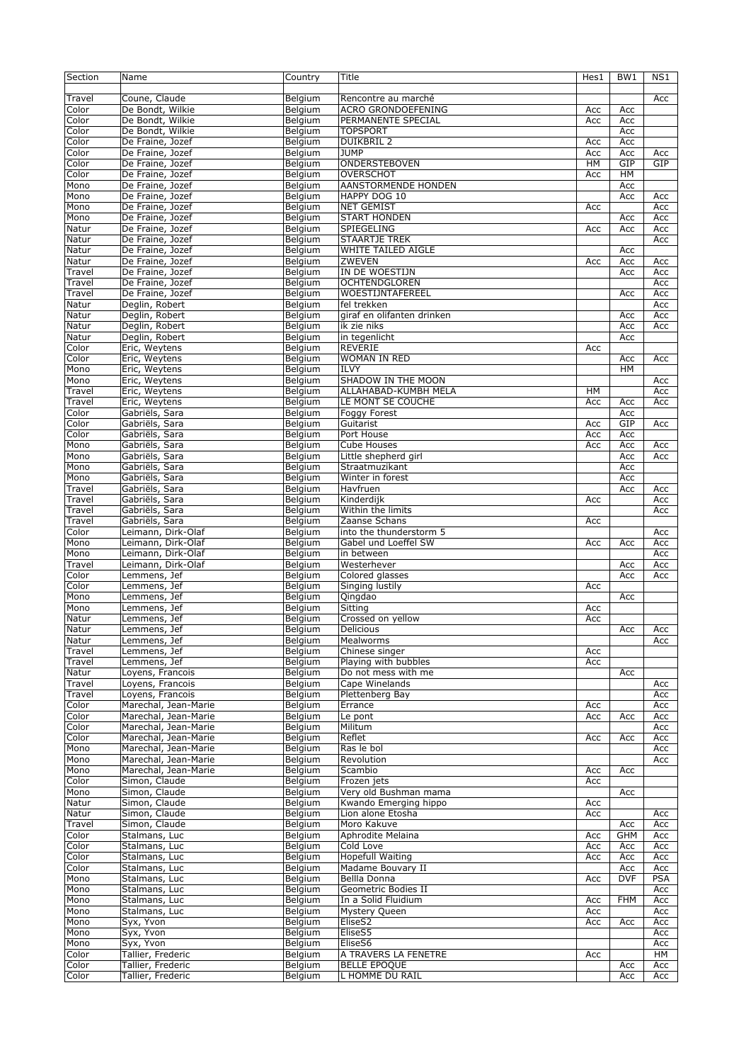| Section | Name | Country | Title | Hes1 | BW1 | NS1 |
|---|---|---|---|---|---|---|
| Travel | Coune, Claude | Belgium | Rencontre au marché | | | Acc |
| Color | De Bondt, Wilkie | Belgium | ACRO GRONDOEFENING | Acc | Acc | |
| Color | De Bondt, Wilkie | Belgium | PERMANENTE SPECIAL | Acc | Acc | |
| Color | De Bondt, Wilkie | Belgium | TOPSPORT | | Acc | |
| Color | De Fraine, Jozef | Belgium | DUIKBRIL 2 | Acc | Acc | |
| Color | De Fraine, Jozef | Belgium | JUMP | Acc | Acc | Acc |
| Color | De Fraine, Jozef | Belgium | ONDERSTEBOVEN | HM | GIP | GIP |
| Color | De Fraine, Jozef | Belgium | OVERSCHOT | Acc | HM | |
| Mono | De Fraine, Jozef | Belgium | AANSTORMENDE HONDEN | | Acc | |
| Mono | De Fraine, Jozef | Belgium | HAPPY DOG 10 | | Acc | Acc |
| Mono | De Fraine, Jozef | Belgium | NET GEMIST | Acc | | Acc |
| Mono | De Fraine, Jozef | Belgium | START HONDEN | | Acc | Acc |
| Natur | De Fraine, Jozef | Belgium | SPIEGELING | Acc | Acc | Acc |
| Natur | De Fraine, Jozef | Belgium | STAARTJE TREK | | | Acc |
| Natur | De Fraine, Jozef | Belgium | WHITE TAILED AIGLE | | Acc | |
| Natur | De Fraine, Jozef | Belgium | ZWEVEN | Acc | Acc | Acc |
| Travel | De Fraine, Jozef | Belgium | IN DE WOESTIJN | | Acc | Acc |
| Travel | De Fraine, Jozef | Belgium | OCHTENDGLOREN | | | Acc |
| Travel | De Fraine, Jozef | Belgium | WOESTIJNTAFEREEL | | Acc | Acc |
| Natur | Deglin, Robert | Belgium | fel trekken | | | Acc |
| Natur | Deglin, Robert | Belgium | giraf en olifanten drinken | | Acc | Acc |
| Natur | Deglin, Robert | Belgium | ik zie niks | | Acc | Acc |
| Natur | Deglin, Robert | Belgium | in tegenlicht | | Acc | |
| Color | Eric, Weytens | Belgium | REVERIE | Acc | | |
| Color | Eric, Weytens | Belgium | WOMAN IN RED | | Acc | Acc |
| Mono | Eric, Weytens | Belgium | ILVY | | HM | |
| Mono | Eric, Weytens | Belgium | SHADOW IN THE MOON | | | Acc |
| Travel | Eric, Weytens | Belgium | ALLAHABAD-KUMBH MELA | HM | | Acc |
| Travel | Eric, Weytens | Belgium | LE MONT SE COUCHE | Acc | Acc | Acc |
| Color | Gabriëls, Sara | Belgium | Foggy Forest | | Acc | |
| Color | Gabriëls, Sara | Belgium | Guitarist | Acc | GIP | Acc |
| Color | Gabriëls, Sara | Belgium | Port House | Acc | Acc | |
| Mono | Gabriëls, Sara | Belgium | Cube Houses | Acc | Acc | Acc |
| Mono | Gabriëls, Sara | Belgium | Little shepherd girl | | Acc | Acc |
| Mono | Gabriëls, Sara | Belgium | Straatmuzikant | | Acc | |
| Mono | Gabriëls, Sara | Belgium | Winter in forest | | Acc | |
| Travel | Gabriëls, Sara | Belgium | Havfruen | | Acc | Acc |
| Travel | Gabriëls, Sara | Belgium | Kinderdijk | Acc | | Acc |
| Travel | Gabriëls, Sara | Belgium | Within the limits | | | Acc |
| Travel | Gabriëls, Sara | Belgium | Zaanse Schans | Acc | | |
| Color | Leimann, Dirk-Olaf | Belgium | into the thunderstorm 5 | | | Acc |
| Mono | Leimann, Dirk-Olaf | Belgium | Gabel und Loeffel SW | Acc | Acc | Acc |
| Mono | Leimann, Dirk-Olaf | Belgium | in between | | | Acc |
| Travel | Leimann, Dirk-Olaf | Belgium | Westerhever | | Acc | Acc |
| Color | Lemmens, Jef | Belgium | Colored glasses | | Acc | Acc |
| Color | Lemmens, Jef | Belgium | Singing lustily | Acc | | |
| Mono | Lemmens, Jef | Belgium | Qingdao | | Acc | |
| Mono | Lemmens, Jef | Belgium | Sitting | Acc | | |
| Natur | Lemmens, Jef | Belgium | Crossed on yellow | Acc | | |
| Natur | Lemmens, Jef | Belgium | Delicious | | Acc | Acc |
| Natur | Lemmens, Jef | Belgium | Mealworms | | | Acc |
| Travel | Lemmens, Jef | Belgium | Chinese singer | Acc | | |
| Travel | Lemmens, Jef | Belgium | Playing with bubbles | Acc | | |
| Natur | Loyens, Francois | Belgium | Do not mess with me | | Acc | |
| Travel | Loyens, Francois | Belgium | Cape Winelands | | | Acc |
| Travel | Loyens, Francois | Belgium | Plettenberg Bay | | | Acc |
| Color | Marechal, Jean-Marie | Belgium | Errance | Acc | | Acc |
| Color | Marechal, Jean-Marie | Belgium | Le pont | Acc | Acc | Acc |
| Color | Marechal, Jean-Marie | Belgium | Militum | | | Acc |
| Color | Marechal, Jean-Marie | Belgium | Reflet | Acc | Acc | Acc |
| Mono | Marechal, Jean-Marie | Belgium | Ras le bol | | | Acc |
| Mono | Marechal, Jean-Marie | Belgium | Revolution | | | Acc |
| Mono | Marechal, Jean-Marie | Belgium | Scambio | Acc | Acc | |
| Color | Simon, Claude | Belgium | Frozen jets | Acc | | |
| Mono | Simon, Claude | Belgium | Very old Bushman mama | | Acc | |
| Natur | Simon, Claude | Belgium | Kwando Emerging hippo | Acc | | |
| Natur | Simon, Claude | Belgium | Lion alone Etosha | Acc | | Acc |
| Travel | Simon, Claude | Belgium | Moro Kakuve | | Acc | Acc |
| Color | Stalmans, Luc | Belgium | Aphrodite Melaina | Acc | GHM | Acc |
| Color | Stalmans, Luc | Belgium | Cold Love | Acc | Acc | Acc |
| Color | Stalmans, Luc | Belgium | Hopefull Waiting | Acc | Acc | Acc |
| Color | Stalmans, Luc | Belgium | Madame Bouvary II | | Acc | Acc |
| Mono | Stalmans, Luc | Belgium | Bellla Donna | Acc | DVF | PSA |
| Mono | Stalmans, Luc | Belgium | Geometric Bodies II | | | Acc |
| Mono | Stalmans, Luc | Belgium | In a Solid Fluidium | Acc | FHM | Acc |
| Mono | Stalmans, Luc | Belgium | Mystery Queen | Acc | | Acc |
| Mono | Syx, Yvon | Belgium | EliseS2 | Acc | Acc | Acc |
| Mono | Syx, Yvon | Belgium | EliseS5 | | | Acc |
| Mono | Syx, Yvon | Belgium | EliseS6 | | | Acc |
| Color | Tallier, Frederic | Belgium | A TRAVERS LA FENETRE | Acc | | HM |
| Color | Tallier, Frederic | Belgium | BELLE EPOQUE | | Acc | Acc |
| Color | Tallier, Frederic | Belgium | L HOMME DU RAIL | | Acc | Acc |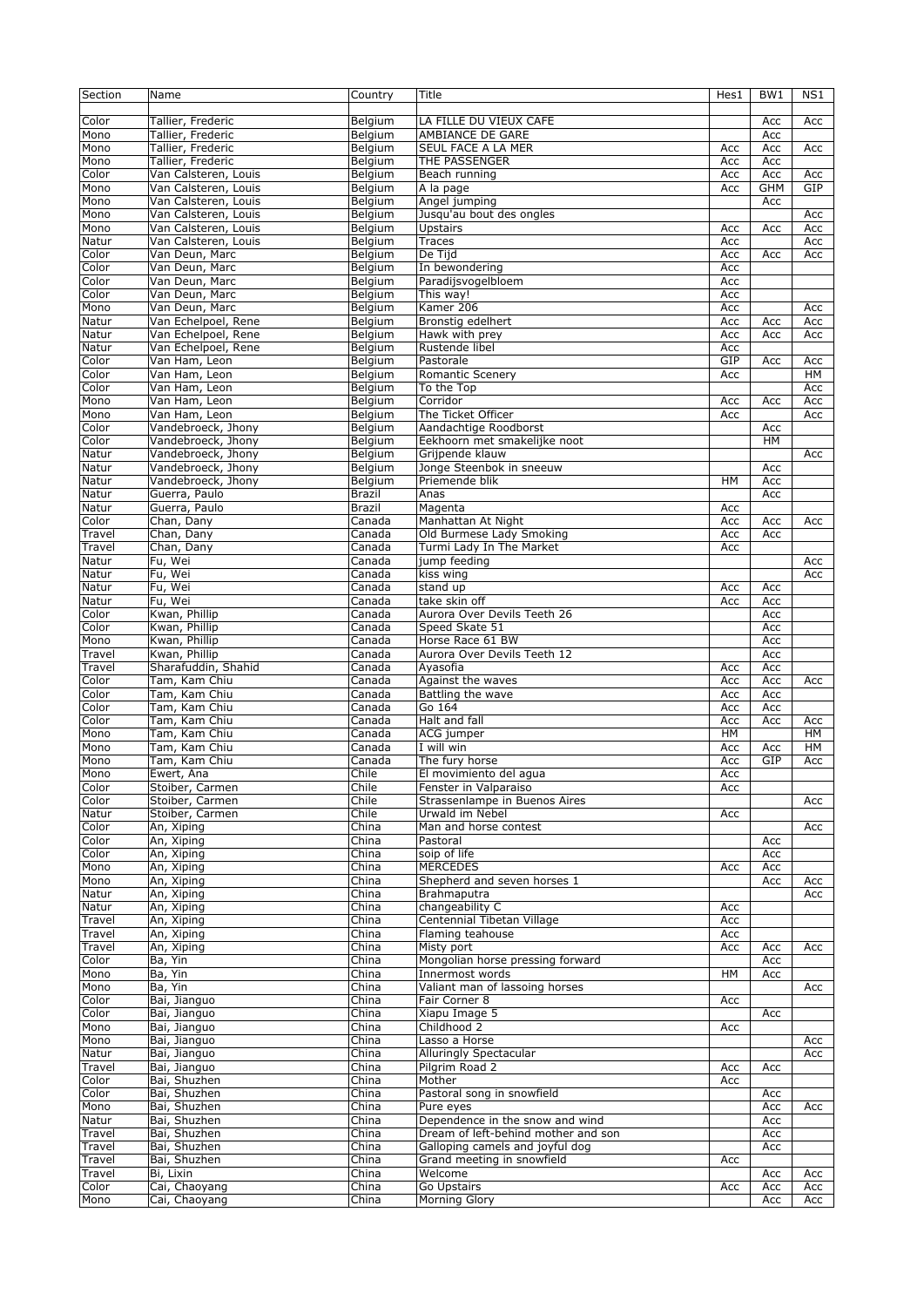| Section | Name | Country | Title | Hes1 | BW1 | NS1 |
| --- | --- | --- | --- | --- | --- | --- |
| Color | Tallier, Frederic | Belgium | LA FILLE DU VIEUX CAFE |  | Acc | Acc |
| Mono | Tallier, Frederic | Belgium | AMBIANCE DE GARE |  | Acc |  |
| Mono | Tallier, Frederic | Belgium | SEUL FACE A LA MER | Acc | Acc | Acc |
| Mono | Tallier, Frederic | Belgium | THE PASSENGER | Acc | Acc |  |
| Color | Van Calsteren, Louis | Belgium | Beach running | Acc | Acc | Acc |
| Mono | Van Calsteren, Louis | Belgium | A la page | Acc | GHM | GIP |
| Mono | Van Calsteren, Louis | Belgium | Angel jumping |  | Acc |  |
| Mono | Van Calsteren, Louis | Belgium | Jusqu'au bout des ongles |  |  | Acc |
| Mono | Van Calsteren, Louis | Belgium | Upstairs | Acc | Acc | Acc |
| Natur | Van Calsteren, Louis | Belgium | Traces | Acc |  | Acc |
| Color | Van Deun, Marc | Belgium | De Tijd | Acc | Acc | Acc |
| Color | Van Deun, Marc | Belgium | In bewondering | Acc |  |  |
| Color | Van Deun, Marc | Belgium | Paradijsvogelbloem | Acc |  |  |
| Color | Van Deun, Marc | Belgium | This way! | Acc |  |  |
| Mono | Van Deun, Marc | Belgium | Kamer 206 | Acc |  | Acc |
| Natur | Van Echelpoel, Rene | Belgium | Bronstig edelhert | Acc | Acc | Acc |
| Natur | Van Echelpoel, Rene | Belgium | Hawk with prey | Acc | Acc | Acc |
| Natur | Van Echelpoel, Rene | Belgium | Rustende libel | Acc |  |  |
| Color | Van Ham, Leon | Belgium | Pastorale | GIP | Acc | Acc |
| Color | Van Ham, Leon | Belgium | Romantic Scenery | Acc |  | HM |
| Color | Van Ham, Leon | Belgium | To the Top |  |  | Acc |
| Mono | Van Ham, Leon | Belgium | Corridor | Acc | Acc | Acc |
| Mono | Van Ham, Leon | Belgium | The Ticket Officer | Acc |  | Acc |
| Color | Vandebroeck, Jhony | Belgium | Aandachtige Roodborst |  | Acc |  |
| Color | Vandebroeck, Jhony | Belgium | Eekhoorn met smakelijke noot |  | HM |  |
| Natur | Vandebroeck, Jhony | Belgium | Grijpende klauw |  |  | Acc |
| Natur | Vandebroeck, Jhony | Belgium | Jonge Steenbok in sneeuw |  | Acc |  |
| Natur | Vandebroeck, Jhony | Belgium | Priemende blik | HM | Acc |  |
| Natur | Guerra, Paulo | Brazil | Anas |  | Acc |  |
| Natur | Guerra, Paulo | Brazil | Magenta | Acc |  |  |
| Color | Chan, Dany | Canada | Manhattan At Night | Acc | Acc | Acc |
| Travel | Chan, Dany | Canada | Old Burmese Lady Smoking | Acc | Acc |  |
| Travel | Chan, Dany | Canada | Turmi Lady In The Market | Acc |  |  |
| Natur | Fu, Wei | Canada | jump feeding |  |  | Acc |
| Natur | Fu, Wei | Canada | kiss wing |  |  | Acc |
| Natur | Fu, Wei | Canada | stand up | Acc | Acc |  |
| Natur | Fu, Wei | Canada | take skin off | Acc | Acc |  |
| Color | Kwan, Phillip | Canada | Aurora Over Devils Teeth 26 |  | Acc |  |
| Color | Kwan, Phillip | Canada | Speed Skate 51 |  | Acc |  |
| Mono | Kwan, Phillip | Canada | Horse Race 61 BW |  | Acc |  |
| Travel | Kwan, Phillip | Canada | Aurora Over Devils Teeth 12 |  | Acc |  |
| Travel | Sharafuddin, Shahid | Canada | Ayasofia | Acc | Acc |  |
| Color | Tam, Kam Chiu | Canada | Against the waves | Acc | Acc | Acc |
| Color | Tam, Kam Chiu | Canada | Battling the wave | Acc | Acc |  |
| Color | Tam, Kam Chiu | Canada | Go 164 | Acc | Acc |  |
| Color | Tam, Kam Chiu | Canada | Halt and fall | Acc | Acc | Acc |
| Mono | Tam, Kam Chiu | Canada | ACG jumper | HM |  | HM |
| Mono | Tam, Kam Chiu | Canada | I will win | Acc | Acc | HM |
| Mono | Tam, Kam Chiu | Canada | The fury horse | Acc | GIP | Acc |
| Mono | Ewert, Ana | Chile | El movimiento del agua | Acc |  |  |
| Color | Stoiber, Carmen | Chile | Fenster in Valparaiso | Acc |  |  |
| Color | Stoiber, Carmen | Chile | Strassenlampe in Buenos Aires |  |  | Acc |
| Natur | Stoiber, Carmen | Chile | Urwald im Nebel | Acc |  |  |
| Color | An, Xiping | China | Man and horse contest |  |  | Acc |
| Color | An, Xiping | China | Pastoral |  | Acc |  |
| Color | An, Xiping | China | soip of life |  | Acc |  |
| Mono | An, Xiping | China | MERCEDES | Acc | Acc |  |
| Mono | An, Xiping | China | Shepherd and seven horses 1 |  | Acc | Acc |
| Natur | An, Xiping | China | Brahmaputra |  |  | Acc |
| Natur | An, Xiping | China | changeability C | Acc |  |  |
| Travel | An, Xiping | China | Centennial Tibetan Village | Acc |  |  |
| Travel | An, Xiping | China | Flaming teahouse | Acc |  |  |
| Travel | An, Xiping | China | Misty port | Acc | Acc | Acc |
| Color | Ba, Yin | China | Mongolian horse pressing forward |  | Acc |  |
| Mono | Ba, Yin | China | Innermost words | HM | Acc |  |
| Mono | Ba, Yin | China | Valiant man of lassoing horses |  |  | Acc |
| Color | Bai, Jianguo | China | Fair Corner 8 | Acc |  |  |
| Color | Bai, Jianguo | China | Xiapu Image 5 |  | Acc |  |
| Mono | Bai, Jianguo | China | Childhood 2 | Acc |  |  |
| Mono | Bai, Jianguo | China | Lasso a Horse |  |  | Acc |
| Natur | Bai, Jianguo | China | Alluringly Spectacular |  |  | Acc |
| Travel | Bai, Jianguo | China | Pilgrim Road 2 | Acc | Acc |  |
| Color | Bai, Shuzhen | China | Mother | Acc |  |  |
| Color | Bai, Shuzhen | China | Pastoral song in snowfield |  | Acc |  |
| Mono | Bai, Shuzhen | China | Pure eyes |  | Acc | Acc |
| Natur | Bai, Shuzhen | China | Dependence in the snow and wind |  | Acc |  |
| Travel | Bai, Shuzhen | China | Dream of left-behind mother and son |  | Acc |  |
| Travel | Bai, Shuzhen | China | Galloping camels and joyful dog |  | Acc |  |
| Travel | Bai, Shuzhen | China | Grand meeting in snowfield | Acc |  |  |
| Travel | Bi, Lixin | China | Welcome |  | Acc | Acc |
| Color | Cai, Chaoyang | China | Go Upstairs | Acc | Acc | Acc |
| Mono | Cai, Chaoyang | China | Morning Glory |  | Acc | Acc |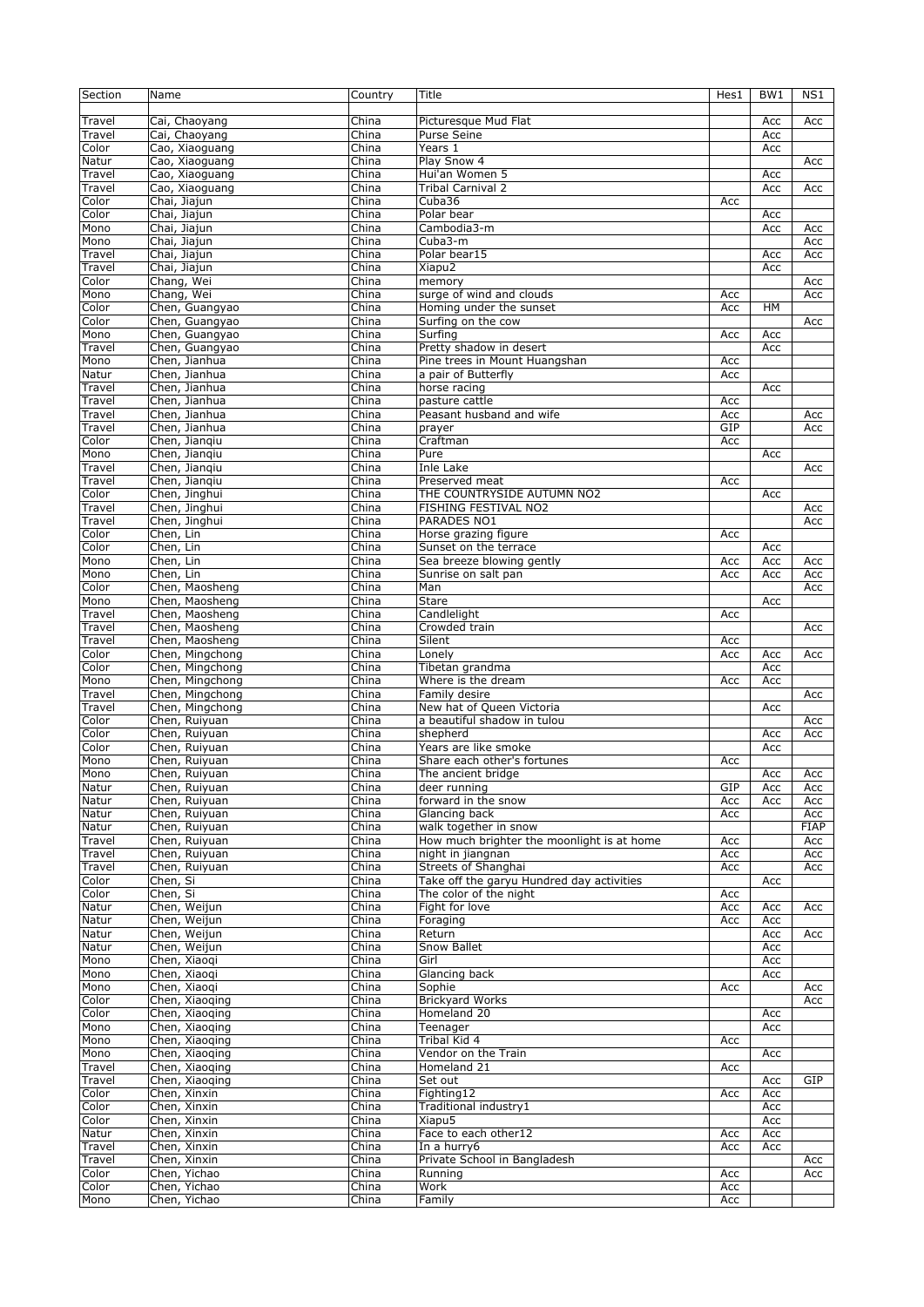| Section | Name | Country | Title | Hes1 | BW1 | NS1 |
|---|---|---|---|---|---|---|
| Travel | Cai, Chaoyang | China | Picturesque Mud Flat | | Acc | Acc |
| Travel | Cai, Chaoyang | China | Purse Seine | | Acc | |
| Color | Cao, Xiaoguang | China | Years 1 | | Acc | |
| Natur | Cao, Xiaoguang | China | Play Snow 4 | | | Acc |
| Travel | Cao, Xiaoguang | China | Hui'an Women 5 | | Acc | |
| Travel | Cao, Xiaoguang | China | Tribal Carnival 2 | | Acc | Acc |
| Color | Chai, Jiajun | China | Cuba36 | Acc | | |
| Color | Chai, Jiajun | China | Polar bear | | Acc | |
| Mono | Chai, Jiajun | China | Cambodia3-m | | Acc | Acc |
| Mono | Chai, Jiajun | China | Cuba3-m | | | Acc |
| Travel | Chai, Jiajun | China | Polar bear15 | | Acc | Acc |
| Travel | Chai, Jiajun | China | Xiapu2 | | Acc | |
| Color | Chang, Wei | China | memory | | | Acc |
| Mono | Chang, Wei | China | surge of wind and clouds | Acc | | Acc |
| Color | Chen, Guangyao | China | Homing under the sunset | Acc | HM | |
| Color | Chen, Guangyao | China | Surfing on the cow | | | Acc |
| Mono | Chen, Guangyao | China | Surfing | Acc | Acc | |
| Travel | Chen, Guangyao | China | Pretty shadow in desert | | Acc | |
| Mono | Chen, Jianhua | China | Pine trees in Mount Huangshan | Acc | | |
| Natur | Chen, Jianhua | China | a pair of Butterfly | Acc | | |
| Travel | Chen, Jianhua | China | horse racing | | Acc | |
| Travel | Chen, Jianhua | China | pasture cattle | Acc | | |
| Travel | Chen, Jianhua | China | Peasant husband and wife | Acc | | Acc |
| Travel | Chen, Jianhua | China | prayer | GIP | | Acc |
| Color | Chen, Jianqiu | China | Craftman | Acc | | |
| Mono | Chen, Jianqiu | China | Pure | | Acc | |
| Travel | Chen, Jianqiu | China | Inle Lake | | | Acc |
| Travel | Chen, Jianqiu | China | Preserved meat | Acc | | |
| Color | Chen, Jinghui | China | THE COUNTRYSIDE AUTUMN NO2 | | Acc | |
| Travel | Chen, Jinghui | China | FISHING FESTIVAL NO2 | | | Acc |
| Travel | Chen, Jinghui | China | PARADES NO1 | | | Acc |
| Color | Chen, Lin | China | Horse grazing figure | Acc | | |
| Color | Chen, Lin | China | Sunset on the terrace | | Acc | |
| Mono | Chen, Lin | China | Sea breeze blowing gently | Acc | Acc | Acc |
| Mono | Chen, Lin | China | Sunrise on salt pan | Acc | Acc | Acc |
| Color | Chen, Maosheng | China | Man | | | Acc |
| Mono | Chen, Maosheng | China | Stare | | Acc | |
| Travel | Chen, Maosheng | China | Candlelight | Acc | | |
| Travel | Chen, Maosheng | China | Crowded train | | | Acc |
| Travel | Chen, Maosheng | China | Silent | Acc | | |
| Color | Chen, Mingchong | China | Lonely | Acc | Acc | Acc |
| Color | Chen, Mingchong | China | Tibetan grandma | | Acc | |
| Mono | Chen, Mingchong | China | Where is the dream | Acc | Acc | |
| Travel | Chen, Mingchong | China | Family desire | | | Acc |
| Travel | Chen, Mingchong | China | New hat of Queen Victoria | | Acc | |
| Color | Chen, Ruiyuan | China | a beautiful shadow in tulou | | | Acc |
| Color | Chen, Ruiyuan | China | shepherd | | Acc | Acc |
| Color | Chen, Ruiyuan | China | Years are like smoke | | Acc | |
| Mono | Chen, Ruiyuan | China | Share each other's fortunes | Acc | | |
| Mono | Chen, Ruiyuan | China | The ancient bridge | | Acc | Acc |
| Natur | Chen, Ruiyuan | China | deer running | GIP | Acc | Acc |
| Natur | Chen, Ruiyuan | China | forward in the snow | Acc | Acc | Acc |
| Natur | Chen, Ruiyuan | China | Glancing back | Acc | | Acc |
| Natur | Chen, Ruiyuan | China | walk together in snow | | | FIAP |
| Travel | Chen, Ruiyuan | China | How much brighter the moonlight is at home | Acc | | Acc |
| Travel | Chen, Ruiyuan | China | night in jiangnan | Acc | | Acc |
| Travel | Chen, Ruiyuan | China | Streets of Shanghai | Acc | | Acc |
| Color | Chen, Si | China | Take off the garyu Hundred day activities | | Acc | |
| Color | Chen, Si | China | The color of the night | Acc | | |
| Natur | Chen, Weijun | China | Fight for love | Acc | Acc | Acc |
| Natur | Chen, Weijun | China | Foraging | Acc | Acc | |
| Natur | Chen, Weijun | China | Return | | Acc | Acc |
| Natur | Chen, Weijun | China | Snow Ballet | | Acc | |
| Mono | Chen, Xiaoqi | China | Girl | | Acc | |
| Mono | Chen, Xiaoqi | China | Glancing back | | Acc | |
| Mono | Chen, Xiaoqi | China | Sophie | Acc | | Acc |
| Color | Chen, Xiaoqing | China | Brickyard Works | | | Acc |
| Color | Chen, Xiaoqing | China | Homeland 20 | | Acc | |
| Mono | Chen, Xiaoqing | China | Teenager | | Acc | |
| Mono | Chen, Xiaoqing | China | Tribal Kid 4 | Acc | | |
| Mono | Chen, Xiaoqing | China | Vendor on the Train | | Acc | |
| Travel | Chen, Xiaoqing | China | Homeland 21 | Acc | | |
| Travel | Chen, Xiaoqing | China | Set out | | Acc | GIP |
| Color | Chen, Xinxin | China | Fighting12 | Acc | Acc | |
| Color | Chen, Xinxin | China | Traditional industry1 | | Acc | |
| Color | Chen, Xinxin | China | Xiapu5 | | Acc | |
| Natur | Chen, Xinxin | China | Face to each other12 | Acc | Acc | |
| Travel | Chen, Xinxin | China | In a hurry6 | Acc | Acc | |
| Travel | Chen, Xinxin | China | Private School in Bangladesh | | | Acc |
| Color | Chen, Yichao | China | Running | Acc | | Acc |
| Color | Chen, Yichao | China | Work | Acc | | |
| Mono | Chen, Yichao | China | Family | Acc | | |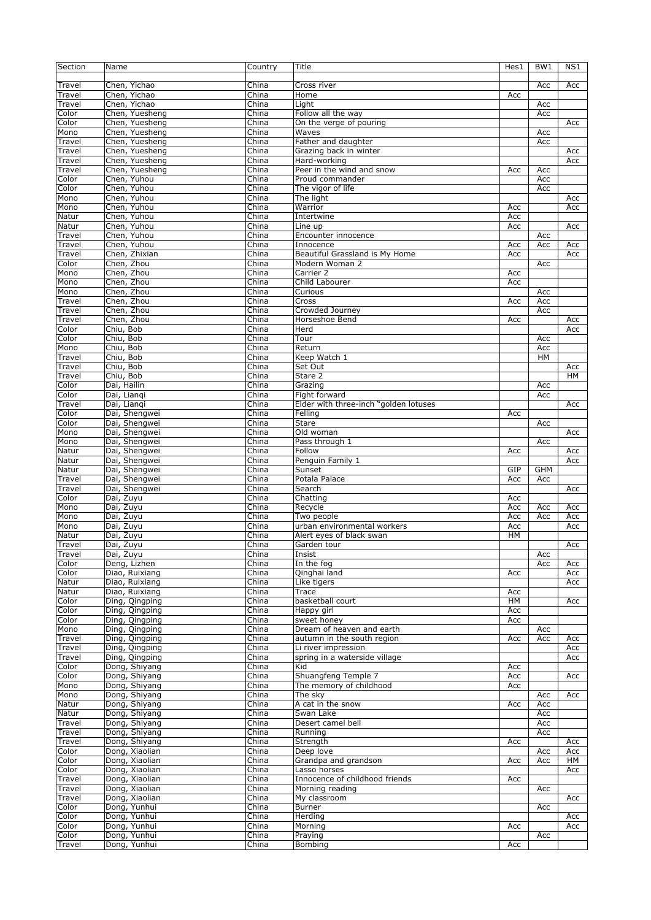| Section | Name | Country | Title | Hes1 | BW1 | NS1 |
|---|---|---|---|---|---|---|
| Travel | Chen, Yichao | China | Cross river | | Acc | Acc |
| Travel | Chen, Yichao | China | Home | Acc | | |
| Travel | Chen, Yichao | China | Light | | Acc | |
| Color | Chen, Yuesheng | China | Follow all the way | | Acc | |
| Color | Chen, Yuesheng | China | On the verge of pouring | | | Acc |
| Mono | Chen, Yuesheng | China | Waves | | Acc | |
| Travel | Chen, Yuesheng | China | Father and daughter | | Acc | |
| Travel | Chen, Yuesheng | China | Grazing back in winter | | | Acc |
| Travel | Chen, Yuesheng | China | Hard-working | | | Acc |
| Travel | Chen, Yuesheng | China | Peer in the wind and snow | Acc | Acc | |
| Color | Chen, Yuhou | China | Proud commander | | Acc | |
| Color | Chen, Yuhou | China | The vigor of life | | Acc | |
| Mono | Chen, Yuhou | China | The light | | | Acc |
| Mono | Chen, Yuhou | China | Warrior | Acc | | Acc |
| Natur | Chen, Yuhou | China | Intertwine | Acc | | |
| Natur | Chen, Yuhou | China | Line up | Acc | | Acc |
| Travel | Chen, Yuhou | China | Encounter innocence | | Acc | |
| Travel | Chen, Yuhou | China | Innocence | Acc | Acc | Acc |
| Travel | Chen, Zhixian | China | Beautiful Grassland is My Home | Acc | | Acc |
| Color | Chen, Zhou | China | Modern Woman 2 | | Acc | |
| Mono | Chen, Zhou | China | Carrier 2 | Acc | | |
| Mono | Chen, Zhou | China | Child Labourer | Acc | | |
| Mono | Chen, Zhou | China | Curious | | Acc | |
| Travel | Chen, Zhou | China | Cross | Acc | Acc | |
| Travel | Chen, Zhou | China | Crowded Journey | | Acc | |
| Travel | Chen, Zhou | China | Horseshoe Bend | Acc | | Acc |
| Color | Chiu, Bob | China | Herd | | | Acc |
| Color | Chiu, Bob | China | Tour | | Acc | |
| Mono | Chiu, Bob | China | Return | | Acc | |
| Travel | Chiu, Bob | China | Keep Watch 1 | | HM | |
| Travel | Chiu, Bob | China | Set Out | | | Acc |
| Travel | Chiu, Bob | China | Stare 2 | | | HM |
| Color | Dai, Hailin | China | Grazing | | Acc | |
| Color | Dai, Lianqi | China | Fight forward | | Acc | |
| Travel | Dai, Lianqi | China | Elder with three-inch "golden lotuses | | | Acc |
| Color | Dai, Shengwei | China | Felling | Acc | | |
| Color | Dai, Shengwei | China | Stare | | Acc | |
| Mono | Dai, Shengwei | China | Old woman | | | Acc |
| Mono | Dai, Shengwei | China | Pass through 1 | | Acc | |
| Natur | Dai, Shengwei | China | Follow | Acc | | Acc |
| Natur | Dai, Shengwei | China | Penguin Family 1 | | | Acc |
| Natur | Dai, Shengwei | China | Sunset | GIP | GHM | |
| Travel | Dai, Shengwei | China | Potala Palace | Acc | Acc | |
| Travel | Dai, Shengwei | China | Search | | | Acc |
| Color | Dai, Zuyu | China | Chatting | Acc | | |
| Mono | Dai, Zuyu | China | Recycle | Acc | Acc | Acc |
| Mono | Dai, Zuyu | China | Two people | Acc | Acc | Acc |
| Mono | Dai, Zuyu | China | urban environmental workers | Acc | | Acc |
| Natur | Dai, Zuyu | China | Alert eyes of black swan | HM | | |
| Travel | Dai, Zuyu | China | Garden tour | | | Acc |
| Travel | Dai, Zuyu | China | Insist | | Acc | |
| Color | Deng, Lizhen | China | In the fog | | Acc | Acc |
| Color | Diao, Ruixiang | China | Qinghai land | Acc | | Acc |
| Natur | Diao, Ruixiang | China | Like tigers | | | Acc |
| Natur | Diao, Ruixiang | China | Trace | Acc | | |
| Color | Ding, Qingping | China | basketball court | HM | | Acc |
| Color | Ding, Qingping | China | Happy girl | Acc | | |
| Color | Ding, Qingping | China | sweet honey | Acc | | |
| Mono | Ding, Qingping | China | Dream of heaven and earth | | Acc | |
| Travel | Ding, Qingping | China | autumn in the south region | Acc | Acc | Acc |
| Travel | Ding, Qingping | China | Li river impression | | | Acc |
| Travel | Ding, Qingping | China | spring in a waterside village | | | Acc |
| Color | Dong, Shiyang | China | Kid | Acc | | |
| Color | Dong, Shiyang | China | Shuangfeng Temple 7 | Acc | | Acc |
| Mono | Dong, Shiyang | China | The memory of childhood | Acc | | |
| Mono | Dong, Shiyang | China | The sky | | Acc | Acc |
| Natur | Dong, Shiyang | China | A cat in the snow | Acc | Acc | |
| Natur | Dong, Shiyang | China | Swan Lake | | Acc | |
| Travel | Dong, Shiyang | China | Desert camel bell | | Acc | |
| Travel | Dong, Shiyang | China | Running | | Acc | |
| Travel | Dong, Shiyang | China | Strength | Acc | | Acc |
| Color | Dong, Xiaolian | China | Deep love | | Acc | Acc |
| Color | Dong, Xiaolian | China | Grandpa and grandson | Acc | Acc | HM |
| Color | Dong, Xiaolian | China | Lasso horses | | | Acc |
| Travel | Dong, Xiaolian | China | Innocence of childhood friends | Acc | | |
| Travel | Dong, Xiaolian | China | Morning reading | | Acc | |
| Travel | Dong, Xiaolian | China | My classroom | | | Acc |
| Color | Dong, Yunhui | China | Burner | | Acc | |
| Color | Dong, Yunhui | China | Herding | | | Acc |
| Color | Dong, Yunhui | China | Morning | Acc | | Acc |
| Color | Dong, Yunhui | China | Praying | | Acc | |
| Travel | Dong, Yunhui | China | Bombing | Acc | | |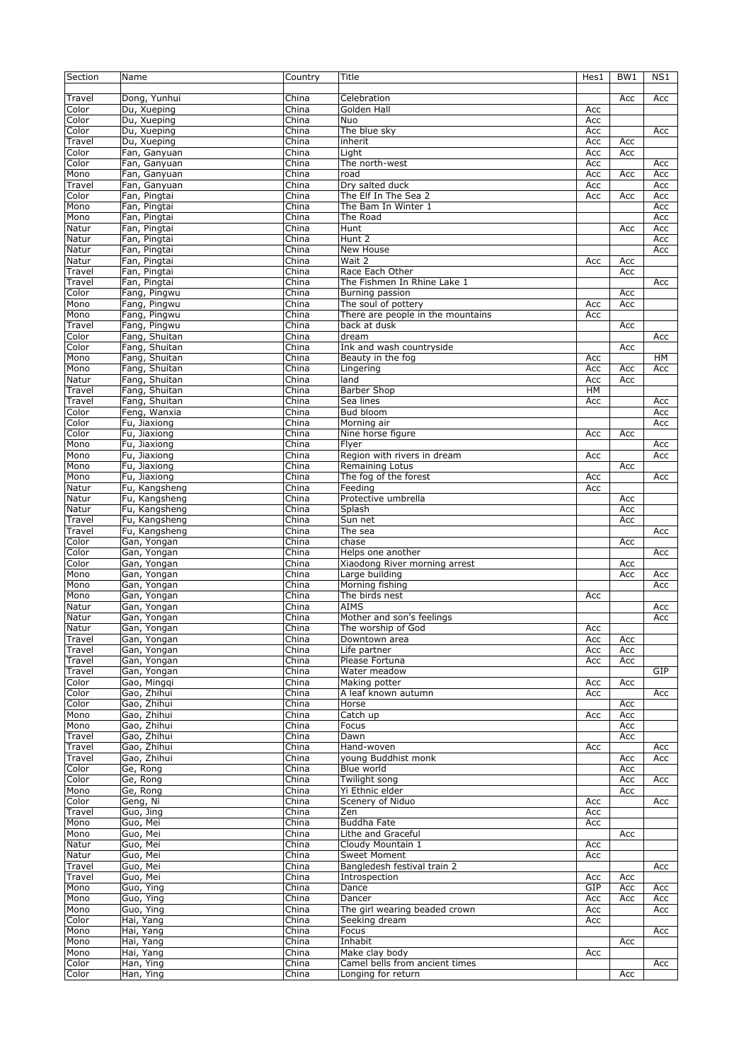| Section | Name | Country | Title | Hes1 | BW1 | NS1 |
|---|---|---|---|---|---|---|
| Travel | Dong, Yunhui | China | Celebration | | Acc | Acc |
| Color | Du, Xueping | China | Golden Hall | Acc | | |
| Color | Du, Xueping | China | Nuo | Acc | | |
| Color | Du, Xueping | China | The blue sky | Acc | | Acc |
| Travel | Du, Xueping | China | inherit | Acc | Acc | |
| Color | Fan, Ganyuan | China | Light | Acc | Acc | |
| Color | Fan, Ganyuan | China | The north-west | Acc | | Acc |
| Mono | Fan, Ganyuan | China | road | Acc | Acc | Acc |
| Travel | Fan, Ganyuan | China | Dry salted duck | Acc | | Acc |
| Color | Fan, Pingtai | China | The Elf In The Sea 2 | Acc | Acc | Acc |
| Mono | Fan, Pingtai | China | The Bam In Winter 1 | | | Acc |
| Mono | Fan, Pingtai | China | The Road | | | Acc |
| Natur | Fan, Pingtai | China | Hunt | | Acc | Acc |
| Natur | Fan, Pingtai | China | Hunt 2 | | | Acc |
| Natur | Fan, Pingtai | China | New House | | | Acc |
| Natur | Fan, Pingtai | China | Wait 2 | Acc | Acc | |
| Travel | Fan, Pingtai | China | Race Each Other | | Acc | |
| Travel | Fan, Pingtai | China | The Fishmen In Rhine Lake 1 | | | Acc |
| Color | Fang, Pingwu | China | Burning passion | | Acc | |
| Mono | Fang, Pingwu | China | The soul of pottery | Acc | Acc | |
| Mono | Fang, Pingwu | China | There are people in the mountains | Acc | | |
| Travel | Fang, Pingwu | China | back at dusk | | Acc | |
| Color | Fang, Shuitan | China | dream | | | Acc |
| Color | Fang, Shuitan | China | Ink and wash countryside | | Acc | |
| Mono | Fang, Shuitan | China | Beauty in the fog | Acc | | HM |
| Mono | Fang, Shuitan | China | Lingering | Acc | Acc | Acc |
| Natur | Fang, Shuitan | China | land | Acc | Acc | |
| Travel | Fang, Shuitan | China | Barber Shop | HM | | |
| Travel | Fang, Shuitan | China | Sea lines | Acc | | Acc |
| Color | Feng, Wanxia | China | Bud bloom | | | Acc |
| Color | Fu, Jiaxiong | China | Morning air | | | Acc |
| Color | Fu, Jiaxiong | China | Nine horse figure | Acc | Acc | |
| Mono | Fu, Jiaxiong | China | Flyer | | | Acc |
| Mono | Fu, Jiaxiong | China | Region with rivers in dream | Acc | | Acc |
| Mono | Fu, Jiaxiong | China | Remaining Lotus | | Acc | |
| Mono | Fu, Jiaxiong | China | The fog of the forest | Acc | | Acc |
| Natur | Fu, Kangsheng | China | Feeding | Acc | | |
| Natur | Fu, Kangsheng | China | Protective umbrella | | Acc | |
| Natur | Fu, Kangsheng | China | Splash | | Acc | |
| Travel | Fu, Kangsheng | China | Sun net | | Acc | |
| Travel | Fu, Kangsheng | China | The sea | | | Acc |
| Color | Gan, Yongan | China | chase | | Acc | |
| Color | Gan, Yongan | China | Helps one another | | | Acc |
| Color | Gan, Yongan | China | Xiaodong River morning arrest | | Acc | |
| Mono | Gan, Yongan | China | Large building | | Acc | Acc |
| Mono | Gan, Yongan | China | Morning fishing | | | Acc |
| Mono | Gan, Yongan | China | The birds nest | Acc | | |
| Natur | Gan, Yongan | China | AIMS | | | Acc |
| Natur | Gan, Yongan | China | Mother and son's feelings | | | Acc |
| Natur | Gan, Yongan | China | The worship of God | Acc | | |
| Travel | Gan, Yongan | China | Downtown area | Acc | Acc | |
| Travel | Gan, Yongan | China | Life partner | Acc | Acc | |
| Travel | Gan, Yongan | China | Please Fortuna | Acc | Acc | |
| Travel | Gan, Yongan | China | Water meadow | | | GIP |
| Color | Gao, Mingqi | China | Making potter | Acc | Acc | |
| Color | Gao, Zhihui | China | A leaf known autumn | Acc | | Acc |
| Color | Gao, Zhihui | China | Horse | | Acc | |
| Mono | Gao, Zhihui | China | Catch up | Acc | Acc | |
| Mono | Gao, Zhihui | China | Focus | | Acc | |
| Travel | Gao, Zhihui | China | Dawn | | Acc | |
| Travel | Gao, Zhihui | China | Hand-woven | Acc | | Acc |
| Travel | Gao, Zhihui | China | young Buddhist monk | | Acc | Acc |
| Color | Ge, Rong | China | Blue world | | Acc | |
| Color | Ge, Rong | China | Twilight song | | Acc | Acc |
| Mono | Ge, Rong | China | Yi Ethnic elder | | Acc | |
| Color | Geng, Ni | China | Scenery of Niduo | Acc | | Acc |
| Travel | Guo, Jing | China | Zen | Acc | | |
| Mono | Guo, Mei | China | Buddha Fate | Acc | | |
| Mono | Guo, Mei | China | Lithe and Graceful | | Acc | |
| Natur | Guo, Mei | China | Cloudy Mountain 1 | Acc | | |
| Natur | Guo, Mei | China | Sweet Moment | Acc | | |
| Travel | Guo, Mei | China | Bangledesh festival train 2 | | | Acc |
| Travel | Guo, Mei | China | Introspection | Acc | Acc | |
| Mono | Guo, Ying | China | Dance | GIP | Acc | Acc |
| Mono | Guo, Ying | China | Dancer | Acc | Acc | Acc |
| Mono | Guo, Ying | China | The girl wearing beaded crown | Acc | | Acc |
| Color | Hai, Yang | China | Seeking dream | Acc | | |
| Mono | Hai, Yang | China | Focus | | | Acc |
| Mono | Hai, Yang | China | Inhabit | | Acc | |
| Mono | Hai, Yang | China | Make clay body | Acc | | |
| Color | Han, Ying | China | Camel bells from ancient times | | | Acc |
| Color | Han, Ying | China | Longing for return | | Acc | |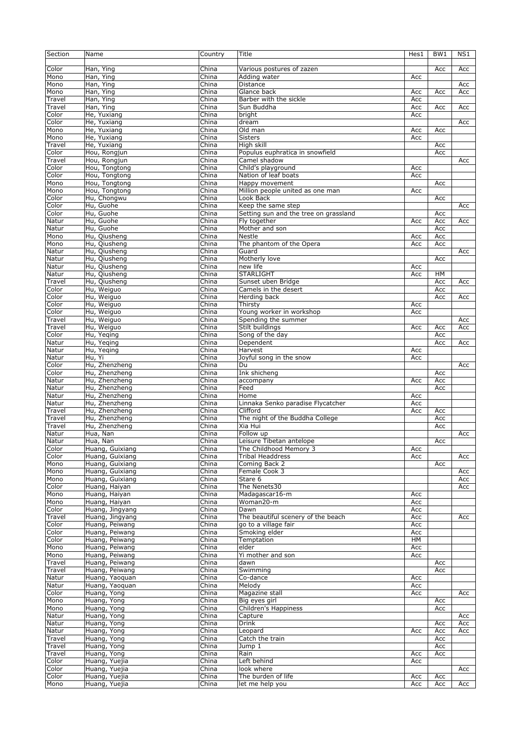| Section | Name | Country | Title | Hes1 | BW1 | NS1 |
|---|---|---|---|---|---|---|
| Color | Han, Ying | China | Various postures of zazen | | Acc | Acc |
| Mono | Han, Ying | China | Adding water | Acc | | |
| Mono | Han, Ying | China | Distance | | | Acc |
| Mono | Han, Ying | China | Glance back | Acc | Acc | Acc |
| Travel | Han, Ying | China | Barber with the sickle | Acc | | |
| Travel | Han, Ying | China | Sun Buddha | Acc | Acc | Acc |
| Color | He, Yuxiang | China | bright | Acc | | |
| Color | He, Yuxiang | China | dream | | | Acc |
| Mono | He, Yuxiang | China | Old man | Acc | Acc | |
| Mono | He, Yuxiang | China | Sisters | Acc | | |
| Travel | He, Yuxiang | China | High skill | | Acc | |
| Color | Hou, Rongjun | China | Populus euphratica in snowfield | | Acc | |
| Travel | Hou, Rongjun | China | Camel shadow | | | Acc |
| Color | Hou, Tongtong | China | Child's playground | Acc | | |
| Color | Hou, Tongtong | China | Nation of leaf boats | Acc | | |
| Mono | Hou, Tongtong | China | Happy movement | | Acc | |
| Mono | Hou, Tongtong | China | Million people united as one man | Acc | | |
| Color | Hu, Chongwu | China | Look Back | | Acc | |
| Color | Hu, Guohe | China | Keep the same step | | | Acc |
| Color | Hu, Guohe | China | Setting sun and the tree on grassland | | Acc | |
| Natur | Hu, Guohe | China | Fly together | Acc | Acc | Acc |
| Natur | Hu, Guohe | China | Mother and son | | Acc | |
| Mono | Hu, Qiusheng | China | Nestle | Acc | Acc | |
| Mono | Hu, Qiusheng | China | The phantom of the Opera | Acc | Acc | |
| Natur | Hu, Qiusheng | China | Guard | | | Acc |
| Natur | Hu, Qiusheng | China | Motherly love | | Acc | |
| Natur | Hu, Qiusheng | China | new life | Acc | | |
| Natur | Hu, Qiusheng | China | STARLIGHT | Acc | HM | |
| Travel | Hu, Qiusheng | China | Sunset uben Bridge | | Acc | Acc |
| Color | Hu, Weiguo | China | Camels in the desert | | Acc | |
| Color | Hu, Weiguo | China | Herding back | | Acc | Acc |
| Color | Hu, Weiguo | China | Thirsty | Acc | | |
| Color | Hu, Weiguo | China | Young worker in workshop | Acc | | |
| Travel | Hu, Weiguo | China | Spending the summer | | | Acc |
| Travel | Hu, Weiguo | China | Stilt buildings | Acc | Acc | Acc |
| Color | Hu, Yeqing | China | Song of the day | | Acc | |
| Natur | Hu, Yeqing | China | Dependent | | Acc | Acc |
| Natur | Hu, Yeqing | China | Harvest | Acc | | |
| Natur | Hu, Yi | China | Joyful song in the snow | Acc | | |
| Color | Hu, Zhenzheng | China | Du | | | Acc |
| Color | Hu, Zhenzheng | China | Ink shicheng | | Acc | |
| Natur | Hu, Zhenzheng | China | accompany | Acc | Acc | |
| Natur | Hu, Zhenzheng | China | Feed | | Acc | |
| Natur | Hu, Zhenzheng | China | Home | Acc | | |
| Natur | Hu, Zhenzheng | China | Linnaka Senko paradise Flycatcher | Acc | | |
| Travel | Hu, Zhenzheng | China | Clifford | Acc | Acc | |
| Travel | Hu, Zhenzheng | China | The night of the Buddha College | | Acc | |
| Travel | Hu, Zhenzheng | China | Xia Hui | | Acc | |
| Natur | Hua, Nan | China | Follow up | | | Acc |
| Natur | Hua, Nan | China | Leisure Tibetan antelope | | Acc | |
| Color | Huang, Guixiang | China | The Childhood Memory 3 | Acc | | |
| Color | Huang, Guixiang | China | Tribal Headdress | Acc | | Acc |
| Mono | Huang, Guixiang | China | Coming Back 2 | | Acc | |
| Mono | Huang, Guixiang | China | Female Cook 3 | | | Acc |
| Mono | Huang, Guixiang | China | Stare 6 | | | Acc |
| Color | Huang, Haiyan | China | The Nenets30 | | | Acc |
| Mono | Huang, Haiyan | China | Madagascar16-m | Acc | | |
| Mono | Huang, Haiyan | China | Woman20-m | Acc | | |
| Color | Huang, Jingyang | China | Dawn | Acc | | |
| Travel | Huang, Jingyang | China | The beautiful scenery of the beach | Acc | | Acc |
| Color | Huang, Peiwang | China | go to a village fair | Acc | | |
| Color | Huang, Peiwang | China | Smoking elder | Acc | | |
| Color | Huang, Peiwang | China | Temptation | HM | | |
| Mono | Huang, Peiwang | China | elder | Acc | | |
| Mono | Huang, Peiwang | China | Yi mother and son | Acc | | |
| Travel | Huang, Peiwang | China | dawn | | Acc | |
| Travel | Huang, Peiwang | China | Swimming | | Acc | |
| Natur | Huang, Yaoquan | China | Co-dance | Acc | | |
| Natur | Huang, Yaoquan | China | Melody | Acc | | |
| Color | Huang, Yong | China | Magazine stall | Acc | | Acc |
| Mono | Huang, Yong | China | Big eyes girl | | Acc | |
| Mono | Huang, Yong | China | Children's Happiness | | Acc | |
| Natur | Huang, Yong | China | Capture | | | Acc |
| Natur | Huang, Yong | China | Drink | | Acc | Acc |
| Natur | Huang, Yong | China | Leopard | Acc | Acc | Acc |
| Travel | Huang, Yong | China | Catch the train | | Acc | |
| Travel | Huang, Yong | China | Jump 1 | | Acc | |
| Travel | Huang, Yong | China | Rain | Acc | Acc | |
| Color | Huang, Yuejia | China | Left behind | Acc | | |
| Color | Huang, Yuejia | China | look where | | | Acc |
| Color | Huang, Yuejia | China | The burden of life | Acc | Acc | |
| Mono | Huang, Yuejia | China | let me help you | Acc | Acc | Acc |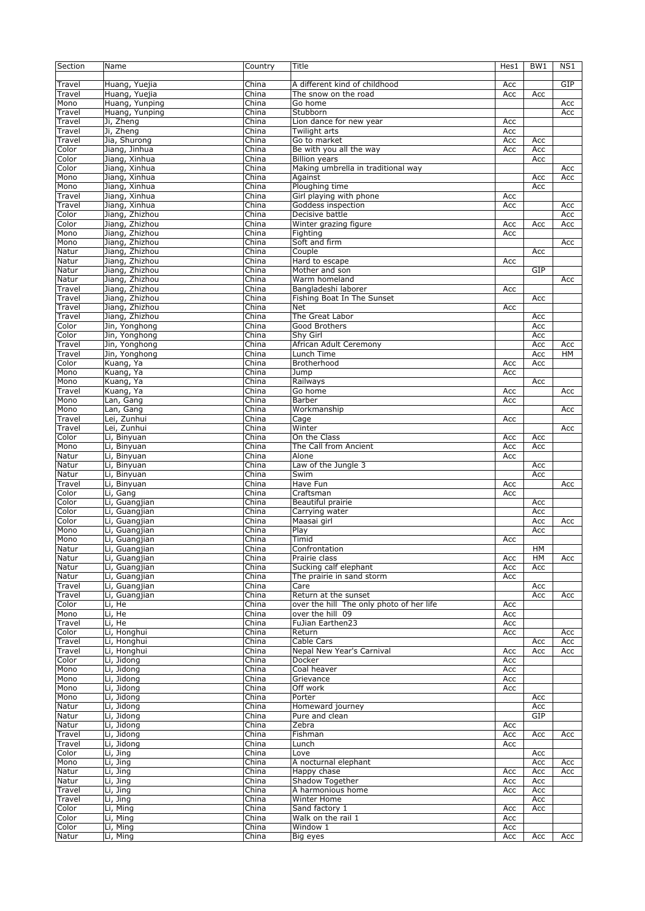| Section | Name | Country | Title | Hes1 | BW1 | NS1 |
|---|---|---|---|---|---|---|
| Travel | Huang, Yuejia | China | A different kind of childhood | Acc | | GIP |
| Travel | Huang, Yuejia | China | The snow on the road | Acc | Acc | |
| Mono | Huang, Yunping | China | Go home | | | Acc |
| Travel | Huang, Yunping | China | Stubborn | | | Acc |
| Travel | Ji, Zheng | China | Lion dance for new year | Acc | | |
| Travel | Ji, Zheng | China | Twilight arts | Acc | | |
| Travel | Jia, Shurong | China | Go to market | Acc | Acc | |
| Color | Jiang, Jinhua | China | Be with you all the way | Acc | Acc | |
| Color | Jiang, Xinhua | China | Billion years | | Acc | |
| Color | Jiang, Xinhua | China | Making umbrella in traditional way | | | Acc |
| Mono | Jiang, Xinhua | China | Against | | Acc | Acc |
| Mono | Jiang, Xinhua | China | Ploughing time | | Acc | |
| Travel | Jiang, Xinhua | China | Girl playing with phone | Acc | | |
| Travel | Jiang, Xinhua | China | Goddess inspection | Acc | | Acc |
| Color | Jiang, Zhizhou | China | Decisive battle | | | Acc |
| Color | Jiang, Zhizhou | China | Winter grazing figure | Acc | Acc | Acc |
| Mono | Jiang, Zhizhou | China | Fighting | Acc | | |
| Mono | Jiang, Zhizhou | China | Soft and firm | | | Acc |
| Natur | Jiang, Zhizhou | China | Couple | | Acc | |
| Natur | Jiang, Zhizhou | China | Hard to escape | Acc | | |
| Natur | Jiang, Zhizhou | China | Mother and son | | GIP | |
| Natur | Jiang, Zhizhou | China | Warm homeland | | | Acc |
| Travel | Jiang, Zhizhou | China | Bangladeshi laborer | Acc | | |
| Travel | Jiang, Zhizhou | China | Fishing Boat In The Sunset | | Acc | |
| Travel | Jiang, Zhizhou | China | Net | Acc | | |
| Travel | Jiang, Zhizhou | China | The Great Labor | | Acc | |
| Color | Jin, Yonghong | China | Good Brothers | | Acc | |
| Color | Jin, Yonghong | China | Shy Girl | | Acc | |
| Travel | Jin, Yonghong | China | African Adult Ceremony | | Acc | Acc |
| Travel | Jin, Yonghong | China | Lunch Time | | Acc | HM |
| Color | Kuang, Ya | China | Brotherhood | Acc | Acc | |
| Mono | Kuang, Ya | China | Jump | Acc | | |
| Mono | Kuang, Ya | China | Railways | | Acc | |
| Travel | Kuang, Ya | China | Go home | Acc | | Acc |
| Mono | Lan, Gang | China | Barber | Acc | | |
| Mono | Lan, Gang | China | Workmanship | | | Acc |
| Travel | Lei, Zunhui | China | Cage | Acc | | |
| Travel | Lei, Zunhui | China | Winter | | | Acc |
| Color | Li, Binyuan | China | On the Class | Acc | Acc | |
| Mono | Li, Binyuan | China | The Call from Ancient | Acc | Acc | |
| Natur | Li, Binyuan | China | Alone | Acc | | |
| Natur | Li, Binyuan | China | Law of the Jungle 3 | | Acc | |
| Natur | Li, Binyuan | China | Swim | | Acc | |
| Travel | Li, Binyuan | China | Have Fun | Acc | | Acc |
| Color | Li, Gang | China | Craftsman | Acc | | |
| Color | Li, Guangjian | China | Beautiful prairie | | Acc | |
| Color | Li, Guangjian | China | Carrying water | | Acc | |
| Color | Li, Guangjian | China | Maasai girl | | Acc | Acc |
| Mono | Li, Guangjian | China | Play | | Acc | |
| Mono | Li, Guangjian | China | Timid | Acc | | |
| Natur | Li, Guangjian | China | Confrontation | | HM | |
| Natur | Li, Guangjian | China | Prairie class | Acc | HM | Acc |
| Natur | Li, Guangjian | China | Sucking calf elephant | Acc | Acc | |
| Natur | Li, Guangjian | China | The prairie in sand storm | Acc | | |
| Travel | Li, Guangjian | China | Care | | Acc | |
| Travel | Li, Guangjian | China | Return at the sunset | | Acc | Acc |
| Color | Li, He | China | over the hill The only photo of her life | Acc | | |
| Mono | Li, He | China | over the hill 09 | Acc | | |
| Travel | Li, He | China | FuJian Earthen23 | Acc | | |
| Color | Li, Honghui | China | Return | Acc | | Acc |
| Travel | Li, Honghui | China | Cable Cars | | Acc | Acc |
| Travel | Li, Honghui | China | Nepal New Year's Carnival | Acc | Acc | Acc |
| Color | Li, Jidong | China | Docker | Acc | | |
| Mono | Li, Jidong | China | Coal heaver | Acc | | |
| Mono | Li, Jidong | China | Grievance | Acc | | |
| Mono | Li, Jidong | China | Off work | Acc | | |
| Mono | Li, Jidong | China | Porter | | Acc | |
| Natur | Li, Jidong | China | Homeward journey | | Acc | |
| Natur | Li, Jidong | China | Pure and clean | | GIP | |
| Natur | Li, Jidong | China | Zebra | Acc | | |
| Travel | Li, Jidong | China | Fishman | Acc | Acc | Acc |
| Travel | Li, Jidong | China | Lunch | Acc | | |
| Color | Li, Jing | China | Love | | Acc | |
| Mono | Li, Jing | China | A nocturnal elephant | | Acc | Acc |
| Natur | Li, Jing | China | Happy chase | Acc | Acc | Acc |
| Natur | Li, Jing | China | Shadow Together | Acc | Acc | |
| Travel | Li, Jing | China | A harmonious home | Acc | Acc | |
| Travel | Li, Jing | China | Winter Home | | Acc | |
| Color | Li, Ming | China | Sand factory 1 | Acc | Acc | |
| Color | Li, Ming | China | Walk on the rail 1 | Acc | | |
| Color | Li, Ming | China | Window 1 | Acc | | |
| Natur | Li, Ming | China | Big eyes | Acc | Acc | Acc |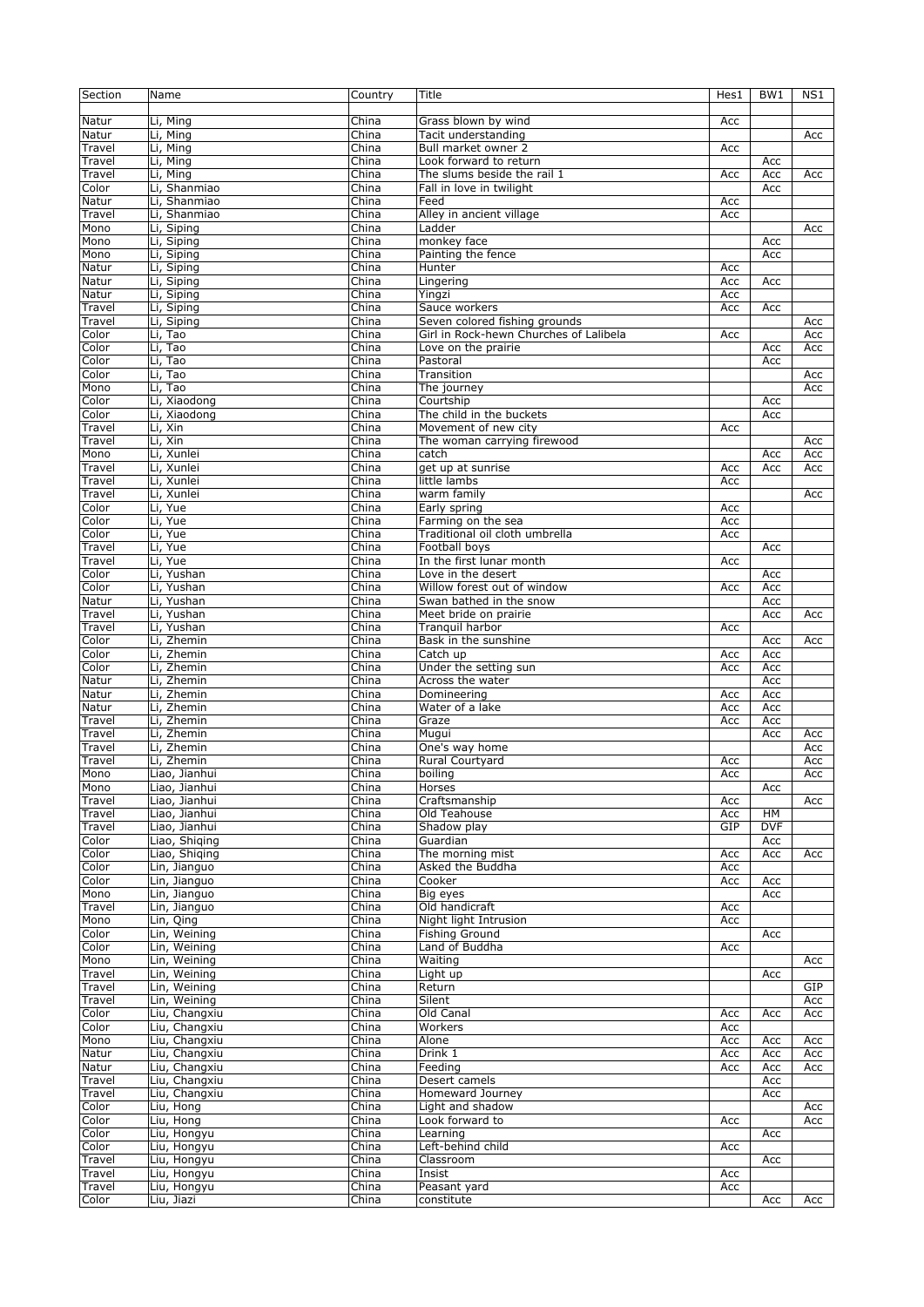| Section | Name | Country | Title | Hes1 | BW1 | NS1 |
|---|---|---|---|---|---|---|
| Natur | Li, Ming | China | Grass blown by wind | Acc | | |
| Natur | Li, Ming | China | Tacit understanding | | | Acc |
| Travel | Li, Ming | China | Bull market owner 2 | Acc | | |
| Travel | Li, Ming | China | Look forward to return | | Acc | |
| Travel | Li, Ming | China | The slums beside the rail 1 | Acc | Acc | Acc |
| Color | Li, Shanmiao | China | Fall in love in twilight | | Acc | |
| Natur | Li, Shanmiao | China | Feed | Acc | | |
| Travel | Li, Shanmiao | China | Alley in ancient village | Acc | | |
| Mono | Li, Siping | China | Ladder | | | Acc |
| Mono | Li, Siping | China | monkey face | | Acc | |
| Mono | Li, Siping | China | Painting the fence | | Acc | |
| Natur | Li, Siping | China | Hunter | Acc | | |
| Natur | Li, Siping | China | Lingering | Acc | Acc | |
| Natur | Li, Siping | China | Yingzi | Acc | | |
| Travel | Li, Siping | China | Sauce workers | Acc | Acc | |
| Travel | Li, Siping | China | Seven colored fishing grounds | | | Acc |
| Color | Li, Tao | China | Girl in Rock-hewn Churches of Lalibela | Acc | | Acc |
| Color | Li, Tao | China | Love on the prairie | | Acc | Acc |
| Color | Li, Tao | China | Pastoral | | Acc | |
| Color | Li, Tao | China | Transition | | | Acc |
| Mono | Li, Tao | China | The journey | | | Acc |
| Color | Li, Xiaodong | China | Courtship | | Acc | |
| Color | Li, Xiaodong | China | The child in the buckets | | Acc | |
| Travel | Li, Xin | China | Movement of new city | Acc | | |
| Travel | Li, Xin | China | The woman carrying firewood | | | Acc |
| Mono | Li, Xunlei | China | catch | | Acc | Acc |
| Travel | Li, Xunlei | China | get up at sunrise | Acc | Acc | Acc |
| Travel | Li, Xunlei | China | little lambs | Acc | | |
| Travel | Li, Xunlei | China | warm family | | | Acc |
| Color | Li, Yue | China | Early spring | Acc | | |
| Color | Li, Yue | China | Farming on the sea | Acc | | |
| Color | Li, Yue | China | Traditional oil cloth umbrella | Acc | | |
| Travel | Li, Yue | China | Football boys | | Acc | |
| Travel | Li, Yue | China | In the first lunar month | Acc | | |
| Color | Li, Yushan | China | Love in the desert | | Acc | |
| Color | Li, Yushan | China | Willow forest out of window | Acc | Acc | |
| Natur | Li, Yushan | China | Swan bathed in the snow | | Acc | |
| Travel | Li, Yushan | China | Meet bride on prairie | | Acc | Acc |
| Travel | Li, Yushan | China | Tranquil harbor | Acc | | |
| Color | Li, Zhemin | China | Bask in the sunshine | | Acc | Acc |
| Color | Li, Zhemin | China | Catch up | Acc | Acc | |
| Color | Li, Zhemin | China | Under the setting sun | Acc | Acc | |
| Natur | Li, Zhemin | China | Across the water | | Acc | |
| Natur | Li, Zhemin | China | Domineering | Acc | Acc | |
| Natur | Li, Zhemin | China | Water of a lake | Acc | Acc | |
| Travel | Li, Zhemin | China | Graze | Acc | Acc | |
| Travel | Li, Zhemin | China | Mugui | | Acc | Acc |
| Travel | Li, Zhemin | China | One's way home | | | Acc |
| Travel | Li, Zhemin | China | Rural Courtyard | Acc | | Acc |
| Mono | Liao, Jianhui | China | boiling | Acc | | Acc |
| Mono | Liao, Jianhui | China | Horses | | Acc | |
| Travel | Liao, Jianhui | China | Craftsmanship | Acc | | Acc |
| Travel | Liao, Jianhui | China | Old Teahouse | Acc | HM | |
| Travel | Liao, Jianhui | China | Shadow play | GIP | DVF | |
| Color | Liao, Shiqing | China | Guardian | | Acc | |
| Color | Liao, Shiqing | China | The morning mist | Acc | Acc | Acc |
| Color | Lin, Jianguo | China | Asked the Buddha | Acc | | |
| Color | Lin, Jianguo | China | Cooker | Acc | Acc | |
| Mono | Lin, Jianguo | China | Big eyes | | Acc | |
| Travel | Lin, Jianguo | China | Old handicraft | Acc | | |
| Mono | Lin, Qing | China | Night light Intrusion | Acc | | |
| Color | Lin, Weining | China | Fishing Ground | | Acc | |
| Color | Lin, Weining | China | Land of Buddha | Acc | | |
| Mono | Lin, Weining | China | Waiting | | | Acc |
| Travel | Lin, Weining | China | Light up | | Acc | |
| Travel | Lin, Weining | China | Return | | | GIP |
| Travel | Lin, Weining | China | Silent | | | Acc |
| Color | Liu, Changxiu | China | Old Canal | Acc | Acc | Acc |
| Color | Liu, Changxiu | China | Workers | Acc | | |
| Mono | Liu, Changxiu | China | Alone | Acc | Acc | Acc |
| Natur | Liu, Changxiu | China | Drink 1 | Acc | Acc | Acc |
| Natur | Liu, Changxiu | China | Feeding | Acc | Acc | Acc |
| Travel | Liu, Changxiu | China | Desert camels | | Acc | |
| Travel | Liu, Changxiu | China | Homeward Journey | | Acc | |
| Color | Liu, Hong | China | Light and shadow | | | Acc |
| Color | Liu, Hong | China | Look forward to | Acc | | Acc |
| Color | Liu, Hongyu | China | Learning | | Acc | |
| Color | Liu, Hongyu | China | Left-behind child | Acc | | |
| Travel | Liu, Hongyu | China | Classroom | | Acc | |
| Travel | Liu, Hongyu | China | Insist | Acc | | |
| Travel | Liu, Hongyu | China | Peasant yard | Acc | | |
| Color | Liu, Jiazi | China | constitute | | Acc | Acc |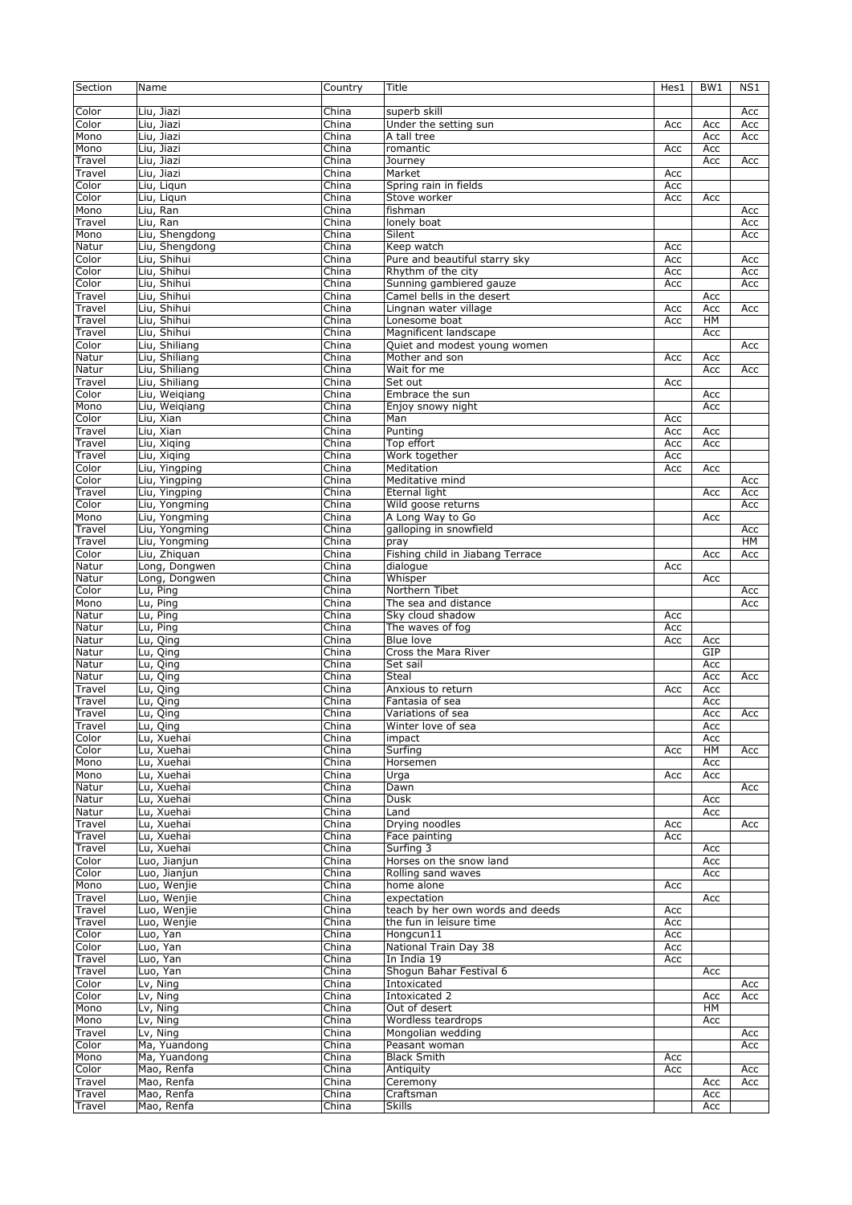| Section | Name | Country | Title | Hes1 | BW1 | NS1 |
|---|---|---|---|---|---|---|
| Color | Liu, Jiazi | China | superb skill | | | Acc |
| Color | Liu, Jiazi | China | Under the setting sun | Acc | Acc | Acc |
| Mono | Liu, Jiazi | China | A tall tree | | Acc | Acc |
| Mono | Liu, Jiazi | China | romantic | Acc | Acc | |
| Travel | Liu, Jiazi | China | Journey | | Acc | Acc |
| Travel | Liu, Jiazi | China | Market | Acc | | |
| Color | Liu, Liqun | China | Spring rain in fields | Acc | | |
| Color | Liu, Liqun | China | Stove worker | Acc | Acc | |
| Mono | Liu, Ran | China | fishman | | | Acc |
| Travel | Liu, Ran | China | lonely boat | | | Acc |
| Mono | Liu, Shengdong | China | Silent | | | Acc |
| Natur | Liu, Shengdong | China | Keep watch | Acc | | |
| Color | Liu, Shihui | China | Pure and beautiful starry sky | Acc | | Acc |
| Color | Liu, Shihui | China | Rhythm of the city | Acc | | Acc |
| Color | Liu, Shihui | China | Sunning gambiered gauze | Acc | | Acc |
| Travel | Liu, Shihui | China | Camel bells in the desert | | Acc | |
| Travel | Liu, Shihui | China | Lingnan water village | Acc | Acc | Acc |
| Travel | Liu, Shihui | China | Lonesome boat | Acc | HM | |
| Travel | Liu, Shihui | China | Magnificent landscape | | Acc | |
| Color | Liu, Shiliang | China | Quiet and modest young women | | | Acc |
| Natur | Liu, Shiliang | China | Mother and son | Acc | Acc | |
| Natur | Liu, Shiliang | China | Wait for me | | Acc | Acc |
| Travel | Liu, Shiliang | China | Set out | Acc | | |
| Color | Liu, Weiqiang | China | Embrace the sun | | Acc | |
| Mono | Liu, Weiqiang | China | Enjoy snowy night | | Acc | |
| Color | Liu, Xian | China | Man | Acc | | |
| Travel | Liu, Xian | China | Punting | Acc | Acc | |
| Travel | Liu, Xiqing | China | Top effort | Acc | Acc | |
| Travel | Liu, Xiqing | China | Work together | Acc | | |
| Color | Liu, Yingping | China | Meditation | Acc | Acc | |
| Color | Liu, Yingping | China | Meditative mind | | | Acc |
| Travel | Liu, Yingping | China | Eternal light | | Acc | Acc |
| Color | Liu, Yongming | China | Wild goose returns | | | Acc |
| Mono | Liu, Yongming | China | A Long Way to Go | | Acc | |
| Travel | Liu, Yongming | China | galloping in snowfield | | | Acc |
| Travel | Liu, Yongming | China | pray | | | HM |
| Color | Liu, Zhiquan | China | Fishing child in Jiabang Terrace | | Acc | Acc |
| Natur | Long, Dongwen | China | dialogue | Acc | | |
| Natur | Long, Dongwen | China | Whisper | | Acc | |
| Color | Lu, Ping | China | Northern Tibet | | | Acc |
| Mono | Lu, Ping | China | The sea and distance | | | Acc |
| Natur | Lu, Ping | China | Sky cloud shadow | Acc | | |
| Natur | Lu, Ping | China | The waves of fog | Acc | | |
| Natur | Lu, Qing | China | Blue love | Acc | Acc | |
| Natur | Lu, Qing | China | Cross the Mara River | | GIP | |
| Natur | Lu, Qing | China | Set sail | | Acc | |
| Natur | Lu, Qing | China | Steal | | Acc | Acc |
| Travel | Lu, Qing | China | Anxious to return | Acc | Acc | |
| Travel | Lu, Qing | China | Fantasia of sea | | Acc | |
| Travel | Lu, Qing | China | Variations of sea | | Acc | Acc |
| Travel | Lu, Qing | China | Winter love of sea | | Acc | |
| Color | Lu, Xuehai | China | impact | | Acc | |
| Color | Lu, Xuehai | China | Surfing | Acc | HM | Acc |
| Mono | Lu, Xuehai | China | Horsemen | | Acc | |
| Mono | Lu, Xuehai | China | Urga | Acc | Acc | |
| Natur | Lu, Xuehai | China | Dawn | | | Acc |
| Natur | Lu, Xuehai | China | Dusk | | Acc | |
| Natur | Lu, Xuehai | China | Land | | Acc | |
| Travel | Lu, Xuehai | China | Drying noodles | Acc | | Acc |
| Travel | Lu, Xuehai | China | Face painting | Acc | | |
| Travel | Lu, Xuehai | China | Surfing 3 | | Acc | |
| Color | Luo, Jianjun | China | Horses on the snow land | | Acc | |
| Color | Luo, Jianjun | China | Rolling sand waves | | Acc | |
| Mono | Luo, Wenjie | China | home alone | Acc | | |
| Travel | Luo, Wenjie | China | expectation | | Acc | |
| Travel | Luo, Wenjie | China | teach by her own words and deeds | Acc | | |
| Travel | Luo, Wenjie | China | the fun in leisure time | Acc | | |
| Color | Luo, Yan | China | Hongcun11 | Acc | | |
| Color | Luo, Yan | China | National Train Day 38 | Acc | | |
| Travel | Luo, Yan | China | In India 19 | Acc | | |
| Travel | Luo, Yan | China | Shogun Bahar Festival 6 | | Acc | |
| Color | Lv, Ning | China | Intoxicated | | | Acc |
| Color | Lv, Ning | China | Intoxicated 2 | | Acc | Acc |
| Mono | Lv, Ning | China | Out of desert | | HM | |
| Mono | Lv, Ning | China | Wordless teardrops | | Acc | |
| Travel | Lv, Ning | China | Mongolian wedding | | | Acc |
| Color | Ma, Yuandong | China | Peasant woman | | | Acc |
| Mono | Ma, Yuandong | China | Black Smith | Acc | | |
| Color | Mao, Renfa | China | Antiquity | Acc | | Acc |
| Travel | Mao, Renfa | China | Ceremony | | Acc | Acc |
| Travel | Mao, Renfa | China | Craftsman | | Acc | |
| Travel | Mao, Renfa | China | Skills | | Acc | |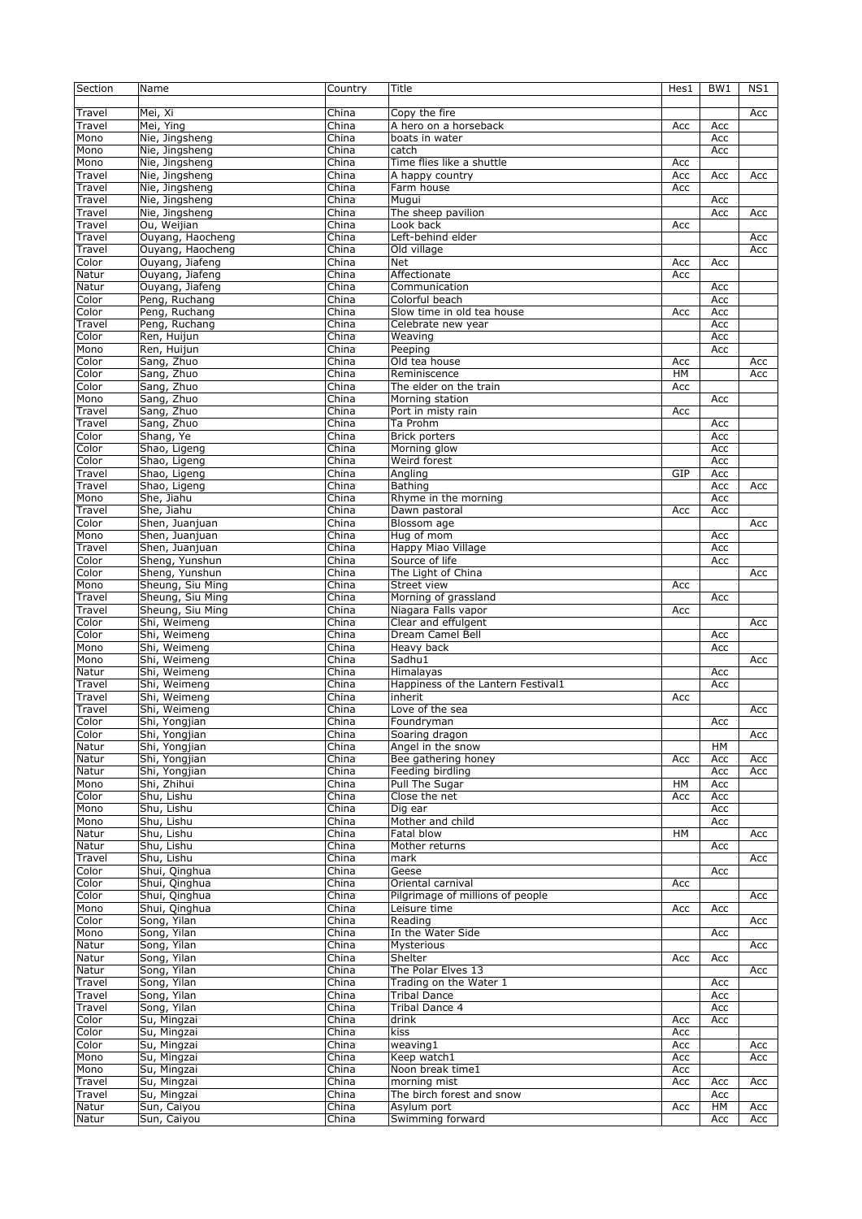| Section | Name | Country | Title | Hes1 | BW1 | NS1 |
|---|---|---|---|---|---|---|
| Travel | Mei, Xi | China | Copy the fire | | | Acc |
| Travel | Mei, Ying | China | A hero on a horseback | Acc | Acc | |
| Mono | Nie, Jingsheng | China | boats in water | | Acc | |
| Mono | Nie, Jingsheng | China | catch | | Acc | |
| Mono | Nie, Jingsheng | China | Time flies like a shuttle | Acc | | |
| Travel | Nie, Jingsheng | China | A happy country | Acc | Acc | Acc |
| Travel | Nie, Jingsheng | China | Farm house | Acc | | |
| Travel | Nie, Jingsheng | China | Mugui | | Acc | |
| Travel | Nie, Jingsheng | China | The sheep pavilion | | Acc | Acc |
| Travel | Ou, Weijian | China | Look back | Acc | | |
| Travel | Ouyang, Haocheng | China | Left-behind elder | | | Acc |
| Travel | Ouyang, Haocheng | China | Old village | | | Acc |
| Color | Ouyang, Jiafeng | China | Net | Acc | Acc | |
| Natur | Ouyang, Jiafeng | China | Affectionate | Acc | | |
| Natur | Ouyang, Jiafeng | China | Communication | | Acc | |
| Color | Peng, Ruchang | China | Colorful beach | | Acc | |
| Color | Peng, Ruchang | China | Slow time in old tea house | Acc | Acc | |
| Travel | Peng, Ruchang | China | Celebrate new year | | Acc | |
| Color | Ren, Huijun | China | Weaving | | Acc | |
| Mono | Ren, Huijun | China | Peeping | | Acc | |
| Color | Sang, Zhuo | China | Old tea house | Acc | | Acc |
| Color | Sang, Zhuo | China | Reminiscence | HM | | Acc |
| Color | Sang, Zhuo | China | The elder on the train | Acc | | |
| Mono | Sang, Zhuo | China | Morning station | | Acc | |
| Travel | Sang, Zhuo | China | Port in misty rain | Acc | | |
| Travel | Sang, Zhuo | China | Ta Prohm | | Acc | |
| Color | Shang, Ye | China | Brick porters | | Acc | |
| Color | Shao, Ligeng | China | Morning glow | | Acc | |
| Color | Shao, Ligeng | China | Weird forest | | Acc | |
| Travel | Shao, Ligeng | China | Angling | GIP | Acc | |
| Travel | Shao, Ligeng | China | Bathing | | Acc | Acc |
| Mono | She, Jiahu | China | Rhyme in the morning | | Acc | |
| Travel | She, Jiahu | China | Dawn pastoral | Acc | Acc | |
| Color | Shen, Juanjuan | China | Blossom age | | | Acc |
| Mono | Shen, Juanjuan | China | Hug of mom | | Acc | |
| Travel | Shen, Juanjuan | China | Happy Miao Village | | Acc | |
| Color | Sheng, Yunshun | China | Source of life | | Acc | |
| Color | Sheng, Yunshun | China | The Light of China | | | Acc |
| Mono | Sheung, Siu Ming | China | Street view | Acc | | |
| Travel | Sheung, Siu Ming | China | Morning of grassland | | Acc | |
| Travel | Sheung, Siu Ming | China | Niagara Falls vapor | Acc | | |
| Color | Shi, Weimeng | China | Clear and effulgent | | | Acc |
| Color | Shi, Weimeng | China | Dream Camel Bell | | Acc | |
| Mono | Shi, Weimeng | China | Heavy back | | Acc | |
| Mono | Shi, Weimeng | China | Sadhu1 | | | Acc |
| Natur | Shi, Weimeng | China | Himalayas | | Acc | |
| Travel | Shi, Weimeng | China | Happiness of the Lantern Festival1 | | Acc | |
| Travel | Shi, Weimeng | China | inherit | Acc | | |
| Travel | Shi, Weimeng | China | Love of the sea | | | Acc |
| Color | Shi, Yongjian | China | Foundryman | | Acc | |
| Color | Shi, Yongjian | China | Soaring dragon | | | Acc |
| Natur | Shi, Yongjian | China | Angel in the snow | | HM | |
| Natur | Shi, Yongjian | China | Bee gathering honey | Acc | Acc | Acc |
| Natur | Shi, Yongjian | China | Feeding birdling | | Acc | Acc |
| Mono | Shi, Zhihui | China | Pull The Sugar | HM | Acc | |
| Color | Shu, Lishu | China | Close the net | Acc | Acc | |
| Mono | Shu, Lishu | China | Dig ear | | Acc | |
| Mono | Shu, Lishu | China | Mother and child | | Acc | |
| Natur | Shu, Lishu | China | Fatal blow | HM | | Acc |
| Natur | Shu, Lishu | China | Mother returns | | Acc | |
| Travel | Shu, Lishu | China | mark | | | Acc |
| Color | Shui, Qinghua | China | Geese | | Acc | |
| Color | Shui, Qinghua | China | Oriental carnival | Acc | | |
| Color | Shui, Qinghua | China | Pilgrimage of millions of people | | | Acc |
| Mono | Shui, Qinghua | China | Leisure time | Acc | Acc | |
| Color | Song, Yilan | China | Reading | | | Acc |
| Mono | Song, Yilan | China | In the Water Side | | Acc | |
| Natur | Song, Yilan | China | Mysterious | | | Acc |
| Natur | Song, Yilan | China | Shelter | Acc | Acc | |
| Natur | Song, Yilan | China | The Polar Elves 13 | | | Acc |
| Travel | Song, Yilan | China | Trading on the Water 1 | | Acc | |
| Travel | Song, Yilan | China | Tribal Dance | | Acc | |
| Travel | Song, Yilan | China | Tribal Dance 4 | | Acc | |
| Color | Su, Mingzai | China | drink | Acc | Acc | |
| Color | Su, Mingzai | China | kiss | Acc | | |
| Color | Su, Mingzai | China | weaving1 | Acc | | Acc |
| Mono | Su, Mingzai | China | Keep watch1 | Acc | | Acc |
| Mono | Su, Mingzai | China | Noon break time1 | Acc | | |
| Travel | Su, Mingzai | China | morning mist | Acc | Acc | Acc |
| Travel | Su, Mingzai | China | The birch forest and snow | | Acc | |
| Natur | Sun, Caiyou | China | Asylum port | Acc | HM | Acc |
| Natur | Sun, Caiyou | China | Swimming forward | | Acc | Acc |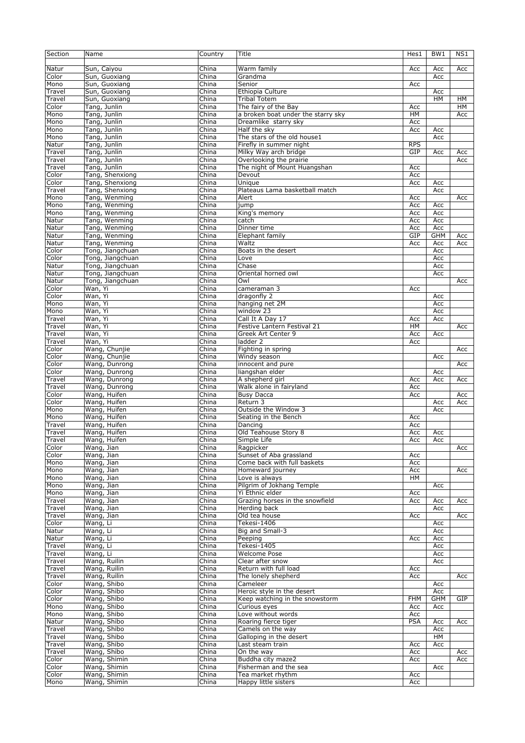| Section | Name | Country | Title | Hes1 | BW1 | NS1 |
|---|---|---|---|---|---|---|
| Natur | Sun, Caiyou | China | Warm family | Acc | Acc | Acc |
| Color | Sun, Guoxiang | China | Grandma | | Acc | |
| Mono | Sun, Guoxiang | China | Senior | Acc | | |
| Travel | Sun, Guoxiang | China | Ethiopia Culture | | Acc | |
| Travel | Sun, Guoxiang | China | Tribal Totem | | HM | HM |
| Color | Tang, Junlin | China | The fairy of the Bay | Acc | | HM |
| Mono | Tang, Junlin | China | a broken boat under the starry sky | HM | | Acc |
| Mono | Tang, Junlin | China | Dreamlike starry sky | Acc | | |
| Mono | Tang, Junlin | China | Half the sky | Acc | Acc | |
| Mono | Tang, Junlin | China | The stars of the old house1 | | Acc | |
| Natur | Tang, Junlin | China | Firefly in summer night | RPS | | |
| Travel | Tang, Junlin | China | Milky Way arch bridge | GIP | Acc | Acc |
| Travel | Tang, Junlin | China | Overlooking the prairie | | | Acc |
| Travel | Tang, Junlin | China | The night of Mount Huangshan | Acc | | |
| Color | Tang, Shenxiong | China | Devout | Acc | | |
| Color | Tang, Shenxiong | China | Unique | Acc | Acc | |
| Travel | Tang, Shenxiong | China | Plateaus Lama basketball match | | Acc | |
| Mono | Tang, Wenming | China | Alert | Acc | | Acc |
| Mono | Tang, Wenming | China | jump | Acc | Acc | |
| Mono | Tang, Wenming | China | King's memory | Acc | Acc | |
| Natur | Tang, Wenming | China | catch | Acc | Acc | |
| Natur | Tang, Wenming | China | Dinner time | Acc | Acc | |
| Natur | Tang, Wenming | China | Elephant family | GIP | GHM | Acc |
| Natur | Tang, Wenming | China | Waltz | Acc | Acc | Acc |
| Color | Tong, Jiangchuan | China | Boats in the desert | | Acc | |
| Color | Tong, Jiangchuan | China | Love | | Acc | |
| Natur | Tong, Jiangchuan | China | Chase | | Acc | |
| Natur | Tong, Jiangchuan | China | Oriental horned owl | | Acc | |
| Natur | Tong, Jiangchuan | China | Owl | | | Acc |
| Color | Wan, Yi | China | cameraman 3 | Acc | | |
| Color | Wan, Yi | China | dragonfly 2 | | Acc | |
| Mono | Wan, Yi | China | hanging net 2M | | Acc | |
| Mono | Wan, Yi | China | window 23 | | Acc | |
| Travel | Wan, Yi | China | Call It A Day 17 | Acc | Acc | |
| Travel | Wan, Yi | China | Festive Lantern Festival 21 | HM | | Acc |
| Travel | Wan, Yi | China | Greek Art Center 9 | Acc | Acc | |
| Travel | Wan, Yi | China | ladder 2 | Acc | | |
| Color | Wang, Chunjie | China | Fighting in spring | | | Acc |
| Color | Wang, Chunjie | China | Windy season | | Acc | |
| Color | Wang, Dunrong | China | innocent and pure | | | Acc |
| Color | Wang, Dunrong | China | liangshan elder | | Acc | |
| Travel | Wang, Dunrong | China | A shepherd girl | Acc | Acc | Acc |
| Travel | Wang, Dunrong | China | Walk alone in fairyland | Acc | | |
| Color | Wang, Huifen | China | Busy Dacca | Acc | | Acc |
| Color | Wang, Huifen | China | Return 3 | | Acc | Acc |
| Mono | Wang, Huifen | China | Outside the Window 3 | | Acc | |
| Mono | Wang, Huifen | China | Seating in the Bench | Acc | | |
| Travel | Wang, Huifen | China | Dancing | Acc | | |
| Travel | Wang, Huifen | China | Old Teahouse Story 8 | Acc | Acc | |
| Travel | Wang, Huifen | China | Simple Life | Acc | Acc | |
| Color | Wang, Jian | China | Ragpicker | | | Acc |
| Color | Wang, Jian | China | Sunset of Aba grassland | Acc | | |
| Mono | Wang, Jian | China | Come back with full baskets | Acc | | |
| Mono | Wang, Jian | China | Homeward journey | Acc | | Acc |
| Mono | Wang, Jian | China | Love is always | HM | | |
| Mono | Wang, Jian | China | Pilgrim of Jokhang Temple | | Acc | |
| Mono | Wang, Jian | China | Yi Ethnic elder | Acc | | |
| Travel | Wang, Jian | China | Grazing horses in the snowfield | Acc | Acc | Acc |
| Travel | Wang, Jian | China | Herding back | | Acc | |
| Travel | Wang, Jian | China | Old tea house | Acc | | Acc |
| Color | Wang, Li | China | Tekesi-1406 | | Acc | |
| Natur | Wang, Li | China | Big and Small-3 | | Acc | |
| Natur | Wang, Li | China | Peeping | Acc | Acc | |
| Travel | Wang, Li | China | Tekesi-1405 | | Acc | |
| Travel | Wang, Li | China | Welcome Pose | | Acc | |
| Travel | Wang, Ruilin | China | Clear after snow | | Acc | |
| Travel | Wang, Ruilin | China | Return with full load | Acc | | |
| Travel | Wang, Ruilin | China | The lonely shepherd | Acc | | Acc |
| Color | Wang, Shibo | China | Cameleer | | Acc | |
| Color | Wang, Shibo | China | Heroic style in the desert | | Acc | |
| Color | Wang, Shibo | China | Keep watching in the snowstorm | FHM | GHM | GIP |
| Mono | Wang, Shibo | China | Curious eyes | Acc | Acc | |
| Mono | Wang, Shibo | China | Love without words | Acc | | |
| Natur | Wang, Shibo | China | Roaring fierce tiger | PSA | Acc | Acc |
| Travel | Wang, Shibo | China | Camels on the way | | Acc | |
| Travel | Wang, Shibo | China | Galloping in the desert | | HM | |
| Travel | Wang, Shibo | China | Last steam train | Acc | Acc | |
| Travel | Wang, Shibo | China | On the way | Acc | | Acc |
| Color | Wang, Shimin | China | Buddha city maze2 | Acc | | Acc |
| Color | Wang, Shimin | China | Fisherman and the sea | | Acc | |
| Color | Wang, Shimin | China | Tea market rhythm | Acc | | |
| Mono | Wang, Shimin | China | Happy little sisters | Acc | | |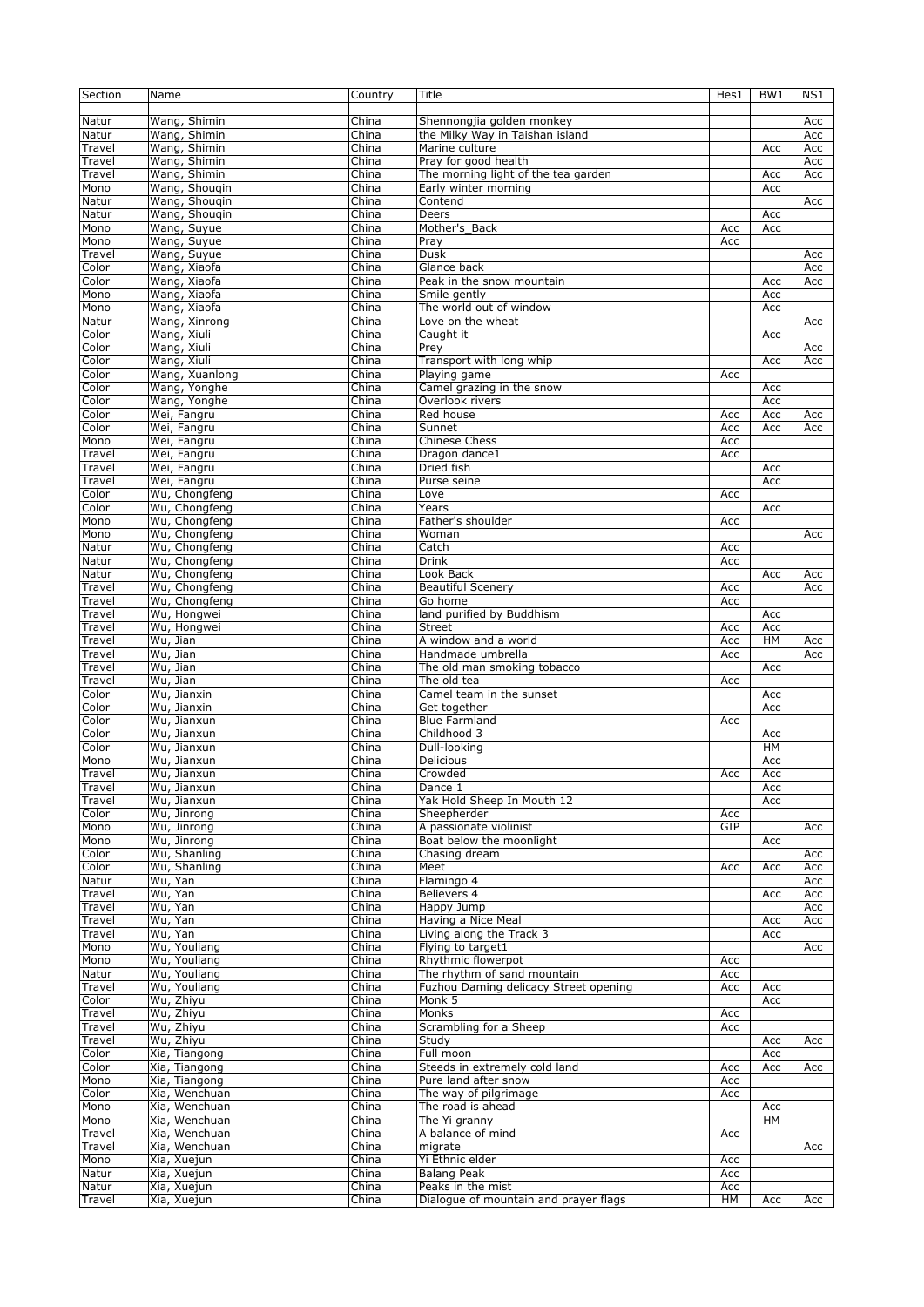| Section | Name | Country | Title | Hes1 | BW1 | NS1 |
|---|---|---|---|---|---|---|
| Natur | Wang, Shimin | China | Shennongjia golden monkey | | | Acc |
| Natur | Wang, Shimin | China | the Milky Way in Taishan island | | | Acc |
| Travel | Wang, Shimin | China | Marine culture | | Acc | Acc |
| Travel | Wang, Shimin | China | Pray for good health | | | Acc |
| Travel | Wang, Shimin | China | The morning light of the tea garden | | Acc | Acc |
| Mono | Wang, Shouqin | China | Early winter morning | | Acc | |
| Natur | Wang, Shouqin | China | Contend | | | Acc |
| Natur | Wang, Shouqin | China | Deers | | Acc | |
| Mono | Wang, Suyue | China | Mother's_Back | Acc | Acc | |
| Mono | Wang, Suyue | China | Pray | Acc | | |
| Travel | Wang, Suyue | China | Dusk | | | Acc |
| Color | Wang, Xiaofa | China | Glance back | | | Acc |
| Color | Wang, Xiaofa | China | Peak in the snow mountain | | Acc | Acc |
| Mono | Wang, Xiaofa | China | Smile gently | | Acc | |
| Mono | Wang, Xiaofa | China | The world out of window | | Acc | |
| Natur | Wang, Xinrong | China | Love on the wheat | | | Acc |
| Color | Wang, Xiuli | China | Caught it | | Acc | |
| Color | Wang, Xiuli | China | Prey | | | Acc |
| Color | Wang, Xiuli | China | Transport with long whip | | Acc | Acc |
| Color | Wang, Xuanlong | China | Playing game | Acc | | |
| Color | Wang, Yonghe | China | Camel grazing in the snow | | Acc | |
| Color | Wang, Yonghe | China | Overlook rivers | | Acc | |
| Color | Wei, Fangru | China | Red house | Acc | Acc | Acc |
| Color | Wei, Fangru | China | Sunnet | Acc | Acc | Acc |
| Mono | Wei, Fangru | China | Chinese Chess | Acc | | |
| Travel | Wei, Fangru | China | Dragon dance1 | Acc | | |
| Travel | Wei, Fangru | China | Dried fish | | Acc | |
| Travel | Wei, Fangru | China | Purse seine | | Acc | |
| Color | Wu, Chongfeng | China | Love | Acc | | |
| Color | Wu, Chongfeng | China | Years | | Acc | |
| Mono | Wu, Chongfeng | China | Father's shoulder | Acc | | |
| Mono | Wu, Chongfeng | China | Woman | | | Acc |
| Natur | Wu, Chongfeng | China | Catch | Acc | | |
| Natur | Wu, Chongfeng | China | Drink | Acc | | |
| Natur | Wu, Chongfeng | China | Look Back | | Acc | Acc |
| Travel | Wu, Chongfeng | China | Beautiful Scenery | Acc | | Acc |
| Travel | Wu, Chongfeng | China | Go home | Acc | | |
| Travel | Wu, Hongwei | China | land purified by Buddhism | | Acc | |
| Travel | Wu, Hongwei | China | Street | Acc | Acc | |
| Travel | Wu, Jian | China | A window and a world | Acc | HM | Acc |
| Travel | Wu, Jian | China | Handmade umbrella | Acc | | Acc |
| Travel | Wu, Jian | China | The old man smoking tobacco | | Acc | |
| Travel | Wu, Jian | China | The old tea | Acc | | |
| Color | Wu, Jianxin | China | Camel team in the sunset | | Acc | |
| Color | Wu, Jianxin | China | Get together | | Acc | |
| Color | Wu, Jianxun | China | Blue Farmland | Acc | | |
| Color | Wu, Jianxun | China | Childhood 3 | | Acc | |
| Color | Wu, Jianxun | China | Dull-looking | | HM | |
| Mono | Wu, Jianxun | China | Delicious | | Acc | |
| Travel | Wu, Jianxun | China | Crowded | Acc | Acc | |
| Travel | Wu, Jianxun | China | Dance 1 | | Acc | |
| Travel | Wu, Jianxun | China | Yak Hold Sheep In Mouth 12 | | Acc | |
| Color | Wu, Jinrong | China | Sheepherder | Acc | | |
| Mono | Wu, Jinrong | China | A passionate violinist | GIP | | Acc |
| Mono | Wu, Jinrong | China | Boat below the moonlight | | Acc | |
| Color | Wu, Shanling | China | Chasing dream | | | Acc |
| Color | Wu, Shanling | China | Meet | Acc | Acc | Acc |
| Natur | Wu, Yan | China | Flamingo 4 | | | Acc |
| Travel | Wu, Yan | China | Believers 4 | | Acc | Acc |
| Travel | Wu, Yan | China | Happy Jump | | | Acc |
| Travel | Wu, Yan | China | Having a Nice Meal | | Acc | Acc |
| Travel | Wu, Yan | China | Living along the Track 3 | | Acc | |
| Mono | Wu, Youliang | China | Flying to target1 | | | Acc |
| Mono | Wu, Youliang | China | Rhythmic flowerpot | Acc | | |
| Natur | Wu, Youliang | China | The rhythm of sand mountain | Acc | | |
| Travel | Wu, Youliang | China | Fuzhou Daming delicacy Street opening | Acc | Acc | |
| Color | Wu, Zhiyu | China | Monk 5 | | Acc | |
| Travel | Wu, Zhiyu | China | Monks | Acc | | |
| Travel | Wu, Zhiyu | China | Scrambling for a Sheep | Acc | | |
| Travel | Wu, Zhiyu | China | Study | | Acc | Acc |
| Color | Xia, Tiangong | China | Full moon | | Acc | |
| Color | Xia, Tiangong | China | Steeds in extremely cold land | Acc | Acc | Acc |
| Mono | Xia, Tiangong | China | Pure land after snow | Acc | | |
| Color | Xia, Wenchuan | China | The way of pilgrimage | Acc | | |
| Mono | Xia, Wenchuan | China | The road is ahead | | Acc | |
| Mono | Xia, Wenchuan | China | The Yi granny | | HM | |
| Travel | Xia, Wenchuan | China | A balance of mind | Acc | | |
| Travel | Xia, Wenchuan | China | migrate | | | Acc |
| Mono | Xia, Xuejun | China | Yi Ethnic elder | Acc | | |
| Natur | Xia, Xuejun | China | Balang Peak | Acc | | |
| Natur | Xia, Xuejun | China | Peaks in the mist | Acc | | |
| Travel | Xia, Xuejun | China | Dialogue of mountain and prayer flags | HM | Acc | Acc |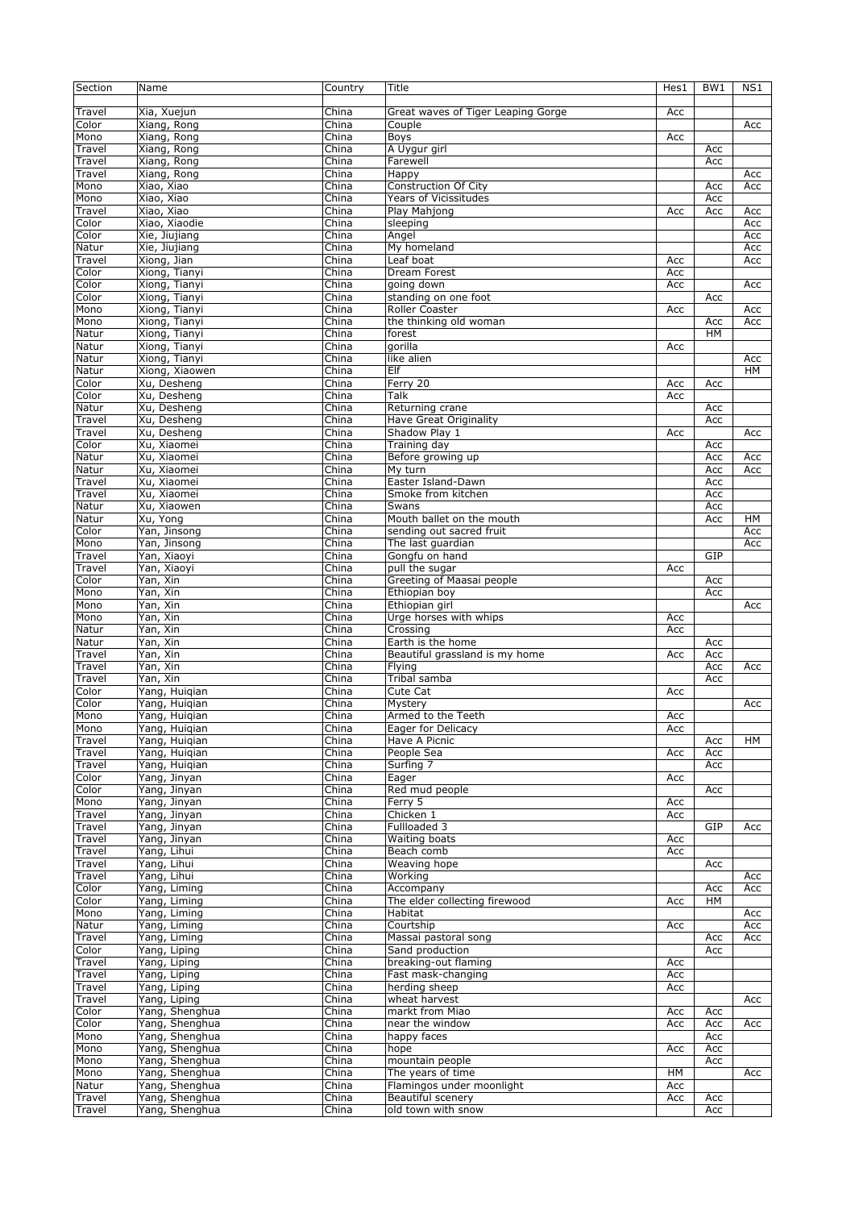| Section | Name | Country | Title | Hes1 | BW1 | NS1 |
|---|---|---|---|---|---|---|
| Travel | Xia, Xuejun | China | Great waves of Tiger Leaping Gorge | Acc | | |
| Color | Xiang, Rong | China | Couple | | | Acc |
| Mono | Xiang, Rong | China | Boys | Acc | | |
| Travel | Xiang, Rong | China | A Uygur girl | | Acc | |
| Travel | Xiang, Rong | China | Farewell | | Acc | |
| Travel | Xiang, Rong | China | Happy | | | Acc |
| Mono | Xiao, Xiao | China | Construction Of City | | Acc | Acc |
| Mono | Xiao, Xiao | China | Years of Vicissitudes | | Acc | |
| Travel | Xiao, Xiao | China | Play Mahjong | Acc | Acc | Acc |
| Color | Xiao, Xiaodie | China | sleeping | | | Acc |
| Color | Xie, Jiujiang | China | Angel | | | Acc |
| Natur | Xie, Jiujiang | China | My homeland | | | Acc |
| Travel | Xiong, Jian | China | Leaf boat | Acc | | Acc |
| Color | Xiong, Tianyi | China | Dream Forest | Acc | | |
| Color | Xiong, Tianyi | China | going down | Acc | | Acc |
| Color | Xiong, Tianyi | China | standing on one foot | | Acc | |
| Mono | Xiong, Tianyi | China | Roller Coaster | Acc | | Acc |
| Mono | Xiong, Tianyi | China | the thinking old woman | | Acc | Acc |
| Natur | Xiong, Tianyi | China | forest | | HM | |
| Natur | Xiong, Tianyi | China | gorilla | Acc | | |
| Natur | Xiong, Tianyi | China | like alien | | | Acc |
| Natur | Xiong, Xiaowen | China | Elf | | | HM |
| Color | Xu, Desheng | China | Ferry 20 | Acc | Acc | |
| Color | Xu, Desheng | China | Talk | Acc | | |
| Natur | Xu, Desheng | China | Returning crane | | Acc | |
| Travel | Xu, Desheng | China | Have Great Originality | | Acc | |
| Travel | Xu, Desheng | China | Shadow Play 1 | Acc | | Acc |
| Color | Xu, Xiaomei | China | Training day | | Acc | |
| Natur | Xu, Xiaomei | China | Before growing up | | Acc | Acc |
| Natur | Xu, Xiaomei | China | My turn | | Acc | Acc |
| Travel | Xu, Xiaomei | China | Easter Island-Dawn | | Acc | |
| Travel | Xu, Xiaomei | China | Smoke from kitchen | | Acc | |
| Natur | Xu, Xiaowen | China | Swans | | Acc | |
| Natur | Xu, Yong | China | Mouth ballet on the mouth | | Acc | HM |
| Color | Yan, Jinsong | China | sending out sacred fruit | | | Acc |
| Mono | Yan, Jinsong | China | The last guardian | | | Acc |
| Travel | Yan, Xiaoyi | China | Gongfu on hand | | GIP | |
| Travel | Yan, Xiaoyi | China | pull the sugar | Acc | | |
| Color | Yan, Xin | China | Greeting of Maasai people | | Acc | |
| Mono | Yan, Xin | China | Ethiopian boy | | Acc | |
| Mono | Yan, Xin | China | Ethiopian girl | | | Acc |
| Mono | Yan, Xin | China | Urge horses with whips | Acc | | |
| Natur | Yan, Xin | China | Crossing | Acc | | |
| Natur | Yan, Xin | China | Earth is the home | | Acc | |
| Travel | Yan, Xin | China | Beautiful grassland is my home | Acc | Acc | |
| Travel | Yan, Xin | China | Flying | | Acc | Acc |
| Travel | Yan, Xin | China | Tribal samba | | Acc | |
| Color | Yang, Huiqian | China | Cute Cat | Acc | | |
| Color | Yang, Huiqian | China | Mystery | | | Acc |
| Mono | Yang, Huiqian | China | Armed to the Teeth | Acc | | |
| Mono | Yang, Huiqian | China | Eager for Delicacy | Acc | | |
| Travel | Yang, Huiqian | China | Have A Picnic | | Acc | HM |
| Travel | Yang, Huiqian | China | People Sea | Acc | Acc | |
| Travel | Yang, Huiqian | China | Surfing 7 | | Acc | |
| Color | Yang, Jinyan | China | Eager | Acc | | |
| Color | Yang, Jinyan | China | Red mud people | | Acc | |
| Mono | Yang, Jinyan | China | Ferry 5 | Acc | | |
| Travel | Yang, Jinyan | China | Chicken 1 | Acc | | |
| Travel | Yang, Jinyan | China | Fullloaded 3 | | GIP | Acc |
| Travel | Yang, Jinyan | China | Waiting boats | Acc | | |
| Travel | Yang, Lihui | China | Beach comb | Acc | | |
| Travel | Yang, Lihui | China | Weaving hope | | Acc | |
| Travel | Yang, Lihui | China | Working | | | Acc |
| Color | Yang, Liming | China | Accompany | | Acc | Acc |
| Color | Yang, Liming | China | The elder collecting firewood | Acc | HM | |
| Mono | Yang, Liming | China | Habitat | | | Acc |
| Natur | Yang, Liming | China | Courtship | Acc | | Acc |
| Travel | Yang, Liming | China | Massai pastoral song | | Acc | Acc |
| Color | Yang, Liping | China | Sand production | | Acc | |
| Travel | Yang, Liping | China | breaking-out flaming | Acc | | |
| Travel | Yang, Liping | China | Fast mask-changing | Acc | | |
| Travel | Yang, Liping | China | herding sheep | Acc | | |
| Travel | Yang, Liping | China | wheat harvest | | | Acc |
| Color | Yang, Shenghua | China | markt from Miao | Acc | Acc | |
| Color | Yang, Shenghua | China | near the window | Acc | Acc | Acc |
| Mono | Yang, Shenghua | China | happy faces | | Acc | |
| Mono | Yang, Shenghua | China | hope | Acc | Acc | |
| Mono | Yang, Shenghua | China | mountain people | | Acc | |
| Mono | Yang, Shenghua | China | The years of time | HM | | Acc |
| Natur | Yang, Shenghua | China | Flamingos under moonlight | Acc | | |
| Travel | Yang, Shenghua | China | Beautiful scenery | Acc | Acc | |
| Travel | Yang, Shenghua | China | old town with snow | | Acc | |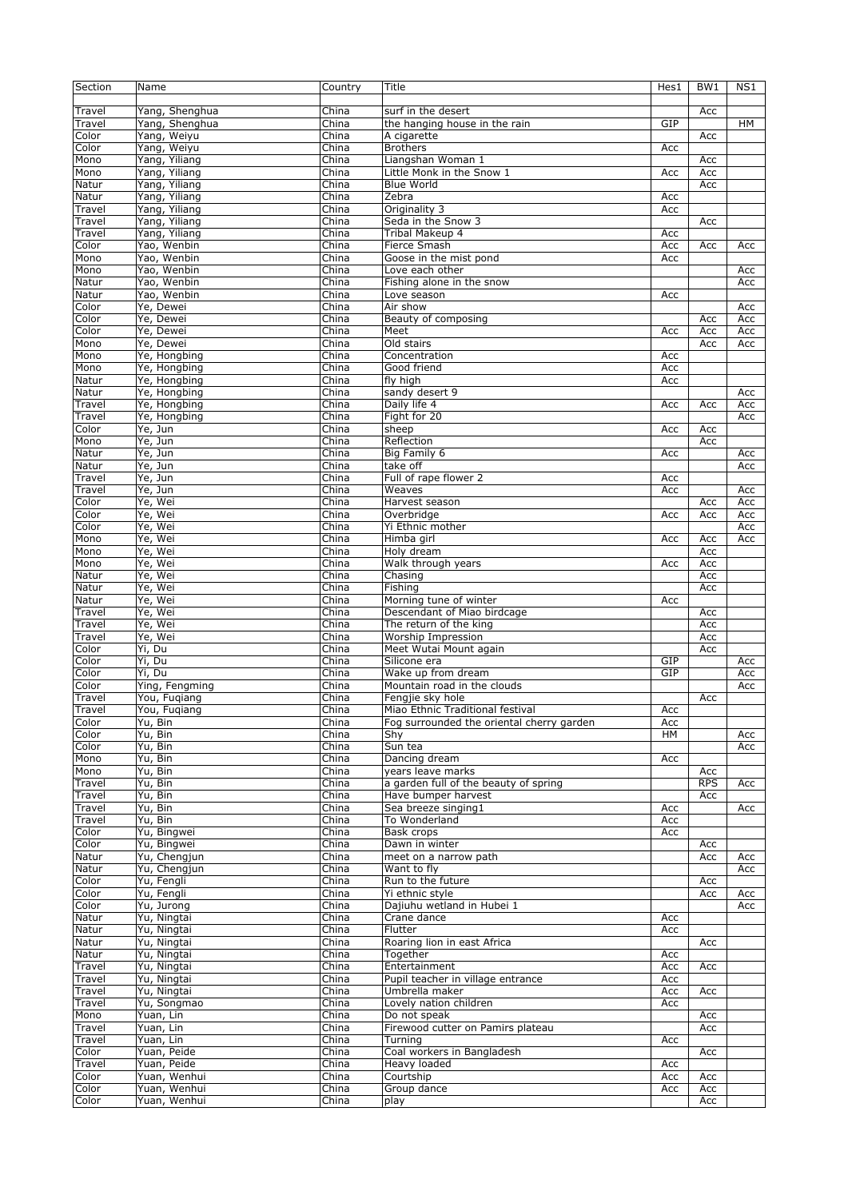| Section | Name | Country | Title | Hes1 | BW1 | NS1 |
|---|---|---|---|---|---|---|
| Travel | Yang, Shenghua | China | surf in the desert | | Acc | |
| Travel | Yang, Shenghua | China | the hanging house in the rain | GIP | | HM |
| Color | Yang, Weiyu | China | A cigarette | | Acc | |
| Color | Yang, Weiyu | China | Brothers | Acc | | |
| Mono | Yang, Yiliang | China | Liangshan Woman 1 | | Acc | |
| Mono | Yang, Yiliang | China | Little Monk in the Snow 1 | Acc | Acc | |
| Natur | Yang, Yiliang | China | Blue World | | Acc | |
| Natur | Yang, Yiliang | China | Zebra | Acc | | |
| Travel | Yang, Yiliang | China | Originality 3 | Acc | | |
| Travel | Yang, Yiliang | China | Seda in the Snow 3 | | Acc | |
| Travel | Yang, Yiliang | China | Tribal Makeup 4 | Acc | | |
| Color | Yao, Wenbin | China | Fierce Smash | Acc | Acc | Acc |
| Mono | Yao, Wenbin | China | Goose in the mist pond | Acc | | |
| Mono | Yao, Wenbin | China | Love each other | | | Acc |
| Natur | Yao, Wenbin | China | Fishing alone in the snow | | | Acc |
| Natur | Yao, Wenbin | China | Love season | Acc | | |
| Color | Ye, Dewei | China | Air show | | | Acc |
| Color | Ye, Dewei | China | Beauty of composing | | Acc | Acc |
| Color | Ye, Dewei | China | Meet | Acc | Acc | Acc |
| Mono | Ye, Dewei | China | Old stairs | | Acc | Acc |
| Mono | Ye, Hongbing | China | Concentration | Acc | | |
| Mono | Ye, Hongbing | China | Good friend | Acc | | |
| Natur | Ye, Hongbing | China | fly high | Acc | | |
| Natur | Ye, Hongbing | China | sandy desert 9 | | | Acc |
| Travel | Ye, Hongbing | China | Daily life 4 | Acc | Acc | Acc |
| Travel | Ye, Hongbing | China | Fight for 20 | | | Acc |
| Color | Ye, Jun | China | sheep | Acc | Acc | |
| Mono | Ye, Jun | China | Reflection | | Acc | |
| Natur | Ye, Jun | China | Big Family 6 | Acc | | Acc |
| Natur | Ye, Jun | China | take off | | | Acc |
| Travel | Ye, Jun | China | Full of rape flower 2 | Acc | | |
| Travel | Ye, Jun | China | Weaves | Acc | | Acc |
| Color | Ye, Wei | China | Harvest season | | Acc | Acc |
| Color | Ye, Wei | China | Overbridge | Acc | Acc | Acc |
| Color | Ye, Wei | China | Yi Ethnic mother | | | Acc |
| Mono | Ye, Wei | China | Himba girl | Acc | Acc | Acc |
| Mono | Ye, Wei | China | Holy dream | | Acc | |
| Mono | Ye, Wei | China | Walk through years | Acc | Acc | |
| Natur | Ye, Wei | China | Chasing | | Acc | |
| Natur | Ye, Wei | China | Fishing | | Acc | |
| Natur | Ye, Wei | China | Morning tune of winter | Acc | | |
| Travel | Ye, Wei | China | Descendant of Miao birdcage | | Acc | |
| Travel | Ye, Wei | China | The return of the king | | Acc | |
| Travel | Ye, Wei | China | Worship Impression | | Acc | |
| Color | Yi, Du | China | Meet Wutai Mount again | | Acc | |
| Color | Yi, Du | China | Silicone era | GIP | | Acc |
| Color | Yi, Du | China | Wake up from dream | GIP | | Acc |
| Color | Ying, Fengming | China | Mountain road in the clouds | | | Acc |
| Travel | You, Fuqiang | China | Fengjie sky hole | | Acc | |
| Travel | You, Fuqiang | China | Miao Ethnic Traditional festival | Acc | | |
| Color | Yu, Bin | China | Fog surrounded the oriental cherry garden | Acc | | |
| Color | Yu, Bin | China | Shy | HM | | Acc |
| Color | Yu, Bin | China | Sun tea | | | Acc |
| Mono | Yu, Bin | China | Dancing dream | Acc | | |
| Mono | Yu, Bin | China | years leave marks | | Acc | |
| Travel | Yu, Bin | China | a garden full of the beauty of spring | | RPS | Acc |
| Travel | Yu, Bin | China | Have bumper harvest | | Acc | |
| Travel | Yu, Bin | China | Sea breeze singing1 | Acc | | Acc |
| Travel | Yu, Bin | China | To Wonderland | Acc | | |
| Color | Yu, Bingwei | China | Bask crops | Acc | | |
| Color | Yu, Bingwei | China | Dawn in winter | | Acc | |
| Natur | Yu, Chengjun | China | meet on a narrow path | | Acc | Acc |
| Natur | Yu, Chengjun | China | Want to fly | | | Acc |
| Color | Yu, Fengli | China | Run to the future | | Acc | |
| Color | Yu, Fengli | China | Yi ethnic style | | Acc | Acc |
| Color | Yu, Jurong | China | Dajiuhu wetland in Hubei 1 | | | Acc |
| Natur | Yu, Ningtai | China | Crane dance | Acc | | |
| Natur | Yu, Ningtai | China | Flutter | Acc | | |
| Natur | Yu, Ningtai | China | Roaring lion in east Africa | | Acc | |
| Natur | Yu, Ningtai | China | Together | Acc | | |
| Travel | Yu, Ningtai | China | Entertainment | Acc | Acc | |
| Travel | Yu, Ningtai | China | Pupil teacher in village entrance | Acc | | |
| Travel | Yu, Ningtai | China | Umbrella maker | Acc | Acc | |
| Travel | Yu, Songmao | China | Lovely nation children | Acc | | |
| Mono | Yuan, Lin | China | Do not speak | | Acc | |
| Travel | Yuan, Lin | China | Firewood cutter on Pamirs plateau | | Acc | |
| Travel | Yuan, Lin | China | Turning | Acc | | |
| Color | Yuan, Peide | China | Coal workers in Bangladesh | | Acc | |
| Travel | Yuan, Peide | China | Heavy loaded | Acc | | |
| Color | Yuan, Wenhui | China | Courtship | Acc | Acc | |
| Color | Yuan, Wenhui | China | Group dance | Acc | Acc | |
| Color | Yuan, Wenhui | China | play | | Acc | |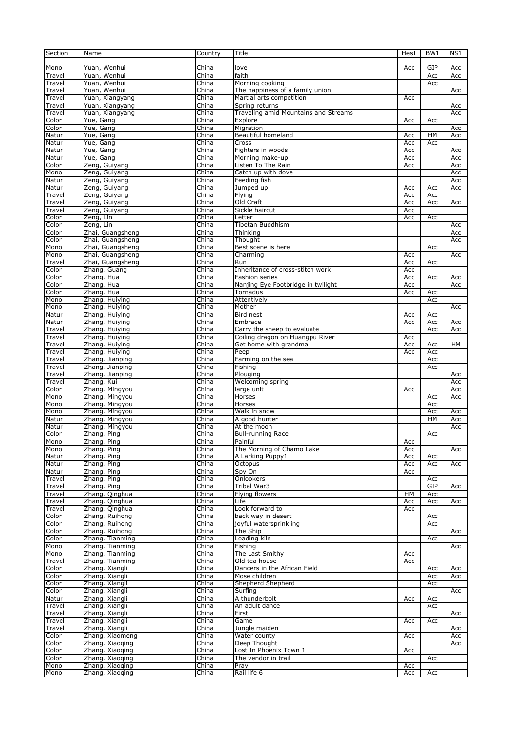| Section | Name | Country | Title | Hes1 | BW1 | NS1 |
|---|---|---|---|---|---|---|
| Mono | Yuan, Wenhui | China | love | Acc | GIP | Acc |
| Travel | Yuan, Wenhui | China | faith | | Acc | Acc |
| Travel | Yuan, Wenhui | China | Morning cooking | | Acc | |
| Travel | Yuan, Wenhui | China | The happiness of a family union | | | Acc |
| Travel | Yuan, Xiangyang | China | Martial arts competition | Acc | | |
| Travel | Yuan, Xiangyang | China | Spring returns | | | Acc |
| Travel | Yuan, Xiangyang | China | Traveling amid Mountains and Streams | | | Acc |
| Color | Yue, Gang | China | Explore | Acc | Acc | |
| Color | Yue, Gang | China | Migration | | | Acc |
| Natur | Yue, Gang | China | Beautiful homeland | Acc | HM | Acc |
| Natur | Yue, Gang | China | Cross | Acc | Acc | |
| Natur | Yue, Gang | China | Fighters in woods | Acc | | Acc |
| Natur | Yue, Gang | China | Morning make-up | Acc | | Acc |
| Color | Zeng, Guiyang | China | Listen To The Rain | Acc | | Acc |
| Mono | Zeng, Guiyang | China | Catch up with dove | | | Acc |
| Natur | Zeng, Guiyang | China | Feeding fish | | | Acc |
| Natur | Zeng, Guiyang | China | Jumped up | Acc | Acc | Acc |
| Travel | Zeng, Guiyang | China | Flying | Acc | Acc | |
| Travel | Zeng, Guiyang | China | Old Craft | Acc | Acc | Acc |
| Travel | Zeng, Guiyang | China | Sickle haircut | Acc | | |
| Color | Zeng, Lin | China | Letter | Acc | Acc | |
| Color | Zeng, Lin | China | Tibetan Buddhism | | | Acc |
| Color | Zhai, Guangsheng | China | Thinking | | | Acc |
| Color | Zhai, Guangsheng | China | Thought | | | Acc |
| Mono | Zhai, Guangsheng | China | Best scene is here | | Acc | |
| Mono | Zhai, Guangsheng | China | Charming | Acc | | Acc |
| Travel | Zhai, Guangsheng | China | Run | Acc | Acc | |
| Color | Zhang, Guang | China | Inheritance of cross-stitch work | Acc | | |
| Color | Zhang, Hua | China | Fashion series | Acc | Acc | Acc |
| Color | Zhang, Hua | China | Nanjing Eye Footbridge in twilight | Acc | | Acc |
| Color | Zhang, Hua | China | Tornadus | Acc | Acc | |
| Mono | Zhang, Huiying | China | Attentively | | Acc | |
| Mono | Zhang, Huiying | China | Mother | | | Acc |
| Natur | Zhang, Huiying | China | Bird nest | Acc | Acc | |
| Natur | Zhang, Huiying | China | Embrace | Acc | Acc | Acc |
| Travel | Zhang, Huiying | China | Carry the sheep to evaluate | | Acc | Acc |
| Travel | Zhang, Huiying | China | Coiling dragon on Huangpu River | Acc | | |
| Travel | Zhang, Huiying | China | Get home with grandma | Acc | Acc | HM |
| Travel | Zhang, Huiying | China | Peep | Acc | Acc | |
| Travel | Zhang, Jianping | China | Farming on the sea | | Acc | |
| Travel | Zhang, Jianping | China | Fishing | | Acc | |
| Travel | Zhang, Jianping | China | Plouging | | | Acc |
| Travel | Zhang, Kui | China | Welcoming spring | | | Acc |
| Color | Zhang, Mingyou | China | large unit | Acc | | Acc |
| Mono | Zhang, Mingyou | China | Horses | | Acc | Acc |
| Mono | Zhang, Mingyou | China | Horses | | Acc | |
| Mono | Zhang, Mingyou | China | Walk in snow | | Acc | Acc |
| Natur | Zhang, Mingyou | China | A good hunter | | HM | Acc |
| Natur | Zhang, Mingyou | China | At the moon | | | Acc |
| Color | Zhang, Ping | China | Bull-running Race | | Acc | |
| Mono | Zhang, Ping | China | Painful | Acc | | |
| Mono | Zhang, Ping | China | The Morning of Chamo Lake | Acc | | Acc |
| Natur | Zhang, Ping | China | A Larking Puppy1 | Acc | Acc | |
| Natur | Zhang, Ping | China | Octopus | Acc | Acc | Acc |
| Natur | Zhang, Ping | China | Spy On | Acc | | |
| Travel | Zhang, Ping | China | Onlookers | | Acc | |
| Travel | Zhang, Ping | China | Tribal War3 | | GIP | Acc |
| Travel | Zhang, Qinghua | China | Flying flowers | HM | Acc | |
| Travel | Zhang, Qinghua | China | Life | Acc | Acc | Acc |
| Travel | Zhang, Qinghua | China | Look forward to | Acc | | |
| Color | Zhang, Ruihong | China | back way in desert | | Acc | |
| Color | Zhang, Ruihong | China | joyful watersprinkling | | Acc | |
| Color | Zhang, Ruihong | China | The Ship | | | Acc |
| Color | Zhang, Tianming | China | Loading kiln | | Acc | |
| Mono | Zhang, Tianming | China | Fishing | | | Acc |
| Mono | Zhang, Tianming | China | The Last Smithy | Acc | | |
| Travel | Zhang, Tianming | China | Old tea house | Acc | | |
| Color | Zhang, Xiangli | China | Dancers in the African Field | | Acc | Acc |
| Color | Zhang, Xiangli | China | Mose children | | Acc | Acc |
| Color | Zhang, Xiangli | China | Shepherd Shepherd | | Acc | |
| Color | Zhang, Xiangli | China | Surfing | | | Acc |
| Natur | Zhang, Xiangli | China | A thunderbolt | Acc | Acc | |
| Travel | Zhang, Xiangli | China | An adult dance | | Acc | |
| Travel | Zhang, Xiangli | China | First | | | Acc |
| Travel | Zhang, Xiangli | China | Game | Acc | Acc | |
| Travel | Zhang, Xiangli | China | Jungle maiden | | | Acc |
| Color | Zhang, Xiaomeng | China | Water county | Acc | | Acc |
| Color | Zhang, Xiaoqing | China | Deep Thought | | | Acc |
| Color | Zhang, Xiaoqing | China | Lost In Phoenix Town 1 | Acc | | |
| Color | Zhang, Xiaoqing | China | The vendor in trail | | Acc | |
| Mono | Zhang, Xiaoqing | China | Pray | Acc | | |
| Mono | Zhang, Xiaoqing | China | Rail life 6 | Acc | Acc | |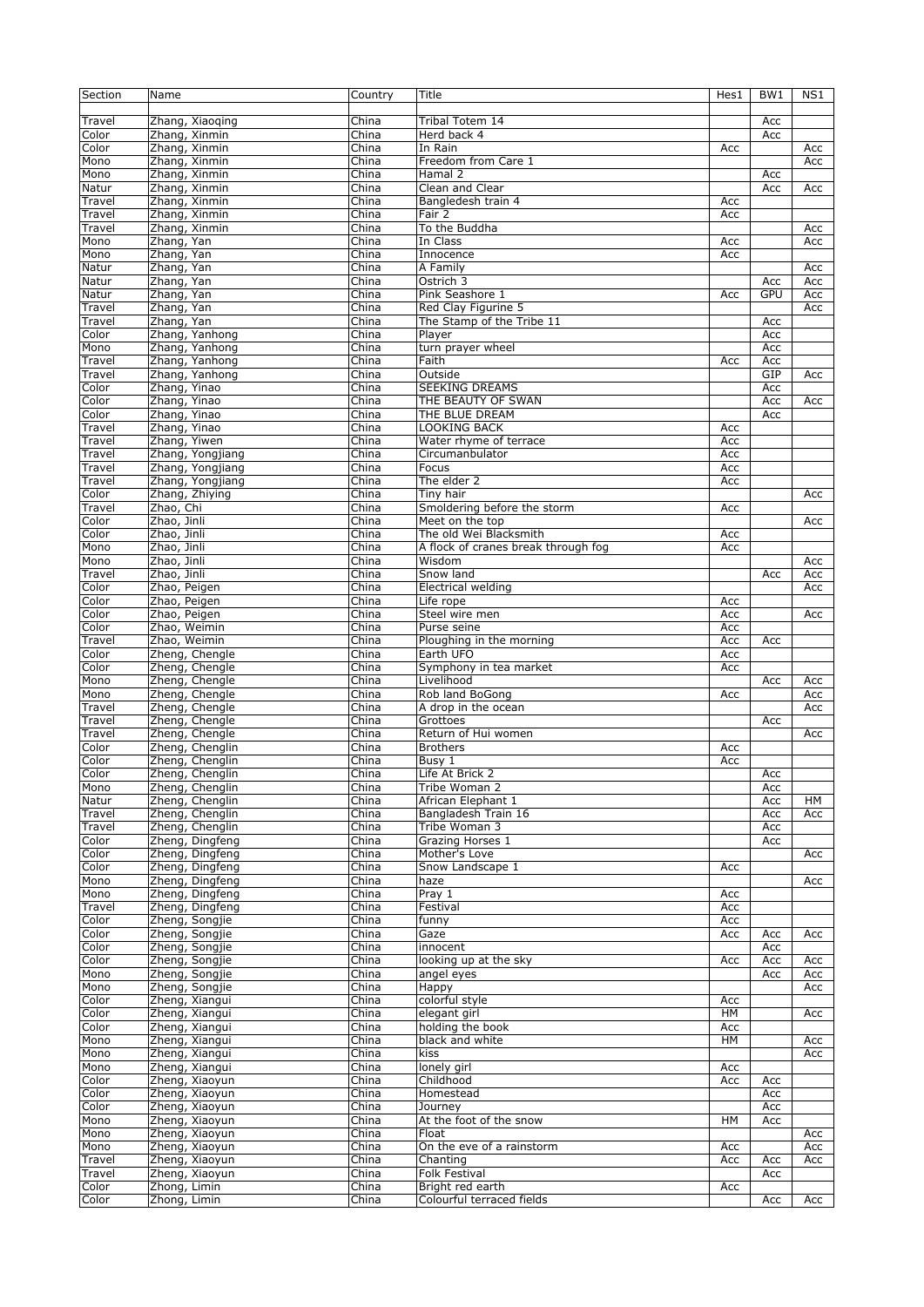| Section | Name | Country | Title | Hes1 | BW1 | NS1 |
|---|---|---|---|---|---|---|
| Travel | Zhang, Xiaoqing | China | Tribal Totem 14 | | Acc | |
| Color | Zhang, Xinmin | China | Herd back 4 | | Acc | |
| Color | Zhang, Xinmin | China | In Rain | Acc | | Acc |
| Mono | Zhang, Xinmin | China | Freedom from Care 1 | | | Acc |
| Mono | Zhang, Xinmin | China | Hamal 2 | | Acc | |
| Natur | Zhang, Xinmin | China | Clean and Clear | | Acc | Acc |
| Travel | Zhang, Xinmin | China | Bangledesh train 4 | Acc | | |
| Travel | Zhang, Xinmin | China | Fair 2 | Acc | | |
| Travel | Zhang, Xinmin | China | To the Buddha | | | Acc |
| Mono | Zhang, Yan | China | In Class | Acc | | Acc |
| Mono | Zhang, Yan | China | Innocence | Acc | | |
| Natur | Zhang, Yan | China | A Family | | | Acc |
| Natur | Zhang, Yan | China | Ostrich 3 | | Acc | Acc |
| Natur | Zhang, Yan | China | Pink Seashore 1 | Acc | GPU | Acc |
| Travel | Zhang, Yan | China | Red Clay Figurine 5 | | | Acc |
| Travel | Zhang, Yan | China | The Stamp of the Tribe 11 | | Acc | |
| Color | Zhang, Yanhong | China | Player | | Acc | |
| Mono | Zhang, Yanhong | China | turn prayer wheel | | Acc | |
| Travel | Zhang, Yanhong | China | Faith | Acc | Acc | |
| Travel | Zhang, Yanhong | China | Outside | | GIP | Acc |
| Color | Zhang, Yinao | China | SEEKING DREAMS | | Acc | |
| Color | Zhang, Yinao | China | THE BEAUTY OF SWAN | | Acc | Acc |
| Color | Zhang, Yinao | China | THE BLUE DREAM | | Acc | |
| Travel | Zhang, Yinao | China | LOOKING BACK | Acc | | |
| Travel | Zhang, Yiwen | China | Water rhyme of terrace | Acc | | |
| Travel | Zhang, Yongjiang | China | Circumanbulator | Acc | | |
| Travel | Zhang, Yongjiang | China | Focus | Acc | | |
| Travel | Zhang, Yongjiang | China | The elder 2 | Acc | | |
| Color | Zhang, Zhiying | China | Tiny hair | | | Acc |
| Travel | Zhao, Chi | China | Smoldering before the storm | Acc | | |
| Color | Zhao, Jinli | China | Meet on the top | | | Acc |
| Color | Zhao, Jinli | China | The old Wei Blacksmith | Acc | | |
| Mono | Zhao, Jinli | China | A flock of cranes break through fog | Acc | | |
| Mono | Zhao, Jinli | China | Wisdom | | | Acc |
| Travel | Zhao, Jinli | China | Snow land | | Acc | Acc |
| Color | Zhao, Peigen | China | Electrical welding | | | Acc |
| Color | Zhao, Peigen | China | Life rope | Acc | | |
| Color | Zhao, Peigen | China | Steel wire men | Acc | | Acc |
| Color | Zhao, Weimin | China | Purse seine | Acc | | |
| Travel | Zhao, Weimin | China | Ploughing in the morning | Acc | Acc | |
| Color | Zheng, Chengle | China | Earth UFO | Acc | | |
| Color | Zheng, Chengle | China | Symphony in tea market | Acc | | |
| Mono | Zheng, Chengle | China | Livelihood | | Acc | Acc |
| Mono | Zheng, Chengle | China | Rob land BoGong | Acc | | Acc |
| Travel | Zheng, Chengle | China | A drop in the ocean | | | Acc |
| Travel | Zheng, Chengle | China | Grottoes | | Acc | |
| Travel | Zheng, Chengle | China | Return of Hui women | | | Acc |
| Color | Zheng, Chenglin | China | Brothers | Acc | | |
| Color | Zheng, Chenglin | China | Busy 1 | Acc | | |
| Color | Zheng, Chenglin | China | Life At Brick 2 | | Acc | |
| Mono | Zheng, Chenglin | China | Tribe Woman 2 | | Acc | |
| Natur | Zheng, Chenglin | China | African Elephant 1 | | Acc | HM |
| Travel | Zheng, Chenglin | China | Bangladesh Train 16 | | Acc | Acc |
| Travel | Zheng, Chenglin | China | Tribe Woman 3 | | Acc | |
| Color | Zheng, Dingfeng | China | Grazing Horses 1 | | Acc | |
| Color | Zheng, Dingfeng | China | Mother's Love | | | Acc |
| Color | Zheng, Dingfeng | China | Snow Landscape 1 | Acc | | |
| Mono | Zheng, Dingfeng | China | haze | | | Acc |
| Mono | Zheng, Dingfeng | China | Pray 1 | Acc | | |
| Travel | Zheng, Dingfeng | China | Festival | Acc | | |
| Color | Zheng, Songjie | China | funny | Acc | | |
| Color | Zheng, Songjie | China | Gaze | Acc | Acc | Acc |
| Color | Zheng, Songjie | China | innocent | | Acc | |
| Color | Zheng, Songjie | China | looking up at the sky | Acc | Acc | Acc |
| Mono | Zheng, Songjie | China | angel eyes | | Acc | Acc |
| Mono | Zheng, Songjie | China | Happy | | | Acc |
| Color | Zheng, Xiangui | China | colorful style | Acc | | |
| Color | Zheng, Xiangui | China | elegant girl | HM | | Acc |
| Color | Zheng, Xiangui | China | holding the book | Acc | | |
| Mono | Zheng, Xiangui | China | black and white | HM | | Acc |
| Mono | Zheng, Xiangui | China | kiss | | | Acc |
| Mono | Zheng, Xiangui | China | lonely girl | Acc | | |
| Color | Zheng, Xiaoyun | China | Childhood | Acc | Acc | |
| Color | Zheng, Xiaoyun | China | Homestead | | Acc | |
| Color | Zheng, Xiaoyun | China | Journey | | Acc | |
| Mono | Zheng, Xiaoyun | China | At the foot of the snow | HM | Acc | |
| Mono | Zheng, Xiaoyun | China | Float | | | Acc |
| Mono | Zheng, Xiaoyun | China | On the eve of a rainstorm | Acc | | Acc |
| Travel | Zheng, Xiaoyun | China | Chanting | Acc | Acc | Acc |
| Travel | Zheng, Xiaoyun | China | Folk Festival | | Acc | |
| Color | Zhong, Limin | China | Bright red earth | Acc | | |
| Color | Zhong, Limin | China | Colourful terraced fields | | Acc | Acc |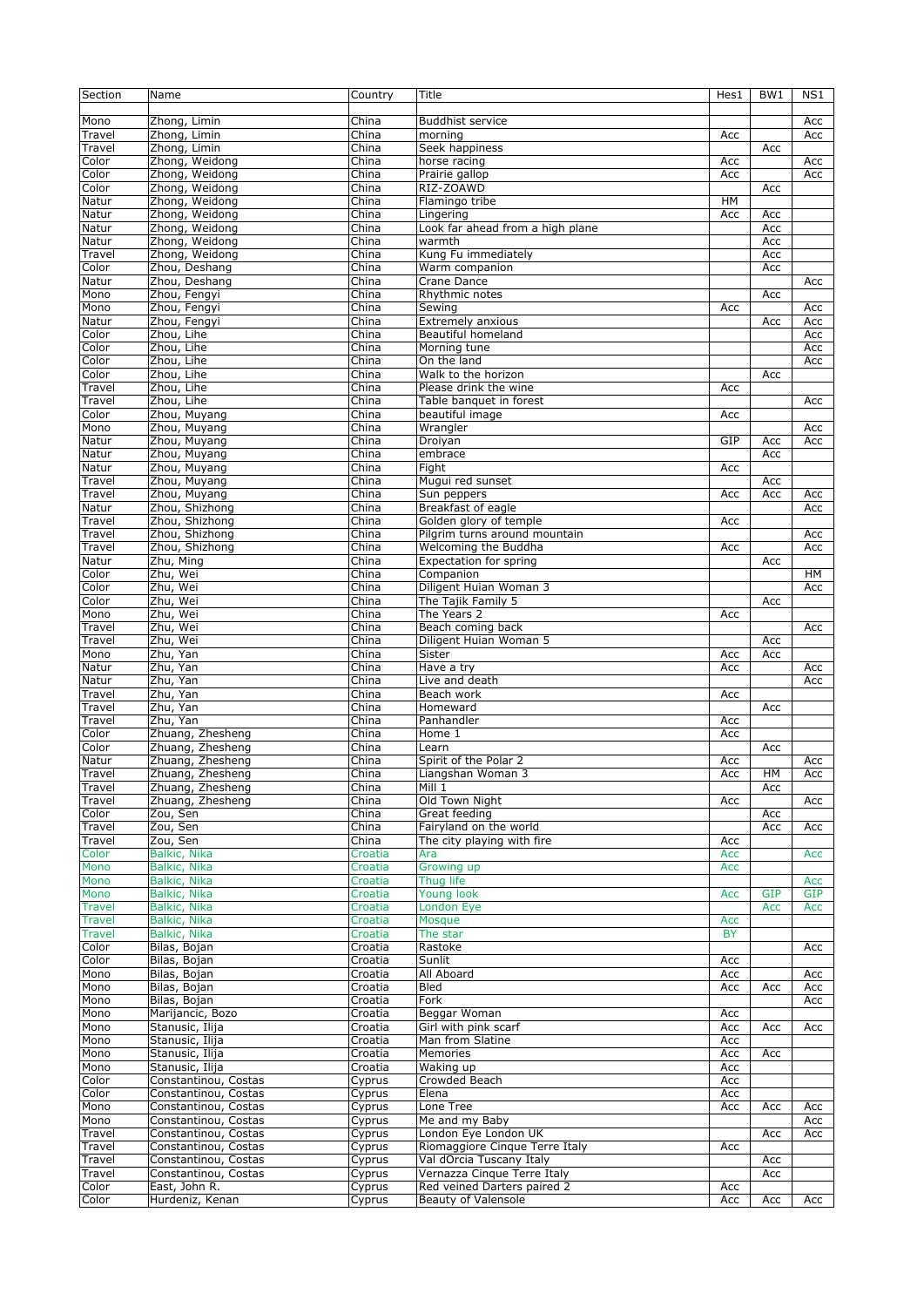| Section | Name | Country | Title | Hes1 | BW1 | NS1 |
|---|---|---|---|---|---|---|
| Mono | Zhong, Limin | China | Buddhist service | | | Acc |
| Travel | Zhong, Limin | China | morning | Acc | | Acc |
| Travel | Zhong, Limin | China | Seek happiness | | Acc | |
| Color | Zhong, Weidong | China | horse racing | Acc | | Acc |
| Color | Zhong, Weidong | China | Prairie gallop | Acc | | Acc |
| Color | Zhong, Weidong | China | RIZ-ZOAWD | | Acc | |
| Natur | Zhong, Weidong | China | Flamingo tribe | HM | | |
| Natur | Zhong, Weidong | China | Lingering | Acc | Acc | |
| Natur | Zhong, Weidong | China | Look far ahead from a high plane | | Acc | |
| Natur | Zhong, Weidong | China | warmth | | Acc | |
| Travel | Zhong, Weidong | China | Kung Fu immediately | | Acc | |
| Color | Zhou, Deshang | China | Warm companion | | Acc | |
| Natur | Zhou, Deshang | China | Crane Dance | | | Acc |
| Mono | Zhou, Fengyi | China | Rhythmic notes | | Acc | |
| Mono | Zhou, Fengyi | China | Sewing | Acc | | Acc |
| Natur | Zhou, Fengyi | China | Extremely anxious | | Acc | Acc |
| Color | Zhou, Lihe | China | Beautiful homeland | | | Acc |
| Color | Zhou, Lihe | China | Morning tune | | | Acc |
| Color | Zhou, Lihe | China | On the land | | | Acc |
| Color | Zhou, Lihe | China | Walk to the horizon | | Acc | |
| Travel | Zhou, Lihe | China | Please drink the wine | Acc | | |
| Travel | Zhou, Lihe | China | Table banquet in forest | | | Acc |
| Color | Zhou, Muyang | China | beautiful image | Acc | | |
| Mono | Zhou, Muyang | China | Wrangler | | | Acc |
| Natur | Zhou, Muyang | China | Droiyan | GIP | Acc | Acc |
| Natur | Zhou, Muyang | China | embrace | | Acc | |
| Natur | Zhou, Muyang | China | Fight | Acc | | |
| Travel | Zhou, Muyang | China | Mugui red sunset | | Acc | |
| Travel | Zhou, Muyang | China | Sun peppers | Acc | Acc | Acc |
| Natur | Zhou, Shizhong | China | Breakfast of eagle | | | Acc |
| Travel | Zhou, Shizhong | China | Golden glory of temple | Acc | | |
| Travel | Zhou, Shizhong | China | Pilgrim turns around mountain | | | Acc |
| Travel | Zhou, Shizhong | China | Welcoming the Buddha | Acc | | Acc |
| Natur | Zhu, Ming | China | Expectation for spring | | Acc | |
| Color | Zhu, Wei | China | Companion | | | HM |
| Color | Zhu, Wei | China | Diligent Huian Woman 3 | | | Acc |
| Color | Zhu, Wei | China | The Tajik Family 5 | | Acc | |
| Mono | Zhu, Wei | China | The Years 2 | Acc | | |
| Travel | Zhu, Wei | China | Beach coming back | | | Acc |
| Travel | Zhu, Wei | China | Diligent Huian Woman 5 | | Acc | |
| Mono | Zhu, Yan | China | Sister | Acc | Acc | |
| Natur | Zhu, Yan | China | Have a try | Acc | | Acc |
| Natur | Zhu, Yan | China | Live and death | | | Acc |
| Travel | Zhu, Yan | China | Beach work | Acc | | |
| Travel | Zhu, Yan | China | Homeward | | Acc | |
| Travel | Zhu, Yan | China | Panhandler | Acc | | |
| Color | Zhuang, Zhesheng | China | Home 1 | Acc | | |
| Color | Zhuang, Zhesheng | China | Learn | | Acc | |
| Natur | Zhuang, Zhesheng | China | Spirit of the Polar 2 | Acc | | Acc |
| Travel | Zhuang, Zhesheng | China | Liangshan Woman 3 | Acc | HM | Acc |
| Travel | Zhuang, Zhesheng | China | Mill 1 | | Acc | |
| Travel | Zhuang, Zhesheng | China | Old Town Night | Acc | | Acc |
| Color | Zou, Sen | China | Great feeding | | Acc | |
| Travel | Zou, Sen | China | Fairyland on the world | | Acc | Acc |
| Travel | Zou, Sen | China | The city playing with fire | Acc | | |
| Color | Balkic, Nika | Croatia | Ara | Acc | | Acc |
| Mono | Balkic, Nika | Croatia | Growing up | Acc | | |
| Mono | Balkic, Nika | Croatia | Thug life | | | Acc |
| Mono | Balkic, Nika | Croatia | Young look | Acc | GIP | GIP |
| Travel | Balkic, Nika | Croatia | London Eye | | Acc | Acc |
| Travel | Balkic, Nika | Croatia | Mosque | Acc | | |
| Travel | Balkic, Nika | Croatia | The star | BY | | |
| Color | Bilas, Bojan | Croatia | Rastoke | | | Acc |
| Color | Bilas, Bojan | Croatia | Sunlit | Acc | | |
| Mono | Bilas, Bojan | Croatia | All Aboard | Acc | | Acc |
| Mono | Bilas, Bojan | Croatia | Bled | Acc | Acc | Acc |
| Mono | Bilas, Bojan | Croatia | Fork | | | Acc |
| Mono | Marijancic, Bozo | Croatia | Beggar Woman | Acc | | |
| Mono | Stanusic, Ilija | Croatia | Girl with pink scarf | Acc | Acc | Acc |
| Mono | Stanusic, Ilija | Croatia | Man from Slatine | Acc | | |
| Mono | Stanusic, Ilija | Croatia | Memories | Acc | Acc | |
| Mono | Stanusic, Ilija | Croatia | Waking up | Acc | | |
| Color | Constantinou, Costas | Cyprus | Crowded Beach | Acc | | |
| Color | Constantinou, Costas | Cyprus | Elena | Acc | | |
| Mono | Constantinou, Costas | Cyprus | Lone Tree | Acc | Acc | Acc |
| Mono | Constantinou, Costas | Cyprus | Me and my Baby | | | Acc |
| Travel | Constantinou, Costas | Cyprus | London Eye London UK | | Acc | Acc |
| Travel | Constantinou, Costas | Cyprus | Riomaggiore Cinque Terre Italy | Acc | | |
| Travel | Constantinou, Costas | Cyprus | Val dOrcia Tuscany Italy | | Acc | |
| Travel | Constantinou, Costas | Cyprus | Vernazza Cinque Terre Italy | | Acc | |
| Color | East, John R. | Cyprus | Red veined Darters paired 2 | Acc | | |
| Color | Hurdeniz, Kenan | Cyprus | Beauty of Valensole | Acc | Acc | Acc |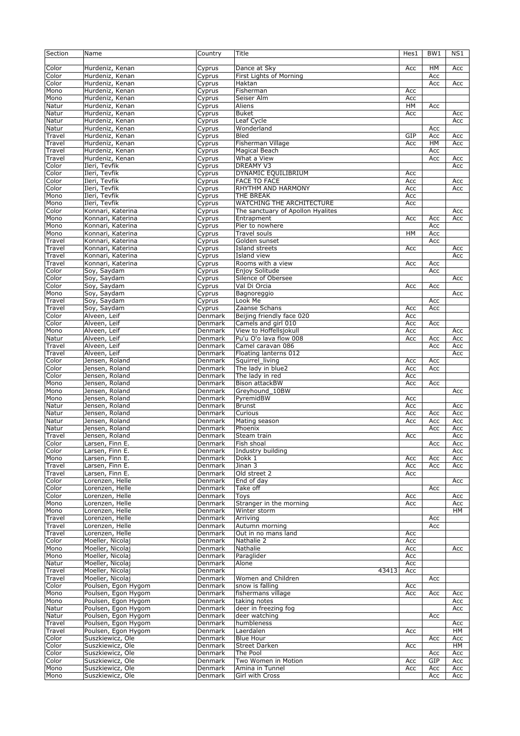| Section | Name | Country | Title | Hes1 | BW1 | NS1 |
|---|---|---|---|---|---|---|
| Color | Hurdeniz, Kenan | Cyprus | Dance at Sky | Acc | HM | Acc |
| Color | Hurdeniz, Kenan | Cyprus | First Lights of Morning | | Acc | |
| Color | Hurdeniz, Kenan | Cyprus | Haktan | | Acc | Acc |
| Mono | Hurdeniz, Kenan | Cyprus | Fisherman | Acc | | |
| Mono | Hurdeniz, Kenan | Cyprus | Seiser Alm | Acc | | |
| Natur | Hurdeniz, Kenan | Cyprus | Aliens | HM | Acc | |
| Natur | Hurdeniz, Kenan | Cyprus | Buket | Acc | | Acc |
| Natur | Hurdeniz, Kenan | Cyprus | Leaf Cycle | | | Acc |
| Natur | Hurdeniz, Kenan | Cyprus | Wonderland | | Acc | |
| Travel | Hurdeniz, Kenan | Cyprus | Bled | GIP | Acc | Acc |
| Travel | Hurdeniz, Kenan | Cyprus | Fisherman Village | Acc | HM | Acc |
| Travel | Hurdeniz, Kenan | Cyprus | Magical Beach | | Acc | |
| Travel | Hurdeniz, Kenan | Cyprus | What a View | | Acc | Acc |
| Color | Ileri, Tevfik | Cyprus | DREAMY V3 | | | Acc |
| Color | Ileri, Tevfik | Cyprus | DYNAMIC EQUILIBRIUM | Acc | | |
| Color | Ileri, Tevfik | Cyprus | FACE TO FACE | Acc | | Acc |
| Color | Ileri, Tevfik | Cyprus | RHYTHM AND HARMONY | Acc | | Acc |
| Mono | Ileri, Tevfik | Cyprus | THE BREAK | Acc | | |
| Mono | Ileri, Tevfik | Cyprus | WATCHING THE ARCHITECTURE | Acc | | |
| Color | Konnari, Katerina | Cyprus | The sanctuary of Apollon Hyalites | | | Acc |
| Mono | Konnari, Katerina | Cyprus | Entrapment | Acc | Acc | Acc |
| Mono | Konnari, Katerina | Cyprus | Pier to nowhere | | Acc | |
| Mono | Konnari, Katerina | Cyprus | Travel souls | HM | Acc | |
| Travel | Konnari, Katerina | Cyprus | Golden sunset | | Acc | |
| Travel | Konnari, Katerina | Cyprus | Island streets | Acc | | Acc |
| Travel | Konnari, Katerina | Cyprus | Island view | | | Acc |
| Travel | Konnari, Katerina | Cyprus | Rooms with a view | Acc | Acc | |
| Color | Soy, Saydam | Cyprus | Enjoy Solitude | | Acc | |
| Color | Soy, Saydam | Cyprus | Silence of Obersee | | | Acc |
| Color | Soy, Saydam | Cyprus | Val Di Orcia | Acc | Acc | |
| Mono | Soy, Saydam | Cyprus | Bagnoreggio | | | Acc |
| Travel | Soy, Saydam | Cyprus | Look Me | | Acc | |
| Travel | Soy, Saydam | Cyprus | Zaanse Schans | Acc | Acc | |
| Color | Alveen, Leif | Denmark | Beijing friendly face 020 | Acc | | |
| Color | Alveen, Leif | Denmark | Camels and girl 010 | Acc | Acc | |
| Mono | Alveen, Leif | Denmark | View to Hoffellsjokull | Acc | | Acc |
| Natur | Alveen, Leif | Denmark | Pu'u O'o lava flow 008 | Acc | Acc | Acc |
| Travel | Alveen, Leif | Denmark | Camel caravan 086 | | Acc | Acc |
| Travel | Alveen, Leif | Denmark | Floating lanterns 012 | | | Acc |
| Color | Jensen, Roland | Denmark | Squirrel_living | Acc | Acc | |
| Color | Jensen, Roland | Denmark | The lady in blue2 | Acc | Acc | |
| Color | Jensen, Roland | Denmark | The lady in red | Acc | | |
| Mono | Jensen, Roland | Denmark | Bison attackBW | Acc | Acc | |
| Mono | Jensen, Roland | Denmark | Greyhound_10BW | | | Acc |
| Mono | Jensen, Roland | Denmark | PyremidBW | Acc | | |
| Natur | Jensen, Roland | Denmark | Brunst | Acc | | Acc |
| Natur | Jensen, Roland | Denmark | Curious | Acc | Acc | Acc |
| Natur | Jensen, Roland | Denmark | Mating season | Acc | Acc | Acc |
| Natur | Jensen, Roland | Denmark | Phoenix | | Acc | Acc |
| Travel | Jensen, Roland | Denmark | Steam train | Acc | | Acc |
| Color | Larsen, Finn E. | Denmark | Fish shoal | | Acc | Acc |
| Color | Larsen, Finn E. | Denmark | Industry building | | | Acc |
| Mono | Larsen, Finn E. | Denmark | Dokk 1 | Acc | Acc | Acc |
| Travel | Larsen, Finn E. | Denmark | Jinan 3 | Acc | Acc | Acc |
| Travel | Larsen, Finn E. | Denmark | Old street 2 | Acc | | |
| Color | Lorenzen, Helle | Denmark | End of day | | | Acc |
| Color | Lorenzen, Helle | Denmark | Take off | | Acc | |
| Color | Lorenzen, Helle | Denmark | Toys | Acc | | Acc |
| Mono | Lorenzen, Helle | Denmark | Stranger in the morning | Acc | | Acc |
| Mono | Lorenzen, Helle | Denmark | Winter storm | | | HM |
| Travel | Lorenzen, Helle | Denmark | Arriving | | Acc | |
| Travel | Lorenzen, Helle | Denmark | Autumn morning | | Acc | |
| Travel | Lorenzen, Helle | Denmark | Out in no mans land | Acc | | |
| Color | Moeller, Nicolaj | Denmark | Nathalie 2 | Acc | | |
| Mono | Moeller, Nicolaj | Denmark | Nathalie | Acc | | Acc |
| Mono | Moeller, Nicolaj | Denmark | Paraglider | Acc | | |
| Natur | Moeller, Nicolaj | Denmark | Alone | Acc | | |
| Travel | Moeller, Nicolaj | Denmark | 43413 | Acc | | |
| Travel | Moeller, Nicolaj | Denmark | Women and Children | | Acc | |
| Color | Poulsen, Egon Hygom | Denmark | snow is falling | Acc | | |
| Mono | Poulsen, Egon Hygom | Denmark | fishermans village | Acc | Acc | Acc |
| Mono | Poulsen, Egon Hygom | Denmark | taking notes | | | Acc |
| Natur | Poulsen, Egon Hygom | Denmark | deer in freezing fog | | | Acc |
| Natur | Poulsen, Egon Hygom | Denmark | deer watching | | Acc | |
| Travel | Poulsen, Egon Hygom | Denmark | humbleness | | | Acc |
| Travel | Poulsen, Egon Hygom | Denmark | Laerdalen | Acc | | HM |
| Color | Suszkiewicz, Ole | Denmark | Blue Hour | | Acc | Acc |
| Color | Suszkiewicz, Ole | Denmark | Street Darken | Acc | | HM |
| Color | Suszkiewicz, Ole | Denmark | The Pool | | Acc | Acc |
| Color | Suszkiewicz, Ole | Denmark | Two Women in Motion | Acc | GIP | Acc |
| Mono | Suszkiewicz, Ole | Denmark | Amina in Tunnel | Acc | Acc | Acc |
| Mono | Suszkiewicz, Ole | Denmark | Girl with Cross | | Acc | Acc |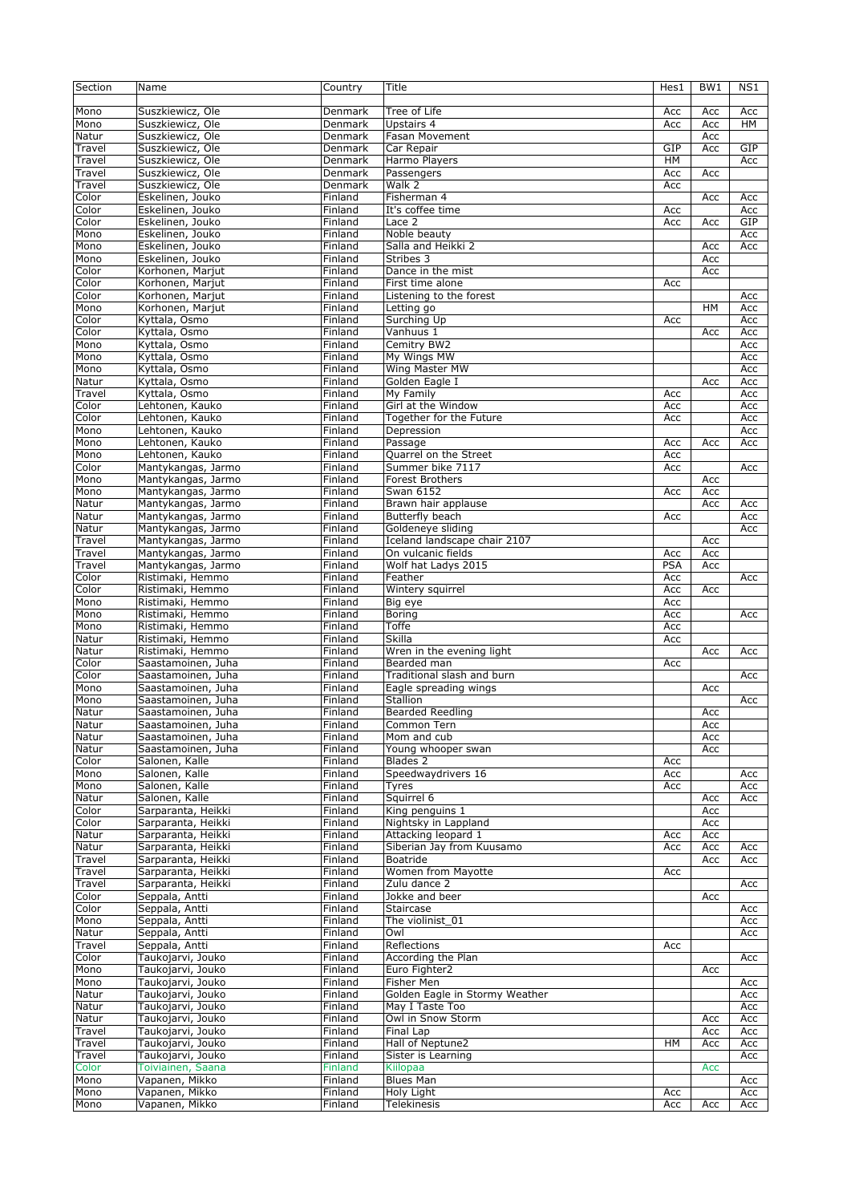| Section | Name | Country | Title | Hes1 | BW1 | NS1 |
|---|---|---|---|---|---|---|
| Mono | Suszkiewicz, Ole | Denmark | Tree of Life | Acc | Acc | Acc |
| Mono | Suszkiewicz, Ole | Denmark | Upstairs 4 | Acc | Acc | HM |
| Natur | Suszkiewicz, Ole | Denmark | Fasan Movement | | Acc | |
| Travel | Suszkiewicz, Ole | Denmark | Car Repair | GIP | Acc | GIP |
| Travel | Suszkiewicz, Ole | Denmark | Harmo Players | HM | | Acc |
| Travel | Suszkiewicz, Ole | Denmark | Passengers | Acc | Acc | |
| Travel | Suszkiewicz, Ole | Denmark | Walk 2 | Acc | | |
| Color | Eskelinen, Jouko | Finland | Fisherman 4 | | Acc | Acc |
| Color | Eskelinen, Jouko | Finland | It's coffee time | Acc | | Acc |
| Color | Eskelinen, Jouko | Finland | Lace 2 | Acc | Acc | GIP |
| Mono | Eskelinen, Jouko | Finland | Noble beauty | | | Acc |
| Mono | Eskelinen, Jouko | Finland | Salla and Heikki 2 | | Acc | Acc |
| Mono | Eskelinen, Jouko | Finland | Stribes 3 | | Acc | |
| Color | Korhonen, Marjut | Finland | Dance in the mist | | Acc | |
| Color | Korhonen, Marjut | Finland | First time alone | Acc | | |
| Color | Korhonen, Marjut | Finland | Listening to the forest | | | Acc |
| Mono | Korhonen, Marjut | Finland | Letting go | | HM | Acc |
| Color | Kyttala, Osmo | Finland | Surching Up | Acc | | Acc |
| Color | Kyttala, Osmo | Finland | Vanhuus 1 | | Acc | Acc |
| Mono | Kyttala, Osmo | Finland | Cemitry BW2 | | | Acc |
| Mono | Kyttala, Osmo | Finland | My Wings MW | | | Acc |
| Mono | Kyttala, Osmo | Finland | Wing Master MW | | | Acc |
| Natur | Kyttala, Osmo | Finland | Golden Eagle I | | Acc | Acc |
| Travel | Kyttala, Osmo | Finland | My Family | Acc | | Acc |
| Color | Lehtonen, Kauko | Finland | Girl at the Window | Acc | | Acc |
| Color | Lehtonen, Kauko | Finland | Together for the Future | Acc | | Acc |
| Mono | Lehtonen, Kauko | Finland | Depression | | | Acc |
| Mono | Lehtonen, Kauko | Finland | Passage | Acc | Acc | Acc |
| Mono | Lehtonen, Kauko | Finland | Quarrel on the Street | Acc | | |
| Color | Mantykangas, Jarmo | Finland | Summer bike 7117 | Acc | | Acc |
| Mono | Mantykangas, Jarmo | Finland | Forest Brothers | | Acc | |
| Mono | Mantykangas, Jarmo | Finland | Swan 6152 | Acc | Acc | |
| Natur | Mantykangas, Jarmo | Finland | Brawn hair applause | | Acc | Acc |
| Natur | Mantykangas, Jarmo | Finland | Butterfly beach | Acc | | Acc |
| Natur | Mantykangas, Jarmo | Finland | Goldeneye sliding | | | Acc |
| Travel | Mantykangas, Jarmo | Finland | Iceland landscape chair 2107 | | Acc | |
| Travel | Mantykangas, Jarmo | Finland | On vulcanic fields | Acc | Acc | |
| Travel | Mantykangas, Jarmo | Finland | Wolf hat Ladys 2015 | PSA | Acc | |
| Color | Ristimaki, Hemmo | Finland | Feather | Acc | | Acc |
| Color | Ristimaki, Hemmo | Finland | Wintery squirrel | Acc | Acc | |
| Mono | Ristimaki, Hemmo | Finland | Big eye | Acc | | |
| Mono | Ristimaki, Hemmo | Finland | Boring | Acc | | Acc |
| Mono | Ristimaki, Hemmo | Finland | Toffe | Acc | | |
| Natur | Ristimaki, Hemmo | Finland | Skilla | Acc | | |
| Natur | Ristimaki, Hemmo | Finland | Wren in the evening light | | Acc | Acc |
| Color | Saastamoinen, Juha | Finland | Bearded man | Acc | | |
| Color | Saastamoinen, Juha | Finland | Traditional slash and burn | | | Acc |
| Mono | Saastamoinen, Juha | Finland | Eagle spreading wings | | Acc | |
| Mono | Saastamoinen, Juha | Finland | Stallion | | | Acc |
| Natur | Saastamoinen, Juha | Finland | Bearded Reedling | | Acc | |
| Natur | Saastamoinen, Juha | Finland | Common Tern | | Acc | |
| Natur | Saastamoinen, Juha | Finland | Mom and cub | | Acc | |
| Natur | Saastamoinen, Juha | Finland | Young whooper swan | | Acc | |
| Color | Salonen, Kalle | Finland | Blades 2 | Acc | | |
| Mono | Salonen, Kalle | Finland | Speedwaydrivers 16 | Acc | | Acc |
| Mono | Salonen, Kalle | Finland | Tyres | Acc | | Acc |
| Natur | Salonen, Kalle | Finland | Squirrel 6 | | Acc | Acc |
| Color | Sarparanta, Heikki | Finland | King penguins 1 | | Acc | |
| Color | Sarparanta, Heikki | Finland | Nightsky in Lappland | | Acc | |
| Natur | Sarparanta, Heikki | Finland | Attacking leopard 1 | Acc | Acc | |
| Natur | Sarparanta, Heikki | Finland | Siberian Jay from Kuusamo | Acc | Acc | Acc |
| Travel | Sarparanta, Heikki | Finland | Boatride | | Acc | Acc |
| Travel | Sarparanta, Heikki | Finland | Women from Mayotte | Acc | | |
| Travel | Sarparanta, Heikki | Finland | Zulu dance 2 | | | Acc |
| Color | Seppala, Antti | Finland | Jokke and beer | | Acc | |
| Color | Seppala, Antti | Finland | Staircase | | | Acc |
| Mono | Seppala, Antti | Finland | The violinist_01 | | | Acc |
| Natur | Seppala, Antti | Finland | Owl | | | Acc |
| Travel | Seppala, Antti | Finland | Reflections | Acc | | |
| Color | Taukojarvi, Jouko | Finland | According the Plan | | | Acc |
| Mono | Taukojarvi, Jouko | Finland | Euro Fighter2 | | Acc | |
| Mono | Taukojarvi, Jouko | Finland | Fisher Men | | | Acc |
| Natur | Taukojarvi, Jouko | Finland | Golden Eagle in Stormy Weather | | | Acc |
| Natur | Taukojarvi, Jouko | Finland | May I Taste Too | | | Acc |
| Natur | Taukojarvi, Jouko | Finland | Owl in Snow Storm | | Acc | Acc |
| Travel | Taukojarvi, Jouko | Finland | Final Lap | | Acc | Acc |
| Travel | Taukojarvi, Jouko | Finland | Hall of Neptune2 | HM | Acc | Acc |
| Travel | Taukojarvi, Jouko | Finland | Sister is Learning | | | Acc |
| Color | Toiviainen, Saana | Finland | Kiilopaa | | Acc | |
| Mono | Vapanen, Mikko | Finland | Blues Man | | | Acc |
| Mono | Vapanen, Mikko | Finland | Holy Light | Acc | | Acc |
| Mono | Vapanen, Mikko | Finland | Telekinesis | Acc | Acc | Acc |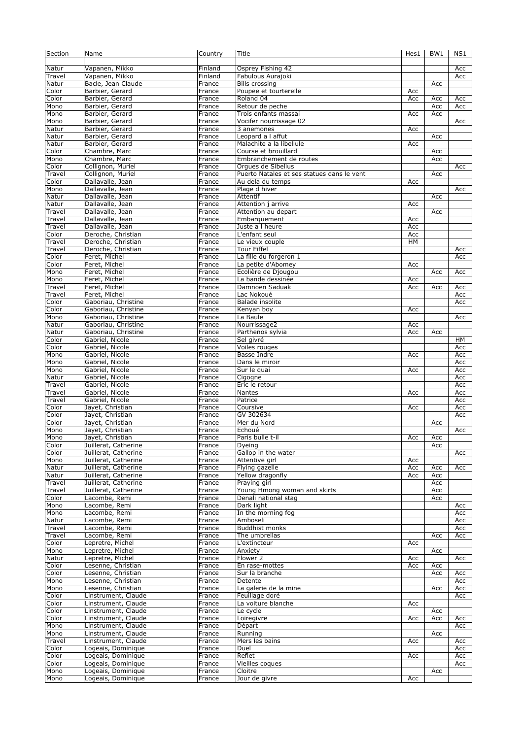| Section | Name | Country | Title | Hes1 | BW1 | NS1 |
|---|---|---|---|---|---|---|
| Natur | Vapanen, Mikko | Finland | Osprey Fishing 42 | | | Acc |
| Travel | Vapanen, Mikko | Finland | Fabulous Aurajoki | | | Acc |
| Natur | Bacle, Jean Claude | France | Bills crossing | | Acc | |
| Color | Barbier, Gerard | France | Poupee et tourterelle | Acc | | |
| Color | Barbier, Gerard | France | Roland 04 | Acc | Acc | Acc |
| Mono | Barbier, Gerard | France | Retour de peche | | Acc | Acc |
| Mono | Barbier, Gerard | France | Trois enfants massai | Acc | Acc | |
| Mono | Barbier, Gerard | France | Vocifer nourrissage 02 | | | Acc |
| Natur | Barbier, Gerard | France | 3 anemones | Acc | | |
| Natur | Barbier, Gerard | France | Leopard a l affut | | Acc | |
| Natur | Barbier, Gerard | France | Malachite a la libellule | Acc | | |
| Color | Chambre, Marc | France | Course et brouillard | | Acc | |
| Mono | Chambre, Marc | France | Embranchement de routes | | Acc | |
| Color | Collignon, Muriel | France | Orgues de Sibelius | | | Acc |
| Travel | Collignon, Muriel | France | Puerto Natales et ses statues dans le vent | | Acc | |
| Color | Dallavalle, Jean | France | Au dela du temps | Acc | | |
| Mono | Dallavalle, Jean | France | Plage d hiver | | | Acc |
| Natur | Dallavalle, Jean | France | Attentif | | Acc | |
| Natur | Dallavalle, Jean | France | Attention j arrive | Acc | | |
| Travel | Dallavalle, Jean | France | Attention au depart | | Acc | |
| Travel | Dallavalle, Jean | France | Embarquement | Acc | | |
| Travel | Dallavalle, Jean | France | Juste a l heure | Acc | | |
| Color | Deroche, Christian | France | L'enfant seul | Acc | | |
| Travel | Deroche, Christian | France | Le vieux couple | HM | | |
| Travel | Deroche, Christian | France | Tour Eiffel | | | Acc |
| Color | Feret, Michel | France | La fille du forgeron 1 | | | Acc |
| Color | Feret, Michel | France | La petite d'Abomey | Acc | | |
| Mono | Feret, Michel | France | Ecolière de Djougou | | Acc | Acc |
| Mono | Feret, Michel | France | La bande dessinée | Acc | | |
| Travel | Feret, Michel | France | Damnoen Saduak | Acc | Acc | Acc |
| Travel | Feret, Michel | France | Lac Nokoué | | | Acc |
| Color | Gaboriau, Christine | France | Balade insolite | | | Acc |
| Color | Gaboriau, Christine | France | Kenyan boy | Acc | | |
| Mono | Gaboriau, Christine | France | La Baule | | | Acc |
| Natur | Gaboriau, Christine | France | Nourrissage2 | Acc | | |
| Natur | Gaboriau, Christine | France | Parthenos sylvia | Acc | Acc | |
| Color | Gabriel, Nicole | France | Sel givré | | | HM |
| Color | Gabriel, Nicole | France | Voiles rouges | | | Acc |
| Mono | Gabriel, Nicole | France | Basse Indre | Acc | | Acc |
| Mono | Gabriel, Nicole | France | Dans le miroir | | | Acc |
| Mono | Gabriel, Nicole | France | Sur le quai | Acc | | Acc |
| Natur | Gabriel, Nicole | France | Cigogne | | | Acc |
| Travel | Gabriel, Nicole | France | Eric le retour | | | Acc |
| Travel | Gabriel, Nicole | France | Nantes | Acc | | Acc |
| Travel | Gabriel, Nicole | France | Patrice | | | Acc |
| Color | Jayet, Christian | France | Coursive | Acc | | Acc |
| Color | Jayet, Christian | France | GV 302634 | | | Acc |
| Color | Jayet, Christian | France | Mer du Nord | | Acc | |
| Mono | Jayet, Christian | France | Echoué | | | Acc |
| Mono | Jayet, Christian | France | Paris bulle t-il | Acc | Acc | |
| Color | Juillerat, Catherine | France | Dyeing | | Acc | |
| Color | Juillerat, Catherine | France | Gallop in the water | | | Acc |
| Mono | Juillerat, Catherine | France | Attentive girl | Acc | | |
| Natur | Juillerat, Catherine | France | Flying gazelle | Acc | Acc | Acc |
| Natur | Juillerat, Catherine | France | Yellow dragonfly | Acc | Acc | |
| Travel | Juillerat, Catherine | France | Praying girl | | Acc | |
| Travel | Juillerat, Catherine | France | Young Hmong woman and skirts | | Acc | |
| Color | Lacombe, Remi | France | Denali national stag | | Acc | |
| Mono | Lacombe, Remi | France | Dark light | | | Acc |
| Mono | Lacombe, Remi | France | In the morning fog | | | Acc |
| Natur | Lacombe, Remi | France | Amboseli | | | Acc |
| Travel | Lacombe, Remi | France | Buddhist monks | | | Acc |
| Travel | Lacombe, Remi | France | The umbrellas | | Acc | Acc |
| Color | Lepretre, Michel | France | L'extincteur | Acc | | |
| Mono | Lepretre, Michel | France | Anxiety | | Acc | |
| Natur | Lepretre, Michel | France | Flower 2 | Acc | | Acc |
| Color | Lesenne, Christian | France | En rase-mottes | Acc | Acc | |
| Color | Lesenne, Christian | France | Sur la branche | | Acc | Acc |
| Mono | Lesenne, Christian | France | Detente | | | Acc |
| Mono | Lesenne, Christian | France | La galerie de la mine | | Acc | Acc |
| Color | Linstrument, Claude | France | Feuillage doré | | | Acc |
| Color | Linstrument, Claude | France | La voiture blanche | Acc | | |
| Color | Linstrument, Claude | France | Le cycle | | Acc | |
| Color | Linstrument, Claude | France | Loiregivre | Acc | Acc | Acc |
| Mono | Linstrument, Claude | France | Départ | | | Acc |
| Mono | Linstrument, Claude | France | Running | | Acc | |
| Travel | Linstrument, Claude | France | Mers les bains | Acc | | Acc |
| Color | Logeais, Dominique | France | Duel | | | Acc |
| Color | Logeais, Dominique | France | Reflet | Acc | | Acc |
| Color | Logeais, Dominique | France | Vieilles coques | | | Acc |
| Mono | Logeais, Dominique | France | Cloitre | | Acc | |
| Mono | Logeais, Dominique | France | Jour de givre | Acc | | |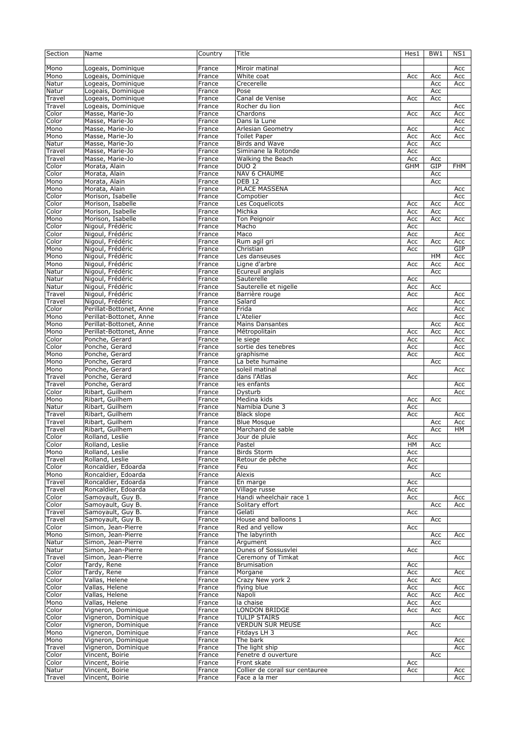| Section | Name | Country | Title | Hes1 | BW1 | NS1 |
|---|---|---|---|---|---|---|
| Mono | Logeais, Dominique | France | Miroir matinal | | | Acc |
| Mono | Logeais, Dominique | France | White coat | Acc | Acc | Acc |
| Natur | Logeais, Dominique | France | Crecerelle | | Acc | Acc |
| Natur | Logeais, Dominique | France | Pose | | Acc | |
| Travel | Logeais, Dominique | France | Canal de Venise | Acc | Acc | |
| Travel | Logeais, Dominique | France | Rocher du lion | | | Acc |
| Color | Masse, Marie-Jo | France | Chardons | Acc | Acc | Acc |
| Color | Masse, Marie-Jo | France | Dans la Lune | | | Acc |
| Mono | Masse, Marie-Jo | France | Arlesian Geometry | Acc | | Acc |
| Mono | Masse, Marie-Jo | France | Toilet Paper | Acc | Acc | Acc |
| Natur | Masse, Marie-Jo | France | Birds and Wave | Acc | Acc | |
| Travel | Masse, Marie-Jo | France | Siminane la Rotonde | Acc | | |
| Travel | Masse, Marie-Jo | France | Walking the Beach | Acc | Acc | |
| Color | Morata, Alain | France | DUO 2 | GHM | GIP | FHM |
| Color | Morata, Alain | France | NAV 6 CHAUME | | Acc | |
| Mono | Morata, Alain | France | DEB 12 | | Acc | |
| Mono | Morata, Alain | France | PLACE MASSENA | | | Acc |
| Color | Morison, Isabelle | France | Compotier | | | Acc |
| Color | Morison, Isabelle | France | Les Coquelicots | Acc | Acc | Acc |
| Color | Morison, Isabelle | France | Michka | Acc | Acc | |
| Mono | Morison, Isabelle | France | Ton Peignoir | Acc | Acc | Acc |
| Color | Nigoul, Frédéric | France | Macho | Acc | | |
| Color | Nigoul, Frédéric | France | Maco | Acc | | Acc |
| Color | Nigoul, Frédéric | France | Rum agil gri | Acc | Acc | Acc |
| Mono | Nigoul, Frédéric | France | Christian | Acc | | GIP |
| Mono | Nigoul, Frédéric | France | Les danseuses | | HM | Acc |
| Mono | Nigoul, Frédéric | France | Ligne d'arbre | Acc | Acc | Acc |
| Natur | Nigoul, Frédéric | France | Ecureuil anglais | | Acc | |
| Natur | Nigoul, Frédéric | France | Sauterelle | Acc | | |
| Natur | Nigoul, Frédéric | France | Sauterelle et nigelle | Acc | Acc | |
| Travel | Nigoul, Frédéric | France | Barrière rouge | Acc | | Acc |
| Travel | Nigoul, Frédéric | France | Salard | | | Acc |
| Color | Perillat-Bottonet, Anne | France | Frida | Acc | | Acc |
| Mono | Perillat-Bottonet, Anne | France | L'Atelier | | | Acc |
| Mono | Perillat-Bottonet, Anne | France | Mains Dansantes | | Acc | Acc |
| Mono | Perillat-Bottonet, Anne | France | Métropolitain | Acc | Acc | Acc |
| Color | Ponche, Gerard | France | le siege | Acc | | Acc |
| Color | Ponche, Gerard | France | sortie des tenebres | Acc | | Acc |
| Mono | Ponche, Gerard | France | graphisme | Acc | | Acc |
| Mono | Ponche, Gerard | France | La bete humaine | | Acc | |
| Mono | Ponche, Gerard | France | soleil matinal | | | Acc |
| Travel | Ponche, Gerard | France | dans l'Atlas | Acc | | |
| Travel | Ponche, Gerard | France | les enfants | | | Acc |
| Color | Ribart, Guilhem | France | Dysturb | | | Acc |
| Mono | Ribart, Guilhem | France | Medina kids | Acc | Acc | |
| Natur | Ribart, Guilhem | France | Namibia Dune 3 | Acc | | |
| Travel | Ribart, Guilhem | France | Black slope | Acc | | Acc |
| Travel | Ribart, Guilhem | France | Blue Mosque | | Acc | Acc |
| Travel | Ribart, Guilhem | France | Marchand de sable | | Acc | HM |
| Color | Rolland, Leslie | France | Jour de pluie | Acc | | |
| Color | Rolland, Leslie | France | Pastel | HM | Acc | |
| Mono | Rolland, Leslie | France | Birds Storm | Acc | | |
| Travel | Rolland, Leslie | France | Retour de pêche | Acc | | |
| Color | Roncaldier, Edoarda | France | Feu | Acc | | |
| Mono | Roncaldier, Edoarda | France | Alexis | | Acc | |
| Travel | Roncaldier, Edoarda | France | En marge | Acc | | |
| Travel | Roncaldier, Edoarda | France | Village russe | Acc | | |
| Color | Samoyault, Guy B. | France | Handi wheelchair race 1 | Acc | | Acc |
| Color | Samoyault, Guy B. | France | Solitary effort | | Acc | Acc |
| Travel | Samoyault, Guy B. | France | Gelati | Acc | | |
| Travel | Samoyault, Guy B. | France | House and balloons 1 | | Acc | |
| Color | Simon, Jean-Pierre | France | Red and yellow | Acc | | |
| Mono | Simon, Jean-Pierre | France | The labyrinth | | Acc | Acc |
| Natur | Simon, Jean-Pierre | France | Argument | | Acc | |
| Natur | Simon, Jean-Pierre | France | Dunes of Sossusvlei | Acc | | |
| Travel | Simon, Jean-Pierre | France | Ceremony of Timkat | | | Acc |
| Color | Tardy, Rene | France | Brumisation | Acc | | |
| Color | Tardy, Rene | France | Morgane | Acc | | Acc |
| Color | Vallas, Helene | France | Crazy New york 2 | Acc | Acc | |
| Color | Vallas, Helene | France | flying blue | Acc | | Acc |
| Color | Vallas, Helene | France | Napoli | Acc | Acc | Acc |
| Mono | Vallas, Helene | France | la chaise | Acc | Acc | |
| Color | Vigneron, Dominique | France | LONDON BRIDGE | Acc | Acc | |
| Color | Vigneron, Dominique | France | TULIP STAIRS | | | Acc |
| Color | Vigneron, Dominique | France | VERDUN SUR MEUSE | | Acc | |
| Mono | Vigneron, Dominique | France | Fitdays LH 3 | Acc | | |
| Mono | Vigneron, Dominique | France | The bark | | | Acc |
| Travel | Vigneron, Dominique | France | The light ship | | | Acc |
| Color | Vincent, Boirie | France | Fenetre d ouverture | | Acc | |
| Color | Vincent, Boirie | France | Front skate | Acc | | |
| Natur | Vincent, Boirie | France | Collier de corail sur centauree | Acc | | Acc |
| Travel | Vincent, Boirie | France | Face a la mer | | | Acc |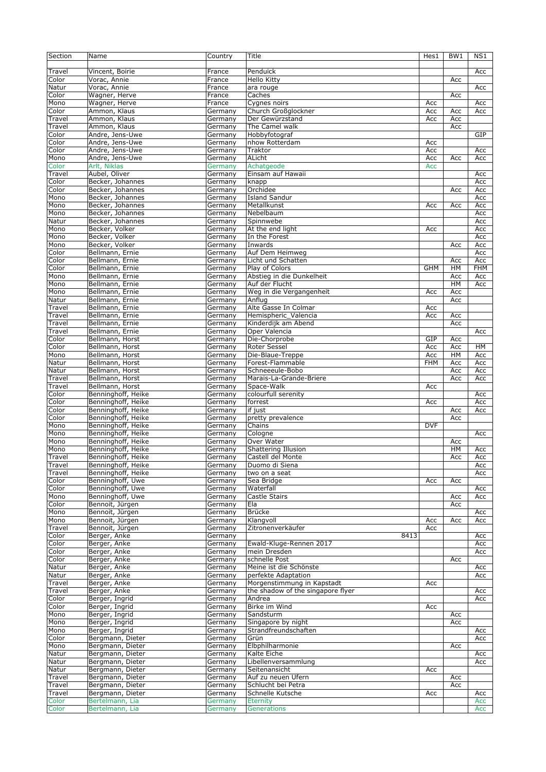| Section | Name | Country | Title | Hes1 | BW1 | NS1 |
|---|---|---|---|---|---|---|
| Travel | Vincent, Boirie | France | Penduick | | | Acc |
| Color | Vorac, Annie | France | Hello Kitty | | Acc | |
| Natur | Vorac, Annie | France | ara rouge | | | Acc |
| Color | Wagner, Herve | France | Caches | | Acc | |
| Mono | Wagner, Herve | France | Cygnes noirs | Acc | | Acc |
| Color | Ammon, Klaus | Germany | Church Großglockner | Acc | Acc | Acc |
| Travel | Ammon, Klaus | Germany | Der Gewürzstand | Acc | Acc | |
| Travel | Ammon, Klaus | Germany | The Camel walk | | Acc | |
| Color | Andre, Jens-Uwe | Germany | Hobbyfotograf | | | GIP |
| Color | Andre, Jens-Uwe | Germany | nhow Rotterdam | Acc | | |
| Color | Andre, Jens-Uwe | Germany | Traktor | Acc | | Acc |
| Mono | Andre, Jens-Uwe | Germany | ALicht | Acc | Acc | Acc |
| Color | Arlt, Niklas | Germany | Achatgeode | Acc | | |
| Travel | Aubel, Oliver | Germany | Einsam auf Hawaii | | | Acc |
| Color | Becker, Johannes | Germany | knapp | | | Acc |
| Color | Becker, Johannes | Germany | Orchidee | | Acc | Acc |
| Mono | Becker, Johannes | Germany | Island Sandur | | | Acc |
| Mono | Becker, Johannes | Germany | Metallkunst | Acc | Acc | Acc |
| Mono | Becker, Johannes | Germany | Nebelbaum | | | Acc |
| Natur | Becker, Johannes | Germany | Spinnwebe | | | Acc |
| Mono | Becker, Volker | Germany | At the end light | Acc | | Acc |
| Mono | Becker, Volker | Germany | In the Forest | | | Acc |
| Mono | Becker, Volker | Germany | Inwards | | Acc | Acc |
| Color | Bellmann, Ernie | Germany | Auf Dem Heimweg | | | Acc |
| Color | Bellmann, Ernie | Germany | Licht und Schatten | | Acc | Acc |
| Color | Bellmann, Ernie | Germany | Play of Colors | GHM | HM | FHM |
| Mono | Bellmann, Ernie | Germany | Abstieg in die Dunkelheit | | Acc | Acc |
| Mono | Bellmann, Ernie | Germany | Auf der Flucht | | HM | Acc |
| Mono | Bellmann, Ernie | Germany | Weg in die Vergangenheit | Acc | Acc | |
| Natur | Bellmann, Ernie | Germany | Anflug | | Acc | |
| Travel | Bellmann, Ernie | Germany | Alte Gasse In Colmar | Acc | | |
| Travel | Bellmann, Ernie | Germany | Hemispheric_Valencia | Acc | Acc | |
| Travel | Bellmann, Ernie | Germany | Kinderdijk am Abend | | Acc | |
| Travel | Bellmann, Ernie | Germany | Oper Valencia | | | Acc |
| Color | Bellmann, Horst | Germany | Die-Chorprobe | GIP | Acc | |
| Color | Bellmann, Horst | Germany | Roter Sessel | Acc | Acc | HM |
| Mono | Bellmann, Horst | Germany | Die-Blaue-Treppe | Acc | HM | Acc |
| Natur | Bellmann, Horst | Germany | Forest-Flammable | FHM | Acc | Acc |
| Natur | Bellmann, Horst | Germany | Schneeeule-Bobo | | Acc | Acc |
| Travel | Bellmann, Horst | Germany | Marais-La-Grande-Briere | | Acc | Acc |
| Travel | Bellmann, Horst | Germany | Space-Walk | Acc | | |
| Color | Benninghoff, Heike | Germany | colourfull serenity | | | Acc |
| Color | Benninghoff, Heike | Germany | forrest | Acc | | Acc |
| Color | Benninghoff, Heike | Germany | if just | | Acc | Acc |
| Color | Benninghoff, Heike | Germany | pretty prevalence | | Acc | |
| Mono | Benninghoff, Heike | Germany | Chains | DVF | | |
| Mono | Benninghoff, Heike | Germany | Cologne | | | Acc |
| Mono | Benninghoff, Heike | Germany | Over Water | | Acc | |
| Mono | Benninghoff, Heike | Germany | Shattering Illusion | | HM | Acc |
| Travel | Benninghoff, Heike | Germany | Castell del Monte | | Acc | Acc |
| Travel | Benninghoff, Heike | Germany | Duomo di Siena | | | Acc |
| Travel | Benninghoff, Heike | Germany | two on a seat | | | Acc |
| Color | Benninghoff, Uwe | Germany | Sea Bridge | Acc | Acc | |
| Color | Benninghoff, Uwe | Germany | Waterfall | | | Acc |
| Mono | Benninghoff, Uwe | Germany | Castle Stairs | | Acc | Acc |
| Color | Bennoit, Jürgen | Germany | Ela | | Acc | |
| Mono | Bennoit, Jürgen | Germany | Brücke | | | Acc |
| Mono | Bennoit, Jürgen | Germany | Klangvoll | Acc | Acc | Acc |
| Travel | Bennoit, Jürgen | Germany | Zitronenverkäufer | Acc | | |
| Color | Berger, Anke | Germany | 8413 | | | Acc |
| Color | Berger, Anke | Germany | Ewald-Kluge-Rennen 2017 | | | Acc |
| Color | Berger, Anke | Germany | mein Dresden | | | Acc |
| Color | Berger, Anke | Germany | schnelle Post | | Acc | |
| Natur | Berger, Anke | Germany | Meine ist die Schönste | | | Acc |
| Natur | Berger, Anke | Germany | perfekte Adaptation | | | Acc |
| Travel | Berger, Anke | Germany | Morgenstimmung in Kapstadt | Acc | | |
| Travel | Berger, Anke | Germany | the shadow of the singapore flyer | | | Acc |
| Color | Berger, Ingrid | Germany | Andrea | | | Acc |
| Color | Berger, Ingrid | Germany | Birke im Wind | Acc | | |
| Mono | Berger, Ingrid | Germany | Sandsturm | | Acc | |
| Mono | Berger, Ingrid | Germany | Singapore by night | | Acc | |
| Mono | Berger, Ingrid | Germany | Strandfreundschaften | | | Acc |
| Color | Bergmann, Dieter | Germany | Grün | | | Acc |
| Mono | Bergmann, Dieter | Germany | Elbphilharmonie | | Acc | |
| Natur | Bergmann, Dieter | Germany | Kalte Eiche | | | Acc |
| Natur | Bergmann, Dieter | Germany | Libellenversammlung | | | Acc |
| Natur | Bergmann, Dieter | Germany | Seitenansicht | Acc | | |
| Travel | Bergmann, Dieter | Germany | Auf zu neuen Ufern | | Acc | |
| Travel | Bergmann, Dieter | Germany | Schlucht bei Petra | | Acc | |
| Travel | Bergmann, Dieter | Germany | Schnelle Kutsche | Acc | | Acc |
| Color | Bertelmann, Lia | Germany | Eternity | | | Acc |
| Color | Bertelmann, Lia | Germany | Generations | | | Acc |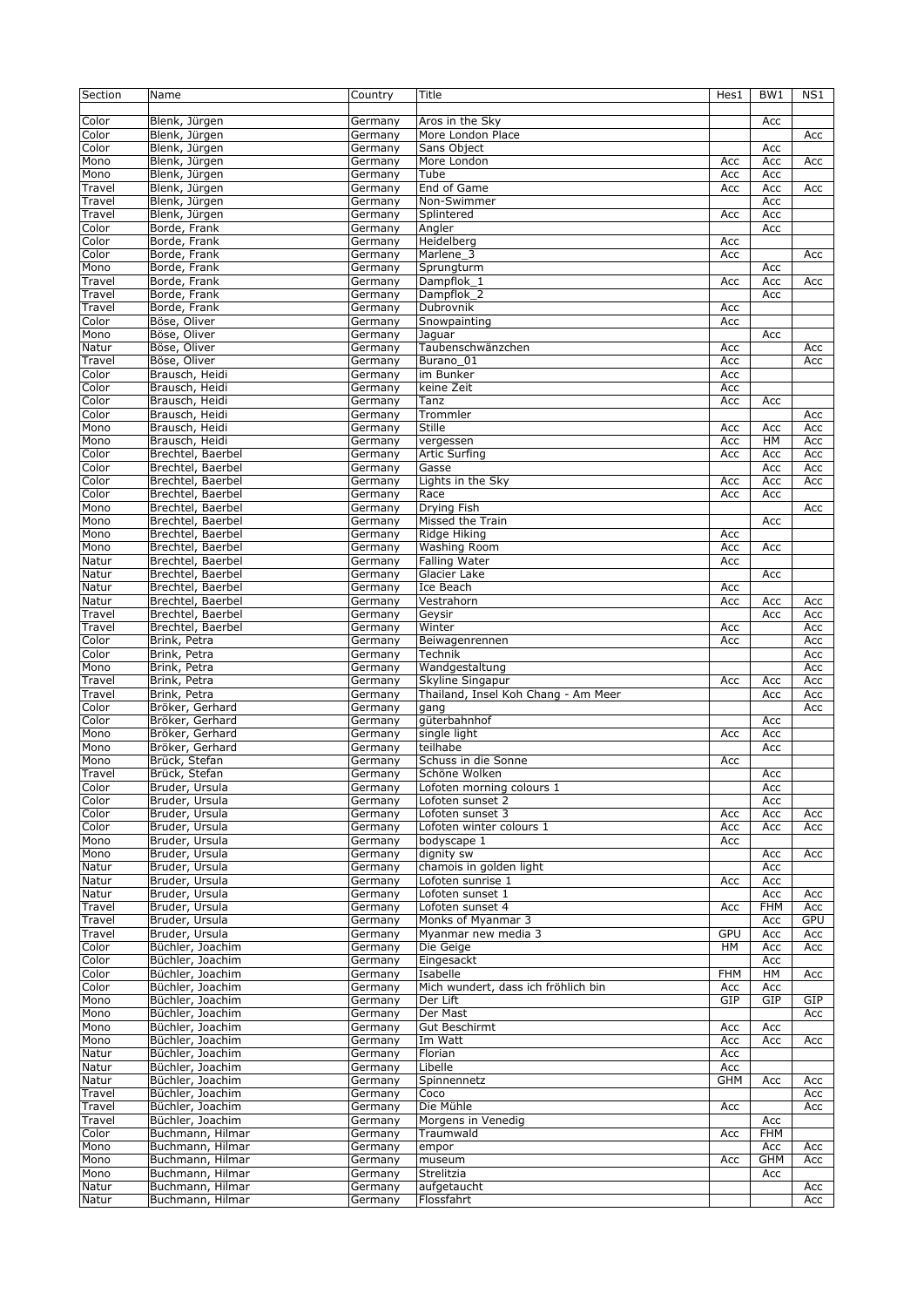| Section | Name | Country | Title | Hes1 | BW1 | NS1 |
|---|---|---|---|---|---|---|
| Color | Blenk, Jürgen | Germany | Aros in the Sky | | Acc | |
| Color | Blenk, Jürgen | Germany | More London Place | | | Acc |
| Color | Blenk, Jürgen | Germany | Sans Object | | Acc | |
| Mono | Blenk, Jürgen | Germany | More London | Acc | Acc | Acc |
| Mono | Blenk, Jürgen | Germany | Tube | Acc | Acc | |
| Travel | Blenk, Jürgen | Germany | End of Game | Acc | Acc | Acc |
| Travel | Blenk, Jürgen | Germany | Non-Swimmer | | Acc | |
| Travel | Blenk, Jürgen | Germany | Splintered | Acc | Acc | |
| Color | Borde, Frank | Germany | Angler | | Acc | |
| Color | Borde, Frank | Germany | Heidelberg | Acc | | |
| Color | Borde, Frank | Germany | Marlene_3 | Acc | | Acc |
| Mono | Borde, Frank | Germany | Sprungturm | | Acc | |
| Travel | Borde, Frank | Germany | Dampflok_1 | Acc | Acc | Acc |
| Travel | Borde, Frank | Germany | Dampflok_2 | | Acc | |
| Travel | Borde, Frank | Germany | Dubrovnik | Acc | | |
| Color | Böse, Oliver | Germany | Snowpainting | Acc | | |
| Mono | Böse, Oliver | Germany | Jaguar | | Acc | |
| Natur | Böse, Oliver | Germany | Taubenschwänzchen | Acc | | Acc |
| Travel | Böse, Oliver | Germany | Burano_01 | Acc | | Acc |
| Color | Brausch, Heidi | Germany | im Bunker | Acc | | |
| Color | Brausch, Heidi | Germany | keine Zeit | Acc | | |
| Color | Brausch, Heidi | Germany | Tanz | Acc | Acc | |
| Color | Brausch, Heidi | Germany | Trommler | | | Acc |
| Mono | Brausch, Heidi | Germany | Stille | Acc | Acc | Acc |
| Mono | Brausch, Heidi | Germany | vergessen | Acc | HM | Acc |
| Color | Brechtel, Baerbel | Germany | Artic Surfing | Acc | Acc | Acc |
| Color | Brechtel, Baerbel | Germany | Gasse | | Acc | Acc |
| Color | Brechtel, Baerbel | Germany | Lights in the Sky | Acc | Acc | Acc |
| Color | Brechtel, Baerbel | Germany | Race | Acc | Acc | |
| Mono | Brechtel, Baerbel | Germany | Drying Fish | | | Acc |
| Mono | Brechtel, Baerbel | Germany | Missed the Train | | Acc | |
| Mono | Brechtel, Baerbel | Germany | Ridge Hiking | Acc | | |
| Mono | Brechtel, Baerbel | Germany | Washing Room | Acc | Acc | |
| Natur | Brechtel, Baerbel | Germany | Falling Water | Acc | | |
| Natur | Brechtel, Baerbel | Germany | Glacier Lake | | Acc | |
| Natur | Brechtel, Baerbel | Germany | Ice Beach | Acc | | |
| Natur | Brechtel, Baerbel | Germany | Vestrahorn | Acc | Acc | Acc |
| Travel | Brechtel, Baerbel | Germany | Geysir | | Acc | Acc |
| Travel | Brechtel, Baerbel | Germany | Winter | Acc | | Acc |
| Color | Brink, Petra | Germany | Beiwagenrennen | Acc | | Acc |
| Color | Brink, Petra | Germany | Technik | | | Acc |
| Mono | Brink, Petra | Germany | Wandgestaltung | | | Acc |
| Travel | Brink, Petra | Germany | Skyline Singapur | Acc | Acc | Acc |
| Travel | Brink, Petra | Germany | Thailand, Insel Koh Chang - Am Meer | | Acc | Acc |
| Color | Bröker, Gerhard | Germany | gang | | | Acc |
| Color | Bröker, Gerhard | Germany | güterbahnhof | | Acc | |
| Mono | Bröker, Gerhard | Germany | single light | Acc | Acc | |
| Mono | Bröker, Gerhard | Germany | teilhabe | | Acc | |
| Mono | Brück, Stefan | Germany | Schuss in die Sonne | Acc | | |
| Travel | Brück, Stefan | Germany | Schöne Wolken | | Acc | |
| Color | Bruder, Ursula | Germany | Lofoten morning colours 1 | | Acc | |
| Color | Bruder, Ursula | Germany | Lofoten sunset 2 | | Acc | |
| Color | Bruder, Ursula | Germany | Lofoten sunset 3 | Acc | Acc | Acc |
| Color | Bruder, Ursula | Germany | Lofoten winter colours 1 | Acc | Acc | Acc |
| Mono | Bruder, Ursula | Germany | bodyscape 1 | Acc | | |
| Mono | Bruder, Ursula | Germany | dignity sw | | Acc | Acc |
| Natur | Bruder, Ursula | Germany | chamois in golden light | | Acc | |
| Natur | Bruder, Ursula | Germany | Lofoten sunrise 1 | Acc | Acc | |
| Natur | Bruder, Ursula | Germany | Lofoten sunset 1 | | Acc | Acc |
| Travel | Bruder, Ursula | Germany | Lofoten sunset 4 | Acc | FHM | Acc |
| Travel | Bruder, Ursula | Germany | Monks of Myanmar 3 | | Acc | GPU |
| Travel | Bruder, Ursula | Germany | Myanmar new media 3 | GPU | Acc | Acc |
| Color | Büchler, Joachim | Germany | Die Geige | HM | Acc | Acc |
| Color | Büchler, Joachim | Germany | Eingesackt | | Acc | |
| Color | Büchler, Joachim | Germany | Isabelle | FHM | HM | Acc |
| Color | Büchler, Joachim | Germany | Mich wundert, dass ich fröhlich bin | Acc | Acc | |
| Mono | Büchler, Joachim | Germany | Der Lift | GIP | GIP | GIP |
| Mono | Büchler, Joachim | Germany | Der Mast | | | Acc |
| Mono | Büchler, Joachim | Germany | Gut Beschirmt | Acc | Acc | |
| Mono | Büchler, Joachim | Germany | Im Watt | Acc | Acc | Acc |
| Natur | Büchler, Joachim | Germany | Florian | Acc | | |
| Natur | Büchler, Joachim | Germany | Libelle | Acc | | |
| Natur | Büchler, Joachim | Germany | Spinnennetz | GHM | Acc | Acc |
| Travel | Büchler, Joachim | Germany | Coco | | | Acc |
| Travel | Büchler, Joachim | Germany | Die Mühle | Acc | | Acc |
| Travel | Büchler, Joachim | Germany | Morgens in Venedig | | Acc | |
| Color | Buchmann, Hilmar | Germany | Traumwald | Acc | FHM | |
| Mono | Buchmann, Hilmar | Germany | empor | | Acc | Acc |
| Mono | Buchmann, Hilmar | Germany | museum | Acc | GHM | Acc |
| Mono | Buchmann, Hilmar | Germany | Strelitzia | | Acc | |
| Natur | Buchmann, Hilmar | Germany | aufgetaucht | | | Acc |
| Natur | Buchmann, Hilmar | Germany | Flossfahrt | | | Acc |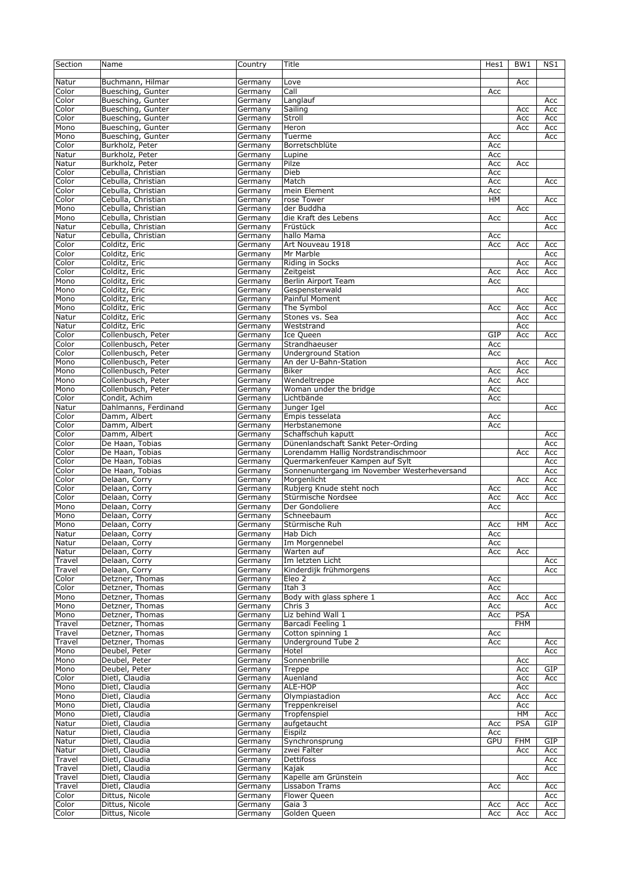| Section | Name | Country | Title | Hes1 | BW1 | NS1 |
|---|---|---|---|---|---|---|
| Natur | Buchmann, Hilmar | Germany | Love |  | Acc |  |
| Color | Buesching, Gunter | Germany | Call | Acc |  |  |
| Color | Buesching, Gunter | Germany | Langlauf |  |  | Acc |
| Color | Buesching, Gunter | Germany | Sailing |  | Acc | Acc |
| Color | Buesching, Gunter | Germany | Stroll |  | Acc | Acc |
| Mono | Buesching, Gunter | Germany | Heron |  | Acc | Acc |
| Mono | Buesching, Gunter | Germany | Tuerme | Acc |  | Acc |
| Color | Burkholz, Peter | Germany | Borretschblüte | Acc |  |  |
| Natur | Burkholz, Peter | Germany | Lupine | Acc |  |  |
| Natur | Burkholz, Peter | Germany | Pilze | Acc | Acc |  |
| Color | Cebulla, Christian | Germany | Dieb | Acc |  |  |
| Color | Cebulla, Christian | Germany | Match | Acc |  | Acc |
| Color | Cebulla, Christian | Germany | mein Element | Acc |  |  |
| Color | Cebulla, Christian | Germany | rose Tower | HM |  | Acc |
| Mono | Cebulla, Christian | Germany | der Buddha |  | Acc |  |
| Mono | Cebulla, Christian | Germany | die Kraft des Lebens | Acc |  | Acc |
| Natur | Cebulla, Christian | Germany | Früstück |  |  | Acc |
| Natur | Cebulla, Christian | Germany | hallo Mama | Acc |  |  |
| Color | Colditz, Eric | Germany | Art Nouveau 1918 | Acc | Acc | Acc |
| Color | Colditz, Eric | Germany | Mr Marble |  |  | Acc |
| Color | Colditz, Eric | Germany | Riding in Socks |  | Acc | Acc |
| Color | Colditz, Eric | Germany | Zeitgeist | Acc | Acc | Acc |
| Mono | Colditz, Eric | Germany | Berlin Airport Team | Acc |  |  |
| Mono | Colditz, Eric | Germany | Gespensterwald |  | Acc |  |
| Mono | Colditz, Eric | Germany | Painful Moment |  |  | Acc |
| Mono | Colditz, Eric | Germany | The Symbol | Acc | Acc | Acc |
| Natur | Colditz, Eric | Germany | Stones vs. Sea |  | Acc | Acc |
| Natur | Colditz, Eric | Germany | Weststrand |  | Acc |  |
| Color | Collenbusch, Peter | Germany | Ice Queen | GIP | Acc | Acc |
| Color | Collenbusch, Peter | Germany | Strandhaeuser | Acc |  |  |
| Color | Collenbusch, Peter | Germany | Underground Station | Acc |  |  |
| Mono | Collenbusch, Peter | Germany | An der U-Bahn-Station |  | Acc | Acc |
| Mono | Collenbusch, Peter | Germany | Biker | Acc | Acc |  |
| Mono | Collenbusch, Peter | Germany | Wendeltreppe | Acc | Acc |  |
| Mono | Collenbusch, Peter | Germany | Woman under the bridge | Acc |  |  |
| Color | Condit, Achim | Germany | Lichtbände | Acc |  |  |
| Natur | Dahlmanns, Ferdinand | Germany | Junger Igel |  |  | Acc |
| Color | Damm, Albert | Germany | Empis tesselata | Acc |  |  |
| Color | Damm, Albert | Germany | Herbstanemone | Acc |  |  |
| Color | Damm, Albert | Germany | Schaffschuh kaputt |  |  | Acc |
| Color | De Haan, Tobias | Germany | Dünenlandschaft Sankt Peter-Ording |  |  | Acc |
| Color | De Haan, Tobias | Germany | Lorendamm Hallig Nordstrandischmoor |  | Acc | Acc |
| Color | De Haan, Tobias | Germany | Quermarkenfeuer Kampen auf Sylt |  |  | Acc |
| Color | De Haan, Tobias | Germany | Sonnenuntergang im November Westerheversand |  |  | Acc |
| Color | Delaan, Corry | Germany | Morgenlicht |  | Acc | Acc |
| Color | Delaan, Corry | Germany | Rubjerg Knude steht noch | Acc |  | Acc |
| Color | Delaan, Corry | Germany | Stürmische Nordsee | Acc | Acc | Acc |
| Mono | Delaan, Corry | Germany | Der Gondoliere | Acc |  |  |
| Mono | Delaan, Corry | Germany | Schneebaum |  |  | Acc |
| Mono | Delaan, Corry | Germany | Stürmische Ruh | Acc | HM | Acc |
| Natur | Delaan, Corry | Germany | Hab Dich | Acc |  |  |
| Natur | Delaan, Corry | Germany | Im Morgennebel | Acc |  |  |
| Natur | Delaan, Corry | Germany | Warten auf | Acc | Acc |  |
| Travel | Delaan, Corry | Germany | Im letzten Licht |  |  | Acc |
| Travel | Delaan, Corry | Germany | Kinderdijk frühmorgens |  |  | Acc |
| Color | Detzner, Thomas | Germany | Eleo 2 | Acc |  |  |
| Color | Detzner, Thomas | Germany | Itah 3 | Acc |  |  |
| Mono | Detzner, Thomas | Germany | Body with glass sphere 1 | Acc | Acc | Acc |
| Mono | Detzner, Thomas | Germany | Chris 3 | Acc |  | Acc |
| Mono | Detzner, Thomas | Germany | Liz behind Wall 1 | Acc | PSA |  |
| Travel | Detzner, Thomas | Germany | Barcadi Feeling 1 |  | FHM |  |
| Travel | Detzner, Thomas | Germany | Cotton spinning 1 | Acc |  |  |
| Travel | Detzner, Thomas | Germany | Underground Tube 2 | Acc |  | Acc |
| Mono | Deubel, Peter | Germany | Hotel |  |  | Acc |
| Mono | Deubel, Peter | Germany | Sonnenbrille |  | Acc |  |
| Mono | Deubel, Peter | Germany | Treppe |  | Acc | GIP |
| Color | Dietl, Claudia | Germany | Auenland |  | Acc | Acc |
| Mono | Dietl, Claudia | Germany | ALE-HOP |  | Acc |  |
| Mono | Dietl, Claudia | Germany | Olympiastadion | Acc | Acc | Acc |
| Mono | Dietl, Claudia | Germany | Treppenkreisel |  | Acc |  |
| Mono | Dietl, Claudia | Germany | Tropfenspiel |  | HM | Acc |
| Natur | Dietl, Claudia | Germany | aufgetaucht | Acc | PSA | GIP |
| Natur | Dietl, Claudia | Germany | Eispilz | Acc |  |  |
| Natur | Dietl, Claudia | Germany | Synchronsprung | GPU | FHM | GIP |
| Natur | Dietl, Claudia | Germany | zwei Falter |  | Acc | Acc |
| Travel | Dietl, Claudia | Germany | Dettifoss |  |  | Acc |
| Travel | Dietl, Claudia | Germany | Kajak |  |  | Acc |
| Travel | Dietl, Claudia | Germany | Kapelle am Grünstein |  | Acc |  |
| Travel | Dietl, Claudia | Germany | Lissabon Trams | Acc |  | Acc |
| Color | Dittus, Nicole | Germany | Flower Queen |  |  | Acc |
| Color | Dittus, Nicole | Germany | Gaia 3 | Acc | Acc | Acc |
| Color | Dittus, Nicole | Germany | Golden Queen | Acc | Acc | Acc |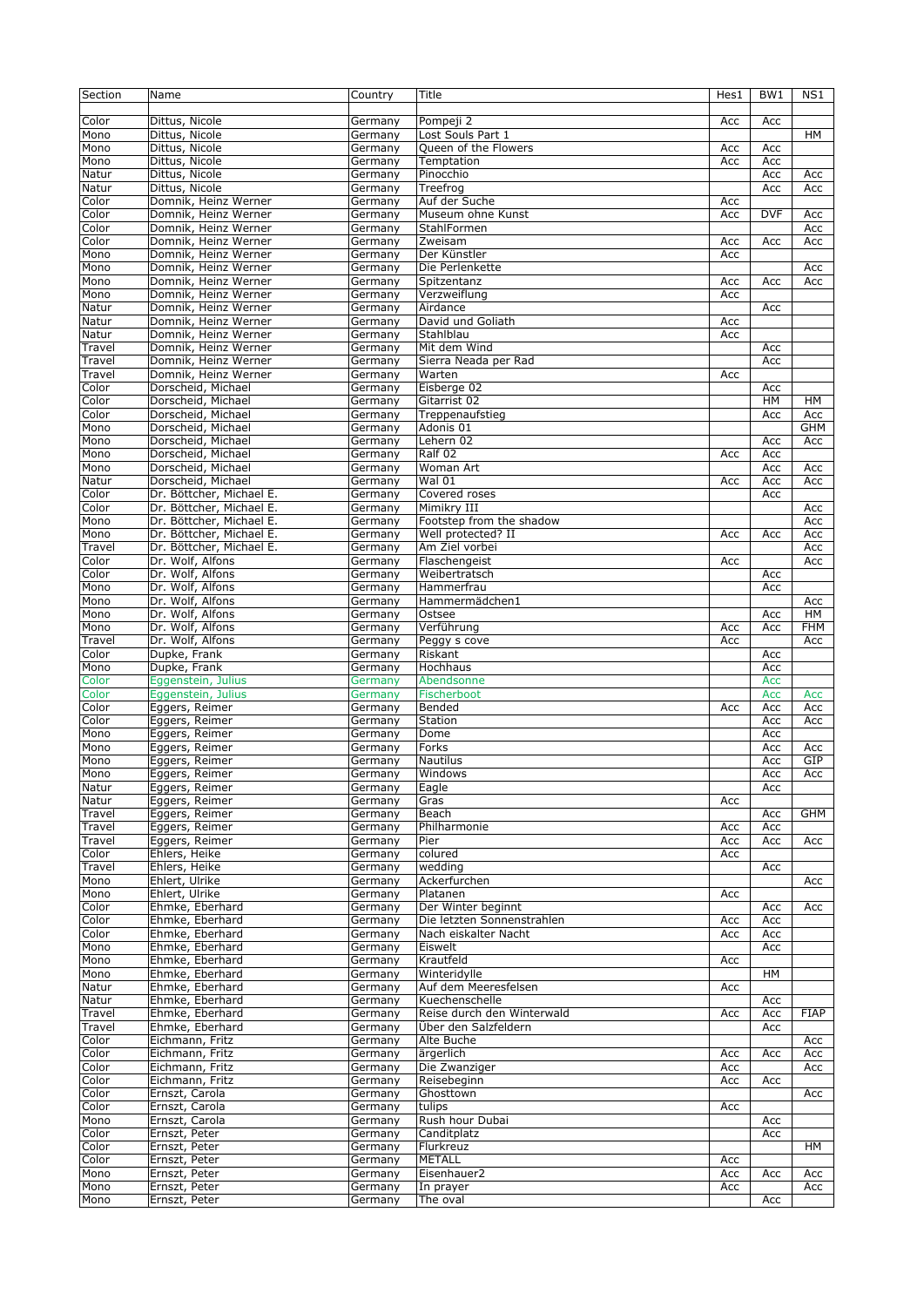| Section | Name | Country | Title | Hes1 | BW1 | NS1 |
|---|---|---|---|---|---|---|
| Color | Dittus, Nicole | Germany | Pompeji 2 | Acc | Acc | |
| Mono | Dittus, Nicole | Germany | Lost Souls Part 1 | | | HM |
| Mono | Dittus, Nicole | Germany | Queen of the Flowers | Acc | Acc | |
| Mono | Dittus, Nicole | Germany | Temptation | Acc | Acc | |
| Natur | Dittus, Nicole | Germany | Pinocchio | | Acc | Acc |
| Natur | Dittus, Nicole | Germany | Treefrog | | Acc | Acc |
| Color | Domnik, Heinz Werner | Germany | Auf der Suche | Acc | | |
| Color | Domnik, Heinz Werner | Germany | Museum ohne Kunst | Acc | DVF | Acc |
| Color | Domnik, Heinz Werner | Germany | StahlFormen | | | Acc |
| Color | Domnik, Heinz Werner | Germany | Zweisam | Acc | Acc | Acc |
| Mono | Domnik, Heinz Werner | Germany | Der Künstler | Acc | | |
| Mono | Domnik, Heinz Werner | Germany | Die Perlenkette | | | Acc |
| Mono | Domnik, Heinz Werner | Germany | Spitzentanz | Acc | Acc | Acc |
| Mono | Domnik, Heinz Werner | Germany | Verzweiflung | Acc | | |
| Natur | Domnik, Heinz Werner | Germany | Airdance | | Acc | |
| Natur | Domnik, Heinz Werner | Germany | David und Goliath | Acc | | |
| Natur | Domnik, Heinz Werner | Germany | Stahlblau | Acc | | |
| Travel | Domnik, Heinz Werner | Germany | Mit dem Wind | | Acc | |
| Travel | Domnik, Heinz Werner | Germany | Sierra Neada per Rad | | Acc | |
| Travel | Domnik, Heinz Werner | Germany | Warten | Acc | | |
| Color | Dorscheid, Michael | Germany | Eisberge 02 | | Acc | |
| Color | Dorscheid, Michael | Germany | Gitarrist 02 | | HM | HM |
| Color | Dorscheid, Michael | Germany | Treppenaufstieg | | Acc | Acc |
| Mono | Dorscheid, Michael | Germany | Adonis 01 | | | GHM |
| Mono | Dorscheid, Michael | Germany | Lehern 02 | | Acc | Acc |
| Mono | Dorscheid, Michael | Germany | Ralf 02 | Acc | Acc | |
| Mono | Dorscheid, Michael | Germany | Woman Art | | Acc | Acc |
| Natur | Dorscheid, Michael | Germany | Wal 01 | Acc | Acc | Acc |
| Color | Dr. Böttcher, Michael E. | Germany | Covered roses | | Acc | |
| Color | Dr. Böttcher, Michael E. | Germany | Mimikry III | | | Acc |
| Mono | Dr. Böttcher, Michael E. | Germany | Footstep from the shadow | | | Acc |
| Mono | Dr. Böttcher, Michael E. | Germany | Well protected? II | Acc | Acc | Acc |
| Travel | Dr. Böttcher, Michael E. | Germany | Am Ziel vorbei | | | Acc |
| Color | Dr. Wolf, Alfons | Germany | Flaschengeist | Acc | | Acc |
| Color | Dr. Wolf, Alfons | Germany | Weibertratsch | | Acc | |
| Mono | Dr. Wolf, Alfons | Germany | Hammerfrau | | Acc | |
| Mono | Dr. Wolf, Alfons | Germany | Hammermädchen1 | | | Acc |
| Mono | Dr. Wolf, Alfons | Germany | Ostsee | | Acc | HM |
| Mono | Dr. Wolf, Alfons | Germany | Verführung | Acc | Acc | FHM |
| Travel | Dr. Wolf, Alfons | Germany | Peggy s cove | Acc | | Acc |
| Color | Dupke, Frank | Germany | Riskant | | Acc | |
| Mono | Dupke, Frank | Germany | Hochhaus | | Acc | |
| Color | Eggenstein, Julius | Germany | Abendsonne | | Acc | |
| Color | Eggenstein, Julius | Germany | Fischerboot | | Acc | Acc |
| Color | Eggers, Reimer | Germany | Bended | Acc | Acc | Acc |
| Color | Eggers, Reimer | Germany | Station | | Acc | Acc |
| Mono | Eggers, Reimer | Germany | Dome | | Acc | |
| Mono | Eggers, Reimer | Germany | Forks | | Acc | Acc |
| Mono | Eggers, Reimer | Germany | Nautilus | | Acc | GIP |
| Mono | Eggers, Reimer | Germany | Windows | | Acc | Acc |
| Natur | Eggers, Reimer | Germany | Eagle | | Acc | |
| Natur | Eggers, Reimer | Germany | Gras | Acc | | |
| Travel | Eggers, Reimer | Germany | Beach | | Acc | GHM |
| Travel | Eggers, Reimer | Germany | Philharmonie | Acc | Acc | |
| Travel | Eggers, Reimer | Germany | Pier | Acc | Acc | Acc |
| Color | Ehlers, Heike | Germany | colured | Acc | | |
| Travel | Ehlers, Heike | Germany | wedding | | Acc | |
| Mono | Ehlert, Ulrike | Germany | Ackerfurchen | | | Acc |
| Mono | Ehlert, Ulrike | Germany | Platanen | Acc | | |
| Color | Ehmke, Eberhard | Germany | Der Winter beginnt | | Acc | Acc |
| Color | Ehmke, Eberhard | Germany | Die letzten Sonnenstrahlen | Acc | Acc | |
| Color | Ehmke, Eberhard | Germany | Nach eiskalter Nacht | Acc | Acc | |
| Mono | Ehmke, Eberhard | Germany | Eiswelt | | Acc | |
| Mono | Ehmke, Eberhard | Germany | Krautfeld | Acc | | |
| Mono | Ehmke, Eberhard | Germany | Winteridylle | | HM | |
| Natur | Ehmke, Eberhard | Germany | Auf dem Meeresfelsen | Acc | | |
| Natur | Ehmke, Eberhard | Germany | Kuechenschelle | | Acc | |
| Travel | Ehmke, Eberhard | Germany | Reise durch den Winterwald | Acc | Acc | FIAP |
| Travel | Ehmke, Eberhard | Germany | Über den Salzfeldern | | Acc | |
| Color | Eichmann, Fritz | Germany | Alte Buche | | | Acc |
| Color | Eichmann, Fritz | Germany | ärgerlich | Acc | Acc | Acc |
| Color | Eichmann, Fritz | Germany | Die Zwanziger | Acc | | Acc |
| Color | Eichmann, Fritz | Germany | Reisebeginn | Acc | Acc | |
| Color | Ernszt, Carola | Germany | Ghosttown | | | Acc |
| Color | Ernszt, Carola | Germany | tulips | Acc | | |
| Mono | Ernszt, Carola | Germany | Rush hour Dubai | | Acc | |
| Color | Ernszt, Peter | Germany | Canditplatz | | Acc | |
| Color | Ernszt, Peter | Germany | Flurkreuz | | | HM |
| Color | Ernszt, Peter | Germany | METALL | Acc | | |
| Mono | Ernszt, Peter | Germany | Eisenhauer2 | Acc | Acc | Acc |
| Mono | Ernszt, Peter | Germany | In prayer | Acc | | Acc |
| Mono | Ernszt, Peter | Germany | The oval | | Acc | |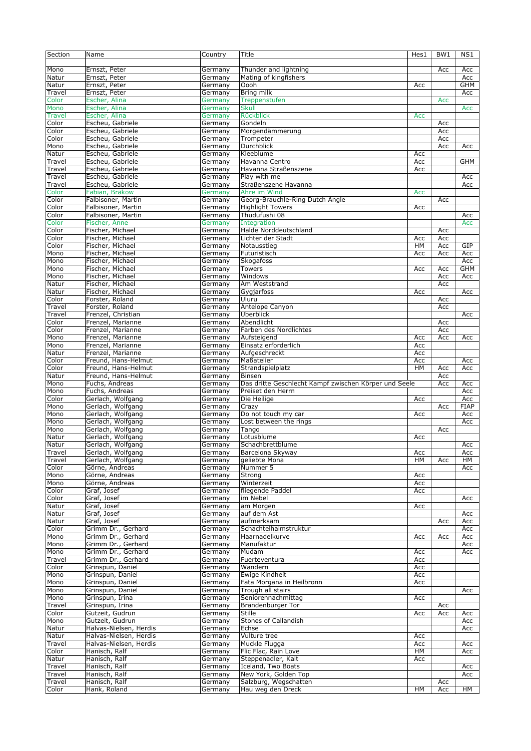| Section | Name | Country | Title | Hes1 | BW1 | NS1 |
|---|---|---|---|---|---|---|
| Mono | Ernszt, Peter | Germany | Thunder and lightning | | Acc | Acc |
| Natur | Ernszt, Peter | Germany | Mating of kingfishers | | | Acc |
| Natur | Ernszt, Peter | Germany | Oooh | Acc | | GHM |
| Travel | Ernszt, Peter | Germany | Bring milk | | | Acc |
| Color | Escher, Alina | Germany | Treppenstufen | | Acc | |
| Mono | Escher, Alina | Germany | Skull | | | Acc |
| Travel | Escher, Alina | Germany | Rückblick | Acc | | |
| Color | Escheu, Gabriele | Germany | Gondeln | | Acc | |
| Color | Escheu, Gabriele | Germany | Morgendämmerung | | Acc | |
| Color | Escheu, Gabriele | Germany | Trompeter | | Acc | |
| Mono | Escheu, Gabriele | Germany | Durchblick | | Acc | Acc |
| Natur | Escheu, Gabriele | Germany | Kleeblume | Acc | | |
| Travel | Escheu, Gabriele | Germany | Havanna Centro | Acc | | GHM |
| Travel | Escheu, Gabriele | Germany | Havanna Straßenszene | Acc | | |
| Travel | Escheu, Gabriele | Germany | Play with me | | | Acc |
| Travel | Escheu, Gabriele | Germany | Straßenszene Havanna | | | Acc |
| Color | Fabian, Bräkow | Germany | Ähre im Wind | Acc | | |
| Color | Falbisoner, Martin | Germany | Georg-Brauchle-Ring Dutch Angle | | Acc | |
| Color | Falbisoner, Martin | Germany | Highlight Towers | Acc | | |
| Color | Falbisoner, Martin | Germany | Thudufushi 08 | | | Acc |
| Color | Fischer, Anne | Germany | Integration | | | Acc |
| Color | Fischer, Michael | Germany | Halde Norddeutschland | | Acc | |
| Color | Fischer, Michael | Germany | Lichter der Stadt | Acc | Acc | |
| Color | Fischer, Michael | Germany | Notausstieg | HM | Acc | GIP |
| Mono | Fischer, Michael | Germany | Futuristisch | Acc | Acc | Acc |
| Mono | Fischer, Michael | Germany | Skogafoss | | | Acc |
| Mono | Fischer, Michael | Germany | Towers | Acc | Acc | GHM |
| Mono | Fischer, Michael | Germany | Windows | | Acc | Acc |
| Natur | Fischer, Michael | Germany | Am Weststrand | | Acc | |
| Natur | Fischer, Michael | Germany | Gygjarfoss | Acc | | Acc |
| Color | Forster, Roland | Germany | Uluru | | Acc | |
| Travel | Forster, Roland | Germany | Antelope Canyon | | Acc | |
| Travel | Frenzel, Christian | Germany | Überblick | | | Acc |
| Color | Frenzel, Marianne | Germany | Abendlicht | | Acc | |
| Color | Frenzel, Marianne | Germany | Farben des Nordlichtes | | Acc | |
| Mono | Frenzel, Marianne | Germany | Aufsteigend | Acc | Acc | Acc |
| Mono | Frenzel, Marianne | Germany | Einsatz erforderlich | Acc | | |
| Natur | Frenzel, Marianne | Germany | Aufgeschreckt | Acc | | |
| Color | Freund, Hans-Helmut | Germany | Maßatelier | Acc | | Acc |
| Color | Freund, Hans-Helmut | Germany | Strandspielplatz | HM | Acc | Acc |
| Natur | Freund, Hans-Helmut | Germany | Binsen | | Acc | |
| Mono | Fuchs, Andreas | Germany | Das dritte Geschlecht Kampf zwischen Körper und Seele | | Acc | Acc |
| Mono | Fuchs, Andreas | Germany | Preiset den Herrn | | | Acc |
| Color | Gerlach, Wolfgang | Germany | Die Heilige | Acc | | Acc |
| Mono | Gerlach, Wolfgang | Germany | Crazy | | Acc | FIAP |
| Mono | Gerlach, Wolfgang | Germany | Do not touch my car | Acc | | Acc |
| Mono | Gerlach, Wolfgang | Germany | Lost between the rings | | | Acc |
| Mono | Gerlach, Wolfgang | Germany | Tango | | Acc | |
| Natur | Gerlach, Wolfgang | Germany | Lotusblume | Acc | | |
| Natur | Gerlach, Wolfgang | Germany | Schachbrettblume | | | Acc |
| Travel | Gerlach, Wolfgang | Germany | Barcelona Skyway | Acc | | Acc |
| Travel | Gerlach, Wolfgang | Germany | geliebte Mona | HM | Acc | HM |
| Color | Görne, Andreas | Germany | Nummer 5 | | | Acc |
| Mono | Görne, Andreas | Germany | Strong | Acc | | |
| Mono | Görne, Andreas | Germany | Winterzeit | Acc | | |
| Color | Graf, Josef | Germany | fliegende Paddel | Acc | | |
| Color | Graf, Josef | Germany | im Nebel | | | Acc |
| Natur | Graf, Josef | Germany | am Morgen | Acc | | |
| Natur | Graf, Josef | Germany | auf dem Ast | | | Acc |
| Natur | Graf, Josef | Germany | aufmerksam | | Acc | Acc |
| Color | Grimm Dr., Gerhard | Germany | Schachtelhalmstruktur | | | Acc |
| Mono | Grimm Dr., Gerhard | Germany | Haarnadelkurve | Acc | Acc | Acc |
| Mono | Grimm Dr., Gerhard | Germany | Manufaktur | | | Acc |
| Mono | Grimm Dr., Gerhard | Germany | Mudam | Acc | | Acc |
| Travel | Grimm Dr., Gerhard | Germany | Fuerteventura | Acc | | |
| Color | Grinspun, Daniel | Germany | Wandern | Acc | | |
| Mono | Grinspun, Daniel | Germany | Ewige Kindheit | Acc | | |
| Mono | Grinspun, Daniel | Germany | Fata Morgana in Heilbronn | Acc | | |
| Mono | Grinspun, Daniel | Germany | Trough all stairs | | | Acc |
| Mono | Grinspun, Irina | Germany | Seniorennachmittag | Acc | | |
| Travel | Grinspun, Irina | Germany | Brandenburger Tor | | Acc | |
| Color | Gutzeit, Gudrun | Germany | Stille | Acc | Acc | Acc |
| Mono | Gutzeit, Gudrun | Germany | Stones of Callandish | | | Acc |
| Natur | Halvas-Nielsen, Herdis | Germany | Echse | | | Acc |
| Natur | Halvas-Nielsen, Herdis | Germany | Vulture tree | Acc | | |
| Travel | Halvas-Nielsen, Herdis | Germany | Muckle Flugga | Acc | | Acc |
| Color | Hanisch, Ralf | Germany | Flic Flac, Rain Love | HM | | Acc |
| Natur | Hanisch, Ralf | Germany | Steppenadler, Kalt | Acc | | |
| Travel | Hanisch, Ralf | Germany | Iceland, Two Boats | | | Acc |
| Travel | Hanisch, Ralf | Germany | New York, Golden Top | | | Acc |
| Travel | Hanisch, Ralf | Germany | Salzburg, Wegschatten | | Acc | |
| Color | Hank, Roland | Germany | Hau weg den Dreck | HM | Acc | HM |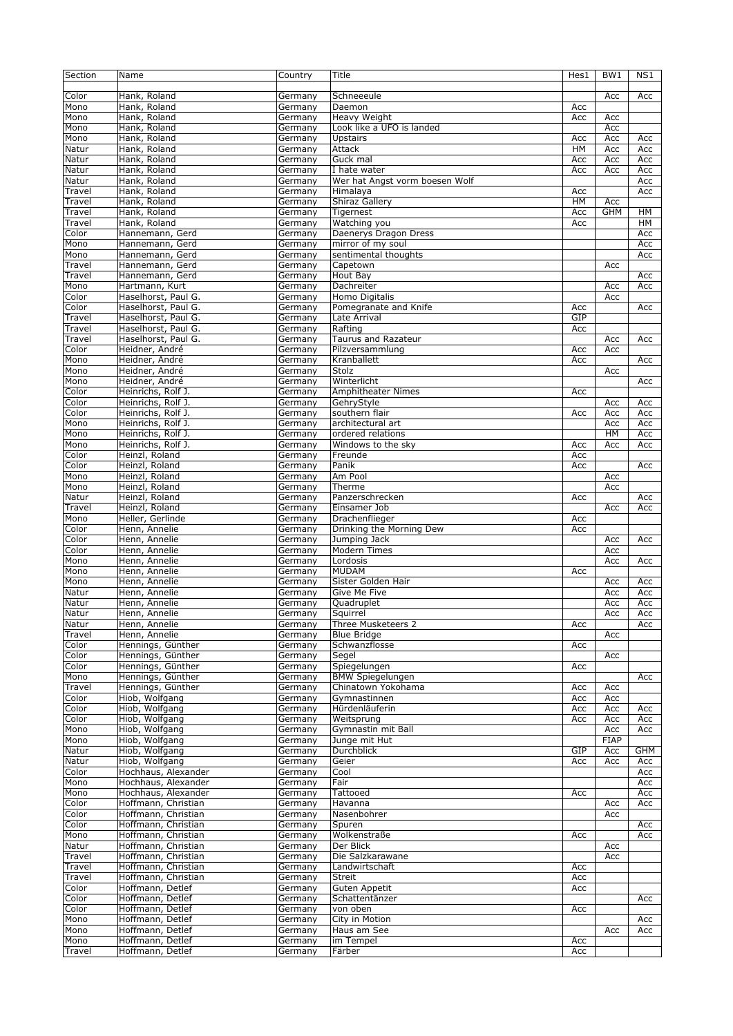| Section | Name | Country | Title | Hes1 | BW1 | NS1 |
|---|---|---|---|---|---|---|
| Color | Hank, Roland | Germany | Schneeeule | | Acc | Acc |
| Mono | Hank, Roland | Germany | Daemon | Acc | | |
| Mono | Hank, Roland | Germany | Heavy Weight | Acc | Acc | |
| Mono | Hank, Roland | Germany | Look like a UFO is landed | | Acc | |
| Mono | Hank, Roland | Germany | Upstairs | Acc | Acc | Acc |
| Natur | Hank, Roland | Germany | Attack | HM | Acc | Acc |
| Natur | Hank, Roland | Germany | Guck mal | Acc | Acc | Acc |
| Natur | Hank, Roland | Germany | I hate water | Acc | Acc | Acc |
| Natur | Hank, Roland | Germany | Wer hat Angst vorm boesen Wolf | | | Acc |
| Travel | Hank, Roland | Germany | Himalaya | Acc | | Acc |
| Travel | Hank, Roland | Germany | Shiraz Gallery | HM | Acc | |
| Travel | Hank, Roland | Germany | Tigernest | Acc | GHM | HM |
| Travel | Hank, Roland | Germany | Watching you | Acc | | HM |
| Color | Hannemann, Gerd | Germany | Daenerys Dragon Dress | | | Acc |
| Mono | Hannemann, Gerd | Germany | mirror of my soul | | | Acc |
| Mono | Hannemann, Gerd | Germany | sentimental thoughts | | | Acc |
| Travel | Hannemann, Gerd | Germany | Capetown | | Acc | |
| Travel | Hannemann, Gerd | Germany | Hout Bay | | | Acc |
| Mono | Hartmann, Kurt | Germany | Dachreiter | | Acc | Acc |
| Color | Haselhorst, Paul G. | Germany | Homo Digitalis | | Acc | |
| Color | Haselhorst, Paul G. | Germany | Pomegranate and Knife | Acc | | Acc |
| Travel | Haselhorst, Paul G. | Germany | Late Arrival | GIP | | |
| Travel | Haselhorst, Paul G. | Germany | Rafting | Acc | | |
| Travel | Haselhorst, Paul G. | Germany | Taurus and Razateur | | Acc | Acc |
| Color | Heidner, André | Germany | Pilzversammlung | Acc | Acc | |
| Mono | Heidner, André | Germany | Kranballett | Acc | | Acc |
| Mono | Heidner, André | Germany | Stolz | | Acc | |
| Mono | Heidner, André | Germany | Winterlicht | | | Acc |
| Color | Heinrichs, Rolf J. | Germany | Amphitheater Nimes | Acc | | |
| Color | Heinrichs, Rolf J. | Germany | GehryStyle | | Acc | Acc |
| Color | Heinrichs, Rolf J. | Germany | southern flair | Acc | Acc | Acc |
| Mono | Heinrichs, Rolf J. | Germany | architectural art | | Acc | Acc |
| Mono | Heinrichs, Rolf J. | Germany | ordered relations | | HM | Acc |
| Mono | Heinrichs, Rolf J. | Germany | Windows to the sky | Acc | Acc | Acc |
| Color | Heinzl, Roland | Germany | Freunde | Acc | | |
| Color | Heinzl, Roland | Germany | Panik | Acc | | Acc |
| Mono | Heinzl, Roland | Germany | Am Pool | | Acc | |
| Mono | Heinzl, Roland | Germany | Therme | | Acc | |
| Natur | Heinzl, Roland | Germany | Panzerschrecken | Acc | | Acc |
| Travel | Heinzl, Roland | Germany | Einsamer Job | | Acc | Acc |
| Mono | Heller, Gerlinde | Germany | Drachenflieger | Acc | | |
| Color | Henn, Annelie | Germany | Drinking the Morning Dew | Acc | | |
| Color | Henn, Annelie | Germany | Jumping Jack | | Acc | Acc |
| Color | Henn, Annelie | Germany | Modern Times | | Acc | |
| Mono | Henn, Annelie | Germany | Lordosis | | Acc | Acc |
| Mono | Henn, Annelie | Germany | MUDAM | Acc | | |
| Mono | Henn, Annelie | Germany | Sister Golden Hair | | Acc | Acc |
| Natur | Henn, Annelie | Germany | Give Me Five | | Acc | Acc |
| Natur | Henn, Annelie | Germany | Quadruplet | | Acc | Acc |
| Natur | Henn, Annelie | Germany | Squirrel | | Acc | Acc |
| Natur | Henn, Annelie | Germany | Three Musketeers 2 | Acc | | Acc |
| Travel | Henn, Annelie | Germany | Blue Bridge | | Acc | |
| Color | Hennings, Günther | Germany | Schwanzflosse | Acc | | |
| Color | Hennings, Günther | Germany | Segel | | Acc | |
| Color | Hennings, Günther | Germany | Spiegelungen | Acc | | |
| Mono | Hennings, Günther | Germany | BMW Spiegelungen | | | Acc |
| Travel | Hennings, Günther | Germany | Chinatown Yokohama | Acc | Acc | |
| Color | Hiob, Wolfgang | Germany | Gymnastinnen | Acc | Acc | |
| Color | Hiob, Wolfgang | Germany | Hürdenläuferin | Acc | Acc | Acc |
| Color | Hiob, Wolfgang | Germany | Weitsprung | Acc | Acc | Acc |
| Mono | Hiob, Wolfgang | Germany | Gymnastin mit Ball | | Acc | Acc |
| Mono | Hiob, Wolfgang | Germany | Junge mit Hut | | FIAP | |
| Natur | Hiob, Wolfgang | Germany | Durchblick | GIP | Acc | GHM |
| Natur | Hiob, Wolfgang | Germany | Geier | Acc | Acc | Acc |
| Color | Hochhaus, Alexander | Germany | Cool | | | Acc |
| Mono | Hochhaus, Alexander | Germany | Fair | | | Acc |
| Mono | Hochhaus, Alexander | Germany | Tattooed | Acc | | Acc |
| Color | Hoffmann, Christian | Germany | Havanna | | Acc | Acc |
| Color | Hoffmann, Christian | Germany | Nasenbohrer | | Acc | |
| Color | Hoffmann, Christian | Germany | Spuren | | | Acc |
| Mono | Hoffmann, Christian | Germany | Wolkenstraße | Acc | | Acc |
| Natur | Hoffmann, Christian | Germany | Der Blick | | Acc | |
| Travel | Hoffmann, Christian | Germany | Die Salzkarawane | | Acc | |
| Travel | Hoffmann, Christian | Germany | Landwirtschaft | Acc | | |
| Travel | Hoffmann, Christian | Germany | Streit | Acc | | |
| Color | Hoffmann, Detlef | Germany | Guten Appetit | Acc | | |
| Color | Hoffmann, Detlef | Germany | Schattentänzer | | | Acc |
| Color | Hoffmann, Detlef | Germany | von oben | Acc | | |
| Mono | Hoffmann, Detlef | Germany | City in Motion | | | Acc |
| Mono | Hoffmann, Detlef | Germany | Haus am See | | Acc | Acc |
| Mono | Hoffmann, Detlef | Germany | im Tempel | Acc | | |
| Travel | Hoffmann, Detlef | Germany | Färber | Acc | | |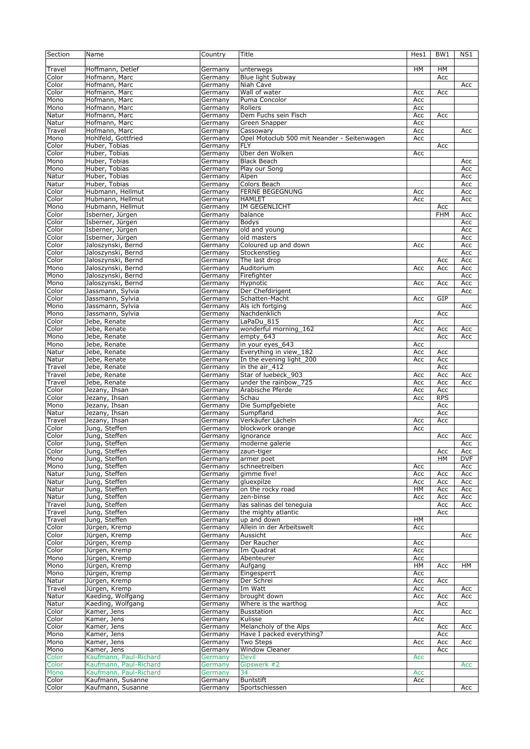| Section | Name | Country | Title | Hes1 | BW1 | NS1 |
|---|---|---|---|---|---|---|
| Travel | Hoffmann, Detlef | Germany | unterwegs | HM | HM | |
| Color | Hofmann, Marc | Germany | Blue light Subway | | Acc | |
| Color | Hofmann, Marc | Germany | Niah Cave | | | Acc |
| Color | Hofmann, Marc | Germany | Wall of water | Acc | Acc | |
| Mono | Hofmann, Marc | Germany | Puma Concolor | Acc | | |
| Mono | Hofmann, Marc | Germany | Rollers | Acc | | |
| Natur | Hofmann, Marc | Germany | Dem Fuchs sein Fisch | Acc | Acc | |
| Natur | Hofmann, Marc | Germany | Green Snapper | Acc | | |
| Travel | Hofmann, Marc | Germany | Cassowary | Acc | | Acc |
| Mono | Hohlfeld, Gottfried | Germany | Opel Motoclub 500 mit Neander - Seitenwagen | Acc | | |
| Color | Huber, Tobias | Germany | FLY | | Acc | |
| Color | Huber, Tobias | Germany | Uber den Wolken | Acc | | |
| Mono | Huber, Tobias | Germany | Black Beach | | | Acc |
| Mono | Huber, Tobias | Germany | Play our Song | | | Acc |
| Natur | Huber, Tobias | Germany | Alpen | | | Acc |
| Natur | Huber, Tobias | Germany | Colors Beach | | | Acc |
| Color | Hubmann, Hellmut | Germany | FERNE BEGEGNUNG | Acc | | Acc |
| Color | Hubmann, Hellmut | Germany | HAMLET | Acc | | Acc |
| Mono | Hubmann, Hellmut | Germany | IM GEGENLICHT | | Acc | |
| Color | Isberner, Jürgen | Germany | balance | | FHM | Acc |
| Color | Isberner, Jürgen | Germany | Bodys | | | Acc |
| Color | Isberner, Jürgen | Germany | old and young | | | Acc |
| Color | Isberner, Jürgen | Germany | old masters | | | Acc |
| Color | Jaloszynski, Bernd | Germany | Coloured up and down | Acc | | Acc |
| Color | Jaloszynski, Bernd | Germany | Stockenstieg | | | Acc |
| Color | Jaloszynski, Bernd | Germany | The last drop | | Acc | Acc |
| Mono | Jaloszynski, Bernd | Germany | Auditorium | Acc | Acc | Acc |
| Mono | Jaloszynski, Bernd | Germany | Firefighter | | | Acc |
| Mono | Jaloszynski, Bernd | Germany | Hypnotic | Acc | Acc | Acc |
| Color | Jassmann, Sylvia | Germany | Der Chefdirigent | | | Acc |
| Color | Jassmann, Sylvia | Germany | Schatten-Macht | Acc | GIP | |
| Mono | Jassmann, Sylvia | Germany | Als ich fortging | | | Acc |
| Mono | Jassmann, Sylvia | Germany | Nachdenklich | | Acc | |
| Color | Jebe, Renate | Germany | LaPaDu_815 | Acc | | |
| Color | Jebe, Renate | Germany | wonderful morning_162 | Acc | Acc | Acc |
| Mono | Jebe, Renate | Germany | empty_643 | | Acc | Acc |
| Mono | Jebe, Renate | Germany | in your eyes_643 | Acc | | |
| Natur | Jebe, Renate | Germany | Everything in view_182 | Acc | Acc | |
| Natur | Jebe, Renate | Germany | In the evening light_200 | Acc | Acc | |
| Travel | Jebe, Renate | Germany | in the air_412 | | Acc | |
| Travel | Jebe, Renate | Germany | Star of luebeck_903 | Acc | Acc | Acc |
| Travel | Jebe, Renate | Germany | under the rainbow_725 | Acc | Acc | Acc |
| Color | Jezany, Ihsan | Germany | Arabische Pferde | Acc | Acc | |
| Color | Jezany, Ihsan | Germany | Schau | Acc | RPS | |
| Mono | Jezany, Ihsan | Germany | Die Sumpfgebiete | | Acc | |
| Natur | Jezany, Ihsan | Germany | Sumpfland | | Acc | |
| Travel | Jezany, Ihsan | Germany | Verkäufer Lächeln | Acc | Acc | |
| Color | Jung, Steffen | Germany | blockwork orange | Acc | | |
| Color | Jung, Steffen | Germany | ignorance | | Acc | Acc |
| Color | Jung, Steffen | Germany | moderne galerie | | | Acc |
| Color | Jung, Steffen | Germany | zaun-tiger | | Acc | Acc |
| Mono | Jung, Steffen | Germany | armer poet | | HM | DVF |
| Mono | Jung, Steffen | Germany | schneetreiben | Acc | | Acc |
| Natur | Jung, Steffen | Germany | gimme five! | Acc | Acc | Acc |
| Natur | Jung, Steffen | Germany | gluexpilze | Acc | Acc | Acc |
| Natur | Jung, Steffen | Germany | on the rocky road | HM | Acc | Acc |
| Natur | Jung, Steffen | Germany | zen-binse | Acc | Acc | Acc |
| Travel | Jung, Steffen | Germany | las salinas del teneguia | | Acc | Acc |
| Travel | Jung, Steffen | Germany | the mighty atlantic | | Acc | |
| Travel | Jung, Steffen | Germany | up and down | HM | | |
| Color | Jürgen, Kremp | Germany | Allein in der Arbeitswelt | Acc | | |
| Color | Jürgen, Kremp | Germany | Aussicht | | | Acc |
| Color | Jürgen, Kremp | Germany | Der Raucher | Acc | | |
| Color | Jürgen, Kremp | Germany | Im Quadrat | Acc | | |
| Mono | Jürgen, Kremp | Germany | Abenteurer | Acc | | |
| Mono | Jürgen, Kremp | Germany | Aufgang | HM | Acc | HM |
| Mono | Jürgen, Kremp | Germany | Eingesperrt | Acc | | |
| Natur | Jürgen, Kremp | Germany | Der Schrei | Acc | Acc | |
| Travel | Jürgen, Kremp | Germany | Im Watt | Acc | | Acc |
| Natur | Kaeding, Wolfgang | Germany | brought down | Acc | Acc | Acc |
| Natur | Kaeding, Wolfgang | Germany | Where is the warthog | | Acc | |
| Color | Kamer, Jens | Germany | Busstation | Acc | | Acc |
| Color | Kamer, Jens | Germany | Kulisse | Acc | | |
| Color | Kamer, Jens | Germany | Melancholy of the Alps | | Acc | Acc |
| Mono | Kamer, Jens | Germany | Have I packed everything? | | Acc | |
| Mono | Kamer, Jens | Germany | Two Steps | Acc | Acc | Acc |
| Mono | Kamer, Jens | Germany | Window Cleaner | | Acc | |
| Color | Kaufmann, Paul-Richard | Germany | Devil | Acc | | |
| Color | Kaufmann, Paul-Richard | Germany | Gipswerk #2 | | | Acc |
| Mono | Kaufmann, Paul-Richard | Germany | 34 | Acc | | |
| Color | Kaufmann, Susanne | Germany | Buntstift | Acc | | |
| Color | Kaufmann, Susanne | Germany | Sportschiessen | | | Acc |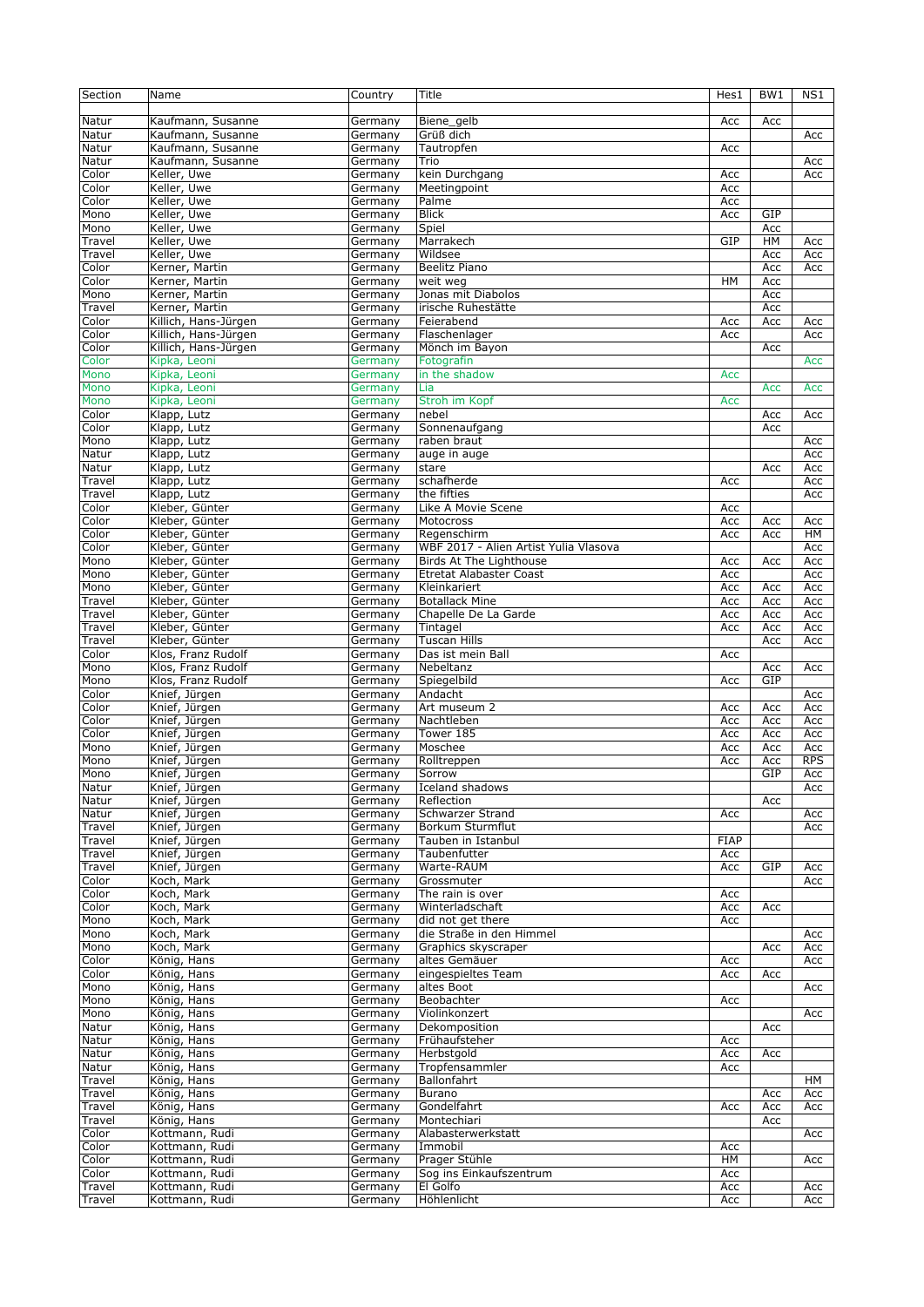| Section | Name | Country | Title | Hes1 | BW1 | NS1 |
|---|---|---|---|---|---|---|
| Natur | Kaufmann, Susanne | Germany | Biene_gelb | Acc | Acc | |
| Natur | Kaufmann, Susanne | Germany | Grüß dich | | | Acc |
| Natur | Kaufmann, Susanne | Germany | Tautropfen | Acc | | |
| Natur | Kaufmann, Susanne | Germany | Trio | | | Acc |
| Color | Keller, Uwe | Germany | kein Durchgang | Acc | | Acc |
| Color | Keller, Uwe | Germany | Meetingpoint | Acc | | |
| Color | Keller, Uwe | Germany | Palme | Acc | | |
| Mono | Keller, Uwe | Germany | Blick | Acc | GIP | |
| Mono | Keller, Uwe | Germany | Spiel | | Acc | |
| Travel | Keller, Uwe | Germany | Marrakech | GIP | HM | Acc |
| Travel | Keller, Uwe | Germany | Wildsee | | Acc | Acc |
| Color | Kerner, Martin | Germany | Beelitz Piano | | Acc | Acc |
| Color | Kerner, Martin | Germany | weit weg | HM | Acc | |
| Mono | Kerner, Martin | Germany | Jonas mit Diabolos | | Acc | |
| Travel | Kerner, Martin | Germany | irische Ruhestätte | | Acc | |
| Color | Killich, Hans-Jürgen | Germany | Feierabend | Acc | Acc | Acc |
| Color | Killich, Hans-Jürgen | Germany | Flaschenlager | Acc | | Acc |
| Color | Killich, Hans-Jürgen | Germany | Mönch im Bayon | | Acc | |
| Color | Kipka, Leoni | Germany | Fotografin | | | Acc |
| Mono | Kipka, Leoni | Germany | in the shadow | Acc | | |
| Mono | Kipka, Leoni | Germany | Lia | | Acc | Acc |
| Mono | Kipka, Leoni | Germany | Stroh im Kopf | Acc | | |
| Color | Klapp, Lutz | Germany | nebel | | Acc | Acc |
| Color | Klapp, Lutz | Germany | Sonnenaufgang | | Acc | |
| Mono | Klapp, Lutz | Germany | raben braut | | | Acc |
| Natur | Klapp, Lutz | Germany | auge in auge | | | Acc |
| Natur | Klapp, Lutz | Germany | stare | | Acc | Acc |
| Travel | Klapp, Lutz | Germany | schafherde | Acc | | Acc |
| Travel | Klapp, Lutz | Germany | the fifties | | | Acc |
| Color | Kleber, Günter | Germany | Like A Movie Scene | Acc | | |
| Color | Kleber, Günter | Germany | Motocross | Acc | Acc | Acc |
| Color | Kleber, Günter | Germany | Regenschirm | Acc | Acc | HM |
| Color | Kleber, Günter | Germany | WBF 2017 - Alien Artist Yulia Vlasova | | | Acc |
| Mono | Kleber, Günter | Germany | Birds At The Lighthouse | Acc | Acc | Acc |
| Mono | Kleber, Günter | Germany | Etretat Alabaster Coast | Acc | | Acc |
| Mono | Kleber, Günter | Germany | Kleinkariert | Acc | Acc | Acc |
| Travel | Kleber, Günter | Germany | Botallack Mine | Acc | Acc | Acc |
| Travel | Kleber, Günter | Germany | Chapelle De La Garde | Acc | Acc | Acc |
| Travel | Kleber, Günter | Germany | Tintagel | Acc | Acc | Acc |
| Travel | Kleber, Günter | Germany | Tuscan Hills | | Acc | Acc |
| Color | Klos, Franz Rudolf | Germany | Das ist mein Ball | Acc | | |
| Mono | Klos, Franz Rudolf | Germany | Nebeltanz | | Acc | Acc |
| Mono | Klos, Franz Rudolf | Germany | Spiegelbild | Acc | GIP | |
| Color | Knief, Jürgen | Germany | Andacht | | | Acc |
| Color | Knief, Jürgen | Germany | Art museum 2 | Acc | Acc | Acc |
| Color | Knief, Jürgen | Germany | Nachtleben | Acc | Acc | Acc |
| Color | Knief, Jürgen | Germany | Tower 185 | Acc | Acc | Acc |
| Mono | Knief, Jürgen | Germany | Moschee | Acc | Acc | Acc |
| Mono | Knief, Jürgen | Germany | Rolltreppen | Acc | Acc | RPS |
| Mono | Knief, Jürgen | Germany | Sorrow | | GIP | Acc |
| Natur | Knief, Jürgen | Germany | Iceland shadows | | | Acc |
| Natur | Knief, Jürgen | Germany | Reflection | | Acc | |
| Natur | Knief, Jürgen | Germany | Schwarzer Strand | Acc | | Acc |
| Travel | Knief, Jürgen | Germany | Borkum Sturmflut | | | Acc |
| Travel | Knief, Jürgen | Germany | Tauben in Istanbul | FIAP | | |
| Travel | Knief, Jürgen | Germany | Taubenfutter | Acc | | |
| Travel | Knief, Jürgen | Germany | Warte-RAUM | Acc | GIP | Acc |
| Color | Koch, Mark | Germany | Grossmuter | | | Acc |
| Color | Koch, Mark | Germany | The rain is over | Acc | | |
| Color | Koch, Mark | Germany | Winterladschaft | Acc | Acc | |
| Mono | Koch, Mark | Germany | did not get there | Acc | | |
| Mono | Koch, Mark | Germany | die Straße in den Himmel | | | Acc |
| Mono | Koch, Mark | Germany | Graphics skyscraper | | Acc | Acc |
| Color | König, Hans | Germany | altes Gemäuer | Acc | | Acc |
| Color | König, Hans | Germany | eingespieltes Team | Acc | Acc | |
| Mono | König, Hans | Germany | altes Boot | | | Acc |
| Mono | König, Hans | Germany | Beobachter | Acc | | |
| Mono | König, Hans | Germany | Violinkonzert | | | Acc |
| Natur | König, Hans | Germany | Dekomposition | | Acc | |
| Natur | König, Hans | Germany | Frühaufsteher | Acc | | |
| Natur | König, Hans | Germany | Herbstgold | Acc | Acc | |
| Natur | König, Hans | Germany | Tropfensammler | Acc | | |
| Travel | König, Hans | Germany | Ballonfahrt | | | HM |
| Travel | König, Hans | Germany | Burano | | Acc | Acc |
| Travel | König, Hans | Germany | Gondelfahrt | Acc | Acc | Acc |
| Travel | König, Hans | Germany | Montechiari | | Acc | |
| Color | Kottmann, Rudi | Germany | Alabasterwerkstatt | | | Acc |
| Color | Kottmann, Rudi | Germany | Immobil | Acc | | |
| Color | Kottmann, Rudi | Germany | Prager Stühle | HM | | Acc |
| Color | Kottmann, Rudi | Germany | Sog ins Einkaufszentrum | Acc | | |
| Travel | Kottmann, Rudi | Germany | El Golfo | Acc | | Acc |
| Travel | Kottmann, Rudi | Germany | Höhlenlicht | Acc | | Acc |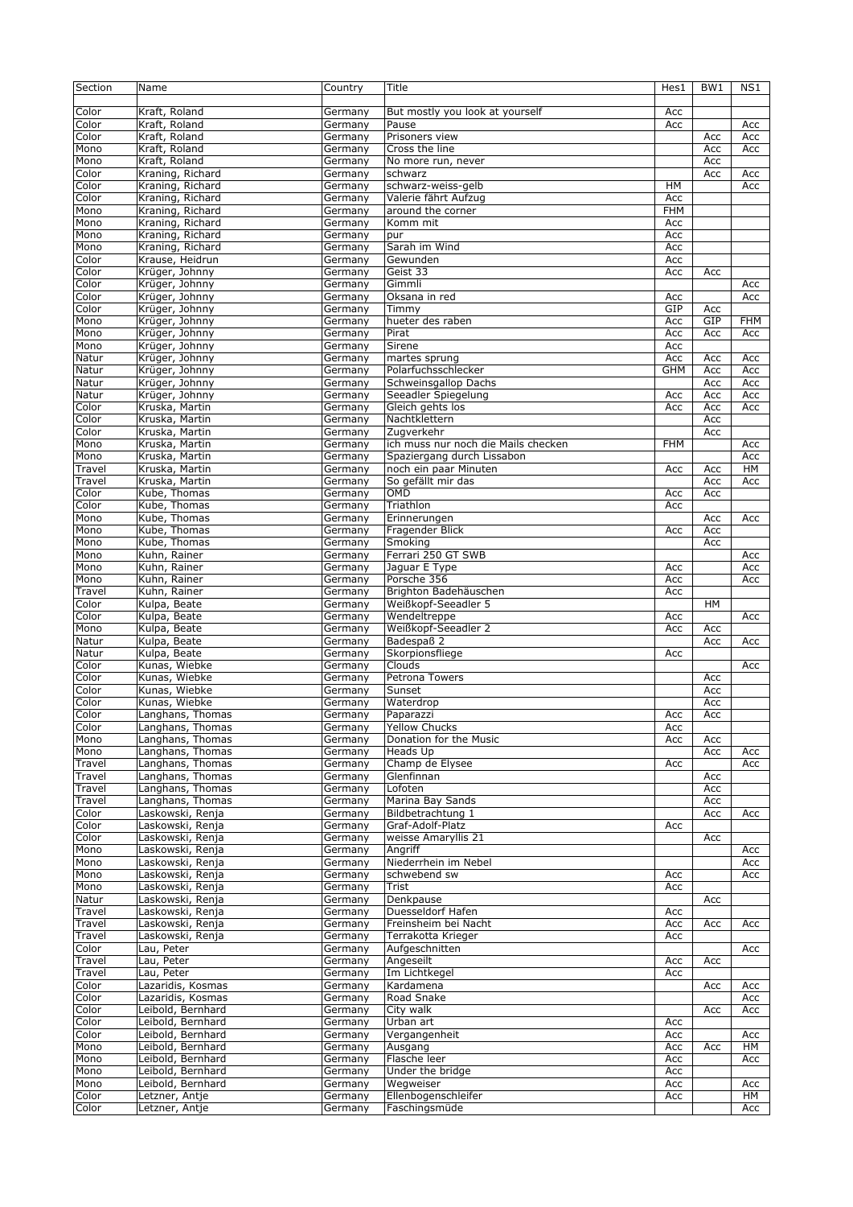| Section | Name | Country | Title | Hes1 | BW1 | NS1 |
| --- | --- | --- | --- | --- | --- | --- |
| Color | Kraft, Roland | Germany | But mostly you look at yourself | Acc | | |
| Color | Kraft, Roland | Germany | Pause | Acc | | Acc |
| Color | Kraft, Roland | Germany | Prisoners view | | Acc | Acc |
| Mono | Kraft, Roland | Germany | Cross the line | | Acc | Acc |
| Mono | Kraft, Roland | Germany | No more run, never | | Acc | |
| Color | Kraning, Richard | Germany | schwarz | | Acc | Acc |
| Color | Kraning, Richard | Germany | schwarz-weiss-gelb | HM | | Acc |
| Color | Kraning, Richard | Germany | Valerie fährt Aufzug | Acc | | |
| Mono | Kraning, Richard | Germany | around the corner | FHM | | |
| Mono | Kraning, Richard | Germany | Komm mit | Acc | | |
| Mono | Kraning, Richard | Germany | pur | Acc | | |
| Mono | Kraning, Richard | Germany | Sarah im Wind | Acc | | |
| Color | Krause, Heidrun | Germany | Gewunden | Acc | | |
| Color | Krüger, Johnny | Germany | Geist 33 | Acc | Acc | |
| Color | Krüger, Johnny | Germany | Gimmli | | | Acc |
| Color | Krüger, Johnny | Germany | Oksana in red | Acc | | Acc |
| Color | Krüger, Johnny | Germany | Timmy | GIP | Acc | |
| Mono | Krüger, Johnny | Germany | hueter des raben | Acc | GIP | FHM |
| Mono | Krüger, Johnny | Germany | Pirat | Acc | Acc | Acc |
| Mono | Krüger, Johnny | Germany | Sirene | Acc | | |
| Natur | Krüger, Johnny | Germany | martes sprung | Acc | Acc | Acc |
| Natur | Krüger, Johnny | Germany | Polarfuchsschlecker | GHM | Acc | Acc |
| Natur | Krüger, Johnny | Germany | Schweinsgallop Dachs | | Acc | Acc |
| Natur | Krüger, Johnny | Germany | Seeadler Spiegelung | Acc | Acc | Acc |
| Color | Kruska, Martin | Germany | Gleich gehts los | Acc | Acc | Acc |
| Color | Kruska, Martin | Germany | Nachtklettern | | Acc | |
| Color | Kruska, Martin | Germany | Zugverkehr | | Acc | |
| Mono | Kruska, Martin | Germany | ich muss nur noch die Mails checken | FHM | | Acc |
| Mono | Kruska, Martin | Germany | Spaziergang durch Lissabon | | | Acc |
| Travel | Kruska, Martin | Germany | noch ein paar Minuten | Acc | Acc | HM |
| Travel | Kruska, Martin | Germany | So gefällt mir das | | Acc | Acc |
| Color | Kube, Thomas | Germany | OMD | Acc | Acc | |
| Color | Kube, Thomas | Germany | Triathlon | Acc | | |
| Mono | Kube, Thomas | Germany | Erinnerungen | | Acc | Acc |
| Mono | Kube, Thomas | Germany | Fragender Blick | Acc | Acc | |
| Mono | Kube, Thomas | Germany | Smoking | | Acc | |
| Mono | Kuhn, Rainer | Germany | Ferrari 250 GT SWB | | | Acc |
| Mono | Kuhn, Rainer | Germany | Jaguar E Type | Acc | | Acc |
| Mono | Kuhn, Rainer | Germany | Porsche 356 | Acc | | Acc |
| Travel | Kuhn, Rainer | Germany | Brighton Badehäuschen | Acc | | |
| Color | Kulpa, Beate | Germany | Weißkopf-Seeadler 5 | | HM | |
| Color | Kulpa, Beate | Germany | Wendeltreppe | Acc | | Acc |
| Mono | Kulpa, Beate | Germany | Weißkopf-Seeadler 2 | Acc | Acc | |
| Natur | Kulpa, Beate | Germany | Badespaß 2 | | Acc | Acc |
| Natur | Kulpa, Beate | Germany | Skorpionsfliege | Acc | | |
| Color | Kunas, Wiebke | Germany | Clouds | | | Acc |
| Color | Kunas, Wiebke | Germany | Petrona Towers | | Acc | |
| Color | Kunas, Wiebke | Germany | Sunset | | Acc | |
| Color | Kunas, Wiebke | Germany | Waterdrop | | Acc | |
| Color | Langhans, Thomas | Germany | Paparazzi | Acc | Acc | |
| Color | Langhans, Thomas | Germany | Yellow Chucks | Acc | | |
| Mono | Langhans, Thomas | Germany | Donation for the Music | Acc | Acc | |
| Mono | Langhans, Thomas | Germany | Heads Up | | Acc | Acc |
| Travel | Langhans, Thomas | Germany | Champ de Elysee | Acc | | Acc |
| Travel | Langhans, Thomas | Germany | Glenfinnan | | Acc | |
| Travel | Langhans, Thomas | Germany | Lofoten | | Acc | |
| Travel | Langhans, Thomas | Germany | Marina Bay Sands | | Acc | |
| Color | Laskowski, Renja | Germany | Bildbetrachtung 1 | | Acc | Acc |
| Color | Laskowski, Renja | Germany | Graf-Adolf-Platz | Acc | | |
| Color | Laskowski, Renja | Germany | weisse Amaryllis 21 | | Acc | |
| Mono | Laskowski, Renja | Germany | Angriff | | | Acc |
| Mono | Laskowski, Renja | Germany | Niederrhein im Nebel | | | Acc |
| Mono | Laskowski, Renja | Germany | schwebend sw | Acc | | Acc |
| Mono | Laskowski, Renja | Germany | Trist | Acc | | |
| Natur | Laskowski, Renja | Germany | Denkpause | | Acc | |
| Travel | Laskowski, Renja | Germany | Duesseldorf Hafen | Acc | | |
| Travel | Laskowski, Renja | Germany | Freinsheim bei Nacht | Acc | Acc | Acc |
| Travel | Laskowski, Renja | Germany | Terrakotta Krieger | Acc | | |
| Color | Lau, Peter | Germany | Aufgeschnitten | | | Acc |
| Travel | Lau, Peter | Germany | Angeseilt | Acc | Acc | |
| Travel | Lau, Peter | Germany | Im Lichtkegel | Acc | | |
| Color | Lazaridis, Kosmas | Germany | Kardamena | | Acc | Acc |
| Color | Lazaridis, Kosmas | Germany | Road Snake | | | Acc |
| Color | Leibold, Bernhard | Germany | City walk | | Acc | Acc |
| Color | Leibold, Bernhard | Germany | Urban art | Acc | | |
| Color | Leibold, Bernhard | Germany | Vergangenheit | Acc | | Acc |
| Mono | Leibold, Bernhard | Germany | Ausgang | Acc | Acc | HM |
| Mono | Leibold, Bernhard | Germany | Flasche leer | Acc | | Acc |
| Mono | Leibold, Bernhard | Germany | Under the bridge | Acc | | |
| Mono | Leibold, Bernhard | Germany | Wegweiser | Acc | | Acc |
| Color | Letzner, Antje | Germany | Ellenbogenschleifer | Acc | | HM |
| Color | Letzner, Antje | Germany | Faschingsmüde | | | Acc |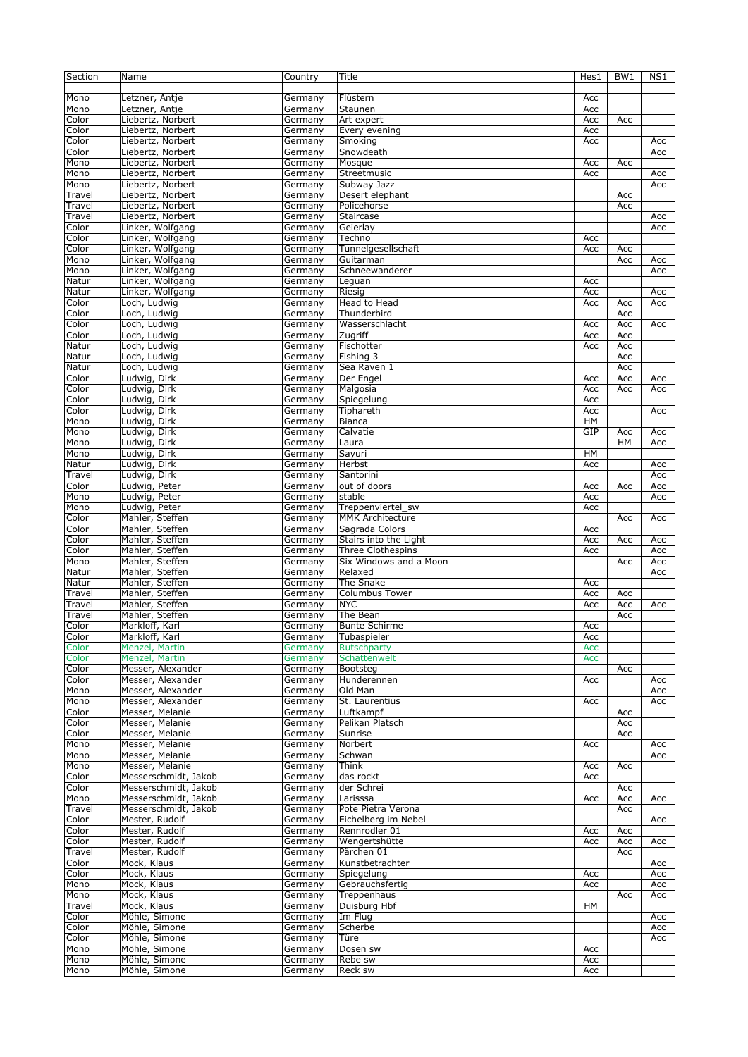| Section | Name | Country | Title | Hes1 | BW1 | NS1 |
|---|---|---|---|---|---|---|
| Mono | Letzner, Antje | Germany | Flüstern | Acc | | |
| Mono | Letzner, Antje | Germany | Staunen | Acc | | |
| Color | Liebertz, Norbert | Germany | Art expert | Acc | Acc | |
| Color | Liebertz, Norbert | Germany | Every evening | Acc | | |
| Color | Liebertz, Norbert | Germany | Smoking | Acc | | Acc |
| Color | Liebertz, Norbert | Germany | Snowdeath | | | Acc |
| Mono | Liebertz, Norbert | Germany | Mosque | Acc | Acc | |
| Mono | Liebertz, Norbert | Germany | Streetmusic | Acc | | Acc |
| Mono | Liebertz, Norbert | Germany | Subway Jazz | | | Acc |
| Travel | Liebertz, Norbert | Germany | Desert elephant | | Acc | |
| Travel | Liebertz, Norbert | Germany | Policehorse | | Acc | |
| Travel | Liebertz, Norbert | Germany | Staircase | | | Acc |
| Color | Linker, Wolfgang | Germany | Geierlay | | | Acc |
| Color | Linker, Wolfgang | Germany | Techno | Acc | | |
| Color | Linker, Wolfgang | Germany | Tunnelgesellschaft | Acc | Acc | |
| Mono | Linker, Wolfgang | Germany | Guitarman | | Acc | Acc |
| Mono | Linker, Wolfgang | Germany | Schneewanderer | | | Acc |
| Natur | Linker, Wolfgang | Germany | Leguan | Acc | | |
| Natur | Linker, Wolfgang | Germany | Riesig | Acc | | Acc |
| Color | Loch, Ludwig | Germany | Head to Head | Acc | Acc | Acc |
| Color | Loch, Ludwig | Germany | Thunderbird | | Acc | |
| Color | Loch, Ludwig | Germany | Wasserschlacht | Acc | Acc | Acc |
| Color | Loch, Ludwig | Germany | Zugriff | Acc | Acc | |
| Natur | Loch, Ludwig | Germany | Fischotter | Acc | Acc | |
| Natur | Loch, Ludwig | Germany | Fishing 3 | | Acc | |
| Natur | Loch, Ludwig | Germany | Sea Raven 1 | | Acc | |
| Color | Ludwig, Dirk | Germany | Der Engel | Acc | Acc | Acc |
| Color | Ludwig, Dirk | Germany | Malgosia | Acc | Acc | Acc |
| Color | Ludwig, Dirk | Germany | Spiegelung | Acc | | |
| Color | Ludwig, Dirk | Germany | Tiphareth | Acc | | Acc |
| Mono | Ludwig, Dirk | Germany | Bianca | HM | | |
| Mono | Ludwig, Dirk | Germany | Calvatie | GIP | Acc | Acc |
| Mono | Ludwig, Dirk | Germany | Laura | | HM | Acc |
| Mono | Ludwig, Dirk | Germany | Sayuri | HM | | |
| Natur | Ludwig, Dirk | Germany | Herbst | Acc | | Acc |
| Travel | Ludwig, Dirk | Germany | Santorini | | | Acc |
| Color | Ludwig, Peter | Germany | out of doors | Acc | Acc | Acc |
| Mono | Ludwig, Peter | Germany | stable | Acc | | Acc |
| Mono | Ludwig, Peter | Germany | Treppenviertel_sw | Acc | | |
| Color | Mahler, Steffen | Germany | MMK Architecture | | Acc | Acc |
| Color | Mahler, Steffen | Germany | Sagrada Colors | Acc | | |
| Color | Mahler, Steffen | Germany | Stairs into the Light | Acc | Acc | Acc |
| Color | Mahler, Steffen | Germany | Three Clothespins | Acc | | Acc |
| Mono | Mahler, Steffen | Germany | Six Windows and a Moon | | Acc | Acc |
| Natur | Mahler, Steffen | Germany | Relaxed | | | Acc |
| Natur | Mahler, Steffen | Germany | The Snake | Acc | | |
| Travel | Mahler, Steffen | Germany | Columbus Tower | Acc | Acc | |
| Travel | Mahler, Steffen | Germany | NYC | Acc | Acc | Acc |
| Travel | Mahler, Steffen | Germany | The Bean | | Acc | |
| Color | Markloff, Karl | Germany | Bunte Schirme | Acc | | |
| Color | Markloff, Karl | Germany | Tubaspieler | Acc | | |
| Color | Menzel, Martin | Germany | Rutschparty | Acc | | |
| Color | Menzel, Martin | Germany | Schattenwelt | Acc | | |
| Color | Messer, Alexander | Germany | Bootsteg | | Acc | |
| Color | Messer, Alexander | Germany | Hunderennen | Acc | | Acc |
| Mono | Messer, Alexander | Germany | Old Man | | | Acc |
| Mono | Messer, Alexander | Germany | St. Laurentius | Acc | | Acc |
| Color | Messer, Melanie | Germany | Luftkampf | | Acc | |
| Color | Messer, Melanie | Germany | Pelikan Platsch | | Acc | |
| Color | Messer, Melanie | Germany | Sunrise | | Acc | |
| Mono | Messer, Melanie | Germany | Norbert | Acc | | Acc |
| Mono | Messer, Melanie | Germany | Schwan | | | Acc |
| Mono | Messer, Melanie | Germany | Think | Acc | Acc | |
| Color | Messerschmidt, Jakob | Germany | das rockt | Acc | | |
| Color | Messerschmidt, Jakob | Germany | der Schrei | | Acc | |
| Mono | Messerschmidt, Jakob | Germany | Larisssa | Acc | Acc | Acc |
| Travel | Messerschmidt, Jakob | Germany | Pote Pietra Verona | | Acc | |
| Color | Mester, Rudolf | Germany | Eichelberg im Nebel | | | Acc |
| Color | Mester, Rudolf | Germany | Rennrodler 01 | Acc | Acc | |
| Color | Mester, Rudolf | Germany | Wengertshütte | Acc | Acc | Acc |
| Travel | Mester, Rudolf | Germany | Pärchen 01 | | Acc | |
| Color | Mock, Klaus | Germany | Kunstbetrachter | | | Acc |
| Color | Mock, Klaus | Germany | Spiegelung | Acc | | Acc |
| Mono | Mock, Klaus | Germany | Gebrauchsfertig | Acc | | Acc |
| Mono | Mock, Klaus | Germany | Treppenhaus | | Acc | Acc |
| Travel | Mock, Klaus | Germany | Duisburg Hbf | HM | | |
| Color | Möhle, Simone | Germany | Im Flug | | | Acc |
| Color | Möhle, Simone | Germany | Scherbe | | | Acc |
| Color | Möhle, Simone | Germany | Türe | | | Acc |
| Mono | Möhle, Simone | Germany | Dosen sw | Acc | | |
| Mono | Möhle, Simone | Germany | Rebe sw | Acc | | |
| Mono | Möhle, Simone | Germany | Reck sw | Acc | | |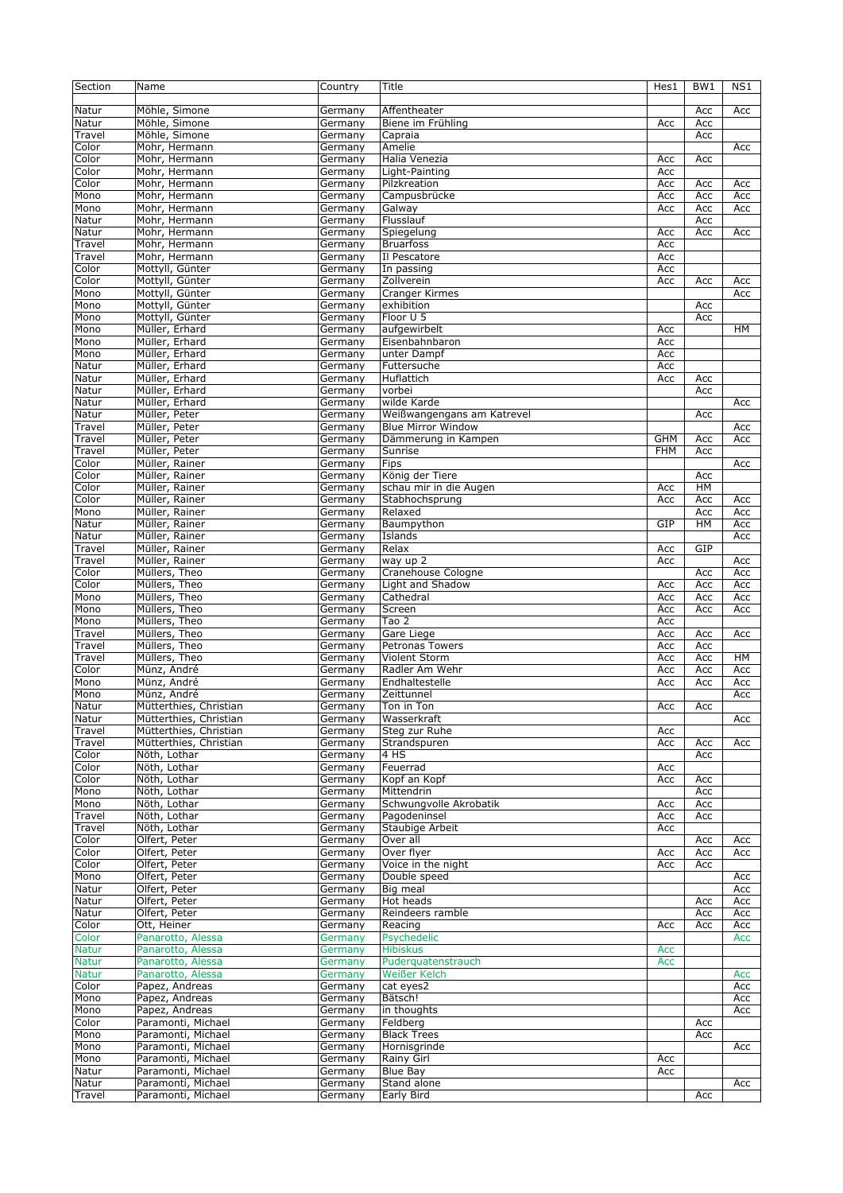| Section | Name | Country | Title | Hes1 | BW1 | NS1 |
|---|---|---|---|---|---|---|
| Natur | Möhle, Simone | Germany | Affentheater | | Acc | Acc |
| Natur | Möhle, Simone | Germany | Biene im Frühling | Acc | Acc | |
| Travel | Möhle, Simone | Germany | Capraia | | Acc | |
| Color | Mohr, Hermann | Germany | Amelie | | | Acc |
| Color | Mohr, Hermann | Germany | Halia Venezia | Acc | Acc | |
| Color | Mohr, Hermann | Germany | Light-Painting | Acc | | |
| Color | Mohr, Hermann | Germany | Pilzkreation | Acc | Acc | Acc |
| Mono | Mohr, Hermann | Germany | Campusbrücke | Acc | Acc | Acc |
| Mono | Mohr, Hermann | Germany | Galway | Acc | Acc | Acc |
| Natur | Mohr, Hermann | Germany | Flusslauf | | Acc | |
| Natur | Mohr, Hermann | Germany | Spiegelung | Acc | Acc | Acc |
| Travel | Mohr, Hermann | Germany | Bruarfoss | Acc | | |
| Travel | Mohr, Hermann | Germany | Il Pescatore | Acc | | |
| Color | Mottyll, Günter | Germany | In passing | Acc | | |
| Color | Mottyll, Günter | Germany | Zollverein | Acc | Acc | Acc |
| Mono | Mottyll, Günter | Germany | Cranger Kirmes | | | Acc |
| Mono | Mottyll, Günter | Germany | exhibition | | Acc | |
| Mono | Mottyll, Günter | Germany | Floor U 5 | | Acc | |
| Mono | Müller, Erhard | Germany | aufgewirbelt | Acc | | HM |
| Mono | Müller, Erhard | Germany | Eisenbahnbaron | Acc | | |
| Mono | Müller, Erhard | Germany | unter Dampf | Acc | | |
| Natur | Müller, Erhard | Germany | Futtersuche | Acc | | |
| Natur | Müller, Erhard | Germany | Huflattich | Acc | Acc | |
| Natur | Müller, Erhard | Germany | vorbei | | Acc | |
| Natur | Müller, Erhard | Germany | wilde Karde | | | Acc |
| Natur | Müller, Peter | Germany | Weißwangengans am Katrevel | | Acc | |
| Travel | Müller, Peter | Germany | Blue Mirror Window | | | Acc |
| Travel | Müller, Peter | Germany | Dämmerung in Kampen | GHM | Acc | Acc |
| Travel | Müller, Peter | Germany | Sunrise | FHM | Acc | |
| Color | Müller, Rainer | Germany | Fips | | | Acc |
| Color | Müller, Rainer | Germany | König der Tiere | | Acc | |
| Color | Müller, Rainer | Germany | schau mir in die Augen | Acc | HM | |
| Color | Müller, Rainer | Germany | Stabhochsprung | Acc | Acc | Acc |
| Mono | Müller, Rainer | Germany | Relaxed | | Acc | Acc |
| Natur | Müller, Rainer | Germany | Baumpython | GIP | HM | Acc |
| Natur | Müller, Rainer | Germany | Islands | | | Acc |
| Travel | Müller, Rainer | Germany | Relax | Acc | GIP | |
| Travel | Müller, Rainer | Germany | way up 2 | Acc | | Acc |
| Color | Müllers, Theo | Germany | Cranehouse Cologne | | Acc | Acc |
| Color | Müllers, Theo | Germany | Light and Shadow | Acc | Acc | Acc |
| Mono | Müllers, Theo | Germany | Cathedral | Acc | Acc | Acc |
| Mono | Müllers, Theo | Germany | Screen | Acc | Acc | Acc |
| Mono | Müllers, Theo | Germany | Tao 2 | Acc | | |
| Travel | Müllers, Theo | Germany | Gare Liege | Acc | Acc | Acc |
| Travel | Müllers, Theo | Germany | Petronas Towers | Acc | Acc | |
| Travel | Müllers, Theo | Germany | Violent Storm | Acc | Acc | HM |
| Color | Münz, André | Germany | Radler Am Wehr | Acc | Acc | Acc |
| Mono | Münz, André | Germany | Endhaltestelle | Acc | Acc | Acc |
| Mono | Münz, André | Germany | Zeittunnel | | | Acc |
| Natur | Mütterthies, Christian | Germany | Ton in Ton | Acc | Acc | |
| Natur | Mütterthies, Christian | Germany | Wasserkraft | | | Acc |
| Travel | Mütterthies, Christian | Germany | Steg zur Ruhe | Acc | | |
| Travel | Mütterthies, Christian | Germany | Strandspuren | Acc | Acc | Acc |
| Color | Nöth, Lothar | Germany | 4 HS | | Acc | |
| Color | Nöth, Lothar | Germany | Feuerrad | Acc | | |
| Color | Nöth, Lothar | Germany | Kopf an Kopf | Acc | Acc | |
| Mono | Nöth, Lothar | Germany | Mittendrin | | Acc | |
| Mono | Nöth, Lothar | Germany | Schwungvolle Akrobatik | Acc | Acc | |
| Travel | Nöth, Lothar | Germany | Pagodeninsel | Acc | Acc | |
| Travel | Nöth, Lothar | Germany | Staubige Arbeit | Acc | | |
| Color | Olfert, Peter | Germany | Over all | | Acc | Acc |
| Color | Olfert, Peter | Germany | Over flyer | Acc | Acc | Acc |
| Color | Olfert, Peter | Germany | Voice in the night | Acc | Acc | |
| Mono | Olfert, Peter | Germany | Double speed | | | Acc |
| Natur | Olfert, Peter | Germany | Big meal | | | Acc |
| Natur | Olfert, Peter | Germany | Hot heads | | Acc | Acc |
| Natur | Olfert, Peter | Germany | Reindeers ramble | | Acc | Acc |
| Color | Ott, Heiner | Germany | Reacing | Acc | Acc | Acc |
| Color | Panarotto, Alessa | Germany | Psychedelic | | | Acc |
| Natur | Panarotto, Alessa | Germany | Hibiskus | Acc | | |
| Natur | Panarotto, Alessa | Germany | Puderquatenstrauch | Acc | | |
| Natur | Panarotto, Alessa | Germany | Weißer Kelch | | | Acc |
| Color | Papez, Andreas | Germany | cat eyes2 | | | Acc |
| Mono | Papez, Andreas | Germany | Bätsch! | | | Acc |
| Mono | Papez, Andreas | Germany | in thoughts | | | Acc |
| Color | Paramonti, Michael | Germany | Feldberg | | Acc | |
| Mono | Paramonti, Michael | Germany | Black Trees | | Acc | |
| Mono | Paramonti, Michael | Germany | Hornisgrinde | | | Acc |
| Mono | Paramonti, Michael | Germany | Rainy Girl | Acc | | |
| Natur | Paramonti, Michael | Germany | Blue Bay | Acc | | |
| Natur | Paramonti, Michael | Germany | Stand alone | | | Acc |
| Travel | Paramonti, Michael | Germany | Early Bird | | Acc | |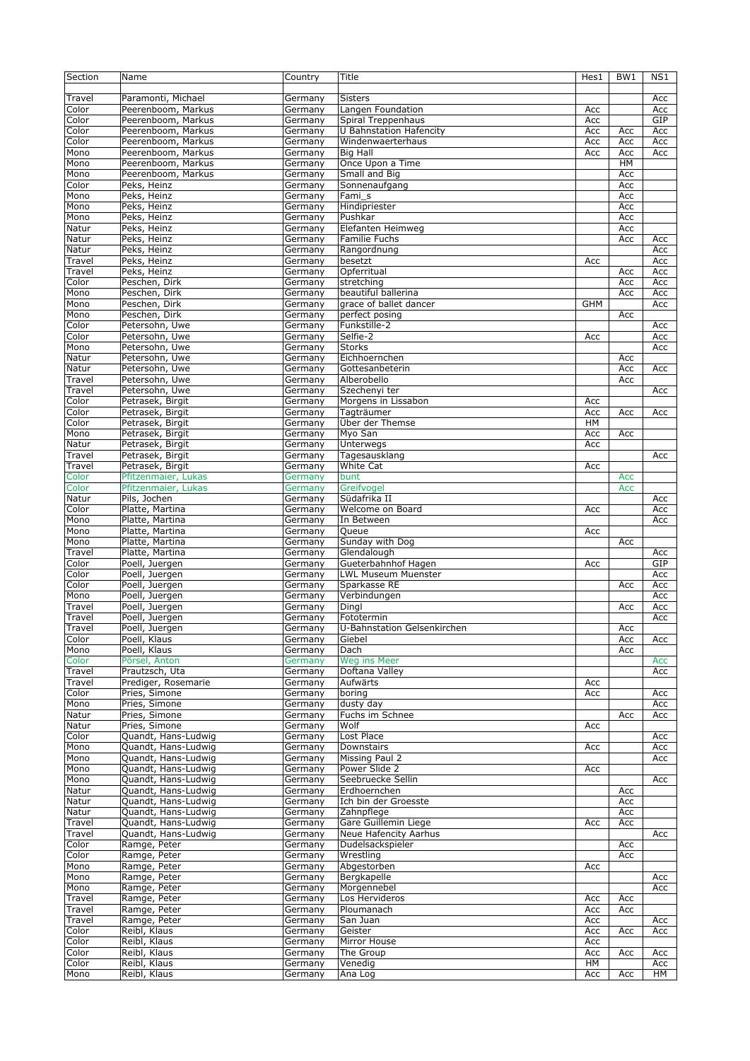| Section | Name | Country | Title | Hes1 | BW1 | NS1 |
|---|---|---|---|---|---|---|
| Travel | Paramonti, Michael | Germany | Sisters | | | Acc |
| Color | Peerenboom, Markus | Germany | Langen Foundation | Acc | | Acc |
| Color | Peerenboom, Markus | Germany | Spiral Treppenhaus | Acc | | GIP |
| Color | Peerenboom, Markus | Germany | U Bahnstation Hafencity | Acc | Acc | Acc |
| Color | Peerenboom, Markus | Germany | Windenwaerterhaus | Acc | Acc | Acc |
| Mono | Peerenboom, Markus | Germany | Big Hall | Acc | Acc | Acc |
| Mono | Peerenboom, Markus | Germany | Once Upon a Time | | HM | |
| Mono | Peerenboom, Markus | Germany | Small and Big | | Acc | |
| Color | Peks, Heinz | Germany | Sonnenaufgang | | Acc | |
| Mono | Peks, Heinz | Germany | Fami_s | | Acc | |
| Mono | Peks, Heinz | Germany | Hindipriester | | Acc | |
| Mono | Peks, Heinz | Germany | Pushkar | | Acc | |
| Natur | Peks, Heinz | Germany | Elefanten Heimweg | | Acc | |
| Natur | Peks, Heinz | Germany | Familie Fuchs | | Acc | Acc |
| Natur | Peks, Heinz | Germany | Rangordnung | | | Acc |
| Travel | Peks, Heinz | Germany | besetzt | Acc | | Acc |
| Travel | Peks, Heinz | Germany | Opferritual | | Acc | Acc |
| Color | Peschen, Dirk | Germany | stretching | | Acc | Acc |
| Mono | Peschen, Dirk | Germany | beautiful ballerina | | Acc | Acc |
| Mono | Peschen, Dirk | Germany | grace of ballet dancer | GHM | | Acc |
| Mono | Peschen, Dirk | Germany | perfect posing | | Acc | |
| Color | Petersohn, Uwe | Germany | Funkstille-2 | | | Acc |
| Color | Petersohn, Uwe | Germany | Selfie-2 | Acc | | Acc |
| Mono | Petersohn, Uwe | Germany | Storks | | | Acc |
| Natur | Petersohn, Uwe | Germany | Eichhoernchen | | Acc | |
| Natur | Petersohn, Uwe | Germany | Gottesanbeterin | | Acc | Acc |
| Travel | Petersohn, Uwe | Germany | Alberobello | | Acc | |
| Travel | Petersohn, Uwe | Germany | Szechenyi ter | | | Acc |
| Color | Petrasek, Birgit | Germany | Morgens in Lissabon | Acc | | |
| Color | Petrasek, Birgit | Germany | Tagträumer | Acc | Acc | Acc |
| Color | Petrasek, Birgit | Germany | Über der Themse | HM | | |
| Mono | Petrasek, Birgit | Germany | Myo San | Acc | Acc | |
| Natur | Petrasek, Birgit | Germany | Unterwegs | Acc | | |
| Travel | Petrasek, Birgit | Germany | Tagesausklang | | | Acc |
| Travel | Petrasek, Birgit | Germany | White Cat | Acc | | |
| Color | Pfitzenmaier, Lukas | Germany | bunt | | Acc | |
| Color | Pfitzenmaier, Lukas | Germany | Greifvogel | | Acc | |
| Natur | Pils, Jochen | Germany | Südafrika II | | | Acc |
| Color | Platte, Martina | Germany | Welcome on Board | Acc | | Acc |
| Mono | Platte, Martina | Germany | In Between | | | Acc |
| Mono | Platte, Martina | Germany | Queue | Acc | | |
| Mono | Platte, Martina | Germany | Sunday with Dog | | Acc | |
| Travel | Platte, Martina | Germany | Glendalough | | | Acc |
| Color | Poell, Juergen | Germany | Gueterbahnhof Hagen | Acc | | GIP |
| Color | Poell, Juergen | Germany | LWL Museum Muenster | | | Acc |
| Color | Poell, Juergen | Germany | Sparkasse RE | | Acc | Acc |
| Mono | Poell, Juergen | Germany | Verbindungen | | | Acc |
| Travel | Poell, Juergen | Germany | Dingl | | Acc | Acc |
| Travel | Poell, Juergen | Germany | Fototermin | | | Acc |
| Travel | Poell, Juergen | Germany | U-Bahnstation Gelsenkirchen | | Acc | |
| Color | Poell, Klaus | Germany | Giebel | | Acc | Acc |
| Mono | Poell, Klaus | Germany | Dach | | Acc | |
| Color | Pörsel, Anton | Germany | Weg ins Meer | | | Acc |
| Travel | Prautzsch, Uta | Germany | Doftana Valley | | | Acc |
| Travel | Prediger, Rosemarie | Germany | Aufwärts | Acc | | |
| Color | Pries, Simone | Germany | boring | Acc | | Acc |
| Mono | Pries, Simone | Germany | dusty day | | | Acc |
| Natur | Pries, Simone | Germany | Fuchs im Schnee | | Acc | Acc |
| Natur | Pries, Simone | Germany | Wolf | Acc | | |
| Color | Quandt, Hans-Ludwig | Germany | Lost Place | | | Acc |
| Mono | Quandt, Hans-Ludwig | Germany | Downstairs | Acc | | Acc |
| Mono | Quandt, Hans-Ludwig | Germany | Missing Paul 2 | | | Acc |
| Mono | Quandt, Hans-Ludwig | Germany | Power Slide 2 | Acc | | |
| Mono | Quandt, Hans-Ludwig | Germany | Seebruecke Sellin | | | Acc |
| Natur | Quandt, Hans-Ludwig | Germany | Erdhoernchen | | Acc | |
| Natur | Quandt, Hans-Ludwig | Germany | Ich bin der Groesste | | Acc | |
| Natur | Quandt, Hans-Ludwig | Germany | Zahnpflege | | Acc | |
| Travel | Quandt, Hans-Ludwig | Germany | Gare Guillemin Liege | Acc | Acc | |
| Travel | Quandt, Hans-Ludwig | Germany | Neue Hafencity Aarhus | | | Acc |
| Color | Ramge, Peter | Germany | Dudelsackspieler | | Acc | |
| Color | Ramge, Peter | Germany | Wrestling | | Acc | |
| Mono | Ramge, Peter | Germany | Abgestorben | Acc | | |
| Mono | Ramge, Peter | Germany | Bergkapelle | | | Acc |
| Mono | Ramge, Peter | Germany | Morgennebel | | | Acc |
| Travel | Ramge, Peter | Germany | Los Hervideros | Acc | Acc | |
| Travel | Ramge, Peter | Germany | Ploumanach | Acc | Acc | |
| Travel | Ramge, Peter | Germany | San Juan | Acc | | Acc |
| Color | Reibl, Klaus | Germany | Geister | Acc | Acc | Acc |
| Color | Reibl, Klaus | Germany | Mirror House | Acc | | |
| Color | Reibl, Klaus | Germany | The Group | Acc | Acc | Acc |
| Color | Reibl, Klaus | Germany | Venedig | HM | | Acc |
| Mono | Reibl, Klaus | Germany | Ana Log | Acc | Acc | HM |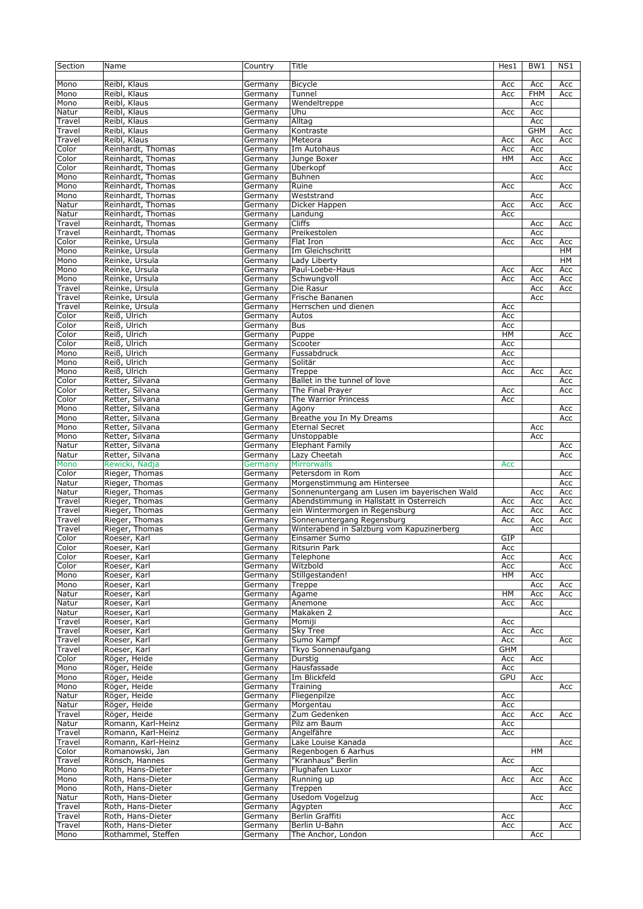| Section | Name | Country | Title | Hes1 | BW1 | NS1 |
|---|---|---|---|---|---|---|
| Mono | Reibl, Klaus | Germany | Bicycle | Acc | Acc | Acc |
| Mono | Reibl, Klaus | Germany | Tunnel | Acc | FHM | Acc |
| Mono | Reibl, Klaus | Germany | Wendeltreppe | | Acc | |
| Natur | Reibl, Klaus | Germany | Uhu | Acc | Acc | |
| Travel | Reibl, Klaus | Germany | Alltag | | Acc | |
| Travel | Reibl, Klaus | Germany | Kontraste | | GHM | Acc |
| Travel | Reibl, Klaus | Germany | Meteora | Acc | Acc | Acc |
| Color | Reinhardt, Thomas | Germany | Im Autohaus | Acc | Acc | |
| Color | Reinhardt, Thomas | Germany | Junge Boxer | HM | Acc | Acc |
| Color | Reinhardt, Thomas | Germany | Überkopf | | | Acc |
| Mono | Reinhardt, Thomas | Germany | Buhnen | | Acc | |
| Mono | Reinhardt, Thomas | Germany | Ruine | Acc | | Acc |
| Mono | Reinhardt, Thomas | Germany | Weststrand | | Acc | |
| Natur | Reinhardt, Thomas | Germany | Dicker Happen | Acc | Acc | Acc |
| Natur | Reinhardt, Thomas | Germany | Landung | Acc | | |
| Travel | Reinhardt, Thomas | Germany | Cliffs | | Acc | Acc |
| Travel | Reinhardt, Thomas | Germany | Preikestolen | | Acc | |
| Color | Reinke, Ursula | Germany | Flat Iron | Acc | Acc | Acc |
| Mono | Reinke, Ursula | Germany | Im Gleichschritt | | | HM |
| Mono | Reinke, Ursula | Germany | Lady Liberty | | | HM |
| Mono | Reinke, Ursula | Germany | Paul-Loebe-Haus | Acc | Acc | Acc |
| Mono | Reinke, Ursula | Germany | Schwungvoll | Acc | Acc | Acc |
| Travel | Reinke, Ursula | Germany | Die Rasur | | Acc | Acc |
| Travel | Reinke, Ursula | Germany | Frische Bananen | | Acc | |
| Travel | Reinke, Ursula | Germany | Herrschen und dienen | Acc | | |
| Color | Reiß, Ulrich | Germany | Autos | Acc | | |
| Color | Reiß, Ulrich | Germany | Bus | Acc | | |
| Color | Reiß, Ulrich | Germany | Puppe | HM | | Acc |
| Color | Reiß, Ulrich | Germany | Scooter | Acc | | |
| Mono | Reiß, Ulrich | Germany | Fussabdruck | Acc | | |
| Mono | Reiß, Ulrich | Germany | Solitär | Acc | | |
| Mono | Reiß, Ulrich | Germany | Treppe | Acc | Acc | Acc |
| Color | Retter, Silvana | Germany | Ballet in the tunnel of love | | | Acc |
| Color | Retter, Silvana | Germany | The Final Prayer | Acc | | Acc |
| Color | Retter, Silvana | Germany | The Warrior Princess | Acc | | |
| Mono | Retter, Silvana | Germany | Agony | | | Acc |
| Mono | Retter, Silvana | Germany | Breathe you In My Dreams | | | Acc |
| Mono | Retter, Silvana | Germany | Eternal Secret | | Acc | |
| Mono | Retter, Silvana | Germany | Unstoppable | | Acc | |
| Natur | Retter, Silvana | Germany | Elephant Family | | | Acc |
| Natur | Retter, Silvana | Germany | Lazy Cheetah | | | Acc |
| Mono | Rewicki, Nadja | Germany | Mirrorwalls | Acc | | |
| Color | Rieger, Thomas | Germany | Petersdom in Rom | | | Acc |
| Natur | Rieger, Thomas | Germany | Morgenstimmung am Hintersee | | | Acc |
| Natur | Rieger, Thomas | Germany | Sonnenuntergang am Lusen im bayerischen Wald | | Acc | Acc |
| Travel | Rieger, Thomas | Germany | Abendstimmung in Hallstatt in Osterreich | Acc | Acc | Acc |
| Travel | Rieger, Thomas | Germany | ein Wintermorgen in Regensburg | Acc | Acc | Acc |
| Travel | Rieger, Thomas | Germany | Sonnenuntergang Regensburg | Acc | Acc | Acc |
| Travel | Rieger, Thomas | Germany | Winterabend in Salzburg vom Kapuzinerberg | | Acc | |
| Color | Roeser, Karl | Germany | Einsamer Sumo | GIP | | |
| Color | Roeser, Karl | Germany | Ritsurin Park | Acc | | |
| Color | Roeser, Karl | Germany | Telephone | Acc | | Acc |
| Color | Roeser, Karl | Germany | Witzbold | Acc | | Acc |
| Mono | Roeser, Karl | Germany | Stillgestanden! | HM | Acc | |
| Mono | Roeser, Karl | Germany | Treppe | | Acc | Acc |
| Natur | Roeser, Karl | Germany | Agame | HM | Acc | Acc |
| Natur | Roeser, Karl | Germany | Anemone | Acc | Acc | |
| Natur | Roeser, Karl | Germany | Makaken 2 | | | Acc |
| Travel | Roeser, Karl | Germany | Momiji | Acc | | |
| Travel | Roeser, Karl | Germany | Sky Tree | Acc | Acc | |
| Travel | Roeser, Karl | Germany | Sumo Kampf | Acc | | Acc |
| Travel | Roeser, Karl | Germany | Tkyo Sonnenaufgang | GHM | | |
| Color | Röger, Heide | Germany | Durstig | Acc | Acc | |
| Mono | Röger, Heide | Germany | Hausfassade | Acc | | |
| Mono | Röger, Heide | Germany | Im Blickfeld | GPU | Acc | |
| Mono | Röger, Heide | Germany | Training | | | Acc |
| Natur | Röger, Heide | Germany | Fliegenpilze | Acc | | |
| Natur | Röger, Heide | Germany | Morgentau | Acc | | |
| Travel | Röger, Heide | Germany | Zum Gedenken | Acc | Acc | Acc |
| Natur | Romann, Karl-Heinz | Germany | Pilz am Baum | Acc | | |
| Travel | Romann, Karl-Heinz | Germany | Angelfähre | Acc | | |
| Travel | Romann, Karl-Heinz | Germany | Lake Louise Kanada | | | Acc |
| Color | Romanowski, Jan | Germany | Regenbogen 6 Aarhus | | HM | |
| Travel | Rönsch, Hannes | Germany | "Kranhaus" Berlin | Acc | | |
| Mono | Roth, Hans-Dieter | Germany | Flughafen Luxor | | Acc | |
| Mono | Roth, Hans-Dieter | Germany | Running up | Acc | Acc | Acc |
| Mono | Roth, Hans-Dieter | Germany | Treppen | | | Acc |
| Natur | Roth, Hans-Dieter | Germany | Usedom Vogelzug | | Acc | |
| Travel | Roth, Hans-Dieter | Germany | Agypten | | | Acc |
| Travel | Roth, Hans-Dieter | Germany | Berlin Graffiti | Acc | | |
| Travel | Roth, Hans-Dieter | Germany | Berlin U-Bahn | Acc | | Acc |
| Mono | Rothammel, Steffen | Germany | The Anchor, London | | Acc | |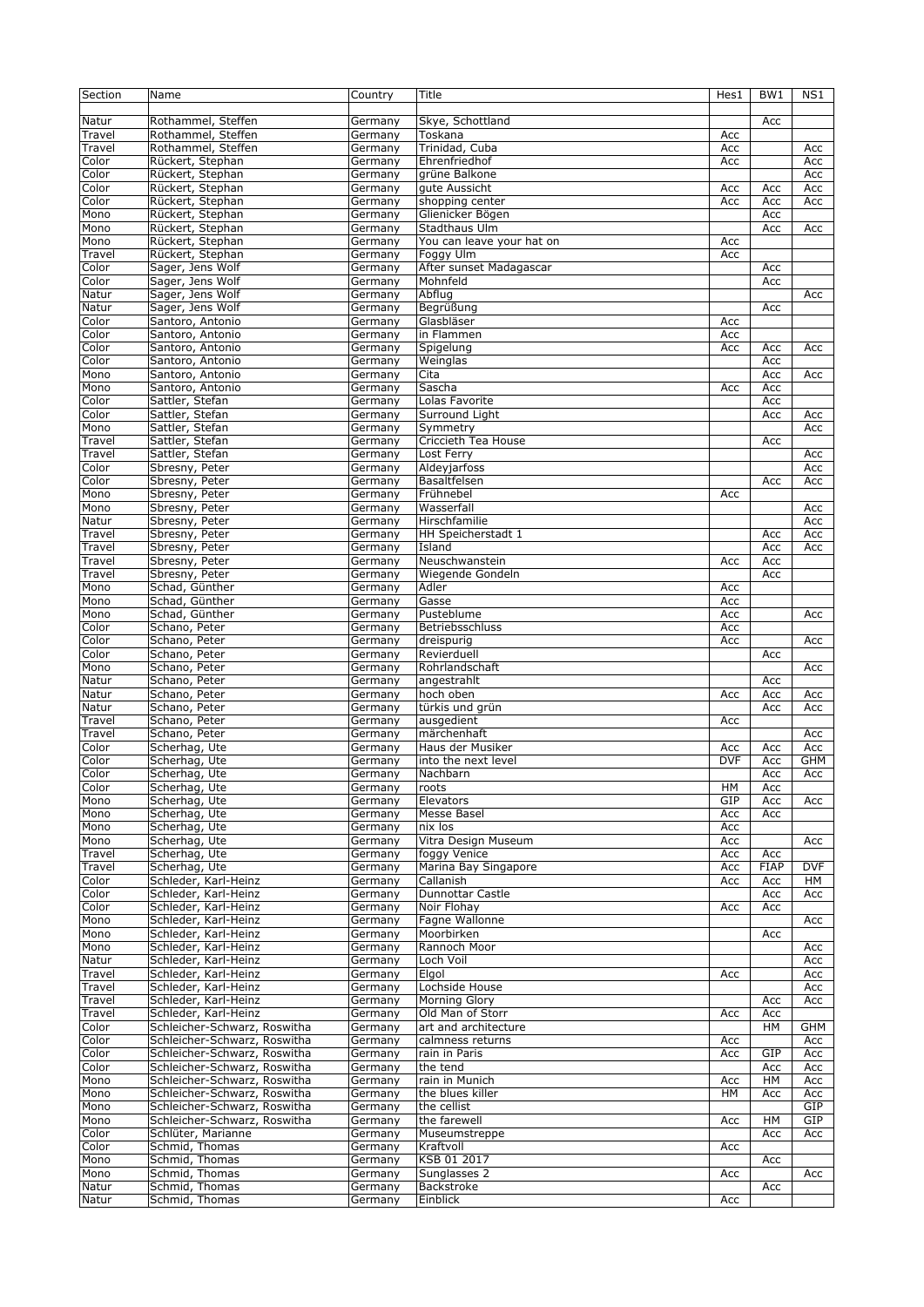| Section | Name | Country | Title | Hes1 | BW1 | NS1 |
| --- | --- | --- | --- | --- | --- | --- |
| Natur | Rothammel, Steffen | Germany | Skye, Schottland | | Acc | |
| Travel | Rothammel, Steffen | Germany | Toskana | Acc | | |
| Travel | Rothammel, Steffen | Germany | Trinidad, Cuba | Acc | | Acc |
| Color | Rückert, Stephan | Germany | Ehrenfriedhof | Acc | | Acc |
| Color | Rückert, Stephan | Germany | grüne Balkone | | | Acc |
| Color | Rückert, Stephan | Germany | gute Aussicht | Acc | Acc | Acc |
| Color | Rückert, Stephan | Germany | shopping center | Acc | Acc | Acc |
| Mono | Rückert, Stephan | Germany | Glienicker Bögen | | Acc | |
| Mono | Rückert, Stephan | Germany | Stadthaus Ulm | | Acc | Acc |
| Mono | Rückert, Stephan | Germany | You can leave your hat on | Acc | | |
| Travel | Rückert, Stephan | Germany | Foggy Ulm | Acc | | |
| Color | Sager, Jens Wolf | Germany | After sunset Madagascar | | Acc | |
| Color | Sager, Jens Wolf | Germany | Mohnfeld | | Acc | |
| Natur | Sager, Jens Wolf | Germany | Abflug | | | Acc |
| Natur | Sager, Jens Wolf | Germany | Begrüßung | | Acc | |
| Color | Santoro, Antonio | Germany | Glasbläser | Acc | | |
| Color | Santoro, Antonio | Germany | in Flammen | Acc | | |
| Color | Santoro, Antonio | Germany | Spigelung | Acc | Acc | Acc |
| Color | Santoro, Antonio | Germany | Weinglas | | Acc | |
| Mono | Santoro, Antonio | Germany | Cita | | Acc | Acc |
| Mono | Santoro, Antonio | Germany | Sascha | Acc | Acc | |
| Color | Sattler, Stefan | Germany | Lolas Favorite | | Acc | |
| Color | Sattler, Stefan | Germany | Surround Light | | Acc | Acc |
| Mono | Sattler, Stefan | Germany | Symmetry | | | Acc |
| Travel | Sattler, Stefan | Germany | Criccieth Tea House | | Acc | |
| Travel | Sattler, Stefan | Germany | Lost Ferry | | | Acc |
| Color | Sbresny, Peter | Germany | Aldeyjarfoss | | | Acc |
| Color | Sbresny, Peter | Germany | Basaltfelsen | | Acc | Acc |
| Mono | Sbresny, Peter | Germany | Frühnebel | Acc | | |
| Mono | Sbresny, Peter | Germany | Wasserfall | | | Acc |
| Natur | Sbresny, Peter | Germany | Hirschfamilie | | | Acc |
| Travel | Sbresny, Peter | Germany | HH Speicherstadt 1 | | Acc | Acc |
| Travel | Sbresny, Peter | Germany | Island | | Acc | Acc |
| Travel | Sbresny, Peter | Germany | Neuschwanstein | Acc | Acc | |
| Travel | Sbresny, Peter | Germany | Wiegende Gondeln | | Acc | |
| Mono | Schad, Günther | Germany | Adler | Acc | | |
| Mono | Schad, Günther | Germany | Gasse | Acc | | |
| Mono | Schad, Günther | Germany | Pusteblume | Acc | | Acc |
| Color | Schano, Peter | Germany | Betriebsschluss | Acc | | |
| Color | Schano, Peter | Germany | dreispurig | Acc | | Acc |
| Color | Schano, Peter | Germany | Revierduell | | Acc | |
| Mono | Schano, Peter | Germany | Rohrlandschaft | | | Acc |
| Natur | Schano, Peter | Germany | angestrahlt | | Acc | |
| Natur | Schano, Peter | Germany | hoch oben | Acc | Acc | Acc |
| Natur | Schano, Peter | Germany | türkis und grün | | Acc | Acc |
| Travel | Schano, Peter | Germany | ausgedient | Acc | | |
| Travel | Schano, Peter | Germany | märchenhaft | | | Acc |
| Color | Scherhag, Ute | Germany | Haus der Musiker | Acc | Acc | Acc |
| Color | Scherhag, Ute | Germany | into the next level | DVF | Acc | GHM |
| Color | Scherhag, Ute | Germany | Nachbarn | | Acc | Acc |
| Color | Scherhag, Ute | Germany | roots | HM | Acc | |
| Mono | Scherhag, Ute | Germany | Elevators | GIP | Acc | Acc |
| Mono | Scherhag, Ute | Germany | Messe Basel | Acc | Acc | |
| Mono | Scherhag, Ute | Germany | nix los | Acc | | |
| Mono | Scherhag, Ute | Germany | Vitra Design Museum | Acc | | Acc |
| Travel | Scherhag, Ute | Germany | foggy Venice | Acc | Acc | |
| Travel | Scherhag, Ute | Germany | Marina Bay Singapore | Acc | FIAP | DVF |
| Color | Schleder, Karl-Heinz | Germany | Callanish | Acc | Acc | HM |
| Color | Schleder, Karl-Heinz | Germany | Dunnottar Castle | | Acc | Acc |
| Color | Schleder, Karl-Heinz | Germany | Noir Flohay | Acc | Acc | |
| Mono | Schleder, Karl-Heinz | Germany | Fagne Wallonne | | | Acc |
| Mono | Schleder, Karl-Heinz | Germany | Moorbirken | | Acc | |
| Mono | Schleder, Karl-Heinz | Germany | Rannoch Moor | | | Acc |
| Natur | Schleder, Karl-Heinz | Germany | Loch Voil | | | Acc |
| Travel | Schleder, Karl-Heinz | Germany | Elgol | Acc | | Acc |
| Travel | Schleder, Karl-Heinz | Germany | Lochside House | | | Acc |
| Travel | Schleder, Karl-Heinz | Germany | Morning Glory | | Acc | Acc |
| Travel | Schleder, Karl-Heinz | Germany | Old Man of Storr | Acc | Acc | |
| Color | Schleicher-Schwarz, Roswitha | Germany | art and architecture | | HM | GHM |
| Color | Schleicher-Schwarz, Roswitha | Germany | calmness returns | Acc | | Acc |
| Color | Schleicher-Schwarz, Roswitha | Germany | rain in Paris | Acc | GIP | Acc |
| Color | Schleicher-Schwarz, Roswitha | Germany | the tend | | Acc | Acc |
| Mono | Schleicher-Schwarz, Roswitha | Germany | rain in Munich | Acc | HM | Acc |
| Mono | Schleicher-Schwarz, Roswitha | Germany | the blues killer | HM | Acc | Acc |
| Mono | Schleicher-Schwarz, Roswitha | Germany | the cellist | | | GIP |
| Mono | Schleicher-Schwarz, Roswitha | Germany | the farewell | Acc | HM | GIP |
| Color | Schlüter, Marianne | Germany | Museumstreppe | | Acc | Acc |
| Color | Schmid, Thomas | Germany | Kraftvoll | Acc | | |
| Mono | Schmid, Thomas | Germany | KSB 01 2017 | | Acc | |
| Mono | Schmid, Thomas | Germany | Sunglasses 2 | Acc | | Acc |
| Natur | Schmid, Thomas | Germany | Backstroke | | Acc | |
| Natur | Schmid, Thomas | Germany | Einblick | Acc | | |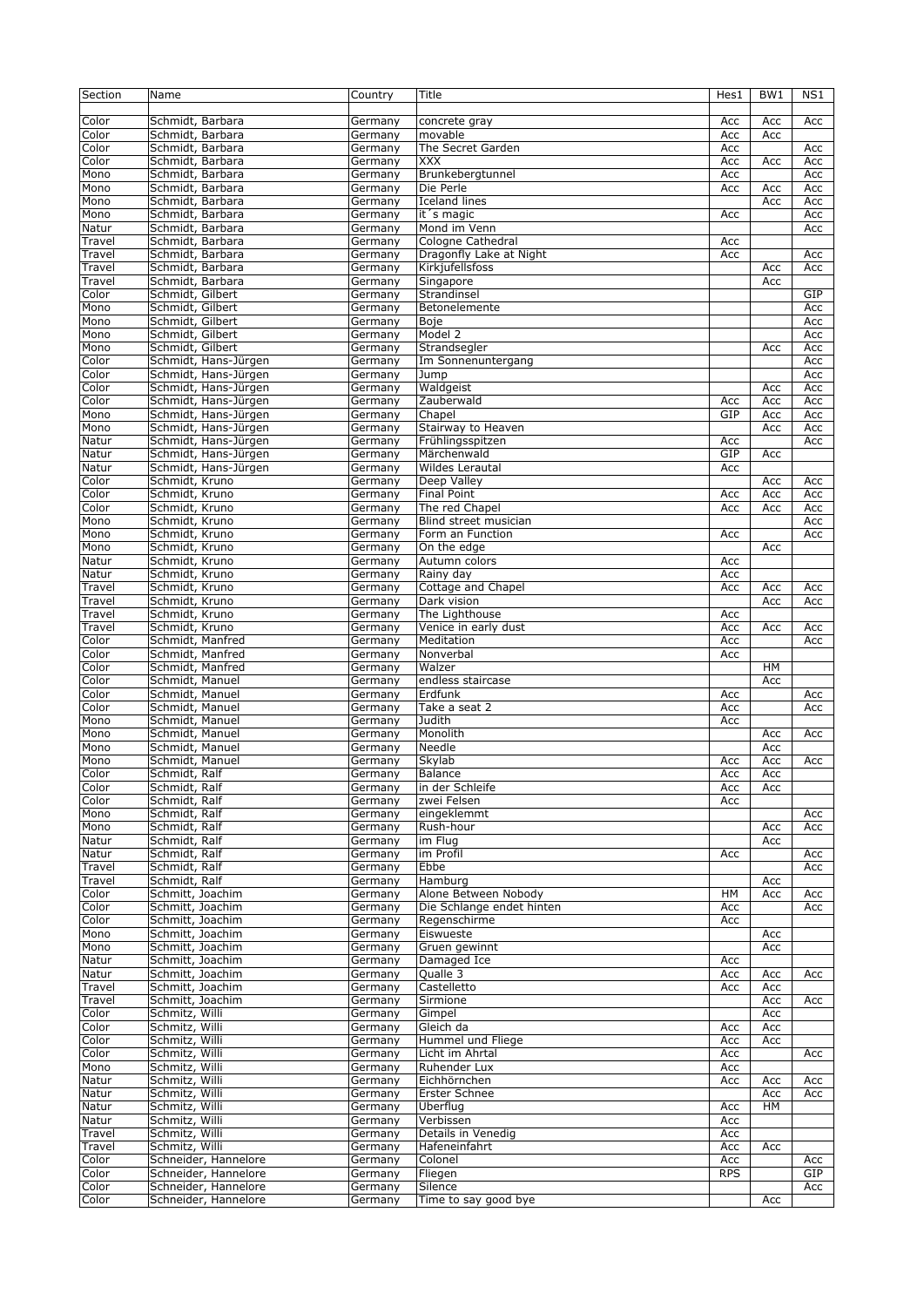| Section | Name | Country | Title | Hes1 | BW1 | NS1 |
|---|---|---|---|---|---|---|
| Color | Schmidt, Barbara | Germany | concrete gray | Acc | Acc | Acc |
| Color | Schmidt, Barbara | Germany | movable | Acc | Acc | |
| Color | Schmidt, Barbara | Germany | The Secret Garden | Acc | | Acc |
| Color | Schmidt, Barbara | Germany | XXX | Acc | Acc | Acc |
| Mono | Schmidt, Barbara | Germany | Brunkebergtunnel | Acc | | Acc |
| Mono | Schmidt, Barbara | Germany | Die Perle | Acc | Acc | Acc |
| Mono | Schmidt, Barbara | Germany | Iceland lines | | Acc | Acc |
| Mono | Schmidt, Barbara | Germany | it´s magic | Acc | | Acc |
| Natur | Schmidt, Barbara | Germany | Mond im Venn | | | Acc |
| Travel | Schmidt, Barbara | Germany | Cologne Cathedral | Acc | | |
| Travel | Schmidt, Barbara | Germany | Dragonfly Lake at Night | Acc | | Acc |
| Travel | Schmidt, Barbara | Germany | Kirkjufellsfoss | | Acc | Acc |
| Travel | Schmidt, Barbara | Germany | Singapore | | Acc | |
| Color | Schmidt, Gilbert | Germany | Strandinsel | | | GIP |
| Mono | Schmidt, Gilbert | Germany | Betonelemente | | | Acc |
| Mono | Schmidt, Gilbert | Germany | Boje | | | Acc |
| Mono | Schmidt, Gilbert | Germany | Model 2 | | | Acc |
| Mono | Schmidt, Gilbert | Germany | Strandsegler | | Acc | Acc |
| Color | Schmidt, Hans-Jürgen | Germany | Im Sonnenuntergang | | | Acc |
| Color | Schmidt, Hans-Jürgen | Germany | Jump | | | Acc |
| Color | Schmidt, Hans-Jürgen | Germany | Waldgeist | | Acc | Acc |
| Color | Schmidt, Hans-Jürgen | Germany | Zauberwald | Acc | Acc | Acc |
| Mono | Schmidt, Hans-Jürgen | Germany | Chapel | GIP | Acc | Acc |
| Mono | Schmidt, Hans-Jürgen | Germany | Stairway to Heaven | | Acc | Acc |
| Natur | Schmidt, Hans-Jürgen | Germany | Frühlingsspitzen | Acc | | Acc |
| Natur | Schmidt, Hans-Jürgen | Germany | Märchenwald | GIP | Acc | |
| Natur | Schmidt, Hans-Jürgen | Germany | Wildes Lerautal | Acc | | |
| Color | Schmidt, Kruno | Germany | Deep Valley | | Acc | Acc |
| Color | Schmidt, Kruno | Germany | Final Point | Acc | Acc | Acc |
| Color | Schmidt, Kruno | Germany | The red Chapel | Acc | Acc | Acc |
| Mono | Schmidt, Kruno | Germany | Blind street musician | | | Acc |
| Mono | Schmidt, Kruno | Germany | Form an Function | Acc | | Acc |
| Mono | Schmidt, Kruno | Germany | On the edge | | Acc | |
| Natur | Schmidt, Kruno | Germany | Autumn colors | Acc | | |
| Natur | Schmidt, Kruno | Germany | Rainy day | Acc | | |
| Travel | Schmidt, Kruno | Germany | Cottage and Chapel | Acc | Acc | Acc |
| Travel | Schmidt, Kruno | Germany | Dark vision | | Acc | Acc |
| Travel | Schmidt, Kruno | Germany | The Lighthouse | Acc | | |
| Travel | Schmidt, Kruno | Germany | Venice in early dust | Acc | Acc | Acc |
| Color | Schmidt, Manfred | Germany | Meditation | Acc | | Acc |
| Color | Schmidt, Manfred | Germany | Nonverbal | Acc | | |
| Color | Schmidt, Manfred | Germany | Walzer | | HM | |
| Color | Schmidt, Manuel | Germany | endless staircase | | Acc | |
| Color | Schmidt, Manuel | Germany | Erdfunk | Acc | | Acc |
| Color | Schmidt, Manuel | Germany | Take a seat 2 | Acc | | Acc |
| Mono | Schmidt, Manuel | Germany | Judith | Acc | | |
| Mono | Schmidt, Manuel | Germany | Monolith | | Acc | Acc |
| Mono | Schmidt, Manuel | Germany | Needle | | Acc | |
| Mono | Schmidt, Manuel | Germany | Skylab | Acc | Acc | Acc |
| Color | Schmidt, Ralf | Germany | Balance | Acc | Acc | |
| Color | Schmidt, Ralf | Germany | in der Schleife | Acc | Acc | |
| Color | Schmidt, Ralf | Germany | zwei Felsen | Acc | | |
| Mono | Schmidt, Ralf | Germany | eingeklemmt | | | Acc |
| Mono | Schmidt, Ralf | Germany | Rush-hour | | Acc | Acc |
| Natur | Schmidt, Ralf | Germany | im Flug | | Acc | |
| Natur | Schmidt, Ralf | Germany | im Profil | Acc | | Acc |
| Travel | Schmidt, Ralf | Germany | Ebbe | | | Acc |
| Travel | Schmidt, Ralf | Germany | Hamburg | | Acc | |
| Color | Schmitt, Joachim | Germany | Alone Between Nobody | HM | Acc | Acc |
| Color | Schmitt, Joachim | Germany | Die Schlange endet hinten | Acc | | Acc |
| Color | Schmitt, Joachim | Germany | Regenschirme | Acc | | |
| Mono | Schmitt, Joachim | Germany | Eiswueste | | Acc | |
| Mono | Schmitt, Joachim | Germany | Gruen gewinnt | | Acc | |
| Natur | Schmitt, Joachim | Germany | Damaged Ice | Acc | | |
| Natur | Schmitt, Joachim | Germany | Qualle 3 | Acc | Acc | Acc |
| Travel | Schmitt, Joachim | Germany | Castelletto | Acc | Acc | |
| Travel | Schmitt, Joachim | Germany | Sirmione | | Acc | Acc |
| Color | Schmitz, Willi | Germany | Gimpel | | Acc | |
| Color | Schmitz, Willi | Germany | Gleich da | Acc | Acc | |
| Color | Schmitz, Willi | Germany | Hummel und Fliege | Acc | Acc | |
| Color | Schmitz, Willi | Germany | Licht im Ahrtal | Acc | | Acc |
| Mono | Schmitz, Willi | Germany | Ruhender Lux | Acc | | |
| Natur | Schmitz, Willi | Germany | Eichhörnchen | Acc | Acc | Acc |
| Natur | Schmitz, Willi | Germany | Erster Schnee | | Acc | Acc |
| Natur | Schmitz, Willi | Germany | Überflug | Acc | HM | |
| Natur | Schmitz, Willi | Germany | Verbissen | Acc | | |
| Travel | Schmitz, Willi | Germany | Details in Venedig | Acc | | |
| Travel | Schmitz, Willi | Germany | Hafeneinfahrt | Acc | Acc | |
| Color | Schneider, Hannelore | Germany | Colonel | Acc | | Acc |
| Color | Schneider, Hannelore | Germany | Fliegen | RPS | | GIP |
| Color | Schneider, Hannelore | Germany | Silence | | | Acc |
| Color | Schneider, Hannelore | Germany | Time to say good bye | | Acc | |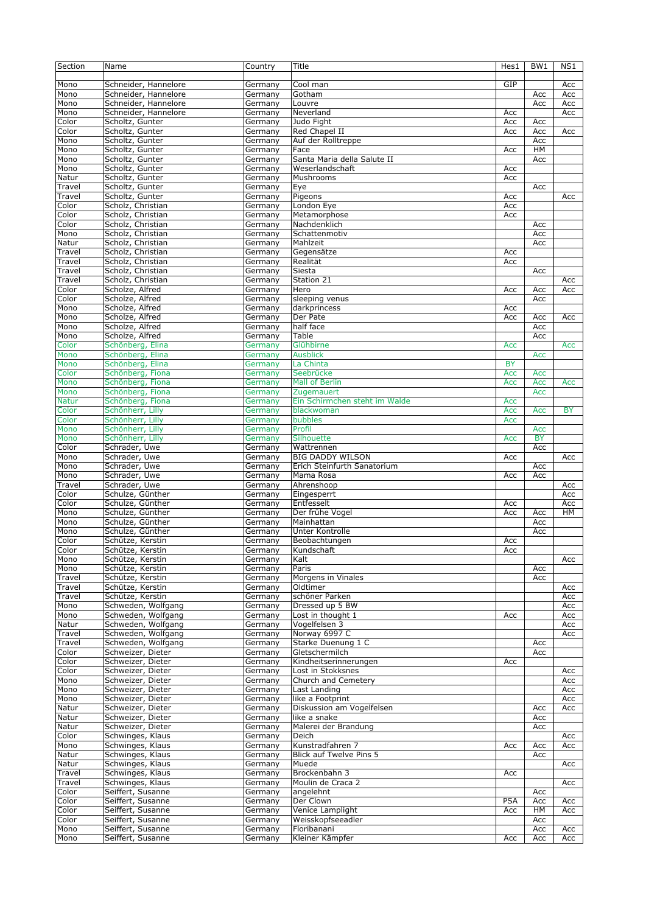| Section | Name | Country | Title | Hes1 | BW1 | NS1 |
|---|---|---|---|---|---|---|
| Mono | Schneider, Hannelore | Germany | Cool man | GIP | | Acc |
| Mono | Schneider, Hannelore | Germany | Gotham | | Acc | Acc |
| Mono | Schneider, Hannelore | Germany | Louvre | | Acc | Acc |
| Mono | Schneider, Hannelore | Germany | Neverland | Acc | | Acc |
| Color | Scholtz, Gunter | Germany | Judo Fight | Acc | Acc | |
| Color | Scholtz, Gunter | Germany | Red Chapel II | Acc | Acc | Acc |
| Mono | Scholtz, Gunter | Germany | Auf der Rolltreppe | | Acc | |
| Mono | Scholtz, Gunter | Germany | Face | Acc | HM | |
| Mono | Scholtz, Gunter | Germany | Santa Maria della Salute II | | Acc | |
| Mono | Scholtz, Gunter | Germany | Weserlandschaft | Acc | | |
| Natur | Scholtz, Gunter | Germany | Mushrooms | Acc | | |
| Travel | Scholtz, Gunter | Germany | Eye | | Acc | |
| Travel | Scholtz, Gunter | Germany | Pigeons | Acc | | Acc |
| Color | Scholz, Christian | Germany | London Eye | Acc | | |
| Color | Scholz, Christian | Germany | Metamorphose | Acc | | |
| Color | Scholz, Christian | Germany | Nachdenklich | | Acc | |
| Mono | Scholz, Christian | Germany | Schattenmotiv | | Acc | |
| Natur | Scholz, Christian | Germany | Mahlzeit | | Acc | |
| Travel | Scholz, Christian | Germany | Gegensätze | Acc | | |
| Travel | Scholz, Christian | Germany | Realität | Acc | | |
| Travel | Scholz, Christian | Germany | Siesta | | Acc | |
| Travel | Scholz, Christian | Germany | Station 21 | | | Acc |
| Color | Scholze, Alfred | Germany | Hero | Acc | Acc | Acc |
| Color | Scholze, Alfred | Germany | sleeping venus | | Acc | |
| Mono | Scholze, Alfred | Germany | darkprincess | Acc | | |
| Mono | Scholze, Alfred | Germany | Der Pate | Acc | Acc | Acc |
| Mono | Scholze, Alfred | Germany | half face | | Acc | |
| Mono | Scholze, Alfred | Germany | Table | | Acc | |
| Color | Schönberg, Elina | Germany | Glühbirne | Acc | | Acc |
| Mono | Schönberg, Elina | Germany | Ausblick | | Acc | |
| Mono | Schönberg, Elina | Germany | La Chinta | BY | | |
| Color | Schönberg, Fiona | Germany | Seebrücke | Acc | Acc | |
| Mono | Schönberg, Fiona | Germany | Mall of Berlin | Acc | Acc | Acc |
| Mono | Schönberg, Fiona | Germany | Zugemauert | | Acc | |
| Natur | Schönberg, Fiona | Germany | Ein Schirmchen steht im Walde | Acc | | |
| Color | Schönherr, Lilly | Germany | blackwoman | Acc | Acc | BY |
| Color | Schönherr, Lilly | Germany | bubbles | Acc | | |
| Mono | Schönherr, Lilly | Germany | Profil | | Acc | |
| Mono | Schönherr, Lilly | Germany | Silhouette | Acc | BY | |
| Color | Schrader, Uwe | Germany | Wattrennen | | Acc | |
| Mono | Schrader, Uwe | Germany | BIG DADDY WILSON | Acc | | Acc |
| Mono | Schrader, Uwe | Germany | Erich Steinfurth Sanatorium | | Acc | |
| Mono | Schrader, Uwe | Germany | Mama Rosa | Acc | Acc | |
| Travel | Schrader, Uwe | Germany | Ahrenshoop | | | Acc |
| Color | Schulze, Günther | Germany | Eingesperrt | | | Acc |
| Color | Schulze, Günther | Germany | Entfesselt | Acc | | Acc |
| Mono | Schulze, Günther | Germany | Der frühe Vogel | Acc | Acc | HM |
| Mono | Schulze, Günther | Germany | Mainhattan | | Acc | |
| Mono | Schulze, Günther | Germany | Unter Kontrolle | | Acc | |
| Color | Schütze, Kerstin | Germany | Beobachtungen | Acc | | |
| Color | Schütze, Kerstin | Germany | Kundschaft | Acc | | |
| Mono | Schütze, Kerstin | Germany | Kalt | | | Acc |
| Mono | Schütze, Kerstin | Germany | Paris | | Acc | |
| Travel | Schütze, Kerstin | Germany | Morgens in Vinales | | Acc | |
| Travel | Schütze, Kerstin | Germany | Oldtimer | | | Acc |
| Travel | Schütze, Kerstin | Germany | schöner Parken | | | Acc |
| Mono | Schweden, Wolfgang | Germany | Dressed up 5 BW | | | Acc |
| Mono | Schweden, Wolfgang | Germany | Lost in thought 1 | Acc | | Acc |
| Natur | Schweden, Wolfgang | Germany | Vogelfelsen 3 | | | Acc |
| Travel | Schweden, Wolfgang | Germany | Norway 6997 C | | | Acc |
| Travel | Schweden, Wolfgang | Germany | Starke Duenung 1 C | | Acc | |
| Color | Schweizer, Dieter | Germany | Gletschermilch | | Acc | |
| Color | Schweizer, Dieter | Germany | Kindheitserinnerungen | Acc | | |
| Color | Schweizer, Dieter | Germany | Lost in Stokksnes | | | Acc |
| Mono | Schweizer, Dieter | Germany | Church and Cemetery | | | Acc |
| Mono | Schweizer, Dieter | Germany | Last Landing | | | Acc |
| Mono | Schweizer, Dieter | Germany | like a Footprint | | | Acc |
| Natur | Schweizer, Dieter | Germany | Diskussion am Vogelfelsen | | Acc | Acc |
| Natur | Schweizer, Dieter | Germany | like a snake | | Acc | |
| Natur | Schweizer, Dieter | Germany | Malerei der Brandung | | Acc | |
| Color | Schwinges, Klaus | Germany | Deich | | | Acc |
| Mono | Schwinges, Klaus | Germany | Kunstradfahren 7 | Acc | Acc | Acc |
| Natur | Schwinges, Klaus | Germany | Blick auf Twelve Pins 5 | | Acc | |
| Natur | Schwinges, Klaus | Germany | Muede | | | Acc |
| Travel | Schwinges, Klaus | Germany | Brockenbahn 3 | Acc | | |
| Travel | Schwinges, Klaus | Germany | Moulin de Craca 2 | | | Acc |
| Color | Seiffert, Susanne | Germany | angelehnt | | Acc | |
| Color | Seiffert, Susanne | Germany | Der Clown | PSA | Acc | Acc |
| Color | Seiffert, Susanne | Germany | Venice Lamplight | Acc | HM | Acc |
| Color | Seiffert, Susanne | Germany | Weisskopfseeadler | | Acc | |
| Mono | Seiffert, Susanne | Germany | Floribanani | | Acc | Acc |
| Mono | Seiffert, Susanne | Germany | Kleiner Kämpfer | Acc | Acc | Acc |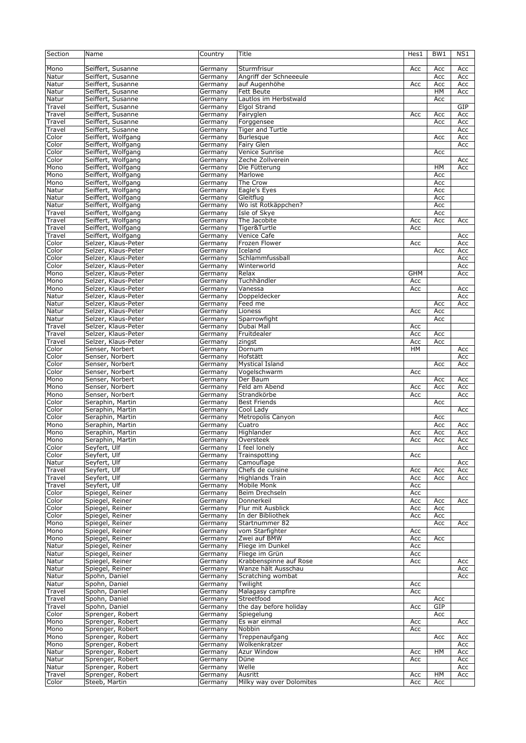| Section | Name | Country | Title | Hes1 | BW1 | NS1 |
|---|---|---|---|---|---|---|
| Mono | Seiffert, Susanne | Germany | Sturmfrisur | Acc | Acc | Acc |
| Natur | Seiffert, Susanne | Germany | Angriff der Schneeeule | | Acc | Acc |
| Natur | Seiffert, Susanne | Germany | auf Augenhöhe | Acc | Acc | Acc |
| Natur | Seiffert, Susanne | Germany | Fett Beute | | HM | Acc |
| Natur | Seiffert, Susanne | Germany | Lautlos im Herbstwald | | Acc | |
| Travel | Seiffert, Susanne | Germany | Elgol Strand | | | GIP |
| Travel | Seiffert, Susanne | Germany | Fairyglen | Acc | Acc | Acc |
| Travel | Seiffert, Susanne | Germany | Forggensee | | Acc | Acc |
| Travel | Seiffert, Susanne | Germany | Tiger and Turtle | | | Acc |
| Color | Seiffert, Wolfgang | Germany | Burlesque | | Acc | Acc |
| Color | Seiffert, Wolfgang | Germany | Fairy Glen | | | Acc |
| Color | Seiffert, Wolfgang | Germany | Venice Sunrise | | Acc | |
| Color | Seiffert, Wolfgang | Germany | Zeche Zollverein | | | Acc |
| Mono | Seiffert, Wolfgang | Germany | Die Fütterung | | HM | Acc |
| Mono | Seiffert, Wolfgang | Germany | Marlowe | | Acc | |
| Mono | Seiffert, Wolfgang | Germany | The Crow | | Acc | |
| Natur | Seiffert, Wolfgang | Germany | Eagle's Eyes | | Acc | |
| Natur | Seiffert, Wolfgang | Germany | Gleitflug | | Acc | |
| Natur | Seiffert, Wolfgang | Germany | Wo ist Rotkäppchen? | | Acc | |
| Travel | Seiffert, Wolfgang | Germany | Isle of Skye | | Acc | |
| Travel | Seiffert, Wolfgang | Germany | The Jacobite | Acc | Acc | Acc |
| Travel | Seiffert, Wolfgang | Germany | Tiger&Turtle | Acc | | |
| Travel | Seiffert, Wolfgang | Germany | Venice Cafe | | | Acc |
| Color | Selzer, Klaus-Peter | Germany | Frozen Flower | Acc | | Acc |
| Color | Selzer, Klaus-Peter | Germany | Iceland | | Acc | Acc |
| Color | Selzer, Klaus-Peter | Germany | Schlammfussball | | | Acc |
| Color | Selzer, Klaus-Peter | Germany | Winterworld | | | Acc |
| Mono | Selzer, Klaus-Peter | Germany | Relax | GHM | | Acc |
| Mono | Selzer, Klaus-Peter | Germany | Tuchhändler | Acc | | |
| Mono | Selzer, Klaus-Peter | Germany | Vanessa | Acc | | Acc |
| Natur | Selzer, Klaus-Peter | Germany | Doppeldecker | | | Acc |
| Natur | Selzer, Klaus-Peter | Germany | Feed me | | Acc | Acc |
| Natur | Selzer, Klaus-Peter | Germany | Lioness | Acc | Acc | |
| Natur | Selzer, Klaus-Peter | Germany | Sparrowfight | | Acc | |
| Travel | Selzer, Klaus-Peter | Germany | Dubai Mall | Acc | | |
| Travel | Selzer, Klaus-Peter | Germany | Fruitdealer | Acc | Acc | |
| Travel | Selzer, Klaus-Peter | Germany | zingst | Acc | Acc | |
| Color | Senser, Norbert | Germany | Dornum | HM | | Acc |
| Color | Senser, Norbert | Germany | Hofstätt | | | Acc |
| Color | Senser, Norbert | Germany | Mystical Island | | Acc | Acc |
| Color | Senser, Norbert | Germany | Vogelschwarm | Acc | | |
| Mono | Senser, Norbert | Germany | Der Baum | | Acc | Acc |
| Mono | Senser, Norbert | Germany | Feld am Abend | Acc | Acc | Acc |
| Mono | Senser, Norbert | Germany | Strandkörbe | Acc | | Acc |
| Color | Seraphin, Martin | Germany | Best Friends | | Acc | |
| Color | Seraphin, Martin | Germany | Cool Lady | | | Acc |
| Color | Seraphin, Martin | Germany | Metropolis Canyon | | Acc | |
| Mono | Seraphin, Martin | Germany | Cuatro | | Acc | Acc |
| Mono | Seraphin, Martin | Germany | Highlander | Acc | Acc | Acc |
| Mono | Seraphin, Martin | Germany | Oversteek | Acc | Acc | Acc |
| Color | Seyfert, Ulf | Germany | I feel lonely | | | Acc |
| Color | Seyfert, Ulf | Germany | Trainspotting | Acc | | |
| Natur | Seyfert, Ulf | Germany | Camouflage | | | Acc |
| Travel | Seyfert, Ulf | Germany | Chefs de cuisine | Acc | Acc | Acc |
| Travel | Seyfert, Ulf | Germany | Highlands Train | Acc | Acc | Acc |
| Travel | Seyfert, Ulf | Germany | Mobile Monk | Acc | | |
| Color | Spiegel, Reiner | Germany | Beim Drechseln | Acc | | |
| Color | Spiegel, Reiner | Germany | Donnerkeil | Acc | Acc | Acc |
| Color | Spiegel, Reiner | Germany | Flur mit Ausblick | Acc | Acc | |
| Color | Spiegel, Reiner | Germany | In der Bibliothek | Acc | Acc | |
| Mono | Spiegel, Reiner | Germany | Startnummer 82 | | Acc | Acc |
| Mono | Spiegel, Reiner | Germany | vom Starfighter | Acc | | |
| Mono | Spiegel, Reiner | Germany | Zwei auf BMW | Acc | Acc | |
| Natur | Spiegel, Reiner | Germany | Fliege im Dunkel | Acc | | |
| Natur | Spiegel, Reiner | Germany | Fliege im Grün | Acc | | |
| Natur | Spiegel, Reiner | Germany | Krabbenspinne auf Rose | Acc | | Acc |
| Natur | Spiegel, Reiner | Germany | Wanze hält Ausschau | | | Acc |
| Natur | Spohn, Daniel | Germany | Scratching wombat | | | Acc |
| Natur | Spohn, Daniel | Germany | Twilight | Acc | | |
| Travel | Spohn, Daniel | Germany | Malagasy campfire | Acc | | |
| Travel | Spohn, Daniel | Germany | Streetfood | | Acc | |
| Travel | Spohn, Daniel | Germany | the day before holiday | Acc | GIP | |
| Color | Sprenger, Robert | Germany | Spiegelung | | Acc | |
| Mono | Sprenger, Robert | Germany | Es war einmal | Acc | | Acc |
| Mono | Sprenger, Robert | Germany | Nobbin | Acc | | |
| Mono | Sprenger, Robert | Germany | Treppenaufgang | | Acc | Acc |
| Mono | Sprenger, Robert | Germany | Wolkenkratzer | | | Acc |
| Natur | Sprenger, Robert | Germany | Azur Window | Acc | HM | Acc |
| Natur | Sprenger, Robert | Germany | Düne | Acc | | Acc |
| Natur | Sprenger, Robert | Germany | Welle | | | Acc |
| Travel | Sprenger, Robert | Germany | Ausritt | Acc | HM | Acc |
| Color | Steeb, Martin | Germany | Milky way over Dolomites | Acc | Acc | |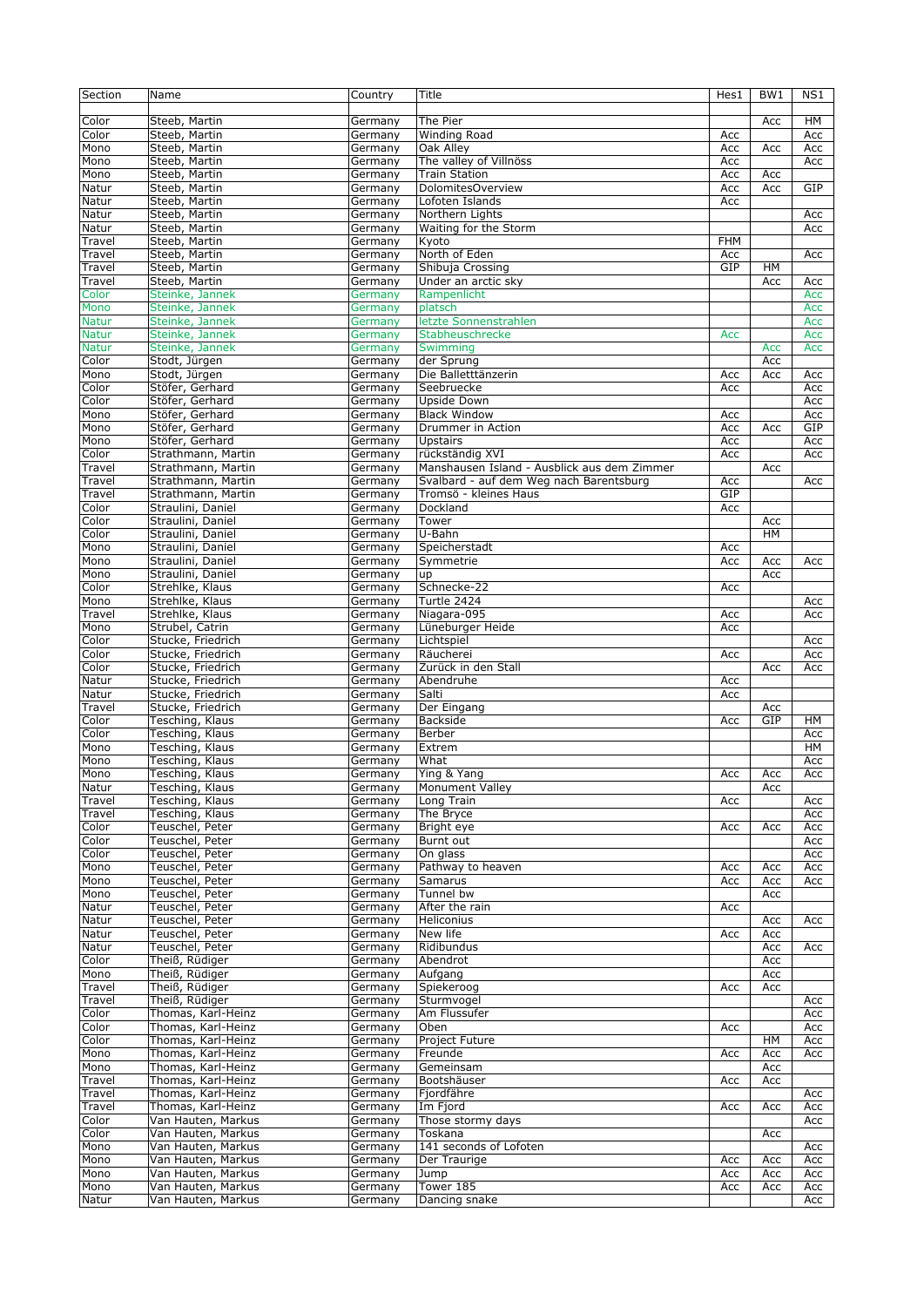| Section | Name | Country | Title | Hes1 | BW1 | NS1 |
|---|---|---|---|---|---|---|
| Color | Steeb, Martin | Germany | The Pier | | Acc | HM |
| Color | Steeb, Martin | Germany | Winding Road | Acc | | Acc |
| Mono | Steeb, Martin | Germany | Oak Alley | Acc | Acc | Acc |
| Mono | Steeb, Martin | Germany | The valley of Villnöss | Acc | | Acc |
| Mono | Steeb, Martin | Germany | Train Station | Acc | Acc | |
| Natur | Steeb, Martin | Germany | DolomitesOverview | Acc | Acc | GIP |
| Natur | Steeb, Martin | Germany | Lofoten Islands | Acc | | |
| Natur | Steeb, Martin | Germany | Northern Lights | | | Acc |
| Natur | Steeb, Martin | Germany | Waiting for the Storm | | | Acc |
| Travel | Steeb, Martin | Germany | Kyoto | FHM | | |
| Travel | Steeb, Martin | Germany | North of Eden | Acc | | Acc |
| Travel | Steeb, Martin | Germany | Shibuja Crossing | GIP | HM | |
| Travel | Steeb, Martin | Germany | Under an arctic sky | | Acc | Acc |
| Color | Steinke, Jannek | Germany | Rampenlicht | | | Acc |
| Mono | Steinke, Jannek | Germany | platsch | | | Acc |
| Natur | Steinke, Jannek | Germany | letzte Sonnenstrahlen | | | Acc |
| Natur | Steinke, Jannek | Germany | Stabheuschrecke | Acc | | Acc |
| Natur | Steinke, Jannek | Germany | Swimming | | Acc | Acc |
| Color | Stodt, Jürgen | Germany | der Sprung | | Acc | |
| Mono | Stodt, Jürgen | Germany | Die Balletttänzerin | Acc | Acc | Acc |
| Color | Stöfer, Gerhard | Germany | Seebruecke | Acc | | Acc |
| Color | Stöfer, Gerhard | Germany | Upside Down | | | Acc |
| Mono | Stöfer, Gerhard | Germany | Black Window | Acc | | Acc |
| Mono | Stöfer, Gerhard | Germany | Drummer in Action | Acc | Acc | GIP |
| Mono | Stöfer, Gerhard | Germany | Upstairs | Acc | | Acc |
| Color | Strathmann, Martin | Germany | rückständig XVI | Acc | | Acc |
| Travel | Strathmann, Martin | Germany | Manshausen Island - Ausblick aus dem Zimmer | | Acc | |
| Travel | Strathmann, Martin | Germany | Svalbard - auf dem Weg nach Barentsburg | Acc | | Acc |
| Travel | Strathmann, Martin | Germany | Tromsö - kleines Haus | GIP | | |
| Color | Straulini, Daniel | Germany | Dockland | Acc | | |
| Color | Straulini, Daniel | Germany | Tower | | Acc | |
| Color | Straulini, Daniel | Germany | U-Bahn | | HM | |
| Mono | Straulini, Daniel | Germany | Speicherstadt | Acc | | |
| Mono | Straulini, Daniel | Germany | Symmetrie | Acc | Acc | Acc |
| Mono | Straulini, Daniel | Germany | up | | Acc | |
| Color | Strehlke, Klaus | Germany | Schnecke-22 | Acc | | |
| Mono | Strehlke, Klaus | Germany | Turtle 2424 | | | Acc |
| Travel | Strehlke, Klaus | Germany | Niagara-095 | Acc | | Acc |
| Mono | Strubel, Catrin | Germany | Lüneburger Heide | Acc | | |
| Color | Stucke, Friedrich | Germany | Lichtspiel | | | Acc |
| Color | Stucke, Friedrich | Germany | Räucherei | Acc | | Acc |
| Color | Stucke, Friedrich | Germany | Zurück in den Stall | | Acc | Acc |
| Natur | Stucke, Friedrich | Germany | Abendruhe | Acc | | |
| Natur | Stucke, Friedrich | Germany | Salti | Acc | | |
| Travel | Stucke, Friedrich | Germany | Der Eingang | | Acc | |
| Color | Tesching, Klaus | Germany | Backside | Acc | GIP | HM |
| Color | Tesching, Klaus | Germany | Berber | | | Acc |
| Mono | Tesching, Klaus | Germany | Extrem | | | HM |
| Mono | Tesching, Klaus | Germany | What | | | Acc |
| Mono | Tesching, Klaus | Germany | Ying & Yang | Acc | Acc | Acc |
| Natur | Tesching, Klaus | Germany | Monument Valley | | Acc | |
| Travel | Tesching, Klaus | Germany | Long Train | Acc | | Acc |
| Travel | Tesching, Klaus | Germany | The Bryce | | | Acc |
| Color | Teuschel, Peter | Germany | Bright eye | Acc | Acc | Acc |
| Color | Teuschel, Peter | Germany | Burnt out | | | Acc |
| Color | Teuschel, Peter | Germany | On glass | | | Acc |
| Mono | Teuschel, Peter | Germany | Pathway to heaven | Acc | Acc | Acc |
| Mono | Teuschel, Peter | Germany | Samarus | Acc | Acc | Acc |
| Mono | Teuschel, Peter | Germany | Tunnel bw | | Acc | |
| Natur | Teuschel, Peter | Germany | After the rain | Acc | | |
| Natur | Teuschel, Peter | Germany | Heliconius | | Acc | Acc |
| Natur | Teuschel, Peter | Germany | New life | Acc | Acc | |
| Natur | Teuschel, Peter | Germany | Ridibundus | | Acc | Acc |
| Color | Theiß, Rüdiger | Germany | Abendrot | | Acc | |
| Mono | Theiß, Rüdiger | Germany | Aufgang | | Acc | |
| Travel | Theiß, Rüdiger | Germany | Spiekeroog | Acc | Acc | |
| Travel | Theiß, Rüdiger | Germany | Sturmvogel | | | Acc |
| Color | Thomas, Karl-Heinz | Germany | Am Flussufer | | | Acc |
| Color | Thomas, Karl-Heinz | Germany | Oben | Acc | | Acc |
| Color | Thomas, Karl-Heinz | Germany | Project Future | | HM | Acc |
| Mono | Thomas, Karl-Heinz | Germany | Freunde | Acc | Acc | Acc |
| Mono | Thomas, Karl-Heinz | Germany | Gemeinsam | | Acc | |
| Travel | Thomas, Karl-Heinz | Germany | Bootshäuser | Acc | Acc | |
| Travel | Thomas, Karl-Heinz | Germany | Fjordfähre | | | Acc |
| Travel | Thomas, Karl-Heinz | Germany | Im Fjord | Acc | Acc | Acc |
| Color | Van Hauten, Markus | Germany | Those stormy days | | | Acc |
| Color | Van Hauten, Markus | Germany | Toskana | | Acc | |
| Mono | Van Hauten, Markus | Germany | 141 seconds of Lofoten | | | Acc |
| Mono | Van Hauten, Markus | Germany | Der Traurige | Acc | Acc | Acc |
| Mono | Van Hauten, Markus | Germany | Jump | Acc | Acc | Acc |
| Mono | Van Hauten, Markus | Germany | Tower 185 | Acc | Acc | Acc |
| Natur | Van Hauten, Markus | Germany | Dancing snake | | | Acc |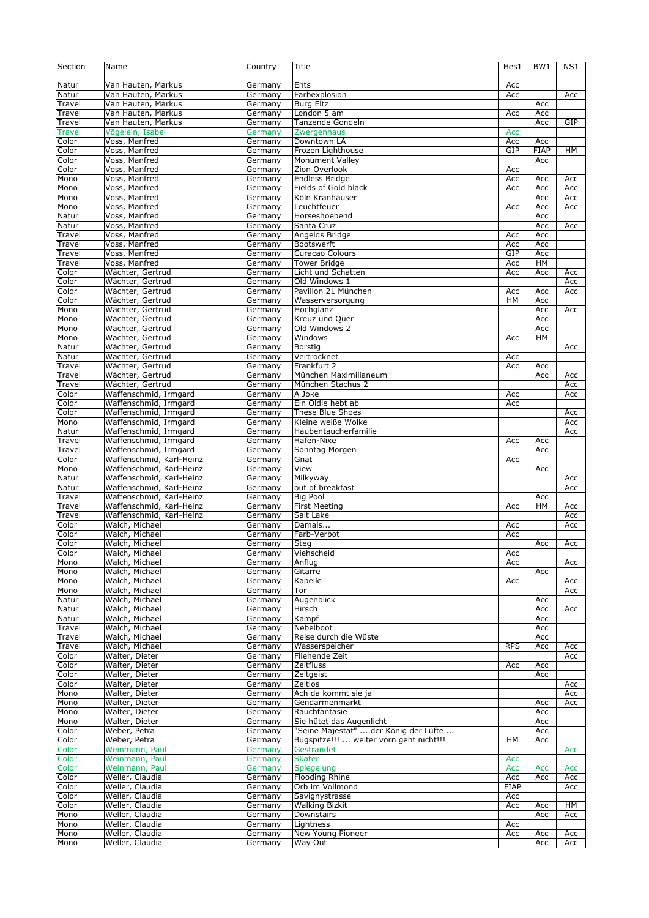| Section | Name | Country | Title | Hes1 | BW1 | NS1 |
|---|---|---|---|---|---|---|
| Natur | Van Hauten, Markus | Germany | Ents | Acc | | |
| Natur | Van Hauten, Markus | Germany | Farbexplosion | Acc | | Acc |
| Travel | Van Hauten, Markus | Germany | Burg Eltz | | Acc | |
| Travel | Van Hauten, Markus | Germany | London 5 am | Acc | Acc | |
| Travel | Van Hauten, Markus | Germany | Tanzende Gondeln | | Acc | GIP |
| Travel | Vögelein, Isabel | Germany | Zwergenhaus | Acc | | |
| Color | Voss, Manfred | Germany | Downtown LA | Acc | Acc | |
| Color | Voss, Manfred | Germany | Frozen Lighthouse | GIP | FIAP | HM |
| Color | Voss, Manfred | Germany | Monument Valley | | Acc | |
| Color | Voss, Manfred | Germany | Zion Overlook | Acc | | |
| Mono | Voss, Manfred | Germany | Endless Bridge | Acc | Acc | Acc |
| Mono | Voss, Manfred | Germany | Fields of Gold black | Acc | Acc | Acc |
| Mono | Voss, Manfred | Germany | Köln Kranhäuser | | Acc | Acc |
| Mono | Voss, Manfred | Germany | Leuchtfeuer | Acc | Acc | Acc |
| Natur | Voss, Manfred | Germany | Horseshoebend | | Acc | |
| Natur | Voss, Manfred | Germany | Santa Cruz | | Acc | Acc |
| Travel | Voss, Manfred | Germany | Angelds Bridge | Acc | Acc | |
| Travel | Voss, Manfred | Germany | Bootswerft | Acc | Acc | |
| Travel | Voss, Manfred | Germany | Curacao Colours | GIP | Acc | |
| Travel | Voss, Manfred | Germany | Tower Bridge | Acc | HM | |
| Color | Wächter, Gertrud | Germany | Licht und Schatten | Acc | Acc | Acc |
| Color | Wächter, Gertrud | Germany | Old Windows 1 | | | Acc |
| Color | Wächter, Gertrud | Germany | Pavillon 21 München | Acc | Acc | Acc |
| Color | Wächter, Gertrud | Germany | Wasserversorgung | HM | Acc | |
| Mono | Wächter, Gertrud | Germany | Hochglanz | | Acc | Acc |
| Mono | Wächter, Gertrud | Germany | Kreuz und Quer | | Acc | |
| Mono | Wächter, Gertrud | Germany | Old Windows 2 | | Acc | |
| Mono | Wächter, Gertrud | Germany | Windows | Acc | HM | |
| Natur | Wächter, Gertrud | Germany | Borstig | | | Acc |
| Natur | Wächter, Gertrud | Germany | Vertrocknet | Acc | | |
| Travel | Wächter, Gertrud | Germany | Frankfurt 2 | Acc | Acc | |
| Travel | Wächter, Gertrud | Germany | München Maximilianeum | | Acc | Acc |
| Travel | Wächter, Gertrud | Germany | München Stachus 2 | | | Acc |
| Color | Waffenschmid, Irmgard | Germany | A Joke | Acc | | Acc |
| Color | Waffenschmid, Irmgard | Germany | Ein Oldie hebt ab | Acc | | |
| Color | Waffenschmid, Irmgard | Germany | These Blue Shoes | | | Acc |
| Mono | Waffenschmid, Irmgard | Germany | Kleine weiße Wolke | | | Acc |
| Natur | Waffenschmid, Irmgard | Germany | Haubentaucherfamilie | | | Acc |
| Travel | Waffenschmid, Irmgard | Germany | Hafen-Nixe | Acc | Acc | |
| Travel | Waffenschmid, Irmgard | Germany | Sonntag Morgen | | Acc | |
| Color | Waffenschmid, Karl-Heinz | Germany | Gnat | Acc | | |
| Mono | Waffenschmid, Karl-Heinz | Germany | View | | Acc | |
| Natur | Waffenschmid, Karl-Heinz | Germany | Milkyway | | | Acc |
| Natur | Waffenschmid, Karl-Heinz | Germany | out of breakfast | | | Acc |
| Travel | Waffenschmid, Karl-Heinz | Germany | Big Pool | | Acc | |
| Travel | Waffenschmid, Karl-Heinz | Germany | First Meeting | Acc | HM | Acc |
| Travel | Waffenschmid, Karl-Heinz | Germany | Salt Lake | | | Acc |
| Color | Walch, Michael | Germany | Damals... | Acc | | Acc |
| Color | Walch, Michael | Germany | Farb-Verbot | Acc | | |
| Color | Walch, Michael | Germany | Steg | | Acc | Acc |
| Color | Walch, Michael | Germany | Viehscheid | Acc | | |
| Mono | Walch, Michael | Germany | Anflug | Acc | | Acc |
| Mono | Walch, Michael | Germany | Gitarre | | Acc | |
| Mono | Walch, Michael | Germany | Kapelle | Acc | | Acc |
| Mono | Walch, Michael | Germany | Tor | | | Acc |
| Natur | Walch, Michael | Germany | Augenblick | | Acc | |
| Natur | Walch, Michael | Germany | Hirsch | | Acc | Acc |
| Natur | Walch, Michael | Germany | Kampf | | Acc | |
| Travel | Walch, Michael | Germany | Nebelboot | | Acc | |
| Travel | Walch, Michael | Germany | Reise durch die Wüste | | Acc | |
| Travel | Walch, Michael | Germany | Wasserspeicher | RPS | Acc | Acc |
| Color | Walter, Dieter | Germany | Fliehende Zeit | | | Acc |
| Color | Walter, Dieter | Germany | Zeitfluss | Acc | Acc | |
| Color | Walter, Dieter | Germany | Zeitgeist | | Acc | |
| Color | Walter, Dieter | Germany | Zeitlos | | | Acc |
| Mono | Walter, Dieter | Germany | Ach da kommt sie ja | | | Acc |
| Mono | Walter, Dieter | Germany | Gendarmenmarkt | | Acc | Acc |
| Mono | Walter, Dieter | Germany | Rauchfantasie | | Acc | |
| Mono | Walter, Dieter | Germany | Sie hütet das Augenlicht | | Acc | |
| Color | Weber, Petra | Germany | "Seine Majestät" ... der König der Lüfte ... | | Acc | |
| Color | Weber, Petra | Germany | Bugspitze!!! ... weiter vorn geht nicht!!! | HM | Acc | |
| Color | Weinmann, Paul | Germany | Gestrandet | | | Acc |
| Color | Weinmann, Paul | Germany | Skater | Acc | | |
| Color | Weinmann, Paul | Germany | Spiegelung | Acc | Acc | Acc |
| Color | Weller, Claudia | Germany | Flooding Rhine | Acc | Acc | Acc |
| Color | Weller, Claudia | Germany | Orb im Vollmond | FIAP | | Acc |
| Color | Weller, Claudia | Germany | Savignystrasse | Acc | | |
| Color | Weller, Claudia | Germany | Walking Bizkit | Acc | Acc | HM |
| Mono | Weller, Claudia | Germany | Downstairs | | Acc | Acc |
| Mono | Weller, Claudia | Germany | Lightness | Acc | | |
| Mono | Weller, Claudia | Germany | New Young Pioneer | Acc | Acc | Acc |
| Mono | Weller, Claudia | Germany | Way Out | | Acc | Acc |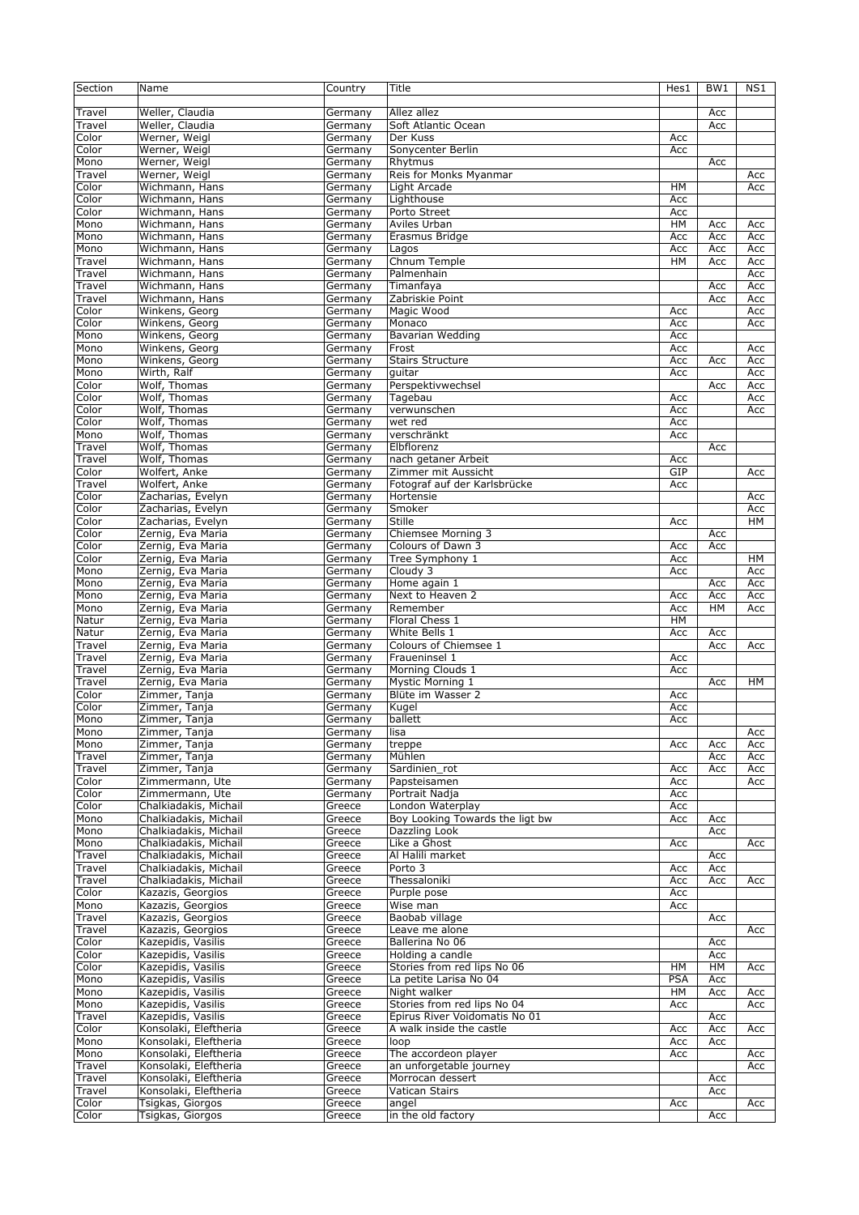| Section | Name | Country | Title | Hes1 | BW1 | NS1 |
|---|---|---|---|---|---|---|
| Travel | Weller, Claudia | Germany | Allez allez | | Acc | |
| Travel | Weller, Claudia | Germany | Soft Atlantic Ocean | | Acc | |
| Color | Werner, Weigl | Germany | Der Kuss | Acc | | |
| Color | Werner, Weigl | Germany | Sonycenter Berlin | Acc | | |
| Mono | Werner, Weigl | Germany | Rhytmus | | Acc | |
| Travel | Werner, Weigl | Germany | Reis for Monks Myanmar | | | Acc |
| Color | Wichmann, Hans | Germany | Light Arcade | HM | | Acc |
| Color | Wichmann, Hans | Germany | Lighthouse | Acc | | |
| Color | Wichmann, Hans | Germany | Porto Street | Acc | | |
| Mono | Wichmann, Hans | Germany | Aviles Urban | HM | Acc | Acc |
| Mono | Wichmann, Hans | Germany | Erasmus Bridge | Acc | Acc | Acc |
| Mono | Wichmann, Hans | Germany | Lagos | Acc | Acc | Acc |
| Travel | Wichmann, Hans | Germany | Chnum Temple | HM | Acc | Acc |
| Travel | Wichmann, Hans | Germany | Palmenhain | | | Acc |
| Travel | Wichmann, Hans | Germany | Timanfaya | | Acc | Acc |
| Travel | Wichmann, Hans | Germany | Zabriskie Point | | Acc | Acc |
| Color | Winkens, Georg | Germany | Magic Wood | Acc | | Acc |
| Color | Winkens, Georg | Germany | Monaco | Acc | | Acc |
| Mono | Winkens, Georg | Germany | Bavarian Wedding | Acc | | |
| Mono | Winkens, Georg | Germany | Frost | Acc | | Acc |
| Mono | Winkens, Georg | Germany | Stairs Structure | Acc | Acc | Acc |
| Mono | Wirth, Ralf | Germany | guitar | Acc | | Acc |
| Color | Wolf, Thomas | Germany | Perspektivwechsel | | Acc | Acc |
| Color | Wolf, Thomas | Germany | Tagebau | Acc | | Acc |
| Color | Wolf, Thomas | Germany | verwunschen | Acc | | Acc |
| Color | Wolf, Thomas | Germany | wet red | Acc | | |
| Mono | Wolf, Thomas | Germany | verschränkt | Acc | | |
| Travel | Wolf, Thomas | Germany | Elbflorenz | | Acc | |
| Travel | Wolf, Thomas | Germany | nach getaner Arbeit | Acc | | |
| Color | Wolfert, Anke | Germany | Zimmer mit Aussicht | GIP | | Acc |
| Travel | Wolfert, Anke | Germany | Fotograf auf der Karlsbrücke | Acc | | |
| Color | Zacharias, Evelyn | Germany | Hortensie | | | Acc |
| Color | Zacharias, Evelyn | Germany | Smoker | | | Acc |
| Color | Zacharias, Evelyn | Germany | Stille | Acc | | HM |
| Color | Zernig, Eva Maria | Germany | Chiemsee Morning 3 | | Acc | |
| Color | Zernig, Eva Maria | Germany | Colours of Dawn 3 | Acc | Acc | |
| Color | Zernig, Eva Maria | Germany | Tree Symphony 1 | Acc | | HM |
| Mono | Zernig, Eva Maria | Germany | Cloudy 3 | Acc | | Acc |
| Mono | Zernig, Eva Maria | Germany | Home again 1 | | Acc | Acc |
| Mono | Zernig, Eva Maria | Germany | Next to Heaven 2 | Acc | Acc | Acc |
| Mono | Zernig, Eva Maria | Germany | Remember | Acc | HM | Acc |
| Natur | Zernig, Eva Maria | Germany | Floral Chess 1 | HM | | |
| Natur | Zernig, Eva Maria | Germany | White Bells 1 | Acc | Acc | |
| Travel | Zernig, Eva Maria | Germany | Colours of Chiemsee 1 | | Acc | Acc |
| Travel | Zernig, Eva Maria | Germany | Fraueninsel 1 | Acc | | |
| Travel | Zernig, Eva Maria | Germany | Morning Clouds 1 | Acc | | |
| Travel | Zernig, Eva Maria | Germany | Mystic Morning 1 | | Acc | HM |
| Color | Zimmer, Tanja | Germany | Blüte im Wasser 2 | Acc | | |
| Color | Zimmer, Tanja | Germany | Kugel | Acc | | |
| Mono | Zimmer, Tanja | Germany | ballett | Acc | | |
| Mono | Zimmer, Tanja | Germany | lisa | | | Acc |
| Mono | Zimmer, Tanja | Germany | treppe | Acc | Acc | Acc |
| Travel | Zimmer, Tanja | Germany | Mühlen | | Acc | Acc |
| Travel | Zimmer, Tanja | Germany | Sardinien_rot | Acc | Acc | Acc |
| Color | Zimmermann, Ute | Germany | Papsteisamen | Acc | | Acc |
| Color | Zimmermann, Ute | Germany | Portrait Nadja | Acc | | |
| Color | Chalkiadakis, Michail | Greece | London Waterplay | Acc | | |
| Mono | Chalkiadakis, Michail | Greece | Boy Looking Towards the ligt bw | Acc | Acc | |
| Mono | Chalkiadakis, Michail | Greece | Dazzling Look | | Acc | |
| Mono | Chalkiadakis, Michail | Greece | Like a Ghost | Acc | | Acc |
| Travel | Chalkiadakis, Michail | Greece | Al Halili market | | Acc | |
| Travel | Chalkiadakis, Michail | Greece | Porto 3 | Acc | Acc | |
| Travel | Chalkiadakis, Michail | Greece | Thessaloniki | Acc | Acc | Acc |
| Color | Kazazis, Georgios | Greece | Purple pose | Acc | | |
| Mono | Kazazis, Georgios | Greece | Wise man | Acc | | |
| Travel | Kazazis, Georgios | Greece | Baobab village | | Acc | |
| Travel | Kazazis, Georgios | Greece | Leave me alone | | | Acc |
| Color | Kazepidis, Vasilis | Greece | Ballerina No 06 | | Acc | |
| Color | Kazepidis, Vasilis | Greece | Holding a candle | | Acc | |
| Color | Kazepidis, Vasilis | Greece | Stories from red lips No 06 | HM | HM | Acc |
| Mono | Kazepidis, Vasilis | Greece | La petite Larisa No 04 | PSA | Acc | |
| Mono | Kazepidis, Vasilis | Greece | Night walker | HM | Acc | Acc |
| Mono | Kazepidis, Vasilis | Greece | Stories from red lips No 04 | Acc | | Acc |
| Travel | Kazepidis, Vasilis | Greece | Epirus River Voidomatis No 01 | | Acc | |
| Color | Konsolaki, Eleftheria | Greece | A walk inside the castle | Acc | Acc | Acc |
| Mono | Konsolaki, Eleftheria | Greece | loop | Acc | Acc | |
| Mono | Konsolaki, Eleftheria | Greece | The accordeon player | Acc | | Acc |
| Travel | Konsolaki, Eleftheria | Greece | an unforgetable journey | | | Acc |
| Travel | Konsolaki, Eleftheria | Greece | Morrocan dessert | | Acc | |
| Travel | Konsolaki, Eleftheria | Greece | Vatican Stairs | | Acc | |
| Color | Tsigkas, Giorgos | Greece | angel | Acc | | Acc |
| Color | Tsigkas, Giorgos | Greece | in the old factory | | Acc | |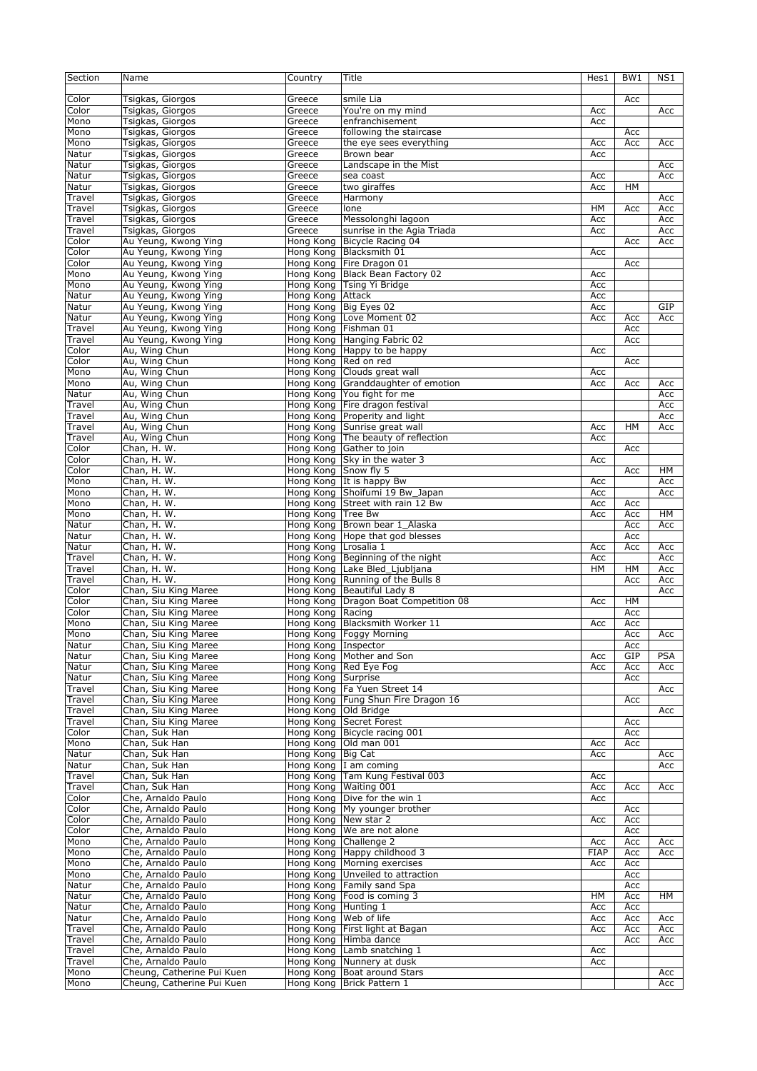| Section | Name | Country | Title | Hes1 | BW1 | NS1 |
|---|---|---|---|---|---|---|
| Color | Tsigkas, Giorgos | Greece | smile Lia | | Acc | |
| Color | Tsigkas, Giorgos | Greece | You're on my mind | Acc | | Acc |
| Mono | Tsigkas, Giorgos | Greece | enfranchisement | Acc | | |
| Mono | Tsigkas, Giorgos | Greece | following the staircase | | Acc | |
| Mono | Tsigkas, Giorgos | Greece | the eye sees everything | Acc | Acc | Acc |
| Natur | Tsigkas, Giorgos | Greece | Brown bear | Acc | | |
| Natur | Tsigkas, Giorgos | Greece | Landscape in the Mist | | | Acc |
| Natur | Tsigkas, Giorgos | Greece | sea coast | Acc | | Acc |
| Natur | Tsigkas, Giorgos | Greece | two giraffes | Acc | HM | |
| Travel | Tsigkas, Giorgos | Greece | Harmony | | | Acc |
| Travel | Tsigkas, Giorgos | Greece | lone | HM | Acc | Acc |
| Travel | Tsigkas, Giorgos | Greece | Messolonghi lagoon | Acc | | Acc |
| Travel | Tsigkas, Giorgos | Greece | sunrise in the Agia Triada | Acc | | Acc |
| Color | Au Yeung, Kwong Ying | Hong Kong | Bicycle Racing 04 | | Acc | Acc |
| Color | Au Yeung, Kwong Ying | Hong Kong | Blacksmith 01 | Acc | | |
| Color | Au Yeung, Kwong Ying | Hong Kong | Fire Dragon 01 | | Acc | |
| Mono | Au Yeung, Kwong Ying | Hong Kong | Black Bean Factory 02 | Acc | | |
| Mono | Au Yeung, Kwong Ying | Hong Kong | Tsing Yi Bridge | Acc | | |
| Natur | Au Yeung, Kwong Ying | Hong Kong | Attack | Acc | | |
| Natur | Au Yeung, Kwong Ying | Hong Kong | Big Eyes 02 | Acc | | GIP |
| Natur | Au Yeung, Kwong Ying | Hong Kong | Love Moment 02 | Acc | Acc | Acc |
| Travel | Au Yeung, Kwong Ying | Hong Kong | Fishman 01 | | Acc | |
| Travel | Au Yeung, Kwong Ying | Hong Kong | Hanging Fabric 02 | | Acc | |
| Color | Au, Wing Chun | Hong Kong | Happy to be happy | Acc | | |
| Color | Au, Wing Chun | Hong Kong | Red on red | | Acc | |
| Mono | Au, Wing Chun | Hong Kong | Clouds great wall | Acc | | |
| Mono | Au, Wing Chun | Hong Kong | Granddaughter of emotion | Acc | Acc | Acc |
| Natur | Au, Wing Chun | Hong Kong | You fight for me | | | Acc |
| Travel | Au, Wing Chun | Hong Kong | Fire dragon festival | | | Acc |
| Travel | Au, Wing Chun | Hong Kong | Properity and light | | | Acc |
| Travel | Au, Wing Chun | Hong Kong | Sunrise great wall | Acc | HM | Acc |
| Travel | Au, Wing Chun | Hong Kong | The beauty of reflection | Acc | | |
| Color | Chan, H. W. | Hong Kong | Gather to join | | Acc | |
| Color | Chan, H. W. | Hong Kong | Sky in the water 3 | Acc | | |
| Color | Chan, H. W. | Hong Kong | Snow fly 5 | | Acc | HM |
| Mono | Chan, H. W. | Hong Kong | It is happy Bw | Acc | | Acc |
| Mono | Chan, H. W. | Hong Kong | Shoifumi 19 Bw_Japan | Acc | | Acc |
| Mono | Chan, H. W. | Hong Kong | Street with rain 12 Bw | Acc | Acc | |
| Mono | Chan, H. W. | Hong Kong | Tree Bw | Acc | Acc | HM |
| Natur | Chan, H. W. | Hong Kong | Brown bear 1_Alaska | | Acc | Acc |
| Natur | Chan, H. W. | Hong Kong | Hope that god blesses | | Acc | |
| Natur | Chan, H. W. | Hong Kong | Lrosalia 1 | Acc | Acc | Acc |
| Travel | Chan, H. W. | Hong Kong | Beginning of the night | Acc | | Acc |
| Travel | Chan, H. W. | Hong Kong | Lake Bled_Ljubljana | HM | HM | Acc |
| Travel | Chan, H. W. | Hong Kong | Running of the Bulls 8 | | Acc | Acc |
| Color | Chan, Siu King Maree | Hong Kong | Beautiful Lady 8 | | | Acc |
| Color | Chan, Siu King Maree | Hong Kong | Dragon Boat Competition 08 | Acc | HM | |
| Color | Chan, Siu King Maree | Hong Kong | Racing | | Acc | |
| Mono | Chan, Siu King Maree | Hong Kong | Blacksmith Worker 11 | Acc | Acc | |
| Mono | Chan, Siu King Maree | Hong Kong | Foggy Morning | | Acc | Acc |
| Natur | Chan, Siu King Maree | Hong Kong | Inspector | | Acc | |
| Natur | Chan, Siu King Maree | Hong Kong | Mother and Son | Acc | GIP | PSA |
| Natur | Chan, Siu King Maree | Hong Kong | Red Eye Fog | Acc | Acc | Acc |
| Natur | Chan, Siu King Maree | Hong Kong | Surprise | | Acc | |
| Travel | Chan, Siu King Maree | Hong Kong | Fa Yuen Street 14 | | | Acc |
| Travel | Chan, Siu King Maree | Hong Kong | Fung Shun Fire Dragon 16 | | Acc | |
| Travel | Chan, Siu King Maree | Hong Kong | Old Bridge | | | Acc |
| Travel | Chan, Siu King Maree | Hong Kong | Secret Forest | | Acc | |
| Color | Chan, Suk Han | Hong Kong | Bicycle racing 001 | | Acc | |
| Mono | Chan, Suk Han | Hong Kong | Old man 001 | Acc | Acc | |
| Natur | Chan, Suk Han | Hong Kong | Big Cat | Acc | | Acc |
| Natur | Chan, Suk Han | Hong Kong | I am coming | | | Acc |
| Travel | Chan, Suk Han | Hong Kong | Tam Kung Festival 003 | Acc | | |
| Travel | Chan, Suk Han | Hong Kong | Waiting 001 | Acc | Acc | Acc |
| Color | Che, Arnaldo Paulo | Hong Kong | Dive for the win 1 | Acc | | |
| Color | Che, Arnaldo Paulo | Hong Kong | My younger brother | | Acc | |
| Color | Che, Arnaldo Paulo | Hong Kong | New star 2 | Acc | Acc | |
| Color | Che, Arnaldo Paulo | Hong Kong | We are not alone | | Acc | |
| Mono | Che, Arnaldo Paulo | Hong Kong | Challenge 2 | Acc | Acc | Acc |
| Mono | Che, Arnaldo Paulo | Hong Kong | Happy childhood 3 | FIAP | Acc | Acc |
| Mono | Che, Arnaldo Paulo | Hong Kong | Morning exercises | Acc | Acc | |
| Mono | Che, Arnaldo Paulo | Hong Kong | Unveiled to attraction | | Acc | |
| Natur | Che, Arnaldo Paulo | Hong Kong | Family sand Spa | | Acc | |
| Natur | Che, Arnaldo Paulo | Hong Kong | Food is coming 3 | HM | Acc | HM |
| Natur | Che, Arnaldo Paulo | Hong Kong | Hunting 1 | Acc | Acc | |
| Natur | Che, Arnaldo Paulo | Hong Kong | Web of life | Acc | Acc | Acc |
| Travel | Che, Arnaldo Paulo | Hong Kong | First light at Bagan | Acc | Acc | Acc |
| Travel | Che, Arnaldo Paulo | Hong Kong | Himba dance | | Acc | Acc |
| Travel | Che, Arnaldo Paulo | Hong Kong | Lamb snatching 1 | Acc | | |
| Travel | Che, Arnaldo Paulo | Hong Kong | Nunnery at dusk | Acc | | |
| Mono | Cheung, Catherine Pui Kuen | Hong Kong | Boat around Stars | | | Acc |
| Mono | Cheung, Catherine Pui Kuen | Hong Kong | Brick Pattern 1 | | | Acc |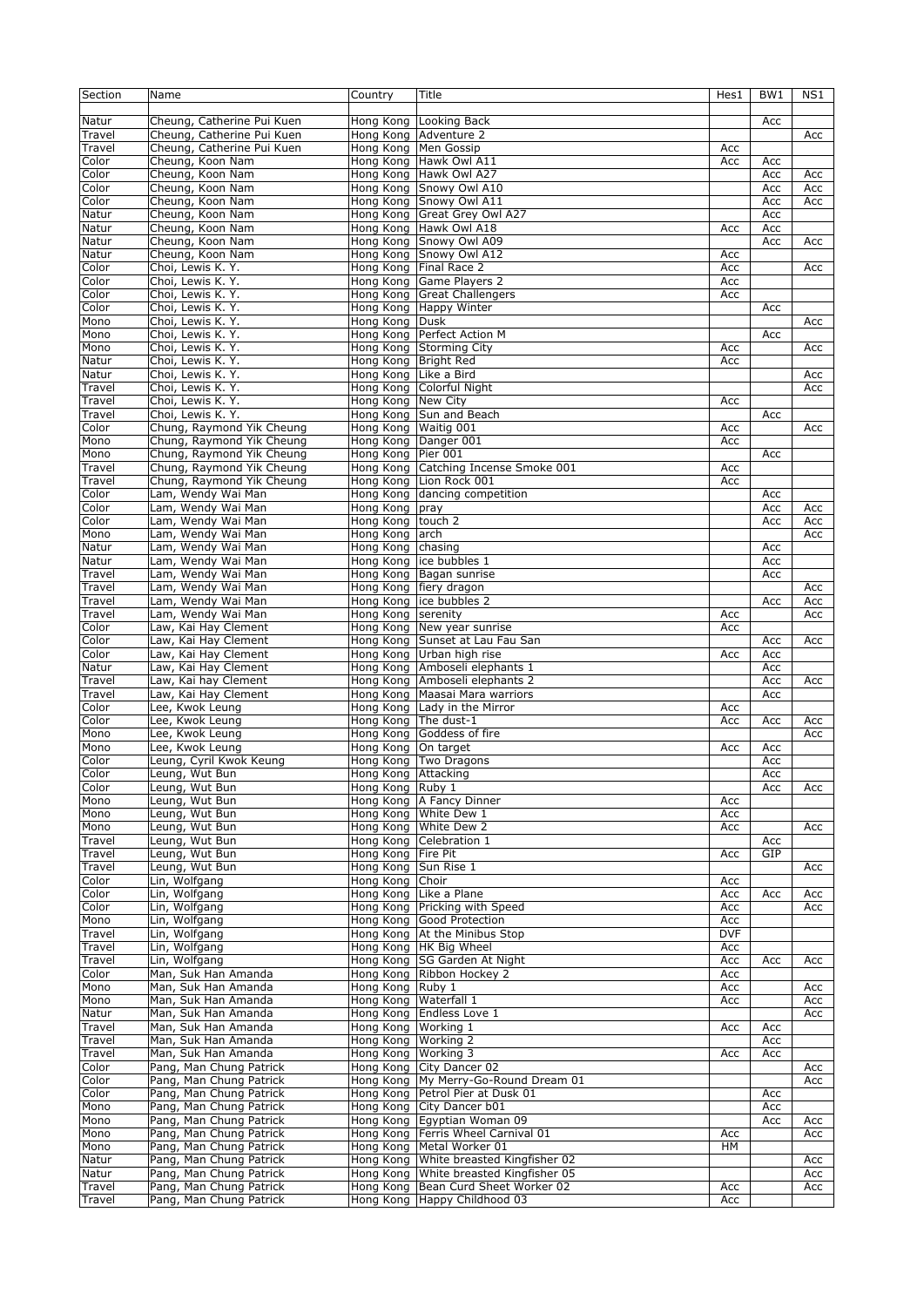| Section | Name | Country | Title | Hes1 | BW1 | NS1 |
|---|---|---|---|---|---|---|
| Natur | Cheung, Catherine Pui Kuen | Hong Kong | Looking Back | | Acc | |
| Travel | Cheung, Catherine Pui Kuen | Hong Kong | Adventure 2 | | | Acc |
| Travel | Cheung, Catherine Pui Kuen | Hong Kong | Men Gossip | Acc | | |
| Color | Cheung, Koon Nam | Hong Kong | Hawk Owl A11 | Acc | Acc | |
| Color | Cheung, Koon Nam | Hong Kong | Hawk Owl A27 | | Acc | Acc |
| Color | Cheung, Koon Nam | Hong Kong | Snowy Owl A10 | | Acc | Acc |
| Color | Cheung, Koon Nam | Hong Kong | Snowy Owl A11 | | Acc | Acc |
| Natur | Cheung, Koon Nam | Hong Kong | Great Grey Owl A27 | | Acc | |
| Natur | Cheung, Koon Nam | Hong Kong | Hawk Owl A18 | Acc | Acc | |
| Natur | Cheung, Koon Nam | Hong Kong | Snowy Owl A09 | | Acc | Acc |
| Natur | Cheung, Koon Nam | Hong Kong | Snowy Owl A12 | Acc | | |
| Color | Choi, Lewis K. Y. | Hong Kong | Final Race 2 | Acc | | Acc |
| Color | Choi, Lewis K. Y. | Hong Kong | Game Players 2 | Acc | | |
| Color | Choi, Lewis K. Y. | Hong Kong | Great Challengers | Acc | | |
| Color | Choi, Lewis K. Y. | Hong Kong | Happy Winter | | Acc | |
| Mono | Choi, Lewis K. Y. | Hong Kong | Dusk | | | Acc |
| Mono | Choi, Lewis K. Y. | Hong Kong | Perfect Action M | | Acc | |
| Mono | Choi, Lewis K. Y. | Hong Kong | Storming City | Acc | | Acc |
| Natur | Choi, Lewis K. Y. | Hong Kong | Bright Red | Acc | | |
| Natur | Choi, Lewis K. Y. | Hong Kong | Like a Bird | | | Acc |
| Travel | Choi, Lewis K. Y. | Hong Kong | Colorful Night | | | Acc |
| Travel | Choi, Lewis K. Y. | Hong Kong | New City | Acc | | |
| Travel | Choi, Lewis K. Y. | Hong Kong | Sun and Beach | | Acc | |
| Color | Chung, Raymond Yik Cheung | Hong Kong | Waitig 001 | Acc | | Acc |
| Mono | Chung, Raymond Yik Cheung | Hong Kong | Danger 001 | Acc | | |
| Mono | Chung, Raymond Yik Cheung | Hong Kong | Pier 001 | | Acc | |
| Travel | Chung, Raymond Yik Cheung | Hong Kong | Catching Incense Smoke 001 | Acc | | |
| Travel | Chung, Raymond Yik Cheung | Hong Kong | Lion Rock 001 | Acc | | |
| Color | Lam, Wendy Wai Man | Hong Kong | dancing competition | | Acc | |
| Color | Lam, Wendy Wai Man | Hong Kong | pray | | Acc | Acc |
| Color | Lam, Wendy Wai Man | Hong Kong | touch 2 | | Acc | Acc |
| Mono | Lam, Wendy Wai Man | Hong Kong | arch | | | Acc |
| Natur | Lam, Wendy Wai Man | Hong Kong | chasing | | Acc | |
| Natur | Lam, Wendy Wai Man | Hong Kong | ice bubbles 1 | | Acc | |
| Travel | Lam, Wendy Wai Man | Hong Kong | Bagan sunrise | | Acc | |
| Travel | Lam, Wendy Wai Man | Hong Kong | fiery dragon | | | Acc |
| Travel | Lam, Wendy Wai Man | Hong Kong | ice bubbles 2 | | Acc | Acc |
| Travel | Lam, Wendy Wai Man | Hong Kong | serenity | Acc | | Acc |
| Color | Law, Kai Hay Clement | Hong Kong | New year sunrise | Acc | | |
| Color | Law, Kai Hay Clement | Hong Kong | Sunset at Lau Fau San | | Acc | Acc |
| Color | Law, Kai Hay Clement | Hong Kong | Urban high rise | Acc | Acc | |
| Natur | Law, Kai Hay Clement | Hong Kong | Amboseli elephants 1 | | Acc | |
| Travel | Law, Kai hay Clement | Hong Kong | Amboseli elephants 2 | | Acc | Acc |
| Travel | Law, Kai Hay Clement | Hong Kong | Maasai Mara warriors | | Acc | |
| Color | Lee, Kwok Leung | Hong Kong | Lady in the Mirror | Acc | | |
| Color | Lee, Kwok Leung | Hong Kong | The dust-1 | Acc | Acc | Acc |
| Mono | Lee, Kwok Leung | Hong Kong | Goddess of fire | | | Acc |
| Mono | Lee, Kwok Leung | Hong Kong | On target | Acc | Acc | |
| Color | Leung, Cyril Kwok Keung | Hong Kong | Two Dragons | | Acc | |
| Color | Leung, Wut Bun | Hong Kong | Attacking | | Acc | |
| Color | Leung, Wut Bun | Hong Kong | Ruby 1 | | Acc | Acc |
| Mono | Leung, Wut Bun | Hong Kong | A Fancy Dinner | Acc | | |
| Mono | Leung, Wut Bun | Hong Kong | White Dew 1 | Acc | | |
| Mono | Leung, Wut Bun | Hong Kong | White Dew 2 | Acc | | Acc |
| Travel | Leung, Wut Bun | Hong Kong | Celebration 1 | | Acc | |
| Travel | Leung, Wut Bun | Hong Kong | Fire Pit | Acc | GIP | |
| Travel | Leung, Wut Bun | Hong Kong | Sun Rise 1 | | | Acc |
| Color | Lin, Wolfgang | Hong Kong | Choir | Acc | | |
| Color | Lin, Wolfgang | Hong Kong | Like a Plane | Acc | Acc | Acc |
| Color | Lin, Wolfgang | Hong Kong | Pricking with Speed | Acc | | Acc |
| Mono | Lin, Wolfgang | Hong Kong | Good Protection | Acc | | |
| Travel | Lin, Wolfgang | Hong Kong | At the Minibus Stop | DVF | | |
| Travel | Lin, Wolfgang | Hong Kong | HK Big Wheel | Acc | | |
| Travel | Lin, Wolfgang | Hong Kong | SG Garden At Night | Acc | Acc | Acc |
| Color | Man, Suk Han Amanda | Hong Kong | Ribbon Hockey 2 | Acc | | |
| Mono | Man, Suk Han Amanda | Hong Kong | Ruby 1 | Acc | | Acc |
| Mono | Man, Suk Han Amanda | Hong Kong | Waterfall 1 | Acc | | Acc |
| Natur | Man, Suk Han Amanda | Hong Kong | Endless Love 1 | | | Acc |
| Travel | Man, Suk Han Amanda | Hong Kong | Working 1 | Acc | Acc | |
| Travel | Man, Suk Han Amanda | Hong Kong | Working 2 | | Acc | |
| Travel | Man, Suk Han Amanda | Hong Kong | Working 3 | Acc | Acc | |
| Color | Pang, Man Chung Patrick | Hong Kong | City Dancer 02 | | | Acc |
| Color | Pang, Man Chung Patrick | Hong Kong | My Merry-Go-Round Dream 01 | | | Acc |
| Color | Pang, Man Chung Patrick | Hong Kong | Petrol Pier at Dusk 01 | | Acc | |
| Mono | Pang, Man Chung Patrick | Hong Kong | City Dancer b01 | | Acc | |
| Mono | Pang, Man Chung Patrick | Hong Kong | Egyptian Woman 09 | | Acc | Acc |
| Mono | Pang, Man Chung Patrick | Hong Kong | Ferris Wheel Carnival 01 | Acc | | Acc |
| Mono | Pang, Man Chung Patrick | Hong Kong | Metal Worker 01 | HM | | |
| Natur | Pang, Man Chung Patrick | Hong Kong | White breasted Kingfisher 02 | | | Acc |
| Natur | Pang, Man Chung Patrick | Hong Kong | White breasted Kingfisher 05 | | | Acc |
| Travel | Pang, Man Chung Patrick | Hong Kong | Bean Curd Sheet Worker 02 | Acc | | Acc |
| Travel | Pang, Man Chung Patrick | Hong Kong | Happy Childhood 03 | Acc | | |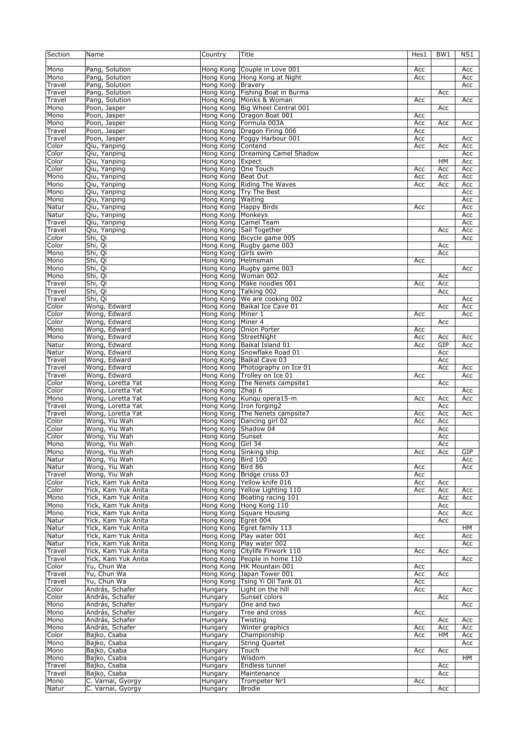| Section | Name | Country | Title | Hes1 | BW1 | NS1 |
|---|---|---|---|---|---|---|
| Mono | Pang, Solution | Hong Kong | Couple in Love 001 | Acc | | Acc |
| Mono | Pang, Solution | Hong Kong | Hong Kong at Night | Acc | | Acc |
| Travel | Pang, Solution | Hong Kong | Bravery | | | Acc |
| Travel | Pang, Solution | Hong Kong | Fishing Boat in Burma | | Acc | |
| Travel | Pang, Solution | Hong Kong | Monks & Woman | Acc | | Acc |
| Mono | Poon, Jasper | Hong Kong | Big Wheel Central 001 | | Acc | |
| Mono | Poon, Jasper | Hong Kong | Dragon Boat 001 | Acc | | |
| Mono | Poon, Jasper | Hong Kong | Formula 003A | Acc | Acc | Acc |
| Travel | Poon, Jasper | Hong Kong | Dragon Firing 006 | Acc | | |
| Travel | Poon, Jasper | Hong Kong | Foggy Harbour 001 | Acc | | Acc |
| Color | Qiu, Yanping | Hong Kong | Contend | Acc | Acc | Acc |
| Color | Qiu, Yanping | Hong Kong | Dreaming Camel Shadow | | | Acc |
| Color | Qiu, Yanping | Hong Kong | Expect | | HM | Acc |
| Color | Qiu, Yanping | Hong Kong | One Touch | Acc | Acc | Acc |
| Mono | Qiu, Yanping | Hong Kong | Beat Out | Acc | Acc | Acc |
| Mono | Qiu, Yanping | Hong Kong | Riding The Waves | Acc | Acc | Acc |
| Mono | Qiu, Yanping | Hong Kong | Try The Best | | | Acc |
| Mono | Qiu, Yanping | Hong Kong | Waiting | | | Acc |
| Natur | Qiu, Yanping | Hong Kong | Happy Birds | Acc | | Acc |
| Natur | Qiu, Yanping | Hong Kong | Monkeys | | | Acc |
| Travel | Qiu, Yanping | Hong Kong | Camel Team | | | Acc |
| Travel | Qiu, Yanping | Hong Kong | Sail Together | | Acc | Acc |
| Color | Shi, Qi | Hong Kong | Bicycle game 005 | | | Acc |
| Color | Shi, Qi | Hong Kong | Rugby game 003 | | Acc | |
| Mono | Shi, Qi | Hong Kong | Girls swim | | Acc | |
| Mono | Shi, Qi | Hong Kong | Helmsman | Acc | | |
| Mono | Shi, Qi | Hong Kong | Rugby game 003 | | | Acc |
| Mono | Shi, Qi | Hong Kong | Woman 002 | | Acc | |
| Travel | Shi, Qi | Hong Kong | Make noodles 001 | Acc | Acc | |
| Travel | Shi, Qi | Hong Kong | Talking 002 | | Acc | |
| Travel | Shi, Qi | Hong Kong | We are cooking 002 | | | Acc |
| Color | Wong, Edward | Hong Kong | Baikal Ice Cave 01 | | Acc | Acc |
| Color | Wong, Edward | Hong Kong | Miner 1 | Acc | | Acc |
| Color | Wong, Edward | Hong Kong | Miner 4 | | Acc | |
| Mono | Wong, Edward | Hong Kong | Onion Porter | Acc | | |
| Mono | Wong, Edward | Hong Kong | StreetNight | Acc | Acc | Acc |
| Natur | Wong, Edward | Hong Kong | Baikal Island 01 | Acc | GIP | Acc |
| Natur | Wong, Edward | Hong Kong | Snowflake Road 01 | | Acc | |
| Travel | Wong, Edward | Hong Kong | Baikal Cave 03 | | Acc | |
| Travel | Wong, Edward | Hong Kong | Photography on Ice 01 | | Acc | Acc |
| Travel | Wong, Edward | Hong Kong | Trolley on Ice 01 | Acc | | Acc |
| Color | Wong, Loretta Yat | Hong Kong | The Nenets campsite1 | | Acc | |
| Color | Wong, Loretta Yat | Hong Kong | Zhaji 6 | | | Acc |
| Mono | Wong, Loretta Yat | Hong Kong | Kungu opera15-m | Acc | Acc | Acc |
| Travel | Wong, Loretta Yat | Hong Kong | Iron forging2 | | Acc | |
| Travel | Wong, Loretta Yat | Hong Kong | The Nenets campsite7 | Acc | Acc | Acc |
| Color | Wong, Yiu Wah | Hong Kong | Dancing girl 02 | Acc | Acc | |
| Color | Wong, Yiu Wah | Hong Kong | Shadow 04 | | Acc | |
| Color | Wong, Yiu Wah | Hong Kong | Sunset | | Acc | |
| Mono | Wong, Yiu Wah | Hong Kong | Girl 34 | | Acc | |
| Mono | Wong, Yiu Wah | Hong Kong | Sinking ship | Acc | Acc | GIP |
| Natur | Wong, Yiu Wah | Hong Kong | Bird 100 | | | Acc |
| Natur | Wong, Yiu Wah | Hong Kong | Bird 86 | Acc | | Acc |
| Travel | Wong, Yiu Wah | Hong Kong | Bridge cross 03 | Acc | | |
| Color | Yick, Kam Yuk Anita | Hong Kong | Yellow knife 016 | Acc | Acc | |
| Color | Yick, Kam Yuk Anita | Hong Kong | Yellow Lighting 110 | Acc | Acc | Acc |
| Mono | Yick, Kam Yuk Anita | Hong Kong | Boating racing 101 | | Acc | Acc |
| Mono | Yick, Kam Yuk Anita | Hong Kong | Hong Kong 110 | | Acc | |
| Mono | Yick, Kam Yuk Anita | Hong Kong | Square Housing | | Acc | Acc |
| Natur | Yick, Kam Yuk Anita | Hong Kong | Egret 004 | | Acc | |
| Natur | Yick, Kam Yuk Anita | Hong Kong | Egret family 113 | | | HM |
| Natur | Yick, Kam Yuk Anita | Hong Kong | Play water 001 | Acc | | Acc |
| Natur | Yick, Kam Yuk Anita | Hong Kong | Play water 002 | | | Acc |
| Travel | Yick, Kam Yuk Anita | Hong Kong | Citylife Firwork 110 | Acc | Acc | |
| Travel | Yick, Kam Yuk Anita | Hong Kong | People in home 110 | | | Acc |
| Color | Yu, Chun Wa | Hong Kong | HK Mountain 001 | Acc | | |
| Travel | Yu, Chun Wa | Hong Kong | Japan Tower 001 | Acc | Acc | |
| Travel | Yu, Chun Wa | Hong Kong | Tsing Yi Oil Tank 01 | Acc | | |
| Color | András, Schafer | Hungary | Light on the hill | Acc | | Acc |
| Color | András, Schafer | Hungary | Sunset colors | | Acc | |
| Mono | András, Schafer | Hungary | One and two | | | Acc |
| Mono | András, Schafer | Hungary | Tree and cross | Acc | | |
| Mono | András, Schafer | Hungary | Twisting | | Acc | Acc |
| Mono | András, Schafer | Hungary | Winter graphics | Acc | Acc | Acc |
| Color | Bajko, Csaba | Hungary | Championship | Acc | HM | Acc |
| Mono | Bajko, Csaba | Hungary | String Quartet | | | Acc |
| Mono | Bajko, Csaba | Hungary | Touch | Acc | Acc | |
| Mono | Bajko, Csaba | Hungary | Wisdom | | | HM |
| Travel | Bajko, Csaba | Hungary | Endless tunnel | | Acc | |
| Travel | Bajko, Csaba | Hungary | Maintenance | | Acc | |
| Mono | C. Varnai, Gyorgy | Hungary | Trompeter Nr1 | Acc | | |
| Natur | C. Varnai, Gyorgy | Hungary | Brodie | | Acc | |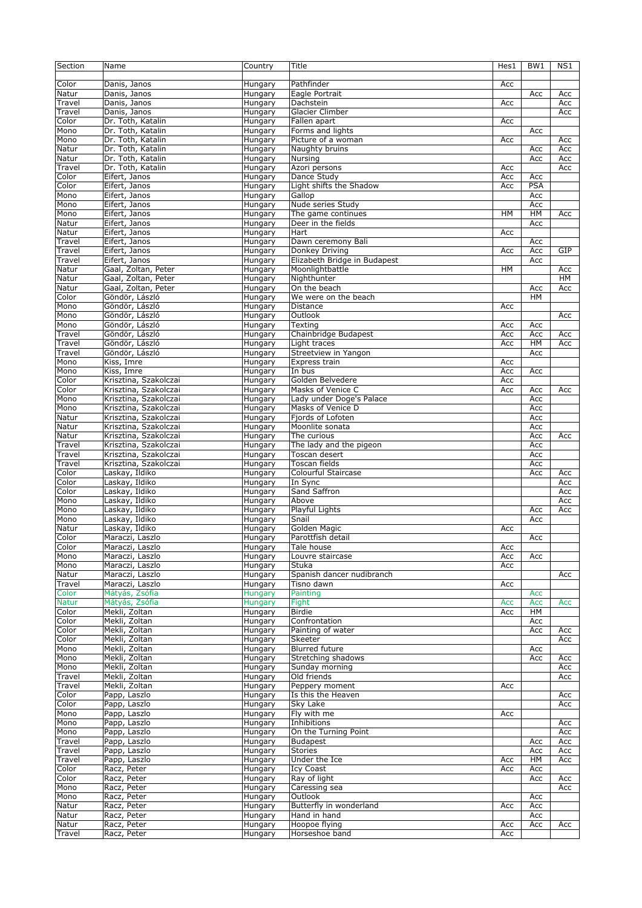| Section | Name | Country | Title | Hes1 | BW1 | NS1 |
|---|---|---|---|---|---|---|
| Color | Danis, Janos | Hungary | Pathfinder | Acc | | |
| Natur | Danis, Janos | Hungary | Eagle Portrait | | Acc | Acc |
| Travel | Danis, Janos | Hungary | Dachstein | Acc | | Acc |
| Travel | Danis, Janos | Hungary | Glacier Climber | | | Acc |
| Color | Dr. Toth, Katalin | Hungary | Fallen apart | Acc | | |
| Mono | Dr. Toth, Katalin | Hungary | Forms and lights | | Acc | |
| Mono | Dr. Toth, Katalin | Hungary | Picture of a woman | Acc | | Acc |
| Natur | Dr. Toth, Katalin | Hungary | Naughty bruins | | Acc | Acc |
| Natur | Dr. Toth, Katalin | Hungary | Nursing | | Acc | Acc |
| Travel | Dr. Toth, Katalin | Hungary | Azori persons | Acc | | Acc |
| Color | Eifert, Janos | Hungary | Dance Study | Acc | Acc | |
| Color | Eifert, Janos | Hungary | Light shifts the Shadow | Acc | PSA | |
| Mono | Eifert, Janos | Hungary | Gallop | | Acc | |
| Mono | Eifert, Janos | Hungary | Nude series Study | | Acc | |
| Mono | Eifert, Janos | Hungary | The game continues | HM | HM | Acc |
| Natur | Eifert, Janos | Hungary | Deer in the fields | | Acc | |
| Natur | Eifert, Janos | Hungary | Hart | Acc | | |
| Travel | Eifert, Janos | Hungary | Dawn ceremony Bali | | Acc | |
| Travel | Eifert, Janos | Hungary | Donkey Driving | Acc | Acc | GIP |
| Travel | Eifert, Janos | Hungary | Elizabeth Bridge in Budapest | | Acc | |
| Natur | Gaal, Zoltan, Peter | Hungary | Moonlightbattle | HM | | Acc |
| Natur | Gaal, Zoltan, Peter | Hungary | Nighthunter | | | HM |
| Natur | Gaal, Zoltan, Peter | Hungary | On the beach | | Acc | Acc |
| Color | Göndör, László | Hungary | We were on the beach | | HM | |
| Mono | Göndör, László | Hungary | Distance | Acc | | |
| Mono | Göndör, László | Hungary | Outlook | | | Acc |
| Mono | Göndör, László | Hungary | Texting | Acc | Acc | |
| Travel | Göndör, László | Hungary | Chainbridge Budapest | Acc | Acc | Acc |
| Travel | Göndör, László | Hungary | Light traces | Acc | HM | Acc |
| Travel | Göndör, László | Hungary | Streetview in Yangon | | Acc | |
| Mono | Kiss, Imre | Hungary | Express train | Acc | | |
| Mono | Kiss, Imre | Hungary | In bus | Acc | Acc | |
| Color | Krisztina, Szakolczai | Hungary | Golden Belvedere | Acc | | |
| Color | Krisztina, Szakolczai | Hungary | Masks of Venice C | Acc | Acc | Acc |
| Mono | Krisztina, Szakolczai | Hungary | Lady under Doge's Palace | | Acc | |
| Mono | Krisztina, Szakolczai | Hungary | Masks of Venice D | | Acc | |
| Natur | Krisztina, Szakolczai | Hungary | Fjords of Lofoten | | Acc | |
| Natur | Krisztina, Szakolczai | Hungary | Moonlite sonata | | Acc | |
| Natur | Krisztina, Szakolczai | Hungary | The curious | | Acc | Acc |
| Travel | Krisztina, Szakolczai | Hungary | The lady and the pigeon | | Acc | |
| Travel | Krisztina, Szakolczai | Hungary | Toscan desert | | Acc | |
| Travel | Krisztina, Szakolczai | Hungary | Toscan fields | | Acc | |
| Color | Laskay, Ildiko | Hungary | Colourful Staircase | | Acc | Acc |
| Color | Laskay, Ildiko | Hungary | In Sync | | | Acc |
| Color | Laskay, Ildiko | Hungary | Sand Saffron | | | Acc |
| Mono | Laskay, Ildiko | Hungary | Above | | | Acc |
| Mono | Laskay, Ildiko | Hungary | Playful Lights | | Acc | Acc |
| Mono | Laskay, Ildiko | Hungary | Snail | | Acc | |
| Natur | Laskay, Ildiko | Hungary | Golden Magic | Acc | | |
| Color | Maraczi, Laszlo | Hungary | Parottfish detail | | Acc | |
| Color | Maraczi, Laszlo | Hungary | Tale house | Acc | | |
| Mono | Maraczi, Laszlo | Hungary | Louvre staircase | Acc | Acc | |
| Mono | Maraczi, Laszlo | Hungary | Stuka | Acc | | |
| Natur | Maraczi, Laszlo | Hungary | Spanish dancer nudibranch | | | Acc |
| Travel | Maraczi, Laszlo | Hungary | Tisno dawn | Acc | | |
| Color | Mátyás, Zsófia | Hungary | Painting | | Acc | |
| Natur | Mátyás, Zsófia | Hungary | Fight | Acc | Acc | Acc |
| Color | Mekli, Zoltan | Hungary | Birdie | Acc | HM | |
| Color | Mekli, Zoltan | Hungary | Confrontation | | Acc | |
| Color | Mekli, Zoltan | Hungary | Painting of water | | Acc | Acc |
| Color | Mekli, Zoltan | Hungary | Skeeter | | | Acc |
| Mono | Mekli, Zoltan | Hungary | Blurred future | | Acc | |
| Mono | Mekli, Zoltan | Hungary | Stretching shadows | | Acc | Acc |
| Mono | Mekli, Zoltan | Hungary | Sunday morning | | | Acc |
| Travel | Mekli, Zoltan | Hungary | Old friends | | | Acc |
| Travel | Mekli, Zoltan | Hungary | Peppery moment | Acc | | |
| Color | Papp, Laszlo | Hungary | Is this the Heaven | | | Acc |
| Color | Papp, Laszlo | Hungary | Sky Lake | | | Acc |
| Mono | Papp, Laszlo | Hungary | Fly with me | Acc | | |
| Mono | Papp, Laszlo | Hungary | Inhibitions | | | Acc |
| Mono | Papp, Laszlo | Hungary | On the Turning Point | | | Acc |
| Travel | Papp, Laszlo | Hungary | Budapest | | Acc | Acc |
| Travel | Papp, Laszlo | Hungary | Stories | | Acc | Acc |
| Travel | Papp, Laszlo | Hungary | Under the Ice | Acc | HM | Acc |
| Color | Racz, Peter | Hungary | Icy Coast | Acc | Acc | |
| Color | Racz, Peter | Hungary | Ray of light | | Acc | Acc |
| Mono | Racz, Peter | Hungary | Caressing sea | | | Acc |
| Mono | Racz, Peter | Hungary | Outlook | | Acc | |
| Natur | Racz, Peter | Hungary | Butterfly in wonderland | Acc | Acc | |
| Natur | Racz, Peter | Hungary | Hand in hand | | Acc | |
| Natur | Racz, Peter | Hungary | Hoopoe flying | Acc | Acc | Acc |
| Travel | Racz, Peter | Hungary | Horseshoe band | Acc | | |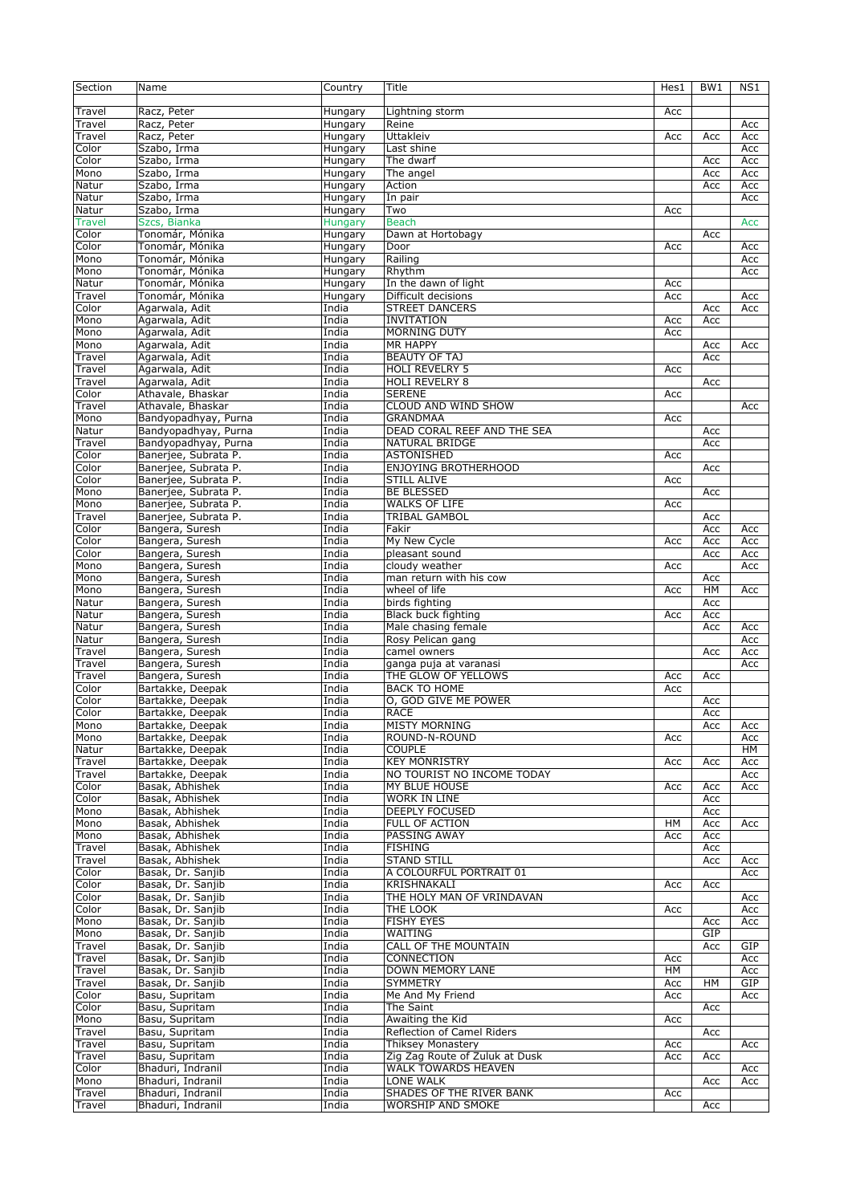| Section | Name | Country | Title | Hes1 | BW1 | NS1 |
|---|---|---|---|---|---|---|
| Travel | Racz, Peter | Hungary | Lightning storm | Acc | | |
| Travel | Racz, Peter | Hungary | Reine | | | Acc |
| Travel | Racz, Peter | Hungary | Uttakleiv | Acc | Acc | Acc |
| Color | Szabo, Irma | Hungary | Last shine | | | Acc |
| Color | Szabo, Irma | Hungary | The dwarf | | Acc | Acc |
| Mono | Szabo, Irma | Hungary | The angel | | Acc | Acc |
| Natur | Szabo, Irma | Hungary | Action | | Acc | Acc |
| Natur | Szabo, Irma | Hungary | In pair | | | Acc |
| Natur | Szabo, Irma | Hungary | Two | Acc | | |
| Travel | Szcs, Bianka | Hungary | Beach | | | Acc |
| Color | Tonomár, Mónika | Hungary | Dawn at Hortobagy | | Acc | |
| Color | Tonomár, Mónika | Hungary | Door | Acc | | Acc |
| Mono | Tonomár, Mónika | Hungary | Railing | | | Acc |
| Mono | Tonomár, Mónika | Hungary | Rhythm | | | Acc |
| Natur | Tonomár, Mónika | Hungary | In the dawn of light | Acc | | |
| Travel | Tonomár, Mónika | Hungary | Difficult decisions | Acc | | Acc |
| Color | Agarwala, Adit | India | STREET DANCERS | | Acc | Acc |
| Mono | Agarwala, Adit | India | INVITATION | Acc | Acc | |
| Mono | Agarwala, Adit | India | MORNING DUTY | Acc | | |
| Mono | Agarwala, Adit | India | MR HAPPY | | Acc | Acc |
| Travel | Agarwala, Adit | India | BEAUTY OF TAJ | | Acc | |
| Travel | Agarwala, Adit | India | HOLI REVELRY 5 | Acc | | |
| Travel | Agarwala, Adit | India | HOLI REVELRY 8 | | Acc | |
| Color | Athavale, Bhaskar | India | SERENE | Acc | | |
| Travel | Athavale, Bhaskar | India | CLOUD AND WIND SHOW | | | Acc |
| Mono | Bandyopadhyay, Purna | India | GRANDMAA | Acc | | |
| Natur | Bandyopadhyay, Purna | India | DEAD CORAL REEF AND THE SEA | | Acc | |
| Travel | Bandyopadhyay, Purna | India | NATURAL BRIDGE | | Acc | |
| Color | Banerjee, Subrata P. | India | ASTONISHED | Acc | | |
| Color | Banerjee, Subrata P. | India | ENJOYING BROTHERHOOD | | Acc | |
| Color | Banerjee, Subrata P. | India | STILL ALIVE | Acc | | |
| Mono | Banerjee, Subrata P. | India | BE BLESSED | | Acc | |
| Mono | Banerjee, Subrata P. | India | WALKS OF LIFE | Acc | | |
| Travel | Banerjee, Subrata P. | India | TRIBAL GAMBOL | | Acc | |
| Color | Bangera, Suresh | India | Fakir | | Acc | Acc |
| Color | Bangera, Suresh | India | My New Cycle | Acc | Acc | Acc |
| Color | Bangera, Suresh | India | pleasant sound | | Acc | Acc |
| Mono | Bangera, Suresh | India | cloudy weather | Acc | | Acc |
| Mono | Bangera, Suresh | India | man return with his cow | | Acc | |
| Mono | Bangera, Suresh | India | wheel of life | Acc | HM | Acc |
| Natur | Bangera, Suresh | India | birds fighting | | Acc | |
| Natur | Bangera, Suresh | India | Black buck fighting | Acc | Acc | |
| Natur | Bangera, Suresh | India | Male chasing female | | Acc | Acc |
| Natur | Bangera, Suresh | India | Rosy Pelican gang | | | Acc |
| Travel | Bangera, Suresh | India | camel owners | | Acc | Acc |
| Travel | Bangera, Suresh | India | ganga puja at varanasi | | | Acc |
| Travel | Bangera, Suresh | India | THE GLOW OF YELLOWS | Acc | Acc | |
| Color | Bartakke, Deepak | India | BACK TO HOME | Acc | | |
| Color | Bartakke, Deepak | India | O, GOD GIVE ME POWER | | Acc | |
| Color | Bartakke, Deepak | India | RACE | | Acc | |
| Mono | Bartakke, Deepak | India | MISTY MORNING | | Acc | Acc |
| Mono | Bartakke, Deepak | India | ROUND-N-ROUND | Acc | | Acc |
| Natur | Bartakke, Deepak | India | COUPLE | | | HM |
| Travel | Bartakke, Deepak | India | KEY MONRISTRY | Acc | Acc | Acc |
| Travel | Bartakke, Deepak | India | NO TOURIST NO INCOME TODAY | | | Acc |
| Color | Basak, Abhishek | India | MY BLUE HOUSE | Acc | Acc | Acc |
| Color | Basak, Abhishek | India | WORK IN LINE | | Acc | |
| Mono | Basak, Abhishek | India | DEEPLY FOCUSED | | Acc | |
| Mono | Basak, Abhishek | India | FULL OF ACTION | HM | Acc | Acc |
| Mono | Basak, Abhishek | India | PASSING AWAY | Acc | Acc | |
| Travel | Basak, Abhishek | India | FISHING | | Acc | |
| Travel | Basak, Abhishek | India | STAND STILL | | Acc | Acc |
| Color | Basak, Dr. Sanjib | India | A COLOURFUL PORTRAIT 01 | | | Acc |
| Color | Basak, Dr. Sanjib | India | KRISHNAKALI | Acc | Acc | |
| Color | Basak, Dr. Sanjib | India | THE HOLY MAN OF VRINDAVAN | | | Acc |
| Color | Basak, Dr. Sanjib | India | THE LOOK | Acc | | Acc |
| Mono | Basak, Dr. Sanjib | India | FISHY EYES | | Acc | Acc |
| Mono | Basak, Dr. Sanjib | India | WAITING | | GIP | |
| Travel | Basak, Dr. Sanjib | India | CALL OF THE MOUNTAIN | | Acc | GIP |
| Travel | Basak, Dr. Sanjib | India | CONNECTION | Acc | | Acc |
| Travel | Basak, Dr. Sanjib | India | DOWN MEMORY LANE | HM | | Acc |
| Travel | Basak, Dr. Sanjib | India | SYMMETRY | Acc | HM | GIP |
| Color | Basu, Supritam | India | Me And My Friend | Acc | | Acc |
| Color | Basu, Supritam | India | The Saint | | Acc | |
| Mono | Basu, Supritam | India | Awaiting the Kid | Acc | | |
| Travel | Basu, Supritam | India | Reflection of Camel Riders | | Acc | |
| Travel | Basu, Supritam | India | Thiksey Monastery | Acc | | Acc |
| Travel | Basu, Supritam | India | Zig Zag Route of Zuluk at Dusk | Acc | Acc | |
| Color | Bhaduri, Indranil | India | WALK TOWARDS HEAVEN | | | Acc |
| Mono | Bhaduri, Indranil | India | LONE WALK | | Acc | Acc |
| Travel | Bhaduri, Indranil | India | SHADES OF THE RIVER BANK | Acc | | |
| Travel | Bhaduri, Indranil | India | WORSHIP AND SMOKE | | Acc | |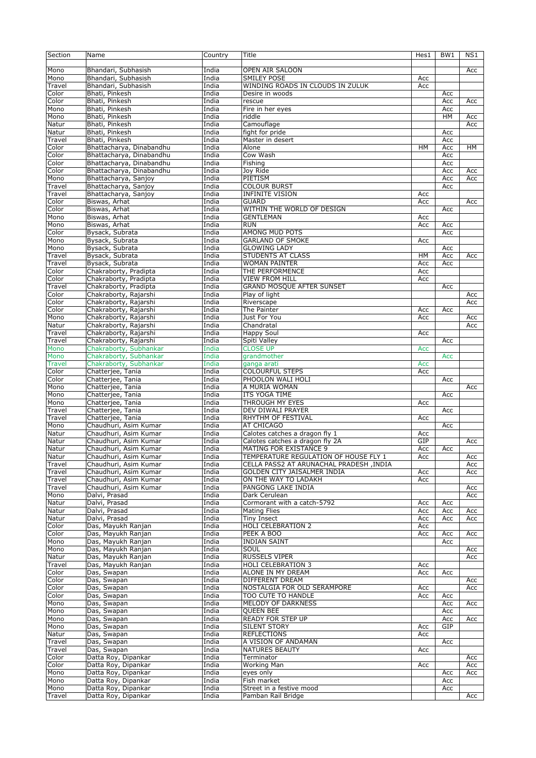| Section | Name | Country | Title | Hes1 | BW1 | NS1 |
|---|---|---|---|---|---|---|
| Mono | Bhandari, Subhasish | India | OPEN AIR SALOON | | | Acc |
| Mono | Bhandari, Subhasish | India | SMILEY POSE | Acc | | |
| Travel | Bhandari, Subhasish | India | WINDING ROADS IN CLOUDS IN ZULUK | Acc | | |
| Color | Bhati, Pinkesh | India | Desire in woods | | Acc | |
| Color | Bhati, Pinkesh | India | rescue | | Acc | Acc |
| Mono | Bhati, Pinkesh | India | Fire in her eyes | | Acc | |
| Mono | Bhati, Pinkesh | India | riddle | | HM | Acc |
| Natur | Bhati, Pinkesh | India | Camouflage | | | Acc |
| Natur | Bhati, Pinkesh | India | fight for pride | | Acc | |
| Travel | Bhati, Pinkesh | India | Master in desert | | Acc | |
| Color | Bhattacharya, Dinabandhu | India | Alone | HM | Acc | HM |
| Color | Bhattacharya, Dinabandhu | India | Cow Wash | | Acc | |
| Color | Bhattacharya, Dinabandhu | India | Fishing | | Acc | |
| Color | Bhattacharya, Dinabandhu | India | Joy Ride | | Acc | Acc |
| Mono | Bhattacharya, Sanjoy | India | PIETISM | | Acc | Acc |
| Travel | Bhattacharya, Sanjoy | India | COLOUR BURST | | Acc | |
| Travel | Bhattacharya, Sanjoy | India | INFINITE VISION | Acc | | |
| Color | Biswas, Arhat | India | GUARD | Acc | | Acc |
| Color | Biswas, Arhat | India | WITHIN THE WORLD OF DESIGN | | Acc | |
| Mono | Biswas, Arhat | India | GENTLEMAN | Acc | | |
| Mono | Biswas, Arhat | India | RUN | Acc | Acc | |
| Color | Bysack, Subrata | India | AMONG MUD POTS | | Acc | |
| Mono | Bysack, Subrata | India | GARLAND OF SMOKE | Acc | | |
| Mono | Bysack, Subrata | India | GLOWING LADY | | Acc | |
| Travel | Bysack, Subrata | India | STUDENTS AT CLASS | HM | Acc | Acc |
| Travel | Bysack, Subrata | India | WOMAN PAINTER | Acc | Acc | |
| Color | Chakraborty, Pradipta | India | THE PERFORMENCE | Acc | | |
| Color | Chakraborty, Pradipta | India | VIEW FROM HILL | Acc | | |
| Travel | Chakraborty, Pradipta | India | GRAND MOSQUE AFTER SUNSET | | Acc | |
| Color | Chakraborty, Rajarshi | India | Play of light | | | Acc |
| Color | Chakraborty, Rajarshi | India | Riverscape | | | Acc |
| Color | Chakraborty, Rajarshi | India | The Painter | Acc | Acc | |
| Mono | Chakraborty, Rajarshi | India | Just For You | Acc | | Acc |
| Natur | Chakraborty, Rajarshi | India | Chandratal | | | Acc |
| Travel | Chakraborty, Rajarshi | India | Happy Soul | Acc | | |
| Travel | Chakraborty, Rajarshi | India | Spiti Valley | | Acc | |
| Mono | Chakraborty, Subhankar | India | CLOSE UP | Acc | | |
| Mono | Chakraborty, Subhankar | India | grandmother | | Acc | |
| Travel | Chakraborty, Subhankar | India | ganga arati | Acc | | |
| Color | Chatterjee, Tania | India | COLOURFUL STEPS | Acc | | |
| Color | Chatterjee, Tania | India | PHOOLON WALI HOLI | | Acc | |
| Mono | Chatterjee, Tania | India | A MURIA WOMAN | | | Acc |
| Mono | Chatterjee, Tania | India | ITS YOGA TIME | | Acc | |
| Mono | Chatterjee, Tania | India | THROUGH MY EYES | Acc | | |
| Travel | Chatterjee, Tania | India | DEV DIWALI PRAYER | | Acc | |
| Travel | Chatterjee, Tania | India | RHYTHM OF FESTIVAL | Acc | | |
| Mono | Chaudhuri, Asim Kumar | India | AT CHICAGO | | Acc | |
| Natur | Chaudhuri, Asim Kumar | India | Calotes catches a dragon fly 1 | Acc | | |
| Natur | Chaudhuri, Asim Kumar | India | Calotes catches a dragon fly 2A | GIP | | Acc |
| Natur | Chaudhuri, Asim Kumar | India | MATING FOR EXISTANCE 9 | Acc | Acc | |
| Natur | Chaudhuri, Asim Kumar | India | TEMPERATURE REGULATION OF HOUSE FLY 1 | Acc | | Acc |
| Travel | Chaudhuri, Asim Kumar | India | CELLA PASS2 AT ARUNACHAL PRADESH ,INDIA | | | Acc |
| Travel | Chaudhuri, Asim Kumar | India | GOLDEN CITY JAISALMER INDIA | Acc | | Acc |
| Travel | Chaudhuri, Asim Kumar | India | ON THE WAY TO LADAKH | Acc | | |
| Travel | Chaudhuri, Asim Kumar | India | PANGONG LAKE INDIA | | | Acc |
| Mono | Dalvi, Prasad | India | Dark Cerulean | | | Acc |
| Natur | Dalvi, Prasad | India | Cormorant with a catch-5792 | Acc | Acc | |
| Natur | Dalvi, Prasad | India | Mating Flies | Acc | Acc | Acc |
| Natur | Dalvi, Prasad | India | Tiny Insect | Acc | Acc | Acc |
| Color | Das, Mayukh Ranjan | India | HOLI CELEBRATION 2 | Acc | | |
| Color | Das, Mayukh Ranjan | India | PEEK A BOO | Acc | Acc | Acc |
| Mono | Das, Mayukh Ranjan | India | INDIAN SAINT | | Acc | |
| Mono | Das, Mayukh Ranjan | India | SOUL | | | Acc |
| Natur | Das, Mayukh Ranjan | India | RUSSELS VIPER | | | Acc |
| Travel | Das, Mayukh Ranjan | India | HOLI CELEBRATION 3 | Acc | | |
| Color | Das, Swapan | India | ALONE IN MY DREAM | Acc | Acc | |
| Color | Das, Swapan | India | DIFFERENT DREAM | | | Acc |
| Color | Das, Swapan | India | NOSTALGIA FOR OLD SERAMPORE | Acc | | Acc |
| Color | Das, Swapan | India | TOO CUTE TO HANDLE | Acc | Acc | |
| Mono | Das, Swapan | India | MELODY OF DARKNESS | | Acc | Acc |
| Mono | Das, Swapan | India | QUEEN BEE | | Acc | |
| Mono | Das, Swapan | India | READY FOR STEP UP | | Acc | Acc |
| Mono | Das, Swapan | India | SILENT STORY | Acc | GIP | |
| Natur | Das, Swapan | India | REFLECTIONS | Acc | | |
| Travel | Das, Swapan | India | A VISION OF ANDAMAN | | Acc | |
| Travel | Das, Swapan | India | NATURES BEAUTY | Acc | | |
| Color | Datta Roy, Dipankar | India | Terminator | | | Acc |
| Color | Datta Roy, Dipankar | India | Working Man | Acc | | Acc |
| Mono | Datta Roy, Dipankar | India | eyes only | | Acc | Acc |
| Mono | Datta Roy, Dipankar | India | Fish market | | Acc | |
| Mono | Datta Roy, Dipankar | India | Street in a festive mood | | Acc | |
| Travel | Datta Roy, Dipankar | India | Pamban Rail Bridge | | | Acc |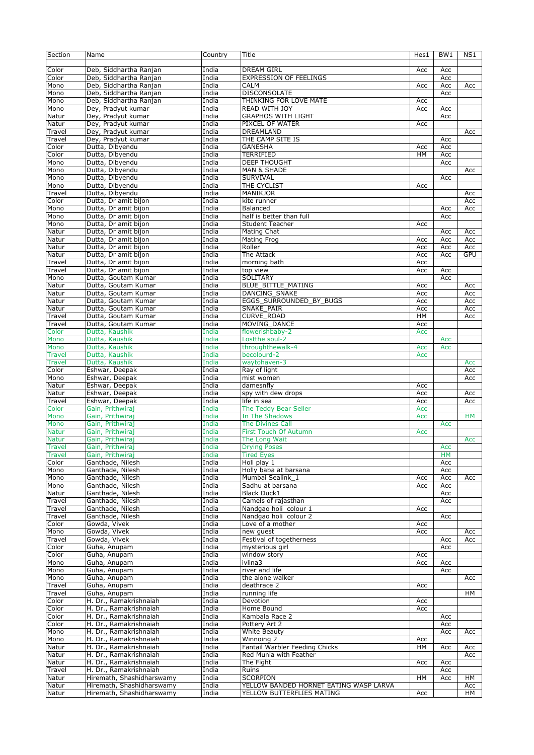| Section | Name | Country | Title | Hes1 | BW1 | NS1 |
|---|---|---|---|---|---|---|
| Color | Deb, Siddhartha Ranjan | India | DREAM GIRL | Acc | Acc | |
| Color | Deb, Siddhartha Ranjan | India | EXPRESSION OF FEELINGS | | Acc | |
| Mono | Deb, Siddhartha Ranjan | India | CALM | Acc | Acc | Acc |
| Mono | Deb, Siddhartha Ranjan | India | DISCONSOLATE | | Acc | |
| Mono | Deb, Siddhartha Ranjan | India | THINKING FOR LOVE MATE | Acc | | |
| Mono | Dey, Pradyut kumar | India | READ WITH JOY | Acc | Acc | |
| Natur | Dey, Pradyut kumar | India | GRAPHOS WITH LIGHT | | Acc | |
| Natur | Dey, Pradyut kumar | India | PIXCEL OF WATER | Acc | | |
| Travel | Dey, Pradyut kumar | India | DREAMLAND | | | Acc |
| Travel | Dey, Pradyut kumar | India | THE CAMP SITE IS | | Acc | |
| Color | Dutta, Dibyendu | India | GANESHA | Acc | Acc | |
| Color | Dutta, Dibyendu | India | TERRIFIED | HM | Acc | |
| Mono | Dutta, Dibyendu | India | DEEP THOUGHT | | Acc | |
| Mono | Dutta, Dibyendu | India | MAN & SHADE | | | Acc |
| Mono | Dutta, Dibyendu | India | SURVIVAL | | Acc | |
| Mono | Dutta, Dibyendu | India | THE CYCLIST | Acc | | |
| Travel | Dutta, Dibyendu | India | MANIKJOR | | | Acc |
| Color | Dutta, Dr amit bijon | India | kite runner | | | Acc |
| Mono | Dutta, Dr amit bijon | India | Balanced | | Acc | Acc |
| Mono | Dutta, Dr amit bijon | India | half is better than full | | Acc | |
| Mono | Dutta, Dr amit bijon | India | Student Teacher | Acc | | |
| Natur | Dutta, Dr amit bijon | India | Mating Chat | | Acc | Acc |
| Natur | Dutta, Dr amit bijon | India | Mating Frog | Acc | Acc | Acc |
| Natur | Dutta, Dr amit bijon | India | Roller | Acc | Acc | Acc |
| Natur | Dutta, Dr amit bijon | India | The Attack | Acc | Acc | GPU |
| Travel | Dutta, Dr amit bijon | India | morning bath | Acc | | |
| Travel | Dutta, Dr amit bijon | India | top view | Acc | Acc | |
| Mono | Dutta, Goutam Kumar | India | SOLITARY | | Acc | |
| Natur | Dutta, Goutam Kumar | India | BLUE_BITTLE_MATING | Acc | | Acc |
| Natur | Dutta, Goutam Kumar | India | DANCING_SNAKE | Acc | | Acc |
| Natur | Dutta, Goutam Kumar | India | EGGS_SURROUNDED_BY_BUGS | Acc | | Acc |
| Natur | Dutta, Goutam Kumar | India | SNAKE_PAIR | Acc | | Acc |
| Travel | Dutta, Goutam Kumar | India | CURVE_ROAD | HM | | Acc |
| Travel | Dutta, Goutam Kumar | India | MOVING_DANCE | Acc | | |
| Color | Dutta, Kaushik | India | flowerishbaby-2 | Acc | | |
| Mono | Dutta, Kaushik | India | Lostthe soul-2 | | Acc | |
| Mono | Dutta, Kaushik | India | throughthewalk-4 | Acc | Acc | |
| Travel | Dutta, Kaushik | India | becolourd-2 | Acc | | |
| Travel | Dutta, Kaushik | India | waytohaven-3 | | | Acc |
| Color | Eshwar, Deepak | India | Ray of light | | | Acc |
| Mono | Eshwar, Deepak | India | mist women | | | Acc |
| Natur | Eshwar, Deepak | India | damesnfly | Acc | | |
| Natur | Eshwar, Deepak | India | spy with dew drops | Acc | | Acc |
| Travel | Eshwar, Deepak | India | life in sea | Acc | | Acc |
| Color | Gain, Prithwiraj | India | The Teddy Bear Seller | Acc | | |
| Mono | Gain, Prithwiraj | India | In The Shadows | Acc | | HM |
| Mono | Gain, Prithwiraj | India | The Divines Call | | Acc | |
| Natur | Gain, Prithwiraj | India | First Touch Of Autumn | Acc | | |
| Natur | Gain, Prithwiraj | India | The Long Wait | | | Acc |
| Travel | Gain, Prithwiraj | India | Drying Poses | | Acc | |
| Travel | Gain, Prithwiraj | India | Tired Eyes | | HM | |
| Color | Ganthade, Nilesh | India | Holi play 1 | | Acc | |
| Mono | Ganthade, Nilesh | India | Holly baba at barsana | | Acc | |
| Mono | Ganthade, Nilesh | India | Mumbai Sealink_1 | Acc | Acc | Acc |
| Mono | Ganthade, Nilesh | India | Sadhu at barsana | Acc | Acc | |
| Natur | Ganthade, Nilesh | India | Black Duck1 | | Acc | |
| Travel | Ganthade, Nilesh | India | Camels of rajasthan | | Acc | |
| Travel | Ganthade, Nilesh | India | Nandgao holi colour 1 | Acc | | |
| Travel | Ganthade, Nilesh | India | Nandgao holi colour 2 | | Acc | |
| Color | Gowda, Vivek | India | Love of a mother | Acc | | |
| Mono | Gowda, Vivek | India | new guest | Acc | | Acc |
| Travel | Gowda, Vivek | India | Festival of togetherness | | Acc | Acc |
| Color | Guha, Anupam | India | mysterious girl | | Acc | |
| Color | Guha, Anupam | India | window story | Acc | | |
| Mono | Guha, Anupam | India | ivlina3 | Acc | Acc | |
| Mono | Guha, Anupam | India | river and life | | Acc | |
| Mono | Guha, Anupam | India | the alone walker | | | Acc |
| Travel | Guha, Anupam | India | deathrace 2 | Acc | | |
| Travel | Guha, Anupam | India | running life | | | HM |
| Color | H. Dr., Ramakrishnaiah | India | Devotion | Acc | | |
| Color | H. Dr., Ramakrishnaiah | India | Home Bound | Acc | | |
| Color | H. Dr., Ramakrishnaiah | India | Kambala Race 2 | | Acc | |
| Color | H. Dr., Ramakrishnaiah | India | Pottery Art 2 | | Acc | |
| Mono | H. Dr., Ramakrishnaiah | India | White Beauty | | Acc | Acc |
| Mono | H. Dr., Ramakrishnaiah | India | Winnoing 2 | Acc | | |
| Natur | H. Dr., Ramakrishnaiah | India | Fantail Warbler Feeding Chicks | HM | Acc | Acc |
| Natur | H. Dr., Ramakrishnaiah | India | Red Munia with Feather | | | Acc |
| Natur | H. Dr., Ramakrishnaiah | India | The Fight | Acc | Acc | |
| Travel | H. Dr., Ramakrishnaiah | India | Ruins | | Acc | |
| Natur | Hiremath, Shashidharswamy | India | SCORPION | HM | Acc | HM |
| Natur | Hiremath, Shashidharswamy | India | YELLOW BANDED HORNET EATING WASP LARVA | | | Acc |
| Natur | Hiremath, Shashidharswamy | India | YELLOW BUTTERFLIES MATING | Acc | | HM |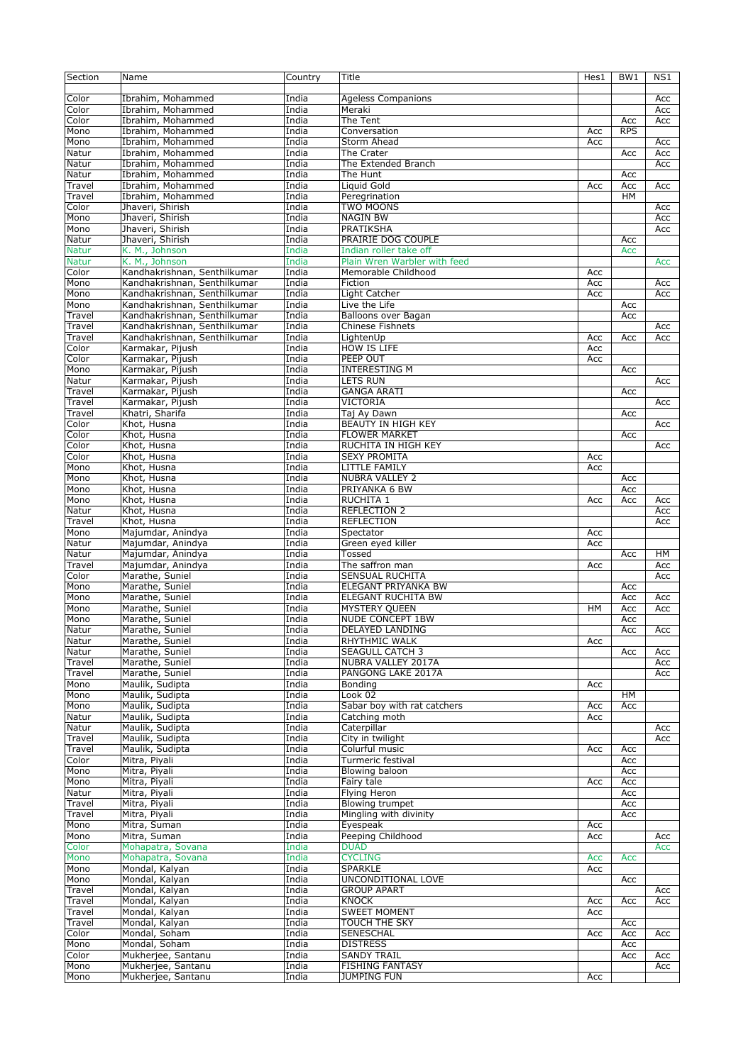| Section | Name | Country | Title | Hes1 | BW1 | NS1 |
|---|---|---|---|---|---|---|
| Color | Ibrahim, Mohammed | India | Ageless Companions | | | Acc |
| Color | Ibrahim, Mohammed | India | Meraki | | | Acc |
| Color | Ibrahim, Mohammed | India | The Tent | | Acc | Acc |
| Mono | Ibrahim, Mohammed | India | Conversation | Acc | RPS | |
| Mono | Ibrahim, Mohammed | India | Storm Ahead | Acc | | Acc |
| Natur | Ibrahim, Mohammed | India | The Crater | | Acc | Acc |
| Natur | Ibrahim, Mohammed | India | The Extended Branch | | | Acc |
| Natur | Ibrahim, Mohammed | India | The Hunt | | Acc | |
| Travel | Ibrahim, Mohammed | India | Liquid Gold | Acc | Acc | Acc |
| Travel | Ibrahim, Mohammed | India | Peregrination | | HM | |
| Color | Jhaveri, Shirish | India | TWO MOONS | | | Acc |
| Mono | Jhaveri, Shirish | India | NAGIN BW | | | Acc |
| Mono | Jhaveri, Shirish | India | PRATIKSHA | | | Acc |
| Natur | Jhaveri, Shirish | India | PRAIRIE DOG COUPLE | | Acc | |
| Natur | K. M., Johnson | India | Indian roller take off | | Acc | |
| Natur | K. M., Johnson | India | Plain Wren Warbler with feed | | | Acc |
| Color | Kandhakrishnan, Senthilkumar | India | Memorable Childhood | Acc | | |
| Mono | Kandhakrishnan, Senthilkumar | India | Fiction | Acc | | Acc |
| Mono | Kandhakrishnan, Senthilkumar | India | Light Catcher | Acc | | Acc |
| Mono | Kandhakrishnan, Senthilkumar | India | Live the Life | | Acc | |
| Travel | Kandhakrishnan, Senthilkumar | India | Balloons over Bagan | | Acc | |
| Travel | Kandhakrishnan, Senthilkumar | India | Chinese Fishnets | | | Acc |
| Travel | Kandhakrishnan, Senthilkumar | India | LightenUp | Acc | Acc | Acc |
| Color | Karmakar, Pijush | India | HOW IS LIFE | Acc | | |
| Color | Karmakar, Pijush | India | PEEP OUT | Acc | | |
| Mono | Karmakar, Pijush | India | INTERESTING M | | Acc | |
| Natur | Karmakar, Pijush | India | LETS RUN | | | Acc |
| Travel | Karmakar, Pijush | India | GANGA ARATI | | Acc | |
| Travel | Karmakar, Pijush | India | VICTORIA | | | Acc |
| Travel | Khatri, Sharifa | India | Taj Ay Dawn | | Acc | |
| Color | Khot, Husna | India | BEAUTY IN HIGH KEY | | | Acc |
| Color | Khot, Husna | India | FLOWER MARKET | | Acc | |
| Color | Khot, Husna | India | RUCHITA IN HIGH KEY | | | Acc |
| Color | Khot, Husna | India | SEXY PROMITA | Acc | | |
| Mono | Khot, Husna | India | LITTLE FAMILY | Acc | | |
| Mono | Khot, Husna | India | NUBRA VALLEY 2 | | Acc | |
| Mono | Khot, Husna | India | PRIYANKA 6 BW | | Acc | |
| Mono | Khot, Husna | India | RUCHITA 1 | Acc | Acc | Acc |
| Natur | Khot, Husna | India | REFLECTION 2 | | | Acc |
| Travel | Khot, Husna | India | REFLECTION | | | Acc |
| Mono | Majumdar, Anindya | India | Spectator | Acc | | |
| Natur | Majumdar, Anindya | India | Green eyed killer | Acc | | |
| Natur | Majumdar, Anindya | India | Tossed | | Acc | HM |
| Travel | Majumdar, Anindya | India | The saffron man | Acc | | Acc |
| Color | Marathe, Suniel | India | SENSUAL RUCHITA | | | Acc |
| Mono | Marathe, Suniel | India | ELEGANT PRIYANKA BW | | Acc | |
| Mono | Marathe, Suniel | India | ELEGANT RUCHITA BW | | Acc | Acc |
| Mono | Marathe, Suniel | India | MYSTERY QUEEN | HM | Acc | Acc |
| Mono | Marathe, Suniel | India | NUDE CONCEPT 1BW | | Acc | |
| Natur | Marathe, Suniel | India | DELAYED LANDING | | Acc | Acc |
| Natur | Marathe, Suniel | India | RHYTHMIC WALK | Acc | | |
| Natur | Marathe, Suniel | India | SEAGULL CATCH 3 | | Acc | Acc |
| Travel | Marathe, Suniel | India | NUBRA VALLEY 2017A | | | Acc |
| Travel | Marathe, Suniel | India | PANGONG LAKE 2017A | | | Acc |
| Mono | Maulik, Sudipta | India | Bonding | Acc | | |
| Mono | Maulik, Sudipta | India | Look 02 | | HM | |
| Mono | Maulik, Sudipta | India | Sabar boy with rat catchers | Acc | Acc | |
| Natur | Maulik, Sudipta | India | Catching moth | Acc | | |
| Natur | Maulik, Sudipta | India | Caterpillar | | | Acc |
| Travel | Maulik, Sudipta | India | City in twilight | | | Acc |
| Travel | Maulik, Sudipta | India | Colurful music | Acc | Acc | |
| Color | Mitra, Piyali | India | Turmeric festival | | Acc | |
| Mono | Mitra, Piyali | India | Blowing baloon | | Acc | |
| Mono | Mitra, Piyali | India | Fairy tale | Acc | Acc | |
| Natur | Mitra, Piyali | India | Flying Heron | | Acc | |
| Travel | Mitra, Piyali | India | Blowing trumpet | | Acc | |
| Travel | Mitra, Piyali | India | Mingling with divinity | | Acc | |
| Mono | Mitra, Suman | India | Eyespeak | Acc | | |
| Mono | Mitra, Suman | India | Peeping Childhood | Acc | | Acc |
| Color | Mohapatra, Sovana | India | DUAD | | | Acc |
| Mono | Mohapatra, Sovana | India | CYCLING | Acc | Acc | |
| Mono | Mondal, Kalyan | India | SPARKLE | Acc | | |
| Mono | Mondal, Kalyan | India | UNCONDITIONAL LOVE | | Acc | |
| Travel | Mondal, Kalyan | India | GROUP APART | | | Acc |
| Travel | Mondal, Kalyan | India | KNOCK | Acc | Acc | Acc |
| Travel | Mondal, Kalyan | India | SWEET MOMENT | Acc | | |
| Travel | Mondal, Kalyan | India | TOUCH THE SKY | | Acc | |
| Color | Mondal, Soham | India | SENESCHAL | Acc | Acc | Acc |
| Mono | Mondal, Soham | India | DISTRESS | | Acc | |
| Color | Mukherjee, Santanu | India | SANDY TRAIL | | Acc | Acc |
| Mono | Mukherjee, Santanu | India | FISHING FANTASY | | | Acc |
| Mono | Mukherjee, Santanu | India | JUMPING FUN | Acc | | |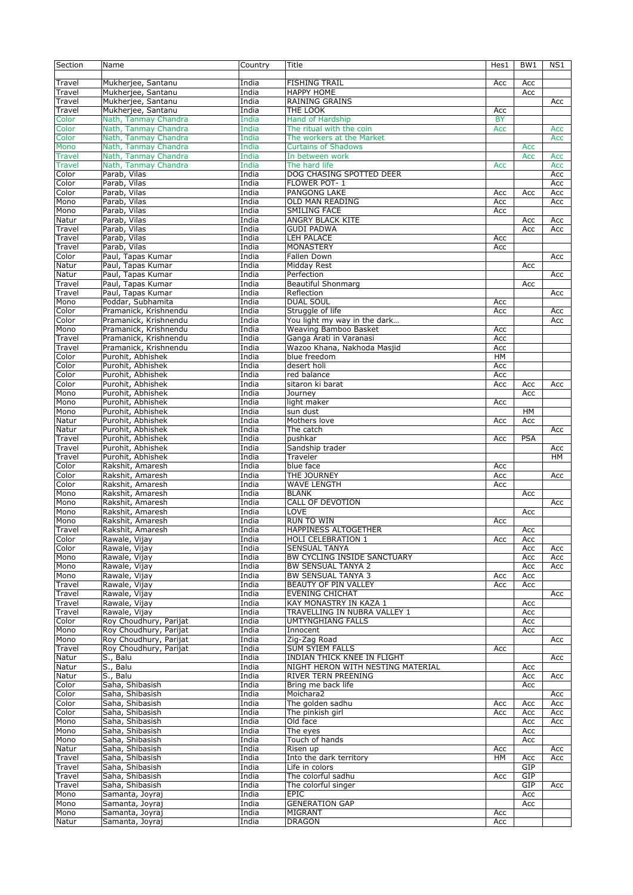| Section | Name | Country | Title | Hes1 | BW1 | NS1 |
|---|---|---|---|---|---|---|
| Travel | Mukherjee, Santanu | India | FISHING TRAIL | Acc | Acc | |
| Travel | Mukherjee, Santanu | India | HAPPY HOME | | Acc | |
| Travel | Mukherjee, Santanu | India | RAINING GRAINS | | | Acc |
| Travel | Mukherjee, Santanu | India | THE LOOK | Acc | | |
| Color | Nath, Tanmay Chandra | India | Hand of Hardship | BY | | |
| Color | Nath, Tanmay Chandra | India | The ritual with the coin | Acc | | Acc |
| Color | Nath, Tanmay Chandra | India | The workers at the Market | | | Acc |
| Mono | Nath, Tanmay Chandra | India | Curtains of Shadows | | Acc | |
| Travel | Nath, Tanmay Chandra | India | In between work | | Acc | Acc |
| Travel | Nath, Tanmay Chandra | India | The hard life | Acc | | Acc |
| Color | Parab, Vilas | India | DOG CHASING SPOTTED DEER | | | Acc |
| Color | Parab, Vilas | India | FLOWER POT- 1 | | | Acc |
| Color | Parab, Vilas | India | PANGONG LAKE | Acc | Acc | Acc |
| Mono | Parab, Vilas | India | OLD MAN READING | Acc | | Acc |
| Mono | Parab, Vilas | India | SMILING FACE | Acc | | |
| Natur | Parab, Vilas | India | ANGRY BLACK KITE | | Acc | Acc |
| Travel | Parab, Vilas | India | GUDI PADWA | | Acc | Acc |
| Travel | Parab, Vilas | India | LEH PALACE | Acc | | |
| Travel | Parab, Vilas | India | MONASTERY | Acc | | |
| Color | Paul, Tapas Kumar | India | Fallen Down | | | Acc |
| Natur | Paul, Tapas Kumar | India | Midday Rest | | Acc | |
| Natur | Paul, Tapas Kumar | India | Perfection | | | Acc |
| Travel | Paul, Tapas Kumar | India | Beautiful Shonmarg | | Acc | |
| Travel | Paul, Tapas Kumar | India | Reflection | | | Acc |
| Mono | Poddar, Subhamita | India | DUAL SOUL | Acc | | |
| Color | Pramanick, Krishnendu | India | Struggle of life | Acc | | Acc |
| Color | Pramanick, Krishnendu | India | You light my way in the dark... | | | Acc |
| Mono | Pramanick, Krishnendu | India | Weaving Bamboo Basket | Acc | | |
| Travel | Pramanick, Krishnendu | India | Ganga Arati in Varanasi | Acc | | |
| Travel | Pramanick, Krishnendu | India | Wazoo Khana, Nakhoda Masjid | Acc | | |
| Color | Purohit, Abhishek | India | blue freedom | HM | | |
| Color | Purohit, Abhishek | India | desert holi | Acc | | |
| Color | Purohit, Abhishek | India | red balance | Acc | | |
| Color | Purohit, Abhishek | India | sitaron ki barat | Acc | Acc | Acc |
| Mono | Purohit, Abhishek | India | Journey | | Acc | |
| Mono | Purohit, Abhishek | India | light maker | Acc | | |
| Mono | Purohit, Abhishek | India | sun dust | | HM | |
| Natur | Purohit, Abhishek | India | Mothers love | Acc | Acc | |
| Natur | Purohit, Abhishek | India | The catch | | | Acc |
| Travel | Purohit, Abhishek | India | pushkar | Acc | PSA | |
| Travel | Purohit, Abhishek | India | Sandship trader | | | Acc |
| Travel | Purohit, Abhishek | India | Traveler | | | HM |
| Color | Rakshit, Amaresh | India | blue face | Acc | | |
| Color | Rakshit, Amaresh | India | THE JOURNEY | Acc | | Acc |
| Color | Rakshit, Amaresh | India | WAVE LENGTH | Acc | | |
| Mono | Rakshit, Amaresh | India | BLANK | | Acc | |
| Mono | Rakshit, Amaresh | India | CALL OF DEVOTION | | | Acc |
| Mono | Rakshit, Amaresh | India | LOVE | | Acc | |
| Mono | Rakshit, Amaresh | India | RUN TO WIN | Acc | | |
| Travel | Rakshit, Amaresh | India | HAPPINESS ALTOGETHER | | Acc | |
| Color | Rawale, Vijay | India | HOLI CELEBRATION 1 | Acc | Acc | |
| Color | Rawale, Vijay | India | SENSUAL TANYA | | Acc | Acc |
| Mono | Rawale, Vijay | India | BW CYCLING INSIDE SANCTUARY | | Acc | Acc |
| Mono | Rawale, Vijay | India | BW SENSUAL TANYA 2 | | Acc | Acc |
| Mono | Rawale, Vijay | India | BW SENSUAL TANYA 3 | Acc | Acc | |
| Travel | Rawale, Vijay | India | BEAUTY OF PIN VALLEY | Acc | Acc | |
| Travel | Rawale, Vijay | India | EVENING CHICHAT | | | Acc |
| Travel | Rawale, Vijay | India | KAY MONASTRY IN KAZA 1 | | Acc | |
| Travel | Rawale, Vijay | India | TRAVELLING IN NUBRA VALLEY 1 | | Acc | |
| Color | Roy Choudhury, Parijat | India | UMTYNGHIANG FALLS | | Acc | |
| Mono | Roy Choudhury, Parijat | India | Innocent | | Acc | |
| Mono | Roy Choudhury, Parijat | India | Zig-Zag Road | | | Acc |
| Travel | Roy Choudhury, Parijat | India | SUM SYIEM FALLS | Acc | | |
| Natur | S., Balu | India | INDIAN THICK KNEE IN FLIGHT | | | Acc |
| Natur | S., Balu | India | NIGHT HERON WITH NESTING MATERIAL | | Acc | |
| Natur | S., Balu | India | RIVER TERN PREENING | | Acc | Acc |
| Color | Saha, Shibasish | India | Bring me back life | | Acc | |
| Color | Saha, Shibasish | India | Moichara2 | | | Acc |
| Color | Saha, Shibasish | India | The golden sadhu | Acc | Acc | Acc |
| Color | Saha, Shibasish | India | The pinkish girl | Acc | Acc | Acc |
| Mono | Saha, Shibasish | India | Old face | | Acc | Acc |
| Mono | Saha, Shibasish | India | The eyes | | Acc | |
| Mono | Saha, Shibasish | India | Touch of hands | | Acc | |
| Natur | Saha, Shibasish | India | Risen up | Acc | | Acc |
| Travel | Saha, Shibasish | India | Into the dark territory | HM | Acc | Acc |
| Travel | Saha, Shibasish | India | Life in colors | | GIP | |
| Travel | Saha, Shibasish | India | The colorful sadhu | Acc | GIP | |
| Travel | Saha, Shibasish | India | The colorful singer | | GIP | Acc |
| Mono | Samanta, Joyraj | India | EPIC | | Acc | |
| Mono | Samanta, Joyraj | India | GENERATION GAP | | Acc | |
| Mono | Samanta, Joyraj | India | MIGRANT | Acc | | |
| Natur | Samanta, Joyraj | India | DRAGON | Acc | | |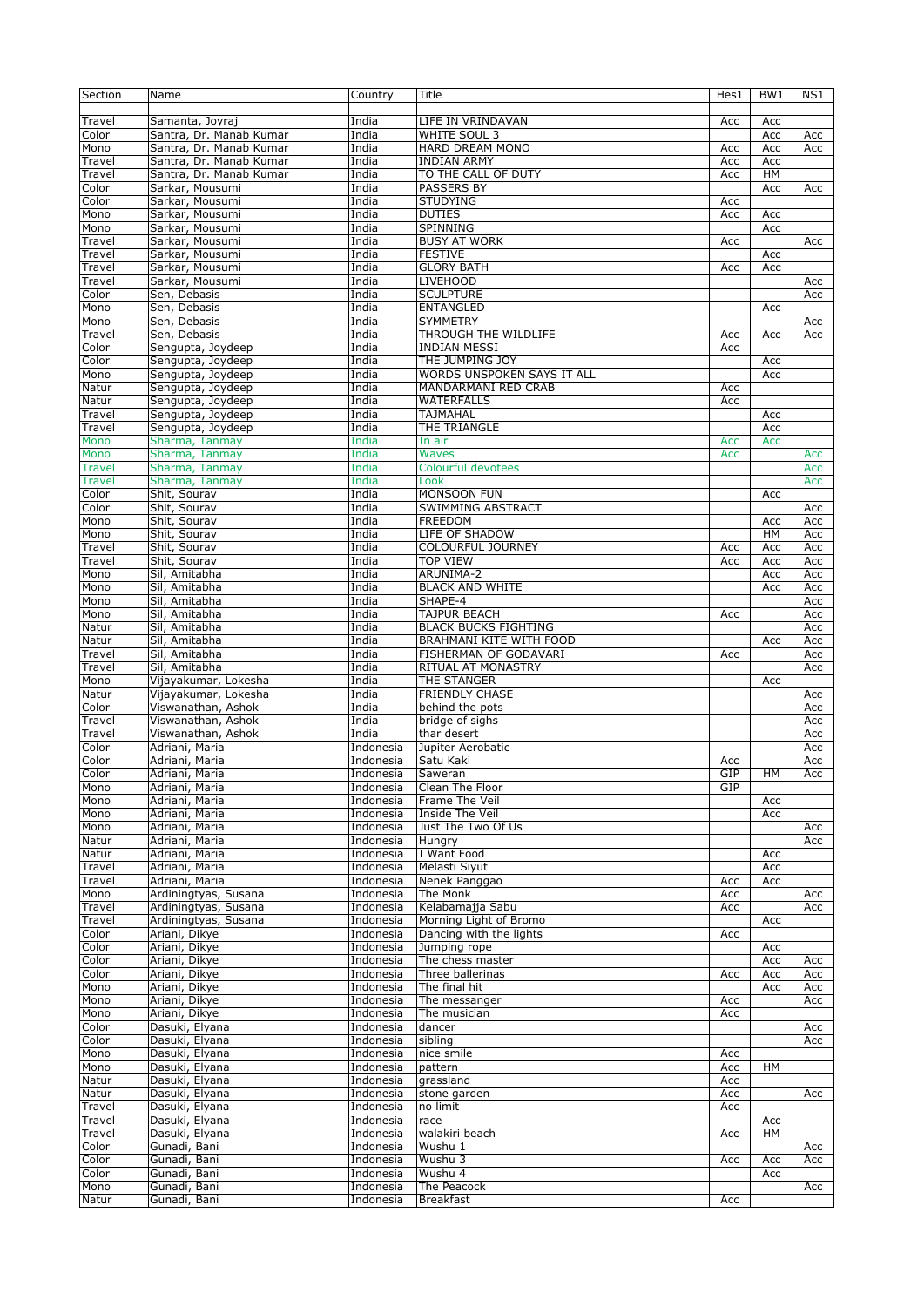| Section | Name | Country | Title | Hes1 | BW1 | NS1 |
|---|---|---|---|---|---|---|
| Travel | Samanta, Joyraj | India | LIFE IN VRINDAVAN | Acc | Acc | |
| Color | Santra, Dr. Manab Kumar | India | WHITE SOUL 3 | | Acc | Acc |
| Mono | Santra, Dr. Manab Kumar | India | HARD DREAM MONO | Acc | Acc | Acc |
| Travel | Santra, Dr. Manab Kumar | India | INDIAN ARMY | Acc | Acc | |
| Travel | Santra, Dr. Manab Kumar | India | TO THE CALL OF DUTY | Acc | HM | |
| Color | Sarkar, Mousumi | India | PASSERS BY | | Acc | Acc |
| Color | Sarkar, Mousumi | India | STUDYING | Acc | | |
| Mono | Sarkar, Mousumi | India | DUTIES | Acc | Acc | |
| Mono | Sarkar, Mousumi | India | SPINNING | | Acc | |
| Travel | Sarkar, Mousumi | India | BUSY AT WORK | Acc | | Acc |
| Travel | Sarkar, Mousumi | India | FESTIVE | | Acc | |
| Travel | Sarkar, Mousumi | India | GLORY BATH | Acc | Acc | |
| Travel | Sarkar, Mousumi | India | LIVEHOOD | | | Acc |
| Color | Sen, Debasis | India | SCULPTURE | | | Acc |
| Mono | Sen, Debasis | India | ENTANGLED | | Acc | |
| Mono | Sen, Debasis | India | SYMMETRY | | | Acc |
| Travel | Sen, Debasis | India | THROUGH THE WILDLIFE | Acc | Acc | Acc |
| Color | Sengupta, Joydeep | India | INDIAN MESSI | Acc | | |
| Color | Sengupta, Joydeep | India | THE JUMPING JOY | | Acc | |
| Mono | Sengupta, Joydeep | India | WORDS UNSPOKEN SAYS IT ALL | | Acc | |
| Natur | Sengupta, Joydeep | India | MANDARMANI RED CRAB | Acc | | |
| Natur | Sengupta, Joydeep | India | WATERFALLS | Acc | | |
| Travel | Sengupta, Joydeep | India | TAJMAHAL | | Acc | |
| Travel | Sengupta, Joydeep | India | THE TRIANGLE | | Acc | |
| Mono | Sharma, Tanmay | India | In air | Acc | Acc | |
| Mono | Sharma, Tanmay | India | Waves | Acc | | Acc |
| Travel | Sharma, Tanmay | India | Colourful devotees | | | Acc |
| Travel | Sharma, Tanmay | India | Look | | | Acc |
| Color | Shit, Sourav | India | MONSOON FUN | | Acc | |
| Color | Shit, Sourav | India | SWIMMING ABSTRACT | | | Acc |
| Mono | Shit, Sourav | India | FREEDOM | | Acc | Acc |
| Mono | Shit, Sourav | India | LIFE OF SHADOW | | HM | Acc |
| Travel | Shit, Sourav | India | COLOURFUL JOURNEY | Acc | Acc | Acc |
| Travel | Shit, Sourav | India | TOP VIEW | Acc | Acc | Acc |
| Mono | Sil, Amitabha | India | ARUNIMA-2 | | Acc | Acc |
| Mono | Sil, Amitabha | India | BLACK AND WHITE | | Acc | Acc |
| Mono | Sil, Amitabha | India | SHAPE-4 | | | Acc |
| Mono | Sil, Amitabha | India | TAJPUR BEACH | Acc | | Acc |
| Natur | Sil, Amitabha | India | BLACK BUCKS FIGHTING | | | Acc |
| Natur | Sil, Amitabha | India | BRAHMANI KITE WITH FOOD | | Acc | Acc |
| Travel | Sil, Amitabha | India | FISHERMAN OF GODAVARI | Acc | | Acc |
| Travel | Sil, Amitabha | India | RITUAL AT MONASTRY | | | Acc |
| Mono | Vijayakumar, Lokesha | India | THE STANGER | | Acc | |
| Natur | Vijayakumar, Lokesha | India | FRIENDLY CHASE | | | Acc |
| Color | Viswanathan, Ashok | India | behind the pots | | | Acc |
| Travel | Viswanathan, Ashok | India | bridge of sighs | | | Acc |
| Travel | Viswanathan, Ashok | India | thar desert | | | Acc |
| Color | Adriani, Maria | Indonesia | Jupiter Aerobatic | | | Acc |
| Color | Adriani, Maria | Indonesia | Satu Kaki | Acc | | Acc |
| Color | Adriani, Maria | Indonesia | Saweran | GIP | HM | Acc |
| Mono | Adriani, Maria | Indonesia | Clean The Floor | GIP | | |
| Mono | Adriani, Maria | Indonesia | Frame The Veil | | Acc | |
| Mono | Adriani, Maria | Indonesia | Inside The Veil | | Acc | |
| Mono | Adriani, Maria | Indonesia | Just The Two Of Us | | | Acc |
| Natur | Adriani, Maria | Indonesia | Hungry | | | Acc |
| Natur | Adriani, Maria | Indonesia | I Want Food | | Acc | |
| Travel | Adriani, Maria | Indonesia | Melasti Siyut | | Acc | |
| Travel | Adriani, Maria | Indonesia | Nenek Panggao | Acc | Acc | |
| Mono | Ardiningtyas, Susana | Indonesia | The Monk | Acc | | Acc |
| Travel | Ardiningtyas, Susana | Indonesia | Kelabamajja Sabu | Acc | | Acc |
| Travel | Ardiningtyas, Susana | Indonesia | Morning Light of Bromo | | Acc | |
| Color | Ariani, Dikye | Indonesia | Dancing with the lights | Acc | | |
| Color | Ariani, Dikye | Indonesia | Jumping rope | | Acc | |
| Color | Ariani, Dikye | Indonesia | The chess master | | Acc | Acc |
| Color | Ariani, Dikye | Indonesia | Three ballerinas | Acc | Acc | Acc |
| Mono | Ariani, Dikye | Indonesia | The final hit | | Acc | Acc |
| Mono | Ariani, Dikye | Indonesia | The messanger | Acc | | Acc |
| Mono | Ariani, Dikye | Indonesia | The musician | Acc | | |
| Color | Dasuki, Elyana | Indonesia | dancer | | | Acc |
| Color | Dasuki, Elyana | Indonesia | sibling | | | Acc |
| Mono | Dasuki, Elyana | Indonesia | nice smile | Acc | | |
| Mono | Dasuki, Elyana | Indonesia | pattern | Acc | HM | |
| Natur | Dasuki, Elyana | Indonesia | grassland | Acc | | |
| Natur | Dasuki, Elyana | Indonesia | stone garden | Acc | | Acc |
| Travel | Dasuki, Elyana | Indonesia | no limit | Acc | | |
| Travel | Dasuki, Elyana | Indonesia | race | | Acc | |
| Travel | Dasuki, Elyana | Indonesia | walakiri beach | Acc | HM | |
| Color | Gunadi, Bani | Indonesia | Wushu 1 | | | Acc |
| Color | Gunadi, Bani | Indonesia | Wushu 3 | Acc | Acc | Acc |
| Color | Gunadi, Bani | Indonesia | Wushu 4 | | Acc | |
| Mono | Gunadi, Bani | Indonesia | The Peacock | | | Acc |
| Natur | Gunadi, Bani | Indonesia | Breakfast | Acc | | |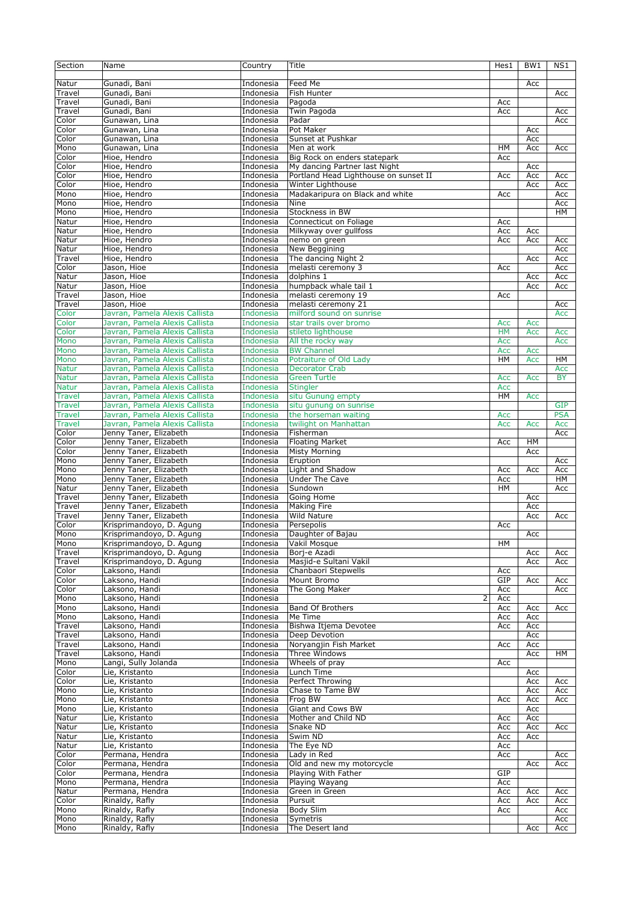| Section | Name | Country | Title | Hes1 | BW1 | NS1 |
|---|---|---|---|---|---|---|
| Natur | Gunadi, Bani | Indonesia | Feed Me | | Acc | |
| Travel | Gunadi, Bani | Indonesia | Fish Hunter | | | Acc |
| Travel | Gunadi, Bani | Indonesia | Pagoda | Acc | | |
| Travel | Gunadi, Bani | Indonesia | Twin Pagoda | Acc | | Acc |
| Color | Gunawan, Lina | Indonesia | Padar | | | Acc |
| Color | Gunawan, Lina | Indonesia | Pot Maker | | Acc | |
| Color | Gunawan, Lina | Indonesia | Sunset at Pushkar | | Acc | |
| Mono | Gunawan, Lina | Indonesia | Men at work | HM | Acc | Acc |
| Color | Hioe, Hendro | Indonesia | Big Rock on enders statepark | Acc | | |
| Color | Hioe, Hendro | Indonesia | My dancing Partner last Night | | Acc | |
| Color | Hioe, Hendro | Indonesia | Portland Head Lighthouse on sunset II | Acc | Acc | Acc |
| Color | Hioe, Hendro | Indonesia | Winter Lighthouse | | Acc | Acc |
| Mono | Hioe, Hendro | Indonesia | Madakaripura on Black and white | Acc | | Acc |
| Mono | Hioe, Hendro | Indonesia | Nine | | | Acc |
| Mono | Hioe, Hendro | Indonesia | Stockness in BW | | | HM |
| Natur | Hioe, Hendro | Indonesia | Connecticut on Foliage | Acc | | |
| Natur | Hioe, Hendro | Indonesia | Milkyway over gullfoss | Acc | Acc | |
| Natur | Hioe, Hendro | Indonesia | nemo on green | Acc | Acc | Acc |
| Natur | Hioe, Hendro | Indonesia | New Beggining | | | Acc |
| Travel | Hioe, Hendro | Indonesia | The dancing Night 2 | | Acc | Acc |
| Color | Jason, Hioe | Indonesia | melasti ceremony 3 | Acc | | Acc |
| Natur | Jason, Hioe | Indonesia | dolphins 1 | | Acc | Acc |
| Natur | Jason, Hioe | Indonesia | humpback whale tail 1 | | Acc | Acc |
| Travel | Jason, Hioe | Indonesia | melasti ceremony 19 | Acc | | |
| Travel | Jason, Hioe | Indonesia | melasti ceremony 21 | | | Acc |
| Color | Javran, Pamela Alexis Callista | Indonesia | milford sound on sunrise | | | Acc |
| Color | Javran, Pamela Alexis Callista | Indonesia | star trails over bromo | Acc | Acc | |
| Color | Javran, Pamela Alexis Callista | Indonesia | stileto lighthouse | HM | Acc | Acc |
| Mono | Javran, Pamela Alexis Callista | Indonesia | All the rocky way | Acc | | Acc |
| Mono | Javran, Pamela Alexis Callista | Indonesia | BW Channel | Acc | Acc | |
| Mono | Javran, Pamela Alexis Callista | Indonesia | Potraiture of Old Lady | HM | Acc | HM |
| Natur | Javran, Pamela Alexis Callista | Indonesia | Decorator Crab | | | Acc |
| Natur | Javran, Pamela Alexis Callista | Indonesia | Green Turtle | Acc | Acc | BY |
| Natur | Javran, Pamela Alexis Callista | Indonesia | Stingler | Acc | | |
| Travel | Javran, Pamela Alexis Callista | Indonesia | situ Gunung empty | HM | Acc | |
| Travel | Javran, Pamela Alexis Callista | Indonesia | situ gunung on sunrise | | | GIP |
| Travel | Javran, Pamela Alexis Callista | Indonesia | the horseman waiting | Acc | | PSA |
| Travel | Javran, Pamela Alexis Callista | Indonesia | twilight on Manhattan | Acc | Acc | Acc |
| Color | Jenny Taner, Elizabeth | Indonesia | Fisherman | | | Acc |
| Color | Jenny Taner, Elizabeth | Indonesia | Floating Market | Acc | HM | |
| Color | Jenny Taner, Elizabeth | Indonesia | Misty Morning | | Acc | |
| Mono | Jenny Taner, Elizabeth | Indonesia | Eruption | | | Acc |
| Mono | Jenny Taner, Elizabeth | Indonesia | Light and Shadow | Acc | Acc | Acc |
| Mono | Jenny Taner, Elizabeth | Indonesia | Under The Cave | Acc | | HM |
| Natur | Jenny Taner, Elizabeth | Indonesia | Sundown | HM | | Acc |
| Travel | Jenny Taner, Elizabeth | Indonesia | Going Home | | Acc | |
| Travel | Jenny Taner, Elizabeth | Indonesia | Making Fire | | Acc | |
| Travel | Jenny Taner, Elizabeth | Indonesia | Wild Nature | | Acc | Acc |
| Color | Krisprimandoyo, D. Agung | Indonesia | Persepolis | Acc | | |
| Mono | Krisprimandoyo, D. Agung | Indonesia | Daughter of Bajau | | Acc | |
| Mono | Krisprimandoyo, D. Agung | Indonesia | Vakil Mosque | HM | | |
| Travel | Krisprimandoyo, D. Agung | Indonesia | Borj-e Azadi | | Acc | Acc |
| Travel | Krisprimandoyo, D. Agung | Indonesia | Masjid-e Sultani Vakil | | Acc | Acc |
| Color | Laksono, Handi | Indonesia | Chanbaori Stepwells | Acc | | |
| Color | Laksono, Handi | Indonesia | Mount Bromo | GIP | Acc | Acc |
| Color | Laksono, Handi | Indonesia | The Gong Maker | Acc | | Acc |
| Mono | Laksono, Handi | Indonesia | 2 | Acc | | |
| Mono | Laksono, Handi | Indonesia | Band Of Brothers | Acc | Acc | Acc |
| Mono | Laksono, Handi | Indonesia | Me Time | Acc | Acc | |
| Travel | Laksono, Handi | Indonesia | Bishwa Itjema Devotee | Acc | Acc | |
| Travel | Laksono, Handi | Indonesia | Deep Devotion | | Acc | |
| Travel | Laksono, Handi | Indonesia | Noryangjin Fish Market | Acc | Acc | |
| Travel | Laksono, Handi | Indonesia | Three Windows | | Acc | HM |
| Mono | Langi, Sully Jolanda | Indonesia | Wheels of pray | Acc | | |
| Color | Lie, Kristanto | Indonesia | Lunch Time | | Acc | |
| Color | Lie, Kristanto | Indonesia | Perfect Throwing | | Acc | Acc |
| Mono | Lie, Kristanto | Indonesia | Chase to Tame BW | | Acc | Acc |
| Mono | Lie, Kristanto | Indonesia | Frog BW | Acc | Acc | Acc |
| Mono | Lie, Kristanto | Indonesia | Giant and Cows BW | | Acc | |
| Natur | Lie, Kristanto | Indonesia | Mother and Child ND | Acc | Acc | |
| Natur | Lie, Kristanto | Indonesia | Snake ND | Acc | Acc | Acc |
| Natur | Lie, Kristanto | Indonesia | Swim ND | Acc | Acc | |
| Natur | Lie, Kristanto | Indonesia | The Eye ND | Acc | | |
| Color | Permana, Hendra | Indonesia | Lady in Red | Acc | | Acc |
| Color | Permana, Hendra | Indonesia | Old and new my motorcycle | | Acc | Acc |
| Color | Permana, Hendra | Indonesia | Playing With Father | GIP | | |
| Mono | Permana, Hendra | Indonesia | Playing Wayang | Acc | | |
| Natur | Permana, Hendra | Indonesia | Green in Green | Acc | Acc | Acc |
| Color | Rinaldy, Rafly | Indonesia | Pursuit | Acc | Acc | Acc |
| Mono | Rinaldy, Rafly | Indonesia | Body Slim | Acc | | Acc |
| Mono | Rinaldy, Rafly | Indonesia | Symetris | | | Acc |
| Mono | Rinaldy, Rafly | Indonesia | The Desert land | | Acc | Acc |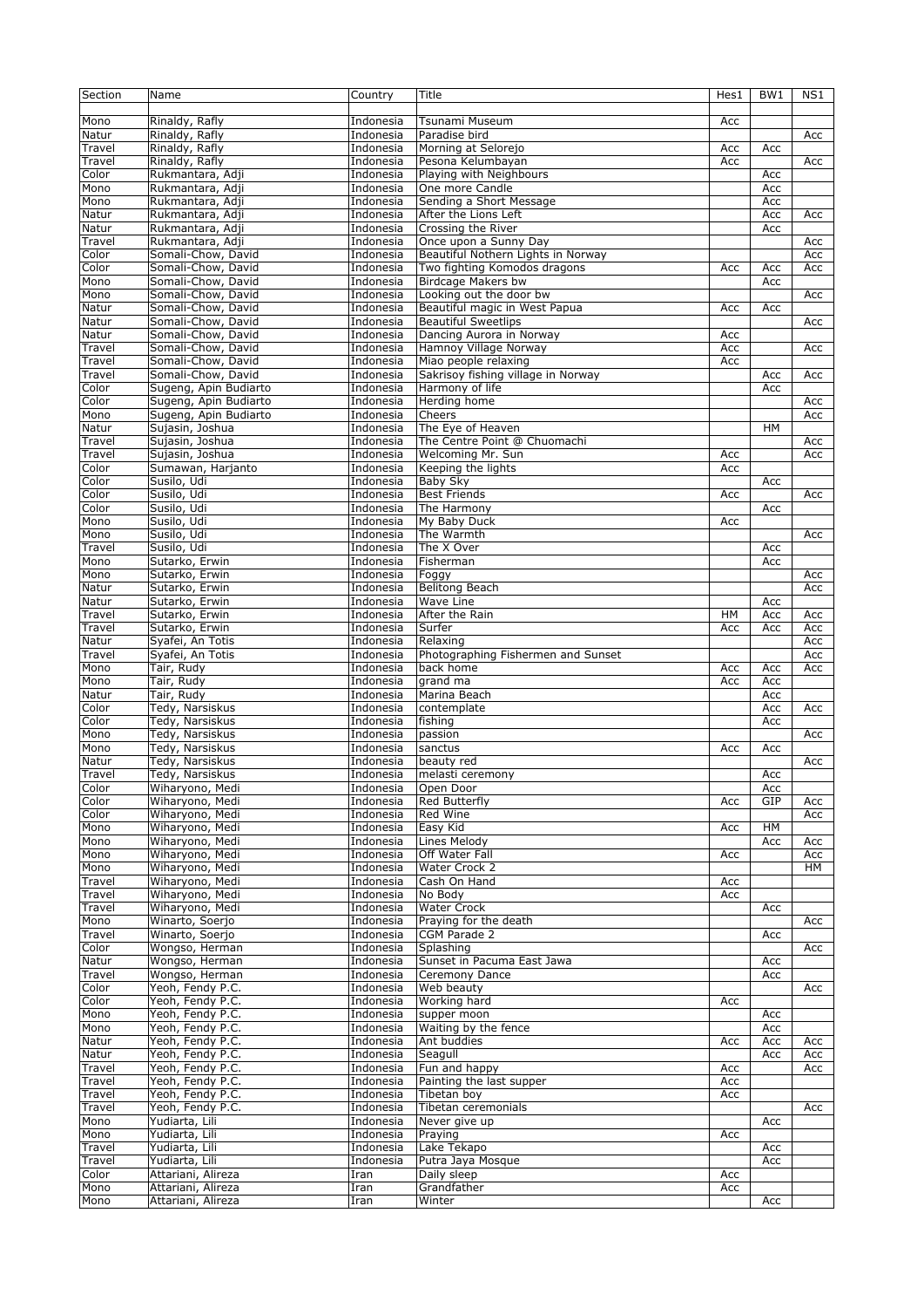| Section | Name | Country | Title | Hes1 | BW1 | NS1 |
|---|---|---|---|---|---|---|
| Mono | Rinaldy, Rafly | Indonesia | Tsunami Museum | Acc | | |
| Natur | Rinaldy, Rafly | Indonesia | Paradise bird | | | Acc |
| Travel | Rinaldy, Rafly | Indonesia | Morning at Selorejo | Acc | Acc | |
| Travel | Rinaldy, Rafly | Indonesia | Pesona Kelumbayan | Acc | | Acc |
| Color | Rukmantara, Adji | Indonesia | Playing with Neighbours | | Acc | |
| Mono | Rukmantara, Adji | Indonesia | One more Candle | | Acc | |
| Mono | Rukmantara, Adji | Indonesia | Sending a Short Message | | Acc | |
| Natur | Rukmantara, Adji | Indonesia | After the Lions Left | | Acc | Acc |
| Natur | Rukmantara, Adji | Indonesia | Crossing the River | | Acc | |
| Travel | Rukmantara, Adji | Indonesia | Once upon a Sunny Day | | | Acc |
| Color | Somali-Chow, David | Indonesia | Beautiful Nothern Lights in Norway | | | Acc |
| Color | Somali-Chow, David | Indonesia | Two fighting Komodos dragons | Acc | Acc | Acc |
| Mono | Somali-Chow, David | Indonesia | Birdcage Makers bw | | Acc | |
| Mono | Somali-Chow, David | Indonesia | Looking out the door bw | | | Acc |
| Natur | Somali-Chow, David | Indonesia | Beautiful magic in West Papua | Acc | Acc | |
| Natur | Somali-Chow, David | Indonesia | Beautiful Sweetlips | | | Acc |
| Natur | Somali-Chow, David | Indonesia | Dancing Aurora in Norway | Acc | | |
| Travel | Somali-Chow, David | Indonesia | Hamnoy Village Norway | Acc | | Acc |
| Travel | Somali-Chow, David | Indonesia | Miao people relaxing | Acc | | |
| Travel | Somali-Chow, David | Indonesia | Sakrisoy fishing village in Norway | | Acc | Acc |
| Color | Sugeng, Apin Budiarto | Indonesia | Harmony of life | | Acc | |
| Color | Sugeng, Apin Budiarto | Indonesia | Herding home | | | Acc |
| Mono | Sugeng, Apin Budiarto | Indonesia | Cheers | | | Acc |
| Natur | Sujasin, Joshua | Indonesia | The Eye of Heaven | | HM | |
| Travel | Sujasin, Joshua | Indonesia | The Centre Point @ Chuomachi | | | Acc |
| Travel | Sujasin, Joshua | Indonesia | Welcoming Mr. Sun | Acc | | Acc |
| Color | Sumawan, Harjanto | Indonesia | Keeping the lights | Acc | | |
| Color | Susilo, Udi | Indonesia | Baby Sky | | Acc | |
| Color | Susilo, Udi | Indonesia | Best Friends | Acc | | Acc |
| Color | Susilo, Udi | Indonesia | The Harmony | | Acc | |
| Mono | Susilo, Udi | Indonesia | My Baby Duck | Acc | | |
| Mono | Susilo, Udi | Indonesia | The Warmth | | | Acc |
| Travel | Susilo, Udi | Indonesia | The X Over | | Acc | |
| Mono | Sutarko, Erwin | Indonesia | Fisherman | | Acc | |
| Mono | Sutarko, Erwin | Indonesia | Foggy | | | Acc |
| Natur | Sutarko, Erwin | Indonesia | Belitong Beach | | | Acc |
| Natur | Sutarko, Erwin | Indonesia | Wave Line | | Acc | |
| Travel | Sutarko, Erwin | Indonesia | After the Rain | HM | Acc | Acc |
| Travel | Sutarko, Erwin | Indonesia | Surfer | Acc | Acc | Acc |
| Natur | Syafei, An Totis | Indonesia | Relaxing | | | Acc |
| Travel | Syafei, An Totis | Indonesia | Photographing Fishermen and Sunset | | | Acc |
| Mono | Tair, Rudy | Indonesia | back home | Acc | Acc | Acc |
| Mono | Tair, Rudy | Indonesia | grand ma | Acc | Acc | |
| Natur | Tair, Rudy | Indonesia | Marina Beach | | Acc | |
| Color | Tedy, Narsiskus | Indonesia | contemplate | | Acc | Acc |
| Color | Tedy, Narsiskus | Indonesia | fishing | | Acc | |
| Mono | Tedy, Narsiskus | Indonesia | passion | | | Acc |
| Mono | Tedy, Narsiskus | Indonesia | sanctus | Acc | Acc | |
| Natur | Tedy, Narsiskus | Indonesia | beauty red | | | Acc |
| Travel | Tedy, Narsiskus | Indonesia | melasti ceremony | | Acc | |
| Color | Wiharyono, Medi | Indonesia | Open Door | | Acc | |
| Color | Wiharyono, Medi | Indonesia | Red Butterfly | Acc | GIP | Acc |
| Color | Wiharyono, Medi | Indonesia | Red Wine | | | Acc |
| Mono | Wiharyono, Medi | Indonesia | Easy Kid | Acc | HM | |
| Mono | Wiharyono, Medi | Indonesia | Lines Melody | | Acc | Acc |
| Mono | Wiharyono, Medi | Indonesia | Off Water Fall | Acc | | Acc |
| Mono | Wiharyono, Medi | Indonesia | Water Crock 2 | | | HM |
| Travel | Wiharyono, Medi | Indonesia | Cash On Hand | Acc | | |
| Travel | Wiharyono, Medi | Indonesia | No Body | Acc | | |
| Travel | Wiharyono, Medi | Indonesia | Water Crock | | Acc | |
| Mono | Winarto, Soerjo | Indonesia | Praying for the death | | | Acc |
| Travel | Winarto, Soerjo | Indonesia | CGM Parade 2 | | Acc | |
| Color | Wongso, Herman | Indonesia | Splashing | | | Acc |
| Natur | Wongso, Herman | Indonesia | Sunset in Pacuma East Jawa | | Acc | |
| Travel | Wongso, Herman | Indonesia | Ceremony Dance | | Acc | |
| Color | Yeoh, Fendy P.C. | Indonesia | Web beauty | | | Acc |
| Color | Yeoh, Fendy P.C. | Indonesia | Working hard | Acc | | |
| Mono | Yeoh, Fendy P.C. | Indonesia | supper moon | | Acc | |
| Mono | Yeoh, Fendy P.C. | Indonesia | Waiting by the fence | | Acc | |
| Natur | Yeoh, Fendy P.C. | Indonesia | Ant buddies | Acc | Acc | Acc |
| Natur | Yeoh, Fendy P.C. | Indonesia | Seagull | | Acc | Acc |
| Travel | Yeoh, Fendy P.C. | Indonesia | Fun and happy | Acc | | Acc |
| Travel | Yeoh, Fendy P.C. | Indonesia | Painting the last supper | Acc | | |
| Travel | Yeoh, Fendy P.C. | Indonesia | Tibetan boy | Acc | | |
| Travel | Yeoh, Fendy P.C. | Indonesia | Tibetan ceremonials | | | Acc |
| Mono | Yudiarta, Lili | Indonesia | Never give up | | Acc | |
| Mono | Yudiarta, Lili | Indonesia | Praying | Acc | | |
| Travel | Yudiarta, Lili | Indonesia | Lake Tekapo | | Acc | |
| Travel | Yudiarta, Lili | Indonesia | Putra Jaya Mosque | | Acc | |
| Color | Attariani, Alireza | Iran | Daily sleep | Acc | | |
| Mono | Attariani, Alireza | Iran | Grandfather | Acc | | |
| Mono | Attariani, Alireza | Iran | Winter | | Acc | |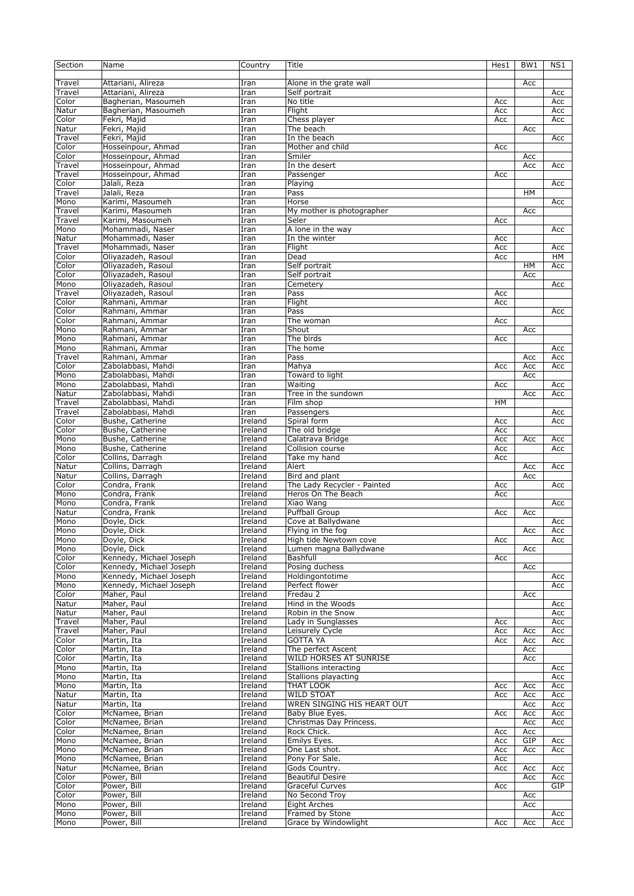| Section | Name | Country | Title | Hes1 | BW1 | NS1 |
|---|---|---|---|---|---|---|
| Travel | Attariani, Alireza | Iran | Alone in the grate wall | | Acc | |
| Travel | Attariani, Alireza | Iran | Self portrait | | | Acc |
| Color | Bagherian, Masoumeh | Iran | No title | Acc | | Acc |
| Natur | Bagherian, Masoumeh | Iran | Flight | Acc | | Acc |
| Color | Fekri, Majid | Iran | Chess player | Acc | | Acc |
| Natur | Fekri, Majid | Iran | The beach | | Acc | |
| Travel | Fekri, Majid | Iran | In the beach | | | Acc |
| Color | Hosseinpour, Ahmad | Iran | Mother and child | Acc | | |
| Color | Hosseinpour, Ahmad | Iran | Smiler | | Acc | |
| Travel | Hosseinpour, Ahmad | Iran | In the desert | | Acc | Acc |
| Travel | Hosseinpour, Ahmad | Iran | Passenger | Acc | | |
| Color | Jalali, Reza | Iran | Playing | | | Acc |
| Travel | Jalali, Reza | Iran | Pass | | HM | |
| Mono | Karimi, Masoumeh | Iran | Horse | | | Acc |
| Travel | Karimi, Masoumeh | Iran | My mother is photographer | | Acc | |
| Travel | Karimi, Masoumeh | Iran | Seler | Acc | | |
| Mono | Mohammadi, Naser | Iran | A lone in the way | | | Acc |
| Natur | Mohammadi, Naser | Iran | In the winter | Acc | | |
| Travel | Mohammadi, Naser | Iran | Flight | Acc | | Acc |
| Color | Oliyazadeh, Rasoul | Iran | Dead | Acc | | HM |
| Color | Oliyazadeh, Rasoul | Iran | Self portrait | | HM | Acc |
| Color | Oliyazadeh, Rasoul | Iran | Self portrait | | Acc | |
| Mono | Oliyazadeh, Rasoul | Iran | Cemetery | | | Acc |
| Travel | Oliyazadeh, Rasoul | Iran | Pass | Acc | | |
| Color | Rahmani, Ammar | Iran | Flight | Acc | | |
| Color | Rahmani, Ammar | Iran | Pass | | | Acc |
| Color | Rahmani, Ammar | Iran | The woman | Acc | | |
| Mono | Rahmani, Ammar | Iran | Shout | | Acc | |
| Mono | Rahmani, Ammar | Iran | The birds | Acc | | |
| Mono | Rahmani, Ammar | Iran | The home | | | Acc |
| Travel | Rahmani, Ammar | Iran | Pass | | Acc | Acc |
| Color | Zabolabbasi, Mahdi | Iran | Mahya | Acc | Acc | Acc |
| Mono | Zabolabbasi, Mahdi | Iran | Toward to light | | Acc | |
| Mono | Zabolabbasi, Mahdi | Iran | Waiting | Acc | | Acc |
| Natur | Zabolabbasi, Mahdi | Iran | Tree in the sundown | | Acc | Acc |
| Travel | Zabolabbasi, Mahdi | Iran | Film shop | HM | | |
| Travel | Zabolabbasi, Mahdi | Iran | Passengers | | | Acc |
| Color | Bushe, Catherine | Ireland | Spiral form | Acc | | Acc |
| Color | Bushe, Catherine | Ireland | The old bridge | Acc | | |
| Mono | Bushe, Catherine | Ireland | Calatrava Bridge | Acc | Acc | Acc |
| Mono | Bushe, Catherine | Ireland | Collision course | Acc | | Acc |
| Color | Collins, Darragh | Ireland | Take my hand | Acc | | |
| Natur | Collins, Darragh | Ireland | Alert | | Acc | Acc |
| Natur | Collins, Darragh | Ireland | Bird and plant | | Acc | |
| Color | Condra, Frank | Ireland | The Lady Recycler - Painted | Acc | | Acc |
| Mono | Condra, Frank | Ireland | Heros On The Beach | Acc | | |
| Mono | Condra, Frank | Ireland | Xiao Wang | | | Acc |
| Natur | Condra, Frank | Ireland | Puffball Group | Acc | Acc | |
| Mono | Doyle, Dick | Ireland | Cove at Ballydwane | | | Acc |
| Mono | Doyle, Dick | Ireland | Flying in the fog | | Acc | Acc |
| Mono | Doyle, Dick | Ireland | High tide Newtown cove | Acc | | Acc |
| Mono | Doyle, Dick | Ireland | Lumen magna Ballydwane | | Acc | |
| Color | Kennedy, Michael Joseph | Ireland | Bashfull | Acc | | |
| Color | Kennedy, Michael Joseph | Ireland | Posing duchess | | Acc | |
| Mono | Kennedy, Michael Joseph | Ireland | Holdingontotime | | | Acc |
| Mono | Kennedy, Michael Joseph | Ireland | Perfect flower | | | Acc |
| Color | Maher, Paul | Ireland | Fredau 2 | | Acc | |
| Natur | Maher, Paul | Ireland | Hind in the Woods | | | Acc |
| Natur | Maher, Paul | Ireland | Robin in the Snow | | | Acc |
| Travel | Maher, Paul | Ireland | Lady in Sunglasses | Acc | | Acc |
| Travel | Maher, Paul | Ireland | Leisurely Cycle | Acc | Acc | Acc |
| Color | Martin, Ita | Ireland | GOTTA YA | Acc | Acc | Acc |
| Color | Martin, Ita | Ireland | The perfect Ascent | | Acc | |
| Color | Martin, Ita | Ireland | WILD HORSES AT SUNRISE | | Acc | |
| Mono | Martin, Ita | Ireland | Stallions interacting | | | Acc |
| Mono | Martin, Ita | Ireland | Stallions playacting | | | Acc |
| Mono | Martin, Ita | Ireland | THAT LOOK | Acc | Acc | Acc |
| Natur | Martin, Ita | Ireland | WILD STOAT | Acc | Acc | Acc |
| Natur | Martin, Ita | Ireland | WREN SINGING HIS HEART OUT | | Acc | Acc |
| Color | McNamee, Brian | Ireland | Baby Blue Eyes. | Acc | Acc | Acc |
| Color | McNamee, Brian | Ireland | Christmas Day Princess. | | Acc | Acc |
| Color | McNamee, Brian | Ireland | Rock Chick. | Acc | Acc | |
| Mono | McNamee, Brian | Ireland | Emilys Eyes. | Acc | GIP | Acc |
| Mono | McNamee, Brian | Ireland | One Last shot. | Acc | Acc | Acc |
| Mono | McNamee, Brian | Ireland | Pony For Sale. | Acc | | |
| Natur | McNamee, Brian | Ireland | Gods Country. | Acc | Acc | Acc |
| Color | Power, Bill | Ireland | Beautiful Desire | | Acc | Acc |
| Color | Power, Bill | Ireland | Graceful Curves | Acc | | GIP |
| Color | Power, Bill | Ireland | No Second Troy | | Acc | |
| Mono | Power, Bill | Ireland | Eight Arches | | Acc | |
| Mono | Power, Bill | Ireland | Framed by Stone | | | Acc |
| Mono | Power, Bill | Ireland | Grace by Windowlight | Acc | Acc | Acc |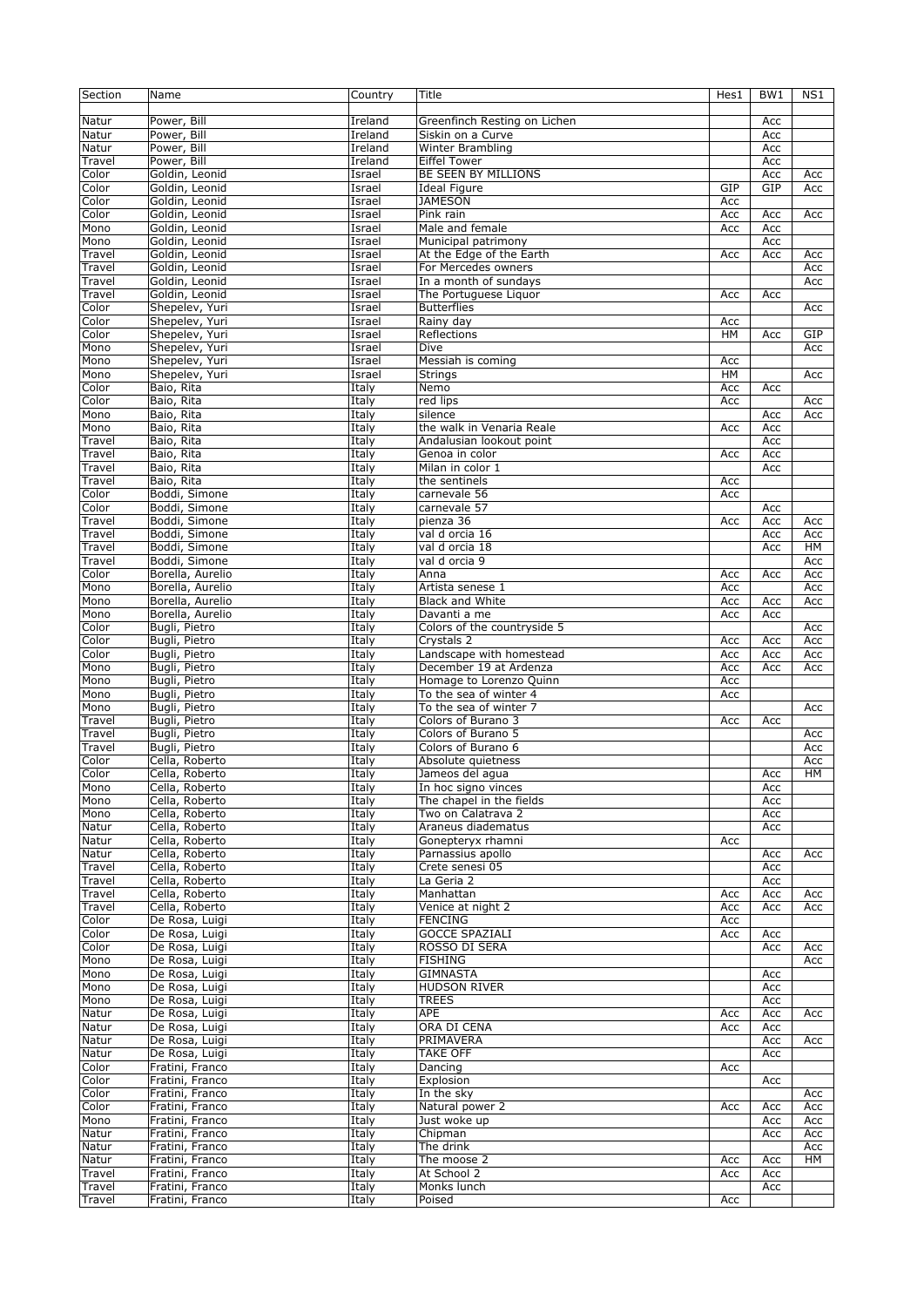| Section | Name | Country | Title | Hes1 | BW1 | NS1 |
|---|---|---|---|---|---|---|
| Natur | Power, Bill | Ireland | Greenfinch Resting on Lichen | | Acc | |
| Natur | Power, Bill | Ireland | Siskin on a Curve | | Acc | |
| Natur | Power, Bill | Ireland | Winter Brambling | | Acc | |
| Travel | Power, Bill | Ireland | Eiffel Tower | | Acc | |
| Color | Goldin, Leonid | Israel | BE SEEN BY MILLIONS | | Acc | Acc |
| Color | Goldin, Leonid | Israel | Ideal Figure | GIP | GIP | Acc |
| Color | Goldin, Leonid | Israel | JAMESON | Acc | | |
| Color | Goldin, Leonid | Israel | Pink rain | Acc | Acc | Acc |
| Mono | Goldin, Leonid | Israel | Male and female | Acc | Acc | |
| Mono | Goldin, Leonid | Israel | Municipal patrimony | | Acc | |
| Travel | Goldin, Leonid | Israel | At the Edge of the Earth | Acc | Acc | Acc |
| Travel | Goldin, Leonid | Israel | For Mercedes owners | | | Acc |
| Travel | Goldin, Leonid | Israel | In a month of sundays | | | Acc |
| Travel | Goldin, Leonid | Israel | The Portuguese Liquor | Acc | Acc | |
| Color | Shepelev, Yuri | Israel | Butterflies | | | Acc |
| Color | Shepelev, Yuri | Israel | Rainy day | Acc | | |
| Color | Shepelev, Yuri | Israel | Reflections | HM | Acc | GIP |
| Mono | Shepelev, Yuri | Israel | Dive | | | Acc |
| Mono | Shepelev, Yuri | Israel | Messiah is coming | Acc | | |
| Mono | Shepelev, Yuri | Israel | Strings | HM | | Acc |
| Color | Baio, Rita | Italy | Nemo | Acc | Acc | |
| Color | Baio, Rita | Italy | red lips | Acc | | Acc |
| Mono | Baio, Rita | Italy | silence | | Acc | Acc |
| Mono | Baio, Rita | Italy | the walk in Venaria Reale | Acc | Acc | |
| Travel | Baio, Rita | Italy | Andalusian lookout point | | Acc | |
| Travel | Baio, Rita | Italy | Genoa in color | Acc | Acc | |
| Travel | Baio, Rita | Italy | Milan in color 1 | | Acc | |
| Travel | Baio, Rita | Italy | the sentinels | Acc | | |
| Color | Boddi, Simone | Italy | carnevale 56 | Acc | | |
| Color | Boddi, Simone | Italy | carnevale 57 | | Acc | |
| Travel | Boddi, Simone | Italy | pienza 36 | Acc | Acc | Acc |
| Travel | Boddi, Simone | Italy | val d orcia 16 | | Acc | Acc |
| Travel | Boddi, Simone | Italy | val d orcia 18 | | Acc | HM |
| Travel | Boddi, Simone | Italy | val d orcia 9 | | | Acc |
| Color | Borella, Aurelio | Italy | Anna | Acc | Acc | Acc |
| Mono | Borella, Aurelio | Italy | Artista senese 1 | Acc | | Acc |
| Mono | Borella, Aurelio | Italy | Black and White | Acc | Acc | Acc |
| Mono | Borella, Aurelio | Italy | Davanti a me | Acc | Acc | |
| Color | Bugli, Pietro | Italy | Colors of the countryside 5 | | | Acc |
| Color | Bugli, Pietro | Italy | Crystals 2 | Acc | Acc | Acc |
| Color | Bugli, Pietro | Italy | Landscape with homestead | Acc | Acc | Acc |
| Mono | Bugli, Pietro | Italy | December 19 at Ardenza | Acc | Acc | Acc |
| Mono | Bugli, Pietro | Italy | Homage to Lorenzo Quinn | Acc | | |
| Mono | Bugli, Pietro | Italy | To the sea of winter 4 | Acc | | |
| Mono | Bugli, Pietro | Italy | To the sea of winter 7 | | | Acc |
| Travel | Bugli, Pietro | Italy | Colors of Burano 3 | Acc | Acc | |
| Travel | Bugli, Pietro | Italy | Colors of Burano 5 | | | Acc |
| Travel | Bugli, Pietro | Italy | Colors of Burano 6 | | | Acc |
| Color | Cella, Roberto | Italy | Absolute quietness | | | Acc |
| Color | Cella, Roberto | Italy | Jameos del agua | | Acc | HM |
| Mono | Cella, Roberto | Italy | In hoc signo vinces | | Acc | |
| Mono | Cella, Roberto | Italy | The chapel in the fields | | Acc | |
| Mono | Cella, Roberto | Italy | Two on Calatrava 2 | | Acc | |
| Natur | Cella, Roberto | Italy | Araneus diadematus | | Acc | |
| Natur | Cella, Roberto | Italy | Gonepteryx rhamni | Acc | | |
| Natur | Cella, Roberto | Italy | Parnassius apollo | | Acc | Acc |
| Travel | Cella, Roberto | Italy | Crete senesi 05 | | Acc | |
| Travel | Cella, Roberto | Italy | La Geria 2 | | Acc | |
| Travel | Cella, Roberto | Italy | Manhattan | Acc | Acc | Acc |
| Travel | Cella, Roberto | Italy | Venice at night 2 | Acc | Acc | Acc |
| Color | De Rosa, Luigi | Italy | FENCING | Acc | | |
| Color | De Rosa, Luigi | Italy | GOCCE SPAZIALI | Acc | Acc | |
| Color | De Rosa, Luigi | Italy | ROSSO DI SERA | | Acc | Acc |
| Mono | De Rosa, Luigi | Italy | FISHING | | | Acc |
| Mono | De Rosa, Luigi | Italy | GIMNASTA | | Acc | |
| Mono | De Rosa, Luigi | Italy | HUDSON RIVER | | Acc | |
| Mono | De Rosa, Luigi | Italy | TREES | | Acc | |
| Natur | De Rosa, Luigi | Italy | APE | Acc | Acc | Acc |
| Natur | De Rosa, Luigi | Italy | ORA DI CENA | Acc | Acc | |
| Natur | De Rosa, Luigi | Italy | PRIMAVERA | | Acc | Acc |
| Natur | De Rosa, Luigi | Italy | TAKE OFF | | Acc | |
| Color | Fratini, Franco | Italy | Dancing | Acc | | |
| Color | Fratini, Franco | Italy | Explosion | | Acc | |
| Color | Fratini, Franco | Italy | In the sky | | | Acc |
| Color | Fratini, Franco | Italy | Natural power 2 | Acc | Acc | Acc |
| Mono | Fratini, Franco | Italy | Just woke up | | Acc | Acc |
| Natur | Fratini, Franco | Italy | Chipman | | Acc | Acc |
| Natur | Fratini, Franco | Italy | The drink | | | Acc |
| Natur | Fratini, Franco | Italy | The moose 2 | Acc | Acc | HM |
| Travel | Fratini, Franco | Italy | At School 2 | Acc | Acc | |
| Travel | Fratini, Franco | Italy | Monks lunch | | Acc | |
| Travel | Fratini, Franco | Italy | Poised | Acc | | |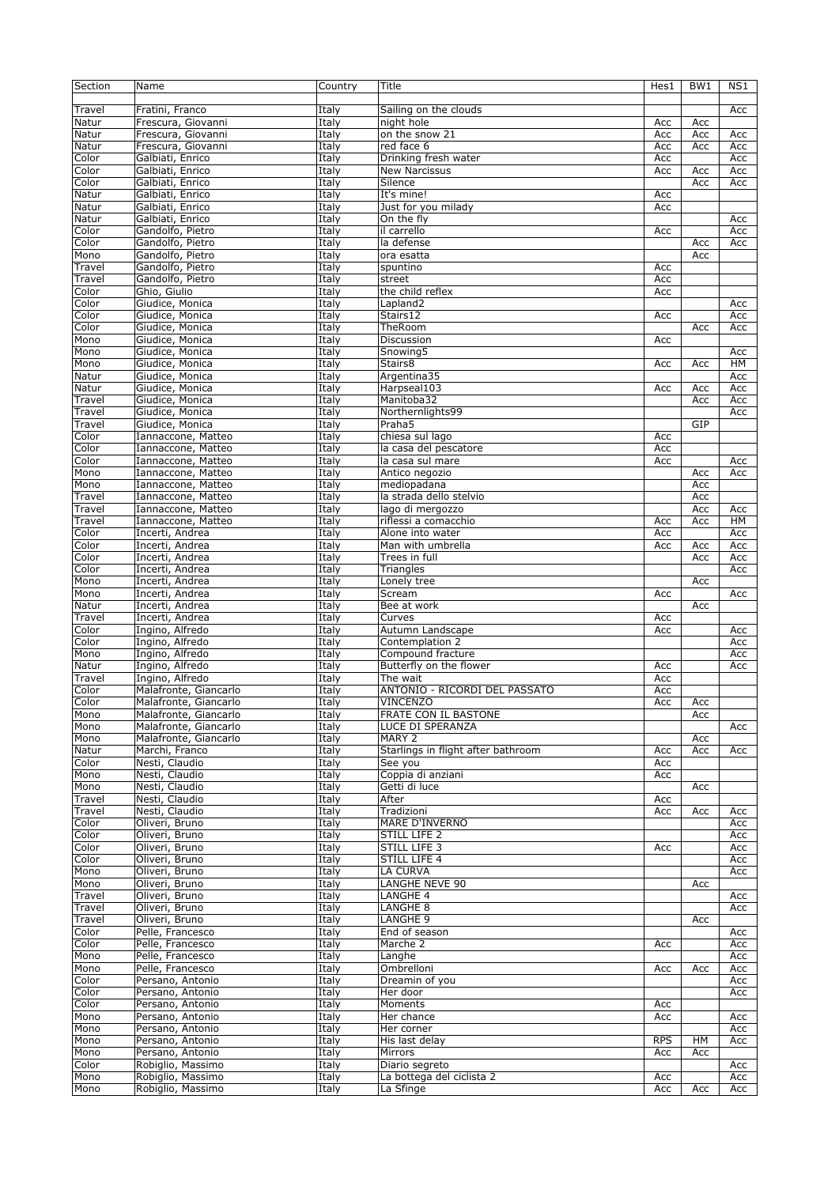| Section | Name | Country | Title | Hes1 | BW1 | NS1 |
|---|---|---|---|---|---|---|
| Travel | Fratini, Franco | Italy | Sailing on the clouds | | | Acc |
| Natur | Frescura, Giovanni | Italy | night hole | Acc | Acc | |
| Natur | Frescura, Giovanni | Italy | on the snow 21 | Acc | Acc | Acc |
| Natur | Frescura, Giovanni | Italy | red face 6 | Acc | Acc | Acc |
| Color | Galbiati, Enrico | Italy | Drinking fresh water | Acc | | Acc |
| Color | Galbiati, Enrico | Italy | New Narcissus | Acc | Acc | Acc |
| Color | Galbiati, Enrico | Italy | Silence | | Acc | Acc |
| Natur | Galbiati, Enrico | Italy | It's mine! | Acc | | |
| Natur | Galbiati, Enrico | Italy | Just for you milady | Acc | | |
| Natur | Galbiati, Enrico | Italy | On the fly | | | Acc |
| Color | Gandolfo, Pietro | Italy | il carrello | Acc | | Acc |
| Color | Gandolfo, Pietro | Italy | la defense | | Acc | Acc |
| Mono | Gandolfo, Pietro | Italy | ora esatta | | Acc | |
| Travel | Gandolfo, Pietro | Italy | spuntino | Acc | | |
| Travel | Gandolfo, Pietro | Italy | street | Acc | | |
| Color | Ghio, Giulio | Italy | the child reflex | Acc | | |
| Color | Giudice, Monica | Italy | Lapland2 | | | Acc |
| Color | Giudice, Monica | Italy | Stairs12 | Acc | | Acc |
| Color | Giudice, Monica | Italy | TheRoom | | Acc | Acc |
| Mono | Giudice, Monica | Italy | Discussion | Acc | | |
| Mono | Giudice, Monica | Italy | Snowing5 | | | Acc |
| Mono | Giudice, Monica | Italy | Stairs8 | Acc | Acc | HM |
| Natur | Giudice, Monica | Italy | Argentina35 | | | Acc |
| Natur | Giudice, Monica | Italy | Harpseal103 | Acc | Acc | Acc |
| Travel | Giudice, Monica | Italy | Manitoba32 | | Acc | Acc |
| Travel | Giudice, Monica | Italy | Northernlights99 | | | Acc |
| Travel | Giudice, Monica | Italy | Praha5 | | GIP | |
| Color | Iannaccone, Matteo | Italy | chiesa sul lago | Acc | | |
| Color | Iannaccone, Matteo | Italy | la casa del pescatore | Acc | | |
| Color | Iannaccone, Matteo | Italy | la casa sul mare | Acc | | Acc |
| Mono | Iannaccone, Matteo | Italy | Antico negozio | | Acc | Acc |
| Mono | Iannaccone, Matteo | Italy | mediopadana | | Acc | |
| Travel | Iannaccone, Matteo | Italy | la strada dello stelvio | | Acc | |
| Travel | Iannaccone, Matteo | Italy | lago di mergozzo | | Acc | Acc |
| Travel | Iannaccone, Matteo | Italy | riflessi a comacchio | Acc | Acc | HM |
| Color | Incerti, Andrea | Italy | Alone into water | Acc | | Acc |
| Color | Incerti, Andrea | Italy | Man with umbrella | Acc | Acc | Acc |
| Color | Incerti, Andrea | Italy | Trees in full | | Acc | Acc |
| Color | Incerti, Andrea | Italy | Triangles | | | Acc |
| Mono | Incerti, Andrea | Italy | Lonely tree | | Acc | |
| Mono | Incerti, Andrea | Italy | Scream | Acc | | Acc |
| Natur | Incerti, Andrea | Italy | Bee at work | | Acc | |
| Travel | Incerti, Andrea | Italy | Curves | Acc | | |
| Color | Ingino, Alfredo | Italy | Autumn Landscape | Acc | | Acc |
| Color | Ingino, Alfredo | Italy | Contemplation 2 | | | Acc |
| Mono | Ingino, Alfredo | Italy | Compound fracture | | | Acc |
| Natur | Ingino, Alfredo | Italy | Butterfly on the flower | Acc | | Acc |
| Travel | Ingino, Alfredo | Italy | The wait | Acc | | |
| Color | Malafronte, Giancarlo | Italy | ANTONIO - RICORDI DEL PASSATO | Acc | | |
| Color | Malafronte, Giancarlo | Italy | VINCENZO | Acc | Acc | |
| Mono | Malafronte, Giancarlo | Italy | FRATE CON IL BASTONE | | Acc | |
| Mono | Malafronte, Giancarlo | Italy | LUCE DI SPERANZA | | | Acc |
| Mono | Malafronte, Giancarlo | Italy | MARY 2 | | Acc | |
| Natur | Marchi, Franco | Italy | Starlings in flight after bathroom | Acc | Acc | Acc |
| Color | Nesti, Claudio | Italy | See you | Acc | | |
| Mono | Nesti, Claudio | Italy | Coppia di anziani | Acc | | |
| Mono | Nesti, Claudio | Italy | Getti di luce | | Acc | |
| Travel | Nesti, Claudio | Italy | After | Acc | | |
| Travel | Nesti, Claudio | Italy | Tradizioni | Acc | Acc | Acc |
| Color | Oliveri, Bruno | Italy | MARE D'INVERNO | | | Acc |
| Color | Oliveri, Bruno | Italy | STILL LIFE 2 | | | Acc |
| Color | Oliveri, Bruno | Italy | STILL LIFE 3 | Acc | | Acc |
| Color | Oliveri, Bruno | Italy | STILL LIFE 4 | | | Acc |
| Mono | Oliveri, Bruno | Italy | LA CURVA | | | Acc |
| Mono | Oliveri, Bruno | Italy | LANGHE NEVE 90 | | Acc | |
| Travel | Oliveri, Bruno | Italy | LANGHE 4 | | | Acc |
| Travel | Oliveri, Bruno | Italy | LANGHE 8 | | | Acc |
| Travel | Oliveri, Bruno | Italy | LANGHE 9 | | Acc | |
| Color | Pelle, Francesco | Italy | End of season | | | Acc |
| Color | Pelle, Francesco | Italy | Marche 2 | Acc | | Acc |
| Mono | Pelle, Francesco | Italy | Langhe | | | Acc |
| Mono | Pelle, Francesco | Italy | Ombrelloni | Acc | Acc | Acc |
| Color | Persano, Antonio | Italy | Dreamin of you | | | Acc |
| Color | Persano, Antonio | Italy | Her door | | | Acc |
| Color | Persano, Antonio | Italy | Moments | Acc | | |
| Mono | Persano, Antonio | Italy | Her chance | Acc | | Acc |
| Mono | Persano, Antonio | Italy | Her corner | | | Acc |
| Mono | Persano, Antonio | Italy | His last delay | RPS | HM | Acc |
| Mono | Persano, Antonio | Italy | Mirrors | Acc | Acc | |
| Color | Robiglio, Massimo | Italy | Diario segreto | | | Acc |
| Mono | Robiglio, Massimo | Italy | La bottega del ciclista 2 | Acc | | Acc |
| Mono | Robiglio, Massimo | Italy | La Sfinge | Acc | Acc | Acc |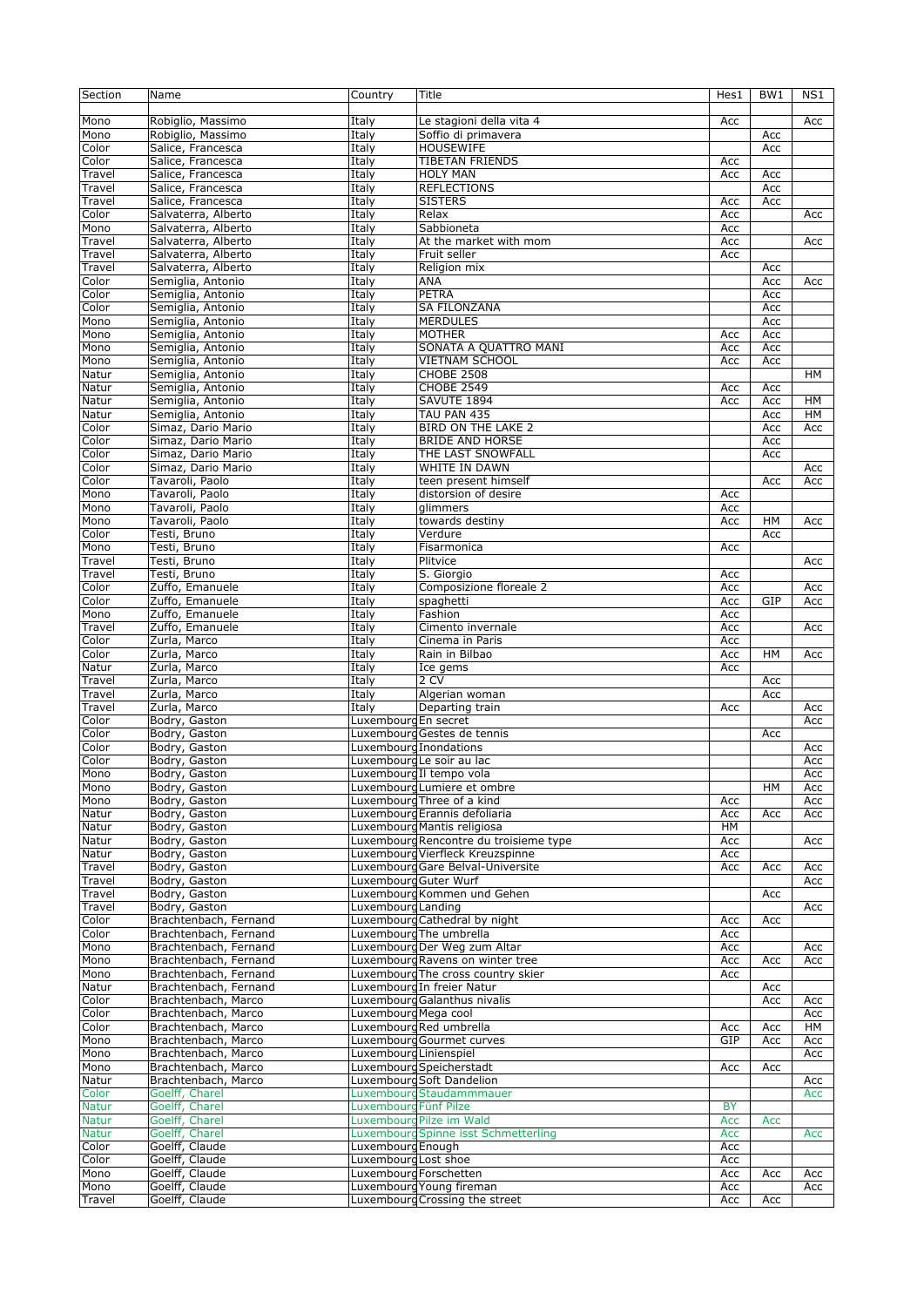| Section | Name | Country | Title | Hes1 | BW1 | NS1 |
|---|---|---|---|---|---|---|
| Mono | Robiglio, Massimo | Italy | Le stagioni della vita 4 | Acc | | Acc |
| Mono | Robiglio, Massimo | Italy | Soffio di primavera | | Acc | |
| Color | Salice, Francesca | Italy | HOUSEWIFE | | Acc | |
| Color | Salice, Francesca | Italy | TIBETAN FRIENDS | Acc | | |
| Travel | Salice, Francesca | Italy | HOLY MAN | Acc | Acc | |
| Travel | Salice, Francesca | Italy | REFLECTIONS | | Acc | |
| Travel | Salice, Francesca | Italy | SISTERS | Acc | Acc | |
| Color | Salvaterra, Alberto | Italy | Relax | Acc | | Acc |
| Mono | Salvaterra, Alberto | Italy | Sabbioneta | Acc | | |
| Travel | Salvaterra, Alberto | Italy | At the market with mom | Acc | | Acc |
| Travel | Salvaterra, Alberto | Italy | Fruit seller | Acc | | |
| Travel | Salvaterra, Alberto | Italy | Religion mix | | Acc | |
| Color | Semiglia, Antonio | Italy | ANA | | Acc | Acc |
| Color | Semiglia, Antonio | Italy | PETRA | | Acc | |
| Color | Semiglia, Antonio | Italy | SA FILONZANA | | Acc | |
| Mono | Semiglia, Antonio | Italy | MERDULES | | Acc | |
| Mono | Semiglia, Antonio | Italy | MOTHER | Acc | Acc | |
| Mono | Semiglia, Antonio | Italy | SONATA A QUATTRO MANI | Acc | Acc | |
| Mono | Semiglia, Antonio | Italy | VIETNAM SCHOOL | Acc | Acc | |
| Natur | Semiglia, Antonio | Italy | CHOBE 2508 | | | HM |
| Natur | Semiglia, Antonio | Italy | CHOBE 2549 | Acc | Acc | |
| Natur | Semiglia, Antonio | Italy | SAVUTE 1894 | Acc | Acc | HM |
| Natur | Semiglia, Antonio | Italy | TAU PAN 435 | | Acc | HM |
| Color | Simaz, Dario Mario | Italy | BIRD ON THE LAKE 2 | | Acc | Acc |
| Color | Simaz, Dario Mario | Italy | BRIDE AND HORSE | | Acc | |
| Color | Simaz, Dario Mario | Italy | THE LAST SNOWFALL | | Acc | |
| Color | Simaz, Dario Mario | Italy | WHITE IN DAWN | | | Acc |
| Color | Tavaroli, Paolo | Italy | teen present himself | | Acc | Acc |
| Mono | Tavaroli, Paolo | Italy | distorsion of desire | Acc | | |
| Mono | Tavaroli, Paolo | Italy | glimmers | Acc | | |
| Mono | Tavaroli, Paolo | Italy | towards destiny | Acc | HM | Acc |
| Color | Testi, Bruno | Italy | Verdure | | Acc | |
| Mono | Testi, Bruno | Italy | Fisarmonica | Acc | | |
| Travel | Testi, Bruno | Italy | Plitvice | | | Acc |
| Travel | Testi, Bruno | Italy | S. Giorgio | Acc | | |
| Color | Zuffo, Emanuele | Italy | Composizione floreale 2 | Acc | | Acc |
| Color | Zuffo, Emanuele | Italy | spaghetti | Acc | GIP | Acc |
| Mono | Zuffo, Emanuele | Italy | Fashion | Acc | | |
| Travel | Zuffo, Emanuele | Italy | Cimento invernale | Acc | | Acc |
| Color | Zurla, Marco | Italy | Cinema in Paris | Acc | | |
| Color | Zurla, Marco | Italy | Rain in Bilbao | Acc | HM | Acc |
| Natur | Zurla, Marco | Italy | Ice gems | Acc | | |
| Travel | Zurla, Marco | Italy | 2 CV | | Acc | |
| Travel | Zurla, Marco | Italy | Algerian woman | | Acc | |
| Travel | Zurla, Marco | Italy | Departing train | Acc | | Acc |
| Color | Bodry, Gaston | Luxembourg | En secret | | | Acc |
| Color | Bodry, Gaston | Luxembourg | Gestes de tennis | | Acc | |
| Color | Bodry, Gaston | Luxembourg | Inondations | | | Acc |
| Color | Bodry, Gaston | Luxembourg | Le soir au lac | | | Acc |
| Mono | Bodry, Gaston | Luxembourg | Il tempo vola | | | Acc |
| Mono | Bodry, Gaston | Luxembourg | Lumiere et ombre | | HM | Acc |
| Mono | Bodry, Gaston | Luxembourg | Three of a kind | Acc | | Acc |
| Natur | Bodry, Gaston | Luxembourg | Erannis defoliaria | Acc | Acc | Acc |
| Natur | Bodry, Gaston | Luxembourg | Mantis religiosa | HM | | |
| Natur | Bodry, Gaston | Luxembourg | Rencontre du troisieme type | Acc | | Acc |
| Natur | Bodry, Gaston | Luxembourg | Vierfleck Kreuzspinne | Acc | | |
| Travel | Bodry, Gaston | Luxembourg | Gare Belval-Universite | Acc | Acc | Acc |
| Travel | Bodry, Gaston | Luxembourg | Guter Wurf | | | Acc |
| Travel | Bodry, Gaston | Luxembourg | Kommen und Gehen | | Acc | |
| Travel | Bodry, Gaston | Luxembourg | Landing | | | Acc |
| Color | Brachtenbach, Fernand | Luxembourg | Cathedral by night | Acc | Acc | |
| Color | Brachtenbach, Fernand | Luxembourg | The umbrella | Acc | | |
| Mono | Brachtenbach, Fernand | Luxembourg | Der Weg zum Altar | Acc | | Acc |
| Mono | Brachtenbach, Fernand | Luxembourg | Ravens on winter tree | Acc | Acc | Acc |
| Mono | Brachtenbach, Fernand | Luxembourg | The cross country skier | Acc | | |
| Natur | Brachtenbach, Fernand | Luxembourg | In freier Natur | | Acc | |
| Color | Brachtenbach, Marco | Luxembourg | Galanthus nivalis | | Acc | Acc |
| Color | Brachtenbach, Marco | Luxembourg | Mega cool | | | Acc |
| Color | Brachtenbach, Marco | Luxembourg | Red umbrella | Acc | Acc | HM |
| Mono | Brachtenbach, Marco | Luxembourg | Gourmet curves | GIP | Acc | Acc |
| Mono | Brachtenbach, Marco | Luxembourg | Linienspiel | | | Acc |
| Mono | Brachtenbach, Marco | Luxembourg | Speicherstadt | Acc | Acc | |
| Natur | Brachtenbach, Marco | Luxembourg | Soft Dandelion | | | Acc |
| Color | Goelff, Charel | Luxembourg | Staudammmauer | | | Acc |
| Natur | Goelff, Charel | Luxembourg | Fünf Pilze | BY | | |
| Natur | Goelff, Charel | Luxembourg | Pilze im Wald | Acc | Acc | |
| Natur | Goelff, Charel | Luxembourg | Spinne isst Schmetterling | Acc | | Acc |
| Color | Goelff, Claude | Luxembourg | Enough | Acc | | |
| Color | Goelff, Claude | Luxembourg | Lost shoe | Acc | | |
| Mono | Goelff, Claude | Luxembourg | Forschetten | Acc | Acc | Acc |
| Mono | Goelff, Claude | Luxembourg | Young fireman | Acc | | Acc |
| Travel | Goelff, Claude | Luxembourg | Crossing the street | Acc | Acc | |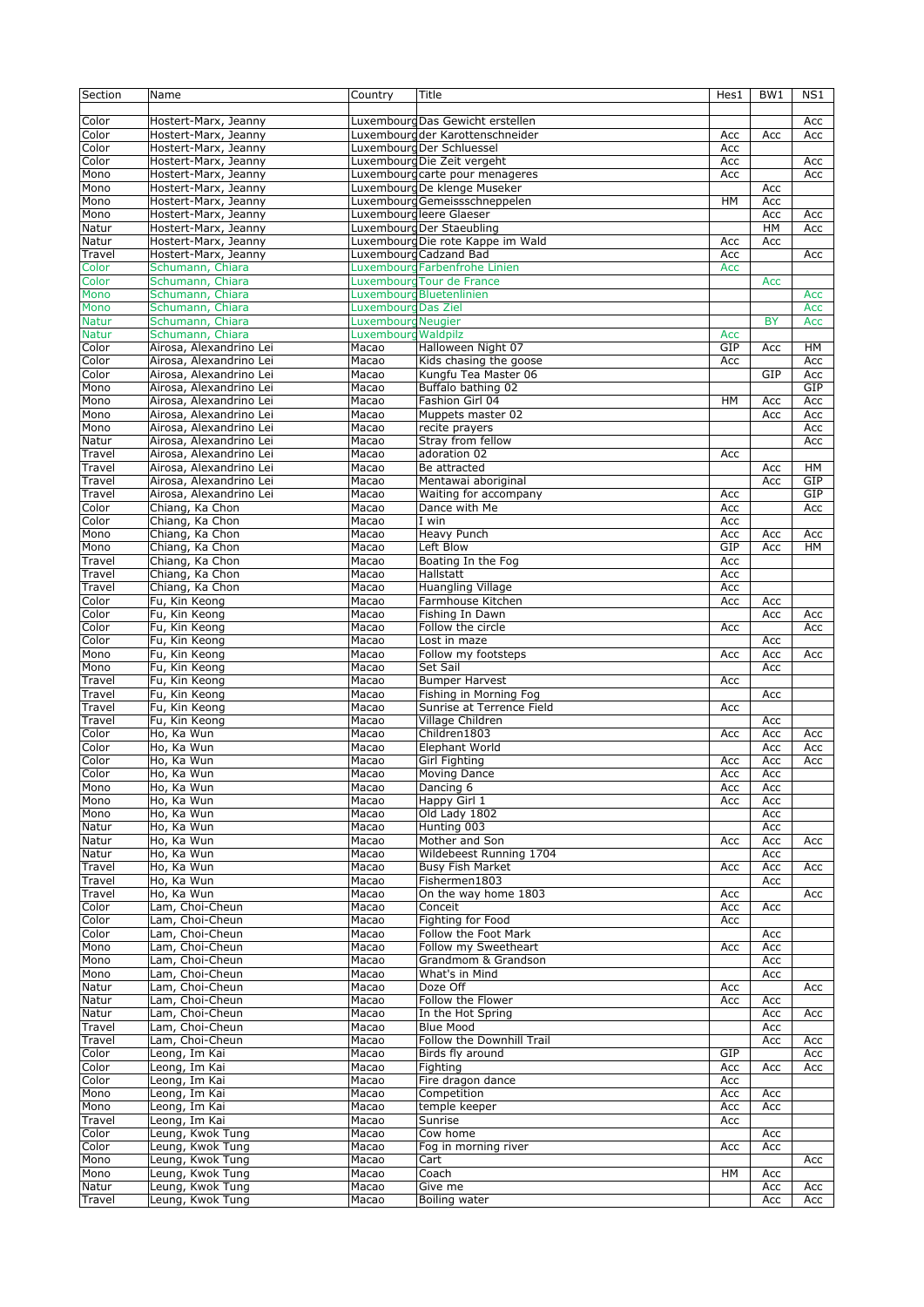| Section | Name | Country | Title | Hes1 | BW1 | NS1 |
|---|---|---|---|---|---|---|
| Color | Hostert-Marx, Jeanny | Luxembourg | Das Gewicht erstellen | | | Acc |
| Color | Hostert-Marx, Jeanny | Luxembourg | der Karottenschneider | Acc | Acc | Acc |
| Color | Hostert-Marx, Jeanny | Luxembourg | Der Schluessel | Acc | | |
| Color | Hostert-Marx, Jeanny | Luxembourg | Die Zeit vergeht | Acc | | Acc |
| Mono | Hostert-Marx, Jeanny | Luxembourg | carte pour menageres | Acc | | Acc |
| Mono | Hostert-Marx, Jeanny | Luxembourg | De klenge Museker | | Acc | |
| Mono | Hostert-Marx, Jeanny | Luxembourg | Gemeissschneppelen | HM | Acc | |
| Mono | Hostert-Marx, Jeanny | Luxembourg | leere Glaeser | | Acc | Acc |
| Natur | Hostert-Marx, Jeanny | Luxembourg | Der Staeubling | | HM | Acc |
| Natur | Hostert-Marx, Jeanny | Luxembourg | Die rote Kappe im Wald | Acc | Acc | |
| Travel | Hostert-Marx, Jeanny | Luxembourg | Cadzand Bad | Acc | | Acc |
| Color | Schumann, Chiara | Luxembourg | Farbenfrohe Linien | Acc | | |
| Color | Schumann, Chiara | Luxembourg | Tour de France | | Acc | |
| Mono | Schumann, Chiara | Luxembourg | Bluetenlinien | | | Acc |
| Mono | Schumann, Chiara | Luxembourg | Das Ziel | | | Acc |
| Natur | Schumann, Chiara | Luxembourg | Neugier | | BY | Acc |
| Natur | Schumann, Chiara | Luxembourg | Waldpilz | Acc | | |
| Color | Airosa, Alexandrino Lei | Macao | Halloween Night 07 | GIP | Acc | HM |
| Color | Airosa, Alexandrino Lei | Macao | Kids chasing the goose | Acc | | Acc |
| Color | Airosa, Alexandrino Lei | Macao | Kungfu Tea Master 06 | | GIP | Acc |
| Mono | Airosa, Alexandrino Lei | Macao | Buffalo bathing 02 | | | GIP |
| Mono | Airosa, Alexandrino Lei | Macao | Fashion Girl 04 | HM | Acc | Acc |
| Mono | Airosa, Alexandrino Lei | Macao | Muppets master 02 | | Acc | Acc |
| Mono | Airosa, Alexandrino Lei | Macao | recite prayers | | | Acc |
| Natur | Airosa, Alexandrino Lei | Macao | Stray from fellow | | | Acc |
| Travel | Airosa, Alexandrino Lei | Macao | adoration 02 | Acc | | |
| Travel | Airosa, Alexandrino Lei | Macao | Be attracted | | Acc | HM |
| Travel | Airosa, Alexandrino Lei | Macao | Mentawai aboriginal | | Acc | GIP |
| Travel | Airosa, Alexandrino Lei | Macao | Waiting for accompany | Acc | | GIP |
| Color | Chiang, Ka Chon | Macao | Dance with Me | Acc | | Acc |
| Color | Chiang, Ka Chon | Macao | I win | Acc | | |
| Mono | Chiang, Ka Chon | Macao | Heavy Punch | Acc | Acc | Acc |
| Mono | Chiang, Ka Chon | Macao | Left Blow | GIP | Acc | HM |
| Travel | Chiang, Ka Chon | Macao | Boating In the Fog | Acc | | |
| Travel | Chiang, Ka Chon | Macao | Hallstatt | Acc | | |
| Travel | Chiang, Ka Chon | Macao | Huangling Village | Acc | | |
| Color | Fu, Kin Keong | Macao | Farmhouse Kitchen | Acc | Acc | |
| Color | Fu, Kin Keong | Macao | Fishing In Dawn | | Acc | Acc |
| Color | Fu, Kin Keong | Macao | Follow the circle | Acc | | Acc |
| Color | Fu, Kin Keong | Macao | Lost in maze | | Acc | |
| Mono | Fu, Kin Keong | Macao | Follow my footsteps | Acc | Acc | Acc |
| Mono | Fu, Kin Keong | Macao | Set Sail | | Acc | |
| Travel | Fu, Kin Keong | Macao | Bumper Harvest | Acc | | |
| Travel | Fu, Kin Keong | Macao | Fishing in Morning Fog | | Acc | |
| Travel | Fu, Kin Keong | Macao | Sunrise at Terrence Field | Acc | | |
| Travel | Fu, Kin Keong | Macao | Village Children | | Acc | |
| Color | Ho, Ka Wun | Macao | Children1803 | Acc | Acc | Acc |
| Color | Ho, Ka Wun | Macao | Elephant World | | Acc | Acc |
| Color | Ho, Ka Wun | Macao | Girl Fighting | Acc | Acc | Acc |
| Color | Ho, Ka Wun | Macao | Moving Dance | Acc | Acc | |
| Mono | Ho, Ka Wun | Macao | Dancing 6 | Acc | Acc | |
| Mono | Ho, Ka Wun | Macao | Happy Girl 1 | Acc | Acc | |
| Mono | Ho, Ka Wun | Macao | Old Lady 1802 | | Acc | |
| Natur | Ho, Ka Wun | Macao | Hunting 003 | | Acc | |
| Natur | Ho, Ka Wun | Macao | Mother and Son | Acc | Acc | Acc |
| Natur | Ho, Ka Wun | Macao | Wildebeest Running 1704 | | Acc | |
| Travel | Ho, Ka Wun | Macao | Busy Fish Market | Acc | Acc | Acc |
| Travel | Ho, Ka Wun | Macao | Fishermen1803 | | Acc | |
| Travel | Ho, Ka Wun | Macao | On the way home 1803 | Acc | | Acc |
| Color | Lam, Choi-Cheun | Macao | Conceit | Acc | Acc | |
| Color | Lam, Choi-Cheun | Macao | Fighting for Food | Acc | | |
| Color | Lam, Choi-Cheun | Macao | Follow the Foot Mark | | Acc | |
| Mono | Lam, Choi-Cheun | Macao | Follow my Sweetheart | Acc | Acc | |
| Mono | Lam, Choi-Cheun | Macao | Grandmom & Grandson | | Acc | |
| Mono | Lam, Choi-Cheun | Macao | What's in Mind | | Acc | |
| Natur | Lam, Choi-Cheun | Macao | Doze Off | Acc | | Acc |
| Natur | Lam, Choi-Cheun | Macao | Follow the Flower | Acc | Acc | |
| Natur | Lam, Choi-Cheun | Macao | In the Hot Spring | | Acc | Acc |
| Travel | Lam, Choi-Cheun | Macao | Blue Mood | | Acc | |
| Travel | Lam, Choi-Cheun | Macao | Follow the Downhill Trail | | Acc | Acc |
| Color | Leong, Im Kai | Macao | Birds fly around | GIP | | Acc |
| Color | Leong, Im Kai | Macao | Fighting | Acc | Acc | Acc |
| Color | Leong, Im Kai | Macao | Fire dragon dance | Acc | | |
| Mono | Leong, Im Kai | Macao | Competition | Acc | Acc | |
| Mono | Leong, Im Kai | Macao | temple keeper | Acc | Acc | |
| Travel | Leong, Im Kai | Macao | Sunrise | Acc | | |
| Color | Leung, Kwok Tung | Macao | Cow home | | Acc | |
| Color | Leung, Kwok Tung | Macao | Fog in morning river | Acc | Acc | |
| Mono | Leung, Kwok Tung | Macao | Cart | | | Acc |
| Mono | Leung, Kwok Tung | Macao | Coach | HM | Acc | |
| Natur | Leung, Kwok Tung | Macao | Give me | | Acc | Acc |
| Travel | Leung, Kwok Tung | Macao | Boiling water | | Acc | Acc |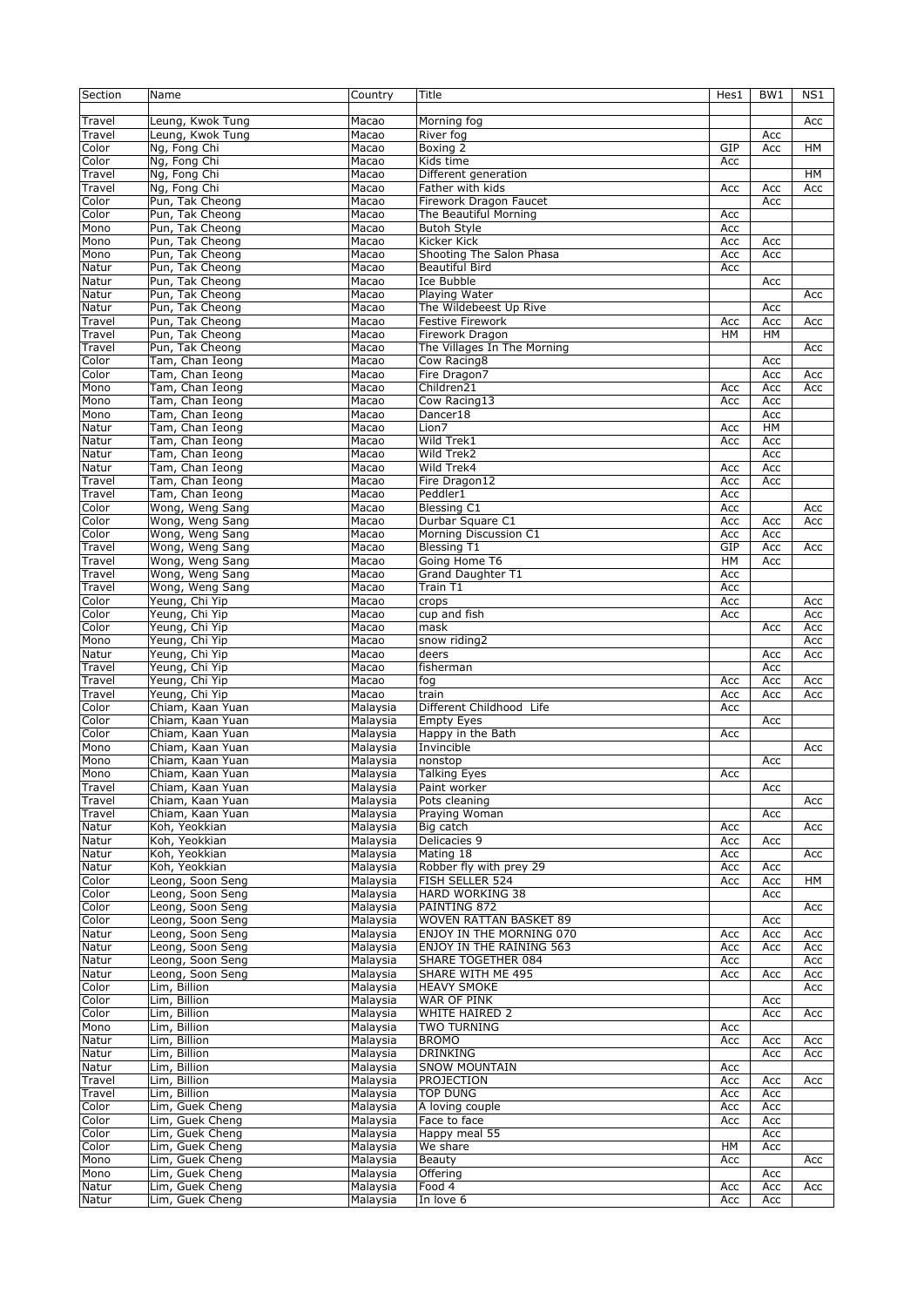| Section | Name | Country | Title | Hes1 | BW1 | NS1 |
|---|---|---|---|---|---|---|
| Travel | Leung, Kwok Tung | Macao | Morning fog | | | Acc |
| Travel | Leung, Kwok Tung | Macao | River fog | | Acc | |
| Color | Ng, Fong Chi | Macao | Boxing 2 | GIP | Acc | HM |
| Color | Ng, Fong Chi | Macao | Kids time | Acc | | |
| Travel | Ng, Fong Chi | Macao | Different generation | | | HM |
| Travel | Ng, Fong Chi | Macao | Father with kids | Acc | Acc | Acc |
| Color | Pun, Tak Cheong | Macao | Firework Dragon Faucet | | Acc | |
| Color | Pun, Tak Cheong | Macao | The Beautiful Morning | Acc | | |
| Mono | Pun, Tak Cheong | Macao | Butoh Style | Acc | | |
| Mono | Pun, Tak Cheong | Macao | Kicker Kick | Acc | Acc | |
| Mono | Pun, Tak Cheong | Macao | Shooting The Salon Phasa | Acc | Acc | |
| Natur | Pun, Tak Cheong | Macao | Beautiful Bird | Acc | | |
| Natur | Pun, Tak Cheong | Macao | Ice Bubble | | Acc | |
| Natur | Pun, Tak Cheong | Macao | Playing Water | | | Acc |
| Natur | Pun, Tak Cheong | Macao | The Wildebeest Up Rive | | Acc | |
| Travel | Pun, Tak Cheong | Macao | Festive Firework | Acc | Acc | Acc |
| Travel | Pun, Tak Cheong | Macao | Firework Dragon | HM | HM | |
| Travel | Pun, Tak Cheong | Macao | The Villages In The Morning | | | Acc |
| Color | Tam, Chan Ieong | Macao | Cow Racing8 | | Acc | |
| Color | Tam, Chan Ieong | Macao | Fire Dragon7 | | Acc | Acc |
| Mono | Tam, Chan Ieong | Macao | Children21 | Acc | Acc | Acc |
| Mono | Tam, Chan Ieong | Macao | Cow Racing13 | Acc | Acc | |
| Mono | Tam, Chan Ieong | Macao | Dancer18 | | Acc | |
| Natur | Tam, Chan Ieong | Macao | Lion7 | Acc | HM | |
| Natur | Tam, Chan Ieong | Macao | Wild Trek1 | Acc | Acc | |
| Natur | Tam, Chan Ieong | Macao | Wild Trek2 | | Acc | |
| Natur | Tam, Chan Ieong | Macao | Wild Trek4 | Acc | Acc | |
| Travel | Tam, Chan Ieong | Macao | Fire Dragon12 | Acc | Acc | |
| Travel | Tam, Chan Ieong | Macao | Peddler1 | Acc | | |
| Color | Wong, Weng Sang | Macao | Blessing C1 | Acc | | Acc |
| Color | Wong, Weng Sang | Macao | Durbar Square C1 | Acc | Acc | Acc |
| Color | Wong, Weng Sang | Macao | Morning Discussion C1 | Acc | Acc | |
| Travel | Wong, Weng Sang | Macao | Blessing T1 | GIP | Acc | Acc |
| Travel | Wong, Weng Sang | Macao | Going Home T6 | HM | Acc | |
| Travel | Wong, Weng Sang | Macao | Grand Daughter T1 | Acc | | |
| Travel | Wong, Weng Sang | Macao | Train T1 | Acc | | |
| Color | Yeung, Chi Yip | Macao | crops | Acc | | Acc |
| Color | Yeung, Chi Yip | Macao | cup and fish | Acc | | Acc |
| Color | Yeung, Chi Yip | Macao | mask | | Acc | Acc |
| Mono | Yeung, Chi Yip | Macao | snow riding2 | | | Acc |
| Natur | Yeung, Chi Yip | Macao | deers | | Acc | Acc |
| Travel | Yeung, Chi Yip | Macao | fisherman | | Acc | |
| Travel | Yeung, Chi Yip | Macao | fog | Acc | Acc | Acc |
| Travel | Yeung, Chi Yip | Macao | train | Acc | Acc | Acc |
| Color | Chiam, Kaan Yuan | Malaysia | Different Childhood Life | Acc | | |
| Color | Chiam, Kaan Yuan | Malaysia | Empty Eyes | | Acc | |
| Color | Chiam, Kaan Yuan | Malaysia | Happy in the Bath | Acc | | |
| Mono | Chiam, Kaan Yuan | Malaysia | Invincible | | | Acc |
| Mono | Chiam, Kaan Yuan | Malaysia | nonstop | | Acc | |
| Mono | Chiam, Kaan Yuan | Malaysia | Talking Eyes | Acc | | |
| Travel | Chiam, Kaan Yuan | Malaysia | Paint worker | | Acc | |
| Travel | Chiam, Kaan Yuan | Malaysia | Pots cleaning | | | Acc |
| Travel | Chiam, Kaan Yuan | Malaysia | Praying Woman | | Acc | |
| Natur | Koh, Yeokkian | Malaysia | Big catch | Acc | | Acc |
| Natur | Koh, Yeokkian | Malaysia | Delicacies 9 | Acc | Acc | |
| Natur | Koh, Yeokkian | Malaysia | Mating 18 | Acc | | Acc |
| Natur | Koh, Yeokkian | Malaysia | Robber fly with prey 29 | Acc | Acc | |
| Color | Leong, Soon Seng | Malaysia | FISH SELLER 524 | Acc | Acc | HM |
| Color | Leong, Soon Seng | Malaysia | HARD WORKING 38 | | Acc | |
| Color | Leong, Soon Seng | Malaysia | PAINTING 872 | | | Acc |
| Color | Leong, Soon Seng | Malaysia | WOVEN RATTAN BASKET 89 | | Acc | |
| Natur | Leong, Soon Seng | Malaysia | ENJOY IN THE MORNING 070 | Acc | Acc | Acc |
| Natur | Leong, Soon Seng | Malaysia | ENJOY IN THE RAINING 563 | Acc | Acc | Acc |
| Natur | Leong, Soon Seng | Malaysia | SHARE TOGETHER 084 | Acc | | Acc |
| Natur | Leong, Soon Seng | Malaysia | SHARE WITH ME 495 | Acc | Acc | Acc |
| Color | Lim, Billion | Malaysia | HEAVY SMOKE | | | Acc |
| Color | Lim, Billion | Malaysia | WAR OF PINK | | Acc | |
| Color | Lim, Billion | Malaysia | WHITE HAIRED 2 | | Acc | Acc |
| Mono | Lim, Billion | Malaysia | TWO TURNING | Acc | | |
| Natur | Lim, Billion | Malaysia | BROMO | Acc | Acc | Acc |
| Natur | Lim, Billion | Malaysia | DRINKING | | Acc | Acc |
| Natur | Lim, Billion | Malaysia | SNOW MOUNTAIN | Acc | | |
| Travel | Lim, Billion | Malaysia | PROJECTION | Acc | Acc | Acc |
| Travel | Lim, Billion | Malaysia | TOP DUNG | Acc | Acc | |
| Color | Lim, Guek Cheng | Malaysia | A loving couple | Acc | Acc | |
| Color | Lim, Guek Cheng | Malaysia | Face to face | Acc | Acc | |
| Color | Lim, Guek Cheng | Malaysia | Happy meal 55 | | Acc | |
| Color | Lim, Guek Cheng | Malaysia | We share | HM | Acc | |
| Mono | Lim, Guek Cheng | Malaysia | Beauty | Acc | | Acc |
| Mono | Lim, Guek Cheng | Malaysia | Offering | | Acc | |
| Natur | Lim, Guek Cheng | Malaysia | Food 4 | Acc | Acc | Acc |
| Natur | Lim, Guek Cheng | Malaysia | In love 6 | Acc | Acc | |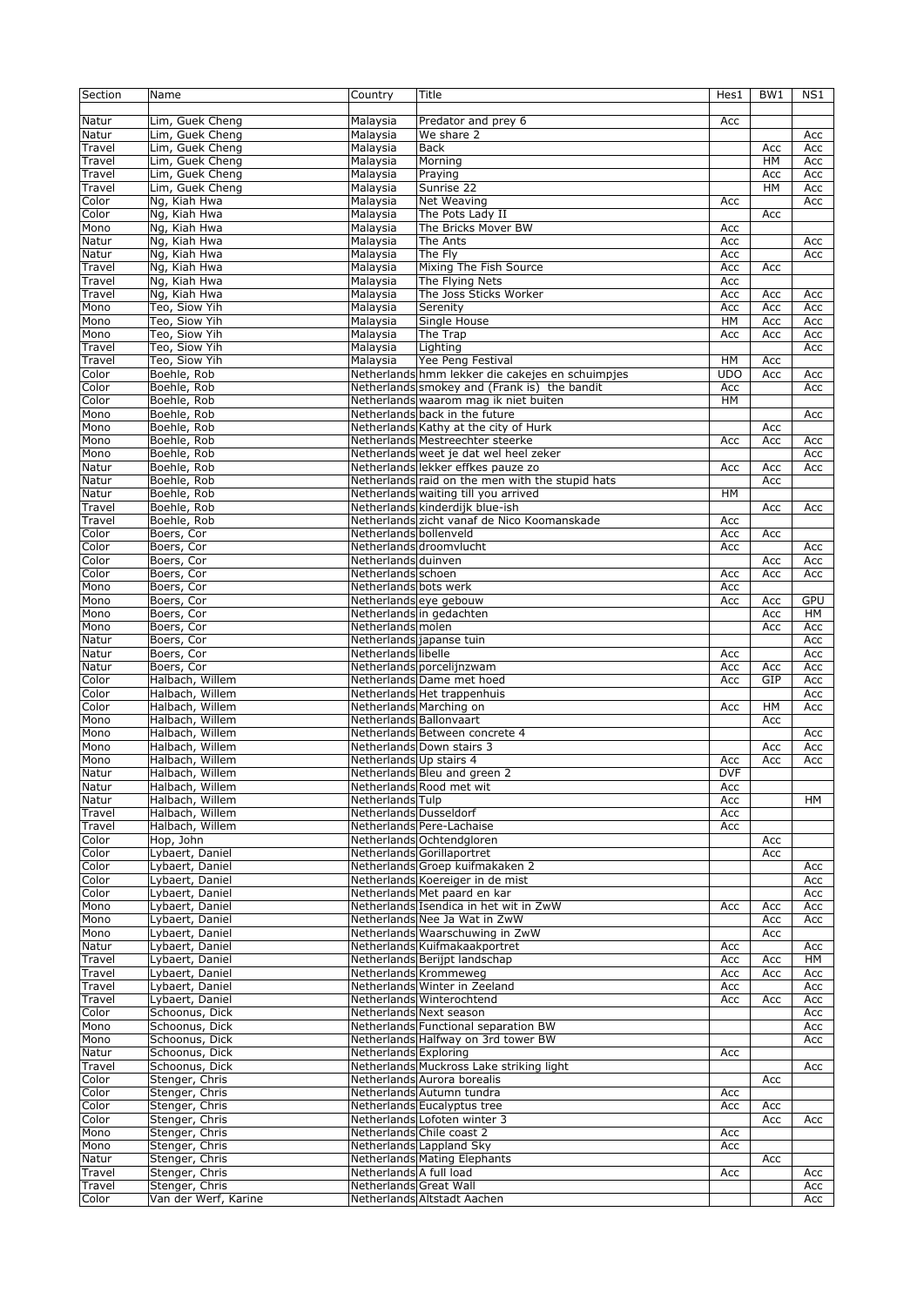| Section | Name | Country | Title | Hes1 | BW1 | NS1 |
|---|---|---|---|---|---|---|
| Natur | Lim, Guek Cheng | Malaysia | Predator and prey 6 | Acc | | |
| Natur | Lim, Guek Cheng | Malaysia | We share 2 | | | Acc |
| Travel | Lim, Guek Cheng | Malaysia | Back | | Acc | Acc |
| Travel | Lim, Guek Cheng | Malaysia | Morning | | HM | Acc |
| Travel | Lim, Guek Cheng | Malaysia | Praying | | Acc | Acc |
| Travel | Lim, Guek Cheng | Malaysia | Sunrise 22 | | HM | Acc |
| Color | Ng, Kiah Hwa | Malaysia | Net Weaving | Acc | | Acc |
| Color | Ng, Kiah Hwa | Malaysia | The Pots Lady II | | Acc | |
| Mono | Ng, Kiah Hwa | Malaysia | The Bricks Mover BW | Acc | | |
| Natur | Ng, Kiah Hwa | Malaysia | The Ants | Acc | | Acc |
| Natur | Ng, Kiah Hwa | Malaysia | The Fly | Acc | | Acc |
| Travel | Ng, Kiah Hwa | Malaysia | Mixing The Fish Source | Acc | Acc | |
| Travel | Ng, Kiah Hwa | Malaysia | The Flying Nets | Acc | | |
| Travel | Ng, Kiah Hwa | Malaysia | The Joss Sticks Worker | Acc | Acc | Acc |
| Mono | Teo, Siow Yih | Malaysia | Serenity | Acc | Acc | Acc |
| Mono | Teo, Siow Yih | Malaysia | Single House | HM | Acc | Acc |
| Mono | Teo, Siow Yih | Malaysia | The Trap | Acc | Acc | Acc |
| Travel | Teo, Siow Yih | Malaysia | Lighting | | | Acc |
| Travel | Teo, Siow Yih | Malaysia | Yee Peng Festival | HM | Acc | |
| Color | Boehle, Rob | Netherlands | hmm lekker die cakejes en schuimpjes | UDO | Acc | Acc |
| Color | Boehle, Rob | Netherlands | smokey and (Frank is) the bandit | Acc | | Acc |
| Color | Boehle, Rob | Netherlands | waarom mag ik niet buiten | HM | | |
| Mono | Boehle, Rob | Netherlands | back in the future | | | Acc |
| Mono | Boehle, Rob | Netherlands | Kathy at the city of Hurk | | Acc | |
| Mono | Boehle, Rob | Netherlands | Mestreechter steerke | Acc | Acc | Acc |
| Mono | Boehle, Rob | Netherlands | weet je dat wel heel zeker | | | Acc |
| Natur | Boehle, Rob | Netherlands | lekker effkes pauze zo | Acc | Acc | Acc |
| Natur | Boehle, Rob | Netherlands | raid on the men with the stupid hats | | Acc | |
| Natur | Boehle, Rob | Netherlands | waiting till you arrived | HM | | |
| Travel | Boehle, Rob | Netherlands | kinderdijk blue-ish | | Acc | Acc |
| Travel | Boehle, Rob | Netherlands | zicht vanaf de Nico Koomanskade | Acc | | |
| Color | Boers, Cor | Netherlands | bollenveld | Acc | Acc | |
| Color | Boers, Cor | Netherlands | droomvlucht | Acc | | Acc |
| Color | Boers, Cor | Netherlands | duinven | | Acc | Acc |
| Color | Boers, Cor | Netherlands | schoen | Acc | Acc | Acc |
| Mono | Boers, Cor | Netherlands | bots werk | Acc | | |
| Mono | Boers, Cor | Netherlands | eye gebouw | Acc | Acc | GPU |
| Mono | Boers, Cor | Netherlands | in gedachten | | Acc | HM |
| Mono | Boers, Cor | Netherlands | molen | | Acc | Acc |
| Natur | Boers, Cor | Netherlands | japanse tuin | | | Acc |
| Natur | Boers, Cor | Netherlands | libelle | Acc | | Acc |
| Natur | Boers, Cor | Netherlands | porcelijnzwam | Acc | Acc | Acc |
| Color | Halbach, Willem | Netherlands | Dame met hoed | Acc | GIP | Acc |
| Color | Halbach, Willem | Netherlands | Het trappenhuis | | | Acc |
| Color | Halbach, Willem | Netherlands | Marching on | Acc | HM | Acc |
| Mono | Halbach, Willem | Netherlands | Ballonvaart | | Acc | |
| Mono | Halbach, Willem | Netherlands | Between concrete 4 | | | Acc |
| Mono | Halbach, Willem | Netherlands | Down stairs 3 | | Acc | Acc |
| Mono | Halbach, Willem | Netherlands | Up stairs 4 | Acc | Acc | Acc |
| Natur | Halbach, Willem | Netherlands | Bleu and green 2 | DVF | | |
| Natur | Halbach, Willem | Netherlands | Rood met wit | Acc | | |
| Natur | Halbach, Willem | Netherlands | Tulp | Acc | | HM |
| Travel | Halbach, Willem | Netherlands | Dusseldorf | Acc | | |
| Travel | Halbach, Willem | Netherlands | Pere-Lachaise | Acc | | |
| Color | Hop, John | Netherlands | Ochtendgloren | | Acc | |
| Color | Lybaert, Daniel | Netherlands | Gorillaportret | | Acc | |
| Color | Lybaert, Daniel | Netherlands | Groep kuifmakaken 2 | | | Acc |
| Color | Lybaert, Daniel | Netherlands | Koereiger in de mist | | | Acc |
| Color | Lybaert, Daniel | Netherlands | Met paard en kar | | | Acc |
| Mono | Lybaert, Daniel | Netherlands | Isendica in het wit in ZwW | Acc | Acc | Acc |
| Mono | Lybaert, Daniel | Netherlands | Nee Ja Wat in ZwW | | Acc | Acc |
| Mono | Lybaert, Daniel | Netherlands | Waarschuwing in ZwW | | Acc | |
| Natur | Lybaert, Daniel | Netherlands | Kuifmakaakportret | Acc | | Acc |
| Travel | Lybaert, Daniel | Netherlands | Berijpt landschap | Acc | Acc | HM |
| Travel | Lybaert, Daniel | Netherlands | Krommeweg | Acc | Acc | Acc |
| Travel | Lybaert, Daniel | Netherlands | Winter in Zeeland | Acc | | Acc |
| Travel | Lybaert, Daniel | Netherlands | Winterochtend | Acc | Acc | Acc |
| Color | Schoonus, Dick | Netherlands | Next season | | | Acc |
| Mono | Schoonus, Dick | Netherlands | Functional separation BW | | | Acc |
| Mono | Schoonus, Dick | Netherlands | Halfway on 3rd tower BW | | | Acc |
| Natur | Schoonus, Dick | Netherlands | Exploring | Acc | | |
| Travel | Schoonus, Dick | Netherlands | Muckross Lake striking light | | | Acc |
| Color | Stenger, Chris | Netherlands | Aurora borealis | | Acc | |
| Color | Stenger, Chris | Netherlands | Autumn tundra | Acc | | |
| Color | Stenger, Chris | Netherlands | Eucalyptus tree | Acc | Acc | |
| Color | Stenger, Chris | Netherlands | Lofoten winter 3 | | Acc | Acc |
| Mono | Stenger, Chris | Netherlands | Chile coast 2 | Acc | | |
| Mono | Stenger, Chris | Netherlands | Lappland Sky | Acc | | |
| Natur | Stenger, Chris | Netherlands | Mating Elephants | | Acc | |
| Travel | Stenger, Chris | Netherlands | A full load | Acc | | Acc |
| Travel | Stenger, Chris | Netherlands | Great Wall | | | Acc |
| Color | Van der Werf, Karine | Netherlands | Altstadt Aachen | | | Acc |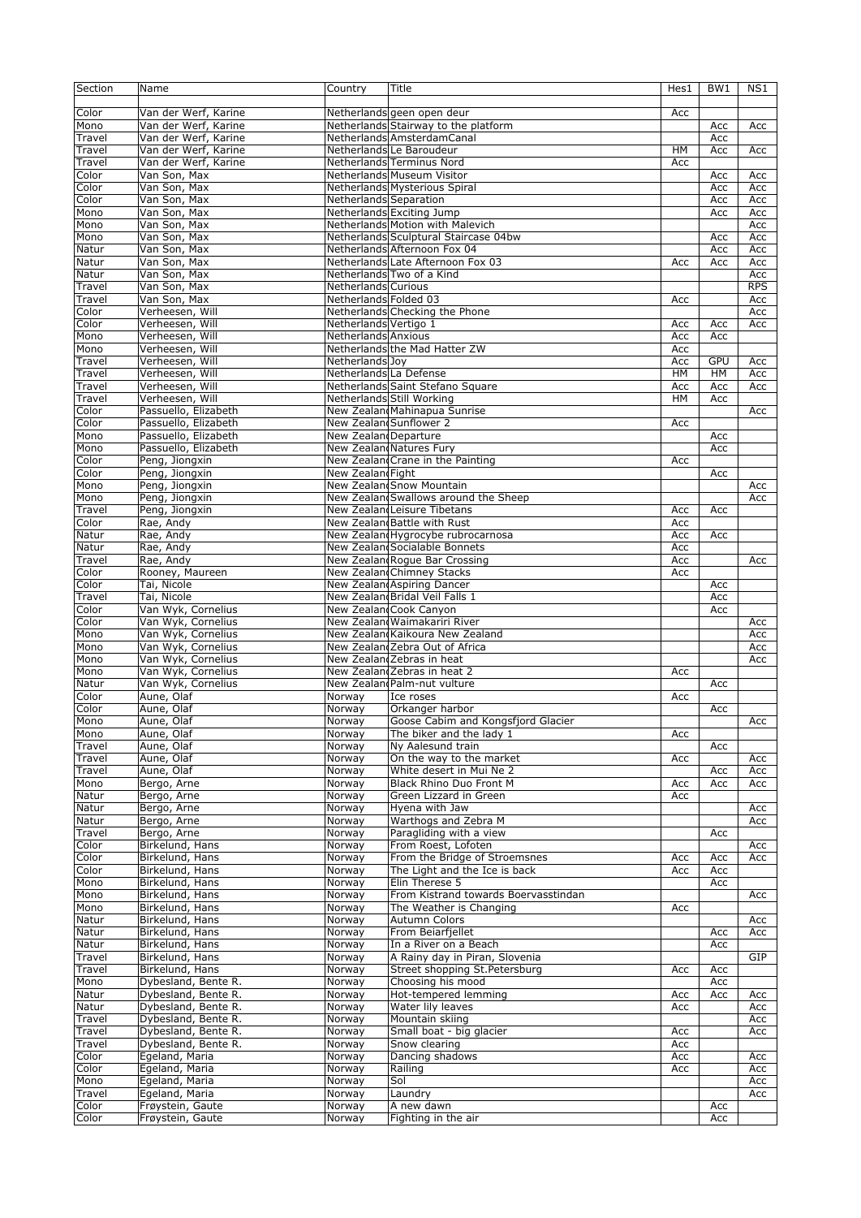| Section | Name | Country | Title | Hes1 | BW1 | NS1 |
|---|---|---|---|---|---|---|
| Color | Van der Werf, Karine | Netherlands | geen open deur | Acc | | |
| Mono | Van der Werf, Karine | Netherlands | Stairway to the platform | | Acc | Acc |
| Travel | Van der Werf, Karine | Netherlands | AmsterdamCanal | | Acc | |
| Travel | Van der Werf, Karine | Netherlands | Le Baroudeur | HM | Acc | Acc |
| Travel | Van der Werf, Karine | Netherlands | Terminus Nord | Acc | | |
| Color | Van Son, Max | Netherlands | Museum Visitor | | Acc | Acc |
| Color | Van Son, Max | Netherlands | Mysterious Spiral | | Acc | Acc |
| Color | Van Son, Max | Netherlands | Separation | | Acc | Acc |
| Mono | Van Son, Max | Netherlands | Exciting Jump | | Acc | Acc |
| Mono | Van Son, Max | Netherlands | Motion with Malevich | | | Acc |
| Mono | Van Son, Max | Netherlands | Sculptural Staircase 04bw | | Acc | Acc |
| Natur | Van Son, Max | Netherlands | Afternoon Fox 04 | | Acc | Acc |
| Natur | Van Son, Max | Netherlands | Late Afternoon Fox 03 | Acc | Acc | Acc |
| Natur | Van Son, Max | Netherlands | Two of a Kind | | | Acc |
| Travel | Van Son, Max | Netherlands | Curious | | | RPS |
| Travel | Van Son, Max | Netherlands | Folded 03 | Acc | | Acc |
| Color | Verheesen, Will | Netherlands | Checking the Phone | | | Acc |
| Color | Verheesen, Will | Netherlands | Vertigo 1 | Acc | Acc | Acc |
| Mono | Verheesen, Will | Netherlands | Anxious | Acc | Acc | |
| Mono | Verheesen, Will | Netherlands | the Mad Hatter ZW | Acc | | |
| Travel | Verheesen, Will | Netherlands | Joy | Acc | GPU | Acc |
| Travel | Verheesen, Will | Netherlands | La Defense | HM | HM | Acc |
| Travel | Verheesen, Will | Netherlands | Saint Stefano Square | Acc | Acc | Acc |
| Travel | Verheesen, Will | Netherlands | Still Working | HM | Acc | |
| Color | Passuello, Elizabeth | New Zealand | Mahinapua Sunrise | | | Acc |
| Color | Passuello, Elizabeth | New Zealand | Sunflower 2 | Acc | | |
| Mono | Passuello, Elizabeth | New Zealand | Departure | | Acc | |
| Mono | Passuello, Elizabeth | New Zealand | Natures Fury | | Acc | |
| Color | Peng, Jiongxin | New Zealand | Crane in the Painting | Acc | | |
| Color | Peng, Jiongxin | New Zealand | Fight | | Acc | |
| Mono | Peng, Jiongxin | New Zealand | Snow Mountain | | | Acc |
| Mono | Peng, Jiongxin | New Zealand | Swallows around the Sheep | | | Acc |
| Travel | Peng, Jiongxin | New Zealand | Leisure Tibetans | Acc | Acc | |
| Color | Rae, Andy | New Zealand | Battle with Rust | Acc | | |
| Natur | Rae, Andy | New Zealand | Hygrocybe rubrocarnosa | Acc | Acc | |
| Natur | Rae, Andy | New Zealand | Socialable Bonnets | Acc | | |
| Travel | Rae, Andy | New Zealand | Rogue Bar Crossing | Acc | | Acc |
| Color | Rooney, Maureen | New Zealand | Chimney Stacks | Acc | | |
| Color | Tai, Nicole | New Zealand | Aspiring Dancer | | Acc | |
| Travel | Tai, Nicole | New Zealand | Bridal Veil Falls 1 | | Acc | |
| Color | Van Wyk, Cornelius | New Zealand | Cook Canyon | | Acc | |
| Color | Van Wyk, Cornelius | New Zealand | Waimakariri River | | | Acc |
| Mono | Van Wyk, Cornelius | New Zealand | Kaikoura New Zealand | | | Acc |
| Mono | Van Wyk, Cornelius | New Zealand | Zebra Out of Africa | | | Acc |
| Mono | Van Wyk, Cornelius | New Zealand | Zebras in heat | | | Acc |
| Mono | Van Wyk, Cornelius | New Zealand | Zebras in heat 2 | Acc | | |
| Natur | Van Wyk, Cornelius | New Zealand | Palm-nut vulture | | Acc | |
| Color | Aune, Olaf | Norway | Ice roses | Acc | | |
| Color | Aune, Olaf | Norway | Orkanger harbor | | Acc | |
| Mono | Aune, Olaf | Norway | Goose Cabim and Kongsfjord Glacier | | | Acc |
| Mono | Aune, Olaf | Norway | The biker and the lady 1 | Acc | | |
| Travel | Aune, Olaf | Norway | Ny Aalesund train | | Acc | |
| Travel | Aune, Olaf | Norway | On the way to the market | Acc | | Acc |
| Travel | Aune, Olaf | Norway | White desert in Mui Ne 2 | | Acc | Acc |
| Mono | Bergo, Arne | Norway | Black Rhino Duo Front M | Acc | Acc | Acc |
| Natur | Bergo, Arne | Norway | Green Lizzard in Green | Acc | | |
| Natur | Bergo, Arne | Norway | Hyena with Jaw | | | Acc |
| Natur | Bergo, Arne | Norway | Warthogs and Zebra M | | | Acc |
| Travel | Bergo, Arne | Norway | Paragliding with a view | | Acc | |
| Color | Birkelund, Hans | Norway | From Roest, Lofoten | | | Acc |
| Color | Birkelund, Hans | Norway | From the Bridge of Stroemsnes | Acc | Acc | Acc |
| Color | Birkelund, Hans | Norway | The Light and the Ice is back | Acc | Acc | |
| Mono | Birkelund, Hans | Norway | Elin Therese 5 | | Acc | |
| Mono | Birkelund, Hans | Norway | From Kistrand towards Boervasstindan | | | Acc |
| Mono | Birkelund, Hans | Norway | The Weather is Changing | Acc | | |
| Natur | Birkelund, Hans | Norway | Autumn Colors | | | Acc |
| Natur | Birkelund, Hans | Norway | From Beiarfjellet | | Acc | Acc |
| Natur | Birkelund, Hans | Norway | In a River on a Beach | | Acc | |
| Travel | Birkelund, Hans | Norway | A Rainy day in Piran, Slovenia | | | GIP |
| Travel | Birkelund, Hans | Norway | Street shopping St.Petersburg | Acc | Acc | |
| Mono | Dybesland, Bente R. | Norway | Choosing his mood | | Acc | |
| Natur | Dybesland, Bente R. | Norway | Hot-tempered lemming | Acc | Acc | Acc |
| Natur | Dybesland, Bente R. | Norway | Water lily leaves | Acc | | Acc |
| Travel | Dybesland, Bente R. | Norway | Mountain skiing | | | Acc |
| Travel | Dybesland, Bente R. | Norway | Small boat - big glacier | Acc | | Acc |
| Travel | Dybesland, Bente R. | Norway | Snow clearing | Acc | | |
| Color | Egeland, Maria | Norway | Dancing shadows | Acc | | Acc |
| Color | Egeland, Maria | Norway | Railing | Acc | | Acc |
| Mono | Egeland, Maria | Norway | Sol | | | Acc |
| Travel | Egeland, Maria | Norway | Laundry | | | Acc |
| Color | Frøystein, Gaute | Norway | A new dawn | | Acc | |
| Color | Frøystein, Gaute | Norway | Fighting in the air | | Acc | |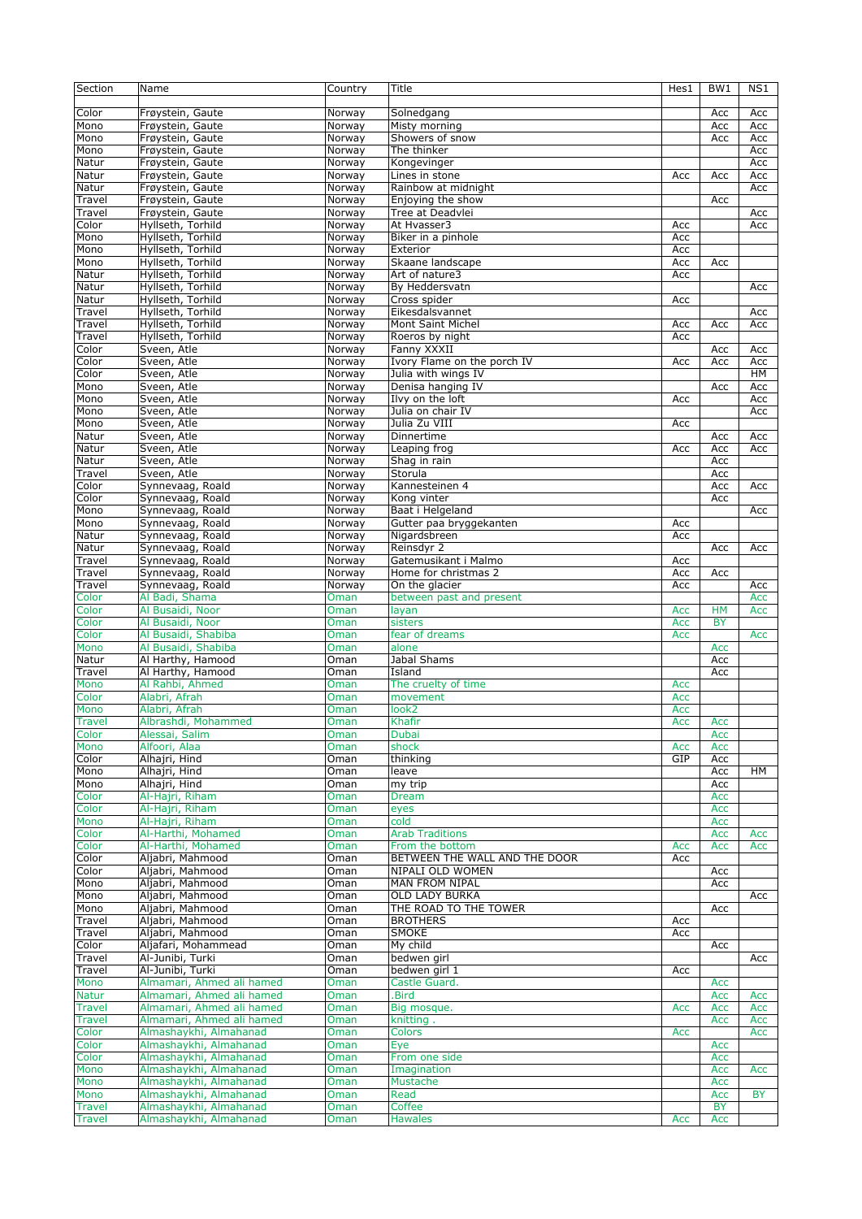| Section | Name | Country | Title | Hes1 | BW1 | NS1 |
|---|---|---|---|---|---|---|
| Color | Frøystein, Gaute | Norway | Solnedgang | | Acc | Acc |
| Mono | Frøystein, Gaute | Norway | Misty morning | | Acc | Acc |
| Mono | Frøystein, Gaute | Norway | Showers of snow | | Acc | Acc |
| Mono | Frøystein, Gaute | Norway | The thinker | | | Acc |
| Natur | Frøystein, Gaute | Norway | Kongevinger | | | Acc |
| Natur | Frøystein, Gaute | Norway | Lines in stone | Acc | Acc | Acc |
| Natur | Frøystein, Gaute | Norway | Rainbow at midnight | | | Acc |
| Travel | Frøystein, Gaute | Norway | Enjoying the show | | Acc | |
| Travel | Frøystein, Gaute | Norway | Tree at Deadvlei | | | Acc |
| Color | Hyllseth, Torhild | Norway | At Hvasser3 | Acc | | Acc |
| Mono | Hyllseth, Torhild | Norway | Biker in a pinhole | Acc | | |
| Mono | Hyllseth, Torhild | Norway | Exterior | Acc | | |
| Mono | Hyllseth, Torhild | Norway | Skaane landscape | Acc | Acc | |
| Natur | Hyllseth, Torhild | Norway | Art of nature3 | Acc | | |
| Natur | Hyllseth, Torhild | Norway | By Heddersvatn | | | Acc |
| Natur | Hyllseth, Torhild | Norway | Cross spider | Acc | | |
| Travel | Hyllseth, Torhild | Norway | Eikesdalsvannet | | | Acc |
| Travel | Hyllseth, Torhild | Norway | Mont Saint Michel | Acc | Acc | Acc |
| Travel | Hyllseth, Torhild | Norway | Roeros by night | Acc | | |
| Color | Sveen, Atle | Norway | Fanny XXXII | | Acc | Acc |
| Color | Sveen, Atle | Norway | Ivory Flame on the porch IV | Acc | Acc | Acc |
| Color | Sveen, Atle | Norway | Julia with wings IV | | | HM |
| Mono | Sveen, Atle | Norway | Denisa hanging IV | | Acc | Acc |
| Mono | Sveen, Atle | Norway | Ilvy on the loft | Acc | | Acc |
| Mono | Sveen, Atle | Norway | Julia on chair IV | | | Acc |
| Mono | Sveen, Atle | Norway | Julia Zu VIII | Acc | | |
| Natur | Sveen, Atle | Norway | Dinnertime | | Acc | Acc |
| Natur | Sveen, Atle | Norway | Leaping frog | Acc | Acc | Acc |
| Natur | Sveen, Atle | Norway | Shag in rain | | Acc | |
| Travel | Sveen, Atle | Norway | Storula | | Acc | |
| Color | Synnevaag, Roald | Norway | Kannesteinen 4 | | Acc | Acc |
| Color | Synnevaag, Roald | Norway | Kong vinter | | Acc | |
| Mono | Synnevaag, Roald | Norway | Baat i Helgeland | | | Acc |
| Mono | Synnevaag, Roald | Norway | Gutter paa bryggekanten | Acc | | |
| Natur | Synnevaag, Roald | Norway | Nigardsbreen | Acc | | |
| Natur | Synnevaag, Roald | Norway | Reinsdyr 2 | | Acc | Acc |
| Travel | Synnevaag, Roald | Norway | Gatemusikant i Malmo | Acc | | |
| Travel | Synnevaag, Roald | Norway | Home for christmas 2 | Acc | Acc | |
| Travel | Synnevaag, Roald | Norway | On the glacier | Acc | | Acc |
| Color | Al Badi, Shama | Oman | between past and present | | | Acc |
| Color | Al Busaidi, Noor | Oman | layan | Acc | HM | Acc |
| Color | Al Busaidi, Noor | Oman | sisters | Acc | BY | |
| Color | Al Busaidi, Shabiba | Oman | fear of dreams | Acc | | Acc |
| Mono | Al Busaidi, Shabiba | Oman | alone | | Acc | |
| Natur | Al Harthy, Hamood | Oman | Jabal Shams | | Acc | |
| Travel | Al Harthy, Hamood | Oman | Island | | Acc | |
| Mono | Al Rahbi, Ahmed | Oman | The cruelty of time | Acc | | |
| Color | Alabri, Afrah | Oman | movement | Acc | | |
| Mono | Alabri, Afrah | Oman | look2 | Acc | | |
| Travel | Albrashdi, Mohammed | Oman | Khafir | Acc | Acc | |
| Color | Alessai, Salim | Oman | Dubai | | Acc | |
| Mono | Alfoori, Alaa | Oman | shock | Acc | Acc | |
| Color | Alhajri, Hind | Oman | thinking | GIP | Acc | |
| Mono | Alhajri, Hind | Oman | leave | | Acc | HM |
| Mono | Alhajri, Hind | Oman | my trip | | Acc | |
| Color | Al-Hajri, Riham | Oman | Dream | | Acc | |
| Color | Al-Hajri, Riham | Oman | eyes | | Acc | |
| Mono | Al-Hajri, Riham | Oman | cold | | Acc | |
| Color | Al-Harthi, Mohamed | Oman | Arab Traditions | | Acc | Acc |
| Color | Al-Harthi, Mohamed | Oman | From the bottom | Acc | Acc | Acc |
| Color | Aljabri, Mahmood | Oman | BETWEEN THE WALL AND THE DOOR | Acc | | |
| Color | Aljabri, Mahmood | Oman | NIPALI OLD WOMEN | | Acc | |
| Mono | Aljabri, Mahmood | Oman | MAN FROM NIPAL | | Acc | |
| Mono | Aljabri, Mahmood | Oman | OLD LADY BURKA | | | Acc |
| Mono | Aljabri, Mahmood | Oman | THE ROAD TO THE TOWER | | Acc | |
| Travel | Aljabri, Mahmood | Oman | BROTHERS | Acc | | |
| Travel | Aljabri, Mahmood | Oman | SMOKE | Acc | | |
| Color | Aljafari, Mohammead | Oman | My child | | Acc | |
| Travel | Al-Junibi, Turki | Oman | bedwen girl | | | Acc |
| Travel | Al-Junibi, Turki | Oman | bedwen girl 1 | Acc | | |
| Mono | Almamari, Ahmed ali hamed | Oman | Castle Guard. | | Acc | |
| Natur | Almamari, Ahmed ali hamed | Oman | .Bird | | Acc | Acc |
| Travel | Almamari, Ahmed ali hamed | Oman | Big mosque. | Acc | Acc | Acc |
| Travel | Almamari, Ahmed ali hamed | Oman | knitting . | | Acc | Acc |
| Color | Almashaykhi, Almahanad | Oman | Colors | Acc | | Acc |
| Color | Almashaykhi, Almahanad | Oman | Eye | | Acc | |
| Color | Almashaykhi, Almahanad | Oman | From one side | | Acc | |
| Mono | Almashaykhi, Almahanad | Oman | Imagination | | Acc | Acc |
| Mono | Almashaykhi, Almahanad | Oman | Mustache | | Acc | |
| Mono | Almashaykhi, Almahanad | Oman | Read | | Acc | BY |
| Travel | Almashaykhi, Almahanad | Oman | Coffee | | BY | |
| Travel | Almashaykhi, Almahanad | Oman | Hawales | Acc | Acc | |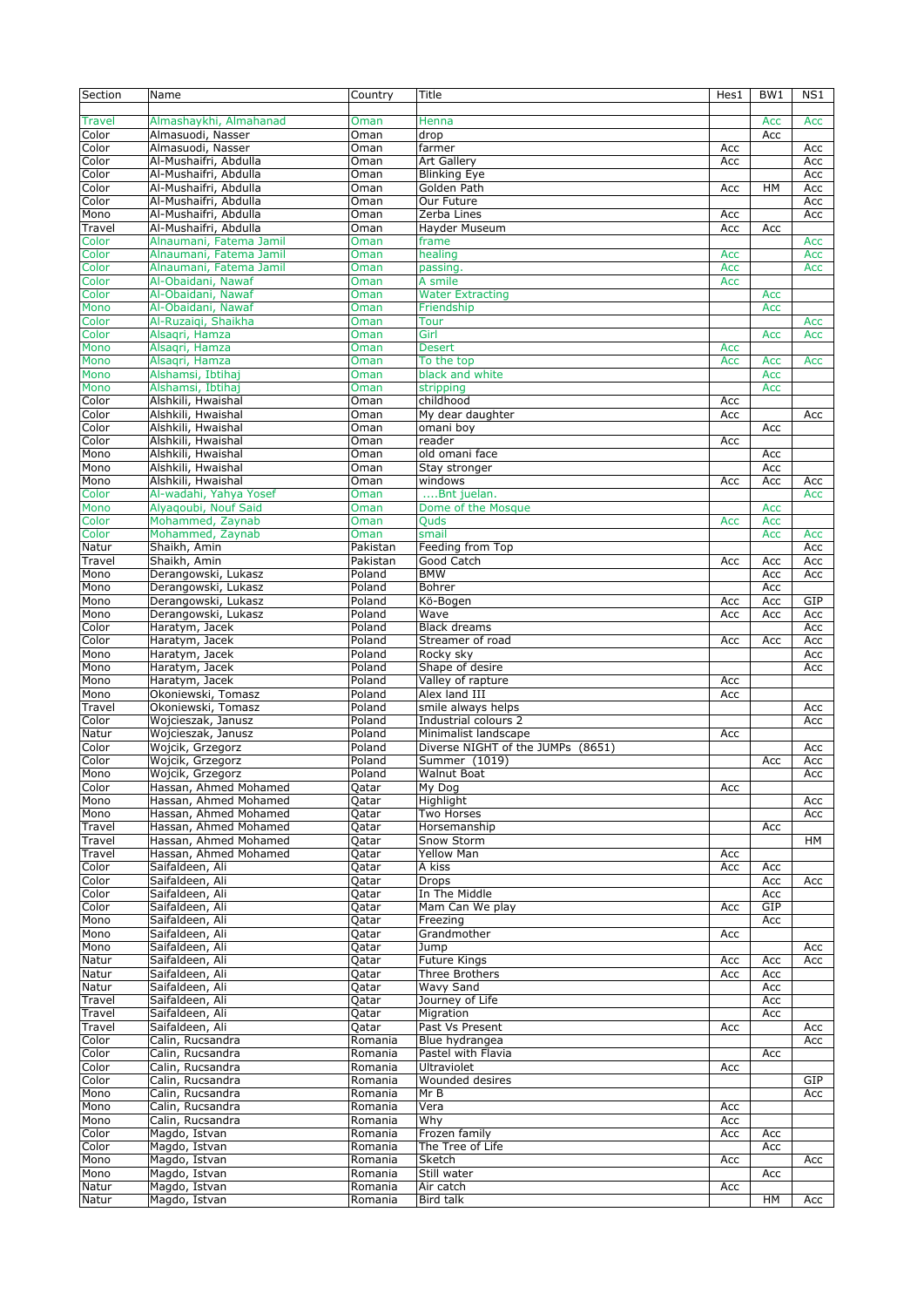| Section | Name | Country | Title | Hes1 | BW1 | NS1 |
|---|---|---|---|---|---|---|
| Travel | Almashaykhi, Almahanad | Oman | Henna | | Acc | Acc |
| Color | Almasuodi, Nasser | Oman | drop | | Acc | |
| Color | Almasuodi, Nasser | Oman | farmer | Acc | | Acc |
| Color | Al-Mushaifri, Abdulla | Oman | Art Gallery | Acc | | Acc |
| Color | Al-Mushaifri, Abdulla | Oman | Blinking Eye | | | Acc |
| Color | Al-Mushaifri, Abdulla | Oman | Golden Path | Acc | HM | Acc |
| Color | Al-Mushaifri, Abdulla | Oman | Our Future | | | Acc |
| Mono | Al-Mushaifri, Abdulla | Oman | Zerba Lines | Acc | | Acc |
| Travel | Al-Mushaifri, Abdulla | Oman | Hayder Museum | Acc | Acc | |
| Color | Alnaumani, Fatema Jamil | Oman | frame | | | Acc |
| Color | Alnaumani, Fatema Jamil | Oman | healing | Acc | | Acc |
| Color | Alnaumani, Fatema Jamil | Oman | passing. | Acc | | Acc |
| Color | Al-Obaidani, Nawaf | Oman | A smile | Acc | | |
| Color | Al-Obaidani, Nawaf | Oman | Water Extracting | | Acc | |
| Mono | Al-Obaidani, Nawaf | Oman | Friendship | | Acc | |
| Color | Al-Ruzaiqi, Shaikha | Oman | Tour | | | Acc |
| Color | Alsaqri, Hamza | Oman | Girl | | Acc | Acc |
| Mono | Alsaqri, Hamza | Oman | Desert | Acc | | |
| Mono | Alsaqri, Hamza | Oman | To the top | Acc | Acc | Acc |
| Mono | Alshamsi, Ibtihaj | Oman | black and white | | Acc | |
| Mono | Alshamsi, Ibtihaj | Oman | stripping | | Acc | |
| Color | Alshkili, Hwaishal | Oman | childhood | Acc | | |
| Color | Alshkili, Hwaishal | Oman | My dear daughter | Acc | | Acc |
| Color | Alshkili, Hwaishal | Oman | omani boy | | Acc | |
| Color | Alshkili, Hwaishal | Oman | reader | Acc | | |
| Mono | Alshkili, Hwaishal | Oman | old omani face | | Acc | |
| Mono | Alshkili, Hwaishal | Oman | Stay stronger | | Acc | |
| Mono | Alshkili, Hwaishal | Oman | windows | Acc | Acc | Acc |
| Color | Al-wadahi, Yahya Yosef | Oman | ....Bnt juelan. | | | Acc |
| Mono | Alyaqoubi, Nouf Said | Oman | Dome of the Mosque | | Acc | |
| Color | Mohammed, Zaynab | Oman | Quds | Acc | Acc | |
| Color | Mohammed, Zaynab | Oman | smail | | Acc | Acc |
| Natur | Shaikh, Amin | Pakistan | Feeding from Top | | | Acc |
| Travel | Shaikh, Amin | Pakistan | Good Catch | Acc | Acc | Acc |
| Mono | Derangowski, Lukasz | Poland | BMW | | Acc | Acc |
| Mono | Derangowski, Lukasz | Poland | Bohrer | | Acc | |
| Mono | Derangowski, Lukasz | Poland | Kö-Bogen | Acc | Acc | GIP |
| Mono | Derangowski, Lukasz | Poland | Wave | Acc | Acc | Acc |
| Color | Haratym, Jacek | Poland | Black dreams | | | Acc |
| Color | Haratym, Jacek | Poland | Streamer of road | Acc | Acc | Acc |
| Mono | Haratym, Jacek | Poland | Rocky sky | | | Acc |
| Mono | Haratym, Jacek | Poland | Shape of desire | | | Acc |
| Mono | Haratym, Jacek | Poland | Valley of rapture | Acc | | |
| Mono | Okoniewski, Tomasz | Poland | Alex land III | Acc | | |
| Travel | Okoniewski, Tomasz | Poland | smile always helps | | | Acc |
| Color | Wojcieszak, Janusz | Poland | Industrial colours 2 | | | Acc |
| Natur | Wojcieszak, Janusz | Poland | Minimalist landscape | Acc | | |
| Color | Wojcik, Grzegorz | Poland | Diverse NIGHT of the JUMPS (8651) | | | Acc |
| Color | Wojcik, Grzegorz | Poland | Summer (1019) | | Acc | Acc |
| Mono | Wojcik, Grzegorz | Poland | Walnut Boat | | | Acc |
| Color | Hassan, Ahmed Mohamed | Qatar | My Dog | Acc | | |
| Mono | Hassan, Ahmed Mohamed | Qatar | Highlight | | | Acc |
| Mono | Hassan, Ahmed Mohamed | Qatar | Two Horses | | | Acc |
| Travel | Hassan, Ahmed Mohamed | Qatar | Horsemanship | | Acc | |
| Travel | Hassan, Ahmed Mohamed | Qatar | Snow Storm | | | HM |
| Travel | Hassan, Ahmed Mohamed | Qatar | Yellow Man | Acc | | |
| Color | Saifaldeen, Ali | Qatar | A kiss | Acc | Acc | |
| Color | Saifaldeen, Ali | Qatar | Drops | | Acc | Acc |
| Color | Saifaldeen, Ali | Qatar | In The Middle | | Acc | |
| Color | Saifaldeen, Ali | Qatar | Mam Can We play | Acc | GIP | |
| Mono | Saifaldeen, Ali | Qatar | Freezing | | Acc | |
| Mono | Saifaldeen, Ali | Qatar | Grandmother | Acc | | |
| Mono | Saifaldeen, Ali | Qatar | Jump | | | Acc |
| Natur | Saifaldeen, Ali | Qatar | Future Kings | Acc | Acc | Acc |
| Natur | Saifaldeen, Ali | Qatar | Three Brothers | Acc | Acc | |
| Natur | Saifaldeen, Ali | Qatar | Wavy Sand | | Acc | |
| Travel | Saifaldeen, Ali | Qatar | Journey of Life | | Acc | |
| Travel | Saifaldeen, Ali | Qatar | Migration | | Acc | |
| Travel | Saifaldeen, Ali | Qatar | Past Vs Present | Acc | | Acc |
| Color | Calin, Rucsandra | Romania | Blue hydrangea | | | Acc |
| Color | Calin, Rucsandra | Romania | Pastel with Flavia | | Acc | |
| Color | Calin, Rucsandra | Romania | Ultraviolet | Acc | | |
| Color | Calin, Rucsandra | Romania | Wounded desires | | | GIP |
| Mono | Calin, Rucsandra | Romania | Mr B | | | Acc |
| Mono | Calin, Rucsandra | Romania | Vera | Acc | | |
| Mono | Calin, Rucsandra | Romania | Why | Acc | | |
| Color | Magdo, Istvan | Romania | Frozen family | Acc | Acc | |
| Color | Magdo, Istvan | Romania | The Tree of Life | | Acc | |
| Mono | Magdo, Istvan | Romania | Sketch | Acc | | Acc |
| Mono | Magdo, Istvan | Romania | Still water | | Acc | |
| Natur | Magdo, Istvan | Romania | Air catch | Acc | | |
| Natur | Magdo, Istvan | Romania | Bird talk | | HM | Acc |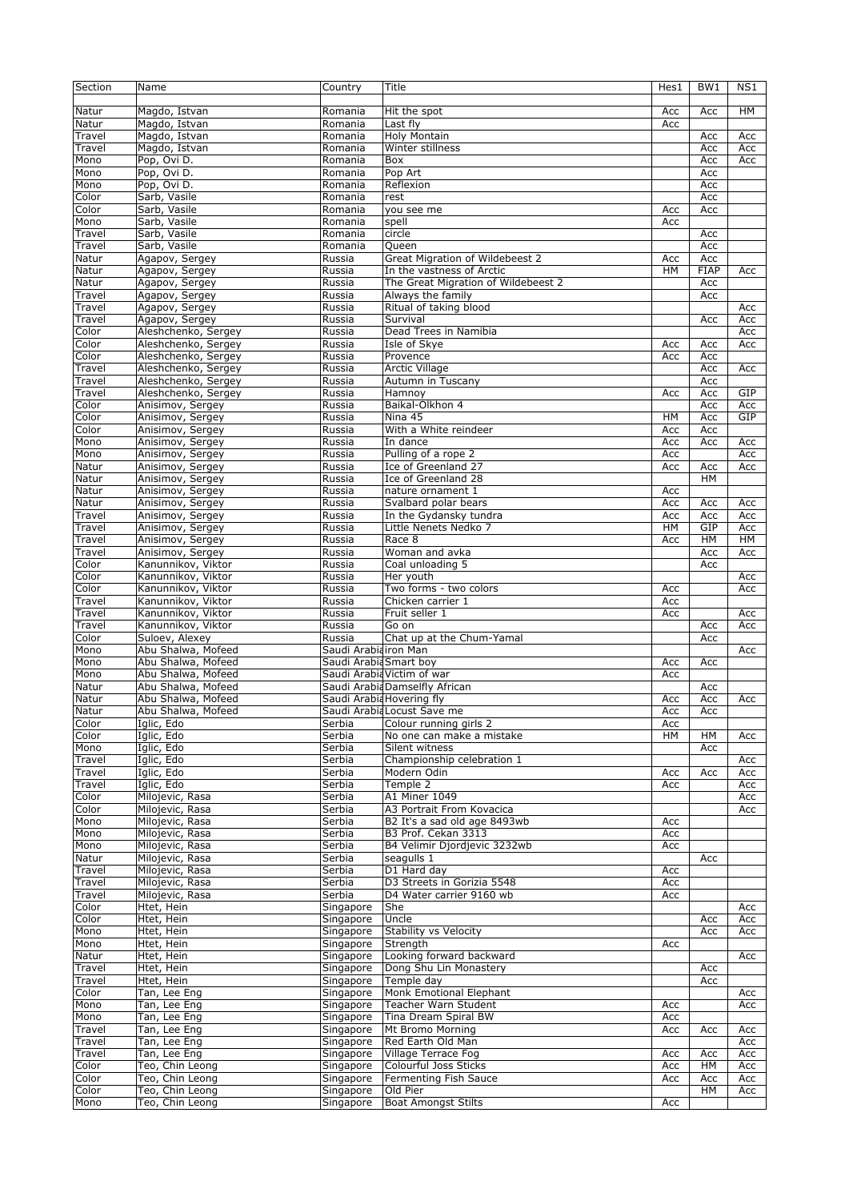| Section | Name | Country | Title | Hes1 | BW1 | NS1 |
|---|---|---|---|---|---|---|
| Natur | Magdo, Istvan | Romania | Hit the spot | Acc | Acc | HM |
| Natur | Magdo, Istvan | Romania | Last fly | Acc | | |
| Travel | Magdo, Istvan | Romania | Holy Montain | | Acc | Acc |
| Travel | Magdo, Istvan | Romania | Winter stillness | | Acc | Acc |
| Mono | Pop, Ovi D. | Romania | Box | | Acc | Acc |
| Mono | Pop, Ovi D. | Romania | Pop Art | | Acc | |
| Mono | Pop, Ovi D. | Romania | Reflexion | | Acc | |
| Color | Sarb, Vasile | Romania | rest | | Acc | |
| Color | Sarb, Vasile | Romania | you see me | Acc | Acc | |
| Mono | Sarb, Vasile | Romania | spell | Acc | | |
| Travel | Sarb, Vasile | Romania | circle | | Acc | |
| Travel | Sarb, Vasile | Romania | Queen | | Acc | |
| Natur | Agapov, Sergey | Russia | Great Migration of Wildebeest 2 | Acc | Acc | |
| Natur | Agapov, Sergey | Russia | In the vastness of Arctic | HM | FIAP | Acc |
| Natur | Agapov, Sergey | Russia | The Great Migration of Wildebeest 2 | | Acc | |
| Travel | Agapov, Sergey | Russia | Always the family | | Acc | |
| Travel | Agapov, Sergey | Russia | Ritual of taking blood | | | Acc |
| Travel | Agapov, Sergey | Russia | Survival | | Acc | Acc |
| Color | Aleshchenko, Sergey | Russia | Dead Trees in Namibia | | | Acc |
| Color | Aleshchenko, Sergey | Russia | Isle of Skye | Acc | Acc | Acc |
| Color | Aleshchenko, Sergey | Russia | Provence | Acc | Acc | |
| Travel | Aleshchenko, Sergey | Russia | Arctic Village | | Acc | Acc |
| Travel | Aleshchenko, Sergey | Russia | Autumn in Tuscany | | Acc | |
| Travel | Aleshchenko, Sergey | Russia | Hamnoy | Acc | Acc | GIP |
| Color | Anisimov, Sergey | Russia | Baikal-Olkhon 4 | | Acc | Acc |
| Color | Anisimov, Sergey | Russia | Nina 45 | HM | Acc | GIP |
| Color | Anisimov, Sergey | Russia | With a White reindeer | Acc | Acc | |
| Mono | Anisimov, Sergey | Russia | In dance | Acc | Acc | Acc |
| Mono | Anisimov, Sergey | Russia | Pulling of a rope 2 | Acc | | Acc |
| Natur | Anisimov, Sergey | Russia | Ice of Greenland 27 | Acc | Acc | Acc |
| Natur | Anisimov, Sergey | Russia | Ice of Greenland 28 | | HM | |
| Natur | Anisimov, Sergey | Russia | nature ornament 1 | Acc | | |
| Natur | Anisimov, Sergey | Russia | Svalbard polar bears | Acc | Acc | Acc |
| Travel | Anisimov, Sergey | Russia | In the Gydansky tundra | Acc | Acc | Acc |
| Travel | Anisimov, Sergey | Russia | Little Nenets Nedko 7 | HM | GIP | Acc |
| Travel | Anisimov, Sergey | Russia | Race 8 | Acc | HM | HM |
| Travel | Anisimov, Sergey | Russia | Woman and avka | | Acc | Acc |
| Color | Kanunnikov, Viktor | Russia | Coal unloading 5 | | Acc | |
| Color | Kanunnikov, Viktor | Russia | Her youth | | | Acc |
| Color | Kanunnikov, Viktor | Russia | Two forms - two colors | Acc | | Acc |
| Travel | Kanunnikov, Viktor | Russia | Chicken carrier 1 | Acc | | |
| Travel | Kanunnikov, Viktor | Russia | Fruit seller 1 | Acc | | Acc |
| Travel | Kanunnikov, Viktor | Russia | Go on | | Acc | Acc |
| Color | Suloev, Alexey | Russia | Chat up at the Chum-Yamal | | Acc | |
| Mono | Abu Shalwa, Mofeed | Saudi Arabia | iron Man | | | Acc |
| Mono | Abu Shalwa, Mofeed | Saudi Arabia | Smart boy | Acc | Acc | |
| Mono | Abu Shalwa, Mofeed | Saudi Arabia | Victim of war | Acc | | |
| Natur | Abu Shalwa, Mofeed | Saudi Arabia | Damselfly African | | Acc | |
| Natur | Abu Shalwa, Mofeed | Saudi Arabia | Hovering fly | Acc | Acc | Acc |
| Natur | Abu Shalwa, Mofeed | Saudi Arabia | Locust Save me | Acc | Acc | |
| Color | Iglic, Edo | Serbia | Colour running girls 2 | Acc | | |
| Color | Iglic, Edo | Serbia | No one can make a mistake | HM | HM | Acc |
| Mono | Iglic, Edo | Serbia | Silent witness | | Acc | |
| Travel | Iglic, Edo | Serbia | Championship celebration 1 | | | Acc |
| Travel | Iglic, Edo | Serbia | Modern Odin | Acc | Acc | Acc |
| Travel | Iglic, Edo | Serbia | Temple 2 | Acc | | Acc |
| Color | Milojevic, Rasa | Serbia | A1 Miner 1049 | | | Acc |
| Color | Milojevic, Rasa | Serbia | A3 Portrait From Kovacica | | | Acc |
| Mono | Milojevic, Rasa | Serbia | B2 It's a sad old age 8493wb | Acc | | |
| Mono | Milojevic, Rasa | Serbia | B3 Prof. Cekan 3313 | Acc | | |
| Mono | Milojevic, Rasa | Serbia | B4 Velimir Djordjevic 3232wb | Acc | | |
| Natur | Milojevic, Rasa | Serbia | seagulls 1 | | Acc | |
| Travel | Milojevic, Rasa | Serbia | D1 Hard day | Acc | | |
| Travel | Milojevic, Rasa | Serbia | D3 Streets in Gorizia 5548 | Acc | | |
| Travel | Milojevic, Rasa | Serbia | D4 Water carrier 9160 wb | Acc | | |
| Color | Htet, Hein | Singapore | She | | | Acc |
| Color | Htet, Hein | Singapore | Uncle | | Acc | Acc |
| Mono | Htet, Hein | Singapore | Stability vs Velocity | | Acc | Acc |
| Mono | Htet, Hein | Singapore | Strength | Acc | | |
| Natur | Htet, Hein | Singapore | Looking forward backward | | | Acc |
| Travel | Htet, Hein | Singapore | Dong Shu Lin Monastery | | Acc | |
| Travel | Htet, Hein | Singapore | Temple day | | Acc | |
| Color | Tan, Lee Eng | Singapore | Monk Emotional Elephant | | | Acc |
| Mono | Tan, Lee Eng | Singapore | Teacher Warn Student | Acc | | Acc |
| Mono | Tan, Lee Eng | Singapore | Tina Dream Spiral BW | Acc | | |
| Travel | Tan, Lee Eng | Singapore | Mt Bromo Morning | Acc | Acc | Acc |
| Travel | Tan, Lee Eng | Singapore | Red Earth Old Man | | | Acc |
| Travel | Tan, Lee Eng | Singapore | Village Terrace Fog | Acc | Acc | Acc |
| Color | Teo, Chin Leong | Singapore | Colourful Joss Sticks | Acc | HM | Acc |
| Color | Teo, Chin Leong | Singapore | Fermenting Fish Sauce | Acc | Acc | Acc |
| Color | Teo, Chin Leong | Singapore | Old Pier | | HM | Acc |
| Mono | Teo, Chin Leong | Singapore | Boat Amongst Stilts | Acc | | |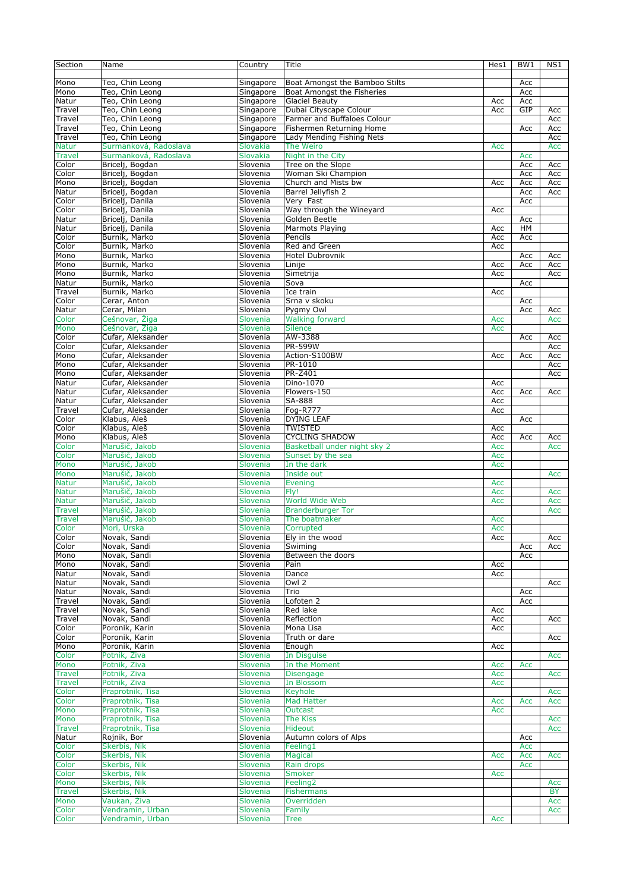| Section | Name | Country | Title | Hes1 | BW1 | NS1 |
|---|---|---|---|---|---|---|
| Mono | Teo, Chin Leong | Singapore | Boat Amongst the Bamboo Stilts | | Acc | |
| Mono | Teo, Chin Leong | Singapore | Boat Amongst the Fisheries | | Acc | |
| Natur | Teo, Chin Leong | Singapore | Glaciel Beauty | Acc | Acc | |
| Travel | Teo, Chin Leong | Singapore | Dubai Cityscape Colour | Acc | GIP | Acc |
| Travel | Teo, Chin Leong | Singapore | Farmer and Buffaloes Colour | | | Acc |
| Travel | Teo, Chin Leong | Singapore | Fishermen Returning Home | | Acc | Acc |
| Travel | Teo, Chin Leong | Singapore | Lady Mending Fishing Nets | | | Acc |
| Natur | Surmanková, Radoslava | Slovakia | The Weiro | Acc | | Acc |
| Travel | Surmanková, Radoslava | Slovakia | Night in the City | | Acc | |
| Color | Bricelj, Bogdan | Slovenia | Tree on the Slope | | Acc | Acc |
| Color | Bricelj, Bogdan | Slovenia | Woman Ski Champion | | Acc | Acc |
| Mono | Bricelj, Bogdan | Slovenia | Church and Mists bw | Acc | Acc | Acc |
| Natur | Bricelj, Bogdan | Slovenia | Barrel Jellyfish 2 | | Acc | Acc |
| Color | Bricelj, Danila | Slovenia | Very Fast | | Acc | |
| Color | Bricelj, Danila | Slovenia | Way through the Wineyard | Acc | | |
| Natur | Bricelj, Danila | Slovenia | Golden Beetle | | Acc | |
| Natur | Bricelj, Danila | Slovenia | Marmots Playing | Acc | HM | |
| Color | Burnik, Marko | Slovenia | Pencils | Acc | Acc | |
| Color | Burnik, Marko | Slovenia | Red and Green | Acc | | |
| Mono | Burnik, Marko | Slovenia | Hotel Dubrovnik | | Acc | Acc |
| Mono | Burnik, Marko | Slovenia | Linije | Acc | Acc | Acc |
| Mono | Burnik, Marko | Slovenia | Simetrija | Acc | | Acc |
| Natur | Burnik, Marko | Slovenia | Sova | | Acc | |
| Travel | Burnik, Marko | Slovenia | Ice train | Acc | | |
| Color | Cerar, Anton | Slovenia | Srna v skoku | | Acc | |
| Natur | Cerar, Milan | Slovenia | Pygmy Owl | | Acc | Acc |
| Color | Cešnovar, Žiga | Slovenia | Walking forward | Acc | | Acc |
| Mono | Cešnovar, Žiga | Slovenia | Silence | Acc | | |
| Color | Cufar, Aleksander | Slovenia | AW-3388 | | Acc | Acc |
| Color | Cufar, Aleksander | Slovenia | PR-599W | | | Acc |
| Mono | Cufar, Aleksander | Slovenia | Action-S100BW | Acc | Acc | Acc |
| Mono | Cufar, Aleksander | Slovenia | PR-1010 | | | Acc |
| Mono | Cufar, Aleksander | Slovenia | PR-Z401 | | | Acc |
| Natur | Cufar, Aleksander | Slovenia | Dino-1070 | Acc | | |
| Natur | Cufar, Aleksander | Slovenia | Flowers-150 | Acc | Acc | Acc |
| Natur | Cufar, Aleksander | Slovenia | SA-888 | Acc | | |
| Travel | Cufar, Aleksander | Slovenia | Fog-R777 | Acc | | |
| Color | Klabus, Aleš | Slovenia | DYING LEAF | | Acc | |
| Color | Klabus, Aleš | Slovenia | TWISTED | Acc | | |
| Mono | Klabus, Aleš | Slovenia | CYCLING SHADOW | Acc | Acc | Acc |
| Color | Marušič, Jakob | Slovenia | Basketball under night sky 2 | Acc | | Acc |
| Color | Marušič, Jakob | Slovenia | Sunset by the sea | Acc | | |
| Mono | Marušič, Jakob | Slovenia | In the dark | Acc | | |
| Mono | Marušič, Jakob | Slovenia | Inside out | | | Acc |
| Natur | Marušič, Jakob | Slovenia | Evening | Acc | | |
| Natur | Marušič, Jakob | Slovenia | Fly! | Acc | | Acc |
| Natur | Marušič, Jakob | Slovenia | World Wide Web | Acc | | Acc |
| Travel | Marušič, Jakob | Slovenia | Branderburger Tor | | | Acc |
| Travel | Marušič, Jakob | Slovenia | The boatmaker | Acc | | |
| Color | Mori, Urska | Slovenia | Corrupted | Acc | | |
| Color | Novak, Sandi | Slovenia | Ely in the wood | Acc | | Acc |
| Color | Novak, Sandi | Slovenia | Swiming | | Acc | Acc |
| Mono | Novak, Sandi | Slovenia | Between the doors | | Acc | |
| Mono | Novak, Sandi | Slovenia | Pain | Acc | | |
| Natur | Novak, Sandi | Slovenia | Dance | Acc | | |
| Natur | Novak, Sandi | Slovenia | Owl 2 | | | Acc |
| Natur | Novak, Sandi | Slovenia | Trio | | Acc | |
| Travel | Novak, Sandi | Slovenia | Lofoten 2 | | Acc | |
| Travel | Novak, Sandi | Slovenia | Red lake | Acc | | |
| Travel | Novak, Sandi | Slovenia | Reflection | Acc | | Acc |
| Color | Poronik, Karin | Slovenia | Mona Lisa | Acc | | |
| Color | Poronik, Karin | Slovenia | Truth or dare | | | Acc |
| Mono | Poronik, Karin | Slovenia | Enough | Acc | | |
| Color | Potnik, Ziva | Slovenia | In Disguise | | | Acc |
| Mono | Potnik, Ziva | Slovenia | In the Moment | Acc | Acc | |
| Travel | Potnik, Ziva | Slovenia | Disengage | Acc | | Acc |
| Travel | Potnik, Ziva | Slovenia | In Blossom | Acc | | |
| Color | Praprotnik, Tisa | Slovenia | Keyhole | | | Acc |
| Color | Praprotnik, Tisa | Slovenia | Mad Hatter | Acc | Acc | Acc |
| Mono | Praprotnik, Tisa | Slovenia | Outcast | Acc | | |
| Mono | Praprotnik, Tisa | Slovenia | The Kiss | | | Acc |
| Travel | Praprotnik, Tisa | Slovenia | Hideout | | | Acc |
| Natur | Rojnik, Bor | Slovenia | Autumn colors of Alps | | Acc | |
| Color | Skerbis, Nik | Slovenia | Feeling1 | | Acc | |
| Color | Skerbis, Nik | Slovenia | Magical | Acc | Acc | Acc |
| Color | Skerbis, Nik | Slovenia | Rain drops | | Acc | |
| Color | Skerbis, Nik | Slovenia | Smoker | Acc | | |
| Mono | Skerbis, Nik | Slovenia | Feeling2 | | | Acc |
| Travel | Skerbis, Nik | Slovenia | Fishermans | | | BY |
| Mono | Vaukan, Živa | Slovenia | Overridden | | | Acc |
| Color | Vendramin, Urban | Slovenia | Family | | | Acc |
| Color | Vendramin, Urban | Slovenia | Tree | Acc | | |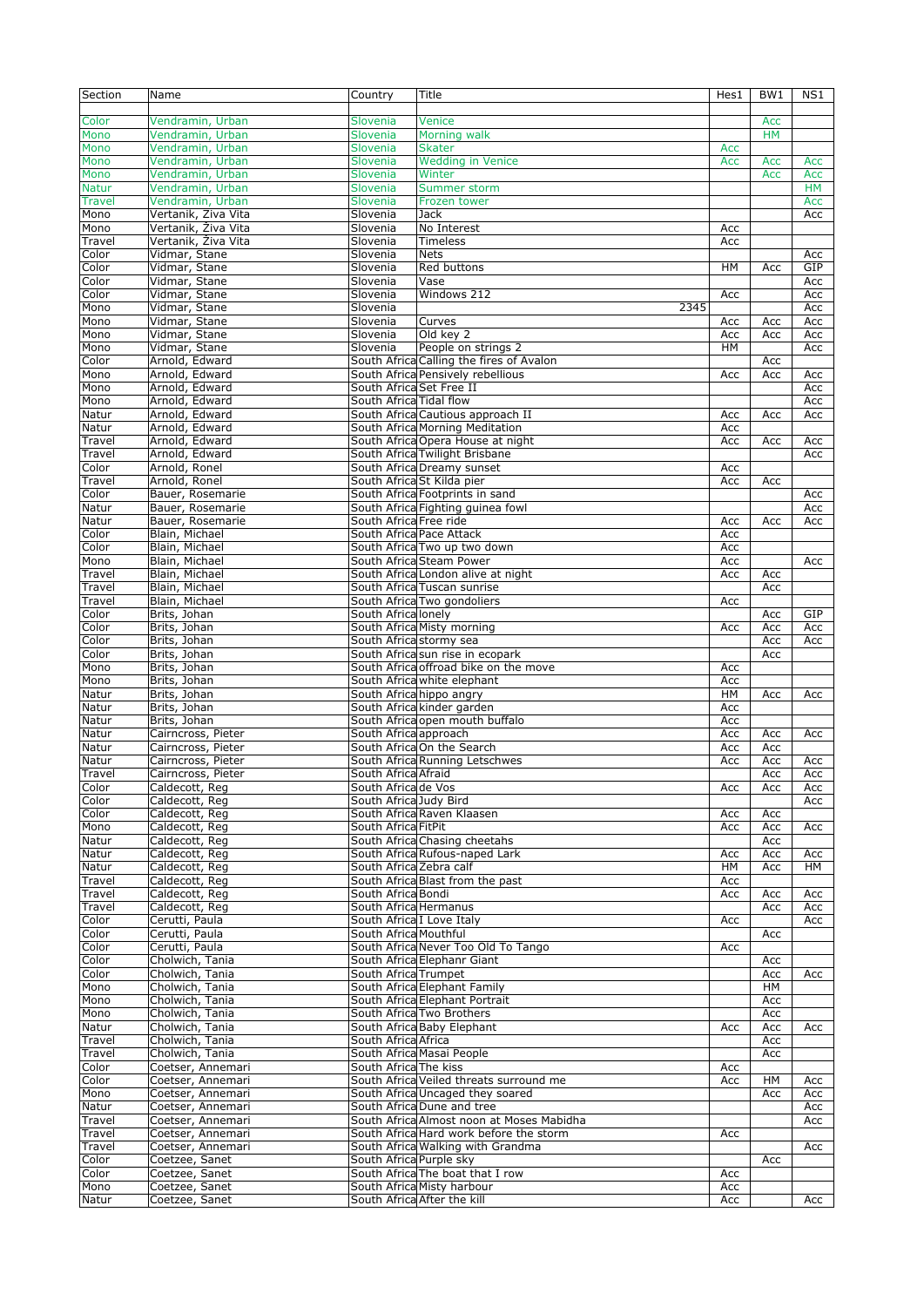| Section | Name | Country | Title | Hes1 | BW1 | NS1 |
|---|---|---|---|---|---|---|
| Color | Vendramin, Urban | Slovenia | Venice | | Acc | |
| Mono | Vendramin, Urban | Slovenia | Morning walk | | HM | |
| Mono | Vendramin, Urban | Slovenia | Skater | Acc | | |
| Mono | Vendramin, Urban | Slovenia | Wedding in Venice | Acc | Acc | Acc |
| Mono | Vendramin, Urban | Slovenia | Winter | | Acc | Acc |
| Natur | Vendramin, Urban | Slovenia | Summer storm | | | HM |
| Travel | Vendramin, Urban | Slovenia | Frozen tower | | | Acc |
| Mono | Vertanik, Živa Vita | Slovenia | Jack | | | Acc |
| Mono | Vertanik, Živa Vita | Slovenia | No Interest | Acc | | |
| Travel | Vertanik, Živa Vita | Slovenia | Timeless | Acc | | |
| Color | Vidmar, Stane | Slovenia | Nets | | | Acc |
| Color | Vidmar, Stane | Slovenia | Red buttons | HM | Acc | GIP |
| Color | Vidmar, Stane | Slovenia | Vase | | | Acc |
| Color | Vidmar, Stane | Slovenia | Windows 212 | Acc | | Acc |
| Mono | Vidmar, Stane | Slovenia | 2345 | | | Acc |
| Mono | Vidmar, Stane | Slovenia | Curves | Acc | Acc | Acc |
| Mono | Vidmar, Stane | Slovenia | Old key 2 | Acc | Acc | Acc |
| Mono | Vidmar, Stane | Slovenia | People on strings 2 | HM | | Acc |
| Color | Arnold, Edward | South Africa | Calling the fires of Avalon | | Acc | |
| Mono | Arnold, Edward | South Africa | Pensively rebellious | Acc | Acc | Acc |
| Mono | Arnold, Edward | South Africa | Set Free II | | | Acc |
| Mono | Arnold, Edward | South Africa | Tidal flow | | | Acc |
| Natur | Arnold, Edward | South Africa | Cautious approach II | Acc | Acc | Acc |
| Natur | Arnold, Edward | South Africa | Morning Meditation | Acc | | |
| Travel | Arnold, Edward | South Africa | Opera House at night | Acc | Acc | Acc |
| Travel | Arnold, Edward | South Africa | Twilight Brisbane | | | Acc |
| Color | Arnold, Ronel | South Africa | Dreamy sunset | Acc | | |
| Travel | Arnold, Ronel | South Africa | St Kilda pier | Acc | Acc | |
| Color | Bauer, Rosemarie | South Africa | Footprints in sand | | | Acc |
| Natur | Bauer, Rosemarie | South Africa | Fighting guinea fowl | | | Acc |
| Natur | Bauer, Rosemarie | South Africa | Free ride | Acc | Acc | Acc |
| Color | Blain, Michael | South Africa | Pace Attack | Acc | | |
| Color | Blain, Michael | South Africa | Two up two down | Acc | | |
| Mono | Blain, Michael | South Africa | Steam Power | Acc | | Acc |
| Travel | Blain, Michael | South Africa | London alive at night | Acc | Acc | |
| Travel | Blain, Michael | South Africa | Tuscan sunrise | | Acc | |
| Travel | Blain, Michael | South Africa | Two gondoliers | Acc | | |
| Color | Brits, Johan | South Africa | lonely | | Acc | GIP |
| Color | Brits, Johan | South Africa | Misty morning | Acc | Acc | Acc |
| Color | Brits, Johan | South Africa | stormy sea | | Acc | Acc |
| Color | Brits, Johan | South Africa | sun rise in ecopark | | Acc | |
| Mono | Brits, Johan | South Africa | offroad bike on the move | Acc | | |
| Mono | Brits, Johan | South Africa | white elephant | Acc | | |
| Natur | Brits, Johan | South Africa | hippo angry | HM | Acc | Acc |
| Natur | Brits, Johan | South Africa | kinder garden | Acc | | |
| Natur | Brits, Johan | South Africa | open mouth buffalo | Acc | | |
| Natur | Cairncross, Pieter | South Africa | approach | Acc | Acc | Acc |
| Natur | Cairncross, Pieter | South Africa | On the Search | Acc | Acc | |
| Natur | Cairncross, Pieter | South Africa | Running Letschwes | Acc | Acc | Acc |
| Travel | Cairncross, Pieter | South Africa | Afraid | | Acc | Acc |
| Color | Caldecott, Reg | South Africa | de Vos | Acc | Acc | Acc |
| Color | Caldecott, Reg | South Africa | Judy Bird | | | Acc |
| Color | Caldecott, Reg | South Africa | Raven Klaasen | Acc | Acc | |
| Mono | Caldecott, Reg | South Africa | FitPit | Acc | Acc | Acc |
| Natur | Caldecott, Reg | South Africa | Chasing cheetahs | | Acc | |
| Natur | Caldecott, Reg | South Africa | Rufous-naped Lark | Acc | Acc | Acc |
| Natur | Caldecott, Reg | South Africa | Zebra calf | HM | Acc | HM |
| Travel | Caldecott, Reg | South Africa | Blast from the past | Acc | | |
| Travel | Caldecott, Reg | South Africa | Bondi | Acc | Acc | Acc |
| Travel | Caldecott, Reg | South Africa | Hermanus | | Acc | Acc |
| Color | Cerutti, Paula | South Africa | I Love Italy | Acc | | Acc |
| Color | Cerutti, Paula | South Africa | Mouthful | | Acc | |
| Color | Cerutti, Paula | South Africa | Never Too Old To Tango | Acc | | |
| Color | Cholwich, Tania | South Africa | Elephanr Giant | | Acc | |
| Color | Cholwich, Tania | South Africa | Trumpet | | Acc | Acc |
| Mono | Cholwich, Tania | South Africa | Elephant Family | | HM | |
| Mono | Cholwich, Tania | South Africa | Elephant Portrait | | Acc | |
| Mono | Cholwich, Tania | South Africa | Two Brothers | | Acc | |
| Natur | Cholwich, Tania | South Africa | Baby Elephant | Acc | Acc | Acc |
| Travel | Cholwich, Tania | South Africa | Africa | | Acc | |
| Travel | Cholwich, Tania | South Africa | Masai People | | Acc | |
| Color | Coetser, Annemari | South Africa | The kiss | Acc | | |
| Color | Coetser, Annemari | South Africa | Veiled threats surround me | Acc | HM | Acc |
| Mono | Coetser, Annemari | South Africa | Uncaged they soared | | Acc | Acc |
| Natur | Coetser, Annemari | South Africa | Dune and tree | | | Acc |
| Travel | Coetser, Annemari | South Africa | Almost noon at Moses Mabidha | | | Acc |
| Travel | Coetser, Annemari | South Africa | Hard work before the storm | Acc | | |
| Travel | Coetser, Annemari | South Africa | Walking with Grandma | | | Acc |
| Color | Coetzee, Sanet | South Africa | Purple sky | | Acc | |
| Color | Coetzee, Sanet | South Africa | The boat that I row | Acc | | |
| Mono | Coetzee, Sanet | South Africa | Misty harbour | Acc | | |
| Natur | Coetzee, Sanet | South Africa | After the kill | Acc | | Acc |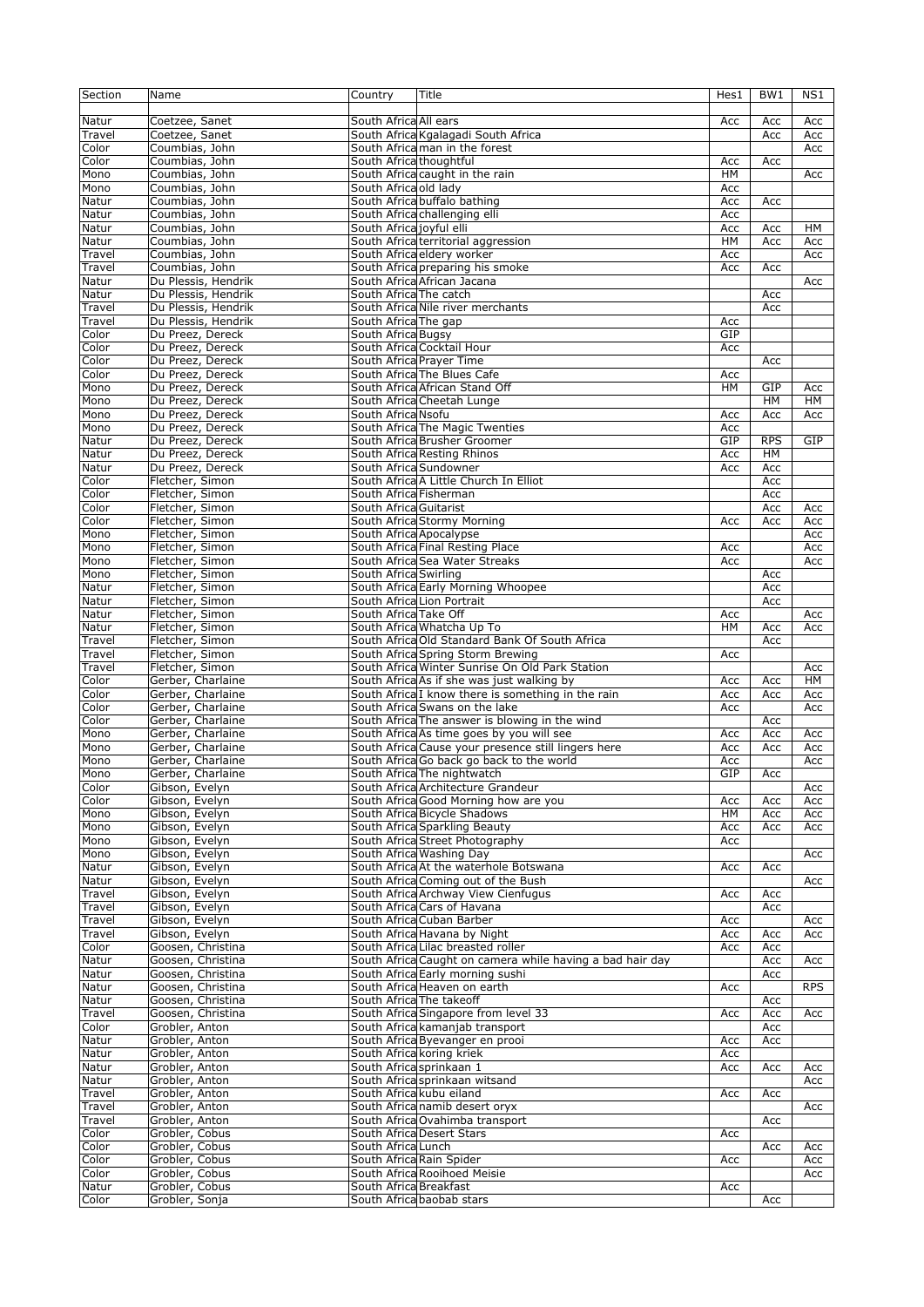| Section | Name | Country | Title | Hes1 | BW1 | NS1 |
|---|---|---|---|---|---|---|
| Natur | Coetzee, Sanet | South Africa | All ears | Acc | Acc | Acc |
| Travel | Coetzee, Sanet | South Africa | Kgalagadi South Africa | | Acc | Acc |
| Color | Coumbias, John | South Africa | man in the forest | | | Acc |
| Color | Coumbias, John | South Africa | thoughtful | Acc | Acc | |
| Mono | Coumbias, John | South Africa | caught in the rain | HM | | Acc |
| Mono | Coumbias, John | South Africa | old lady | Acc | | |
| Natur | Coumbias, John | South Africa | buffalo bathing | Acc | Acc | |
| Natur | Coumbias, John | South Africa | challenging elli | Acc | | |
| Natur | Coumbias, John | South Africa | joyful elli | Acc | Acc | HM |
| Natur | Coumbias, John | South Africa | territorial aggression | HM | Acc | Acc |
| Travel | Coumbias, John | South Africa | eldery worker | Acc | | Acc |
| Travel | Coumbias, John | South Africa | preparing his smoke | Acc | Acc | |
| Natur | Du Plessis, Hendrik | South Africa | African Jacana | | | Acc |
| Natur | Du Plessis, Hendrik | South Africa | The catch | | Acc | |
| Travel | Du Plessis, Hendrik | South Africa | Nile river merchants | | Acc | |
| Travel | Du Plessis, Hendrik | South Africa | The gap | Acc | | |
| Color | Du Preez, Dereck | South Africa | Bugsy | GIP | | |
| Color | Du Preez, Dereck | South Africa | Cocktail Hour | Acc | | |
| Color | Du Preez, Dereck | South Africa | Prayer Time | | Acc | |
| Color | Du Preez, Dereck | South Africa | The Blues Cafe | Acc | | |
| Mono | Du Preez, Dereck | South Africa | African Stand Off | HM | GIP | Acc |
| Mono | Du Preez, Dereck | South Africa | Cheetah Lunge | | HM | HM |
| Mono | Du Preez, Dereck | South Africa | Nsofu | Acc | Acc | Acc |
| Mono | Du Preez, Dereck | South Africa | The Magic Twenties | Acc | | |
| Natur | Du Preez, Dereck | South Africa | Brusher Groomer | GIP | RPS | GIP |
| Natur | Du Preez, Dereck | South Africa | Resting Rhinos | Acc | HM | |
| Natur | Du Preez, Dereck | South Africa | Sundowner | Acc | Acc | |
| Color | Fletcher, Simon | South Africa | A Little Church In Elliot | | Acc | |
| Color | Fletcher, Simon | South Africa | Fisherman | | Acc | |
| Color | Fletcher, Simon | South Africa | Guitarist | | Acc | Acc |
| Color | Fletcher, Simon | South Africa | Stormy Morning | Acc | Acc | Acc |
| Mono | Fletcher, Simon | South Africa | Apocalypse | | | Acc |
| Mono | Fletcher, Simon | South Africa | Final Resting Place | Acc | | Acc |
| Mono | Fletcher, Simon | South Africa | Sea Water Streaks | Acc | | Acc |
| Mono | Fletcher, Simon | South Africa | Swirling | | Acc | |
| Natur | Fletcher, Simon | South Africa | Early Morning Whoopee | | Acc | |
| Natur | Fletcher, Simon | South Africa | Lion Portrait | | Acc | |
| Natur | Fletcher, Simon | South Africa | Take Off | Acc | | Acc |
| Natur | Fletcher, Simon | South Africa | Whatcha Up To | HM | Acc | Acc |
| Travel | Fletcher, Simon | South Africa | Old Standard Bank Of South Africa | | Acc | |
| Travel | Fletcher, Simon | South Africa | Spring Storm Brewing | Acc | | |
| Travel | Fletcher, Simon | South Africa | Winter Sunrise On Old Park Station | | | Acc |
| Color | Gerber, Charlaine | South Africa | As if she was just walking by | Acc | Acc | HM |
| Color | Gerber, Charlaine | South Africa | I know there is something in the rain | Acc | Acc | Acc |
| Color | Gerber, Charlaine | South Africa | Swans on the lake | Acc | | Acc |
| Color | Gerber, Charlaine | South Africa | The answer is blowing in the wind | | Acc | |
| Mono | Gerber, Charlaine | South Africa | As time goes by you will see | Acc | Acc | Acc |
| Mono | Gerber, Charlaine | South Africa | Cause your presence still lingers here | Acc | Acc | Acc |
| Mono | Gerber, Charlaine | South Africa | Go back go back to the world | Acc | | Acc |
| Mono | Gerber, Charlaine | South Africa | The nightwatch | GIP | Acc | |
| Color | Gibson, Evelyn | South Africa | Architecture Grandeur | | | Acc |
| Color | Gibson, Evelyn | South Africa | Good Morning how are you | Acc | Acc | Acc |
| Mono | Gibson, Evelyn | South Africa | Bicycle Shadows | HM | Acc | Acc |
| Mono | Gibson, Evelyn | South Africa | Sparkling Beauty | Acc | Acc | Acc |
| Mono | Gibson, Evelyn | South Africa | Street Photography | Acc | | |
| Mono | Gibson, Evelyn | South Africa | Washing Day | | | Acc |
| Natur | Gibson, Evelyn | South Africa | At the waterhole Botswana | Acc | Acc | |
| Natur | Gibson, Evelyn | South Africa | Coming out of the Bush | | | Acc |
| Travel | Gibson, Evelyn | South Africa | Archway View Cienfugus | Acc | Acc | |
| Travel | Gibson, Evelyn | South Africa | Cars of Havana | | Acc | |
| Travel | Gibson, Evelyn | South Africa | Cuban Barber | Acc | | Acc |
| Travel | Gibson, Evelyn | South Africa | Havana by Night | Acc | Acc | Acc |
| Color | Goosen, Christina | South Africa | Lilac breasted roller | Acc | Acc | |
| Natur | Goosen, Christina | South Africa | Caught on camera while having a bad hair day | | Acc | Acc |
| Natur | Goosen, Christina | South Africa | Early morning sushi | | Acc | |
| Natur | Goosen, Christina | South Africa | Heaven on earth | Acc | | RPS |
| Natur | Goosen, Christina | South Africa | The takeoff | | Acc | |
| Travel | Goosen, Christina | South Africa | Singapore from level 33 | Acc | Acc | Acc |
| Color | Grobler, Anton | South Africa | kamanjab transport | | Acc | |
| Natur | Grobler, Anton | South Africa | Byevanger en prooi | Acc | Acc | |
| Natur | Grobler, Anton | South Africa | koring kriek | Acc | | |
| Natur | Grobler, Anton | South Africa | sprinkaan 1 | Acc | Acc | Acc |
| Natur | Grobler, Anton | South Africa | sprinkaan witsand | | | Acc |
| Travel | Grobler, Anton | South Africa | kubu eiland | Acc | Acc | |
| Travel | Grobler, Anton | South Africa | namib desert oryx | | | Acc |
| Travel | Grobler, Anton | South Africa | Ovahimba transport | | Acc | |
| Color | Grobler, Cobus | South Africa | Desert Stars | Acc | | |
| Color | Grobler, Cobus | South Africa | Lunch | | Acc | Acc |
| Color | Grobler, Cobus | South Africa | Rain Spider | Acc | | Acc |
| Color | Grobler, Cobus | South Africa | Rooihoed Meisie | | | Acc |
| Natur | Grobler, Cobus | South Africa | Breakfast | Acc | | |
| Color | Grobler, Sonja | South Africa | baobab stars | | Acc | |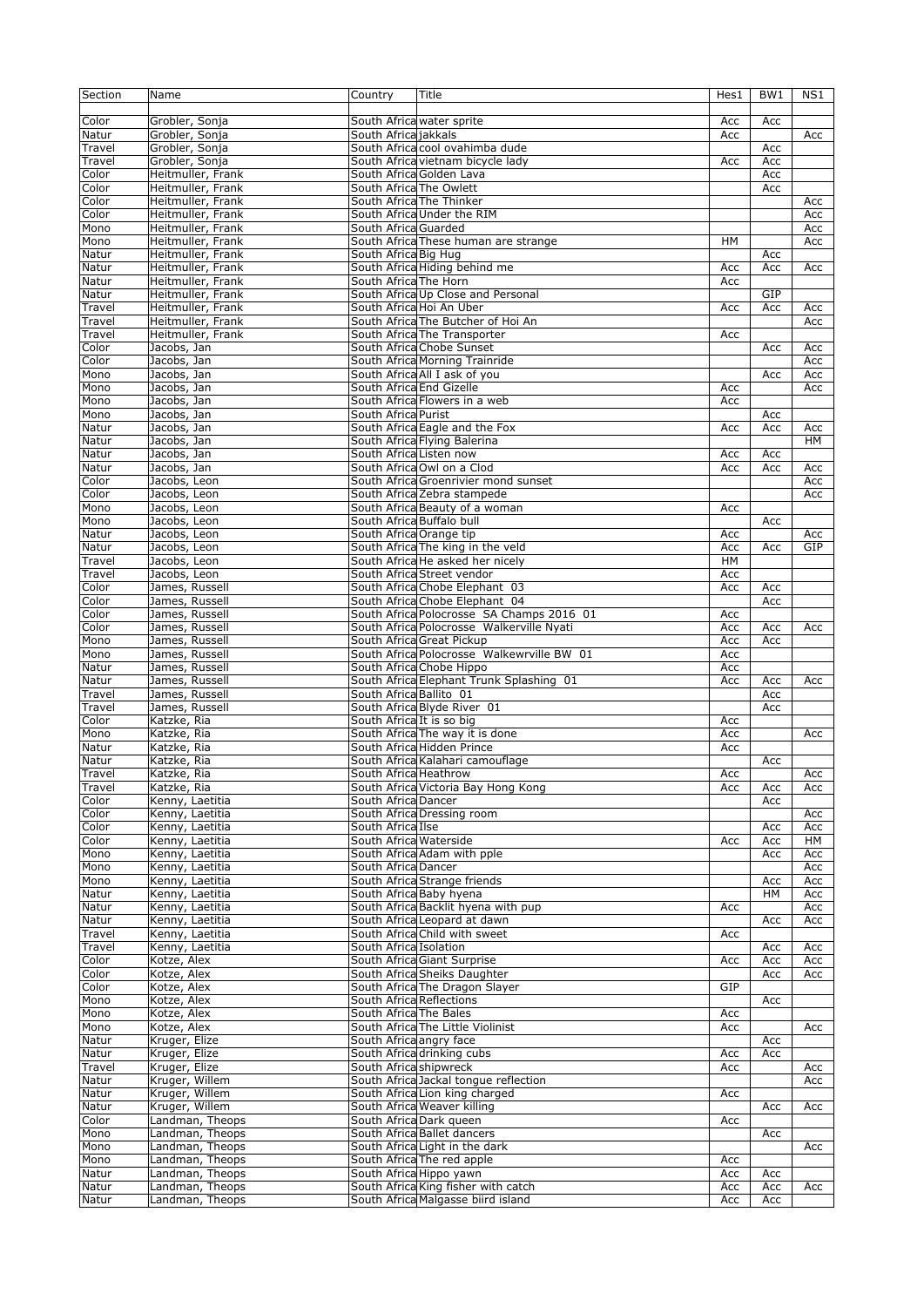| Section | Name | Country | Title | Hes1 | BW1 | NS1 |
|---|---|---|---|---|---|---|
| Color | Grobler, Sonja | South Africa | water sprite | Acc | Acc | |
| Natur | Grobler, Sonja | South Africa | jakkals | Acc | | Acc |
| Travel | Grobler, Sonja | South Africa | cool ovahimba dude | | Acc | |
| Travel | Grobler, Sonja | South Africa | vietnam bicycle lady | Acc | Acc | |
| Color | Heitmuller, Frank | South Africa | Golden Lava | | Acc | |
| Color | Heitmuller, Frank | South Africa | The Owlett | | Acc | |
| Color | Heitmuller, Frank | South Africa | The Thinker | | | Acc |
| Color | Heitmuller, Frank | South Africa | Under the RIM | | | Acc |
| Mono | Heitmuller, Frank | South Africa | Guarded | | | Acc |
| Mono | Heitmuller, Frank | South Africa | These human are strange | HM | | Acc |
| Natur | Heitmuller, Frank | South Africa | Big Hug | | Acc | |
| Natur | Heitmuller, Frank | South Africa | Hiding behind me | Acc | Acc | Acc |
| Natur | Heitmuller, Frank | South Africa | The Horn | Acc | | |
| Natur | Heitmuller, Frank | South Africa | Up Close and Personal | | GIP | |
| Travel | Heitmuller, Frank | South Africa | Hoi An Uber | Acc | Acc | Acc |
| Travel | Heitmuller, Frank | South Africa | The Butcher of Hoi An | | | Acc |
| Travel | Heitmuller, Frank | South Africa | The Transporter | Acc | | |
| Color | Jacobs, Jan | South Africa | Chobe Sunset | | Acc | Acc |
| Color | Jacobs, Jan | South Africa | Morning Trainride | | | Acc |
| Mono | Jacobs, Jan | South Africa | All I ask of you | | Acc | Acc |
| Mono | Jacobs, Jan | South Africa | End Gizelle | Acc | | Acc |
| Mono | Jacobs, Jan | South Africa | Flowers in a web | Acc | | |
| Mono | Jacobs, Jan | South Africa | Purist | | Acc | |
| Natur | Jacobs, Jan | South Africa | Eagle and the Fox | Acc | Acc | Acc |
| Natur | Jacobs, Jan | South Africa | Flying Balerina | | | HM |
| Natur | Jacobs, Jan | South Africa | Listen now | Acc | Acc | |
| Natur | Jacobs, Jan | South Africa | Owl on a Clod | Acc | Acc | Acc |
| Color | Jacobs, Leon | South Africa | Groenrivier mond sunset | | | Acc |
| Color | Jacobs, Leon | South Africa | Zebra stampede | | | Acc |
| Mono | Jacobs, Leon | South Africa | Beauty of a woman | Acc | | |
| Mono | Jacobs, Leon | South Africa | Buffalo bull | | Acc | |
| Natur | Jacobs, Leon | South Africa | Orange tip | Acc | | Acc |
| Natur | Jacobs, Leon | South Africa | The king in the veld | Acc | Acc | GIP |
| Travel | Jacobs, Leon | South Africa | He asked her nicely | HM | | |
| Travel | Jacobs, Leon | South Africa | Street vendor | Acc | | |
| Color | James, Russell | South Africa | Chobe Elephant 03 | Acc | Acc | |
| Color | James, Russell | South Africa | Chobe Elephant 04 | | Acc | |
| Color | James, Russell | South Africa | Polocrosse SA Champs 2016 01 | Acc | | |
| Color | James, Russell | South Africa | Polocrosse Walkerville Nyati | Acc | Acc | Acc |
| Mono | James, Russell | South Africa | Great Pickup | Acc | Acc | |
| Mono | James, Russell | South Africa | Polocrosse Walkewrville BW 01 | Acc | | |
| Natur | James, Russell | South Africa | Chobe Hippo | Acc | | |
| Natur | James, Russell | South Africa | Elephant Trunk Splashing 01 | Acc | Acc | Acc |
| Travel | James, Russell | South Africa | Ballito 01 | | Acc | |
| Travel | James, Russell | South Africa | Blyde River 01 | | Acc | |
| Color | Katzke, Ria | South Africa | It is so big | Acc | | |
| Mono | Katzke, Ria | South Africa | The way it is done | Acc | | Acc |
| Natur | Katzke, Ria | South Africa | Hidden Prince | Acc | | |
| Natur | Katzke, Ria | South Africa | Kalahari camouflage | | Acc | |
| Travel | Katzke, Ria | South Africa | Heathrow | Acc | | Acc |
| Travel | Katzke, Ria | South Africa | Victoria Bay Hong Kong | Acc | Acc | Acc |
| Color | Kenny, Laetitia | South Africa | Dancer | | Acc | |
| Color | Kenny, Laetitia | South Africa | Dressing room | | | Acc |
| Color | Kenny, Laetitia | South Africa | Ilse | | Acc | Acc |
| Color | Kenny, Laetitia | South Africa | Waterside | Acc | Acc | HM |
| Mono | Kenny, Laetitia | South Africa | Adam with pple | | Acc | Acc |
| Mono | Kenny, Laetitia | South Africa | Dancer | | | Acc |
| Mono | Kenny, Laetitia | South Africa | Strange friends | | Acc | Acc |
| Natur | Kenny, Laetitia | South Africa | Baby hyena | | HM | Acc |
| Natur | Kenny, Laetitia | South Africa | Backlit hyena with pup | Acc | | Acc |
| Natur | Kenny, Laetitia | South Africa | Leopard at dawn | | Acc | Acc |
| Travel | Kenny, Laetitia | South Africa | Child with sweet | Acc | | |
| Travel | Kenny, Laetitia | South Africa | Isolation | | Acc | Acc |
| Color | Kotze, Alex | South Africa | Giant Surprise | Acc | Acc | Acc |
| Color | Kotze, Alex | South Africa | Sheiks Daughter | | Acc | Acc |
| Color | Kotze, Alex | South Africa | The Dragon Slayer | GIP | | |
| Mono | Kotze, Alex | South Africa | Reflections | | Acc | |
| Mono | Kotze, Alex | South Africa | The Bales | Acc | | |
| Mono | Kotze, Alex | South Africa | The Little Violinist | Acc | | Acc |
| Natur | Kruger, Elize | South Africa | angry face | | Acc | |
| Natur | Kruger, Elize | South Africa | drinking cubs | Acc | Acc | |
| Travel | Kruger, Elize | South Africa | shipwreck | Acc | | Acc |
| Natur | Kruger, Willem | South Africa | Jackal tongue reflection | | | Acc |
| Natur | Kruger, Willem | South Africa | Lion king charged | Acc | | |
| Natur | Kruger, Willem | South Africa | Weaver killing | | Acc | Acc |
| Color | Landman, Theops | South Africa | Dark queen | Acc | | |
| Mono | Landman, Theops | South Africa | Ballet dancers | | Acc | |
| Mono | Landman, Theops | South Africa | Light in the dark | | | Acc |
| Mono | Landman, Theops | South Africa | The red apple | Acc | | |
| Natur | Landman, Theops | South Africa | Hippo yawn | Acc | Acc | |
| Natur | Landman, Theops | South Africa | King fisher with catch | Acc | Acc | Acc |
| Natur | Landman, Theops | South Africa | Malgasse biird island | Acc | Acc | |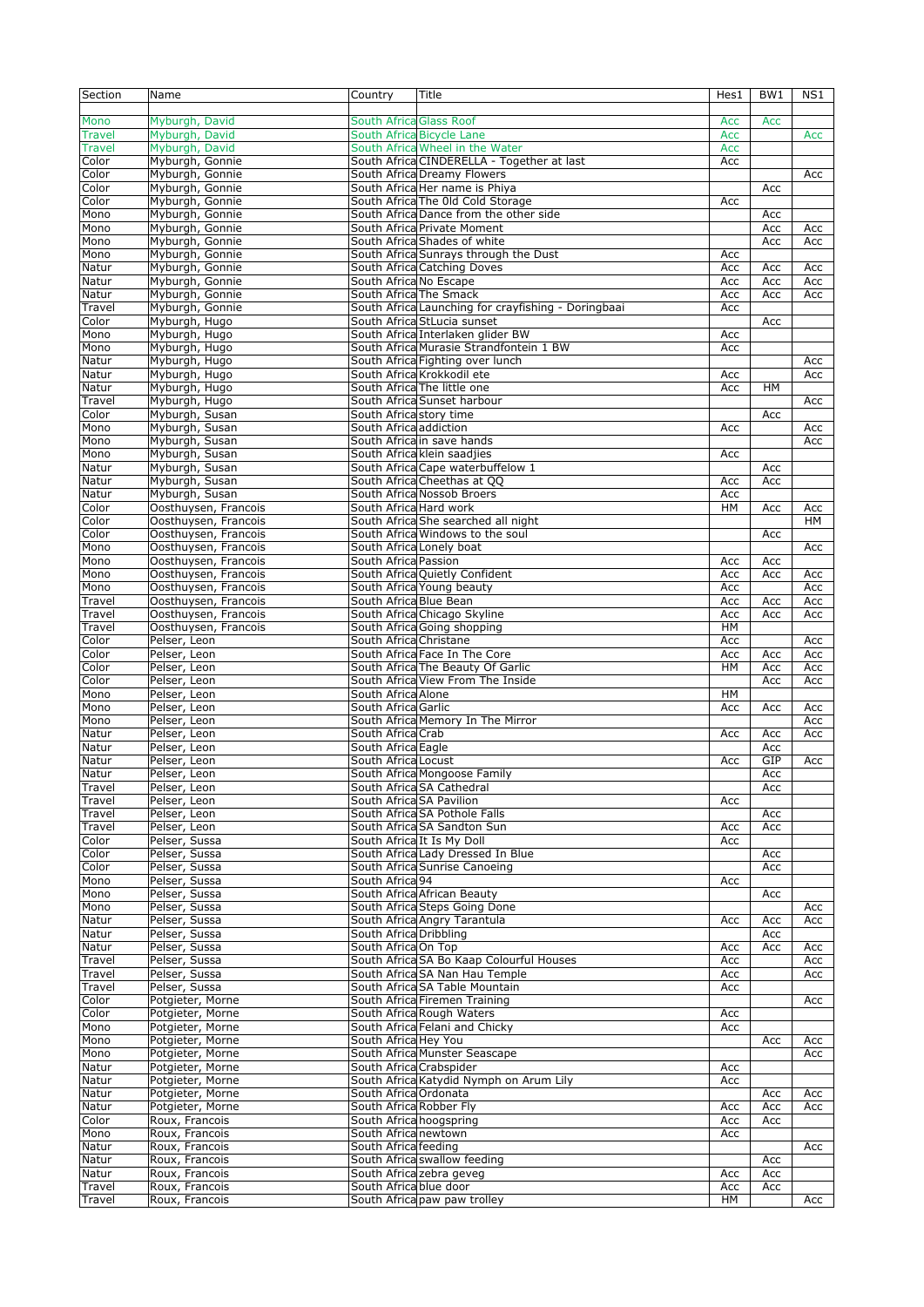| Section | Name | Country | Title | Hes1 | BW1 | NS1 |
|---|---|---|---|---|---|---|
| Mono | Myburgh, David | South Africa | Glass Roof | Acc | Acc | |
| Travel | Myburgh, David | South Africa | Bicycle Lane | Acc | | Acc |
| Travel | Myburgh, David | South Africa | Wheel in the Water | Acc | | |
| Color | Myburgh, Gonnie | South Africa | CINDERELLA - Together at last | Acc | | |
| Color | Myburgh, Gonnie | South Africa | Dreamy Flowers | | | Acc |
| Color | Myburgh, Gonnie | South Africa | Her name is Phiya | | Acc | |
| Color | Myburgh, Gonnie | South Africa | The 0ld Cold Storage | Acc | | |
| Mono | Myburgh, Gonnie | South Africa | Dance from the other side | | Acc | |
| Mono | Myburgh, Gonnie | South Africa | Private Moment | | Acc | Acc |
| Mono | Myburgh, Gonnie | South Africa | Shades of white | | Acc | Acc |
| Mono | Myburgh, Gonnie | South Africa | Sunrays through the Dust | Acc | | |
| Natur | Myburgh, Gonnie | South Africa | Catching Doves | Acc | Acc | Acc |
| Natur | Myburgh, Gonnie | South Africa | No Escape | Acc | Acc | Acc |
| Natur | Myburgh, Gonnie | South Africa | The Smack | Acc | Acc | Acc |
| Travel | Myburgh, Gonnie | South Africa | Launching for crayfishing - Doringbaai | Acc | | |
| Color | Myburgh, Hugo | South Africa | StLucia sunset | | Acc | |
| Mono | Myburgh, Hugo | South Africa | Interlaken glider BW | Acc | | |
| Mono | Myburgh, Hugo | South Africa | Murasie Strandfontein 1 BW | Acc | | |
| Natur | Myburgh, Hugo | South Africa | Fighting over lunch | | | Acc |
| Natur | Myburgh, Hugo | South Africa | Krokkodil ete | Acc | | Acc |
| Natur | Myburgh, Hugo | South Africa | The little one | Acc | HM | |
| Travel | Myburgh, Hugo | South Africa | Sunset harbour | | | Acc |
| Color | Myburgh, Susan | South Africa | story time | | Acc | |
| Mono | Myburgh, Susan | South Africa | addiction | Acc | | Acc |
| Mono | Myburgh, Susan | South Africa | in save hands | | | Acc |
| Mono | Myburgh, Susan | South Africa | klein saadjies | Acc | | |
| Natur | Myburgh, Susan | South Africa | Cape waterbuffelow 1 | | Acc | |
| Natur | Myburgh, Susan | South Africa | Cheethas at QQ | Acc | Acc | |
| Natur | Myburgh, Susan | South Africa | Nossob Broers | Acc | | |
| Color | Oosthuysen, Francois | South Africa | Hard work | HM | Acc | Acc |
| Color | Oosthuysen, Francois | South Africa | She searched all night | | | HM |
| Color | Oosthuysen, Francois | South Africa | Windows to the soul | | Acc | |
| Mono | Oosthuysen, Francois | South Africa | Lonely boat | | | Acc |
| Mono | Oosthuysen, Francois | South Africa | Passion | Acc | Acc | |
| Mono | Oosthuysen, Francois | South Africa | Quietly Confident | Acc | Acc | Acc |
| Mono | Oosthuysen, Francois | South Africa | Young beauty | Acc | | Acc |
| Travel | Oosthuysen, Francois | South Africa | Blue Bean | Acc | Acc | Acc |
| Travel | Oosthuysen, Francois | South Africa | Chicago Skyline | Acc | Acc | Acc |
| Travel | Oosthuysen, Francois | South Africa | Going shopping | HM | | |
| Color | Pelser, Leon | South Africa | Christane | Acc | | Acc |
| Color | Pelser, Leon | South Africa | Face In The Core | Acc | Acc | Acc |
| Color | Pelser, Leon | South Africa | The Beauty Of Garlic | HM | Acc | Acc |
| Color | Pelser, Leon | South Africa | View From The Inside | | Acc | Acc |
| Mono | Pelser, Leon | South Africa | Alone | HM | | |
| Mono | Pelser, Leon | South Africa | Garlic | Acc | Acc | Acc |
| Mono | Pelser, Leon | South Africa | Memory In The Mirror | | | Acc |
| Natur | Pelser, Leon | South Africa | Crab | Acc | Acc | Acc |
| Natur | Pelser, Leon | South Africa | Eagle | | Acc | |
| Natur | Pelser, Leon | South Africa | Locust | Acc | GIP | Acc |
| Natur | Pelser, Leon | South Africa | Mongoose Family | | Acc | |
| Travel | Pelser, Leon | South Africa | SA Cathedral | | Acc | |
| Travel | Pelser, Leon | South Africa | SA Pavilion | Acc | | |
| Travel | Pelser, Leon | South Africa | SA Pothole Falls | | Acc | |
| Travel | Pelser, Leon | South Africa | SA Sandton Sun | Acc | Acc | |
| Color | Pelser, Sussa | South Africa | It Is My Doll | Acc | | |
| Color | Pelser, Sussa | South Africa | Lady Dressed In Blue | | Acc | |
| Color | Pelser, Sussa | South Africa | Sunrise Canoeing | | Acc | |
| Mono | Pelser, Sussa | South Africa | 94 | Acc | | |
| Mono | Pelser, Sussa | South Africa | African Beauty | | Acc | |
| Mono | Pelser, Sussa | South Africa | Steps Going Done | | | Acc |
| Natur | Pelser, Sussa | South Africa | Angry Tarantula | Acc | Acc | Acc |
| Natur | Pelser, Sussa | South Africa | Dribbling | | Acc | |
| Natur | Pelser, Sussa | South Africa | On Top | Acc | Acc | Acc |
| Travel | Pelser, Sussa | South Africa | SA Bo Kaap Colourful Houses | Acc | | Acc |
| Travel | Pelser, Sussa | South Africa | SA Nan Hau Temple | Acc | | Acc |
| Travel | Pelser, Sussa | South Africa | SA Table Mountain | Acc | | |
| Color | Potgieter, Morne | South Africa | Firemen Training | | | Acc |
| Color | Potgieter, Morne | South Africa | Rough Waters | Acc | | |
| Mono | Potgieter, Morne | South Africa | Felani and Chicky | Acc | | |
| Mono | Potgieter, Morne | South Africa | Hey You | | Acc | Acc |
| Mono | Potgieter, Morne | South Africa | Munster Seascape | | | Acc |
| Natur | Potgieter, Morne | South Africa | Crabspider | Acc | | |
| Natur | Potgieter, Morne | South Africa | Katydid Nymph on Arum Lily | Acc | | |
| Natur | Potgieter, Morne | South Africa | Ordonata | | Acc | Acc |
| Natur | Potgieter, Morne | South Africa | Robber Fly | Acc | Acc | Acc |
| Color | Roux, Francois | South Africa | hoogspring | Acc | Acc | |
| Mono | Roux, Francois | South Africa | newtown | Acc | | |
| Natur | Roux, Francois | South Africa | feeding | | | Acc |
| Natur | Roux, Francois | South Africa | swallow feeding | | Acc | |
| Natur | Roux, Francois | South Africa | zebra geveg | Acc | Acc | |
| Travel | Roux, Francois | South Africa | blue door | Acc | Acc | |
| Travel | Roux, Francois | South Africa | paw paw trolley | HM | | Acc |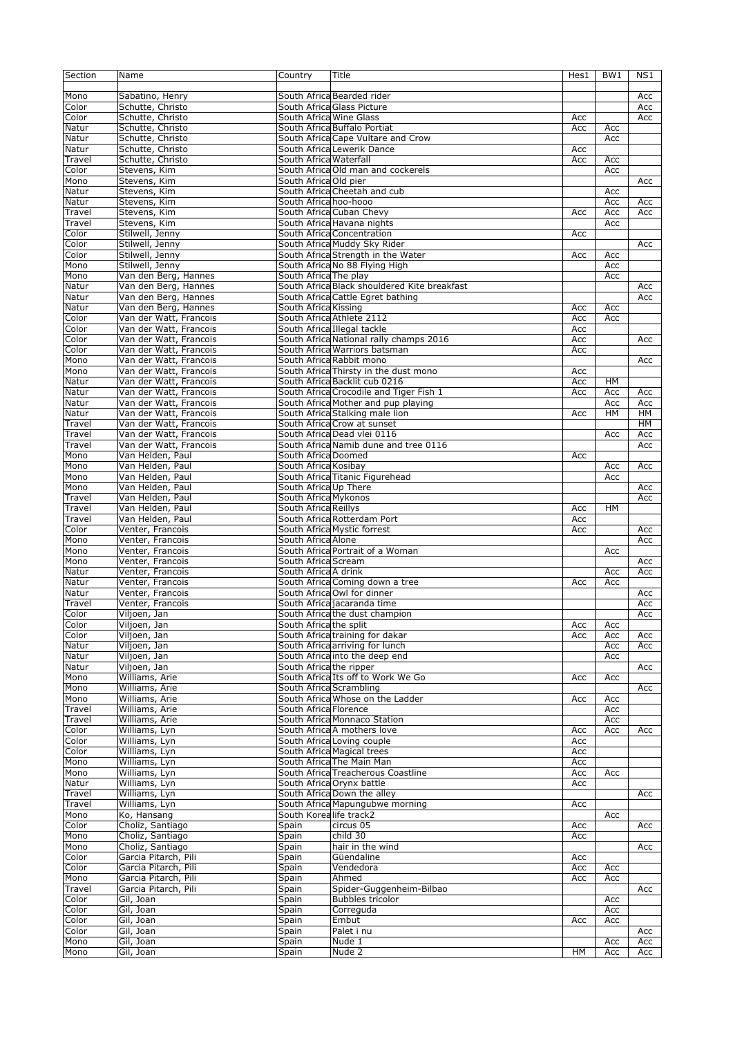| Section | Name | Country | Title | Hes1 | BW1 | NS1 |
|---|---|---|---|---|---|---|
| Mono | Sabatino, Henry | South Africa | Bearded rider | | | Acc |
| Color | Schutte, Christo | South Africa | Glass Picture | | | Acc |
| Color | Schutte, Christo | South Africa | Wine Glass | Acc | | Acc |
| Natur | Schutte, Christo | South Africa | Buffalo Portiat | Acc | Acc | |
| Natur | Schutte, Christo | South Africa | Cape Vulture and Crow | | Acc | |
| Natur | Schutte, Christo | South Africa | Lewerik Dance | Acc | | |
| Travel | Schutte, Christo | South Africa | Waterfall | Acc | Acc | |
| Color | Stevens, Kim | South Africa | Old man and cockerels | | Acc | |
| Mono | Stevens, Kim | South Africa | Old pier | | | Acc |
| Natur | Stevens, Kim | South Africa | Cheetah and cub | | Acc | |
| Natur | Stevens, Kim | South Africa | hoo-hooo | | Acc | Acc |
| Travel | Stevens, Kim | South Africa | Cuban Chevy | Acc | Acc | Acc |
| Travel | Stevens, Kim | South Africa | Havana nights | | Acc | |
| Color | Stilwell, Jenny | South Africa | Concentration | Acc | | |
| Color | Stilwell, Jenny | South Africa | Muddy Sky Rider | | | Acc |
| Color | Stilwell, Jenny | South Africa | Strength in the Water | Acc | Acc | |
| Mono | Stilwell, Jenny | South Africa | No 88 Flying High | | Acc | |
| Mono | Van den Berg, Hannes | South Africa | The play | | Acc | |
| Natur | Van den Berg, Hannes | South Africa | Black shouldered Kite breakfast | | | Acc |
| Natur | Van den Berg, Hannes | South Africa | Cattle Egret bathing | | | Acc |
| Natur | Van den Berg, Hannes | South Africa | Kissing | Acc | Acc | |
| Color | Van der Watt, Francois | South Africa | Athlete 2112 | Acc | Acc | |
| Color | Van der Watt, Francois | South Africa | Illegal tackle | Acc | | |
| Color | Van der Watt, Francois | South Africa | National rally champs 2016 | Acc | | Acc |
| Color | Van der Watt, Francois | South Africa | Warriors batsman | Acc | | |
| Mono | Van der Watt, Francois | South Africa | Rabbit mono | | | Acc |
| Mono | Van der Watt, Francois | South Africa | Thirsty in the dust mono | Acc | | |
| Natur | Van der Watt, Francois | South Africa | Backlit cub 0216 | Acc | HM | |
| Natur | Van der Watt, Francois | South Africa | Crocodile and Tiger Fish 1 | Acc | Acc | Acc |
| Natur | Van der Watt, Francois | South Africa | Mother and pup playing | | Acc | Acc |
| Natur | Van der Watt, Francois | South Africa | Stalking male lion | Acc | HM | HM |
| Travel | Van der Watt, Francois | South Africa | Crow at sunset | | | HM |
| Travel | Van der Watt, Francois | South Africa | Dead vlei 0116 | | Acc | Acc |
| Travel | Van der Watt, Francois | South Africa | Namib dune and tree 0116 | | | Acc |
| Mono | Van Helden, Paul | South Africa | Doomed | Acc | | |
| Mono | Van Helden, Paul | South Africa | Kosibay | | Acc | Acc |
| Mono | Van Helden, Paul | South Africa | Titanic Figurehead | | Acc | |
| Mono | Van Helden, Paul | South Africa | Up There | | | Acc |
| Travel | Van Helden, Paul | South Africa | Mykonos | | | Acc |
| Travel | Van Helden, Paul | South Africa | Reillys | Acc | HM | |
| Travel | Van Helden, Paul | South Africa | Rotterdam Port | Acc | | |
| Color | Venter, Francois | South Africa | Mystic forrest | Acc | | Acc |
| Mono | Venter, Francois | South Africa | Alone | | | Acc |
| Mono | Venter, Francois | South Africa | Portrait of a Woman | | Acc | |
| Mono | Venter, Francois | South Africa | Scream | | | Acc |
| Natur | Venter, Francois | South Africa | A drink | | Acc | Acc |
| Natur | Venter, Francois | South Africa | Coming down a tree | Acc | Acc | |
| Natur | Venter, Francois | South Africa | Owl for dinner | | | Acc |
| Travel | Venter, Francois | South Africa | jacaranda time | | | Acc |
| Color | Viljoen, Jan | South Africa | the dust champion | | | Acc |
| Color | Viljoen, Jan | South Africa | the split | Acc | Acc | |
| Color | Viljoen, Jan | South Africa | training for dakar | Acc | Acc | Acc |
| Natur | Viljoen, Jan | South Africa | arriving for lunch | | Acc | Acc |
| Natur | Viljoen, Jan | South Africa | into the deep end | | Acc | |
| Natur | Viljoen, Jan | South Africa | the ripper | | | Acc |
| Mono | Williams, Arie | South Africa | Its off to Work We Go | Acc | Acc | |
| Mono | Williams, Arie | South Africa | Scrambling | | | Acc |
| Mono | Williams, Arie | South Africa | Whose on the Ladder | Acc | Acc | |
| Travel | Williams, Arie | South Africa | Florence | | Acc | |
| Travel | Williams, Arie | South Africa | Monnaco Station | | Acc | |
| Color | Williams, Lyn | South Africa | A mothers love | Acc | Acc | Acc |
| Color | Williams, Lyn | South Africa | Loving couple | Acc | | |
| Color | Williams, Lyn | South Africa | Magical trees | Acc | | |
| Mono | Williams, Lyn | South Africa | The Main Man | Acc | | |
| Mono | Williams, Lyn | South Africa | Treacherous Coastline | Acc | Acc | |
| Natur | Williams, Lyn | South Africa | Orynx battle | Acc | | |
| Travel | Williams, Lyn | South Africa | Down the alley | | | Acc |
| Travel | Williams, Lyn | South Africa | Mapungubwe morning | Acc | | |
| Mono | Ko, Hansang | South Korea | life track2 | | Acc | |
| Color | Choliz, Santiago | Spain | circus 05 | Acc | | Acc |
| Mono | Choliz, Santiago | Spain | child 30 | Acc | | |
| Mono | Choliz, Santiago | Spain | hair in the wind | | | Acc |
| Color | Garcia Pitarch, Pili | Spain | Güendaline | Acc | | |
| Color | Garcia Pitarch, Pili | Spain | Vendedora | Acc | Acc | |
| Mono | Garcia Pitarch, Pili | Spain | Ahmed | Acc | Acc | |
| Travel | Garcia Pitarch, Pili | Spain | Spider-Guggenheim-Bilbao | | | Acc |
| Color | Gil, Joan | Spain | Bubbles tricolor | | Acc | |
| Color | Gil, Joan | Spain | Correguda | | Acc | |
| Color | Gil, Joan | Spain | Embut | Acc | Acc | |
| Color | Gil, Joan | Spain | Palet i nu | | | Acc |
| Mono | Gil, Joan | Spain | Nude 1 | | Acc | Acc |
| Mono | Gil, Joan | Spain | Nude 2 | HM | Acc | Acc |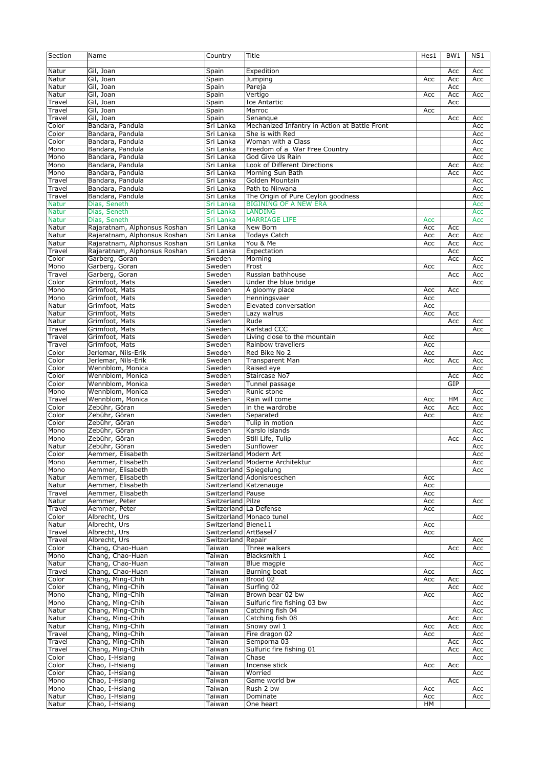| Section | Name | Country | Title | Hes1 | BW1 | NS1 |
|---|---|---|---|---|---|---|
| Natur | Gil, Joan | Spain | Expedition | | Acc | Acc |
| Natur | Gil, Joan | Spain | Jumping | Acc | Acc | Acc |
| Natur | Gil, Joan | Spain | Pareja | | Acc | |
| Natur | Gil, Joan | Spain | Vertigo | Acc | Acc | Acc |
| Travel | Gil, Joan | Spain | Ice Antartic | | Acc | |
| Travel | Gil, Joan | Spain | Marroc | Acc | | |
| Travel | Gil, Joan | Spain | Senanque | | Acc | Acc |
| Color | Bandara, Pandula | Sri Lanka | Mechanized Infantry in Action at Battle Front | | | Acc |
| Color | Bandara, Pandula | Sri Lanka | She is with Red | | | Acc |
| Color | Bandara, Pandula | Sri Lanka | Woman with a Class | | | Acc |
| Mono | Bandara, Pandula | Sri Lanka | Freedom of a War Free Country | | | Acc |
| Mono | Bandara, Pandula | Sri Lanka | God Give Us Rain | | | Acc |
| Mono | Bandara, Pandula | Sri Lanka | Look of Different Directions | | Acc | Acc |
| Mono | Bandara, Pandula | Sri Lanka | Morning Sun Bath | | Acc | Acc |
| Travel | Bandara, Pandula | Sri Lanka | Golden Mountain | | | Acc |
| Travel | Bandara, Pandula | Sri Lanka | Path to Nirwana | | | Acc |
| Travel | Bandara, Pandula | Sri Lanka | The Origin of Pure Ceylon goodness | | | Acc |
| Natur | Dias, Seneth | Sri Lanka | BIGINING OF A NEW ERA | | | Acc |
| Natur | Dias, Seneth | Sri Lanka | LANDING | | | Acc |
| Natur | Dias, Seneth | Sri Lanka | MARRIAGE LIFE | Acc | | Acc |
| Natur | Rajaratnam, Alphonsus Roshan | Sri Lanka | New Born | Acc | Acc | |
| Natur | Rajaratnam, Alphonsus Roshan | Sri Lanka | Todays Catch | Acc | Acc | Acc |
| Natur | Rajaratnam, Alphonsus Roshan | Sri Lanka | You & Me | Acc | Acc | Acc |
| Travel | Rajaratnam, Alphonsus Roshan | Sri Lanka | Expectation | | Acc | |
| Color | Garberg, Goran | Sweden | Morning | | Acc | Acc |
| Mono | Garberg, Goran | Sweden | Frost | Acc | | Acc |
| Travel | Garberg, Goran | Sweden | Russian bathhouse | | Acc | Acc |
| Color | Grimfoot, Mats | Sweden | Under the blue bridge | | | Acc |
| Mono | Grimfoot, Mats | Sweden | A gloomy place | Acc | Acc | |
| Mono | Grimfoot, Mats | Sweden | Henningsvaer | Acc | | |
| Natur | Grimfoot, Mats | Sweden | Elevated conversation | Acc | | |
| Natur | Grimfoot, Mats | Sweden | Lazy walrus | Acc | Acc | |
| Natur | Grimfoot, Mats | Sweden | Rude | | Acc | Acc |
| Travel | Grimfoot, Mats | Sweden | Karlstad CCC | | | Acc |
| Travel | Grimfoot, Mats | Sweden | Living close to the mountain | Acc | | |
| Travel | Grimfoot, Mats | Sweden | Rainbow travellers | Acc | | |
| Color | Jerlemar, Nils-Erik | Sweden | Red Bike No 2 | Acc | | Acc |
| Color | Jerlemar, Nils-Erik | Sweden | Transparent Man | Acc | Acc | Acc |
| Color | Wennblom, Monica | Sweden | Raised eye | | | Acc |
| Color | Wennblom, Monica | Sweden | Staircase No7 | | Acc | Acc |
| Color | Wennblom, Monica | Sweden | Tunnel passage | | GIP | |
| Mono | Wennblom, Monica | Sweden | Runic stone | | | Acc |
| Travel | Wennblom, Monica | Sweden | Rain will come | Acc | HM | Acc |
| Color | Zebühr, Göran | Sweden | in the wardrobe | Acc | Acc | Acc |
| Color | Zebühr, Göran | Sweden | Separated | Acc | | Acc |
| Color | Zebühr, Göran | Sweden | Tulip in motion | | | Acc |
| Mono | Zebühr, Göran | Sweden | Karslo islands | | | Acc |
| Mono | Zebühr, Göran | Sweden | Still Life, Tulip | | Acc | Acc |
| Natur | Zebühr, Göran | Sweden | Sunflower | | | Acc |
| Color | Aemmer, Elisabeth | Switzerland | Modern Art | | | Acc |
| Mono | Aemmer, Elisabeth | Switzerland | Moderne Architektur | | | Acc |
| Mono | Aemmer, Elisabeth | Switzerland | Spiegelung | | | Acc |
| Natur | Aemmer, Elisabeth | Switzerland | Adonisroeschen | Acc | | |
| Natur | Aemmer, Elisabeth | Switzerland | Katzenauge | Acc | | |
| Travel | Aemmer, Elisabeth | Switzerland | Pause | Acc | | |
| Natur | Aemmer, Peter | Switzerland | Pilze | Acc | | Acc |
| Travel | Aemmer, Peter | Switzerland | La Defense | Acc | | |
| Color | Albrecht, Urs | Switzerland | Monaco tunel | | | Acc |
| Natur | Albrecht, Urs | Switzerland | Biene11 | Acc | | |
| Travel | Albrecht, Urs | Switzerland | ArtBasel7 | Acc | | |
| Travel | Albrecht, Urs | Switzerland | Repair | | | Acc |
| Color | Chang, Chao-Huan | Taiwan | Three walkers | | Acc | Acc |
| Mono | Chang, Chao-Huan | Taiwan | Blacksmith 1 | Acc | | |
| Natur | Chang, Chao-Huan | Taiwan | Blue magpie | | | Acc |
| Travel | Chang, Chao-Huan | Taiwan | Burning boat | Acc | | Acc |
| Color | Chang, Ming-Chih | Taiwan | Brood 02 | Acc | Acc | |
| Color | Chang, Ming-Chih | Taiwan | Surfing 02 | | Acc | Acc |
| Mono | Chang, Ming-Chih | Taiwan | Brown bear 02 bw | Acc | | Acc |
| Mono | Chang, Ming-Chih | Taiwan | Sulfuric fire fishing 03 bw | | | Acc |
| Natur | Chang, Ming-Chih | Taiwan | Catching fish 04 | | | Acc |
| Natur | Chang, Ming-Chih | Taiwan | Catching fish 08 | | Acc | Acc |
| Natur | Chang, Ming-Chih | Taiwan | Snowy owl 1 | Acc | Acc | Acc |
| Travel | Chang, Ming-Chih | Taiwan | Fire dragon 02 | Acc | | Acc |
| Travel | Chang, Ming-Chih | Taiwan | Semporna 03 | | Acc | Acc |
| Travel | Chang, Ming-Chih | Taiwan | Sulfuric fire fishing 01 | | Acc | Acc |
| Color | Chao, I-Hsiang | Taiwan | Chase | | | Acc |
| Color | Chao, I-Hsiang | Taiwan | Incense stick | Acc | Acc | |
| Color | Chao, I-Hsiang | Taiwan | Worried | | | Acc |
| Mono | Chao, I-Hsiang | Taiwan | Game world bw | | Acc | |
| Mono | Chao, I-Hsiang | Taiwan | Rush 2 bw | Acc | | Acc |
| Natur | Chao, I-Hsiang | Taiwan | Dominate | Acc | | Acc |
| Natur | Chao, I-Hsiang | Taiwan | One heart | HM | | |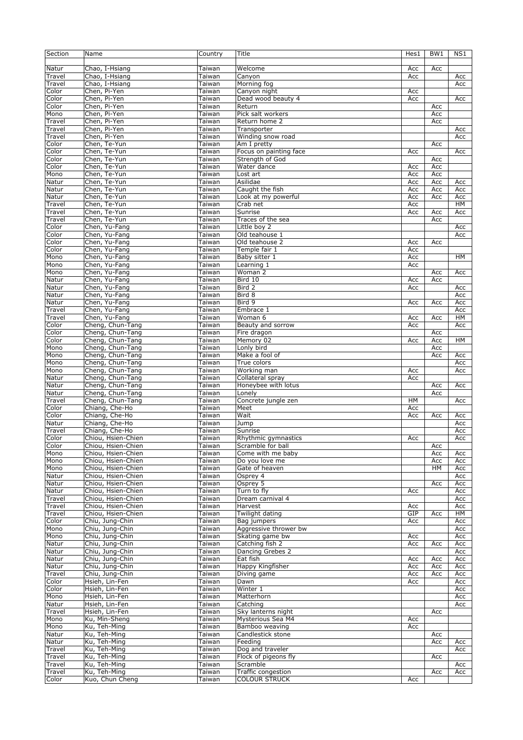| Section | Name | Country | Title | Hes1 | BW1 | NS1 |
|---|---|---|---|---|---|---|
| Natur | Chao, I-Hsiang | Taiwan | Welcome | Acc | Acc | |
| Travel | Chao, I-Hsiang | Taiwan | Canyon | Acc | | Acc |
| Travel | Chao, I-Hsiang | Taiwan | Morning fog | | | Acc |
| Color | Chen, Pi-Yen | Taiwan | Canyon night | Acc | | |
| Color | Chen, Pi-Yen | Taiwan | Dead wood beauty 4 | Acc | | Acc |
| Color | Chen, Pi-Yen | Taiwan | Return | | Acc | |
| Mono | Chen, Pi-Yen | Taiwan | Pick salt workers | | Acc | |
| Travel | Chen, Pi-Yen | Taiwan | Return home 2 | | Acc | |
| Travel | Chen, Pi-Yen | Taiwan | Transporter | | | Acc |
| Travel | Chen, Pi-Yen | Taiwan | Winding snow road | | | Acc |
| Color | Chen, Te-Yun | Taiwan | Am I pretty | | Acc | |
| Color | Chen, Te-Yun | Taiwan | Focus on painting face | Acc | | Acc |
| Color | Chen, Te-Yun | Taiwan | Strength of God | | Acc | |
| Color | Chen, Te-Yun | Taiwan | Water dance | Acc | Acc | |
| Mono | Chen, Te-Yun | Taiwan | Lost art | Acc | Acc | |
| Natur | Chen, Te-Yun | Taiwan | Asilidae | Acc | Acc | Acc |
| Natur | Chen, Te-Yun | Taiwan | Caught the fish | Acc | Acc | Acc |
| Natur | Chen, Te-Yun | Taiwan | Look at my powerful | Acc | Acc | Acc |
| Travel | Chen, Te-Yun | Taiwan | Crab net | Acc | | HM |
| Travel | Chen, Te-Yun | Taiwan | Sunrise | Acc | Acc | Acc |
| Travel | Chen, Te-Yun | Taiwan | Traces of the sea | | Acc | |
| Color | Chen, Yu-Fang | Taiwan | Little boy 2 | | | Acc |
| Color | Chen, Yu-Fang | Taiwan | Old teahouse 1 | | | Acc |
| Color | Chen, Yu-Fang | Taiwan | Old teahouse 2 | Acc | Acc | |
| Color | Chen, Yu-Fang | Taiwan | Temple fair 1 | Acc | | |
| Mono | Chen, Yu-Fang | Taiwan | Baby sitter 1 | Acc | | HM |
| Mono | Chen, Yu-Fang | Taiwan | Learning 1 | Acc | | |
| Mono | Chen, Yu-Fang | Taiwan | Woman 2 | | Acc | Acc |
| Natur | Chen, Yu-Fang | Taiwan | Bird 10 | Acc | Acc | |
| Natur | Chen, Yu-Fang | Taiwan | Bird 2 | Acc | | Acc |
| Natur | Chen, Yu-Fang | Taiwan | Bird 8 | | | Acc |
| Natur | Chen, Yu-Fang | Taiwan | Bird 9 | Acc | Acc | Acc |
| Travel | Chen, Yu-Fang | Taiwan | Embrace 1 | | | Acc |
| Travel | Chen, Yu-Fang | Taiwan | Woman 6 | Acc | Acc | HM |
| Color | Cheng, Chun-Tang | Taiwan | Beauty and sorrow | Acc | | Acc |
| Color | Cheng, Chun-Tang | Taiwan | Fire dragon | | Acc | |
| Color | Cheng, Chun-Tang | Taiwan | Memory 02 | Acc | Acc | HM |
| Mono | Cheng, Chun-Tang | Taiwan | Lonly bird | | Acc | |
| Mono | Cheng, Chun-Tang | Taiwan | Make a fool of | | Acc | Acc |
| Mono | Cheng, Chun-Tang | Taiwan | True colors | | | Acc |
| Mono | Cheng, Chun-Tang | Taiwan | Working man | Acc | | Acc |
| Natur | Cheng, Chun-Tang | Taiwan | Collateral spray | Acc | | |
| Natur | Cheng, Chun-Tang | Taiwan | Honeybee with lotus | | Acc | Acc |
| Natur | Cheng, Chun-Tang | Taiwan | Lonely | | Acc | |
| Travel | Cheng, Chun-Tang | Taiwan | Concrete jungle zen | HM | | Acc |
| Color | Chiang, Che-Ho | Taiwan | Meet | Acc | | |
| Color | Chiang, Che-Ho | Taiwan | Wait | Acc | Acc | Acc |
| Natur | Chiang, Che-Ho | Taiwan | Jump | | | Acc |
| Travel | Chiang, Che-Ho | Taiwan | Sunrise | | | Acc |
| Color | Chiou, Hsien-Chien | Taiwan | Rhythmic gymnastics | Acc | | Acc |
| Color | Chiou, Hsien-Chien | Taiwan | Scramble for ball | | Acc | |
| Mono | Chiou, Hsien-Chien | Taiwan | Come with me baby | | Acc | Acc |
| Mono | Chiou, Hsien-Chien | Taiwan | Do you love me | | Acc | Acc |
| Mono | Chiou, Hsien-Chien | Taiwan | Gate of heaven | | HM | Acc |
| Natur | Chiou, Hsien-Chien | Taiwan | Osprey 4 | | | Acc |
| Natur | Chiou, Hsien-Chien | Taiwan | Osprey 5 | | Acc | Acc |
| Natur | Chiou, Hsien-Chien | Taiwan | Turn to fly | Acc | | Acc |
| Travel | Chiou, Hsien-Chien | Taiwan | Dream carnival 4 | | | Acc |
| Travel | Chiou, Hsien-Chien | Taiwan | Harvest | Acc | | Acc |
| Travel | Chiou, Hsien-Chien | Taiwan | Twilight dating | GIP | Acc | HM |
| Color | Chiu, Jung-Chin | Taiwan | Bag jumpers | Acc | | Acc |
| Mono | Chiu, Jung-Chin | Taiwan | Aggressive thrower bw | | | Acc |
| Mono | Chiu, Jung-Chin | Taiwan | Skating game bw | Acc | | Acc |
| Natur | Chiu, Jung-Chin | Taiwan | Catching fish 2 | Acc | Acc | Acc |
| Natur | Chiu, Jung-Chin | Taiwan | Dancing Grebes 2 | | | Acc |
| Natur | Chiu, Jung-Chin | Taiwan | Eat fish | Acc | Acc | Acc |
| Natur | Chiu, Jung-Chin | Taiwan | Happy Kingfisher | Acc | Acc | Acc |
| Travel | Chiu, Jung-Chin | Taiwan | Diving game | Acc | Acc | Acc |
| Color | Hsieh, Lin-Fen | Taiwan | Dawn | Acc | | Acc |
| Color | Hsieh, Lin-Fen | Taiwan | Winter 1 | | | Acc |
| Mono | Hsieh, Lin-Fen | Taiwan | Matterhorn | | | Acc |
| Natur | Hsieh, Lin-Fen | Taiwan | Catching | | | Acc |
| Travel | Hsieh, Lin-Fen | Taiwan | Sky lanterns night | | Acc | |
| Mono | Ku, Min-Sheng | Taiwan | Mysterious Sea M4 | Acc | | |
| Mono | Ku, Teh-Ming | Taiwan | Bamboo weaving | Acc | | |
| Natur | Ku, Teh-Ming | Taiwan | Candlestick stone | | Acc | |
| Natur | Ku, Teh-Ming | Taiwan | Feeding | | Acc | Acc |
| Travel | Ku, Teh-Ming | Taiwan | Dog and traveler | | | Acc |
| Travel | Ku, Teh-Ming | Taiwan | Flock of pigeons fly | | Acc | |
| Travel | Ku, Teh-Ming | Taiwan | Scramble | | | Acc |
| Travel | Ku, Teh-Ming | Taiwan | Traffic congestion | | Acc | Acc |
| Color | Kuo, Chun Cheng | Taiwan | COLOUR STRUCK | Acc | | |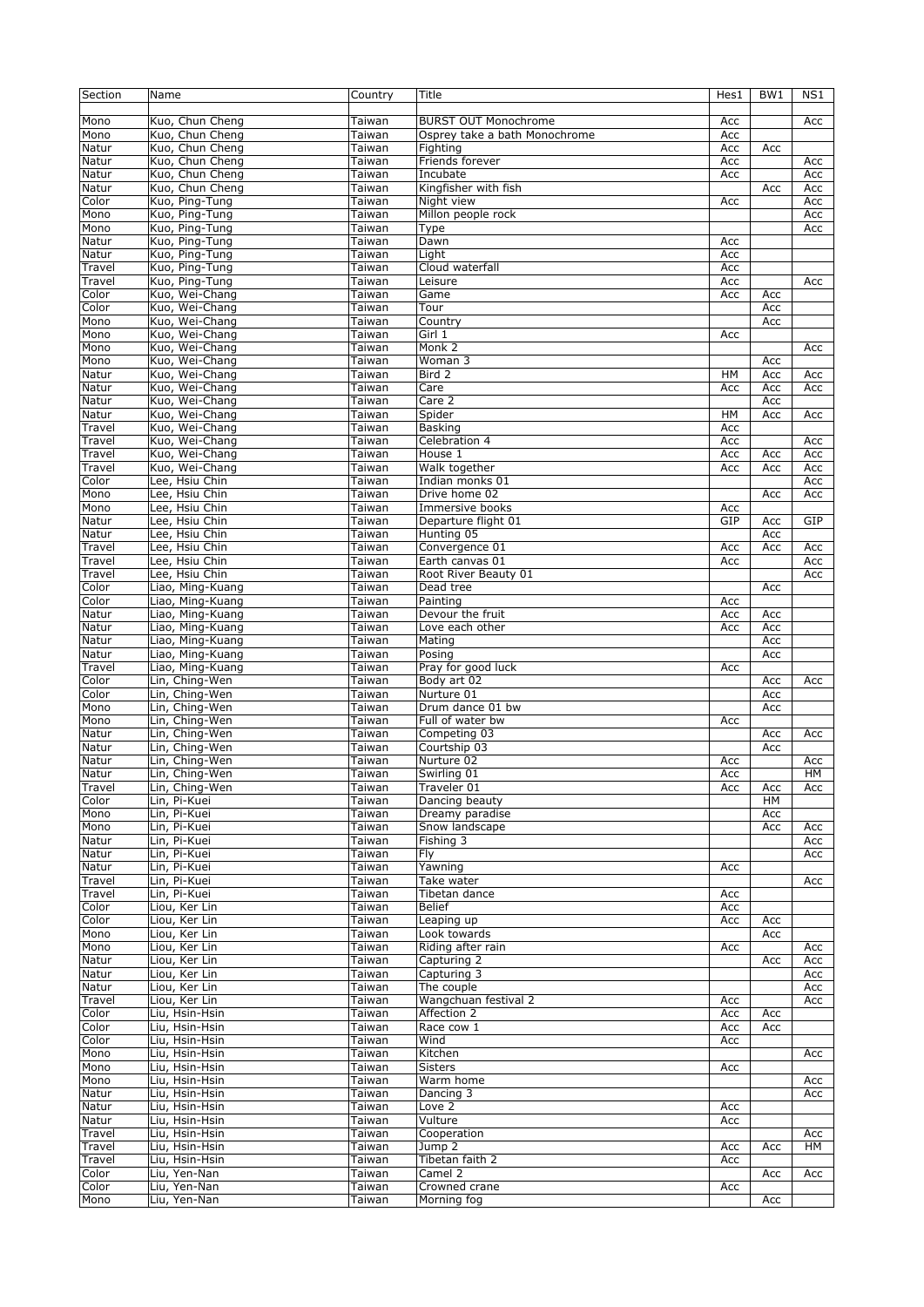| Section | Name | Country | Title | Hes1 | BW1 | NS1 |
|---|---|---|---|---|---|---|
| Mono | Kuo, Chun Cheng | Taiwan | BURST OUT Monochrome | Acc | | Acc |
| Mono | Kuo, Chun Cheng | Taiwan | Osprey take a bath Monochrome | Acc | | |
| Natur | Kuo, Chun Cheng | Taiwan | Fighting | Acc | Acc | |
| Natur | Kuo, Chun Cheng | Taiwan | Friends forever | Acc | | Acc |
| Natur | Kuo, Chun Cheng | Taiwan | Incubate | Acc | | Acc |
| Natur | Kuo, Chun Cheng | Taiwan | Kingfisher with fish | | Acc | Acc |
| Color | Kuo, Ping-Tung | Taiwan | Night view | Acc | | Acc |
| Mono | Kuo, Ping-Tung | Taiwan | Millon people rock | | | Acc |
| Mono | Kuo, Ping-Tung | Taiwan | Type | | | Acc |
| Natur | Kuo, Ping-Tung | Taiwan | Dawn | Acc | | |
| Natur | Kuo, Ping-Tung | Taiwan | Light | Acc | | |
| Travel | Kuo, Ping-Tung | Taiwan | Cloud waterfall | Acc | | |
| Travel | Kuo, Ping-Tung | Taiwan | Leisure | Acc | | Acc |
| Color | Kuo, Wei-Chang | Taiwan | Game | Acc | Acc | |
| Color | Kuo, Wei-Chang | Taiwan | Tour | | Acc | |
| Mono | Kuo, Wei-Chang | Taiwan | Country | | Acc | |
| Mono | Kuo, Wei-Chang | Taiwan | Girl 1 | Acc | | |
| Mono | Kuo, Wei-Chang | Taiwan | Monk 2 | | | Acc |
| Mono | Kuo, Wei-Chang | Taiwan | Woman 3 | | Acc | |
| Natur | Kuo, Wei-Chang | Taiwan | Bird 2 | HM | Acc | Acc |
| Natur | Kuo, Wei-Chang | Taiwan | Care | Acc | Acc | Acc |
| Natur | Kuo, Wei-Chang | Taiwan | Care 2 | | Acc | |
| Natur | Kuo, Wei-Chang | Taiwan | Spider | HM | Acc | Acc |
| Travel | Kuo, Wei-Chang | Taiwan | Basking | Acc | | |
| Travel | Kuo, Wei-Chang | Taiwan | Celebration 4 | Acc | | Acc |
| Travel | Kuo, Wei-Chang | Taiwan | House 1 | Acc | Acc | Acc |
| Travel | Kuo, Wei-Chang | Taiwan | Walk together | Acc | Acc | Acc |
| Color | Lee, Hsiu Chin | Taiwan | Indian monks 01 | | | Acc |
| Mono | Lee, Hsiu Chin | Taiwan | Drive home 02 | | Acc | Acc |
| Mono | Lee, Hsiu Chin | Taiwan | Immersive books | Acc | | |
| Natur | Lee, Hsiu Chin | Taiwan | Departure flight 01 | GIP | Acc | GIP |
| Natur | Lee, Hsiu Chin | Taiwan | Hunting 05 | | Acc | |
| Travel | Lee, Hsiu Chin | Taiwan | Convergence 01 | Acc | Acc | Acc |
| Travel | Lee, Hsiu Chin | Taiwan | Earth canvas 01 | Acc | | Acc |
| Travel | Lee, Hsiu Chin | Taiwan | Root River Beauty 01 | | | Acc |
| Color | Liao, Ming-Kuang | Taiwan | Dead tree | | Acc | |
| Color | Liao, Ming-Kuang | Taiwan | Painting | Acc | | |
| Natur | Liao, Ming-Kuang | Taiwan | Devour the fruit | Acc | Acc | |
| Natur | Liao, Ming-Kuang | Taiwan | Love each other | Acc | Acc | |
| Natur | Liao, Ming-Kuang | Taiwan | Mating | | Acc | |
| Natur | Liao, Ming-Kuang | Taiwan | Posing | | Acc | |
| Travel | Liao, Ming-Kuang | Taiwan | Pray for good luck | Acc | | |
| Color | Lin, Ching-Wen | Taiwan | Body art 02 | | Acc | Acc |
| Color | Lin, Ching-Wen | Taiwan | Nurture 01 | | Acc | |
| Mono | Lin, Ching-Wen | Taiwan | Drum dance 01 bw | | Acc | |
| Mono | Lin, Ching-Wen | Taiwan | Full of water bw | Acc | | |
| Natur | Lin, Ching-Wen | Taiwan | Competing 03 | | Acc | Acc |
| Natur | Lin, Ching-Wen | Taiwan | Courtship 03 | | Acc | |
| Natur | Lin, Ching-Wen | Taiwan | Nurture 02 | Acc | | Acc |
| Natur | Lin, Ching-Wen | Taiwan | Swirling 01 | Acc | | HM |
| Travel | Lin, Ching-Wen | Taiwan | Traveler 01 | Acc | Acc | Acc |
| Color | Lin, Pi-Kuei | Taiwan | Dancing beauty | | HM | |
| Mono | Lin, Pi-Kuei | Taiwan | Dreamy paradise | | Acc | |
| Mono | Lin, Pi-Kuei | Taiwan | Snow landscape | | Acc | Acc |
| Natur | Lin, Pi-Kuei | Taiwan | Fishing 3 | | | Acc |
| Natur | Lin, Pi-Kuei | Taiwan | Fly | | | Acc |
| Natur | Lin, Pi-Kuei | Taiwan | Yawning | Acc | | |
| Travel | Lin, Pi-Kuei | Taiwan | Take water | | | Acc |
| Travel | Lin, Pi-Kuei | Taiwan | Tibetan dance | Acc | | |
| Color | Liou, Ker Lin | Taiwan | Belief | Acc | | |
| Color | Liou, Ker Lin | Taiwan | Leaping up | Acc | Acc | |
| Mono | Liou, Ker Lin | Taiwan | Look towards | | Acc | |
| Mono | Liou, Ker Lin | Taiwan | Riding after rain | Acc | | Acc |
| Natur | Liou, Ker Lin | Taiwan | Capturing 2 | | Acc | Acc |
| Natur | Liou, Ker Lin | Taiwan | Capturing 3 | | | Acc |
| Natur | Liou, Ker Lin | Taiwan | The couple | | | Acc |
| Travel | Liou, Ker Lin | Taiwan | Wangchuan festival 2 | Acc | | Acc |
| Color | Liu, Hsin-Hsin | Taiwan | Affection 2 | Acc | Acc | |
| Color | Liu, Hsin-Hsin | Taiwan | Race cow 1 | Acc | Acc | |
| Color | Liu, Hsin-Hsin | Taiwan | Wind | Acc | | |
| Mono | Liu, Hsin-Hsin | Taiwan | Kitchen | | | Acc |
| Mono | Liu, Hsin-Hsin | Taiwan | Sisters | Acc | | |
| Mono | Liu, Hsin-Hsin | Taiwan | Warm home | | | Acc |
| Natur | Liu, Hsin-Hsin | Taiwan | Dancing 3 | | | Acc |
| Natur | Liu, Hsin-Hsin | Taiwan | Love 2 | Acc | | |
| Natur | Liu, Hsin-Hsin | Taiwan | Vulture | Acc | | |
| Travel | Liu, Hsin-Hsin | Taiwan | Cooperation | | | Acc |
| Travel | Liu, Hsin-Hsin | Taiwan | Jump 2 | Acc | Acc | HM |
| Travel | Liu, Hsin-Hsin | Taiwan | Tibetan faith 2 | Acc | | |
| Color | Liu, Yen-Nan | Taiwan | Camel 2 | | Acc | Acc |
| Color | Liu, Yen-Nan | Taiwan | Crowned crane | Acc | | |
| Mono | Liu, Yen-Nan | Taiwan | Morning fog | | Acc | |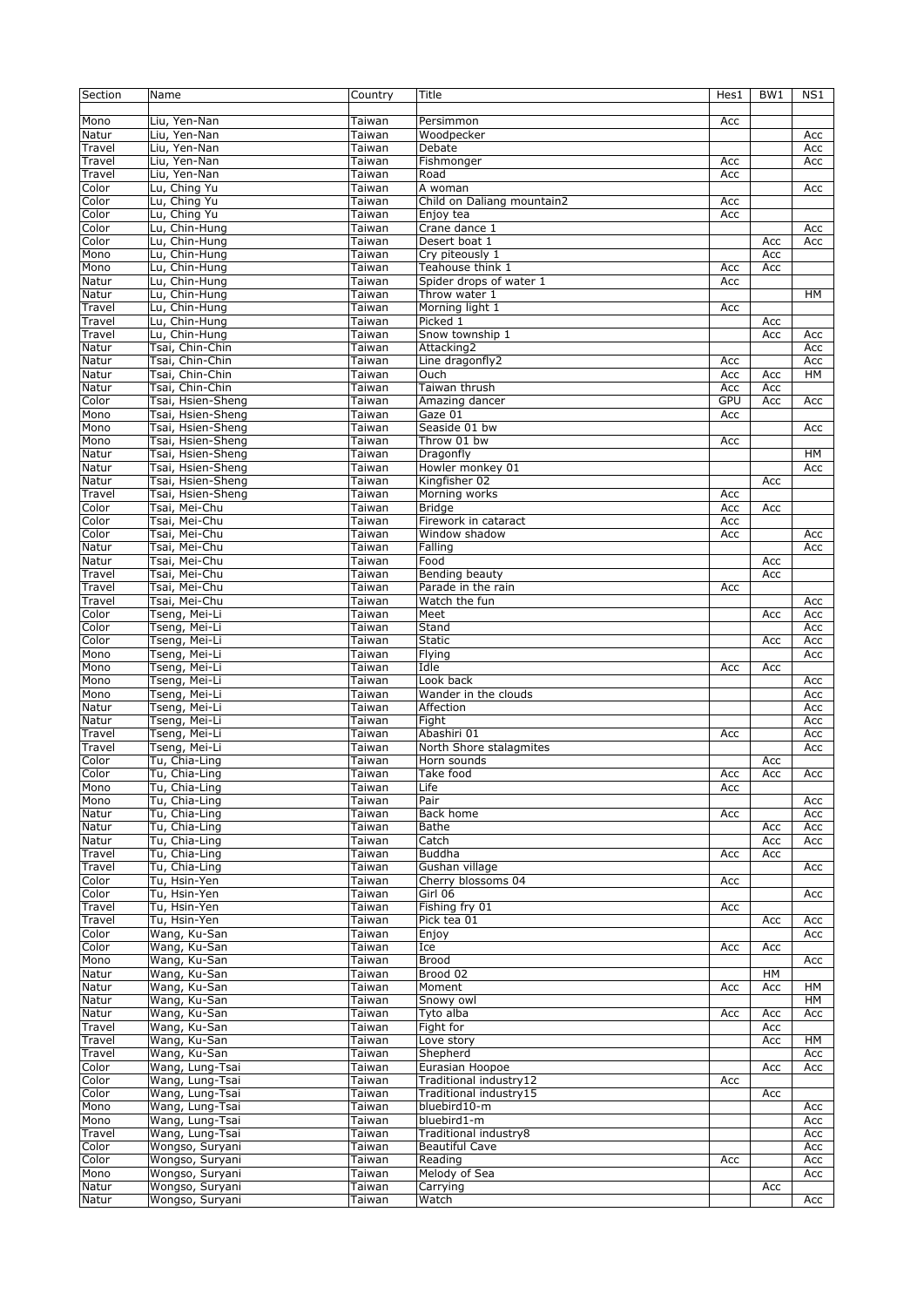| Section | Name | Country | Title | Hes1 | BW1 | NS1 |
|---|---|---|---|---|---|---|
| Mono | Liu, Yen-Nan | Taiwan | Persimmon | Acc | | |
| Natur | Liu, Yen-Nan | Taiwan | Woodpecker | | | Acc |
| Travel | Liu, Yen-Nan | Taiwan | Debate | | | Acc |
| Travel | Liu, Yen-Nan | Taiwan | Fishmonger | Acc | | Acc |
| Travel | Liu, Yen-Nan | Taiwan | Road | Acc | | |
| Color | Lu, Ching Yu | Taiwan | A woman | | | Acc |
| Color | Lu, Ching Yu | Taiwan | Child on Daliang mountain2 | Acc | | |
| Color | Lu, Ching Yu | Taiwan | Enjoy tea | Acc | | |
| Color | Lu, Chin-Hung | Taiwan | Crane dance 1 | | | Acc |
| Color | Lu, Chin-Hung | Taiwan | Desert boat 1 | | Acc | Acc |
| Mono | Lu, Chin-Hung | Taiwan | Cry piteously 1 | | Acc | |
| Mono | Lu, Chin-Hung | Taiwan | Teahouse think 1 | Acc | Acc | |
| Natur | Lu, Chin-Hung | Taiwan | Spider drops of water 1 | Acc | | |
| Natur | Lu, Chin-Hung | Taiwan | Throw water 1 | | | HM |
| Travel | Lu, Chin-Hung | Taiwan | Morning light 1 | Acc | | |
| Travel | Lu, Chin-Hung | Taiwan | Picked 1 | | Acc | |
| Travel | Lu, Chin-Hung | Taiwan | Snow township 1 | | Acc | Acc |
| Natur | Tsai, Chin-Chin | Taiwan | Attacking2 | | | Acc |
| Natur | Tsai, Chin-Chin | Taiwan | Line dragonfly2 | Acc | | Acc |
| Natur | Tsai, Chin-Chin | Taiwan | Ouch | Acc | Acc | HM |
| Natur | Tsai, Chin-Chin | Taiwan | Taiwan thrush | Acc | Acc | |
| Color | Tsai, Hsien-Sheng | Taiwan | Amazing dancer | GPU | Acc | Acc |
| Mono | Tsai, Hsien-Sheng | Taiwan | Gaze 01 | Acc | | |
| Mono | Tsai, Hsien-Sheng | Taiwan | Seaside 01 bw | | | Acc |
| Mono | Tsai, Hsien-Sheng | Taiwan | Throw 01 bw | Acc | | |
| Natur | Tsai, Hsien-Sheng | Taiwan | Dragonfly | | | HM |
| Natur | Tsai, Hsien-Sheng | Taiwan | Howler monkey 01 | | | Acc |
| Natur | Tsai, Hsien-Sheng | Taiwan | Kingfisher 02 | | Acc | |
| Travel | Tsai, Hsien-Sheng | Taiwan | Morning works | Acc | | |
| Color | Tsai, Mei-Chu | Taiwan | Bridge | Acc | Acc | |
| Color | Tsai, Mei-Chu | Taiwan | Firework in cataract | Acc | | |
| Color | Tsai, Mei-Chu | Taiwan | Window shadow | Acc | | Acc |
| Natur | Tsai, Mei-Chu | Taiwan | Falling | | | Acc |
| Natur | Tsai, Mei-Chu | Taiwan | Food | | Acc | |
| Travel | Tsai, Mei-Chu | Taiwan | Bending beauty | | Acc | |
| Travel | Tsai, Mei-Chu | Taiwan | Parade in the rain | Acc | | |
| Travel | Tsai, Mei-Chu | Taiwan | Watch the fun | | | Acc |
| Color | Tseng, Mei-Li | Taiwan | Meet | | Acc | Acc |
| Color | Tseng, Mei-Li | Taiwan | Stand | | | Acc |
| Color | Tseng, Mei-Li | Taiwan | Static | | Acc | Acc |
| Mono | Tseng, Mei-Li | Taiwan | Flying | | | Acc |
| Mono | Tseng, Mei-Li | Taiwan | Idle | Acc | Acc | |
| Mono | Tseng, Mei-Li | Taiwan | Look back | | | Acc |
| Mono | Tseng, Mei-Li | Taiwan | Wander in the clouds | | | Acc |
| Natur | Tseng, Mei-Li | Taiwan | Affection | | | Acc |
| Natur | Tseng, Mei-Li | Taiwan | Fight | | | Acc |
| Travel | Tseng, Mei-Li | Taiwan | Abashiri 01 | Acc | | Acc |
| Travel | Tseng, Mei-Li | Taiwan | North Shore stalagmites | | | Acc |
| Color | Tu, Chia-Ling | Taiwan | Horn sounds | | Acc | |
| Color | Tu, Chia-Ling | Taiwan | Take food | Acc | Acc | Acc |
| Mono | Tu, Chia-Ling | Taiwan | Life | Acc | | |
| Mono | Tu, Chia-Ling | Taiwan | Pair | | | Acc |
| Natur | Tu, Chia-Ling | Taiwan | Back home | Acc | | Acc |
| Natur | Tu, Chia-Ling | Taiwan | Bathe | | Acc | Acc |
| Natur | Tu, Chia-Ling | Taiwan | Catch | | Acc | Acc |
| Travel | Tu, Chia-Ling | Taiwan | Buddha | Acc | Acc | |
| Travel | Tu, Chia-Ling | Taiwan | Gushan village | | | Acc |
| Color | Tu, Hsin-Yen | Taiwan | Cherry blossoms 04 | Acc | | |
| Color | Tu, Hsin-Yen | Taiwan | Girl 06 | | | Acc |
| Travel | Tu, Hsin-Yen | Taiwan | Fishing fry 01 | Acc | | |
| Travel | Tu, Hsin-Yen | Taiwan | Pick tea 01 | | Acc | Acc |
| Color | Wang, Ku-San | Taiwan | Enjoy | | | Acc |
| Color | Wang, Ku-San | Taiwan | Ice | Acc | Acc | |
| Mono | Wang, Ku-San | Taiwan | Brood | | | Acc |
| Natur | Wang, Ku-San | Taiwan | Brood 02 | | HM | |
| Natur | Wang, Ku-San | Taiwan | Moment | Acc | Acc | HM |
| Natur | Wang, Ku-San | Taiwan | Snowy owl | | | HM |
| Natur | Wang, Ku-San | Taiwan | Tyto alba | Acc | Acc | Acc |
| Travel | Wang, Ku-San | Taiwan | Fight for | | Acc | |
| Travel | Wang, Ku-San | Taiwan | Love story | | Acc | HM |
| Travel | Wang, Ku-San | Taiwan | Shepherd | | | Acc |
| Color | Wang, Lung-Tsai | Taiwan | Eurasian Hoopoe | | Acc | Acc |
| Color | Wang, Lung-Tsai | Taiwan | Traditional industry12 | Acc | | |
| Color | Wang, Lung-Tsai | Taiwan | Traditional industry15 | | Acc | |
| Mono | Wang, Lung-Tsai | Taiwan | bluebird10-m | | | Acc |
| Mono | Wang, Lung-Tsai | Taiwan | bluebird1-m | | | Acc |
| Travel | Wang, Lung-Tsai | Taiwan | Traditional industry8 | | | Acc |
| Color | Wongso, Suryani | Taiwan | Beautiful Cave | | | Acc |
| Color | Wongso, Suryani | Taiwan | Reading | Acc | | Acc |
| Mono | Wongso, Suryani | Taiwan | Melody of Sea | | | Acc |
| Natur | Wongso, Suryani | Taiwan | Carrying | | Acc | |
| Natur | Wongso, Suryani | Taiwan | Watch | | | Acc |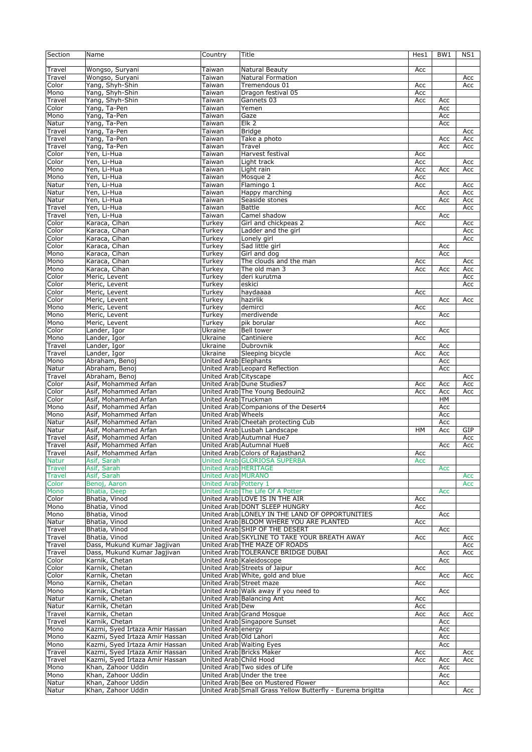| Section | Name | Country | Title | Hes1 | BW1 | NS1 |
|---|---|---|---|---|---|---|
| Travel | Wongso, Suryani | Taiwan | Natural Beauty | Acc | | |
| Travel | Wongso, Suryani | Taiwan | Natural Formation | | | Acc |
| Color | Yang, Shyh-Shin | Taiwan | Tremendous 01 | Acc | | Acc |
| Mono | Yang, Shyh-Shin | Taiwan | Dragon festival 05 | Acc | | |
| Travel | Yang, Shyh-Shin | Taiwan | Gannets 03 | Acc | Acc | |
| Color | Yang, Ta-Pen | Taiwan | Yemen | | Acc | |
| Mono | Yang, Ta-Pen | Taiwan | Gaze | | Acc | |
| Natur | Yang, Ta-Pen | Taiwan | Elk 2 | | Acc | |
| Travel | Yang, Ta-Pen | Taiwan | Bridge | | | Acc |
| Travel | Yang, Ta-Pen | Taiwan | Take a photo | | Acc | Acc |
| Travel | Yang, Ta-Pen | Taiwan | Travel | | Acc | Acc |
| Color | Yen, Li-Hua | Taiwan | Harvest festival | Acc | | |
| Color | Yen, Li-Hua | Taiwan | Light track | Acc | | Acc |
| Mono | Yen, Li-Hua | Taiwan | Light rain | Acc | Acc | Acc |
| Mono | Yen, Li-Hua | Taiwan | Mosque 2 | Acc | | |
| Natur | Yen, Li-Hua | Taiwan | Flamingo 1 | Acc | | Acc |
| Natur | Yen, Li-Hua | Taiwan | Happy marching | | Acc | Acc |
| Natur | Yen, Li-Hua | Taiwan | Seaside stones | | Acc | Acc |
| Travel | Yen, Li-Hua | Taiwan | Battle | Acc | | Acc |
| Travel | Yen, Li-Hua | Taiwan | Camel shadow | | Acc | |
| Color | Karaca, Cihan | Turkey | Girl and chickpeas 2 | Acc | | Acc |
| Color | Karaca, Cihan | Turkey | Ladder and the girl | | | Acc |
| Color | Karaca, Cihan | Turkey | Lonely girl | | | Acc |
| Color | Karaca, Cihan | Turkey | Sad little girl | | Acc | |
| Mono | Karaca, Cihan | Turkey | Girl and dog | | Acc | |
| Mono | Karaca, Cihan | Turkey | The clouds and the man | Acc | | Acc |
| Mono | Karaca, Cihan | Turkey | The old man 3 | Acc | Acc | Acc |
| Color | Meric, Levent | Turkey | deri kurutma | | | Acc |
| Color | Meric, Levent | Turkey | eskici | | | Acc |
| Color | Meric, Levent | Turkey | haydaaaa | Acc | | |
| Color | Meric, Levent | Turkey | hazirlik | | Acc | Acc |
| Mono | Meric, Levent | Turkey | demirci | Acc | | |
| Mono | Meric, Levent | Turkey | merdivende | | Acc | |
| Mono | Meric, Levent | Turkey | pik borular | Acc | | |
| Color | Lander, Igor | Ukraine | Bell tower | | Acc | |
| Mono | Lander, Igor | Ukraine | Cantiniere | Acc | | |
| Travel | Lander, Igor | Ukraine | Dubrovnik | | Acc | |
| Travel | Lander, Igor | Ukraine | Sleeping bicycle | Acc | Acc | |
| Mono | Abraham, Benoj | United Arab | Elephants | | Acc | |
| Natur | Abraham, Benoj | United Arab | Leopard Reflection | | Acc | |
| Travel | Abraham, Benoj | United Arab | Cityscape | | | Acc |
| Color | Asif, Mohammed Arfan | United Arab | Dune Studies7 | Acc | Acc | Acc |
| Color | Asif, Mohammed Arfan | United Arab | The Young Bedouin2 | Acc | Acc | Acc |
| Color | Asif, Mohammed Arfan | United Arab | Truckman | | HM | |
| Mono | Asif, Mohammed Arfan | United Arab | Companions of the Desert4 | | Acc | |
| Mono | Asif, Mohammed Arfan | United Arab | Wheels | | Acc | |
| Natur | Asif, Mohammed Arfan | United Arab | Cheetah protecting Cub | | Acc | |
| Natur | Asif, Mohammed Arfan | United Arab | Lusbah Landscape | HM | Acc | GIP |
| Travel | Asif, Mohammed Arfan | United Arab | Autumnal Hue7 | | | Acc |
| Travel | Asif, Mohammed Arfan | United Arab | Autumnal Hue8 | | Acc | Acc |
| Travel | Asif, Mohammed Arfan | United Arab | Colors of Rajasthan2 | Acc | | |
| Natur | Asif, Sarah | United Arab | GLORIOSA SUPERBA | Acc | | |
| Travel | Asif, Sarah | United Arab | HERITAGE | | Acc | |
| Travel | Asif, Sarah | United Arab | MURANO | | | Acc |
| Color | Benoj, Aaron | United Arab | Pottery 1 | | | Acc |
| Mono | Bhatia, Deep | United Arab | The Life Of A Potter | | Acc | |
| Color | Bhatia, Vinod | United Arab | LOVE IS IN THE AIR | Acc | | |
| Mono | Bhatia, Vinod | United Arab | DONT SLEEP HUNGRY | Acc | | |
| Mono | Bhatia, Vinod | United Arab | LONELY IN THE LAND OF OPPORTUNITIES | | Acc | |
| Natur | Bhatia, Vinod | United Arab | BLOOM WHERE YOU ARE PLANTED | Acc | | |
| Travel | Bhatia, Vinod | United Arab | SHIP OF THE DESERT | | Acc | |
| Travel | Bhatia, Vinod | United Arab | SKYLINE TO TAKE YOUR BREATH AWAY | Acc | | Acc |
| Travel | Dass, Mukund Kumar Jagjivan | United Arab | THE MAZE OF ROADS | | | Acc |
| Travel | Dass, Mukund Kumar Jagjivan | United Arab | TOLERANCE BRIDGE DUBAI | | Acc | Acc |
| Color | Karnik, Chetan | United Arab | Kaleidoscope | | Acc | |
| Color | Karnik, Chetan | United Arab | Streets of Jaipur | Acc | | |
| Color | Karnik, Chetan | United Arab | White, gold and blue | | Acc | Acc |
| Mono | Karnik, Chetan | United Arab | Street maze | Acc | | |
| Mono | Karnik, Chetan | United Arab | Walk away if you need to | | Acc | |
| Natur | Karnik, Chetan | United Arab | Balancing Ant | Acc | | |
| Natur | Karnik, Chetan | United Arab | Dew | Acc | | |
| Travel | Karnik, Chetan | United Arab | Grand Mosque | Acc | Acc | Acc |
| Travel | Karnik, Chetan | United Arab | Singapore Sunset | | Acc | |
| Mono | Kazmi, Syed Irtaza Amir Hassan | United Arab | energy | | Acc | |
| Mono | Kazmi, Syed Irtaza Amir Hassan | United Arab | Old Lahori | | Acc | |
| Mono | Kazmi, Syed Irtaza Amir Hassan | United Arab | Waiting Eyes | | Acc | |
| Travel | Kazmi, Syed Irtaza Amir Hassan | United Arab | Bricks Maker | Acc | | Acc |
| Travel | Kazmi, Syed Irtaza Amir Hassan | United Arab | Child Hood | Acc | Acc | Acc |
| Mono | Khan, Zahoor Uddin | United Arab | Two sides of Life | | Acc | |
| Mono | Khan, Zahoor Uddin | United Arab | Under the tree | | Acc | |
| Natur | Khan, Zahoor Uddin | United Arab | Bee on Mustered Flower | | Acc | |
| Natur | Khan, Zahoor Uddin | United Arab | Small Grass Yellow Butterfly - Eurema brigitta | | | Acc |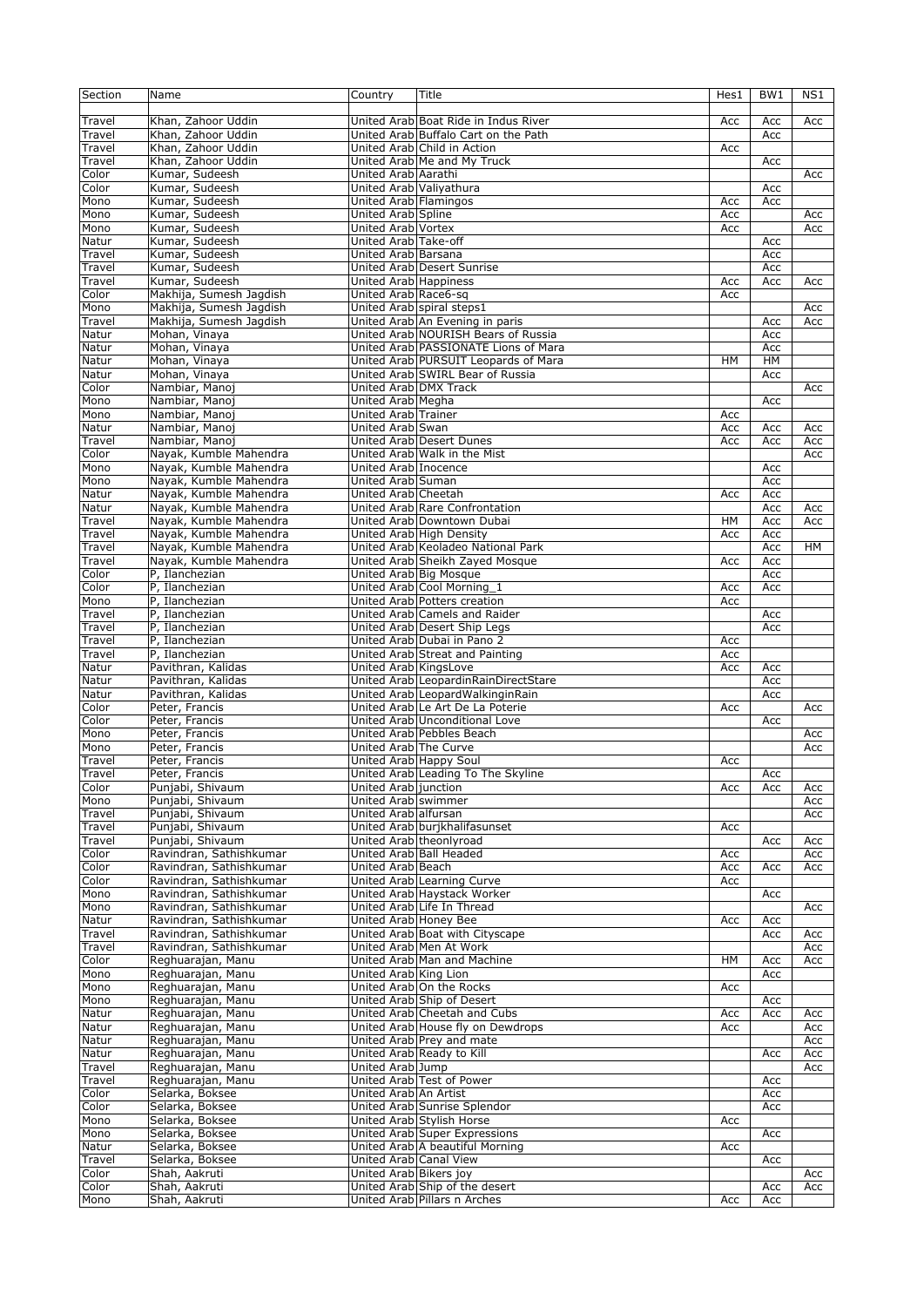| Section | Name | Country | Title | Hes1 | BW1 | NS1 |
|---|---|---|---|---|---|---|
| Travel | Khan, Zahoor Uddin | United Arab | Boat Ride in Indus River | Acc | Acc | Acc |
| Travel | Khan, Zahoor Uddin | United Arab | Buffalo Cart on the Path | | Acc | |
| Travel | Khan, Zahoor Uddin | United Arab | Child in Action | Acc | | |
| Travel | Khan, Zahoor Uddin | United Arab | Me and My Truck | | Acc | |
| Color | Kumar, Sudeesh | United Arab | Aarathi | | | Acc |
| Color | Kumar, Sudeesh | United Arab | Valiyathura | | Acc | |
| Mono | Kumar, Sudeesh | United Arab | Flamingos | Acc | Acc | |
| Mono | Kumar, Sudeesh | United Arab | Spline | Acc | | Acc |
| Mono | Kumar, Sudeesh | United Arab | Vortex | Acc | | Acc |
| Natur | Kumar, Sudeesh | United Arab | Take-off | | Acc | |
| Travel | Kumar, Sudeesh | United Arab | Barsana | | Acc | |
| Travel | Kumar, Sudeesh | United Arab | Desert Sunrise | | Acc | |
| Travel | Kumar, Sudeesh | United Arab | Happiness | Acc | Acc | Acc |
| Color | Makhija, Sumesh Jagdish | United Arab | Race6-sq | Acc | | |
| Mono | Makhija, Sumesh Jagdish | United Arab | spiral steps1 | | | Acc |
| Travel | Makhija, Sumesh Jagdish | United Arab | An Evening in paris | | Acc | Acc |
| Natur | Mohan, Vinaya | United Arab | NOURISH Bears of Russia | | Acc | |
| Natur | Mohan, Vinaya | United Arab | PASSIONATE Lions of Mara | | Acc | |
| Natur | Mohan, Vinaya | United Arab | PURSUIT Leopards of Mara | HM | HM | |
| Natur | Mohan, Vinaya | United Arab | SWIRL Bear of Russia | | Acc | |
| Color | Nambiar, Manoj | United Arab | DMX Track | | | Acc |
| Mono | Nambiar, Manoj | United Arab | Megha | | Acc | |
| Mono | Nambiar, Manoj | United Arab | Trainer | Acc | | |
| Natur | Nambiar, Manoj | United Arab | Swan | Acc | Acc | Acc |
| Travel | Nambiar, Manoj | United Arab | Desert Dunes | Acc | Acc | Acc |
| Color | Nayak, Kumble Mahendra | United Arab | Walk in the Mist | | | Acc |
| Mono | Nayak, Kumble Mahendra | United Arab | Inocence | | Acc | |
| Mono | Nayak, Kumble Mahendra | United Arab | Suman | | Acc | |
| Natur | Nayak, Kumble Mahendra | United Arab | Cheetah | Acc | Acc | |
| Natur | Nayak, Kumble Mahendra | United Arab | Rare Confrontation | | Acc | Acc |
| Travel | Nayak, Kumble Mahendra | United Arab | Downtown Dubai | HM | Acc | Acc |
| Travel | Nayak, Kumble Mahendra | United Arab | High Density | Acc | Acc | |
| Travel | Nayak, Kumble Mahendra | United Arab | Keoladeo National Park | | Acc | HM |
| Travel | Nayak, Kumble Mahendra | United Arab | Sheikh Zayed Mosque | Acc | Acc | |
| Color | P, Ilanchezian | United Arab | Big Mosque | | Acc | |
| Color | P, Ilanchezian | United Arab | Cool Morning_1 | Acc | Acc | |
| Mono | P, Ilanchezian | United Arab | Potters creation | Acc | | |
| Travel | P, Ilanchezian | United Arab | Camels and Raider | | Acc | |
| Travel | P, Ilanchezian | United Arab | Desert Ship Legs | | Acc | |
| Travel | P, Ilanchezian | United Arab | Dubai in Pano 2 | Acc | | |
| Travel | P, Ilanchezian | United Arab | Streat and Painting | Acc | | |
| Natur | Pavithran, Kalidas | United Arab | KingsLove | Acc | Acc | |
| Natur | Pavithran, Kalidas | United Arab | LeopardinRainDirectStare | | Acc | |
| Natur | Pavithran, Kalidas | United Arab | LeopardWalkinginRain | | Acc | |
| Color | Peter, Francis | United Arab | Le Art De La Poterie | Acc | | Acc |
| Color | Peter, Francis | United Arab | Unconditional Love | | Acc | |
| Mono | Peter, Francis | United Arab | Pebbles Beach | | | Acc |
| Mono | Peter, Francis | United Arab | The Curve | | | Acc |
| Travel | Peter, Francis | United Arab | Happy Soul | Acc | | |
| Travel | Peter, Francis | United Arab | Leading To The Skyline | | Acc | |
| Color | Punjabi, Shivaum | United Arab | junction | Acc | Acc | Acc |
| Mono | Punjabi, Shivaum | United Arab | swimmer | | | Acc |
| Travel | Punjabi, Shivaum | United Arab | alfursan | | | Acc |
| Travel | Punjabi, Shivaum | United Arab | burjkhalifasunset | Acc | | |
| Travel | Punjabi, Shivaum | United Arab | theonlyroad | | Acc | Acc |
| Color | Ravindran, Sathishkumar | United Arab | Ball Headed | Acc | | Acc |
| Color | Ravindran, Sathishkumar | United Arab | Beach | Acc | Acc | Acc |
| Color | Ravindran, Sathishkumar | United Arab | Learning Curve | Acc | | |
| Mono | Ravindran, Sathishkumar | United Arab | Haystack Worker | | Acc | |
| Mono | Ravindran, Sathishkumar | United Arab | Life In Thread | | | Acc |
| Natur | Ravindran, Sathishkumar | United Arab | Honey Bee | Acc | Acc | |
| Travel | Ravindran, Sathishkumar | United Arab | Boat with Cityscape | | Acc | Acc |
| Travel | Ravindran, Sathishkumar | United Arab | Men At Work | | | Acc |
| Color | Reghuarajan, Manu | United Arab | Man and Machine | HM | Acc | Acc |
| Mono | Reghuarajan, Manu | United Arab | King Lion | | Acc | |
| Mono | Reghuarajan, Manu | United Arab | On the Rocks | Acc | | |
| Mono | Reghuarajan, Manu | United Arab | Ship of Desert | | Acc | |
| Natur | Reghuarajan, Manu | United Arab | Cheetah and Cubs | Acc | Acc | Acc |
| Natur | Reghuarajan, Manu | United Arab | House fly on Dewdrops | Acc | | Acc |
| Natur | Reghuarajan, Manu | United Arab | Prey and mate | | | Acc |
| Natur | Reghuarajan, Manu | United Arab | Ready to Kill | | Acc | Acc |
| Travel | Reghuarajan, Manu | United Arab | Jump | | | Acc |
| Travel | Reghuarajan, Manu | United Arab | Test of Power | | Acc | |
| Color | Selarka, Boksee | United Arab | An Artist | | Acc | |
| Color | Selarka, Boksee | United Arab | Sunrise Splendor | | Acc | |
| Mono | Selarka, Boksee | United Arab | Stylish Horse | Acc | | |
| Mono | Selarka, Boksee | United Arab | Super Expressions | | Acc | |
| Natur | Selarka, Boksee | United Arab | A beautiful Morning | Acc | | |
| Travel | Selarka, Boksee | United Arab | Canal View | | Acc | |
| Color | Shah, Aakruti | United Arab | Bikers joy | | | Acc |
| Color | Shah, Aakruti | United Arab | Ship of the desert | | Acc | Acc |
| Mono | Shah, Aakruti | United Arab | Pillars n Arches | Acc | Acc | |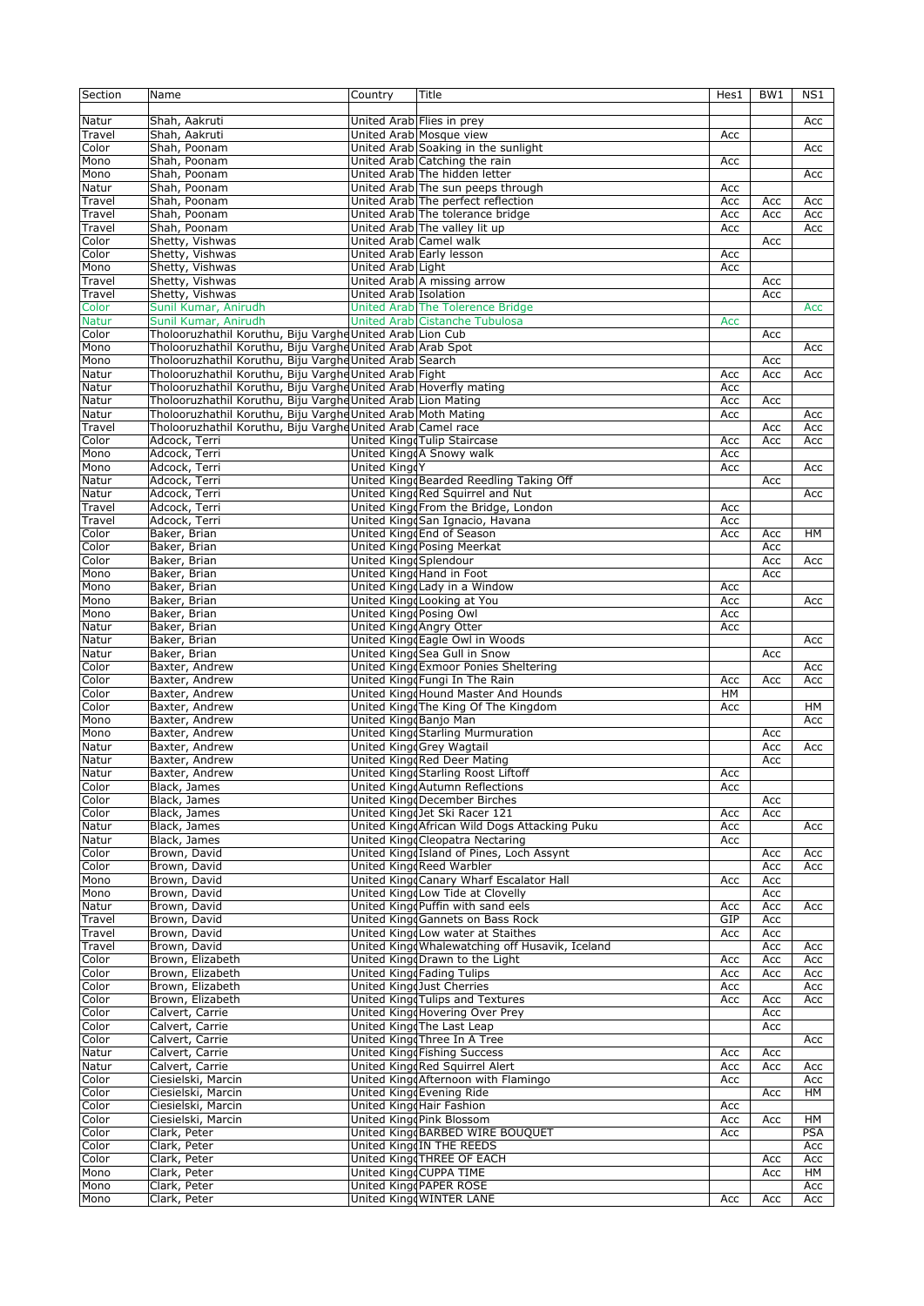| Section | Name | Country | Title | Hes1 | BW1 | NS1 |
|---|---|---|---|---|---|---|
| Natur | Shah, Aakruti | United Arab | Flies in prey | | | Acc |
| Travel | Shah, Aakruti | United Arab | Mosque view | Acc | | |
| Color | Shah, Poonam | United Arab | Soaking in the sunlight | | | Acc |
| Mono | Shah, Poonam | United Arab | Catching the rain | Acc | | |
| Mono | Shah, Poonam | United Arab | The hidden letter | | | Acc |
| Natur | Shah, Poonam | United Arab | The sun peeps through | Acc | | |
| Travel | Shah, Poonam | United Arab | The perfect reflection | Acc | Acc | Acc |
| Travel | Shah, Poonam | United Arab | The tolerance bridge | Acc | Acc | Acc |
| Travel | Shah, Poonam | United Arab | The valley lit up | Acc | | Acc |
| Color | Shetty, Vishwas | United Arab | Camel walk | | Acc | |
| Color | Shetty, Vishwas | United Arab | Early lesson | Acc | | |
| Mono | Shetty, Vishwas | United Arab | Light | Acc | | |
| Travel | Shetty, Vishwas | United Arab | A missing arrow | | Acc | |
| Travel | Shetty, Vishwas | United Arab | Isolation | | Acc | |
| Color | Sunil Kumar, Anirudh | United Arab | The Tolerence Bridge | | | Acc |
| Natur | Sunil Kumar, Anirudh | United Arab | Cistanche Tubulosa | Acc | | |
| Color | Tholooruzhathil Koruthu, Biju Varghe | United Arab | Lion Cub | | Acc | |
| Mono | Tholooruzhathil Koruthu, Biju Varghe | United Arab | Arab Spot | | | Acc |
| Mono | Tholooruzhathil Koruthu, Biju Varghe | United Arab | Search | | Acc | |
| Natur | Tholooruzhathil Koruthu, Biju Varghe | United Arab | Fight | Acc | Acc | Acc |
| Natur | Tholooruzhathil Koruthu, Biju Varghe | United Arab | Hoverfly mating | Acc | | |
| Natur | Tholooruzhathil Koruthu, Biju Varghe | United Arab | Lion Mating | Acc | Acc | |
| Natur | Tholooruzhathil Koruthu, Biju Varghe | United Arab | Moth Mating | Acc | | Acc |
| Travel | Tholooruzhathil Koruthu, Biju Varghe | United Arab | Camel race | | Acc | Acc |
| Color | Adcock, Terri | United Kingd | Tulip Staircase | Acc | Acc | Acc |
| Mono | Adcock, Terri | United Kingd | A Snowy walk | Acc | | |
| Mono | Adcock, Terri | United Kingd | Y | Acc | | Acc |
| Natur | Adcock, Terri | United Kingd | Bearded Reedling Taking Off | | Acc | |
| Natur | Adcock, Terri | United Kingd | Red Squirrel and Nut | | | Acc |
| Travel | Adcock, Terri | United Kingd | From the Bridge, London | Acc | | |
| Travel | Adcock, Terri | United Kingd | San Ignacio, Havana | Acc | | |
| Color | Baker, Brian | United Kingd | End of Season | Acc | Acc | HM |
| Color | Baker, Brian | United Kingd | Posing Meerkat | | Acc | |
| Color | Baker, Brian | United Kingd | Splendour | | Acc | Acc |
| Mono | Baker, Brian | United Kingd | Hand in Foot | | Acc | |
| Mono | Baker, Brian | United Kingd | Lady in a Window | Acc | | |
| Mono | Baker, Brian | United Kingd | Looking at You | Acc | | Acc |
| Mono | Baker, Brian | United Kingd | Posing Owl | Acc | | |
| Natur | Baker, Brian | United Kingd | Angry Otter | Acc | | |
| Natur | Baker, Brian | United Kingd | Eagle Owl in Woods | | | Acc |
| Natur | Baker, Brian | United Kingd | Sea Gull in Snow | | Acc | |
| Color | Baxter, Andrew | United Kingd | Exmoor Ponies Sheltering | | | Acc |
| Color | Baxter, Andrew | United Kingd | Fungi In The Rain | Acc | Acc | Acc |
| Color | Baxter, Andrew | United Kingd | Hound Master And Hounds | HM | | |
| Color | Baxter, Andrew | United Kingd | The King Of The Kingdom | Acc | | HM |
| Mono | Baxter, Andrew | United Kingd | Banjo Man | | | Acc |
| Mono | Baxter, Andrew | United Kingd | Starling Murmuration | | Acc | |
| Natur | Baxter, Andrew | United Kingd | Grey Wagtail | | Acc | Acc |
| Natur | Baxter, Andrew | United Kingd | Red Deer Mating | | Acc | |
| Natur | Baxter, Andrew | United Kingd | Starling Roost Liftoff | Acc | | |
| Color | Black, James | United Kingd | Autumn Reflections | Acc | | |
| Color | Black, James | United Kingd | December Birches | | Acc | |
| Color | Black, James | United Kingd | Jet Ski Racer 121 | Acc | Acc | |
| Natur | Black, James | United Kingd | African Wild Dogs Attacking Puku | Acc | | Acc |
| Natur | Black, James | United Kingd | Cleopatra Nectaring | Acc | | |
| Color | Brown, David | United Kingd | Island of Pines, Loch Assynt | | Acc | Acc |
| Color | Brown, David | United Kingd | Reed Warbler | | Acc | Acc |
| Mono | Brown, David | United Kingd | Canary Wharf Escalator Hall | Acc | Acc | |
| Mono | Brown, David | United Kingd | Low Tide at Clovelly | | Acc | |
| Natur | Brown, David | United Kingd | Puffin with sand eels | Acc | Acc | Acc |
| Travel | Brown, David | United Kingd | Gannets on Bass Rock | GIP | Acc | |
| Travel | Brown, David | United Kingd | Low water at Staithes | Acc | Acc | |
| Travel | Brown, David | United Kingd | Whalewatching off Husavik, Iceland | | Acc | Acc |
| Color | Brown, Elizabeth | United Kingd | Drawn to the Light | Acc | Acc | Acc |
| Color | Brown, Elizabeth | United Kingd | Fading Tulips | Acc | Acc | Acc |
| Color | Brown, Elizabeth | United Kingd | Just Cherries | Acc | | Acc |
| Color | Brown, Elizabeth | United Kingd | Tulips and Textures | Acc | Acc | Acc |
| Color | Calvert, Carrie | United Kingd | Hovering Over Prey | | Acc | |
| Color | Calvert, Carrie | United Kingd | The Last Leap | | Acc | |
| Color | Calvert, Carrie | United Kingd | Three In A Tree | | | Acc |
| Natur | Calvert, Carrie | United Kingd | Fishing Success | Acc | Acc | |
| Natur | Calvert, Carrie | United Kingd | Red Squirrel Alert | Acc | Acc | Acc |
| Color | Ciesielski, Marcin | United Kingd | Afternoon with Flamingo | Acc | | Acc |
| Color | Ciesielski, Marcin | United Kingd | Evening Ride | | Acc | HM |
| Color | Ciesielski, Marcin | United Kingd | Hair Fashion | Acc | | |
| Color | Ciesielski, Marcin | United Kingd | Pink Blossom | Acc | Acc | HM |
| Color | Clark, Peter | United Kingd | BARBED WIRE BOUQUET | Acc | | PSA |
| Color | Clark, Peter | United Kingd | IN THE REEDS | | | Acc |
| Color | Clark, Peter | United Kingd | THREE OF EACH | | Acc | Acc |
| Mono | Clark, Peter | United Kingd | CUPPA TIME | | Acc | HM |
| Mono | Clark, Peter | United Kingd | PAPER ROSE | | | Acc |
| Mono | Clark, Peter | United Kingd | WINTER LANE | Acc | Acc | Acc |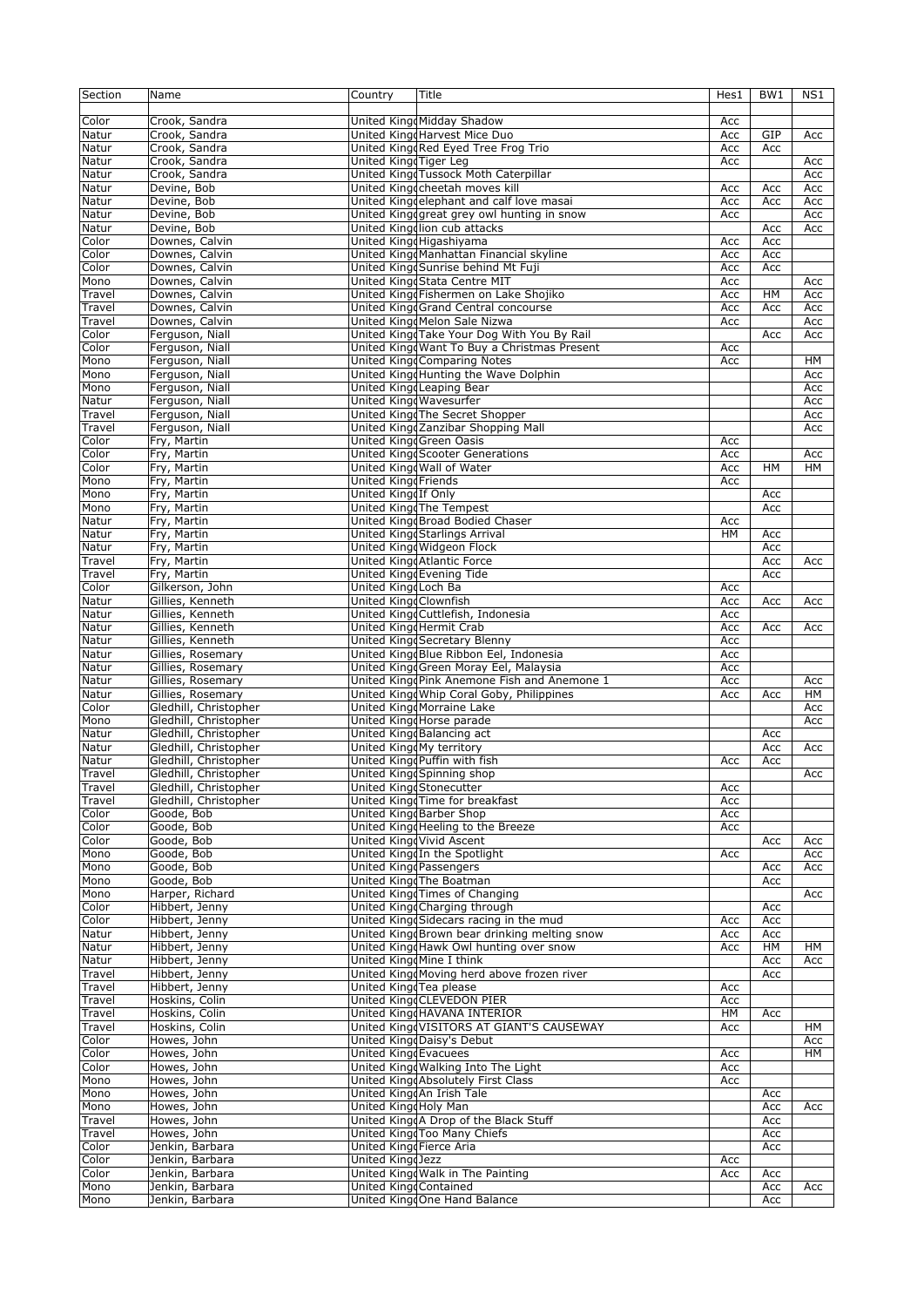| Section | Name | Country | Title | Hes1 | BW1 | NS1 |
|---|---|---|---|---|---|---|
| Color | Crook, Sandra | United Kingd | Midday Shadow | Acc | | |
| Natur | Crook, Sandra | United Kingd | Harvest Mice Duo | Acc | GIP | Acc |
| Natur | Crook, Sandra | United Kingd | Red Eyed Tree Frog Trio | Acc | Acc | |
| Natur | Crook, Sandra | United Kingd | Tiger Leg | Acc | | Acc |
| Natur | Crook, Sandra | United Kingd | Tussock Moth Caterpillar | | | Acc |
| Natur | Devine, Bob | United Kingd | cheetah moves kill | Acc | Acc | Acc |
| Natur | Devine, Bob | United Kingd | elephant and calf love masai | Acc | Acc | Acc |
| Natur | Devine, Bob | United Kingd | great grey owl hunting in snow | Acc | | Acc |
| Natur | Devine, Bob | United Kingd | lion cub attacks | | Acc | Acc |
| Color | Downes, Calvin | United Kingd | Higashiyama | Acc | Acc | |
| Color | Downes, Calvin | United Kingd | Manhattan Financial skyline | Acc | Acc | |
| Color | Downes, Calvin | United Kingd | Sunrise behind Mt Fuji | Acc | Acc | |
| Mono | Downes, Calvin | United Kingd | Stata Centre MIT | Acc | | Acc |
| Travel | Downes, Calvin | United Kingd | Fishermen on Lake Shojiko | Acc | HM | Acc |
| Travel | Downes, Calvin | United Kingd | Grand Central concourse | Acc | Acc | Acc |
| Travel | Downes, Calvin | United Kingd | Melon Sale Nizwa | Acc | | Acc |
| Color | Ferguson, Niall | United Kingd | Take Your Dog With You By Rail | | Acc | Acc |
| Color | Ferguson, Niall | United Kingd | Want To Buy a Christmas Present | Acc | | |
| Mono | Ferguson, Niall | United Kingd | Comparing Notes | Acc | | HM |
| Mono | Ferguson, Niall | United Kingd | Hunting the Wave Dolphin | | | Acc |
| Mono | Ferguson, Niall | United Kingd | Leaping Bear | | | Acc |
| Natur | Ferguson, Niall | United Kingd | Wavesurfer | | | Acc |
| Travel | Ferguson, Niall | United Kingd | The Secret Shopper | | | Acc |
| Travel | Ferguson, Niall | United Kingd | Zanzibar Shopping Mall | | | Acc |
| Color | Fry, Martin | United Kingd | Green Oasis | Acc | | |
| Color | Fry, Martin | United Kingd | Scooter Generations | Acc | | Acc |
| Color | Fry, Martin | United Kingd | Wall of Water | Acc | HM | HM |
| Mono | Fry, Martin | United Kingd | Friends | Acc | | |
| Mono | Fry, Martin | United Kingd | If Only | | Acc | |
| Mono | Fry, Martin | United Kingd | The Tempest | | Acc | |
| Natur | Fry, Martin | United Kingd | Broad Bodied Chaser | Acc | | |
| Natur | Fry, Martin | United Kingd | Starlings Arrival | HM | Acc | |
| Natur | Fry, Martin | United Kingd | Widgeon Flock | | Acc | |
| Travel | Fry, Martin | United Kingd | Atlantic Force | | Acc | Acc |
| Travel | Fry, Martin | United Kingd | Evening Tide | | Acc | |
| Color | Gilkerson, John | United Kingd | Loch Ba | Acc | | |
| Natur | Gillies, Kenneth | United Kingd | Clownfish | Acc | Acc | Acc |
| Natur | Gillies, Kenneth | United Kingd | Cuttlefish, Indonesia | Acc | | |
| Natur | Gillies, Kenneth | United Kingd | Hermit Crab | Acc | Acc | Acc |
| Natur | Gillies, Kenneth | United Kingd | Secretary Blenny | Acc | | |
| Natur | Gillies, Rosemary | United Kingd | Blue Ribbon Eel, Indonesia | Acc | | |
| Natur | Gillies, Rosemary | United Kingd | Green Moray Eel, Malaysia | Acc | | |
| Natur | Gillies, Rosemary | United Kingd | Pink Anemone Fish and Anemone 1 | Acc | | Acc |
| Natur | Gillies, Rosemary | United Kingd | Whip Coral Goby, Philippines | Acc | Acc | HM |
| Color | Gledhill, Christopher | United Kingd | Morraine Lake | | | Acc |
| Mono | Gledhill, Christopher | United Kingd | Horse parade | | | Acc |
| Natur | Gledhill, Christopher | United Kingd | Balancing act | | Acc | |
| Natur | Gledhill, Christopher | United Kingd | My territory | | Acc | Acc |
| Natur | Gledhill, Christopher | United Kingd | Puffin with fish | Acc | Acc | |
| Travel | Gledhill, Christopher | United Kingd | Spinning shop | | | Acc |
| Travel | Gledhill, Christopher | United Kingd | Stonecutter | Acc | | |
| Travel | Gledhill, Christopher | United Kingd | Time for breakfast | Acc | | |
| Color | Goode, Bob | United Kingd | Barber Shop | Acc | | |
| Color | Goode, Bob | United Kingd | Heeling to the Breeze | Acc | | |
| Color | Goode, Bob | United Kingd | Vivid Ascent | | Acc | Acc |
| Mono | Goode, Bob | United Kingd | In the Spotlight | Acc | | Acc |
| Mono | Goode, Bob | United Kingd | Passengers | | Acc | Acc |
| Mono | Goode, Bob | United Kingd | The Boatman | | Acc | |
| Mono | Harper, Richard | United Kingd | Times of Changing | | | Acc |
| Color | Hibbert, Jenny | United Kingd | Charging through | | Acc | |
| Color | Hibbert, Jenny | United Kingd | Sidecars racing in the mud | Acc | Acc | |
| Natur | Hibbert, Jenny | United Kingd | Brown bear drinking melting snow | Acc | Acc | |
| Natur | Hibbert, Jenny | United Kingd | Hawk Owl hunting over snow | Acc | HM | HM |
| Natur | Hibbert, Jenny | United Kingd | Mine I think | | Acc | Acc |
| Travel | Hibbert, Jenny | United Kingd | Moving herd above frozen river | | Acc | |
| Travel | Hibbert, Jenny | United Kingd | Tea please | Acc | | |
| Travel | Hoskins, Colin | United Kingd | CLEVEDON PIER | Acc | | |
| Travel | Hoskins, Colin | United Kingd | HAVANA INTERIOR | HM | Acc | |
| Travel | Hoskins, Colin | United Kingd | VISITORS AT GIANT'S CAUSEWAY | Acc | | HM |
| Color | Howes, John | United Kingd | Daisy's Debut | | | Acc |
| Color | Howes, John | United Kingd | Evacuees | Acc | | HM |
| Color | Howes, John | United Kingd | Walking Into The Light | Acc | | |
| Mono | Howes, John | United Kingd | Absolutely First Class | Acc | | |
| Mono | Howes, John | United Kingd | An Irish Tale | | Acc | |
| Mono | Howes, John | United Kingd | Holy Man | | Acc | Acc |
| Travel | Howes, John | United Kingd | A Drop of the Black Stuff | | Acc | |
| Travel | Howes, John | United Kingd | Too Many Chiefs | | Acc | |
| Color | Jenkin, Barbara | United Kingd | Fierce Aria | | Acc | |
| Color | Jenkin, Barbara | United Kingd | Jezz | Acc | | |
| Color | Jenkin, Barbara | United Kingd | Walk in The Painting | Acc | Acc | |
| Mono | Jenkin, Barbara | United Kingd | Contained | | Acc | Acc |
| Mono | Jenkin, Barbara | United Kingd | One Hand Balance | | Acc | |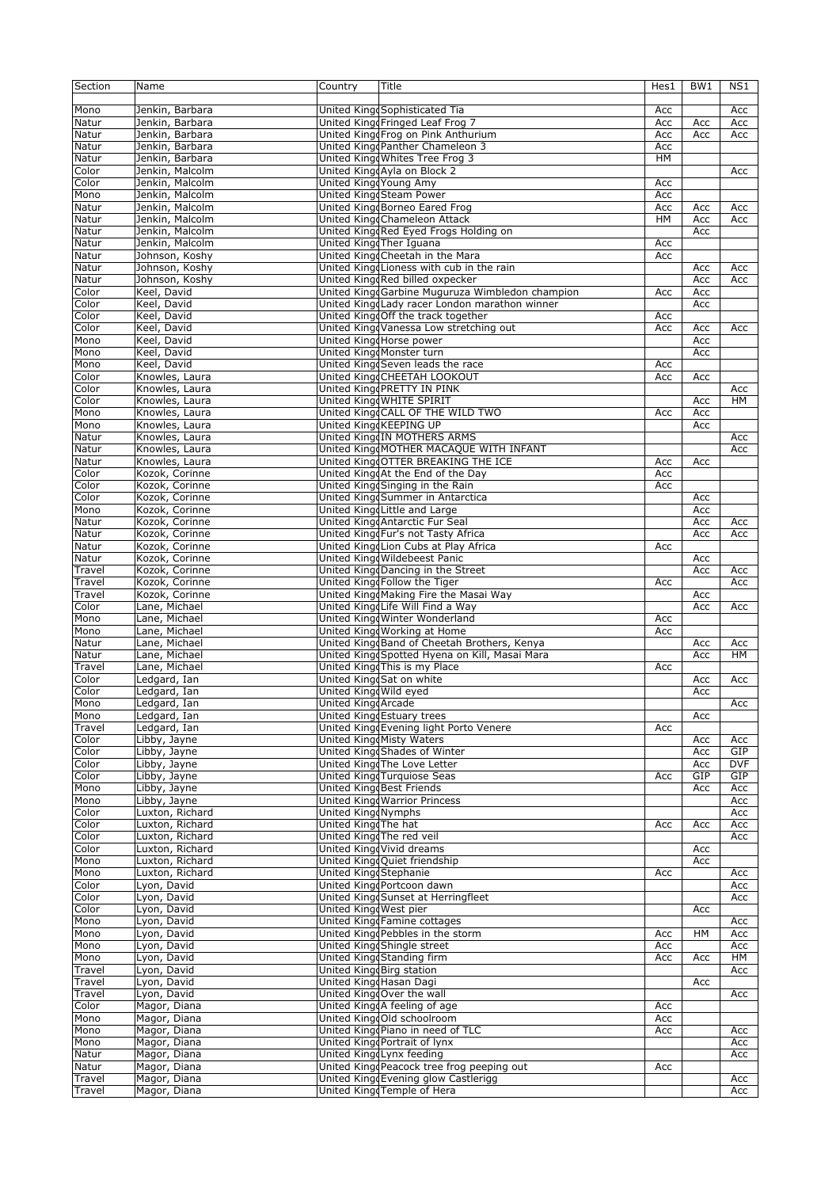| Section | Name | Country | Title | Hes1 | BW1 | NS1 |
|---|---|---|---|---|---|---|
| Mono | Jenkin, Barbara | United Kingd | Sophisticated Tia | Acc | | Acc |
| Natur | Jenkin, Barbara | United Kingd | Fringed Leaf Frog 7 | Acc | Acc | Acc |
| Natur | Jenkin, Barbara | United Kingd | Frog on Pink Anthurium | Acc | Acc | Acc |
| Natur | Jenkin, Barbara | United Kingd | Panther Chameleon 3 | Acc | | |
| Natur | Jenkin, Barbara | United Kingd | Whites Tree Frog 3 | HM | | |
| Color | Jenkin, Malcolm | United Kingd | Ayla on Block 2 | | | Acc |
| Color | Jenkin, Malcolm | United Kingd | Young Amy | Acc | | |
| Mono | Jenkin, Malcolm | United Kingd | Steam Power | Acc | | |
| Natur | Jenkin, Malcolm | United Kingd | Borneo Eared Frog | Acc | Acc | Acc |
| Natur | Jenkin, Malcolm | United Kingd | Chameleon Attack | HM | Acc | Acc |
| Natur | Jenkin, Malcolm | United Kingd | Red Eyed Frogs Holding on | | Acc | |
| Natur | Jenkin, Malcolm | United Kingd | Ther Iguana | Acc | | |
| Natur | Johnson, Koshy | United Kingd | Cheetah in the Mara | Acc | | |
| Natur | Johnson, Koshy | United Kingd | Lioness with cub in the rain | | Acc | Acc |
| Natur | Johnson, Koshy | United Kingd | Red billed oxpecker | | Acc | Acc |
| Color | Keel, David | United Kingd | Garbine Muguruza Wimbledon champion | Acc | Acc | |
| Color | Keel, David | United Kingd | Lady racer London marathon winner | | Acc | |
| Color | Keel, David | United Kingd | Off the track together | Acc | | |
| Color | Keel, David | United Kingd | Vanessa Low stretching out | Acc | Acc | Acc |
| Mono | Keel, David | United Kingd | Horse power | | Acc | |
| Mono | Keel, David | United Kingd | Monster turn | | Acc | |
| Mono | Keel, David | United Kingd | Seven leads the race | Acc | | |
| Color | Knowles, Laura | United Kingd | CHEETAH LOOKOUT | Acc | Acc | |
| Color | Knowles, Laura | United Kingd | PRETTY IN PINK | | | Acc |
| Color | Knowles, Laura | United Kingd | WHITE SPIRIT | | Acc | HM |
| Mono | Knowles, Laura | United Kingd | CALL OF THE WILD TWO | Acc | Acc | |
| Mono | Knowles, Laura | United Kingd | KEEPING UP | | Acc | |
| Natur | Knowles, Laura | United Kingd | IN MOTHERS ARMS | | | Acc |
| Natur | Knowles, Laura | United Kingd | MOTHER MACAQUE WITH INFANT | | | Acc |
| Natur | Knowles, Laura | United Kingd | OTTER BREAKING THE ICE | Acc | Acc | |
| Color | Kozok, Corinne | United Kingd | At the End of the Day | Acc | | |
| Color | Kozok, Corinne | United Kingd | Singing in the Rain | Acc | | |
| Color | Kozok, Corinne | United Kingd | Summer in Antarctica | | Acc | |
| Mono | Kozok, Corinne | United Kingd | Little and Large | | Acc | |
| Natur | Kozok, Corinne | United Kingd | Antarctic Fur Seal | | Acc | Acc |
| Natur | Kozok, Corinne | United Kingd | Fur's not Tasty Africa | | Acc | Acc |
| Natur | Kozok, Corinne | United Kingd | Lion Cubs at Play Africa | Acc | | |
| Natur | Kozok, Corinne | United Kingd | Wildebeest Panic | | Acc | |
| Travel | Kozok, Corinne | United Kingd | Dancing in the Street | | Acc | Acc |
| Travel | Kozok, Corinne | United Kingd | Follow the Tiger | Acc | | Acc |
| Travel | Kozok, Corinne | United Kingd | Making Fire the Masai Way | | Acc | |
| Color | Lane, Michael | United Kingd | Life Will Find a Way | | Acc | Acc |
| Mono | Lane, Michael | United Kingd | Winter Wonderland | Acc | | |
| Mono | Lane, Michael | United Kingd | Working at Home | Acc | | |
| Natur | Lane, Michael | United Kingd | Band of Cheetah Brothers, Kenya | | Acc | Acc |
| Natur | Lane, Michael | United Kingd | Spotted Hyena on Kill, Masai Mara | | Acc | HM |
| Travel | Lane, Michael | United Kingd | This is my Place | Acc | | |
| Color | Ledgard, Ian | United Kingd | Sat on white | | Acc | Acc |
| Color | Ledgard, Ian | United Kingd | Wild eyed | | Acc | |
| Mono | Ledgard, Ian | United Kingd | Arcade | | | Acc |
| Mono | Ledgard, Ian | United Kingd | Estuary trees | | Acc | |
| Travel | Ledgard, Ian | United Kingd | Evening light Porto Venere | Acc | | |
| Color | Libby, Jayne | United Kingd | Misty Waters | | Acc | Acc |
| Color | Libby, Jayne | United Kingd | Shades of Winter | | Acc | GIP |
| Color | Libby, Jayne | United Kingd | The Love Letter | | Acc | DVF |
| Color | Libby, Jayne | United Kingd | Turquiose Seas | Acc | GIP | GIP |
| Mono | Libby, Jayne | United Kingd | Best Friends | | Acc | Acc |
| Mono | Libby, Jayne | United Kingd | Warrior Princess | | | Acc |
| Color | Luxton, Richard | United Kingd | Nymphs | | | Acc |
| Color | Luxton, Richard | United Kingd | The hat | Acc | Acc | Acc |
| Color | Luxton, Richard | United Kingd | The red veil | | | Acc |
| Color | Luxton, Richard | United Kingd | Vivid dreams | | Acc | |
| Mono | Luxton, Richard | United Kingd | Quiet friendship | | Acc | |
| Mono | Luxton, Richard | United Kingd | Stephanie | Acc | | Acc |
| Color | Lyon, David | United Kingd | Portcoon dawn | | | Acc |
| Color | Lyon, David | United Kingd | Sunset at Herringfleet | | | Acc |
| Color | Lyon, David | United Kingd | West pier | | Acc | |
| Mono | Lyon, David | United Kingd | Famine cottages | | | Acc |
| Mono | Lyon, David | United Kingd | Pebbles in the storm | Acc | HM | Acc |
| Mono | Lyon, David | United Kingd | Shingle street | Acc | | Acc |
| Mono | Lyon, David | United Kingd | Standing firm | Acc | Acc | HM |
| Travel | Lyon, David | United Kingd | Birg station | | | Acc |
| Travel | Lyon, David | United Kingd | Hasan Dagi | | Acc | |
| Travel | Lyon, David | United Kingd | Over the wall | | | Acc |
| Color | Magor, Diana | United Kingd | A feeling of age | Acc | | |
| Mono | Magor, Diana | United Kingd | Old schoolroom | Acc | | |
| Mono | Magor, Diana | United Kingd | Piano in need of TLC | Acc | | Acc |
| Mono | Magor, Diana | United Kingd | Portrait of lynx | | | Acc |
| Natur | Magor, Diana | United Kingd | Lynx feeding | | | Acc |
| Natur | Magor, Diana | United Kingd | Peacock tree frog peeping out | Acc | | |
| Travel | Magor, Diana | United Kingd | Evening glow Castlerigg | | | Acc |
| Travel | Magor, Diana | United Kingd | Temple of Hera | | | Acc |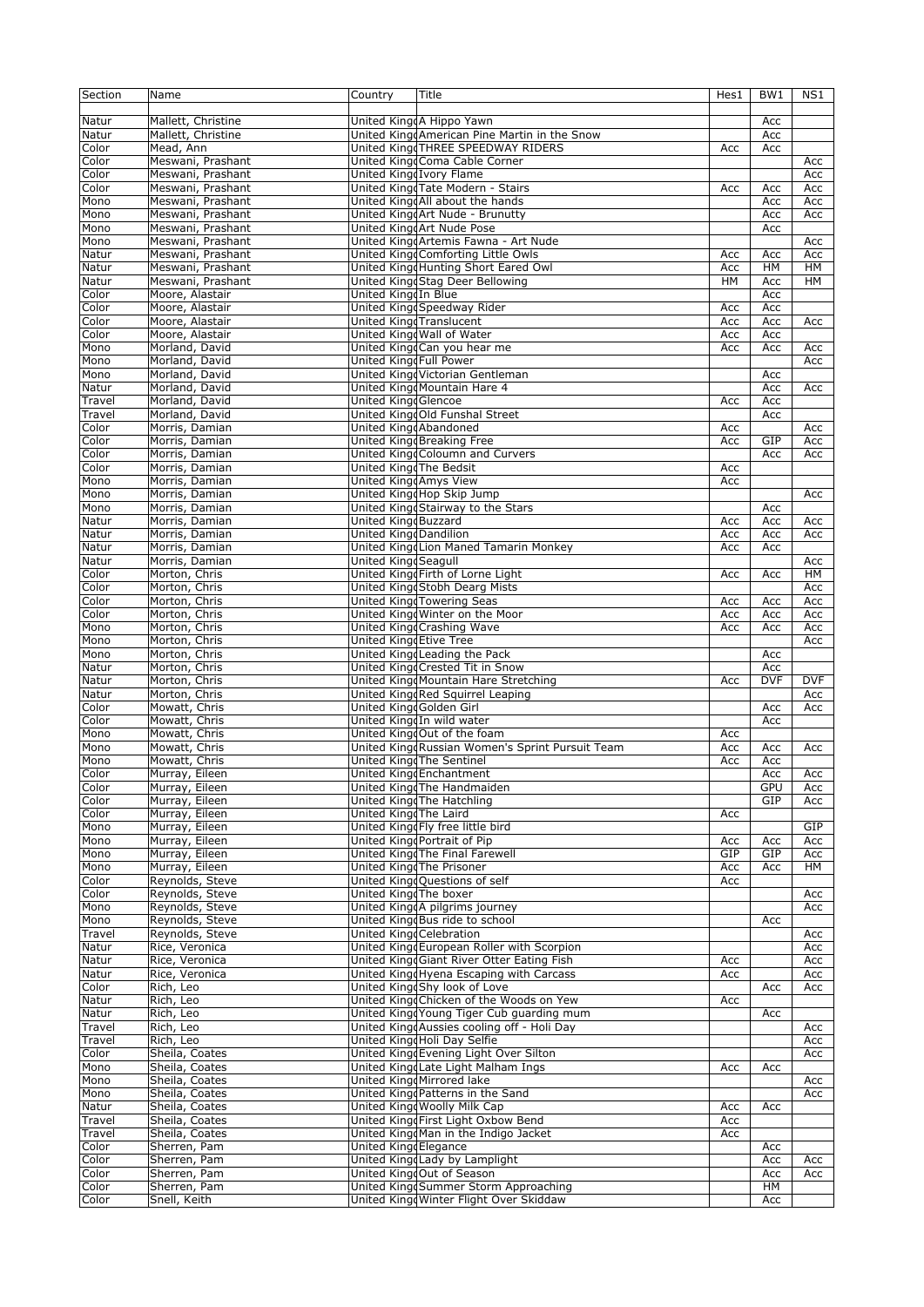| Section | Name | Country | Title | Hes1 | BW1 | NS1 |
|---|---|---|---|---|---|---|
| Natur | Mallett, Christine | United Kingd | A Hippo Yawn | | Acc | |
| Natur | Mallett, Christine | United Kingd | American Pine Martin in the Snow | | Acc | |
| Color | Mead, Ann | United Kingd | THREE SPEEDWAY RIDERS | Acc | Acc | |
| Color | Meswani, Prashant | United Kingd | Coma Cable Corner | | | Acc |
| Color | Meswani, Prashant | United Kingd | Ivory Flame | | | Acc |
| Color | Meswani, Prashant | United Kingd | Tate Modern - Stairs | Acc | Acc | Acc |
| Mono | Meswani, Prashant | United Kingd | All about the hands | | Acc | Acc |
| Mono | Meswani, Prashant | United Kingd | Art Nude - Brunutty | | Acc | Acc |
| Mono | Meswani, Prashant | United Kingd | Art Nude Pose | | Acc | |
| Mono | Meswani, Prashant | United Kingd | Artemis Fawna - Art Nude | | | Acc |
| Natur | Meswani, Prashant | United Kingd | Comforting Little Owls | Acc | Acc | Acc |
| Natur | Meswani, Prashant | United Kingd | Hunting Short Eared Owl | Acc | HM | HM |
| Natur | Meswani, Prashant | United Kingd | Stag Deer Bellowing | HM | Acc | HM |
| Color | Moore, Alastair | United Kingd | In Blue | | Acc | |
| Color | Moore, Alastair | United Kingd | Speedway Rider | Acc | Acc | |
| Color | Moore, Alastair | United Kingd | Translucent | Acc | Acc | Acc |
| Color | Moore, Alastair | United Kingd | Wall of Water | Acc | Acc | |
| Mono | Morland, David | United Kingd | Can you hear me | Acc | Acc | Acc |
| Mono | Morland, David | United Kingd | Full Power | | | Acc |
| Mono | Morland, David | United Kingd | Victorian Gentleman | | Acc | |
| Natur | Morland, David | United Kingd | Mountain Hare 4 | | Acc | Acc |
| Travel | Morland, David | United Kingd | Glencoe | Acc | Acc | |
| Travel | Morland, David | United Kingd | Old Funshal Street | | Acc | |
| Color | Morris, Damian | United Kingd | Abandoned | Acc | | Acc |
| Color | Morris, Damian | United Kingd | Breaking Free | Acc | GIP | Acc |
| Color | Morris, Damian | United Kingd | Coloumn and Curvers | | Acc | Acc |
| Color | Morris, Damian | United Kingd | The Bedsit | Acc | | |
| Mono | Morris, Damian | United Kingd | Amys View | Acc | | |
| Mono | Morris, Damian | United Kingd | Hop Skip Jump | | | Acc |
| Mono | Morris, Damian | United Kingd | Stairway to the Stars | | Acc | |
| Natur | Morris, Damian | United Kingd | Buzzard | Acc | Acc | Acc |
| Natur | Morris, Damian | United Kingd | Dandilion | Acc | Acc | Acc |
| Natur | Morris, Damian | United Kingd | Lion Maned Tamarin Monkey | Acc | Acc | |
| Natur | Morris, Damian | United Kingd | Seagull | | | Acc |
| Color | Morton, Chris | United Kingd | Firth of Lorne Light | Acc | Acc | HM |
| Color | Morton, Chris | United Kingd | Stobh Dearg Mists | | | Acc |
| Color | Morton, Chris | United Kingd | Towering Seas | Acc | Acc | Acc |
| Color | Morton, Chris | United Kingd | Winter on the Moor | Acc | Acc | Acc |
| Mono | Morton, Chris | United Kingd | Crashing Wave | Acc | Acc | Acc |
| Mono | Morton, Chris | United Kingd | Etive Tree | | | Acc |
| Mono | Morton, Chris | United Kingd | Leading the Pack | | Acc | |
| Natur | Morton, Chris | United Kingd | Crested Tit in Snow | | Acc | |
| Natur | Morton, Chris | United Kingd | Mountain Hare Stretching | Acc | DVF | DVF |
| Natur | Morton, Chris | United Kingd | Red Squirrel Leaping | | | Acc |
| Color | Mowatt, Chris | United Kingd | Golden Girl | | Acc | Acc |
| Color | Mowatt, Chris | United Kingd | In wild water | | Acc | |
| Mono | Mowatt, Chris | United Kingd | Out of the foam | Acc | | |
| Mono | Mowatt, Chris | United Kingd | Russian Women's Sprint Pursuit Team | Acc | Acc | Acc |
| Mono | Mowatt, Chris | United Kingd | The Sentinel | Acc | Acc | |
| Color | Murray, Eileen | United Kingd | Enchantment | | Acc | Acc |
| Color | Murray, Eileen | United Kingd | The Handmaiden | | GPU | Acc |
| Color | Murray, Eileen | United Kingd | The Hatchling | | GIP | Acc |
| Color | Murray, Eileen | United Kingd | The Laird | Acc | | |
| Mono | Murray, Eileen | United Kingd | Fly free little bird | | | GIP |
| Mono | Murray, Eileen | United Kingd | Portrait of Pip | Acc | Acc | Acc |
| Mono | Murray, Eileen | United Kingd | The Final Farewell | GIP | GIP | Acc |
| Mono | Murray, Eileen | United Kingd | The Prisoner | Acc | Acc | HM |
| Color | Reynolds, Steve | United Kingd | Questions of self | Acc | | |
| Color | Reynolds, Steve | United Kingd | The boxer | | | Acc |
| Mono | Reynolds, Steve | United Kingd | A pilgrims journey | | | Acc |
| Mono | Reynolds, Steve | United Kingd | Bus ride to school | | Acc | |
| Travel | Reynolds, Steve | United Kingd | Celebration | | | Acc |
| Natur | Rice, Veronica | United Kingd | European Roller with Scorpion | | | Acc |
| Natur | Rice, Veronica | United Kingd | Giant River Otter Eating Fish | Acc | | Acc |
| Natur | Rice, Veronica | United Kingd | Hyena Escaping with Carcass | Acc | | Acc |
| Color | Rich, Leo | United Kingd | Shy look of Love | | Acc | Acc |
| Natur | Rich, Leo | United Kingd | Chicken of the Woods on Yew | Acc | | |
| Natur | Rich, Leo | United Kingd | Young Tiger Cub guarding mum | | Acc | |
| Travel | Rich, Leo | United Kingd | Aussies cooling off - Holi Day | | | Acc |
| Travel | Rich, Leo | United Kingd | Holi Day Selfie | | | Acc |
| Color | Sheila, Coates | United Kingd | Evening Light Over Silton | | | Acc |
| Mono | Sheila, Coates | United Kingd | Late Light Malham Ings | Acc | Acc | |
| Mono | Sheila, Coates | United Kingd | Mirrored lake | | | Acc |
| Mono | Sheila, Coates | United Kingd | Patterns in the Sand | | | Acc |
| Natur | Sheila, Coates | United Kingd | Woolly Milk Cap | Acc | Acc | |
| Travel | Sheila, Coates | United Kingd | First Light Oxbow Bend | Acc | | |
| Travel | Sheila, Coates | United Kingd | Man in the Indigo Jacket | Acc | | |
| Color | Sherren, Pam | United Kingd | Elegance | | Acc | |
| Color | Sherren, Pam | United Kingd | Lady by Lamplight | | Acc | Acc |
| Color | Sherren, Pam | United Kingd | Out of Season | | Acc | Acc |
| Color | Sherren, Pam | United Kingd | Summer Storm Approaching | | HM | |
| Color | Snell, Keith | United Kingd | Winter Flight Over Skiddaw | | Acc | |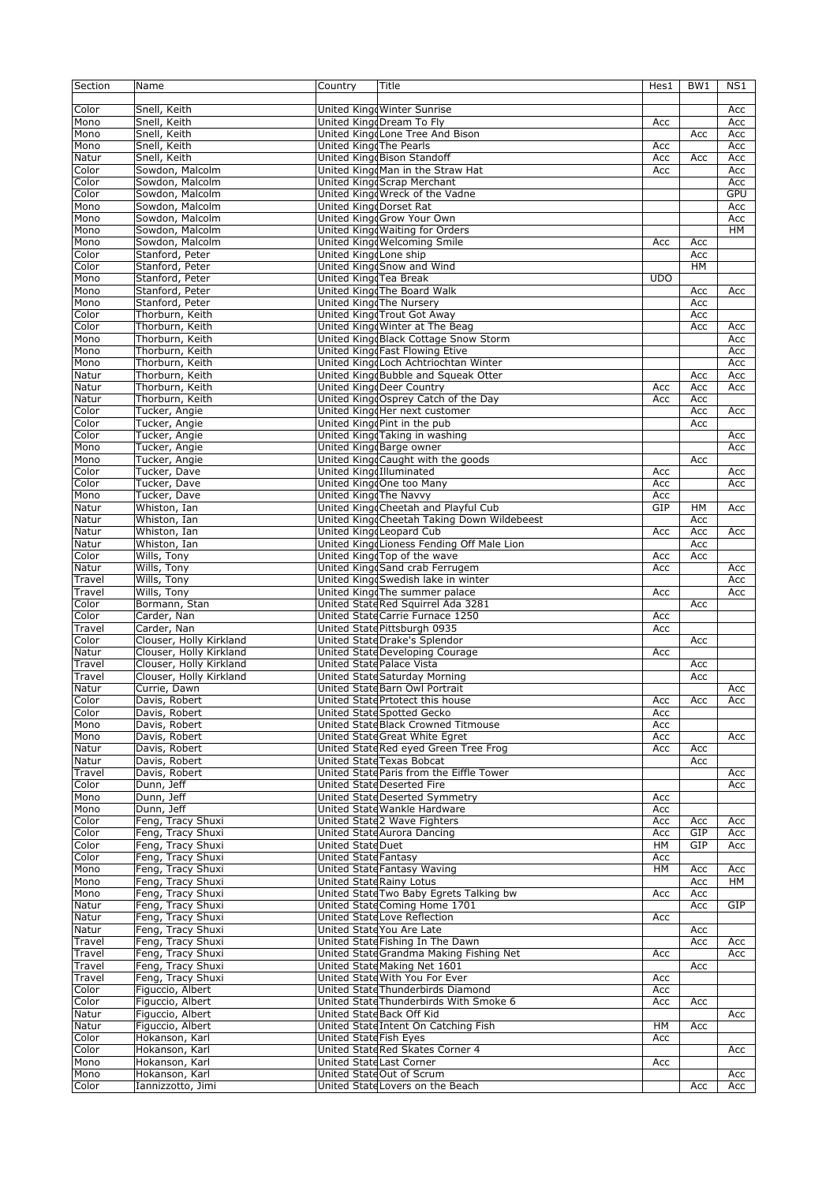| Section | Name | Country | Title | Hes1 | BW1 | NS1 |
|---|---|---|---|---|---|---|
| Color | Snell, Keith | United Kingd | Winter Sunrise | | | Acc |
| Mono | Snell, Keith | United Kingd | Dream To Fly | Acc | | Acc |
| Mono | Snell, Keith | United Kingd | Lone Tree And Bison | | Acc | Acc |
| Mono | Snell, Keith | United Kingd | The Pearls | Acc | | Acc |
| Natur | Snell, Keith | United Kingd | Bison Standoff | Acc | Acc | Acc |
| Color | Sowdon, Malcolm | United Kingd | Man in the Straw Hat | Acc | | Acc |
| Color | Sowdon, Malcolm | United Kingd | Scrap Merchant | | | Acc |
| Color | Sowdon, Malcolm | United Kingd | Wreck of the Vadne | | | GPU |
| Mono | Sowdon, Malcolm | United Kingd | Dorset Rat | | | Acc |
| Mono | Sowdon, Malcolm | United Kingd | Grow Your Own | | | Acc |
| Mono | Sowdon, Malcolm | United Kingd | Waiting for Orders | | | HM |
| Mono | Sowdon, Malcolm | United Kingd | Welcoming Smile | Acc | Acc | |
| Color | Stanford, Peter | United Kingd | Lone ship | | Acc | |
| Color | Stanford, Peter | United Kingd | Snow and Wind | | HM | |
| Mono | Stanford, Peter | United Kingd | Tea Break | UDO | | |
| Mono | Stanford, Peter | United Kingd | The Board Walk | | Acc | Acc |
| Mono | Stanford, Peter | United Kingd | The Nursery | | Acc | |
| Color | Thorburn, Keith | United Kingd | Trout Got Away | | Acc | |
| Color | Thorburn, Keith | United Kingd | Winter at The Beag | | Acc | Acc |
| Mono | Thorburn, Keith | United Kingd | Black Cottage Snow Storm | | | Acc |
| Mono | Thorburn, Keith | United Kingd | Fast Flowing Etive | | | Acc |
| Mono | Thorburn, Keith | United Kingd | Loch Achtriochtan Winter | | | Acc |
| Natur | Thorburn, Keith | United Kingd | Bubble and Squeak Otter | | Acc | Acc |
| Natur | Thorburn, Keith | United Kingd | Deer Country | Acc | Acc | Acc |
| Natur | Thorburn, Keith | United Kingd | Osprey Catch of the Day | Acc | Acc | |
| Color | Tucker, Angie | United Kingd | Her next customer | | Acc | Acc |
| Color | Tucker, Angie | United Kingd | Pint in the pub | | Acc | |
| Color | Tucker, Angie | United Kingd | Taking in washing | | | Acc |
| Mono | Tucker, Angie | United Kingd | Barge owner | | | Acc |
| Mono | Tucker, Angie | United Kingd | Caught with the goods | | Acc | |
| Color | Tucker, Dave | United Kingd | Illuminated | Acc | | Acc |
| Color | Tucker, Dave | United Kingd | One too Many | Acc | | Acc |
| Mono | Tucker, Dave | United Kingd | The Navvy | Acc | | |
| Natur | Whiston, Ian | United Kingd | Cheetah and Playful Cub | GIP | HM | Acc |
| Natur | Whiston, Ian | United Kingd | Cheetah Taking Down Wildebeest | | Acc | |
| Natur | Whiston, Ian | United Kingd | Leopard Cub | Acc | Acc | Acc |
| Natur | Whiston, Ian | United Kingd | Lioness Fending Off Male Lion | | Acc | |
| Color | Wills, Tony | United Kingd | Top of the wave | Acc | Acc | |
| Natur | Wills, Tony | United Kingd | Sand crab Ferrugem | Acc | | Acc |
| Travel | Wills, Tony | United Kingd | Swedish lake in winter | | | Acc |
| Travel | Wills, Tony | United Kingd | The summer palace | Acc | | Acc |
| Color | Bormann, Stan | United State | Red Squirrel Ada 3281 | | Acc | |
| Color | Carder, Nan | United State | Carrie Furnace 1250 | Acc | | |
| Travel | Carder, Nan | United State | Pittsburgh 0935 | Acc | | |
| Color | Clouser, Holly Kirkland | United State | Drake's Splendor | | Acc | |
| Natur | Clouser, Holly Kirkland | United State | Developing Courage | Acc | | |
| Travel | Clouser, Holly Kirkland | United State | Palace Vista | | Acc | |
| Travel | Clouser, Holly Kirkland | United State | Saturday Morning | | Acc | |
| Natur | Currie, Dawn | United State | Barn Owl Portrait | | | Acc |
| Color | Davis, Robert | United State | Prtotect this house | Acc | Acc | Acc |
| Color | Davis, Robert | United State | Spotted Gecko | Acc | | |
| Mono | Davis, Robert | United State | Black Crowned Titmouse | Acc | | |
| Mono | Davis, Robert | United State | Great White Egret | Acc | | Acc |
| Natur | Davis, Robert | United State | Red eyed Green Tree Frog | Acc | Acc | |
| Natur | Davis, Robert | United State | Texas Bobcat | | Acc | |
| Travel | Davis, Robert | United State | Paris from the Eiffle Tower | | | Acc |
| Color | Dunn, Jeff | United State | Deserted Fire | | | Acc |
| Mono | Dunn, Jeff | United State | Deserted Symmetry | Acc | | |
| Mono | Dunn, Jeff | United State | Wankle Hardware | Acc | | |
| Color | Feng, Tracy Shuxi | United State | 2 Wave Fighters | Acc | Acc | Acc |
| Color | Feng, Tracy Shuxi | United State | Aurora Dancing | Acc | GIP | Acc |
| Color | Feng, Tracy Shuxi | United State | Duet | HM | GIP | Acc |
| Color | Feng, Tracy Shuxi | United State | Fantasy | Acc | | |
| Mono | Feng, Tracy Shuxi | United State | Fantasy Waving | HM | Acc | Acc |
| Mono | Feng, Tracy Shuxi | United State | Rainy Lotus | | Acc | HM |
| Mono | Feng, Tracy Shuxi | United State | Two Baby Egrets Talking bw | Acc | Acc | |
| Natur | Feng, Tracy Shuxi | United State | Coming Home 1701 | | Acc | GIP |
| Natur | Feng, Tracy Shuxi | United State | Love Reflection | Acc | | |
| Natur | Feng, Tracy Shuxi | United State | You Are Late | | Acc | |
| Travel | Feng, Tracy Shuxi | United State | Fishing In The Dawn | | Acc | Acc |
| Travel | Feng, Tracy Shuxi | United State | Grandma Making Fishing Net | Acc | | Acc |
| Travel | Feng, Tracy Shuxi | United State | Making Net 1601 | | Acc | |
| Travel | Feng, Tracy Shuxi | United State | With You For Ever | Acc | | |
| Color | Figuccio, Albert | United State | Thunderbirds Diamond | Acc | | |
| Color | Figuccio, Albert | United State | Thunderbirds With Smoke 6 | Acc | Acc | |
| Natur | Figuccio, Albert | United State | Back Off Kid | | | Acc |
| Natur | Figuccio, Albert | United State | Intent On Catching Fish | HM | Acc | |
| Color | Hokanson, Karl | United State | Fish Eyes | Acc | | |
| Color | Hokanson, Karl | United State | Red Skates Corner 4 | | | Acc |
| Mono | Hokanson, Karl | United State | Last Corner | Acc | | |
| Mono | Hokanson, Karl | United State | Out of Scrum | | | Acc |
| Color | Iannizzotto, Jimi | United State | Lovers on the Beach | | Acc | Acc |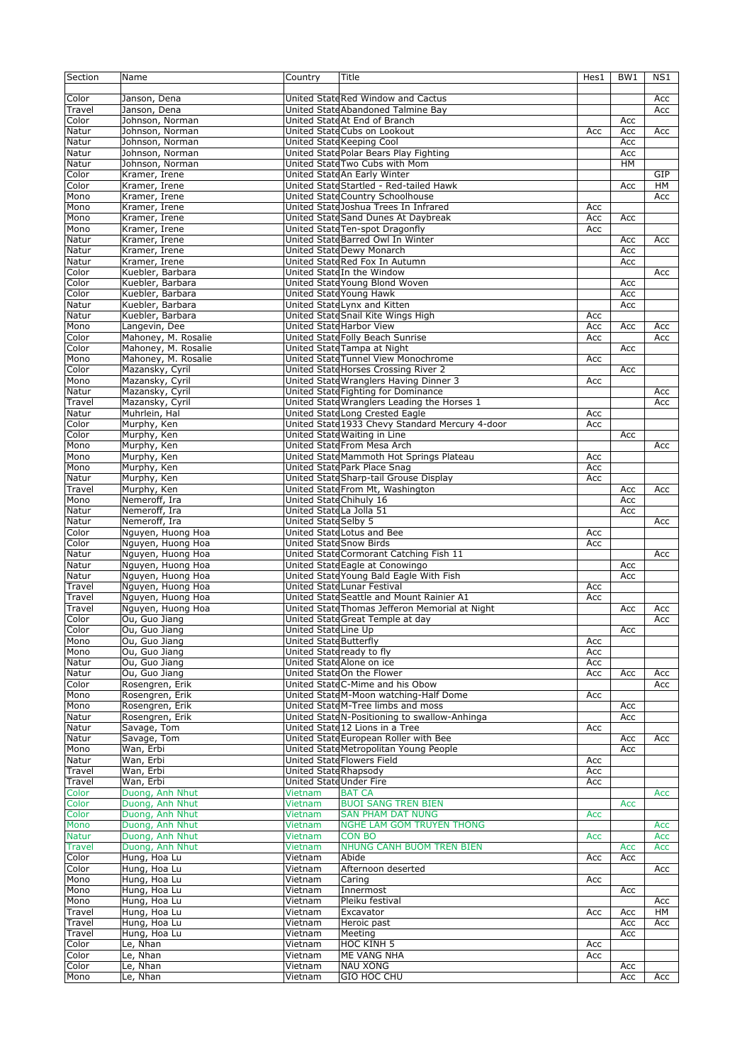| Section | Name | Country | Title | Hes1 | BW1 | NS1 |
|---|---|---|---|---|---|---|
| Color | Janson, Dena | United State | Red Window and Cactus | | | Acc |
| Travel | Janson, Dena | United State | Abandoned Talmine Bay | | | Acc |
| Color | Johnson, Norman | United State | At End of Branch | | Acc | |
| Natur | Johnson, Norman | United State | Cubs on Lookout | Acc | Acc | Acc |
| Natur | Johnson, Norman | United State | Keeping Cool | | Acc | |
| Natur | Johnson, Norman | United State | Polar Bears Play Fighting | | Acc | |
| Natur | Johnson, Norman | United State | Two Cubs with Mom | | HM | |
| Color | Kramer, Irene | United State | An Early Winter | | | GIP |
| Color | Kramer, Irene | United State | Startled - Red-tailed Hawk | | Acc | HM |
| Mono | Kramer, Irene | United State | Country Schoolhouse | | | Acc |
| Mono | Kramer, Irene | United State | Joshua Trees In Infrared | Acc | | |
| Mono | Kramer, Irene | United State | Sand Dunes At Daybreak | Acc | Acc | |
| Mono | Kramer, Irene | United State | Ten-spot Dragonfly | Acc | | |
| Natur | Kramer, Irene | United State | Barred Owl In Winter | | Acc | Acc |
| Natur | Kramer, Irene | United State | Dewy Monarch | | Acc | |
| Natur | Kramer, Irene | United State | Red Fox In Autumn | | Acc | |
| Color | Kuebler, Barbara | United State | In the Window | | | Acc |
| Color | Kuebler, Barbara | United State | Young Blond Woven | | Acc | |
| Color | Kuebler, Barbara | United State | Young Hawk | | Acc | |
| Natur | Kuebler, Barbara | United State | Lynx and Kitten | | Acc | |
| Natur | Kuebler, Barbara | United State | Snail Kite Wings High | Acc | | |
| Mono | Langevin, Dee | United State | Harbor View | Acc | Acc | Acc |
| Color | Mahoney, M. Rosalie | United State | Folly Beach Sunrise | Acc | | Acc |
| Color | Mahoney, M. Rosalie | United State | Tampa at Night | | Acc | |
| Mono | Mahoney, M. Rosalie | United State | Tunnel View Monochrome | Acc | | |
| Color | Mazansky, Cyril | United State | Horses Crossing River 2 | | Acc | |
| Mono | Mazansky, Cyril | United State | Wranglers Having Dinner 3 | Acc | | |
| Natur | Mazansky, Cyril | United State | Fighting for Dominance | | | Acc |
| Travel | Mazansky, Cyril | United State | Wranglers Leading the Horses 1 | | | Acc |
| Natur | Muhrlein, Hal | United State | Long Crested Eagle | Acc | | |
| Color | Murphy, Ken | United State | 1933 Chevy Standard Mercury 4-door | Acc | | |
| Color | Murphy, Ken | United State | Waiting in Line | | Acc | |
| Mono | Murphy, Ken | United State | From Mesa Arch | | | Acc |
| Mono | Murphy, Ken | United State | Mammoth Hot Springs Plateau | Acc | | |
| Mono | Murphy, Ken | United State | Park Place Snag | Acc | | |
| Natur | Murphy, Ken | United State | Sharp-tail Grouse Display | Acc | | |
| Travel | Murphy, Ken | United State | From Mt, Washington | | Acc | Acc |
| Mono | Nemeroff, Ira | United State | Chihuly 16 | | Acc | |
| Natur | Nemeroff, Ira | United State | La Jolla 51 | | Acc | |
| Natur | Nemeroff, Ira | United State | Selby 5 | | | Acc |
| Color | Nguyen, Huong Hoa | United State | Lotus and Bee | Acc | | |
| Color | Nguyen, Huong Hoa | United State | Snow Birds | Acc | | |
| Natur | Nguyen, Huong Hoa | United State | Cormorant Catching Fish 11 | | | Acc |
| Natur | Nguyen, Huong Hoa | United State | Eagle at Conowingo | | Acc | |
| Natur | Nguyen, Huong Hoa | United State | Young Bald Eagle With Fish | | Acc | |
| Travel | Nguyen, Huong Hoa | United State | Lunar Festival | Acc | | |
| Travel | Nguyen, Huong Hoa | United State | Seattle and Mount Rainier A1 | Acc | | |
| Travel | Nguyen, Huong Hoa | United State | Thomas Jefferon Memorial at Night | | Acc | Acc |
| Color | Ou, Guo Jiang | United State | Great Temple at day | | | Acc |
| Color | Ou, Guo Jiang | United State | Line Up | | Acc | |
| Mono | Ou, Guo Jiang | United State | Butterfly | Acc | | |
| Mono | Ou, Guo Jiang | United State | ready to fly | Acc | | |
| Natur | Ou, Guo Jiang | United State | Alone on ice | Acc | | |
| Natur | Ou, Guo Jiang | United State | On the Flower | Acc | Acc | Acc |
| Color | Rosengren, Erik | United State | C-Mime and his Obow | | | Acc |
| Mono | Rosengren, Erik | United State | M-Moon watching-Half Dome | Acc | | |
| Mono | Rosengren, Erik | United State | M-Tree limbs and moss | | Acc | |
| Natur | Rosengren, Erik | United State | N-Positioning to swallow-Anhinga | | Acc | |
| Natur | Savage, Tom | United State | 12 Lions in a Tree | Acc | | |
| Natur | Savage, Tom | United State | European Roller with Bee | | Acc | Acc |
| Mono | Wan, Erbi | United State | Metropolitan Young People | | Acc | |
| Natur | Wan, Erbi | United State | Flowers Field | Acc | | |
| Travel | Wan, Erbi | United State | Rhapsody | Acc | | |
| Travel | Wan, Erbi | United State | Under Fire | Acc | | |
| Color | Duong, Anh Nhut | Vietnam | BAT CA | | | Acc |
| Color | Duong, Anh Nhut | Vietnam | BUOI SANG TREN BIEN | | Acc | |
| Color | Duong, Anh Nhut | Vietnam | SAN PHAM DAT NUNG | Acc | | |
| Mono | Duong, Anh Nhut | Vietnam | NGHE LAM GOM TRUYEN THONG | | | Acc |
| Natur | Duong, Anh Nhut | Vietnam | CON BO | Acc | | Acc |
| Travel | Duong, Anh Nhut | Vietnam | NHUNG CANH BUOM TREN BIEN | | Acc | Acc |
| Color | Hung, Hoa Lu | Vietnam | Abide | Acc | Acc | |
| Color | Hung, Hoa Lu | Vietnam | Afternoon deserted | | | Acc |
| Mono | Hung, Hoa Lu | Vietnam | Caring | Acc | | |
| Mono | Hung, Hoa Lu | Vietnam | Innermost | | Acc | |
| Mono | Hung, Hoa Lu | Vietnam | Pleiku festival | | | Acc |
| Travel | Hung, Hoa Lu | Vietnam | Excavator | Acc | Acc | HM |
| Travel | Hung, Hoa Lu | Vietnam | Heroic past | | Acc | Acc |
| Travel | Hung, Hoa Lu | Vietnam | Meeting | | Acc | |
| Color | Le, Nhan | Vietnam | HOC KINH 5 | Acc | | |
| Color | Le, Nhan | Vietnam | ME VANG NHA | Acc | | |
| Color | Le, Nhan | Vietnam | NAU XONG | | Acc | |
| Mono | Le, Nhan | Vietnam | GIO HOC CHU | | Acc | Acc |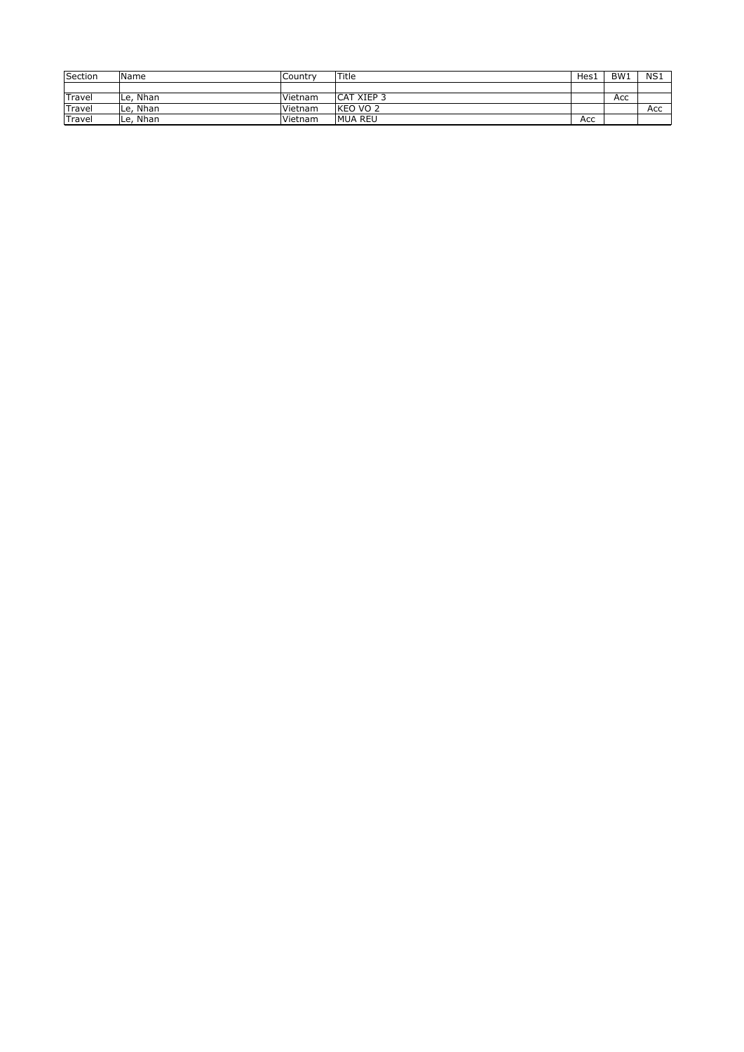| Section | Name | Country | Title | Hes1 | BW1 | NS1 |
|---|---|---|---|---|---|---|
| | | | | | | |
| Travel | Le, Nhan | Vietnam | CAT XIEP 3 | | Acc | |
| Travel | Le, Nhan | Vietnam | KEO VO 2 | | | Acc |
| Travel | Le, Nhan | Vietnam | MUA REU | Acc | | |